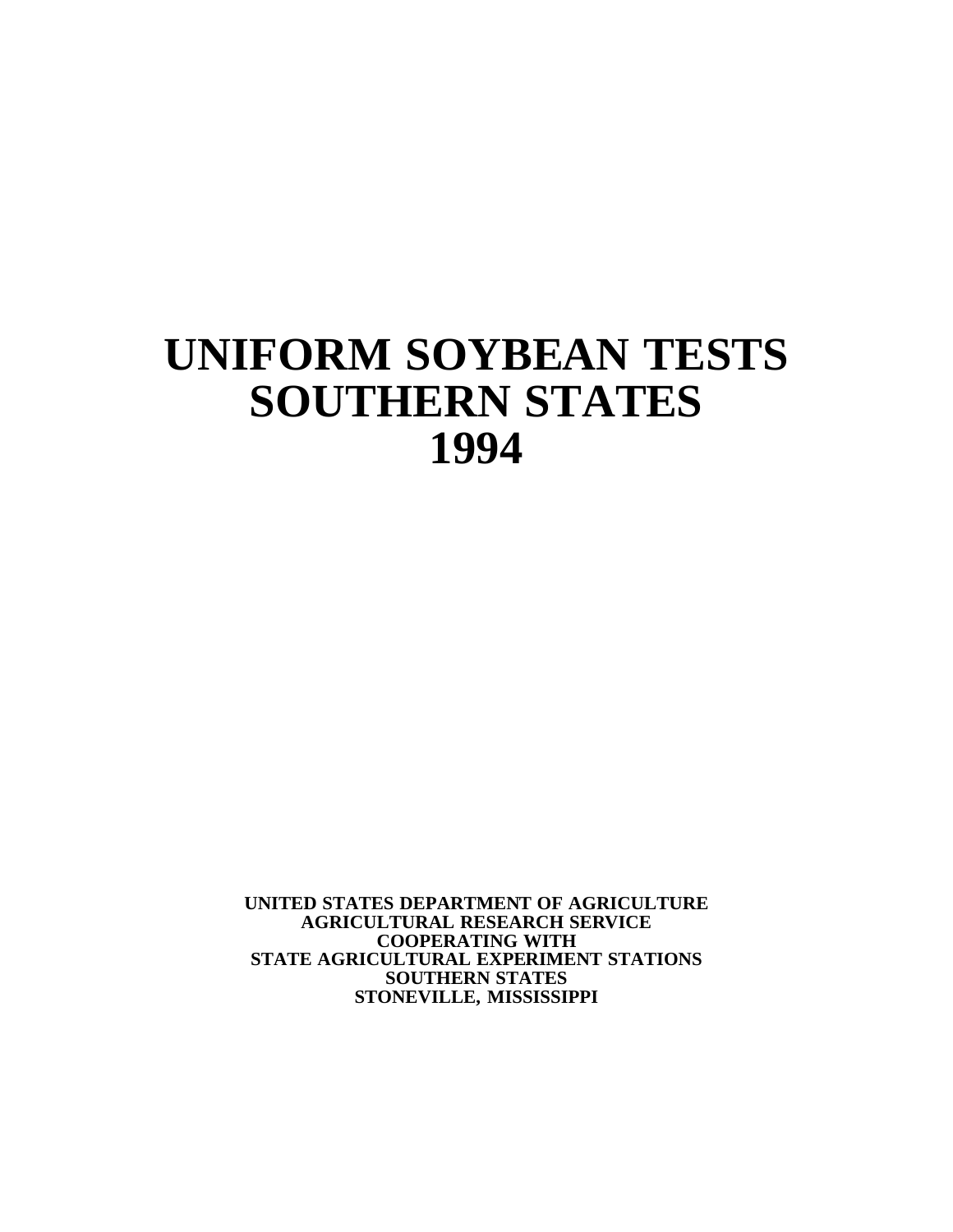# UNIFORM SOYBEAN TESTS SOUTHERN STATES 1994

**UNITED STATES DEPARTMENT OF AGRICULTURE**
**AGRICULTURAL RESEARCH SERVICE**
**COOPERATING WITH**
**STATE AGRICULTURAL EXPERIMENT STATIONS**
**SOUTHERN STATES**
**STONEVILLE, MISSISSIPPI**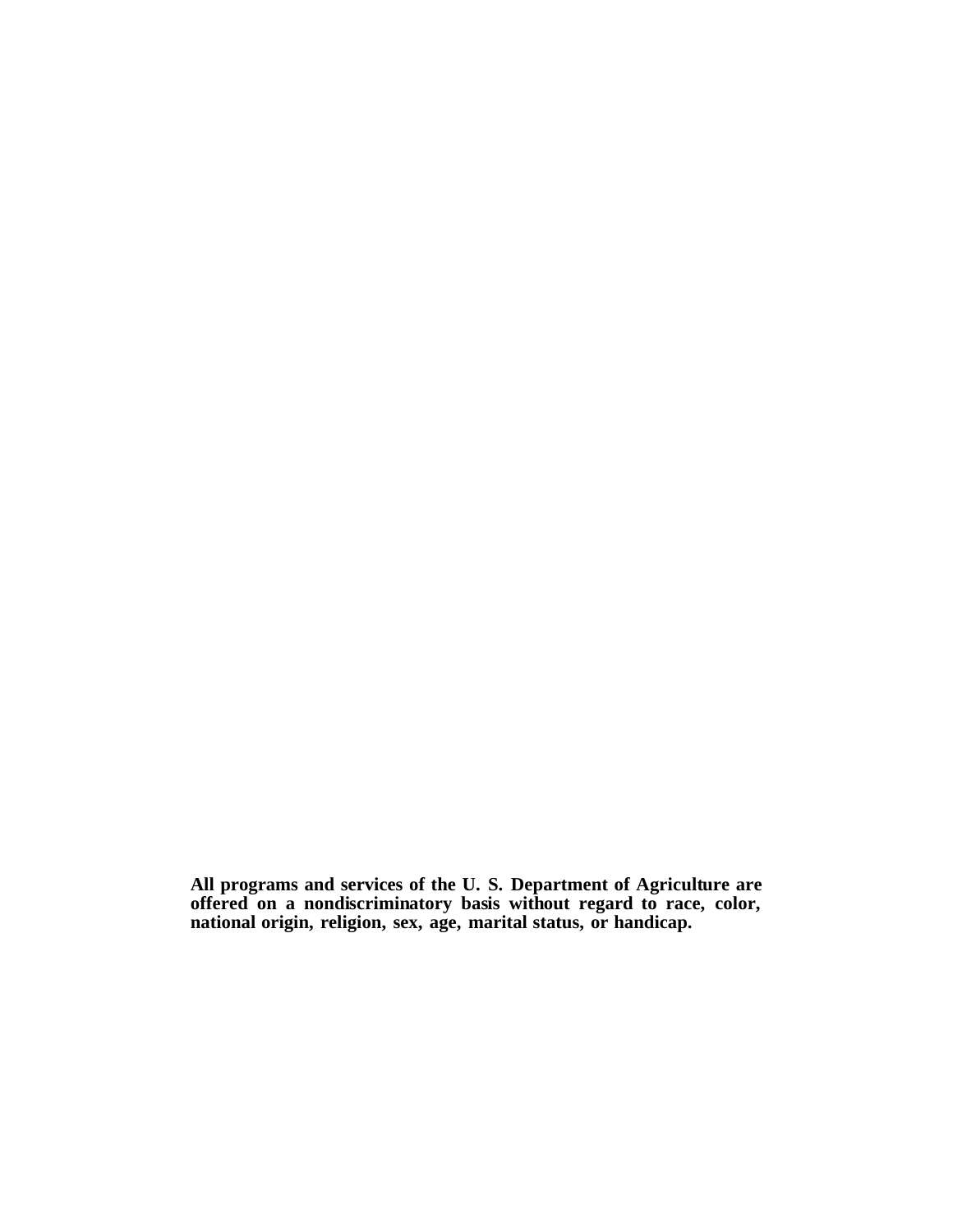**All programs and services of the U. S. Department of Agriculture are offered on a nondiscriminatory basis without regard to race, color, national origin, religion, sex, age, marital status, or handicap.**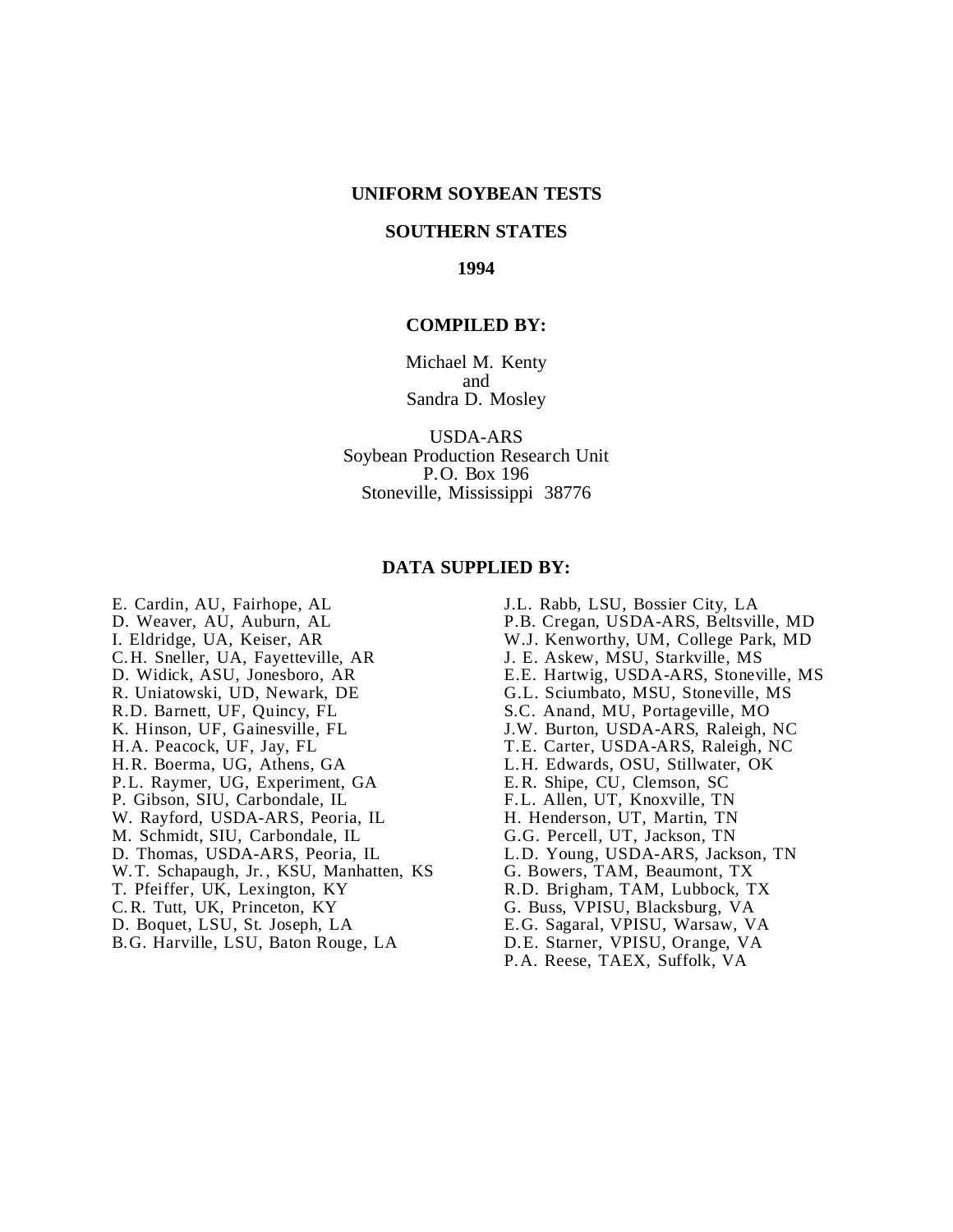# UNIFORM SOYBEAN TESTS

## SOUTHERN STATES

## 1994

### COMPILED BY:

Michael M. Kenty
and
Sandra D. Mosley

USDA-ARS
Soybean Production Research Unit
P.O. Box 196
Stoneville, Mississippi 38776

### DATA SUPPLIED BY:

E. Cardin, AU, Fairhope, AL
D. Weaver, AU, Auburn, AL
I. Eldridge, UA, Keiser, AR
C.H. Sneller, UA, Fayetteville, AR
D. Widick, ASU, Jonesboro, AR
R. Uniatowski, UD, Newark, DE
R.D. Barnett, UF, Quincy, FL
K. Hinson, UF, Gainesville, FL
H.A. Peacock, UF, Jay, FL
H.R. Boerma, UG, Athens, GA
P.L. Raymer, UG, Experiment, GA
P. Gibson, SIU, Carbondale, IL
W. Rayford, USDA-ARS, Peoria, IL
M. Schmidt, SIU, Carbondale, IL
D. Thomas, USDA-ARS, Peoria, IL
W.T. Schapaugh, Jr., KSU, Manhatten, KS
T. Pfeiffer, UK, Lexington, KY
C.R. Tutt, UK, Princeton, KY
D. Boquet, LSU, St. Joseph, LA
B.G. Harville, LSU, Baton Rouge, LA
J.L. Rabb, LSU, Bossier City, LA
P.B. Cregan, USDA-ARS, Beltsville, MD
W.J. Kenworthy, UM, College Park, MD
J. E. Askew, MSU, Starkville, MS
E.E. Hartwig, USDA-ARS, Stoneville, MS
G.L. Sciumbato, MSU, Stoneville, MS
S.C. Anand, MU, Portageville, MO
J.W. Burton, USDA-ARS, Raleigh, NC
T.E. Carter, USDA-ARS, Raleigh, NC
L.H. Edwards, OSU, Stillwater, OK
E.R. Shipe, CU, Clemson, SC
F.L. Allen, UT, Knoxville, TN
H. Henderson, UT, Martin, TN
G.G. Percell, UT, Jackson, TN
L.D. Young, USDA-ARS, Jackson, TN
G. Bowers, TAM, Beaumont, TX
R.D. Brigham, TAM, Lubbock, TX
G. Buss, VPISU, Blacksburg, VA
E.G. Sagaral, VPISU, Warsaw, VA
D.E. Starner, VPISU, Orange, VA
P.A. Reese, TAEX, Suffolk, VA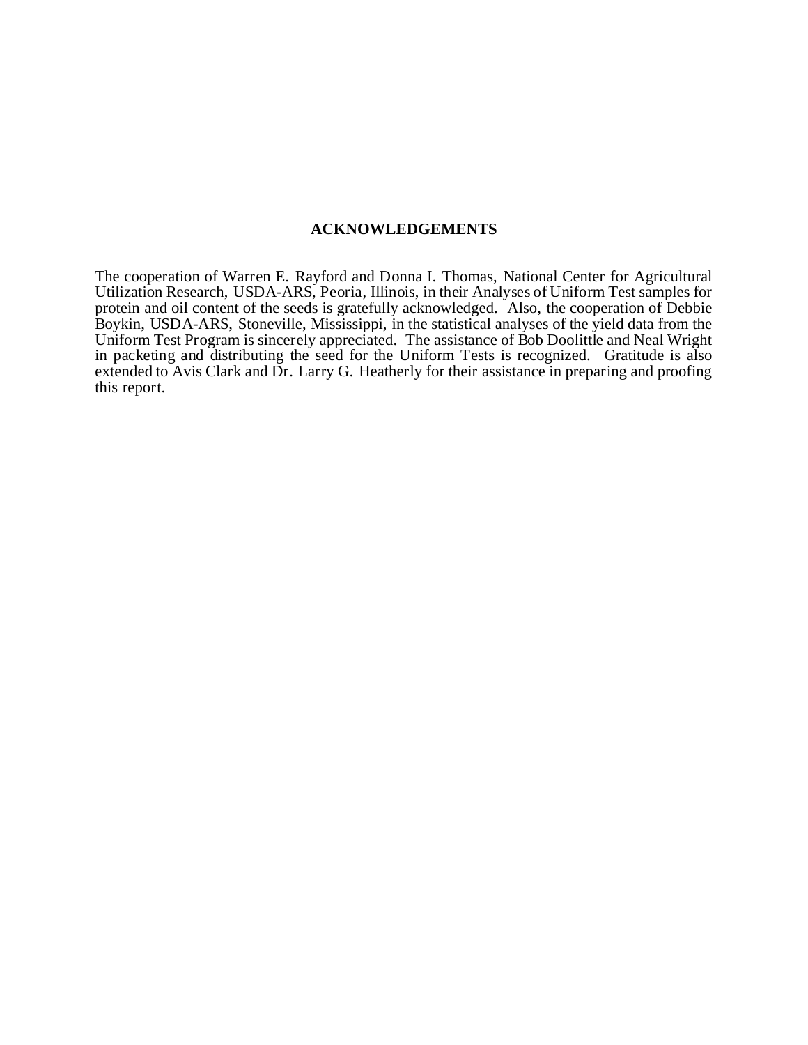## ACKNOWLEDGEMENTS

The cooperation of Warren E. Rayford and Donna I. Thomas, National Center for Agricultural Utilization Research, USDA-ARS, Peoria, Illinois, in their Analyses of Uniform Test samples for protein and oil content of the seeds is gratefully acknowledged. Also, the cooperation of Debbie Boykin, USDA-ARS, Stoneville, Mississippi, in the statistical analyses of the yield data from the Uniform Test Program is sincerely appreciated. The assistance of Bob Doolittle and Neal Wright in packeting and distributing the seed for the Uniform Tests is recognized. Gratitude is also extended to Avis Clark and Dr. Larry G. Heatherly for their assistance in preparing and proofing this report.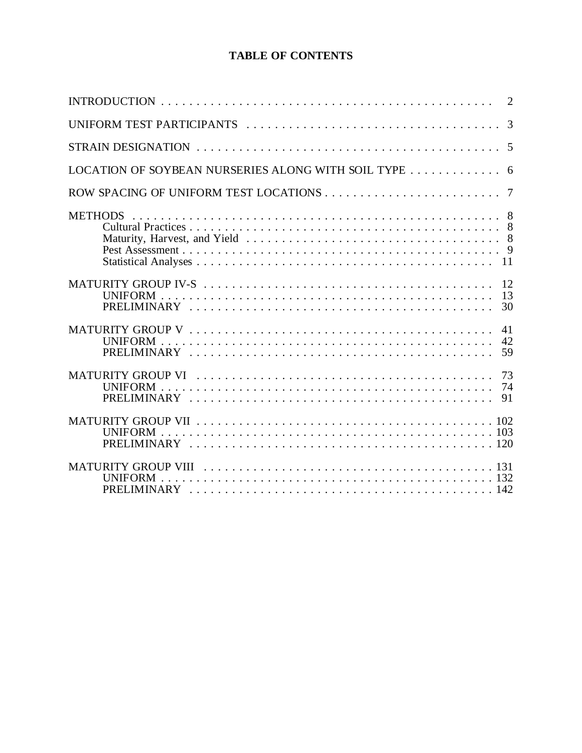# TABLE OF CONTENTS

| | |
|---|---|
| INTRODUCTION | 2 |
| UNIFORM TEST PARTICIPANTS | 3 |
| STRAIN DESIGNATION | 5 |
| LOCATION OF SOYBEAN NURSERIES ALONG WITH SOIL TYPE | 6 |
| ROW SPACING OF UNIFORM TEST LOCATIONS | 7 |
| METHODS | 8 |
| Cultural Practices | 8 |
| Maturity, Harvest, and Yield | 8 |
| Pest Assessment | 9 |
| Statistical Analyses | 11 |
| MATURITY GROUP IV-S | 12 |
| UNIFORM | 13 |
| PRELIMINARY | 30 |
| MATURITY GROUP V | 41 |
| UNIFORM | 42 |
| PRELIMINARY | 59 |
| MATURITY GROUP VI | 73 |
| UNIFORM | 74 |
| PRELIMINARY | 91 |
| MATURITY GROUP VII | 102 |
| UNIFORM | 103 |
| PRELIMINARY | 120 |
| MATURITY GROUP VIII | 131 |
| UNIFORM | 132 |
| PRELIMINARY | 142 |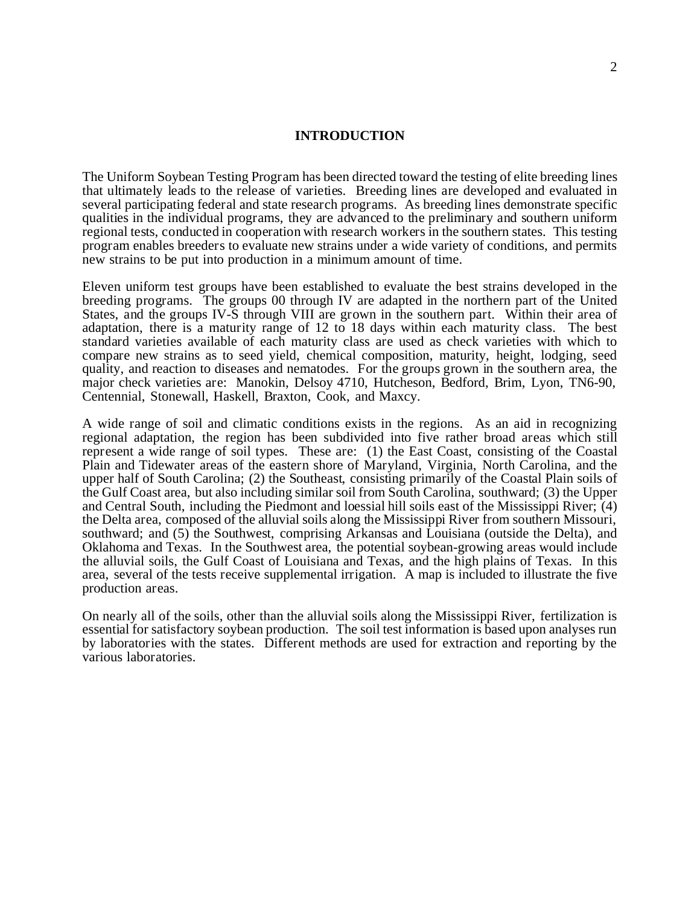# INTRODUCTION

The Uniform Soybean Testing Program has been directed toward the testing of elite breeding lines that ultimately leads to the release of varieties. Breeding lines are developed and evaluated in several participating federal and state research programs. As breeding lines demonstrate specific qualities in the individual programs, they are advanced to the preliminary and southern uniform regional tests, conducted in cooperation with research workers in the southern states. This testing program enables breeders to evaluate new strains under a wide variety of conditions, and permits new strains to be put into production in a minimum amount of time.

Eleven uniform test groups have been established to evaluate the best strains developed in the breeding programs. The groups 00 through IV are adapted in the northern part of the United States, and the groups IV-S through VIII are grown in the southern part. Within their area of adaptation, there is a maturity range of 12 to 18 days within each maturity class. The best standard varieties available of each maturity class are used as check varieties with which to compare new strains as to seed yield, chemical composition, maturity, height, lodging, seed quality, and reaction to diseases and nematodes. For the groups grown in the southern area, the major check varieties are: Manokin, Delsoy 4710, Hutcheson, Bedford, Brim, Lyon, TN6-90, Centennial, Stonewall, Haskell, Braxton, Cook, and Maxcy.

A wide range of soil and climatic conditions exists in the regions. As an aid in recognizing regional adaptation, the region has been subdivided into five rather broad areas which still represent a wide range of soil types. These are: (1) the East Coast, consisting of the Coastal Plain and Tidewater areas of the eastern shore of Maryland, Virginia, North Carolina, and the upper half of South Carolina; (2) the Southeast, consisting primarily of the Coastal Plain soils of the Gulf Coast area, but also including similar soil from South Carolina, southward; (3) the Upper and Central South, including the Piedmont and loessial hill soils east of the Mississippi River; (4) the Delta area, composed of the alluvial soils along the Mississippi River from southern Missouri, southward; and (5) the Southwest, comprising Arkansas and Louisiana (outside the Delta), and Oklahoma and Texas. In the Southwest area, the potential soybean-growing areas would include the alluvial soils, the Gulf Coast of Louisiana and Texas, and the high plains of Texas. In this area, several of the tests receive supplemental irrigation. A map is included to illustrate the five production areas.

On nearly all of the soils, other than the alluvial soils along the Mississippi River, fertilization is essential for satisfactory soybean production. The soil test information is based upon analyses run by laboratories with the states. Different methods are used for extraction and reporting by the various laboratories.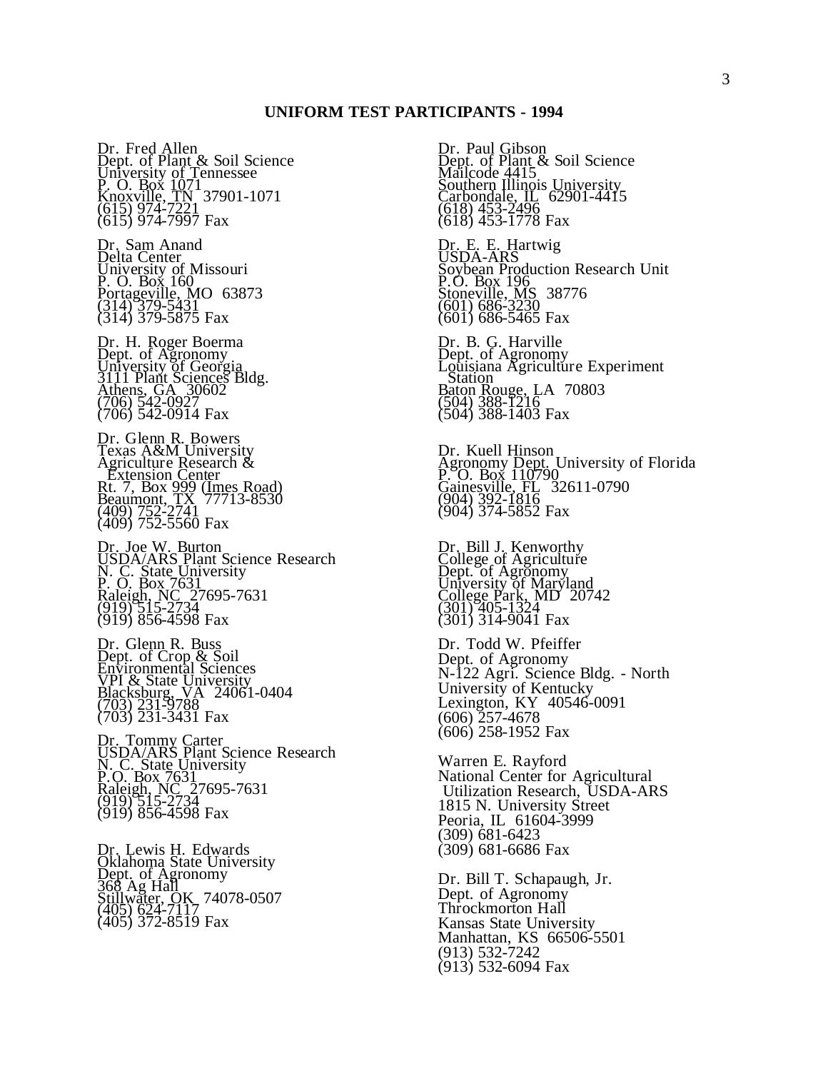## UNIFORM TEST PARTICIPANTS - 1994

Dr. Fred Allen
Dept. of Plant & Soil Science
University of Tennessee
P. O. Box 1071
Knoxville, TN 37901-1071
(615) 974-7221
(615) 974-7997 Fax

Dr. Sam Anand
Delta Center
University of Missouri
P. O. Box 160
Portageville, MO 63873
(314) 379-5431
(314) 379-5875 Fax

Dr. H. Roger Boerma
Dept. of Agronomy
University of Georgia
3111 Plant Sciences Bldg.
Athens, GA 30602
(706) 542-0927
(706) 542-0914 Fax

Dr. Glenn R. Bowers
Texas A&M University
Agriculture Research &
Extension Center
Rt. 7, Box 999 (Imes Road)
Beaumont, TX 77713-8530
(409) 752-2741
(409) 752-5560 Fax

Dr. Joe W. Burton
USDA/ARS Plant Science Research
N. C. State University
P. O. Box 7631
Raleigh, NC 27695-7631
(919) 515-2734
(919) 856-4598 Fax

Dr. Glenn R. Buss
Dept. of Crop & Soil
Environmental Sciences
VPI & State University
Blacksburg, VA 24061-0404
(703) 231-9788
(703) 231-3431 Fax

Dr. Tommy Carter
USDA/ARS Plant Science Research
N. C. State University
P.O. Box 7631
Raleigh, NC 27695-7631
(919) 515-2734
(919) 856-4598 Fax

Dr. Lewis H. Edwards
Oklahoma State University
Dept. of Agronomy
368 Ag Hall
Stillwater, OK 74078-0507
(405) 624-7117
(405) 372-8519 Fax

Dr. Paul Gibson
Dept. of Plant & Soil Science
Mailcode 4415
Southern Illinois University
Carbondale, IL 62901-4415
(618) 453-2496
(618) 453-1778 Fax

Dr. E. E. Hartwig
USDA-ARS
Soybean Production Research Unit
P.O. Box 196
Stoneville, MS 38776
(601) 686-3230
(601) 686-5465 Fax

Dr. B. G. Harville
Dept. of Agronomy
Louisiana Agriculture Experiment
Station
Baton Rouge, LA 70803
(504) 388-1216
(504) 388-1403 Fax

Dr. Kuell Hinson
Agronomy Dept. University of Florida
P. O. Box 110790
Gainesville, FL 32611-0790
(904) 392-1816
(904) 374-5852 Fax

Dr. Bill J. Kenworthy
College of Agriculture
Dept. of Agronomy
University of Maryland
College Park, MD 20742
(301) 405-1324
(301) 314-9041 Fax

Dr. Todd W. Pfeiffer
Dept. of Agronomy
N-122 Agri. Science Bldg. - North
University of Kentucky
Lexington, KY 40546-0091
(606) 257-4678
(606) 258-1952 Fax

Warren E. Rayford
National Center for Agricultural
Utilization Research, USDA-ARS
1815 N. University Street
Peoria, IL 61604-3999
(309) 681-6423
(309) 681-6686 Fax

Dr. Bill T. Schapaugh, Jr.
Dept. of Agronomy
Throckmorton Hall
Kansas State University
Manhattan, KS 66506-5501
(913) 532-7242
(913) 532-6094 Fax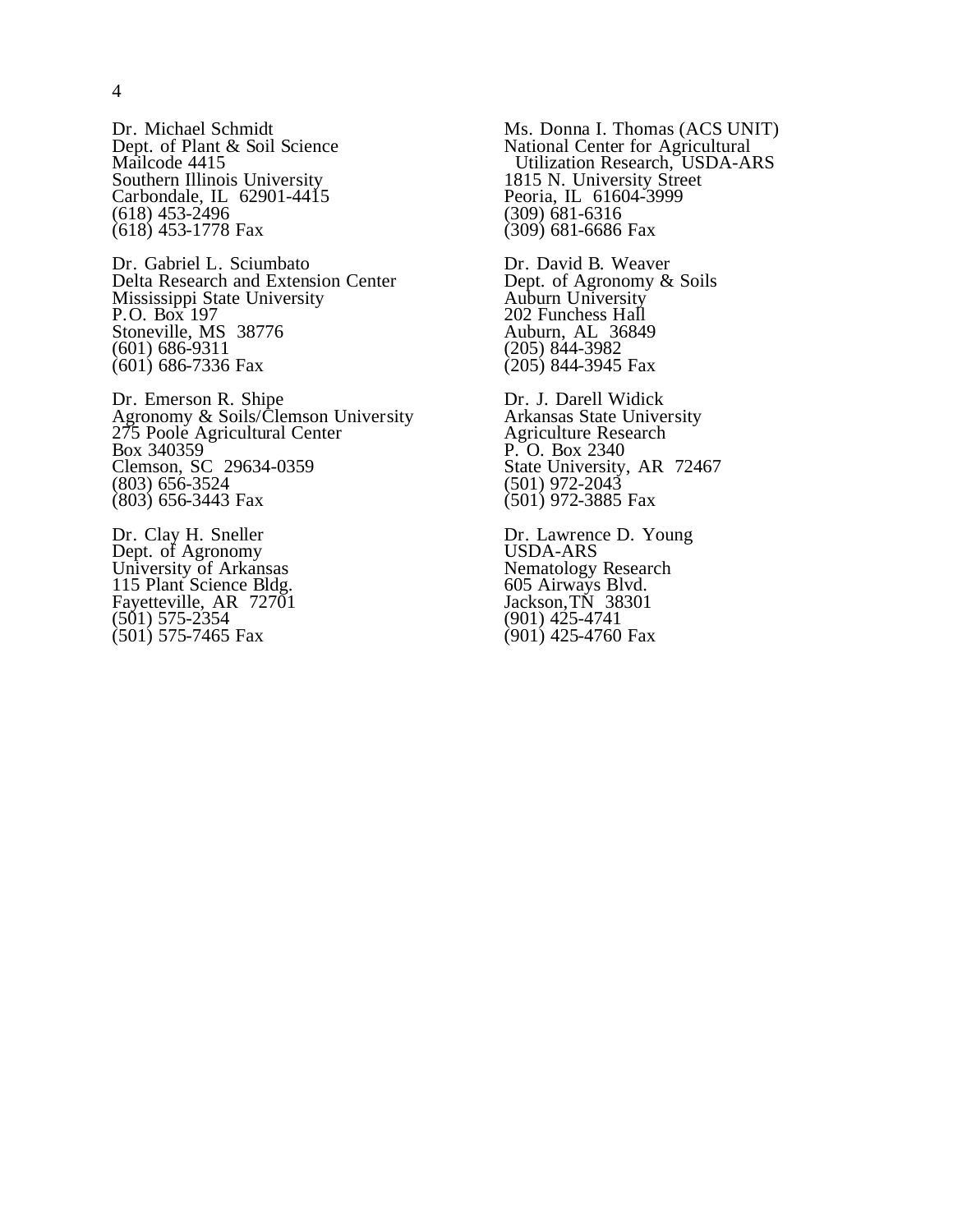Dr. Michael Schmidt
Dept. of Plant & Soil Science
Mailcode 4415
Southern Illinois University
Carbondale, IL 62901-4415
(618) 453-2496
(618) 453-1778 Fax

Dr. Gabriel L. Sciumbato
Delta Research and Extension Center
Mississippi State University
P.O. Box 197
Stoneville, MS 38776
(601) 686-9311
(601) 686-7336 Fax

Dr. Emerson R. Shipe
Agronomy & Soils/Clemson University
275 Poole Agricultural Center
Box 340359
Clemson, SC 29634-0359
(803) 656-3524
(803) 656-3443 Fax

Dr. Clay H. Sneller
Dept. of Agronomy
University of Arkansas
115 Plant Science Bldg.
Fayetteville, AR 72701
(501) 575-2354
(501) 575-7465 Fax

Ms. Donna I. Thomas (ACS UNIT)
National Center for Agricultural
Utilization Research, USDA-ARS
1815 N. University Street
Peoria, IL 61604-3999
(309) 681-6316
(309) 681-6686 Fax

Dr. David B. Weaver
Dept. of Agronomy & Soils
Auburn University
202 Funchess Hall
Auburn, AL 36849
(205) 844-3982
(205) 844-3945 Fax

Dr. J. Darell Widick
Arkansas State University
Agriculture Research
P. O. Box 2340
State University, AR 72467
(501) 972-2043
(501) 972-3885 Fax

Dr. Lawrence D. Young
USDA-ARS
Nematology Research
605 Airways Blvd.
Jackson,TN 38301
(901) 425-4741
(901) 425-4760 Fax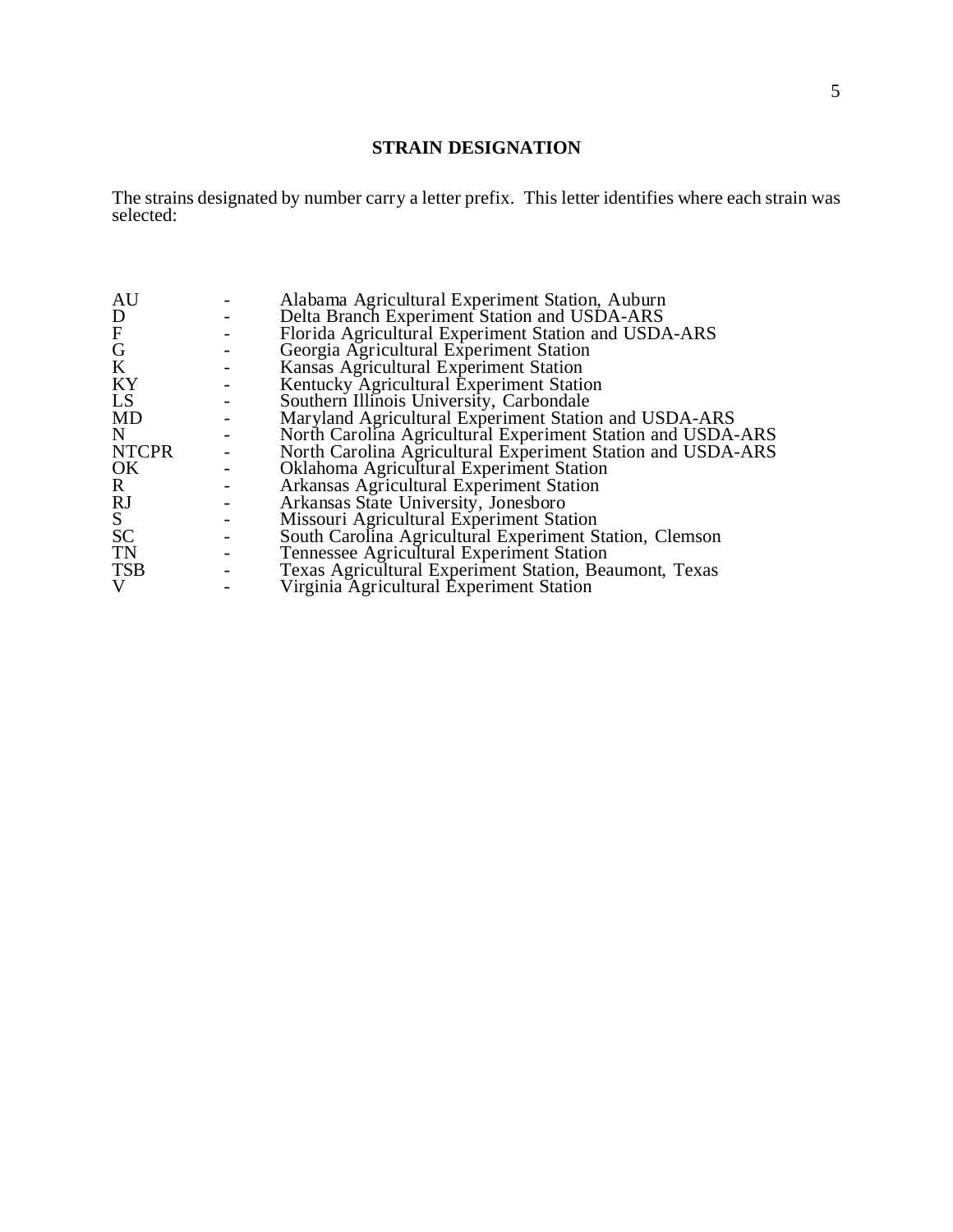## STRAIN DESIGNATION

The strains designated by number carry a letter prefix. This letter identifies where each strain was selected:

| | | |
|---|---|---|
| AU | - | Alabama Agricultural Experiment Station, Auburn |
| D | - | Delta Branch Experiment Station and USDA-ARS |
| F | - | Florida Agricultural Experiment Station and USDA-ARS |
| G | - | Georgia Agricultural Experiment Station |
| K | - | Kansas Agricultural Experiment Station |
| KY | - | Kentucky Agricultural Experiment Station |
| LS | - | Southern Illinois University, Carbondale |
| MD | - | Maryland Agricultural Experiment Station and USDA-ARS |
| N | - | North Carolina Agricultural Experiment Station and USDA-ARS |
| NTCPR | - | North Carolina Agricultural Experiment Station and USDA-ARS |
| OK | - | Oklahoma Agricultural Experiment Station |
| R | - | Arkansas Agricultural Experiment Station |
| RJ | - | Arkansas State University, Jonesboro |
| S | - | Missouri Agricultural Experiment Station |
| SC | - | South Carolina Agricultural Experiment Station, Clemson |
| TN | - | Tennessee Agricultural Experiment Station |
| TSB | - | Texas Agricultural Experiment Station, Beaumont, Texas |
| V | - | Virginia Agricultural Experiment Station |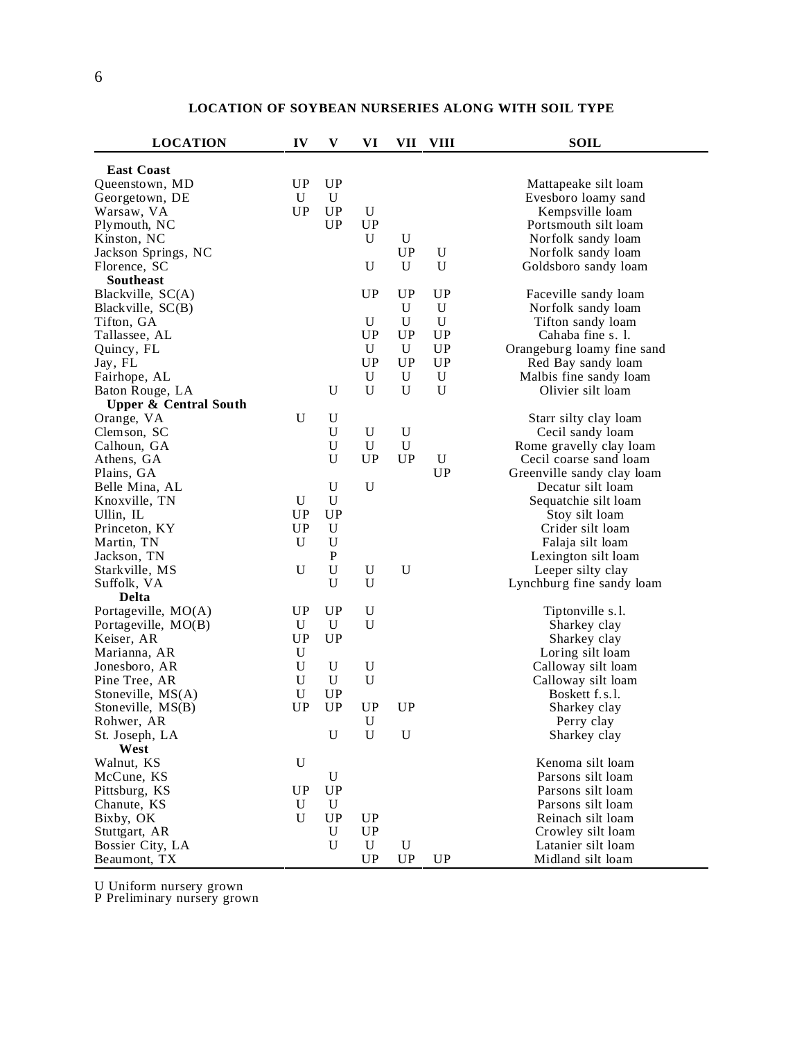## LOCATION OF SOYBEAN NURSERIES ALONG WITH SOIL TYPE

| LOCATION | IV | V | VI | VII | VIII | SOIL |
|---|---|---|---|---|---|---|
| **East Coast** | | | | | | |
| Queenstown, MD | UP | UP | | | | Mattapeake silt loam |
| Georgetown, DE | U | U | | | | Evesboro loamy sand |
| Warsaw, VA | UP | UP | U | | | Kempsville loam |
| Plymouth, NC | | UP | UP | | | Portsmouth silt loam |
| Kinston, NC | | | U | U | | Norfolk sandy loam |
| Jackson Springs, NC | | | | UP | U | Norfolk sandy loam |
| Florence, SC | | | U | U | U | Goldsboro sandy loam |
| **Southeast** | | | | | | |
| Blackville, SC(A) | | | UP | UP | UP | Faceville sandy loam |
| Blackville, SC(B) | | | | U | U | Norfolk sandy loam |
| Tifton, GA | | | U | U | U | Tifton sandy loam |
| Tallassee, AL | | | UP | UP | UP | Cahaba fine s. l. |
| Quincy, FL | | | U | U | UP | Orangeburg loamy fine sand |
| Jay, FL | | | UP | UP | UP | Red Bay sandy loam |
| Fairhope, AL | | | U | U | U | Malbis fine sandy loam |
| Baton Rouge, LA | | U | U | U | U | Olivier silt loam |
| **Upper & Central South** | | | | | | |
| Orange, VA | U | U | | | | Starr silty clay loam |
| Clemson, SC | | U | U | U | | Cecil sandy loam |
| Calhoun, GA | | U | U | U | | Rome gravelly clay loam |
| Athens, GA | | U | UP | UP | U | Cecil coarse sand loam |
| Plains, GA | | | | | UP | Greenville sandy clay loam |
| Belle Mina, AL | | U | U | | | Decatur silt loam |
| Knoxville, TN | U | U | | | | Sequatchie silt loam |
| Ullin, IL | UP | UP | | | | Stoy silt loam |
| Princeton, KY | UP | U | | | | Crider silt loam |
| Martin, TN | U | U | | | | Falaja silt loam |
| Jackson, TN | | P | | | | Lexington silt loam |
| Starkville, MS | U | U | U | U | | Leeper silty clay |
| Suffolk, VA | | U | U | | | Lynchburg fine sandy loam |
| **Delta** | | | | | | |
| Portageville, MO(A) | UP | UP | U | | | Tiptonville s.l. |
| Portageville, MO(B) | U | U | U | | | Sharkey clay |
| Keiser, AR | UP | UP | | | | Sharkey clay |
| Marianna, AR | U | | | | | Loring silt loam |
| Jonesboro, AR | U | U | U | | | Calloway silt loam |
| Pine Tree, AR | U | U | U | | | Calloway silt loam |
| Stoneville, MS(A) | U | UP | | | | Boskett f.s.l. |
| Stoneville, MS(B) | UP | UP | UP | UP | | Sharkey clay |
| Rohwer, AR | | | U | | | Perry clay |
| St. Joseph, LA | | U | U | U | | Sharkey clay |
| **West** | | | | | | |
| Walnut, KS | U | | | | | Kenoma silt loam |
| McCune, KS | | U | | | | Parsons silt loam |
| Pittsburg, KS | UP | UP | | | | Parsons silt loam |
| Chanute, KS | U | U | | | | Parsons silt loam |
| Bixby, OK | U | UP | UP | | | Reinach silt loam |
| Stuttgart, AR | | U | UP | | | Crowley silt loam |
| Bossier City, LA | | U | U | U | | Latanier silt loam |
| Beaumont, TX | | | UP | UP | UP | Midland silt loam |

U Uniform nursery grown
P Preliminary nursery grown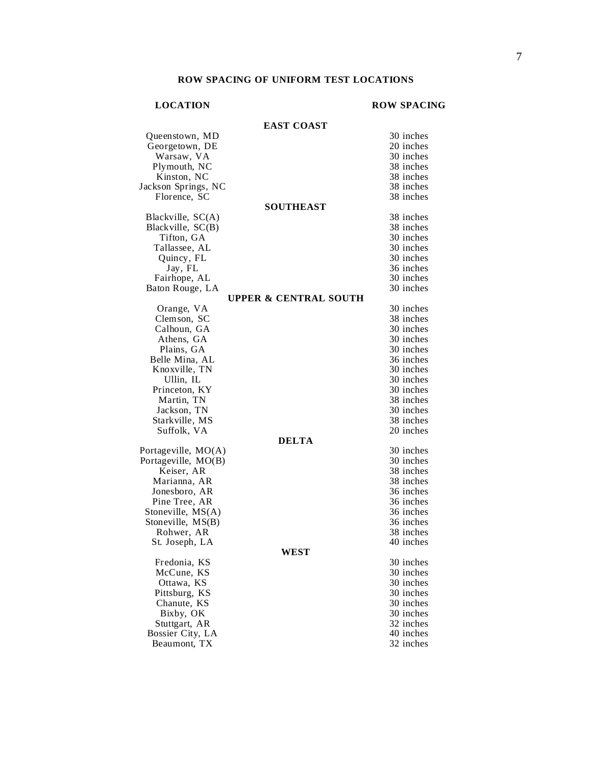## ROW SPACING OF UNIFORM TEST LOCATIONS

| LOCATION | ROW SPACING |
|---|---|
| **EAST COAST** | |
| Queenstown, MD | 30 inches |
| Georgetown, DE | 20 inches |
| Warsaw, VA | 30 inches |
| Plymouth, NC | 38 inches |
| Kinston, NC | 38 inches |
| Jackson Springs, NC | 38 inches |
| Florence, SC | 38 inches |
| **SOUTHEAST** | |
| Blackville, SC(A) | 38 inches |
| Blackville, SC(B) | 38 inches |
| Tifton, GA | 30 inches |
| Tallassee, AL | 30 inches |
| Quincy, FL | 30 inches |
| Jay, FL | 36 inches |
| Fairhope, AL | 30 inches |
| Baton Rouge, LA | 30 inches |
| **UPPER & CENTRAL SOUTH** | |
| Orange, VA | 30 inches |
| Clemson, SC | 38 inches |
| Calhoun, GA | 30 inches |
| Athens, GA | 30 inches |
| Plains, GA | 30 inches |
| Belle Mina, AL | 36 inches |
| Knoxville, TN | 30 inches |
| Ullin, IL | 30 inches |
| Princeton, KY | 30 inches |
| Martin, TN | 38 inches |
| Jackson, TN | 30 inches |
| Starkville, MS | 38 inches |
| Suffolk, VA | 20 inches |
| **DELTA** | |
| Portageville, MO(A) | 30 inches |
| Portageville, MO(B) | 30 inches |
| Keiser, AR | 38 inches |
| Marianna, AR | 38 inches |
| Jonesboro, AR | 36 inches |
| Pine Tree, AR | 36 inches |
| Stoneville, MS(A) | 36 inches |
| Stoneville, MS(B) | 36 inches |
| Rohwer, AR | 38 inches |
| St. Joseph, LA | 40 inches |
| **WEST** | |
| Fredonia, KS | 30 inches |
| McCune, KS | 30 inches |
| Ottawa, KS | 30 inches |
| Pittsburg, KS | 30 inches |
| Chanute, KS | 30 inches |
| Bixby, OK | 30 inches |
| Stuttgart, AR | 32 inches |
| Bossier City, LA | 40 inches |
| Beaumont, TX | 32 inches |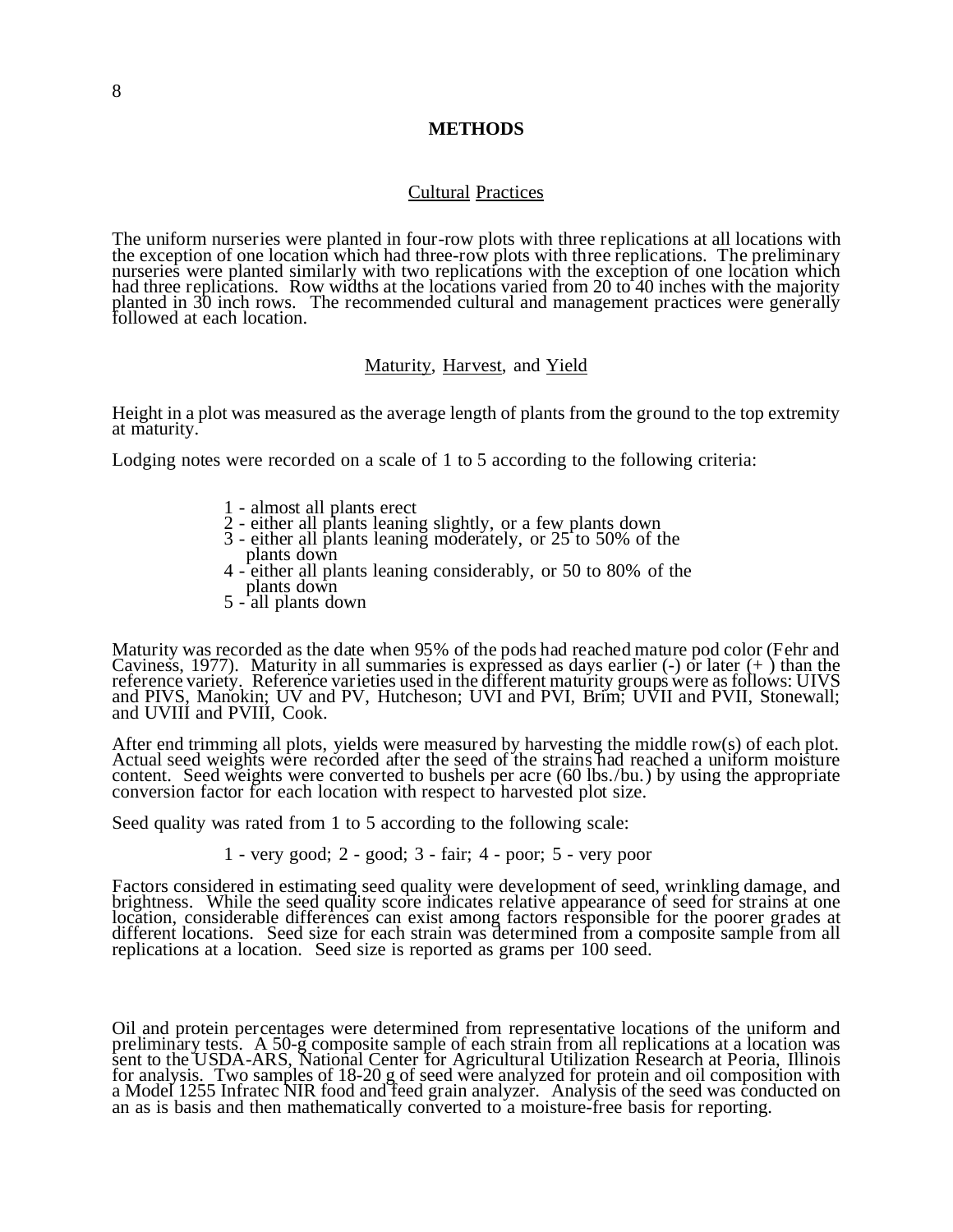# METHODS

## Cultural Practices

The uniform nurseries were planted in four-row plots with three replications at all locations with the exception of one location which had three-row plots with three replications. The preliminary nurseries were planted similarly with two replications with the exception of one location which had three replications. Row widths at the locations varied from 20 to 40 inches with the majority planted in 30 inch rows. The recommended cultural and management practices were generally followed at each location.

## Maturity, Harvest, and Yield

Height in a plot was measured as the average length of plants from the ground to the top extremity at maturity.

Lodging notes were recorded on a scale of 1 to 5 according to the following criteria:

- 1 - almost all plants erect
- 2 - either all plants leaning slightly, or a few plants down
- 3 - either all plants leaning moderately, or 25 to 50% of the plants down
- 4 - either all plants leaning considerably, or 50 to 80% of the plants down
- 5 - all plants down

Maturity was recorded as the date when 95% of the pods had reached mature pod color (Fehr and Caviness, 1977). Maturity in all summaries is expressed as days earlier (-) or later (+) than the reference variety. Reference varieties used in the different maturity groups were as follows: UIVS and PIVS, Manokin; UV and PV, Hutcheson; UVI and PVI, Brim; UVII and PVII, Stonewall; and UVIII and PVIII, Cook.

After end trimming all plots, yields were measured by harvesting the middle row(s) of each plot. Actual seed weights were recorded after the seed of the strains had reached a uniform moisture content. Seed weights were converted to bushels per acre (60 lbs./bu.) by using the appropriate conversion factor for each location with respect to harvested plot size.

Seed quality was rated from 1 to 5 according to the following scale:

1 - very good; 2 - good; 3 - fair; 4 - poor; 5 - very poor

Factors considered in estimating seed quality were development of seed, wrinkling damage, and brightness. While the seed quality score indicates relative appearance of seed for strains at one location, considerable differences can exist among factors responsible for the poorer grades at different locations. Seed size for each strain was determined from a composite sample from all replications at a location. Seed size is reported as grams per 100 seed.

Oil and protein percentages were determined from representative locations of the uniform and preliminary tests. A 50-g composite sample of each strain from all replications at a location was sent to the USDA-ARS, National Center for Agricultural Utilization Research at Peoria, Illinois for analysis. Two samples of 18-20 g of seed were analyzed for protein and oil composition with a Model 1255 Infratec NIR food and feed grain analyzer. Analysis of the seed was conducted on an as is basis and then mathematically converted to a moisture-free basis for reporting.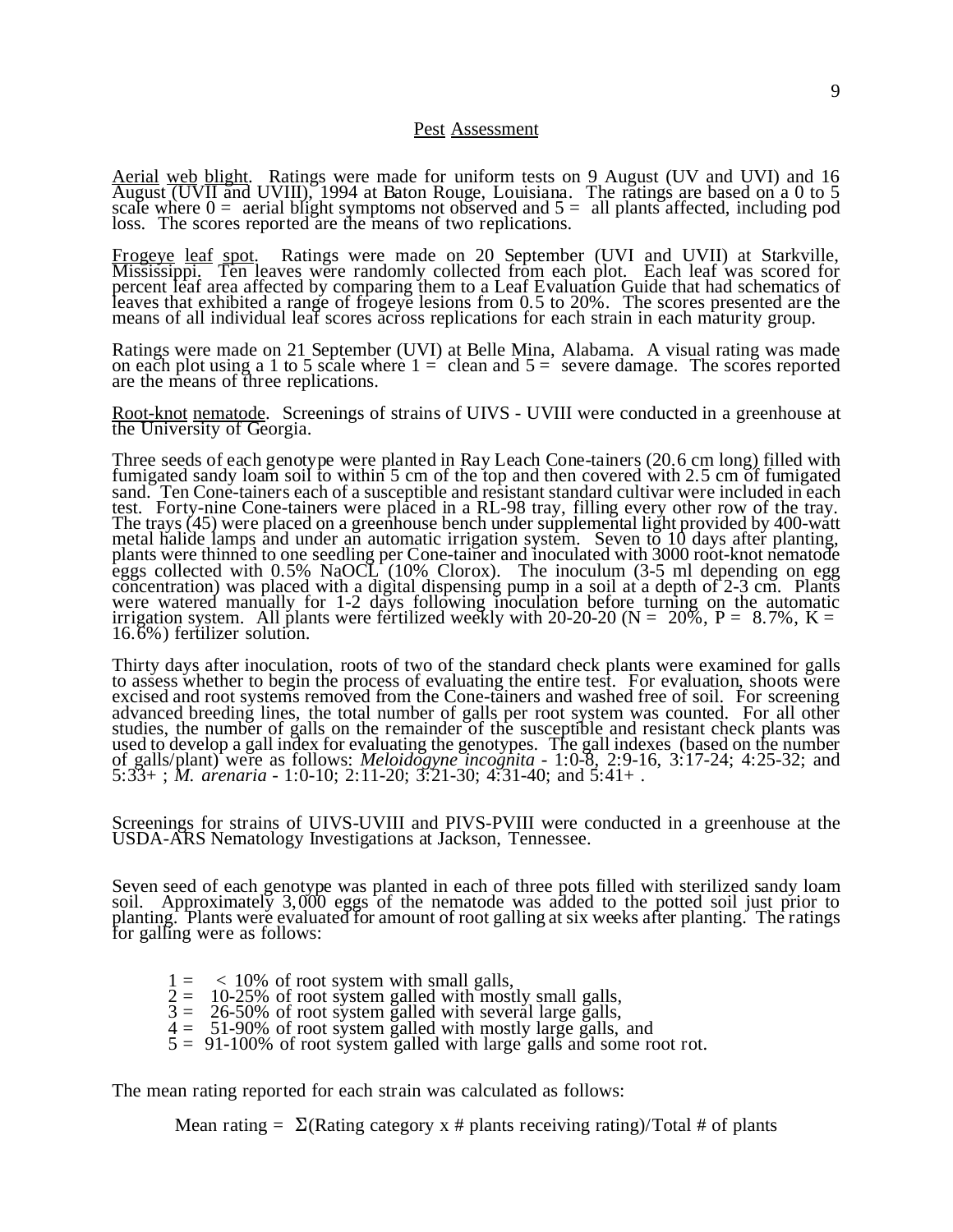## Pest Assessment

Aerial web blight. Ratings were made for uniform tests on 9 August (UV and UVI) and 16 August (UVII and UVIII), 1994 at Baton Rouge, Louisiana. The ratings are based on a 0 to 5 scale where 0 = aerial blight symptoms not observed and 5 = all plants affected, including pod loss. The scores reported are the means of two replications.

Frogeye leaf spot. Ratings were made on 20 September (UVI and UVII) at Starkville, Mississippi. Ten leaves were randomly collected from each plot. Each leaf was scored for percent leaf area affected by comparing them to a Leaf Evaluation Guide that had schematics of leaves that exhibited a range of frogeye lesions from 0.5 to 20%. The scores presented are the means of all individual leaf scores across replications for each strain in each maturity group.

Ratings were made on 21 September (UVI) at Belle Mina, Alabama. A visual rating was made on each plot using a 1 to 5 scale where 1 = clean and 5 = severe damage. The scores reported are the means of three replications.

Root-knot nematode. Screenings of strains of UIVS - UVIII were conducted in a greenhouse at the University of Georgia.

Three seeds of each genotype were planted in Ray Leach Cone-tainers (20.6 cm long) filled with fumigated sandy loam soil to within 5 cm of the top and then covered with 2.5 cm of fumigated sand. Ten Cone-tainers each of a susceptible and resistant standard cultivar were included in each test. Forty-nine Cone-tainers were placed in a RL-98 tray, filling every other row of the tray. The trays (45) were placed on a greenhouse bench under supplemental light provided by 400-watt metal halide lamps and under an automatic irrigation system. Seven to 10 days after planting, plants were thinned to one seedling per Cone-tainer and inoculated with 3000 root-knot nematode eggs collected with 0.5% NaOCL (10% Clorox). The inoculum (3-5 ml depending on egg concentration) was placed with a digital dispensing pump in a soil at a depth of 2-3 cm. Plants were watered manually for 1-2 days following inoculation before turning on the automatic irrigation system. All plants were fertilized weekly with 20-20-20 (N = 20%, P = 8.7%, K = 16.6%) fertilizer solution.

Thirty days after inoculation, roots of two of the standard check plants were examined for galls to assess whether to begin the process of evaluating the entire test. For evaluation, shoots were excised and root systems removed from the Cone-tainers and washed free of soil. For screening advanced breeding lines, the total number of galls per root system was counted. For all other studies, the number of galls on the remainder of the susceptible and resistant check plants was used to develop a gall index for evaluating the genotypes. The gall indexes (based on the number of galls/plant) were as follows: *Meloidogyne incognita* - 1:0-8, 2:9-16, 3:17-24; 4:25-32; and 5:33+ ; *M. arenaria* - 1:0-10; 2:11-20; 3:21-30; 4:31-40; and 5:41+ .

Screenings for strains of UIVS-UVIII and PIVS-PVIII were conducted in a greenhouse at the USDA-ARS Nematology Investigations at Jackson, Tennessee.

Seven seed of each genotype was planted in each of three pots filled with sterilized sandy loam soil. Approximately 3,000 eggs of the nematode was added to the potted soil just prior to planting. Plants were evaluated for amount of root galling at six weeks after planting. The ratings for galling were as follows:

1 = < 10% of root system with small galls,
2 = 10-25% of root system galled with mostly small galls,
3 = 26-50% of root system galled with several large galls,
4 = 51-90% of root system galled with mostly large galls, and
5 = 91-100% of root system galled with large galls and some root rot.

The mean rating reported for each strain was calculated as follows:

Mean rating = $\Sigma$(Rating category x # plants receiving rating)/Total # of plants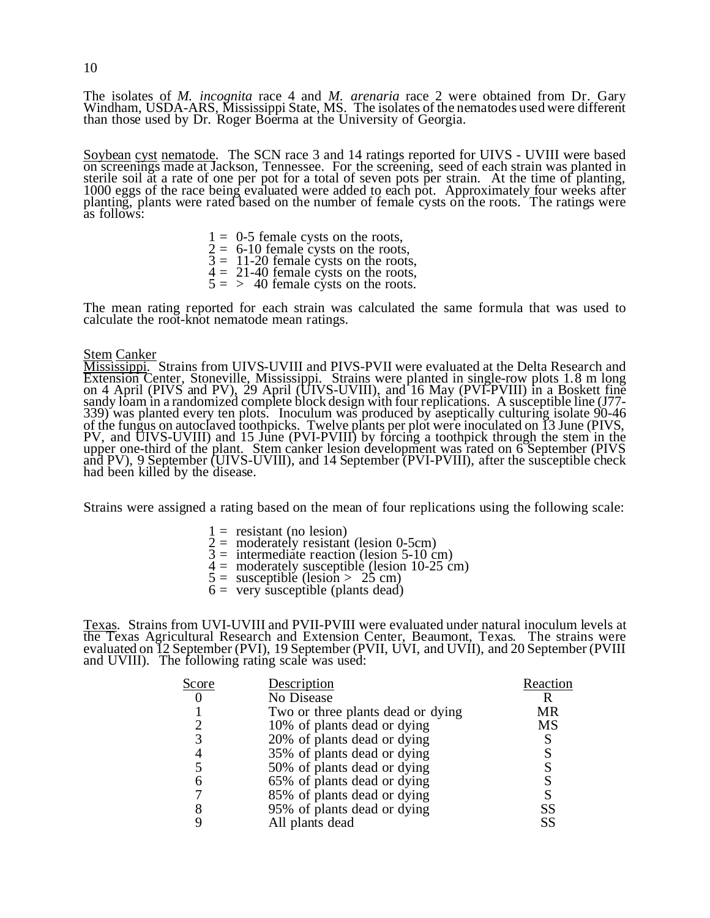The isolates of *M. incognita* race 4 and *M. arenaria* race 2 were obtained from Dr. Gary Windham, USDA-ARS, Mississippi State, MS. The isolates of the nematodes used were different than those used by Dr. Roger Boerma at the University of Georgia.

Soybean cyst nematode. The SCN race 3 and 14 ratings reported for UIVS - UVIII were based on screenings made at Jackson, Tennessee. For the screening, seed of each strain was planted in sterile soil at a rate of one per pot for a total of seven pots per strain. At the time of planting, 1000 eggs of the race being evaluated were added to each pot. Approximately four weeks after planting, plants were rated based on the number of female cysts on the roots. The ratings were as follows:

- 1 = 0-5 female cysts on the roots,
- 2 = 6-10 female cysts on the roots,
- 3 = 11-20 female cysts on the roots,
- 4 = 21-40 female cysts on the roots,
- 5 = > 40 female cysts on the roots.

The mean rating reported for each strain was calculated the same formula that was used to calculate the root-knot nematode mean ratings.

Stem Canker

Mississippi. Strains from UIVS-UVIII and PIVS-PVII were evaluated at the Delta Research and Extension Center, Stoneville, Mississippi. Strains were planted in single-row plots 1.8 m long on 4 April (PIVS and PV), 29 April (UIVS-UVIII), and 16 May (PVI-PVIII) in a Boskett fine sandy loam in a randomized complete block design with four replications. A susceptible line (J77-339) was planted every ten plots. Inoculum was produced by aseptically culturing isolate 90-46 of the fungus on autoclaved toothpicks. Twelve plants per plot were inoculated on 13 June (PIVS, PV, and UIVS-UVIII) and 15 June (PVI-PVIII) by forcing a toothpick through the stem in the upper one-third of the plant. Stem canker lesion development was rated on 6 September (PIVS and PV), 9 September (UIVS-UVIII), and 14 September (PVI-PVIII), after the susceptible check had been killed by the disease.

Strains were assigned a rating based on the mean of four replications using the following scale:

- 1 = resistant (no lesion)
- 2 = moderately resistant (lesion 0-5cm)
- 3 = intermediate reaction (lesion 5-10 cm)
- 4 = moderately susceptible (lesion 10-25 cm)
- 5 = susceptible (lesion > 25 cm)
- 6 = very susceptible (plants dead)

Texas. Strains from UVI-UVIII and PVII-PVIII were evaluated under natural inoculum levels at the Texas Agricultural Research and Extension Center, Beaumont, Texas. The strains were evaluated on 12 September (PVI), 19 September (PVII, UVI, and UVII), and 20 September (PVIII and UVIII). The following rating scale was used:

| Score | Description | Reaction |
|---|---|---|
| 0 | No Disease | R |
| 1 | Two or three plants dead or dying | MR |
| 2 | 10% of plants dead or dying | MS |
| 3 | 20% of plants dead or dying | S |
| 4 | 35% of plants dead or dying | S |
| 5 | 50% of plants dead or dying | S |
| 6 | 65% of plants dead or dying | S |
| 7 | 85% of plants dead or dying | S |
| 8 | 95% of plants dead or dying | SS |
| 9 | All plants dead | SS |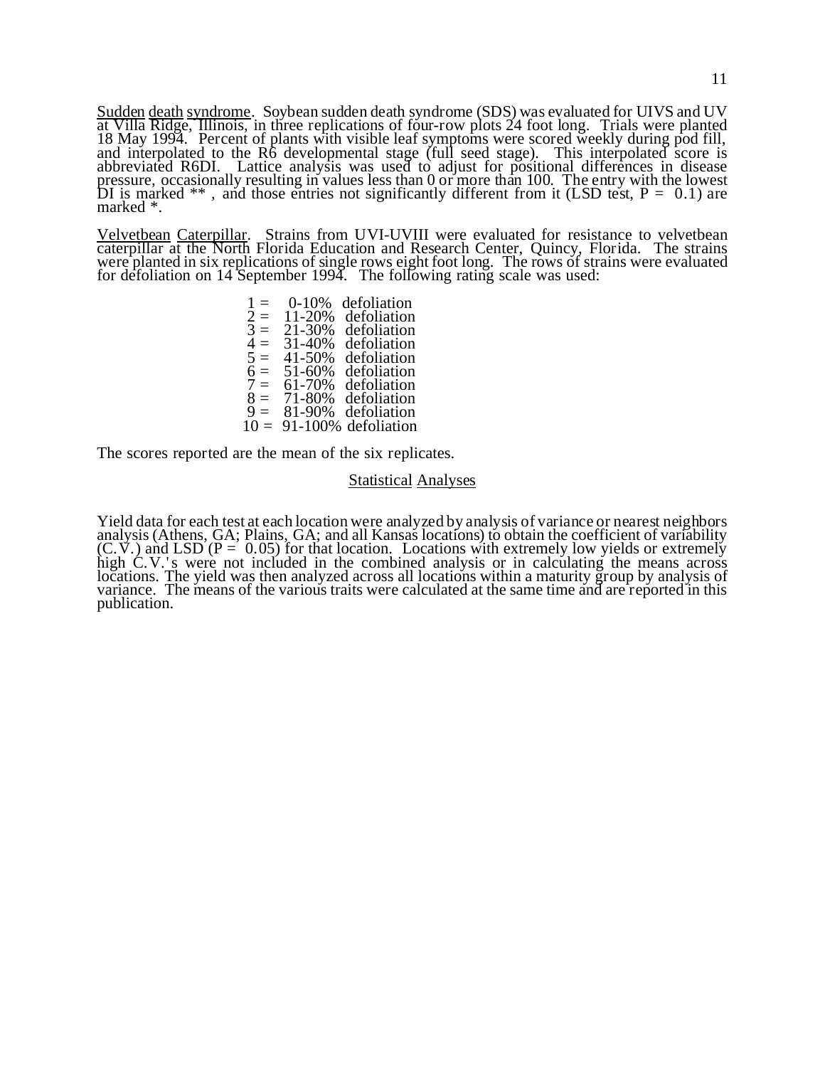Sudden death syndrome. Soybean sudden death syndrome (SDS) was evaluated for UIVS and UV at Villa Ridge, Illinois, in three replications of four-row plots 24 foot long. Trials were planted 18 May 1994. Percent of plants with visible leaf symptoms were scored weekly during pod fill, and interpolated to the R6 developmental stage (full seed stage). This interpolated score is abbreviated R6DI. Lattice analysis was used to adjust for positional differences in disease pressure, occasionally resulting in values less than 0 or more than 100. The entry with the lowest DI is marked ** , and those entries not significantly different from it (LSD test, P = 0.1) are marked *.

Velvetbean Caterpillar. Strains from UVI-UVIII were evaluated for resistance to velvetbean caterpillar at the North Florida Education and Research Center, Quincy, Florida. The strains were planted in six replications of single rows eight foot long. The rows of strains were evaluated for defoliation on 14 September 1994. The following rating scale was used:

1 = 0-10% defoliation
2 = 11-20% defoliation
3 = 21-30% defoliation
4 = 31-40% defoliation
5 = 41-50% defoliation
6 = 51-60% defoliation
7 = 61-70% defoliation
8 = 71-80% defoliation
9 = 81-90% defoliation
10 = 91-100% defoliation

The scores reported are the mean of the six replicates.

## Statistical Analyses

Yield data for each test at each location were analyzed by analysis of variance or nearest neighbors analysis (Athens, GA; Plains, GA; and all Kansas locations) to obtain the coefficient of variability (C.V.) and LSD (P = 0.05) for that location. Locations with extremely low yields or extremely high C.V.'s were not included in the combined analysis or in calculating the means across locations. The yield was then analyzed across all locations within a maturity group by analysis of variance. The means of the various traits were calculated at the same time and are reported in this publication.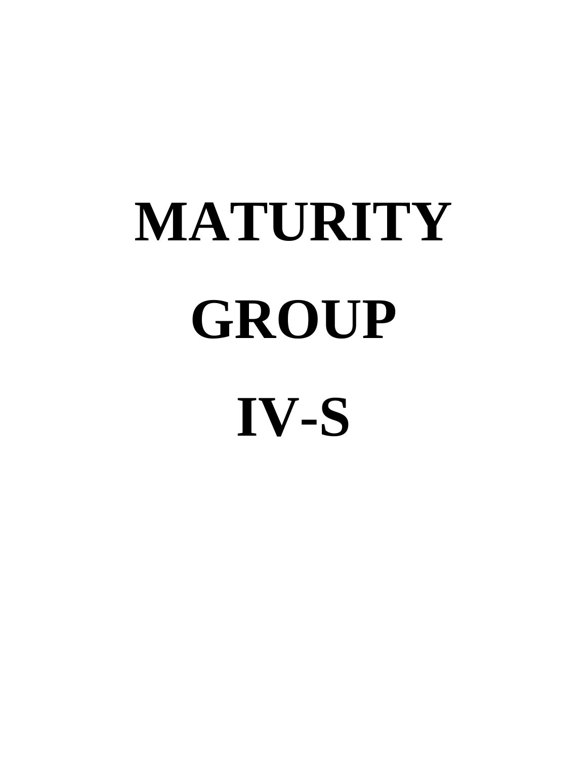# MATURITY GROUP IV-S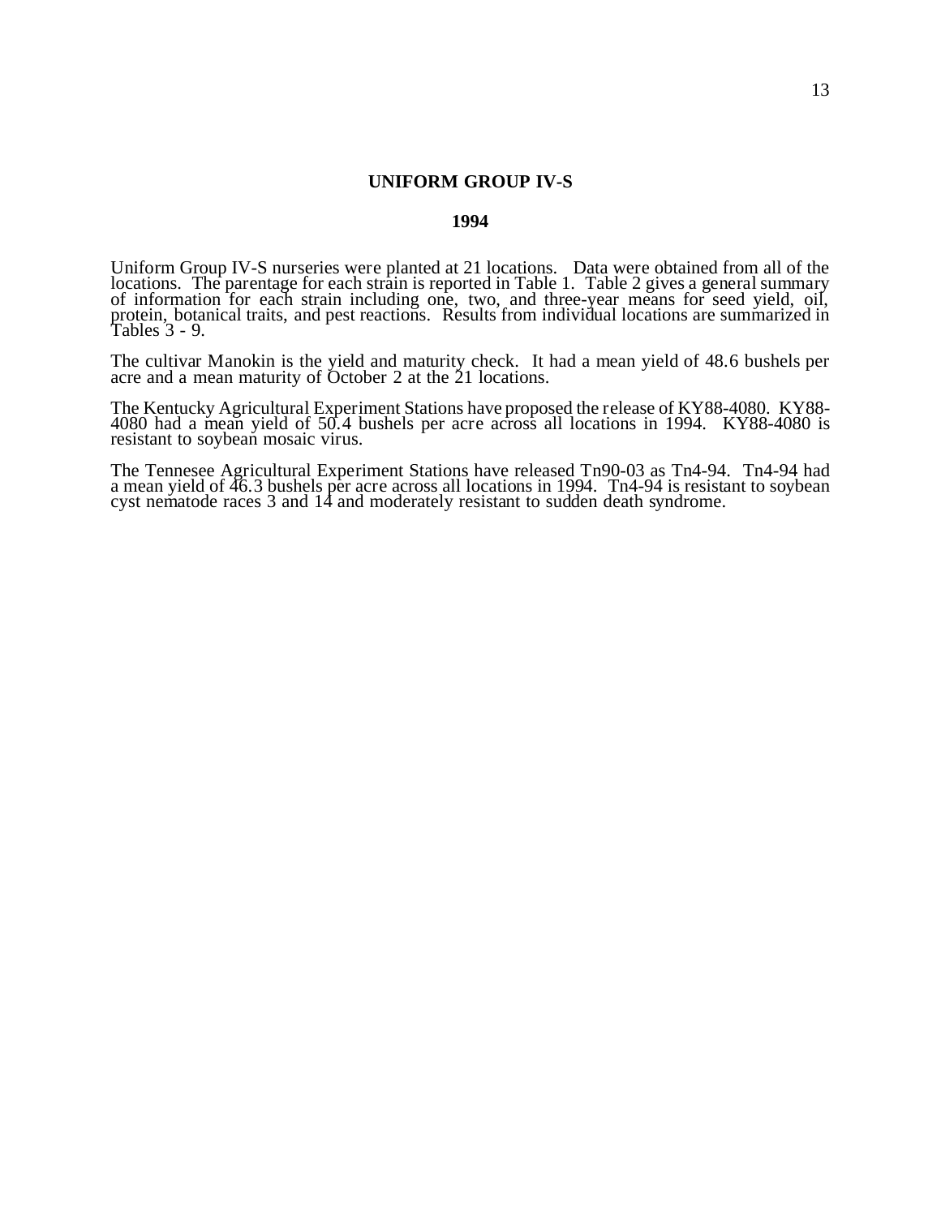# UNIFORM GROUP IV-S

## 1994

Uniform Group IV-S nurseries were planted at 21 locations. Data were obtained from all of the locations. The parentage for each strain is reported in Table 1. Table 2 gives a general summary of information for each strain including one, two, and three-year means for seed yield, oil, protein, botanical traits, and pest reactions. Results from individual locations are summarized in Tables 3 - 9.

The cultivar Manokin is the yield and maturity check. It had a mean yield of 48.6 bushels per acre and a mean maturity of October 2 at the 21 locations.

The Kentucky Agricultural Experiment Stations have proposed the release of KY88-4080. KY88-4080 had a mean yield of 50.4 bushels per acre across all locations in 1994. KY88-4080 is resistant to soybean mosaic virus.

The Tennessee Agricultural Experiment Stations have released Tn90-03 as Tn4-94. Tn4-94 had a mean yield of 46.3 bushels per acre across all locations in 1994. Tn4-94 is resistant to soybean cyst nematode races 3 and 14 and moderately resistant to sudden death syndrome.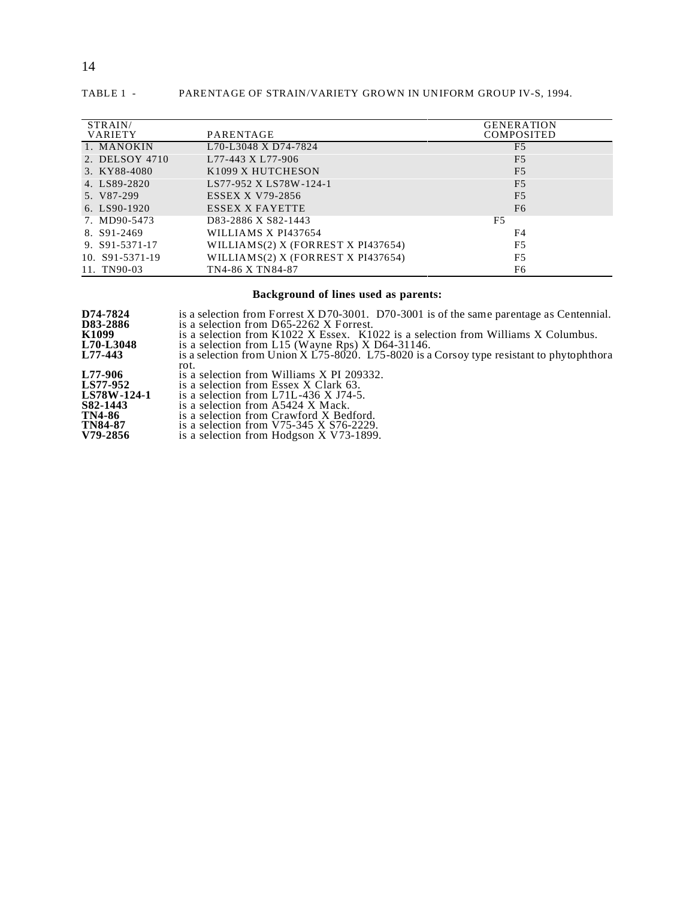TABLE 1 - PARENTAGE OF STRAIN/VARIETY GROWN IN UNIFORM GROUP IV-S, 1994.

| STRAIN/ VARIETY | PARENTAGE | GENERATION COMPOSITED |
|---|---|---|
| 1. MANOKIN | L70-L3048 X D74-7824 | F5 |
| 2. DELSOY 4710 | L77-443 X L77-906 | F5 |
| 3. KY88-4080 | K1099 X HUTCHESON | F5 |
| 4. LS89-2820 | LS77-952 X LS78W-124-1 | F5 |
| 5. V87-299 | ESSEX X V79-2856 | F5 |
| 6. LS90-1920 | ESSEX X FAYETTE | F6 |
| 7. MD90-5473 | D83-2886 X S82-1443 | F5 |
| 8. S91-2469 | WILLIAMS X PI437654 | F4 |
| 9. S91-5371-17 | WILLIAMS(2) X (FORREST X PI437654) | F5 |
| 10. S91-5371-19 | WILLIAMS(2) X (FORREST X PI437654) | F5 |
| 11. TN90-03 | TN4-86 X TN84-87 | F6 |

**Background of lines used as parents:**

**D74-7824** is a selection from Forrest X D70-3001. D70-3001 is of the same parentage as Centennial.
**D83-2886** is a selection from D65-2262 X Forrest.
**K1099** is a selection from K1022 X Essex. K1022 is a selection from Williams X Columbus.
**L70-L3048** is a selection from L15 (Wayne Rps) X D64-31146.
**L77-443** is a selection from Union X L75-8020. L75-8020 is a Corsoy type resistant to phytophthora rot.
**L77-906** is a selection from Williams X PI 209332.
**LS77-952** is a selection from Essex X Clark 63.
**LS78W-124-1** is a selection from L71L-436 X J74-5.
**S82-1443** is a selection from A5424 X Mack.
**TN4-86** is a selection from Crawford X Bedford.
**TN84-87** is a selection from V75-345 X S76-2229.
**V79-2856** is a selection from Hodgson X V73-1899.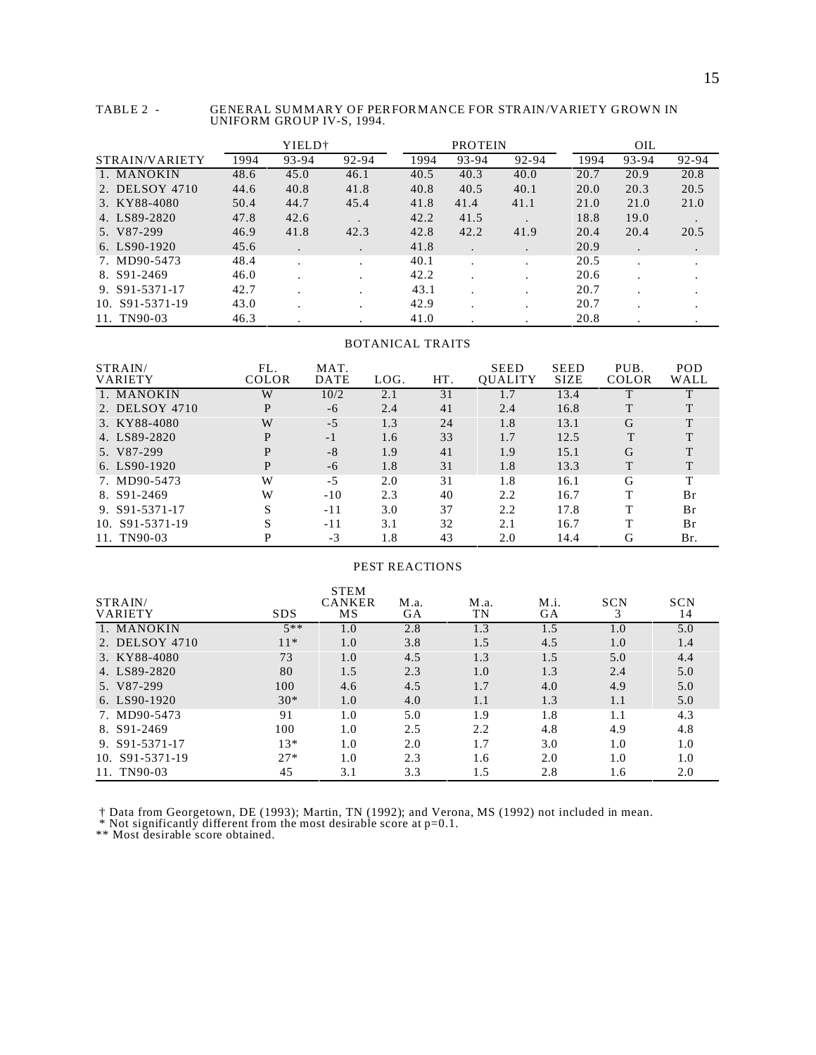TABLE 2 - GENERAL SUMMARY OF PERFORMANCE FOR STRAIN/VARIETY GROWN IN UNIFORM GROUP IV-S, 1994.

| STRAIN/VARIETY | YIELD† | | | PROTEIN | | | OIL | | |
|---|---|---|---|---|---|---|---|---|---|
| | 1994 | 93-94 | 92-94 | 1994 | 93-94 | 92-94 | 1994 | 93-94 | 92-94 |
| 1. MANOKIN | 48.6 | 45.0 | 46.1 | 40.5 | 40.3 | 40.0 | 20.7 | 20.9 | 20.8 |
| 2. DELSOY 4710 | 44.6 | 40.8 | 41.8 | 40.8 | 40.5 | 40.1 | 20.0 | 20.3 | 20.5 |
| 3. KY88-4080 | 50.4 | 44.7 | 45.4 | 41.8 | 41.4 | 41.1 | 21.0 | 21.0 | 21.0 |
| 4. LS89-2820 | 47.8 | 42.6 | . | 42.2 | 41.5 | . | 18.8 | 19.0 | . |
| 5. V87-299 | 46.9 | 41.8 | 42.3 | 42.8 | 42.2 | 41.9 | 20.4 | 20.4 | 20.5 |
| 6. LS90-1920 | 45.6 | . | . | 41.8 | . | . | 20.9 | . | . |
| 7. MD90-5473 | 48.4 | . | . | 40.1 | . | . | 20.5 | . | . |
| 8. S91-2469 | 46.0 | . | . | 42.2 | . | . | 20.6 | . | . |
| 9. S91-5371-17 | 42.7 | . | . | 43.1 | . | . | 20.7 | . | . |
| 10. S91-5371-19 | 43.0 | . | . | 42.9 | . | . | 20.7 | . | . |
| 11. TN90-03 | 46.3 | . | . | 41.0 | . | . | 20.8 | . | . |

BOTANICAL TRAITS

| STRAIN/ VARIETY | FL. COLOR | MAT. DATE | LOG. | HT. | SEED QUALITY | SEED SIZE | PUB. COLOR | POD WALL |
|---|---|---|---|---|---|---|---|---|
| 1. MANOKIN | W | 10/2 | 2.1 | 31 | 1.7 | 13.4 | T | T |
| 2. DELSOY 4710 | P | -6 | 2.4 | 41 | 2.4 | 16.8 | T | T |
| 3. KY88-4080 | W | -5 | 1.3 | 24 | 1.8 | 13.1 | G | T |
| 4. LS89-2820 | P | -1 | 1.6 | 33 | 1.7 | 12.5 | T | T |
| 5. V87-299 | P | -8 | 1.9 | 41 | 1.9 | 15.1 | G | T |
| 6. LS90-1920 | P | -6 | 1.8 | 31 | 1.8 | 13.3 | T | T |
| 7. MD90-5473 | W | -5 | 2.0 | 31 | 1.8 | 16.1 | G | T |
| 8. S91-2469 | W | -10 | 2.3 | 40 | 2.2 | 16.7 | T | Br |
| 9. S91-5371-17 | S | -11 | 3.0 | 37 | 2.2 | 17.8 | T | Br |
| 10. S91-5371-19 | S | -11 | 3.1 | 32 | 2.1 | 16.7 | T | Br |
| 11. TN90-03 | P | -3 | 1.8 | 43 | 2.0 | 14.4 | G | Br. |

PEST REACTIONS

| STRAIN/ VARIETY | SDS | STEM CANKER MS | M.a. GA | M.a. TN | M.i. GA | SCN 3 | SCN 14 |
|---|---|---|---|---|---|---|---|
| 1. MANOKIN | 5** | 1.0 | 2.8 | 1.3 | 1.5 | 1.0 | 5.0 |
| 2. DELSOY 4710 | 11* | 1.0 | 3.8 | 1.5 | 4.5 | 1.0 | 1.4 |
| 3. KY88-4080 | 73 | 1.0 | 4.5 | 1.3 | 1.5 | 5.0 | 4.4 |
| 4. LS89-2820 | 80 | 1.5 | 2.3 | 1.0 | 1.3 | 2.4 | 5.0 |
| 5. V87-299 | 100 | 4.6 | 4.5 | 1.7 | 4.0 | 4.9 | 5.0 |
| 6. LS90-1920 | 30* | 1.0 | 4.0 | 1.1 | 1.3 | 1.1 | 5.0 |
| 7. MD90-5473 | 91 | 1.0 | 5.0 | 1.9 | 1.8 | 1.1 | 4.3 |
| 8. S91-2469 | 100 | 1.0 | 2.5 | 2.2 | 4.8 | 4.9 | 4.8 |
| 9. S91-5371-17 | 13* | 1.0 | 2.0 | 1.7 | 3.0 | 1.0 | 1.0 |
| 10. S91-5371-19 | 27* | 1.0 | 2.3 | 1.6 | 2.0 | 1.0 | 1.0 |
| 11. TN90-03 | 45 | 3.1 | 3.3 | 1.5 | 2.8 | 1.6 | 2.0 |

† Data from Georgetown, DE (1993); Martin, TN (1992); and Verona, MS (1992) not included in mean.
\* Not significantly different from the most desirable score at p=0.1.
** Most desirable score obtained.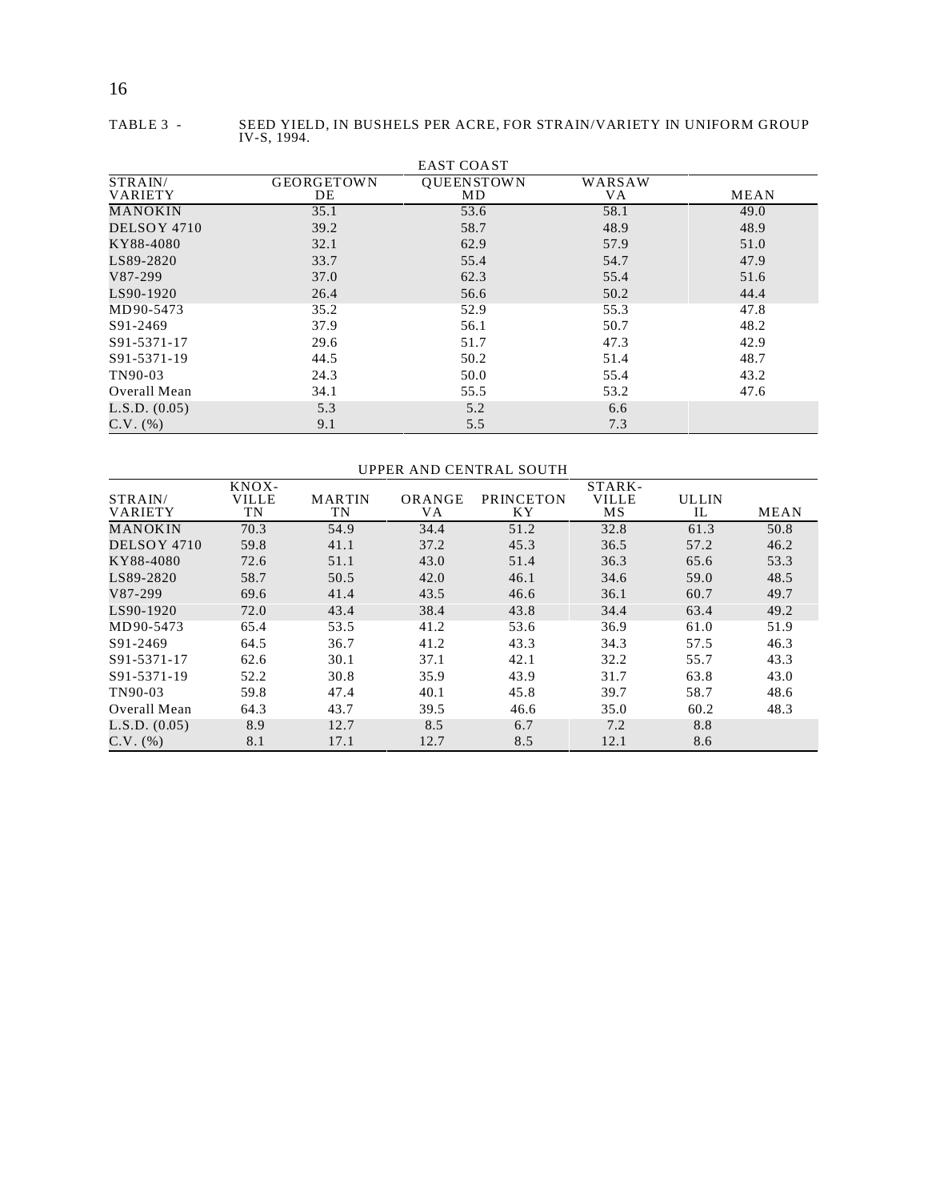TABLE 3 - SEED YIELD, IN BUSHELS PER ACRE, FOR STRAIN/VARIETY IN UNIFORM GROUP IV-S, 1994.

| | EAST COAST | | | |
|---|---|---|---|---|
| STRAIN/ VARIETY | GEORGETOWN DE | QUEENSTOWN MD | WARSAW VA | MEAN |
| MANOKIN | 35.1 | 53.6 | 58.1 | 49.0 |
| DELSOY 4710 | 39.2 | 58.7 | 48.9 | 48.9 |
| KY88-4080 | 32.1 | 62.9 | 57.9 | 51.0 |
| LS89-2820 | 33.7 | 55.4 | 54.7 | 47.9 |
| V87-299 | 37.0 | 62.3 | 55.4 | 51.6 |
| LS90-1920 | 26.4 | 56.6 | 50.2 | 44.4 |
| MD90-5473 | 35.2 | 52.9 | 55.3 | 47.8 |
| S91-2469 | 37.9 | 56.1 | 50.7 | 48.2 |
| S91-5371-17 | 29.6 | 51.7 | 47.3 | 42.9 |
| S91-5371-19 | 44.5 | 50.2 | 51.4 | 48.7 |
| TN90-03 | 24.3 | 50.0 | 55.4 | 43.2 |
| Overall Mean | 34.1 | 55.5 | 53.2 | 47.6 |
| L.S.D. (0.05) | 5.3 | 5.2 | 6.6 | |
| C.V. (%) | 9.1 | 5.5 | 7.3 | |

| | UPPER AND CENTRAL SOUTH | | | | | | |
|---|---|---|---|---|---|---|---|
| STRAIN/ VARIETY | KNOX- VILLE TN | MARTIN TN | ORANGE VA | PRINCETON KY | STARK- VILLE MS | ULLIN IL | MEAN |
| MANOKIN | 70.3 | 54.9 | 34.4 | 51.2 | 32.8 | 61.3 | 50.8 |
| DELSOY 4710 | 59.8 | 41.1 | 37.2 | 45.3 | 36.5 | 57.2 | 46.2 |
| KY88-4080 | 72.6 | 51.1 | 43.0 | 51.4 | 36.3 | 65.6 | 53.3 |
| LS89-2820 | 58.7 | 50.5 | 42.0 | 46.1 | 34.6 | 59.0 | 48.5 |
| V87-299 | 69.6 | 41.4 | 43.5 | 46.6 | 36.1 | 60.7 | 49.7 |
| LS90-1920 | 72.0 | 43.4 | 38.4 | 43.8 | 34.4 | 63.4 | 49.2 |
| MD90-5473 | 65.4 | 53.5 | 41.2 | 53.6 | 36.9 | 61.0 | 51.9 |
| S91-2469 | 64.5 | 36.7 | 41.2 | 43.3 | 34.3 | 57.5 | 46.3 |
| S91-5371-17 | 62.6 | 30.1 | 37.1 | 42.1 | 32.2 | 55.7 | 43.3 |
| S91-5371-19 | 52.2 | 30.8 | 35.9 | 43.9 | 31.7 | 63.8 | 43.0 |
| TN90-03 | 59.8 | 47.4 | 40.1 | 45.8 | 39.7 | 58.7 | 48.6 |
| Overall Mean | 64.3 | 43.7 | 39.5 | 46.6 | 35.0 | 60.2 | 48.3 |
| L.S.D. (0.05) | 8.9 | 12.7 | 8.5 | 6.7 | 7.2 | 8.8 | |
| C.V. (%) | 8.1 | 17.1 | 12.7 | 8.5 | 12.1 | 8.6 | |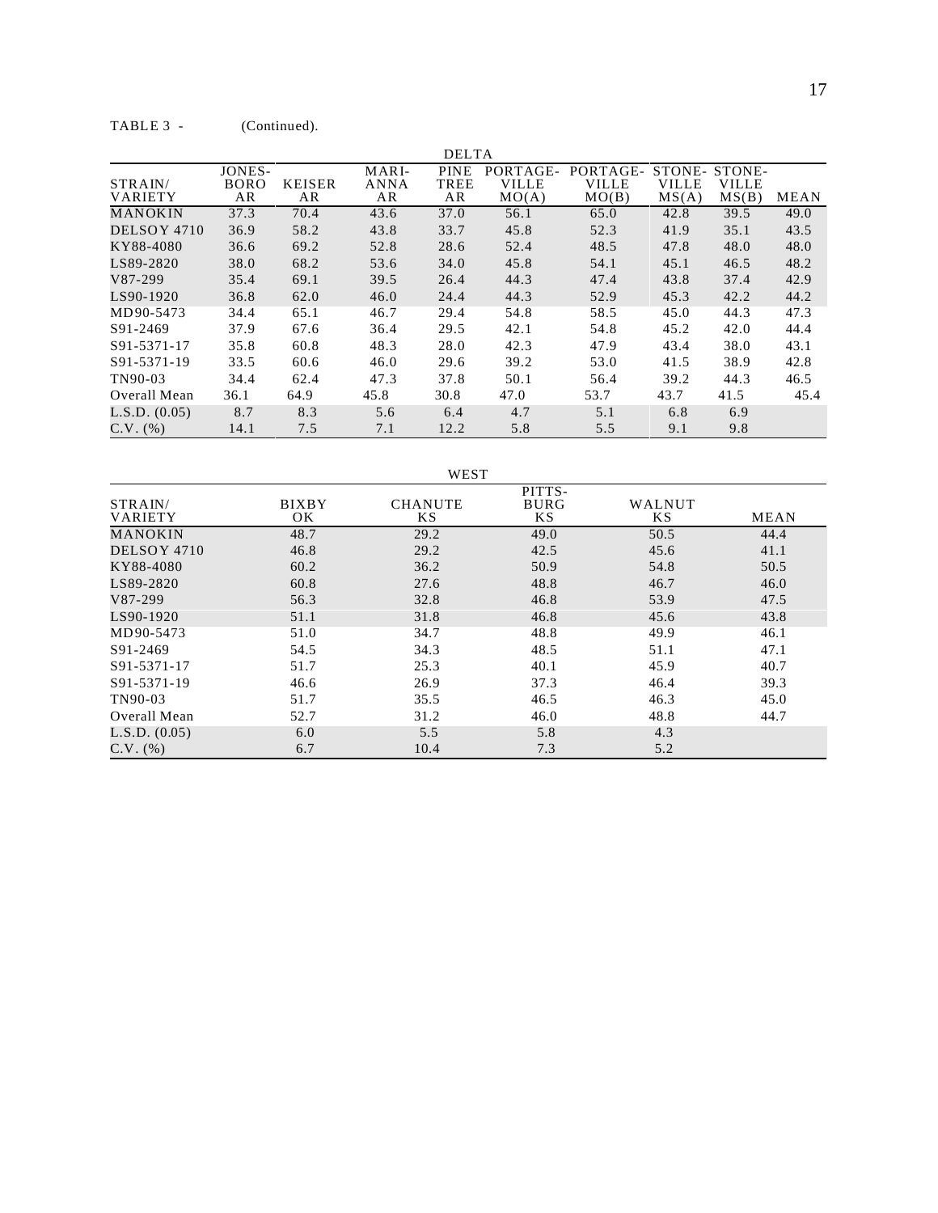TABLE 3 - (Continued).

| STRAIN/ VARIETY | DELTA | | | | | | | | |
|---|---|---|---|---|---|---|---|---|---|
| | JONES-BORO AR | KEISER AR | MARI-ANNA AR | PINE TREE AR | PORTAGE-VILLE MO(A) | PORTAGE-VILLE MO(B) | STONE-VILLE MS(A) | STONE-VILLE MS(B) | MEAN |
| MANOKIN | 37.3 | 70.4 | 43.6 | 37.0 | 56.1 | 65.0 | 42.8 | 39.5 | 49.0 |
| DELSOY 4710 | 36.9 | 58.2 | 43.8 | 33.7 | 45.8 | 52.3 | 41.9 | 35.1 | 43.5 |
| KY88-4080 | 36.6 | 69.2 | 52.8 | 28.6 | 52.4 | 48.5 | 47.8 | 48.0 | 48.0 |
| LS89-2820 | 38.0 | 68.2 | 53.6 | 34.0 | 45.8 | 54.1 | 45.1 | 46.5 | 48.2 |
| V87-299 | 35.4 | 69.1 | 39.5 | 26.4 | 44.3 | 47.4 | 43.8 | 37.4 | 42.9 |
| LS90-1920 | 36.8 | 62.0 | 46.0 | 24.4 | 44.3 | 52.9 | 45.3 | 42.2 | 44.2 |
| MD90-5473 | 34.4 | 65.1 | 46.7 | 29.4 | 54.8 | 58.5 | 45.0 | 44.3 | 47.3 |
| S91-2469 | 37.9 | 67.6 | 36.4 | 29.5 | 42.1 | 54.8 | 45.2 | 42.0 | 44.4 |
| S91-5371-17 | 35.8 | 60.8 | 48.3 | 28.0 | 42.3 | 47.9 | 43.4 | 38.0 | 43.1 |
| S91-5371-19 | 33.5 | 60.6 | 46.0 | 29.6 | 39.2 | 53.0 | 41.5 | 38.9 | 42.8 |
| TN90-03 | 34.4 | 62.4 | 47.3 | 37.8 | 50.1 | 56.4 | 39.2 | 44.3 | 46.5 |
| Overall Mean | 36.1 | 64.9 | 45.8 | 30.8 | 47.0 | 53.7 | 43.7 | 41.5 | 45.4 |
| L.S.D. (0.05) | 8.7 | 8.3 | 5.6 | 6.4 | 4.7 | 5.1 | 6.8 | 6.9 | |
| C.V. (%) | 14.1 | 7.5 | 7.1 | 12.2 | 5.8 | 5.5 | 9.1 | 9.8 | |

| STRAIN/ VARIETY | WEST | | | | |
|---|---|---|---|---|---|
| | BIXBY OK | CHANUTE KS | PITTS-BURG KS | WALNUT KS | MEAN |
| MANOKIN | 48.7 | 29.2 | 49.0 | 50.5 | 44.4 |
| DELSOY 4710 | 46.8 | 29.2 | 42.5 | 45.6 | 41.1 |
| KY88-4080 | 60.2 | 36.2 | 50.9 | 54.8 | 50.5 |
| LS89-2820 | 60.8 | 27.6 | 48.8 | 46.7 | 46.0 |
| V87-299 | 56.3 | 32.8 | 46.8 | 53.9 | 47.5 |
| LS90-1920 | 51.1 | 31.8 | 46.8 | 45.6 | 43.8 |
| MD90-5473 | 51.0 | 34.7 | 48.8 | 49.9 | 46.1 |
| S91-2469 | 54.5 | 34.3 | 48.5 | 51.1 | 47.1 |
| S91-5371-17 | 51.7 | 25.3 | 40.1 | 45.9 | 40.7 |
| S91-5371-19 | 46.6 | 26.9 | 37.3 | 46.4 | 39.3 |
| TN90-03 | 51.7 | 35.5 | 46.5 | 46.3 | 45.0 |
| Overall Mean | 52.7 | 31.2 | 46.0 | 48.8 | 44.7 |
| L.S.D. (0.05) | 6.0 | 5.5 | 5.8 | 4.3 | |
| C.V. (%) | 6.7 | 10.4 | 7.3 | 5.2 | |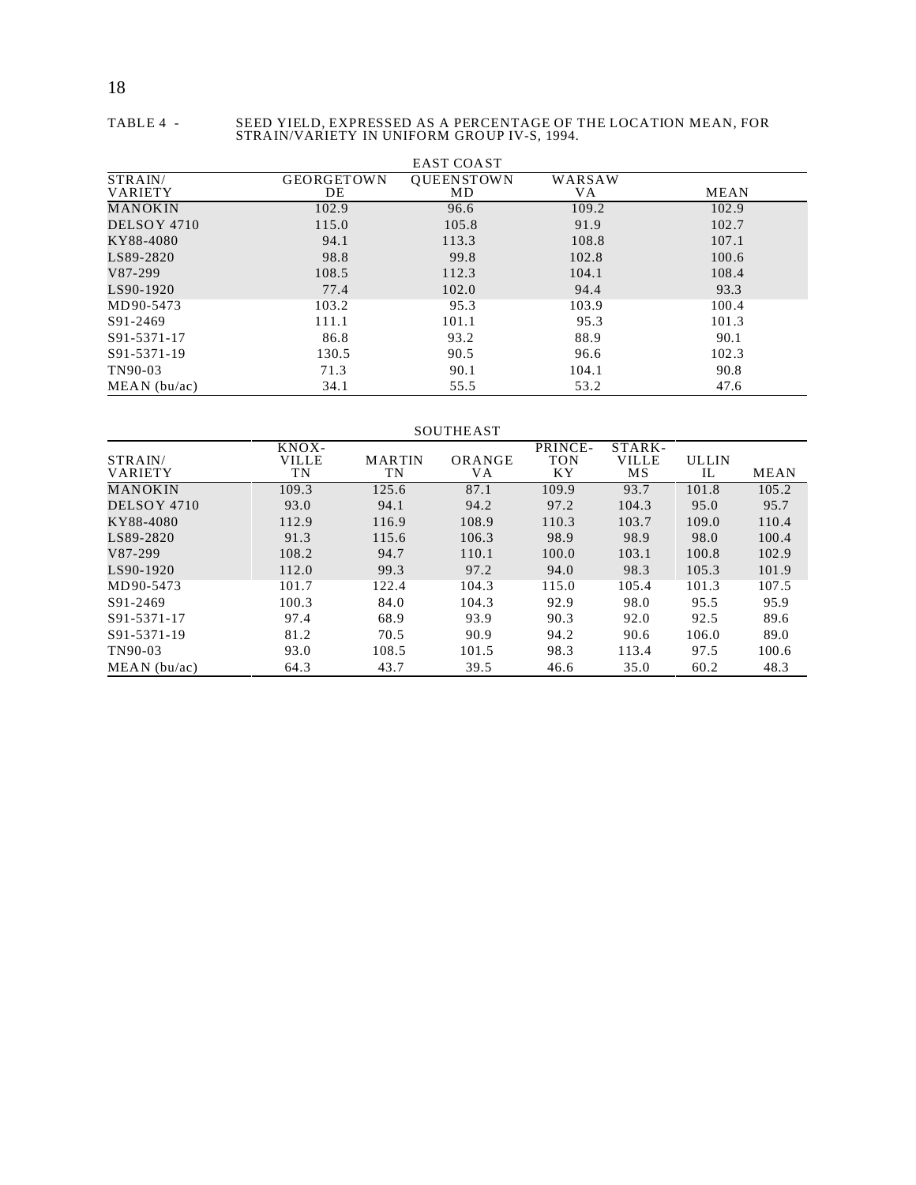TABLE 4 - SEED YIELD, EXPRESSED AS A PERCENTAGE OF THE LOCATION MEAN, FOR STRAIN/VARIETY IN UNIFORM GROUP IV-S, 1994.

EAST COAST

| STRAIN/ VARIETY | GEORGETOWN DE | QUEENSTOWN MD | WARSAW VA | MEAN |
|---|---|---|---|---|
| MANOKIN | 102.9 | 96.6 | 109.2 | 102.9 |
| DELSOY 4710 | 115.0 | 105.8 | 91.9 | 102.7 |
| KY88-4080 | 94.1 | 113.3 | 108.8 | 107.1 |
| LS89-2820 | 98.8 | 99.8 | 102.8 | 100.6 |
| V87-299 | 108.5 | 112.3 | 104.1 | 108.4 |
| LS90-1920 | 77.4 | 102.0 | 94.4 | 93.3 |
| MD90-5473 | 103.2 | 95.3 | 103.9 | 100.4 |
| S91-2469 | 111.1 | 101.1 | 95.3 | 101.3 |
| S91-5371-17 | 86.8 | 93.2 | 88.9 | 90.1 |
| S91-5371-19 | 130.5 | 90.5 | 96.6 | 102.3 |
| TN90-03 | 71.3 | 90.1 | 104.1 | 90.8 |
| MEAN (bu/ac) | 34.1 | 55.5 | 53.2 | 47.6 |

SOUTHEAST

| STRAIN/ VARIETY | KNOX-VILLE TN | MARTIN TN | ORANGE VA | PRINCE-TON KY | STARK-VILLE MS | ULLIN IL | MEAN |
|---|---|---|---|---|---|---|---|
| MANOKIN | 109.3 | 125.6 | 87.1 | 109.9 | 93.7 | 101.8 | 105.2 |
| DELSOY 4710 | 93.0 | 94.1 | 94.2 | 97.2 | 104.3 | 95.0 | 95.7 |
| KY88-4080 | 112.9 | 116.9 | 108.9 | 110.3 | 103.7 | 109.0 | 110.4 |
| LS89-2820 | 91.3 | 115.6 | 106.3 | 98.9 | 98.9 | 98.0 | 100.4 |
| V87-299 | 108.2 | 94.7 | 110.1 | 100.0 | 103.1 | 100.8 | 102.9 |
| LS90-1920 | 112.0 | 99.3 | 97.2 | 94.0 | 98.3 | 105.3 | 101.9 |
| MD90-5473 | 101.7 | 122.4 | 104.3 | 115.0 | 105.4 | 101.3 | 107.5 |
| S91-2469 | 100.3 | 84.0 | 104.3 | 92.9 | 98.0 | 95.5 | 95.9 |
| S91-5371-17 | 97.4 | 68.9 | 93.9 | 90.3 | 92.0 | 92.5 | 89.6 |
| S91-5371-19 | 81.2 | 70.5 | 90.9 | 94.2 | 90.6 | 106.0 | 89.0 |
| TN90-03 | 93.0 | 108.5 | 101.5 | 98.3 | 113.4 | 97.5 | 100.6 |
| MEAN (bu/ac) | 64.3 | 43.7 | 39.5 | 46.6 | 35.0 | 60.2 | 48.3 |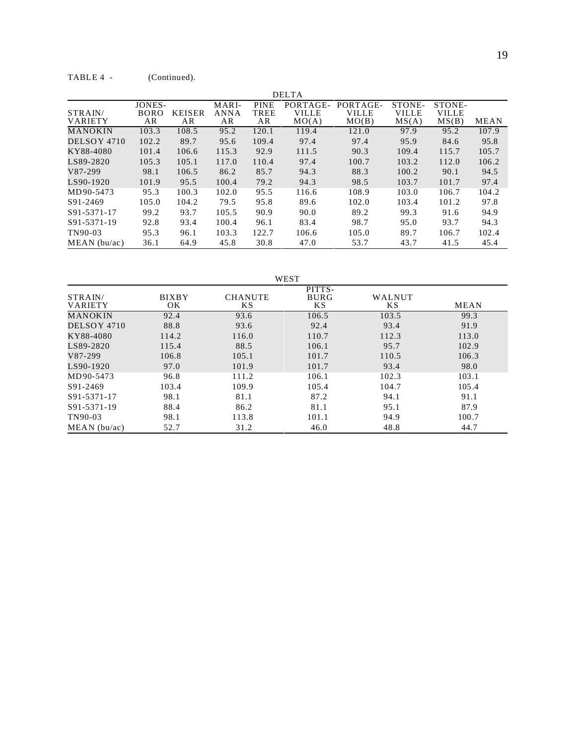TABLE 4 - (Continued).

| STRAIN/ VARIETY | DELTA | | | | | | | | |
|---|---|---|---|---|---|---|---|---|---|
| | JONES-BORO AR | KEISER AR | MARI-ANNA AR | PINE TREE AR | PORTAGE-VILLE MO(A) | PORTAGE-VILLE MO(B) | STONE-VILLE MS(A) | STONE-VILLE MS(B) | MEAN |
| MANOKIN | 103.3 | 108.5 | 95.2 | 120.1 | 119.4 | 121.0 | 97.9 | 95.2 | 107.9 |
| DELSOY 4710 | 102.2 | 89.7 | 95.6 | 109.4 | 97.4 | 97.4 | 95.9 | 84.6 | 95.8 |
| KY88-4080 | 101.4 | 106.6 | 115.3 | 92.9 | 111.5 | 90.3 | 109.4 | 115.7 | 105.7 |
| LS89-2820 | 105.3 | 105.1 | 117.0 | 110.4 | 97.4 | 100.7 | 103.2 | 112.0 | 106.2 |
| V87-299 | 98.1 | 106.5 | 86.2 | 85.7 | 94.3 | 88.3 | 100.2 | 90.1 | 94.5 |
| LS90-1920 | 101.9 | 95.5 | 100.4 | 79.2 | 94.3 | 98.5 | 103.7 | 101.7 | 97.4 |
| MD90-5473 | 95.3 | 100.3 | 102.0 | 95.5 | 116.6 | 108.9 | 103.0 | 106.7 | 104.2 |
| S91-2469 | 105.0 | 104.2 | 79.5 | 95.8 | 89.6 | 102.0 | 103.4 | 101.2 | 97.8 |
| S91-5371-17 | 99.2 | 93.7 | 105.5 | 90.9 | 90.0 | 89.2 | 99.3 | 91.6 | 94.9 |
| S91-5371-19 | 92.8 | 93.4 | 100.4 | 96.1 | 83.4 | 98.7 | 95.0 | 93.7 | 94.3 |
| TN90-03 | 95.3 | 96.1 | 103.3 | 122.7 | 106.6 | 105.0 | 89.7 | 106.7 | 102.4 |
| MEAN (bu/ac) | 36.1 | 64.9 | 45.8 | 30.8 | 47.0 | 53.7 | 43.7 | 41.5 | 45.4 |

| STRAIN/ VARIETY | WEST | | | | |
|---|---|---|---|---|---|
| | BIXBY OK | CHANUTE KS | PITTS-BURG KS | WALNUT KS | MEAN |
| MANOKIN | 92.4 | 93.6 | 106.5 | 103.5 | 99.3 |
| DELSOY 4710 | 88.8 | 93.6 | 92.4 | 93.4 | 91.9 |
| KY88-4080 | 114.2 | 116.0 | 110.7 | 112.3 | 113.0 |
| LS89-2820 | 115.4 | 88.5 | 106.1 | 95.7 | 102.9 |
| V87-299 | 106.8 | 105.1 | 101.7 | 110.5 | 106.3 |
| LS90-1920 | 97.0 | 101.9 | 101.7 | 93.4 | 98.0 |
| MD90-5473 | 96.8 | 111.2 | 106.1 | 102.3 | 103.1 |
| S91-2469 | 103.4 | 109.9 | 105.4 | 104.7 | 105.4 |
| S91-5371-17 | 98.1 | 81.1 | 87.2 | 94.1 | 91.1 |
| S91-5371-19 | 88.4 | 86.2 | 81.1 | 95.1 | 87.9 |
| TN90-03 | 98.1 | 113.8 | 101.1 | 94.9 | 100.7 |
| MEAN (bu/ac) | 52.7 | 31.2 | 46.0 | 48.8 | 44.7 |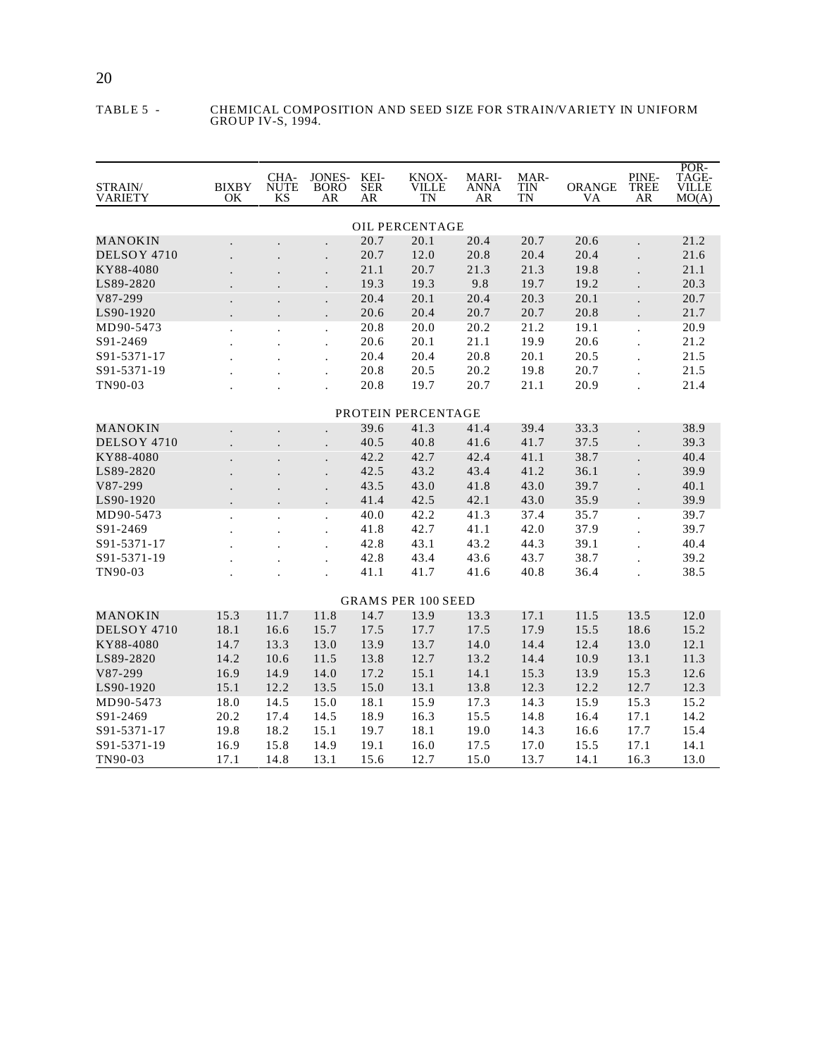TABLE 5 - CHEMICAL COMPOSITION AND SEED SIZE FOR STRAIN/VARIETY IN UNIFORM GROUP IV-S, 1994.

| STRAIN/ VARIETY | BIXBY OK | CHA-NUTE KS | JONES-BORO AR | KEI-SER AR | KNOX-VILLE TN | MARI-ANNA AR | MAR-TIN TN | ORANGE VA | PINE-TREE AR | POR-TAGE-VILLE MO(A) |
|---|---|---|---|---|---|---|---|---|---|---|
| | | | | | OIL PERCENTAGE | | | | | |
| MANOKIN | . | . | . | 20.7 | 20.1 | 20.4 | 20.7 | 20.6 | . | 21.2 |
| DELSOY 4710 | . | . | . | 20.7 | 12.0 | 20.8 | 20.4 | 20.4 | . | 21.6 |
| KY88-4080 | . | . | . | 21.1 | 20.7 | 21.3 | 21.3 | 19.8 | . | 21.1 |
| LS89-2820 | . | . | . | 19.3 | 19.3 | 9.8 | 19.7 | 19.2 | . | 20.3 |
| V87-299 | . | . | . | 20.4 | 20.1 | 20.4 | 20.3 | 20.1 | . | 20.7 |
| LS90-1920 | . | . | . | 20.6 | 20.4 | 20.7 | 20.7 | 20.8 | . | 21.7 |
| MD90-5473 | . | . | . | 20.8 | 20.0 | 20.2 | 21.2 | 19.1 | . | 20.9 |
| S91-2469 | . | . | . | 20.6 | 20.1 | 21.1 | 19.9 | 20.6 | . | 21.2 |
| S91-5371-17 | . | . | . | 20.4 | 20.4 | 20.8 | 20.1 | 20.5 | . | 21.5 |
| S91-5371-19 | . | . | . | 20.8 | 20.5 | 20.2 | 19.8 | 20.7 | . | 21.5 |
| TN90-03 | . | . | . | 20.8 | 19.7 | 20.7 | 21.1 | 20.9 | . | 21.4 |
| | | | | | PROTEIN PERCENTAGE | | | | | |
| MANOKIN | . | . | . | 39.6 | 41.3 | 41.4 | 39.4 | 33.3 | . | 38.9 |
| DELSOY 4710 | . | . | . | 40.5 | 40.8 | 41.6 | 41.7 | 37.5 | . | 39.3 |
| KY88-4080 | . | . | . | 42.2 | 42.7 | 42.4 | 41.1 | 38.7 | . | 40.4 |
| LS89-2820 | . | . | . | 42.5 | 43.2 | 43.4 | 41.2 | 36.1 | . | 39.9 |
| V87-299 | . | . | . | 43.5 | 43.0 | 41.8 | 43.0 | 39.7 | . | 40.1 |
| LS90-1920 | . | . | . | 41.4 | 42.5 | 42.1 | 43.0 | 35.9 | . | 39.9 |
| MD90-5473 | . | . | . | 40.0 | 42.2 | 41.3 | 37.4 | 35.7 | . | 39.7 |
| S91-2469 | . | . | . | 41.8 | 42.7 | 41.1 | 42.0 | 37.9 | . | 39.7 |
| S91-5371-17 | . | . | . | 42.8 | 43.1 | 43.2 | 44.3 | 39.1 | . | 40.4 |
| S91-5371-19 | . | . | . | 42.8 | 43.4 | 43.6 | 43.7 | 38.7 | . | 39.2 |
| TN90-03 | . | . | . | 41.1 | 41.7 | 41.6 | 40.8 | 36.4 | . | 38.5 |
| | | | | | GRAMS PER 100 SEED | | | | | |
| MANOKIN | 15.3 | 11.7 | 11.8 | 14.7 | 13.9 | 13.3 | 17.1 | 11.5 | 13.5 | 12.0 |
| DELSOY 4710 | 18.1 | 16.6 | 15.7 | 17.5 | 17.7 | 17.5 | 17.9 | 15.5 | 18.6 | 15.2 |
| KY88-4080 | 14.7 | 13.3 | 13.0 | 13.9 | 13.7 | 14.0 | 14.4 | 12.4 | 13.0 | 12.1 |
| LS89-2820 | 14.2 | 10.6 | 11.5 | 13.8 | 12.7 | 13.2 | 14.4 | 10.9 | 13.1 | 11.3 |
| V87-299 | 16.9 | 14.9 | 14.0 | 17.2 | 15.1 | 14.1 | 15.3 | 13.9 | 15.3 | 12.6 |
| LS90-1920 | 15.1 | 12.2 | 13.5 | 15.0 | 13.1 | 13.8 | 12.3 | 12.2 | 12.7 | 12.3 |
| MD90-5473 | 18.0 | 14.5 | 15.0 | 18.1 | 15.9 | 17.3 | 14.3 | 15.9 | 15.3 | 15.2 |
| S91-2469 | 20.2 | 17.4 | 14.5 | 18.9 | 16.3 | 15.5 | 14.8 | 16.4 | 17.1 | 14.2 |
| S91-5371-17 | 19.8 | 18.2 | 15.1 | 19.7 | 18.1 | 19.0 | 14.3 | 16.6 | 17.7 | 15.4 |
| S91-5371-19 | 16.9 | 15.8 | 14.9 | 19.1 | 16.0 | 17.5 | 17.0 | 15.5 | 17.1 | 14.1 |
| TN90-03 | 17.1 | 14.8 | 13.1 | 15.6 | 12.7 | 15.0 | 13.7 | 14.1 | 16.3 | 13.0 |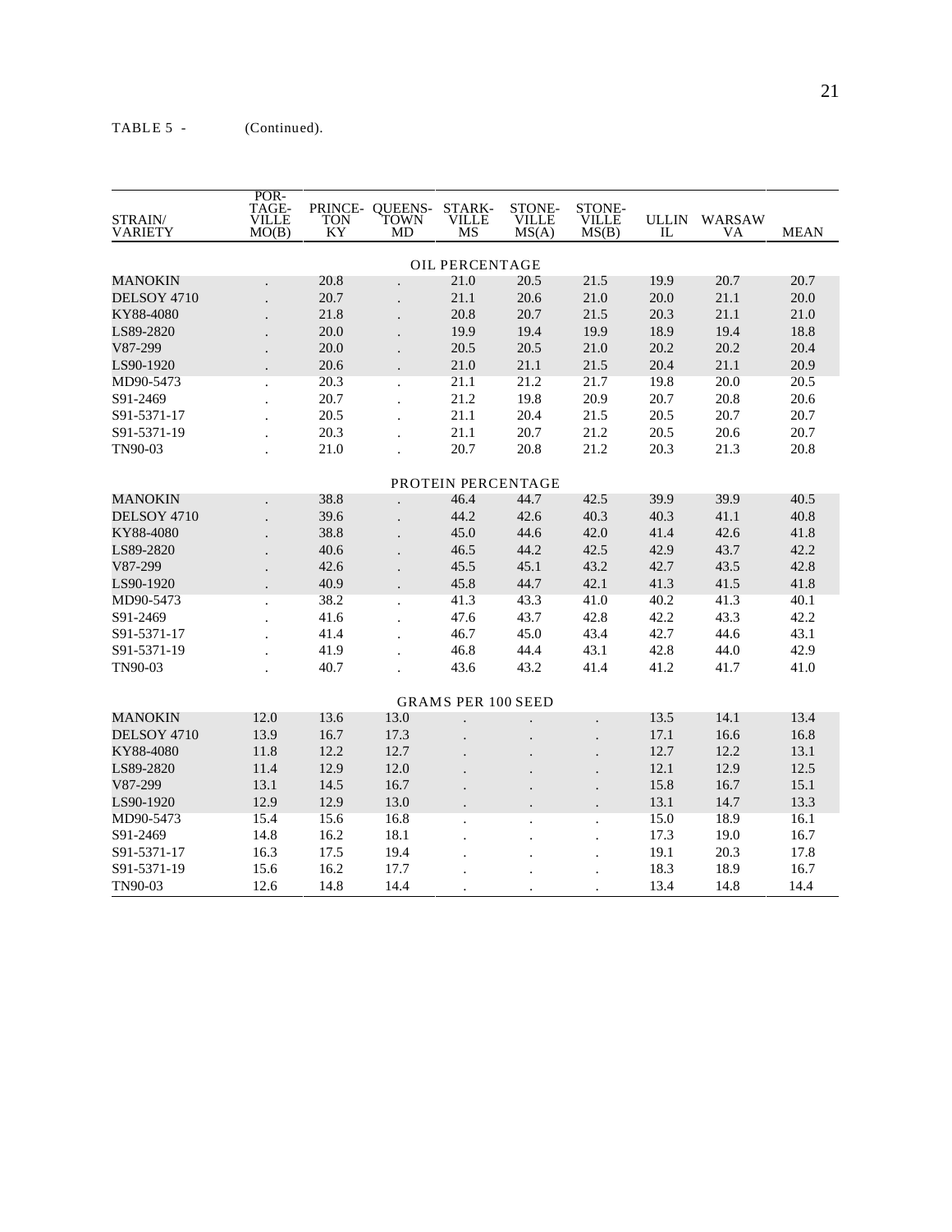TABLE 5 - (Continued).

| STRAIN/ VARIETY | POR-TAGE-VILLE MO(B) | PRINCE-TON KY | QUEENS-TOWN MD | STARK-VILLE MS | STONE-VILLE MS(A) | STONE-VILLE MS(B) | ULLIN IL | WARSAW VA | MEAN |
|---|---|---|---|---|---|---|---|---|---|
| | | | | OIL PERCENTAGE | | | | | |
| MANOKIN | . | 20.8 | . | 21.0 | 20.5 | 21.5 | 19.9 | 20.7 | 20.7 |
| DELSOY 4710 | . | 20.7 | . | 21.1 | 20.6 | 21.0 | 20.0 | 21.1 | 20.0 |
| KY88-4080 | . | 21.8 | . | 20.8 | 20.7 | 21.5 | 20.3 | 21.1 | 21.0 |
| LS89-2820 | . | 20.0 | . | 19.9 | 19.4 | 19.9 | 18.9 | 19.4 | 18.8 |
| V87-299 | . | 20.0 | . | 20.5 | 20.5 | 21.0 | 20.2 | 20.2 | 20.4 |
| LS90-1920 | . | 20.6 | . | 21.0 | 21.1 | 21.5 | 20.4 | 21.1 | 20.9 |
| MD90-5473 | . | 20.3 | . | 21.1 | 21.2 | 21.7 | 19.8 | 20.0 | 20.5 |
| S91-2469 | . | 20.7 | . | 21.2 | 19.8 | 20.9 | 20.7 | 20.8 | 20.6 |
| S91-5371-17 | . | 20.5 | . | 21.1 | 20.4 | 21.5 | 20.5 | 20.7 | 20.7 |
| S91-5371-19 | . | 20.3 | . | 21.1 | 20.7 | 21.2 | 20.5 | 20.6 | 20.7 |
| TN90-03 | . | 21.0 | . | 20.7 | 20.8 | 21.2 | 20.3 | 21.3 | 20.8 |
| | | | | PROTEIN PERCENTAGE | | | | | |
| MANOKIN | . | 38.8 | . | 46.4 | 44.7 | 42.5 | 39.9 | 39.9 | 40.5 |
| DELSOY 4710 | . | 39.6 | . | 44.2 | 42.6 | 40.3 | 40.3 | 41.1 | 40.8 |
| KY88-4080 | . | 38.8 | . | 45.0 | 44.6 | 42.0 | 41.4 | 42.6 | 41.8 |
| LS89-2820 | . | 40.6 | . | 46.5 | 44.2 | 42.5 | 42.9 | 43.7 | 42.2 |
| V87-299 | . | 42.6 | . | 45.5 | 45.1 | 43.2 | 42.7 | 43.5 | 42.8 |
| LS90-1920 | . | 40.9 | . | 45.8 | 44.7 | 42.1 | 41.3 | 41.5 | 41.8 |
| MD90-5473 | . | 38.2 | . | 41.3 | 43.3 | 41.0 | 40.2 | 41.3 | 40.1 |
| S91-2469 | . | 41.6 | . | 47.6 | 43.7 | 42.8 | 42.2 | 43.3 | 42.2 |
| S91-5371-17 | . | 41.4 | . | 46.7 | 45.0 | 43.4 | 42.7 | 44.6 | 43.1 |
| S91-5371-19 | . | 41.9 | . | 46.8 | 44.4 | 43.1 | 42.8 | 44.0 | 42.9 |
| TN90-03 | . | 40.7 | . | 43.6 | 43.2 | 41.4 | 41.2 | 41.7 | 41.0 |
| | | | | GRAMS PER 100 SEED | | | | | |
| MANOKIN | 12.0 | 13.6 | 13.0 | . | . | . | 13.5 | 14.1 | 13.4 |
| DELSOY 4710 | 13.9 | 16.7 | 17.3 | . | . | . | 17.1 | 16.6 | 16.8 |
| KY88-4080 | 11.8 | 12.2 | 12.7 | . | . | . | 12.7 | 12.2 | 13.1 |
| LS89-2820 | 11.4 | 12.9 | 12.0 | . | . | . | 12.1 | 12.9 | 12.5 |
| V87-299 | 13.1 | 14.5 | 16.7 | . | . | . | 15.8 | 16.7 | 15.1 |
| LS90-1920 | 12.9 | 12.9 | 13.0 | . | . | . | 13.1 | 14.7 | 13.3 |
| MD90-5473 | 15.4 | 15.6 | 16.8 | . | . | . | 15.0 | 18.9 | 16.1 |
| S91-2469 | 14.8 | 16.2 | 18.1 | . | . | . | 17.3 | 19.0 | 16.7 |
| S91-5371-17 | 16.3 | 17.5 | 19.4 | . | . | . | 19.1 | 20.3 | 17.8 |
| S91-5371-19 | 15.6 | 16.2 | 17.7 | . | . | . | 18.3 | 18.9 | 16.7 |
| TN90-03 | 12.6 | 14.8 | 14.4 | . | . | . | 13.4 | 14.8 | 14.4 |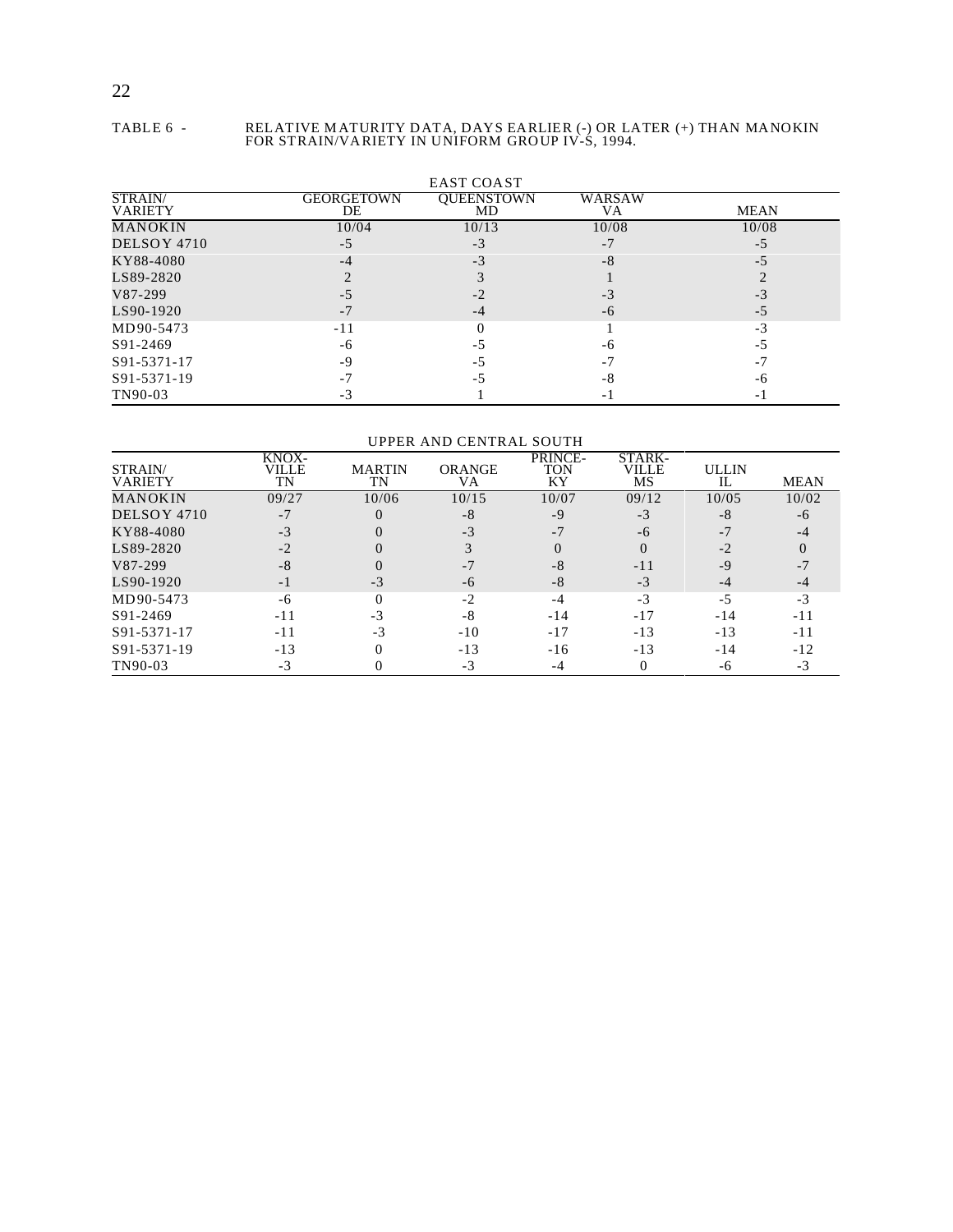TABLE 6 - RELATIVE MATURITY DATA, DAYS EARLIER (-) OR LATER (+) THAN MANOKIN FOR STRAIN/VARIETY IN UNIFORM GROUP IV-S, 1994.

EAST COAST

| STRAIN/ VARIETY | GEORGETOWN DE | QUEENSTOWN MD | WARSAW VA | MEAN |
|---|---|---|---|---|
| MANOKIN | 10/04 | 10/13 | 10/08 | 10/08 |
| DELSOY 4710 | -5 | -3 | -7 | -5 |
| KY88-4080 | -4 | -3 | -8 | -5 |
| LS89-2820 | 2 | 3 | 1 | 2 |
| V87-299 | -5 | -2 | -3 | -3 |
| LS90-1920 | -7 | -4 | -6 | -5 |
| MD90-5473 | -11 | 0 | 1 | -3 |
| S91-2469 | -6 | -5 | -6 | -5 |
| S91-5371-17 | -9 | -5 | -7 | -7 |
| S91-5371-19 | -7 | -5 | -8 | -6 |
| TN90-03 | -3 | 1 | -1 | -1 |

UPPER AND CENTRAL SOUTH

| STRAIN/ VARIETY | KNOX-VILLE TN | MARTIN TN | ORANGE VA | PRINCE-TON KY | STARK-VILLE MS | ULLIN IL | MEAN |
|---|---|---|---|---|---|---|---|
| MANOKIN | 09/27 | 10/06 | 10/15 | 10/07 | 09/12 | 10/05 | 10/02 |
| DELSOY 4710 | -7 | 0 | -8 | -9 | -3 | -8 | -6 |
| KY88-4080 | -3 | 0 | -3 | -7 | -6 | -7 | -4 |
| LS89-2820 | -2 | 0 | 3 | 0 | 0 | -2 | 0 |
| V87-299 | -8 | 0 | -7 | -8 | -11 | -9 | -7 |
| LS90-1920 | -1 | -3 | -6 | -8 | -3 | -4 | -4 |
| MD90-5473 | -6 | 0 | -2 | -4 | -3 | -5 | -3 |
| S91-2469 | -11 | -3 | -8 | -14 | -17 | -14 | -11 |
| S91-5371-17 | -11 | -3 | -10 | -17 | -13 | -13 | -11 |
| S91-5371-19 | -13 | 0 | -13 | -16 | -13 | -14 | -12 |
| TN90-03 | -3 | 0 | -3 | -4 | 0 | -6 | -3 |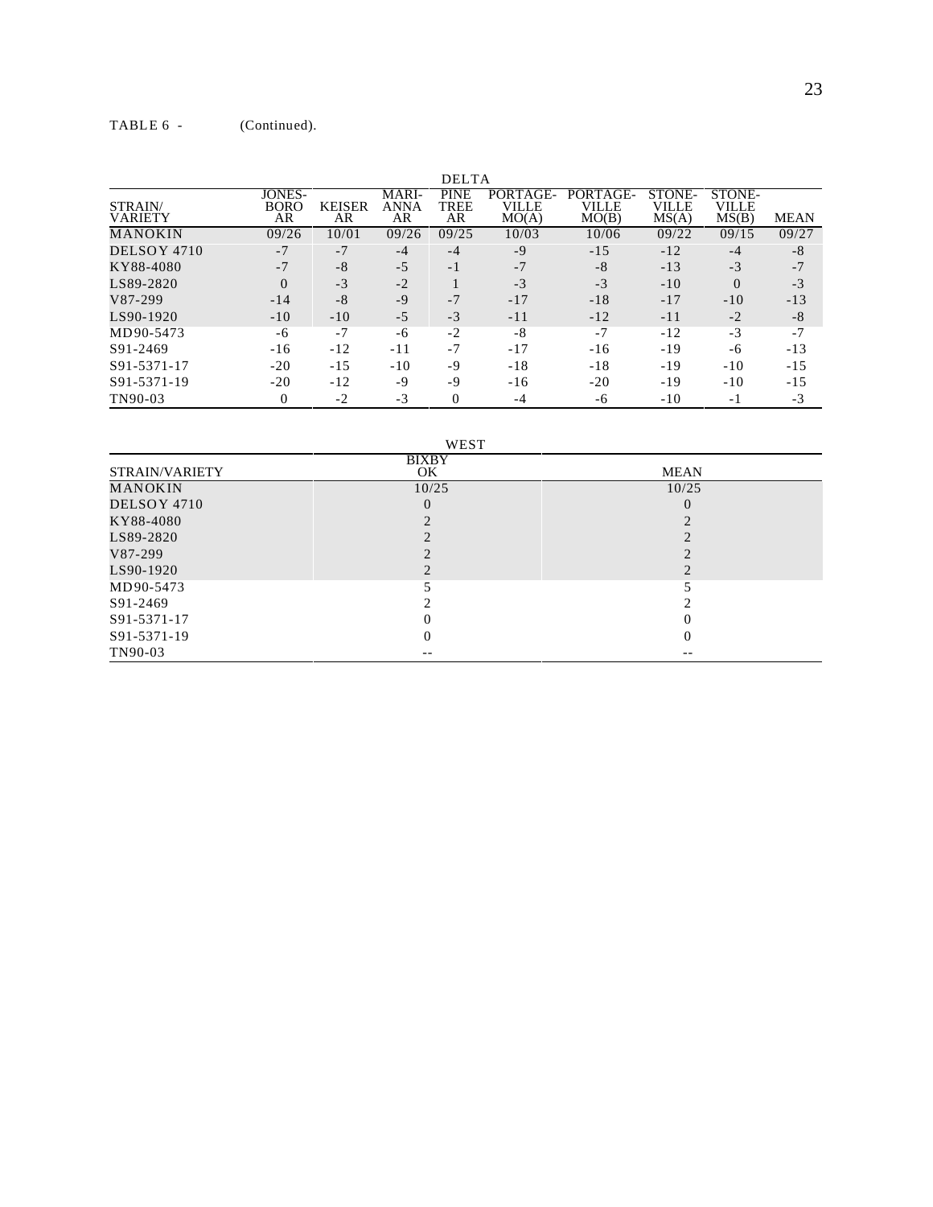TABLE 6 - (Continued).

| | DELTA | | | | | | | | |
|---|---|---|---|---|---|---|---|---|---|
| STRAIN/ VARIETY | JONES-BORO AR | KEISER AR | MARI-ANNA AR | PINE TREE AR | PORTAGE-VILLE MO(A) | PORTAGE-VILLE MO(B) | STONE-VILLE MS(A) | STONE-VILLE MS(B) | MEAN |
| MANOKIN | 09/26 | 10/01 | 09/26 | 09/25 | 10/03 | 10/06 | 09/22 | 09/15 | 09/27 |
| DELSOY 4710 | -7 | -7 | -4 | -4 | -9 | -15 | -12 | -4 | -8 |
| KY88-4080 | -7 | -8 | -5 | -1 | -7 | -8 | -13 | -3 | -7 |
| LS89-2820 | 0 | -3 | -2 | 1 | -3 | -3 | -10 | 0 | -3 |
| V87-299 | -14 | -8 | -9 | -7 | -17 | -18 | -17 | -10 | -13 |
| LS90-1920 | -10 | -10 | -5 | -3 | -11 | -12 | -11 | -2 | -8 |
| MD90-5473 | -6 | -7 | -6 | -2 | -8 | -7 | -12 | -3 | -7 |
| S91-2469 | -16 | -12 | -11 | -7 | -17 | -16 | -19 | -6 | -13 |
| S91-5371-17 | -20 | -15 | -10 | -9 | -18 | -18 | -19 | -10 | -15 |
| S91-5371-19 | -20 | -12 | -9 | -9 | -16 | -20 | -19 | -10 | -15 |
| TN90-03 | 0 | -2 | -3 | 0 | -4 | -6 | -10 | -1 | -3 |

| | WEST | |
|---|---|---|
| STRAIN/VARIETY | BIXBY OK | MEAN |
| MANOKIN | 10/25 | 10/25 |
| DELSOY 4710 | 0 | 0 |
| KY88-4080 | 2 | 2 |
| LS89-2820 | 2 | 2 |
| V87-299 | 2 | 2 |
| LS90-1920 | 2 | 2 |
| MD90-5473 | 5 | 5 |
| S91-2469 | 2 | 2 |
| S91-5371-17 | 0 | 0 |
| S91-5371-19 | 0 | 0 |
| TN90-03 | -- | -- |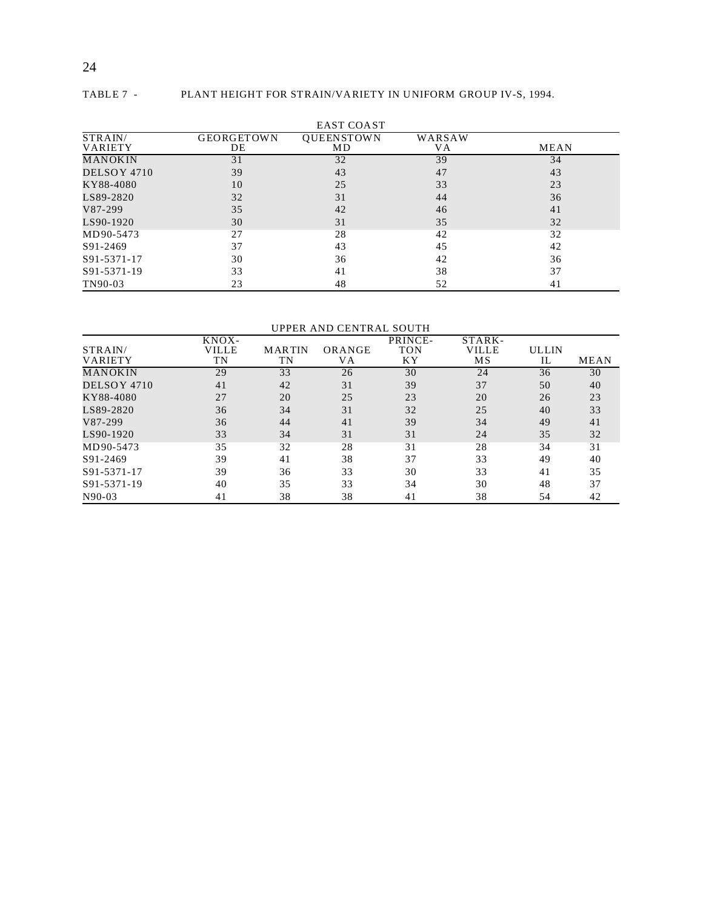TABLE 7 - PLANT HEIGHT FOR STRAIN/VARIETY IN UNIFORM GROUP IV-S, 1994.

EAST COAST

| STRAIN/ VARIETY | GEORGETOWN DE | QUEENSTOWN MD | WARSAW VA | MEAN |
|---|---|---|---|---|
| MANOKIN | 31 | 32 | 39 | 34 |
| DELSOY 4710 | 39 | 43 | 47 | 43 |
| KY88-4080 | 10 | 25 | 33 | 23 |
| LS89-2820 | 32 | 31 | 44 | 36 |
| V87-299 | 35 | 42 | 46 | 41 |
| LS90-1920 | 30 | 31 | 35 | 32 |
| MD90-5473 | 27 | 28 | 42 | 32 |
| S91-2469 | 37 | 43 | 45 | 42 |
| S91-5371-17 | 30 | 36 | 42 | 36 |
| S91-5371-19 | 33 | 41 | 38 | 37 |
| TN90-03 | 23 | 48 | 52 | 41 |

UPPER AND CENTRAL SOUTH

| STRAIN/ VARIETY | KNOX-VILLE TN | MARTIN TN | ORANGE VA | PRINCE-TON KY | STARK-VILLE MS | ULLIN IL | MEAN |
|---|---|---|---|---|---|---|---|
| MANOKIN | 29 | 33 | 26 | 30 | 24 | 36 | 30 |
| DELSOY 4710 | 41 | 42 | 31 | 39 | 37 | 50 | 40 |
| KY88-4080 | 27 | 20 | 25 | 23 | 20 | 26 | 23 |
| LS89-2820 | 36 | 34 | 31 | 32 | 25 | 40 | 33 |
| V87-299 | 36 | 44 | 41 | 39 | 34 | 49 | 41 |
| LS90-1920 | 33 | 34 | 31 | 31 | 24 | 35 | 32 |
| MD90-5473 | 35 | 32 | 28 | 31 | 28 | 34 | 31 |
| S91-2469 | 39 | 41 | 38 | 37 | 33 | 49 | 40 |
| S91-5371-17 | 39 | 36 | 33 | 30 | 33 | 41 | 35 |
| S91-5371-19 | 40 | 35 | 33 | 34 | 30 | 48 | 37 |
| N90-03 | 41 | 38 | 38 | 41 | 38 | 54 | 42 |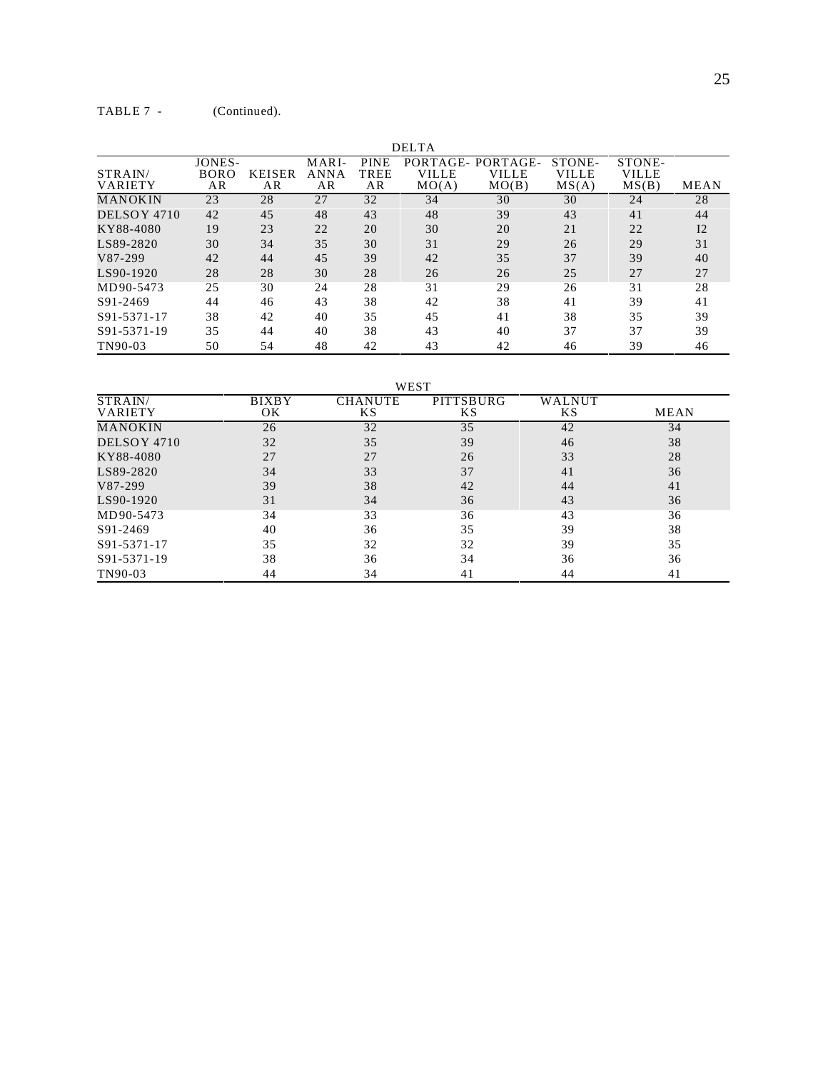TABLE 7 - (Continued).

| | DELTA | | | | | | | | |
|---|---|---|---|---|---|---|---|---|---|
| STRAIN/ VARIETY | JONES-BORO AR | KEISER AR | MARI-ANNA AR | PINE TREE AR | PORTAGE-VILLE MO(A) | PORTAGE-VILLE MO(B) | STONE-VILLE MS(A) | STONE-VILLE MS(B) | MEAN |
| MANOKIN | 23 | 28 | 27 | 32 | 34 | 30 | 30 | 24 | 28 |
| DELSOY 4710 | 42 | 45 | 48 | 43 | 48 | 39 | 43 | 41 | 44 |
| KY88-4080 | 19 | 23 | 22 | 20 | 30 | 20 | 21 | 22 | I2 |
| LS89-2820 | 30 | 34 | 35 | 30 | 31 | 29 | 26 | 29 | 31 |
| V87-299 | 42 | 44 | 45 | 39 | 42 | 35 | 37 | 39 | 40 |
| LS90-1920 | 28 | 28 | 30 | 28 | 26 | 26 | 25 | 27 | 27 |
| MD90-5473 | 25 | 30 | 24 | 28 | 31 | 29 | 26 | 31 | 28 |
| S91-2469 | 44 | 46 | 43 | 38 | 42 | 38 | 41 | 39 | 41 |
| S91-5371-17 | 38 | 42 | 40 | 35 | 45 | 41 | 38 | 35 | 39 |
| S91-5371-19 | 35 | 44 | 40 | 38 | 43 | 40 | 37 | 37 | 39 |
| TN90-03 | 50 | 54 | 48 | 42 | 43 | 42 | 46 | 39 | 46 |

| | WEST | | | | |
|---|---|---|---|---|---|
| STRAIN/ VARIETY | BIXBY OK | CHANUTE KS | PITTSBURG KS | WALNUT KS | MEAN |
| MANOKIN | 26 | 32 | 35 | 42 | 34 |
| DELSOY 4710 | 32 | 35 | 39 | 46 | 38 |
| KY88-4080 | 27 | 27 | 26 | 33 | 28 |
| LS89-2820 | 34 | 33 | 37 | 41 | 36 |
| V87-299 | 39 | 38 | 42 | 44 | 41 |
| LS90-1920 | 31 | 34 | 36 | 43 | 36 |
| MD90-5473 | 34 | 33 | 36 | 43 | 36 |
| S91-2469 | 40 | 36 | 35 | 39 | 38 |
| S91-5371-17 | 35 | 32 | 32 | 39 | 35 |
| S91-5371-19 | 38 | 36 | 34 | 36 | 36 |
| TN90-03 | 44 | 34 | 41 | 44 | 41 |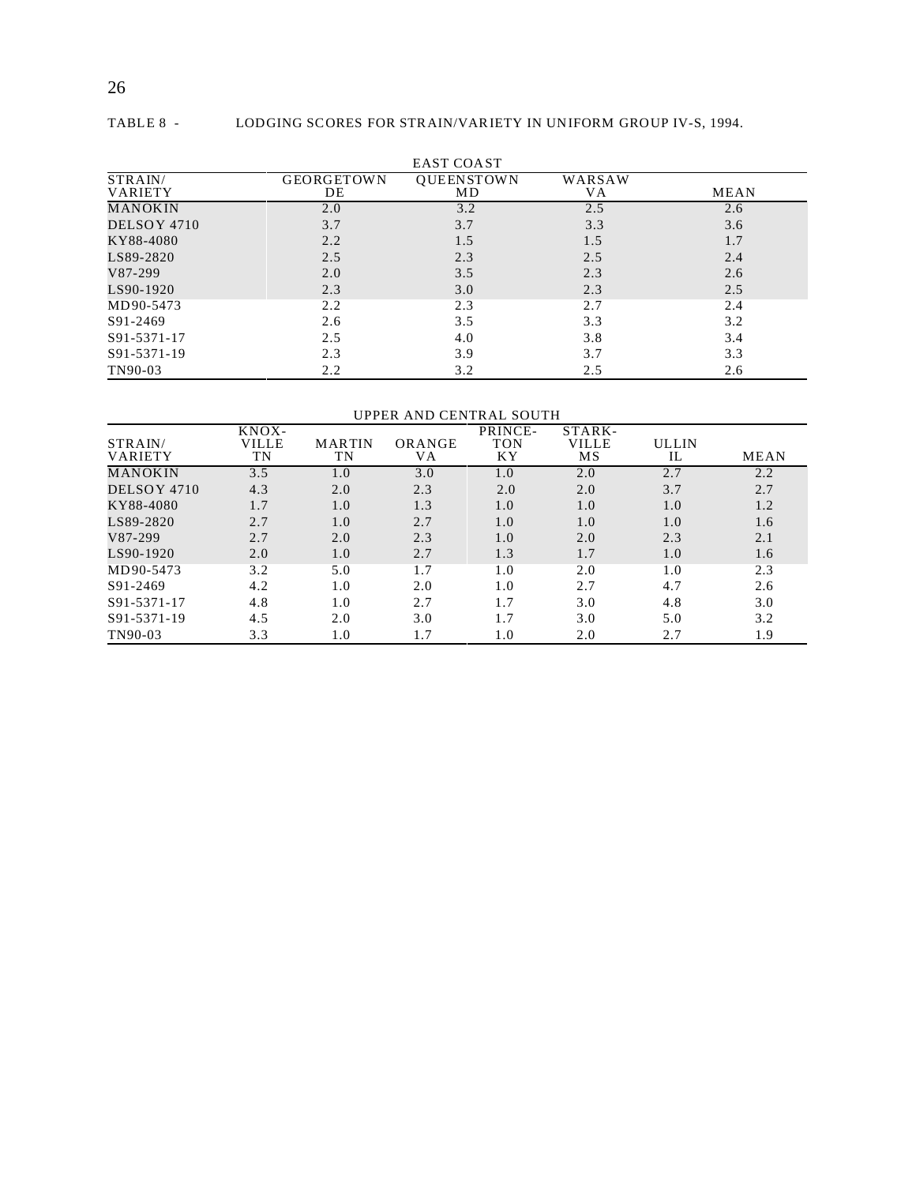TABLE 8 - LODGING SCORES FOR STRAIN/VARIETY IN UNIFORM GROUP IV-S, 1994.

EAST COAST

| STRAIN/ VARIETY | GEORGETOWN DE | QUEENSTOWN MD | WARSAW VA | MEAN |
|---|---|---|---|---|
| MANOKIN | 2.0 | 3.2 | 2.5 | 2.6 |
| DELSOY 4710 | 3.7 | 3.7 | 3.3 | 3.6 |
| KY88-4080 | 2.2 | 1.5 | 1.5 | 1.7 |
| LS89-2820 | 2.5 | 2.3 | 2.5 | 2.4 |
| V87-299 | 2.0 | 3.5 | 2.3 | 2.6 |
| LS90-1920 | 2.3 | 3.0 | 2.3 | 2.5 |
| MD90-5473 | 2.2 | 2.3 | 2.7 | 2.4 |
| S91-2469 | 2.6 | 3.5 | 3.3 | 3.2 |
| S91-5371-17 | 2.5 | 4.0 | 3.8 | 3.4 |
| S91-5371-19 | 2.3 | 3.9 | 3.7 | 3.3 |
| TN90-03 | 2.2 | 3.2 | 2.5 | 2.6 |

UPPER AND CENTRAL SOUTH

| STRAIN/ VARIETY | KNOX-VILLE TN | MARTIN TN | ORANGE VA | PRINCE-TON KY | STARK-VILLE MS | ULLIN IL | MEAN |
|---|---|---|---|---|---|---|---|
| MANOKIN | 3.5 | 1.0 | 3.0 | 1.0 | 2.0 | 2.7 | 2.2 |
| DELSOY 4710 | 4.3 | 2.0 | 2.3 | 2.0 | 2.0 | 3.7 | 2.7 |
| KY88-4080 | 1.7 | 1.0 | 1.3 | 1.0 | 1.0 | 1.0 | 1.2 |
| LS89-2820 | 2.7 | 1.0 | 2.7 | 1.0 | 1.0 | 1.0 | 1.6 |
| V87-299 | 2.7 | 2.0 | 2.3 | 1.0 | 2.0 | 2.3 | 2.1 |
| LS90-1920 | 2.0 | 1.0 | 2.7 | 1.3 | 1.7 | 1.0 | 1.6 |
| MD90-5473 | 3.2 | 5.0 | 1.7 | 1.0 | 2.0 | 1.0 | 2.3 |
| S91-2469 | 4.2 | 1.0 | 2.0 | 1.0 | 2.7 | 4.7 | 2.6 |
| S91-5371-17 | 4.8 | 1.0 | 2.7 | 1.7 | 3.0 | 4.8 | 3.0 |
| S91-5371-19 | 4.5 | 2.0 | 3.0 | 1.7 | 3.0 | 5.0 | 3.2 |
| TN90-03 | 3.3 | 1.0 | 1.7 | 1.0 | 2.0 | 2.7 | 1.9 |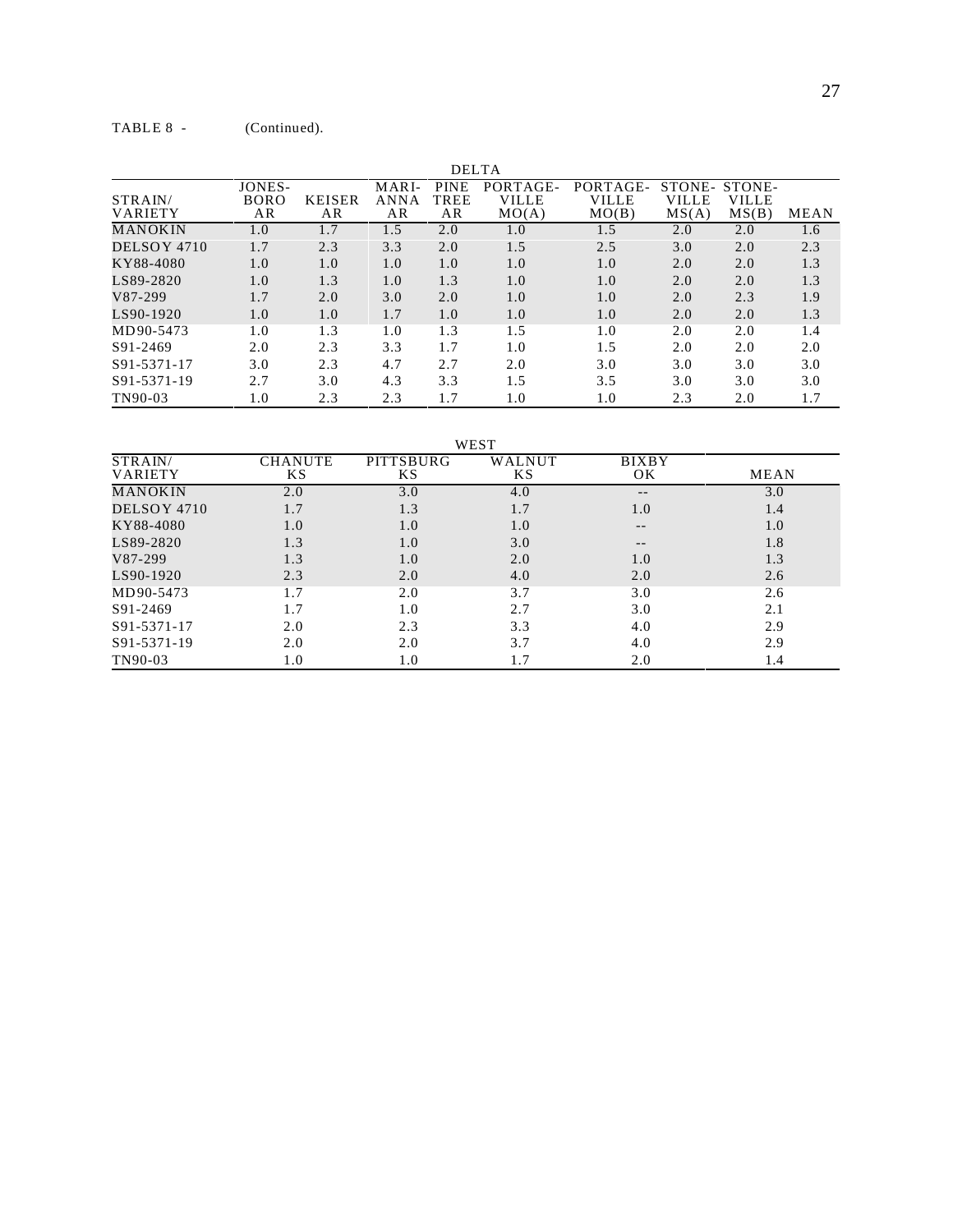TABLE 8 - (Continued).

| | DELTA | | | | | | | | |
|---|---|---|---|---|---|---|---|---|---|
| STRAIN/ VARIETY | JONES- BORO AR | KEISER AR | MARI- ANNA AR | PINE TREE AR | PORTAGE- VILLE MO(A) | PORTAGE- VILLE MO(B) | STONE- VILLE MS(A) | STONE- VILLE MS(B) | MEAN |
| MANOKIN | 1.0 | 1.7 | 1.5 | 2.0 | 1.0 | 1.5 | 2.0 | 2.0 | 1.6 |
| DELSOY 4710 | 1.7 | 2.3 | 3.3 | 2.0 | 1.5 | 2.5 | 3.0 | 2.0 | 2.3 |
| KY88-4080 | 1.0 | 1.0 | 1.0 | 1.0 | 1.0 | 1.0 | 2.0 | 2.0 | 1.3 |
| LS89-2820 | 1.0 | 1.3 | 1.0 | 1.3 | 1.0 | 1.0 | 2.0 | 2.0 | 1.3 |
| V87-299 | 1.7 | 2.0 | 3.0 | 2.0 | 1.0 | 1.0 | 2.0 | 2.3 | 1.9 |
| LS90-1920 | 1.0 | 1.0 | 1.7 | 1.0 | 1.0 | 1.0 | 2.0 | 2.0 | 1.3 |
| MD90-5473 | 1.0 | 1.3 | 1.0 | 1.3 | 1.5 | 1.0 | 2.0 | 2.0 | 1.4 |
| S91-2469 | 2.0 | 2.3 | 3.3 | 1.7 | 1.0 | 1.5 | 2.0 | 2.0 | 2.0 |
| S91-5371-17 | 3.0 | 2.3 | 4.7 | 2.7 | 2.0 | 3.0 | 3.0 | 3.0 | 3.0 |
| S91-5371-19 | 2.7 | 3.0 | 4.3 | 3.3 | 1.5 | 3.5 | 3.0 | 3.0 | 3.0 |
| TN90-03 | 1.0 | 2.3 | 2.3 | 1.7 | 1.0 | 1.0 | 2.3 | 2.0 | 1.7 |

| | WEST | | | | |
|---|---|---|---|---|---|
| STRAIN/ VARIETY | CHANUTE KS | PITTSBURG KS | WALNUT KS | BIXBY OK | MEAN |
| MANOKIN | 2.0 | 3.0 | 4.0 | -- | 3.0 |
| DELSOY 4710 | 1.7 | 1.3 | 1.7 | 1.0 | 1.4 |
| KY88-4080 | 1.0 | 1.0 | 1.0 | -- | 1.0 |
| LS89-2820 | 1.3 | 1.0 | 3.0 | -- | 1.8 |
| V87-299 | 1.3 | 1.0 | 2.0 | 1.0 | 1.3 |
| LS90-1920 | 2.3 | 2.0 | 4.0 | 2.0 | 2.6 |
| MD90-5473 | 1.7 | 2.0 | 3.7 | 3.0 | 2.6 |
| S91-2469 | 1.7 | 1.0 | 2.7 | 3.0 | 2.1 |
| S91-5371-17 | 2.0 | 2.3 | 3.3 | 4.0 | 2.9 |
| S91-5371-19 | 2.0 | 2.0 | 3.7 | 4.0 | 2.9 |
| TN90-03 | 1.0 | 1.0 | 1.7 | 2.0 | 1.4 |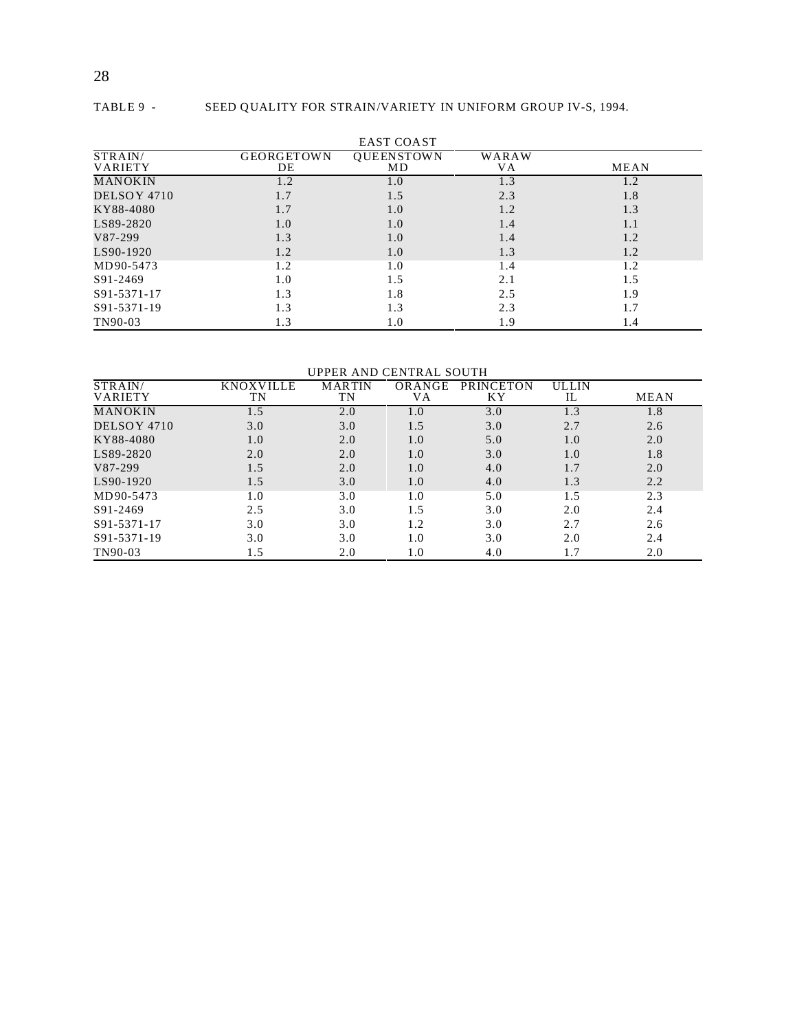TABLE 9 - SEED QUALITY FOR STRAIN/VARIETY IN UNIFORM GROUP IV-S, 1994.

EAST COAST

| STRAIN/ VARIETY | GEORGETOWN DE | QUEENSTOWN MD | WARAW VA | MEAN |
|---|---|---|---|---|
| MANOKIN | 1.2 | 1.0 | 1.3 | 1.2 |
| DELSOY 4710 | 1.7 | 1.5 | 2.3 | 1.8 |
| KY88-4080 | 1.7 | 1.0 | 1.2 | 1.3 |
| LS89-2820 | 1.0 | 1.0 | 1.4 | 1.1 |
| V87-299 | 1.3 | 1.0 | 1.4 | 1.2 |
| LS90-1920 | 1.2 | 1.0 | 1.3 | 1.2 |
| MD90-5473 | 1.2 | 1.0 | 1.4 | 1.2 |
| S91-2469 | 1.0 | 1.5 | 2.1 | 1.5 |
| S91-5371-17 | 1.3 | 1.8 | 2.5 | 1.9 |
| S91-5371-19 | 1.3 | 1.3 | 2.3 | 1.7 |
| TN90-03 | 1.3 | 1.0 | 1.9 | 1.4 |

UPPER AND CENTRAL SOUTH

| STRAIN/ VARIETY | KNOXVILLE TN | MARTIN TN | ORANGE VA | PRINCETON KY | ULLIN IL | MEAN |
|---|---|---|---|---|---|---|
| MANOKIN | 1.5 | 2.0 | 1.0 | 3.0 | 1.3 | 1.8 |
| DELSOY 4710 | 3.0 | 3.0 | 1.5 | 3.0 | 2.7 | 2.6 |
| KY88-4080 | 1.0 | 2.0 | 1.0 | 5.0 | 1.0 | 2.0 |
| LS89-2820 | 2.0 | 2.0 | 1.0 | 3.0 | 1.0 | 1.8 |
| V87-299 | 1.5 | 2.0 | 1.0 | 4.0 | 1.7 | 2.0 |
| LS90-1920 | 1.5 | 3.0 | 1.0 | 4.0 | 1.3 | 2.2 |
| MD90-5473 | 1.0 | 3.0 | 1.0 | 5.0 | 1.5 | 2.3 |
| S91-2469 | 2.5 | 3.0 | 1.5 | 3.0 | 2.0 | 2.4 |
| S91-5371-17 | 3.0 | 3.0 | 1.2 | 3.0 | 2.7 | 2.6 |
| S91-5371-19 | 3.0 | 3.0 | 1.0 | 3.0 | 2.0 | 2.4 |
| TN90-03 | 1.5 | 2.0 | 1.0 | 4.0 | 1.7 | 2.0 |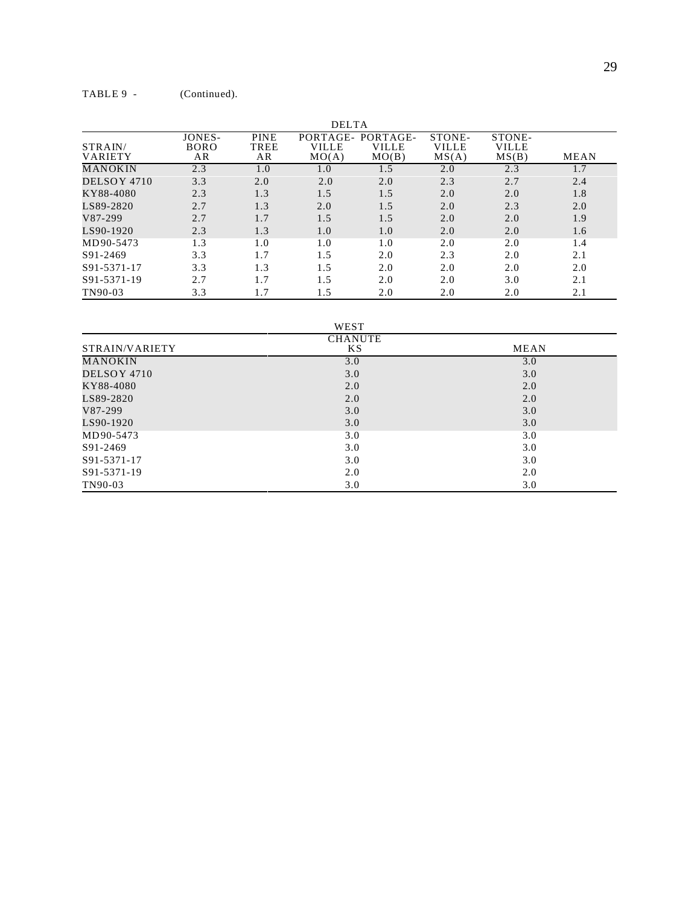TABLE 9 - (Continued).

| | DELTA | | | | | | |
|---|---|---|---|---|---|---|---|
| STRAIN/ VARIETY | JONES- BORO AR | PINE TREE AR | PORTAGE- VILLE MO(A) | PORTAGE- VILLE MO(B) | STONE- VILLE MS(A) | STONE- VILLE MS(B) | MEAN |
| MANOKIN | 2.3 | 1.0 | 1.0 | 1.5 | 2.0 | 2.3 | 1.7 |
| DELSOY 4710 | 3.3 | 2.0 | 2.0 | 2.0 | 2.3 | 2.7 | 2.4 |
| KY88-4080 | 2.3 | 1.3 | 1.5 | 1.5 | 2.0 | 2.0 | 1.8 |
| LS89-2820 | 2.7 | 1.3 | 2.0 | 1.5 | 2.0 | 2.3 | 2.0 |
| V87-299 | 2.7 | 1.7 | 1.5 | 1.5 | 2.0 | 2.0 | 1.9 |
| LS90-1920 | 2.3 | 1.3 | 1.0 | 1.0 | 2.0 | 2.0 | 1.6 |
| MD90-5473 | 1.3 | 1.0 | 1.0 | 1.0 | 2.0 | 2.0 | 1.4 |
| S91-2469 | 3.3 | 1.7 | 1.5 | 2.0 | 2.3 | 2.0 | 2.1 |
| S91-5371-17 | 3.3 | 1.3 | 1.5 | 2.0 | 2.0 | 2.0 | 2.0 |
| S91-5371-19 | 2.7 | 1.7 | 1.5 | 2.0 | 2.0 | 3.0 | 2.1 |
| TN90-03 | 3.3 | 1.7 | 1.5 | 2.0 | 2.0 | 2.0 | 2.1 |

| | WEST | |
|---|---|---|
| STRAIN/VARIETY | CHANUTE KS | MEAN |
| MANOKIN | 3.0 | 3.0 |
| DELSOY 4710 | 3.0 | 3.0 |
| KY88-4080 | 2.0 | 2.0 |
| LS89-2820 | 2.0 | 2.0 |
| V87-299 | 3.0 | 3.0 |
| LS90-1920 | 3.0 | 3.0 |
| MD90-5473 | 3.0 | 3.0 |
| S91-2469 | 3.0 | 3.0 |
| S91-5371-17 | 3.0 | 3.0 |
| S91-5371-19 | 2.0 | 2.0 |
| TN90-03 | 3.0 | 3.0 |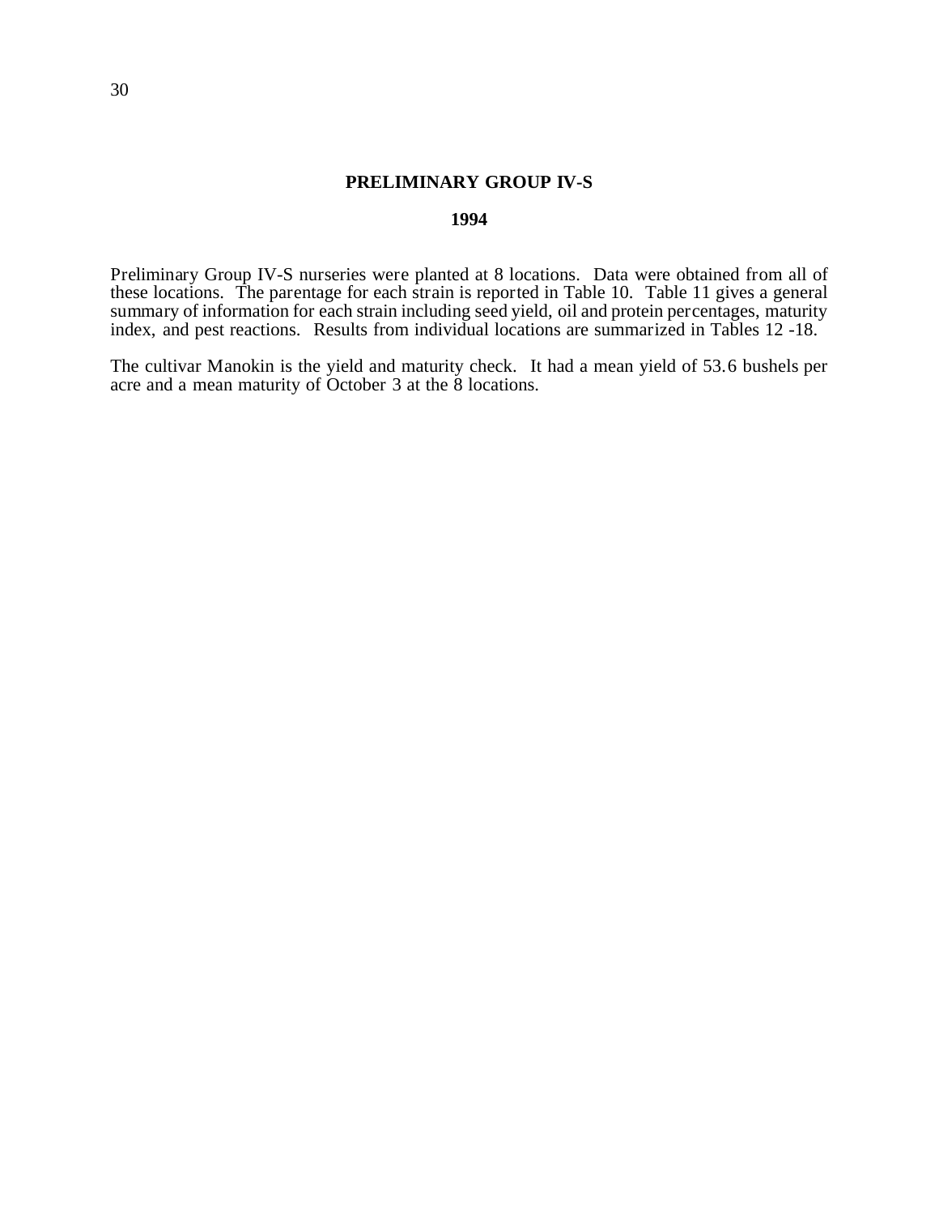# PRELIMINARY GROUP IV-S

## 1994

Preliminary Group IV-S nurseries were planted at 8 locations. Data were obtained from all of these locations. The parentage for each strain is reported in Table 10. Table 11 gives a general summary of information for each strain including seed yield, oil and protein percentages, maturity index, and pest reactions. Results from individual locations are summarized in Tables 12 -18.

The cultivar Manokin is the yield and maturity check. It had a mean yield of 53.6 bushels per acre and a mean maturity of October 3 at the 8 locations.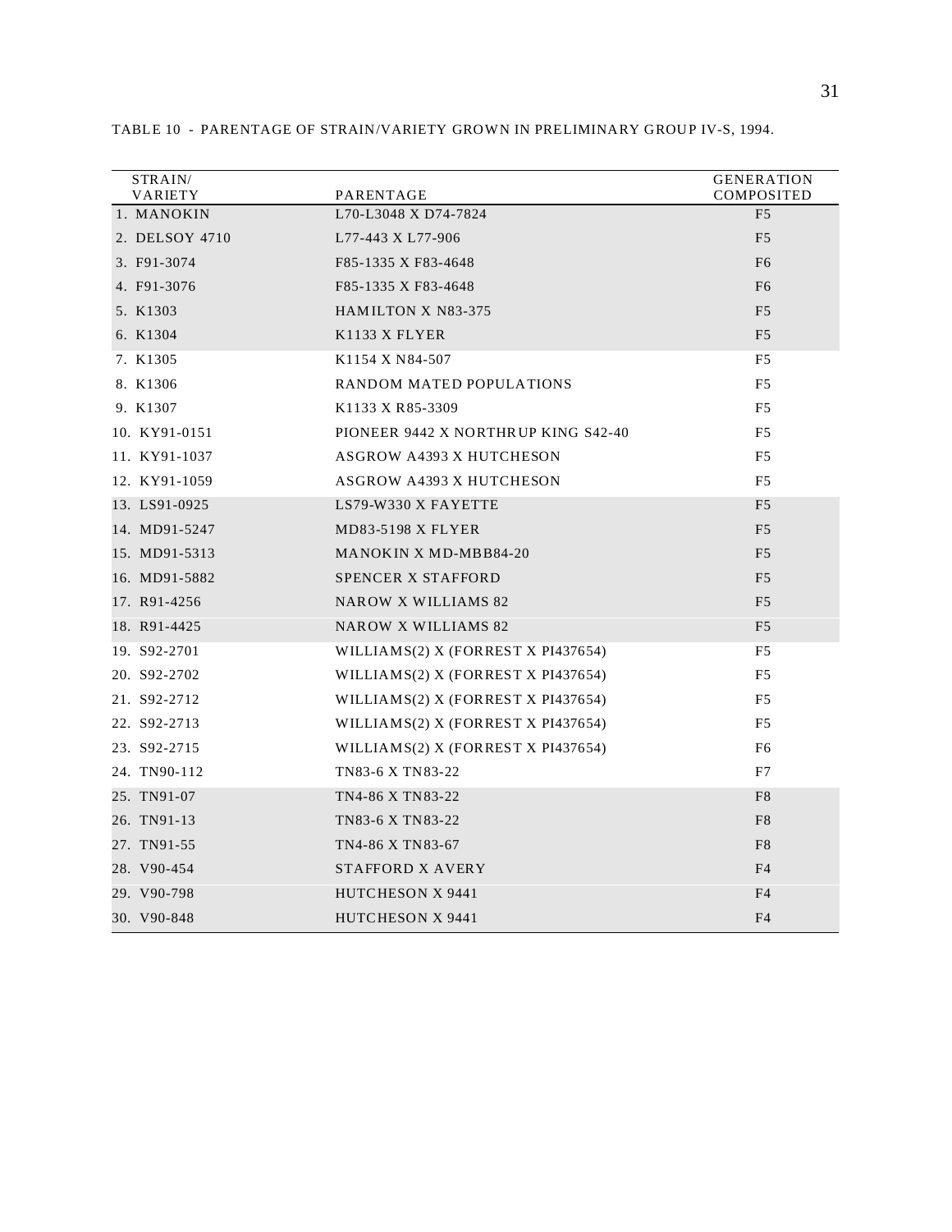TABLE 10 - PARENTAGE OF STRAIN/VARIETY GROWN IN PRELIMINARY GROUP IV-S, 1994.

| STRAIN/ VARIETY | PARENTAGE | GENERATION COMPOSITED |
|---|---|---|
| 1. MANOKIN | L70-L3048 X D74-7824 | F5 |
| 2. DELSOY 4710 | L77-443 X L77-906 | F5 |
| 3. F91-3074 | F85-1335 X F83-4648 | F6 |
| 4. F91-3076 | F85-1335 X F83-4648 | F6 |
| 5. K1303 | HAMILTON X N83-375 | F5 |
| 6. K1304 | K1133 X FLYER | F5 |
| 7. K1305 | K1154 X N84-507 | F5 |
| 8. K1306 | RANDOM MATED POPULATIONS | F5 |
| 9. K1307 | K1133 X R85-3309 | F5 |
| 10. KY91-0151 | PIONEER 9442 X NORTHRUP KING S42-40 | F5 |
| 11. KY91-1037 | ASGROW A4393 X HUTCHESON | F5 |
| 12. KY91-1059 | ASGROW A4393 X HUTCHESON | F5 |
| 13. LS91-0925 | LS79-W330 X FAYETTE | F5 |
| 14. MD91-5247 | MD83-5198 X FLYER | F5 |
| 15. MD91-5313 | MANOKIN X MD-MBB84-20 | F5 |
| 16. MD91-5882 | SPENCER X STAFFORD | F5 |
| 17. R91-4256 | NAROW X WILLIAMS 82 | F5 |
| 18. R91-4425 | NAROW X WILLIAMS 82 | F5 |
| 19. S92-2701 | WILLIAMS(2) X (FORREST X PI437654) | F5 |
| 20. S92-2702 | WILLIAMS(2) X (FORREST X PI437654) | F5 |
| 21. S92-2712 | WILLIAMS(2) X (FORREST X PI437654) | F5 |
| 22. S92-2713 | WILLIAMS(2) X (FORREST X PI437654) | F5 |
| 23. S92-2715 | WILLIAMS(2) X (FORREST X PI437654) | F6 |
| 24. TN90-112 | TN83-6 X TN83-22 | F7 |
| 25. TN91-07 | TN4-86 X TN83-22 | F8 |
| 26. TN91-13 | TN83-6 X TN83-22 | F8 |
| 27. TN91-55 | TN4-86 X TN83-67 | F8 |
| 28. V90-454 | STAFFORD X AVERY | F4 |
| 29. V90-798 | HUTCHESON X 9441 | F4 |
| 30. V90-848 | HUTCHESON X 9441 | F4 |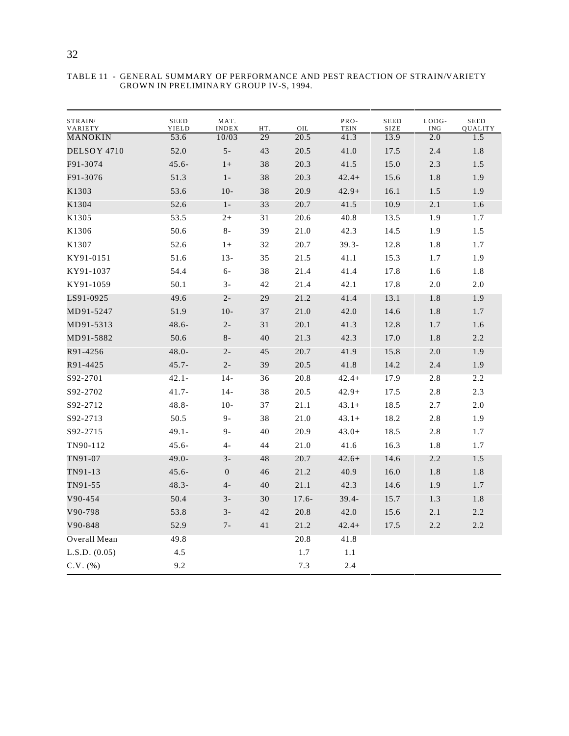TABLE 11 - GENERAL SUMMARY OF PERFORMANCE AND PEST REACTION OF STRAIN/VARIETY GROWN IN PRELIMINARY GROUP IV-S, 1994.

| STRAIN/ VARIETY | SEED YIELD | MAT. INDEX | HT. | OIL | PRO- TEIN | SEED SIZE | LODG- ING | SEED QUALITY |
|---|---|---|---|---|---|---|---|---|
| MANOKIN | 53.6 | 10/03 | 29 | 20.5 | 41.3 | 13.9 | 2.0 | 1.5 |
| DELSOY 4710 | 52.0 | 5- | 43 | 20.5 | 41.0 | 17.5 | 2.4 | 1.8 |
| F91-3074 | 45.6- | 1+ | 38 | 20.3 | 41.5 | 15.0 | 2.3 | 1.5 |
| F91-3076 | 51.3 | 1- | 38 | 20.3 | 42.4+ | 15.6 | 1.8 | 1.9 |
| K1303 | 53.6 | 10- | 38 | 20.9 | 42.9+ | 16.1 | 1.5 | 1.9 |
| K1304 | 52.6 | 1- | 33 | 20.7 | 41.5 | 10.9 | 2.1 | 1.6 |
| K1305 | 53.5 | 2+ | 31 | 20.6 | 40.8 | 13.5 | 1.9 | 1.7 |
| K1306 | 50.6 | 8- | 39 | 21.0 | 42.3 | 14.5 | 1.9 | 1.5 |
| K1307 | 52.6 | 1+ | 32 | 20.7 | 39.3- | 12.8 | 1.8 | 1.7 |
| KY91-0151 | 51.6 | 13- | 35 | 21.5 | 41.1 | 15.3 | 1.7 | 1.9 |
| KY91-1037 | 54.4 | 6- | 38 | 21.4 | 41.4 | 17.8 | 1.6 | 1.8 |
| KY91-1059 | 50.1 | 3- | 42 | 21.4 | 42.1 | 17.8 | 2.0 | 2.0 |
| LS91-0925 | 49.6 | 2- | 29 | 21.2 | 41.4 | 13.1 | 1.8 | 1.9 |
| MD91-5247 | 51.9 | 10- | 37 | 21.0 | 42.0 | 14.6 | 1.8 | 1.7 |
| MD91-5313 | 48.6- | 2- | 31 | 20.1 | 41.3 | 12.8 | 1.7 | 1.6 |
| MD91-5882 | 50.6 | 8- | 40 | 21.3 | 42.3 | 17.0 | 1.8 | 2.2 |
| R91-4256 | 48.0- | 2- | 45 | 20.7 | 41.9 | 15.8 | 2.0 | 1.9 |
| R91-4425 | 45.7- | 2- | 39 | 20.5 | 41.8 | 14.2 | 2.4 | 1.9 |
| S92-2701 | 42.1- | 14- | 36 | 20.8 | 42.4+ | 17.9 | 2.8 | 2.2 |
| S92-2702 | 41.7- | 14- | 38 | 20.5 | 42.9+ | 17.5 | 2.8 | 2.3 |
| S92-2712 | 48.8- | 10- | 37 | 21.1 | 43.1+ | 18.5 | 2.7 | 2.0 |
| S92-2713 | 50.5 | 9- | 38 | 21.0 | 43.1+ | 18.2 | 2.8 | 1.9 |
| S92-2715 | 49.1- | 9- | 40 | 20.9 | 43.0+ | 18.5 | 2.8 | 1.7 |
| TN90-112 | 45.6- | 4- | 44 | 21.0 | 41.6 | 16.3 | 1.8 | 1.7 |
| TN91-07 | 49.0- | 3- | 48 | 20.7 | 42.6+ | 14.6 | 2.2 | 1.5 |
| TN91-13 | 45.6- | 0 | 46 | 21.2 | 40.9 | 16.0 | 1.8 | 1.8 |
| TN91-55 | 48.3- | 4- | 40 | 21.1 | 42.3 | 14.6 | 1.9 | 1.7 |
| V90-454 | 50.4 | 3- | 30 | 17.6- | 39.4- | 15.7 | 1.3 | 1.8 |
| V90-798 | 53.8 | 3- | 42 | 20.8 | 42.0 | 15.6 | 2.1 | 2.2 |
| V90-848 | 52.9 | 7- | 41 | 21.2 | 42.4+ | 17.5 | 2.2 | 2.2 |
| Overall Mean | 49.8 | | | 20.8 | 41.8 | | | |
| L.S.D. (0.05) | 4.5 | | | 1.7 | 1.1 | | | |
| C.V. (%) | 9.2 | | | 7.3 | 2.4 | | | |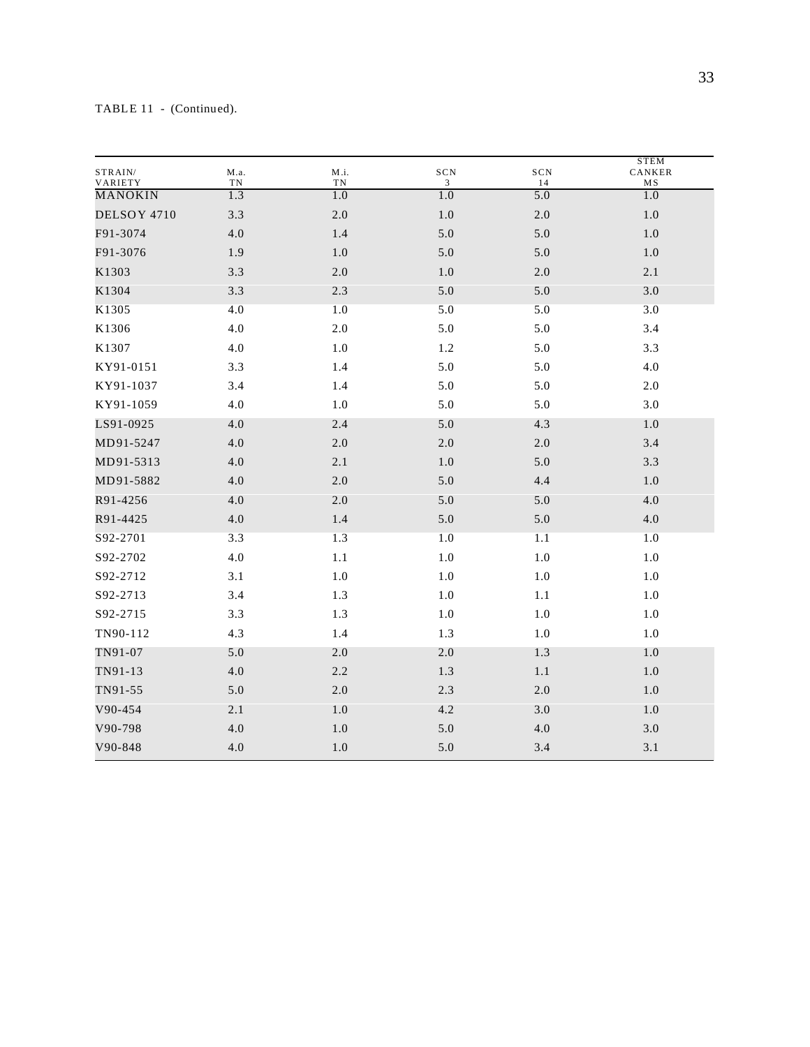TABLE 11 - (Continued).

| STRAIN/ VARIETY | M.a. TN | M.i. TN | SCN 3 | SCN 14 | STEM CANKER MS |
|---|---|---|---|---|---|
| MANOKIN | 1.3 | 1.0 | 1.0 | 5.0 | 1.0 |
| DELSOY 4710 | 3.3 | 2.0 | 1.0 | 2.0 | 1.0 |
| F91-3074 | 4.0 | 1.4 | 5.0 | 5.0 | 1.0 |
| F91-3076 | 1.9 | 1.0 | 5.0 | 5.0 | 1.0 |
| K1303 | 3.3 | 2.0 | 1.0 | 2.0 | 2.1 |
| K1304 | 3.3 | 2.3 | 5.0 | 5.0 | 3.0 |
| K1305 | 4.0 | 1.0 | 5.0 | 5.0 | 3.0 |
| K1306 | 4.0 | 2.0 | 5.0 | 5.0 | 3.4 |
| K1307 | 4.0 | 1.0 | 1.2 | 5.0 | 3.3 |
| KY91-0151 | 3.3 | 1.4 | 5.0 | 5.0 | 4.0 |
| KY91-1037 | 3.4 | 1.4 | 5.0 | 5.0 | 2.0 |
| KY91-1059 | 4.0 | 1.0 | 5.0 | 5.0 | 3.0 |
| LS91-0925 | 4.0 | 2.4 | 5.0 | 4.3 | 1.0 |
| MD91-5247 | 4.0 | 2.0 | 2.0 | 2.0 | 3.4 |
| MD91-5313 | 4.0 | 2.1 | 1.0 | 5.0 | 3.3 |
| MD91-5882 | 4.0 | 2.0 | 5.0 | 4.4 | 1.0 |
| R91-4256 | 4.0 | 2.0 | 5.0 | 5.0 | 4.0 |
| R91-4425 | 4.0 | 1.4 | 5.0 | 5.0 | 4.0 |
| S92-2701 | 3.3 | 1.3 | 1.0 | 1.1 | 1.0 |
| S92-2702 | 4.0 | 1.1 | 1.0 | 1.0 | 1.0 |
| S92-2712 | 3.1 | 1.0 | 1.0 | 1.0 | 1.0 |
| S92-2713 | 3.4 | 1.3 | 1.0 | 1.1 | 1.0 |
| S92-2715 | 3.3 | 1.3 | 1.0 | 1.0 | 1.0 |
| TN90-112 | 4.3 | 1.4 | 1.3 | 1.0 | 1.0 |
| TN91-07 | 5.0 | 2.0 | 2.0 | 1.3 | 1.0 |
| TN91-13 | 4.0 | 2.2 | 1.3 | 1.1 | 1.0 |
| TN91-55 | 5.0 | 2.0 | 2.3 | 2.0 | 1.0 |
| V90-454 | 2.1 | 1.0 | 4.2 | 3.0 | 1.0 |
| V90-798 | 4.0 | 1.0 | 5.0 | 4.0 | 3.0 |
| V90-848 | 4.0 | 1.0 | 5.0 | 3.4 | 3.1 |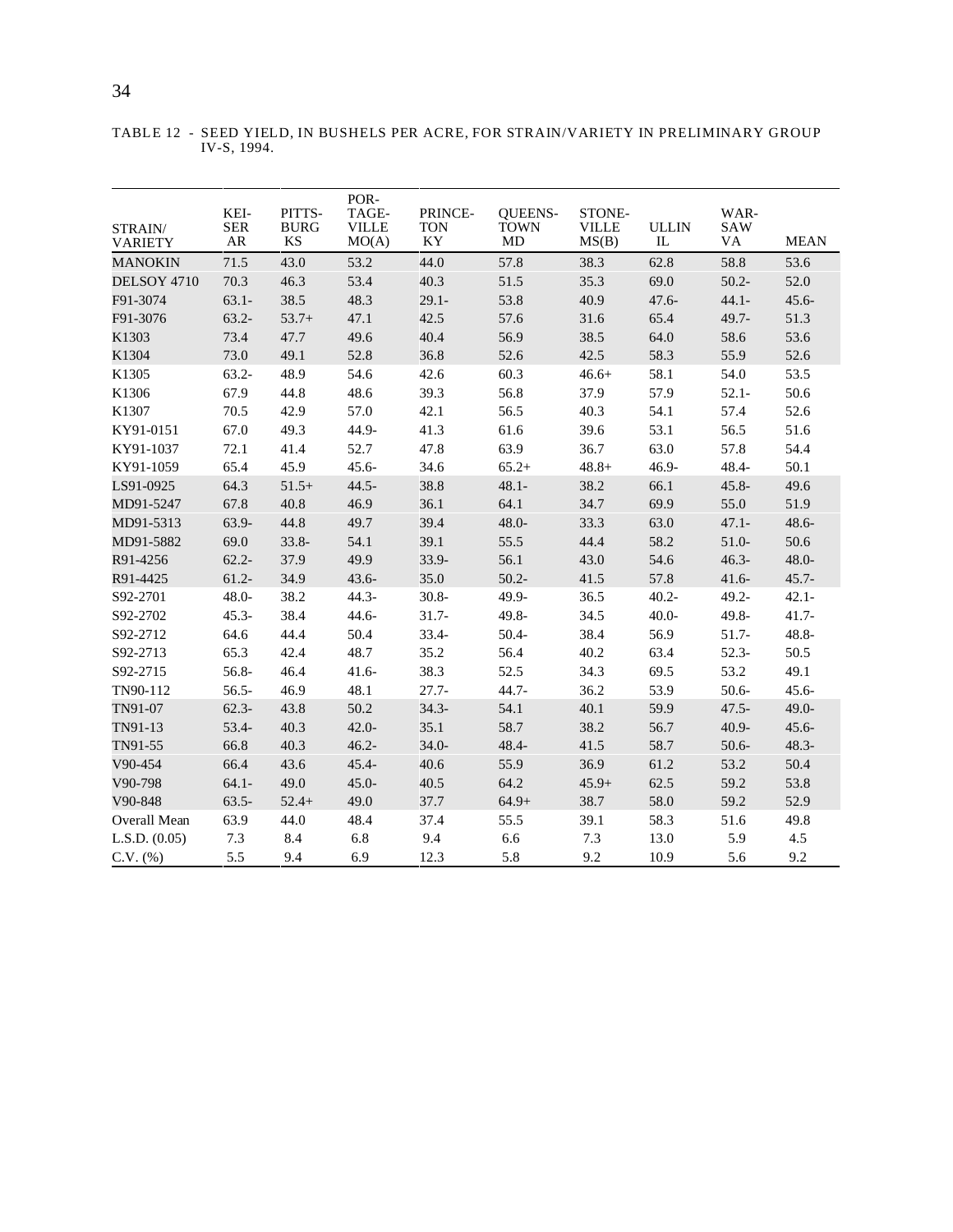TABLE 12 - SEED YIELD, IN BUSHELS PER ACRE, FOR STRAIN/VARIETY IN PRELIMINARY GROUP IV-S, 1994.

| STRAIN/ VARIETY | KEI- SER AR | PITTS- BURG KS | POR- TAGE- VILLE MO(A) | PRINCE- TON KY | QUEENS- TOWN MD | STONE- VILLE MS(B) | ULLIN IL | WAR- SAW VA | MEAN |
|---|---|---|---|---|---|---|---|---|---|
| MANOKIN | 71.5 | 43.0 | 53.2 | 44.0 | 57.8 | 38.3 | 62.8 | 58.8 | 53.6 |
| DELSOY 4710 | 70.3 | 46.3 | 53.4 | 40.3 | 51.5 | 35.3 | 69.0 | 50.2- | 52.0 |
| F91-3074 | 63.1- | 38.5 | 48.3 | 29.1- | 53.8 | 40.9 | 47.6- | 44.1- | 45.6- |
| F91-3076 | 63.2- | 53.7+ | 47.1 | 42.5 | 57.6 | 31.6 | 65.4 | 49.7- | 51.3 |
| K1303 | 73.4 | 47.7 | 49.6 | 40.4 | 56.9 | 38.5 | 64.0 | 58.6 | 53.6 |
| K1304 | 73.0 | 49.1 | 52.8 | 36.8 | 52.6 | 42.5 | 58.3 | 55.9 | 52.6 |
| K1305 | 63.2- | 48.9 | 54.6 | 42.6 | 60.3 | 46.6+ | 58.1 | 54.0 | 53.5 |
| K1306 | 67.9 | 44.8 | 48.6 | 39.3 | 56.8 | 37.9 | 57.9 | 52.1- | 50.6 |
| K1307 | 70.5 | 42.9 | 57.0 | 42.1 | 56.5 | 40.3 | 54.1 | 57.4 | 52.6 |
| KY91-0151 | 67.0 | 49.3 | 44.9- | 41.3 | 61.6 | 39.6 | 53.1 | 56.5 | 51.6 |
| KY91-1037 | 72.1 | 41.4 | 52.7 | 47.8 | 63.9 | 36.7 | 63.0 | 57.8 | 54.4 |
| KY91-1059 | 65.4 | 45.9 | 45.6- | 34.6 | 65.2+ | 48.8+ | 46.9- | 48.4- | 50.1 |
| LS91-0925 | 64.3 | 51.5+ | 44.5- | 38.8 | 48.1- | 38.2 | 66.1 | 45.8- | 49.6 |
| MD91-5247 | 67.8 | 40.8 | 46.9 | 36.1 | 64.1 | 34.7 | 69.9 | 55.0 | 51.9 |
| MD91-5313 | 63.9- | 44.8 | 49.7 | 39.4 | 48.0- | 33.3 | 63.0 | 47.1- | 48.6- |
| MD91-5882 | 69.0 | 33.8- | 54.1 | 39.1 | 55.5 | 44.4 | 58.2 | 51.0- | 50.6 |
| R91-4256 | 62.2- | 37.9 | 49.9 | 33.9- | 56.1 | 43.0 | 54.6 | 46.3- | 48.0- |
| R91-4425 | 61.2- | 34.9 | 43.6- | 35.0 | 50.2- | 41.5 | 57.8 | 41.6- | 45.7- |
| S92-2701 | 48.0- | 38.2 | 44.3- | 30.8- | 49.9- | 36.5 | 40.2- | 49.2- | 42.1- |
| S92-2702 | 45.3- | 38.4 | 44.6- | 31.7- | 49.8- | 34.5 | 40.0- | 49.8- | 41.7- |
| S92-2712 | 64.6 | 44.4 | 50.4 | 33.4- | 50.4- | 38.4 | 56.9 | 51.7- | 48.8- |
| S92-2713 | 65.3 | 42.4 | 48.7 | 35.2 | 56.4 | 40.2 | 63.4 | 52.3- | 50.5 |
| S92-2715 | 56.8- | 46.4 | 41.6- | 38.3 | 52.5 | 34.3 | 69.5 | 53.2 | 49.1 |
| TN90-112 | 56.5- | 46.9 | 48.1 | 27.7- | 44.7- | 36.2 | 53.9 | 50.6- | 45.6- |
| TN91-07 | 62.3- | 43.8 | 50.2 | 34.3- | 54.1 | 40.1 | 59.9 | 47.5- | 49.0- |
| TN91-13 | 53.4- | 40.3 | 42.0- | 35.1 | 58.7 | 38.2 | 56.7 | 40.9- | 45.6- |
| TN91-55 | 66.8 | 40.3 | 46.2- | 34.0- | 48.4- | 41.5 | 58.7 | 50.6- | 48.3- |
| V90-454 | 66.4 | 43.6 | 45.4- | 40.6 | 55.9 | 36.9 | 61.2 | 53.2 | 50.4 |
| V90-798 | 64.1- | 49.0 | 45.0- | 40.5 | 64.2 | 45.9+ | 62.5 | 59.2 | 53.8 |
| V90-848 | 63.5- | 52.4+ | 49.0 | 37.7 | 64.9+ | 38.7 | 58.0 | 59.2 | 52.9 |
| Overall Mean | 63.9 | 44.0 | 48.4 | 37.4 | 55.5 | 39.1 | 58.3 | 51.6 | 49.8 |
| L.S.D. (0.05) | 7.3 | 8.4 | 6.8 | 9.4 | 6.6 | 7.3 | 13.0 | 5.9 | 4.5 |
| C.V. (%) | 5.5 | 9.4 | 6.9 | 12.3 | 5.8 | 9.2 | 10.9 | 5.6 | 9.2 |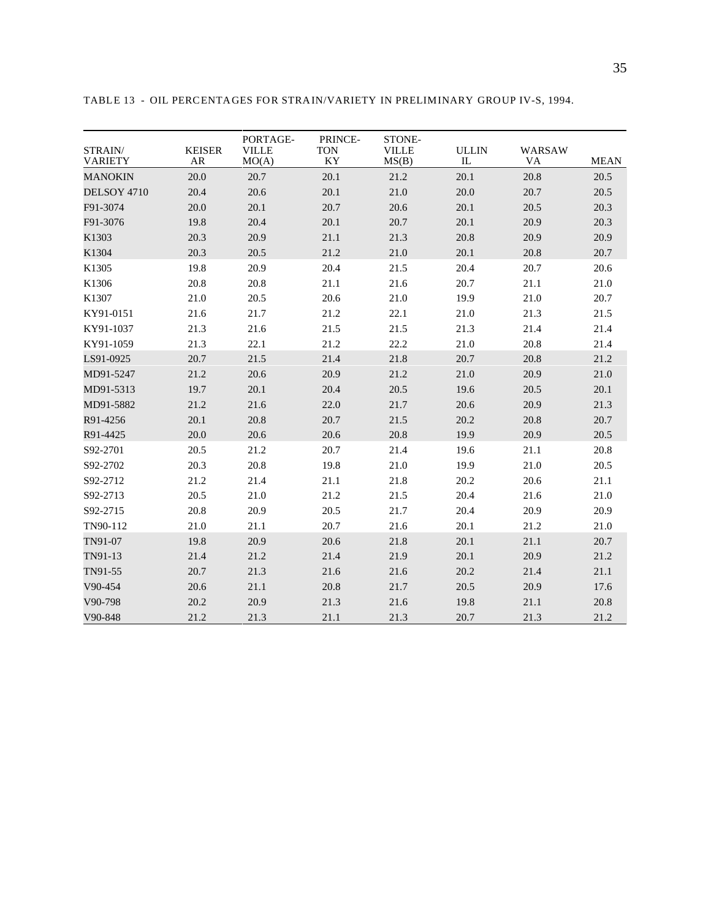TABLE 13 - OIL PERCENTAGES FOR STRAIN/VARIETY IN PRELIMINARY GROUP IV-S, 1994.

| STRAIN/ VARIETY | KEISER AR | PORTAGE-VILLE MO(A) | PRINCE-TON KY | STONE-VILLE MS(B) | ULLIN IL | WARSAW VA | MEAN |
|---|---|---|---|---|---|---|---|
| MANOKIN | 20.0 | 20.7 | 20.1 | 21.2 | 20.1 | 20.8 | 20.5 |
| DELSOY 4710 | 20.4 | 20.6 | 20.1 | 21.0 | 20.0 | 20.7 | 20.5 |
| F91-3074 | 20.0 | 20.1 | 20.7 | 20.6 | 20.1 | 20.5 | 20.3 |
| F91-3076 | 19.8 | 20.4 | 20.1 | 20.7 | 20.1 | 20.9 | 20.3 |
| K1303 | 20.3 | 20.9 | 21.1 | 21.3 | 20.8 | 20.9 | 20.9 |
| K1304 | 20.3 | 20.5 | 21.2 | 21.0 | 20.1 | 20.8 | 20.7 |
| K1305 | 19.8 | 20.9 | 20.4 | 21.5 | 20.4 | 20.7 | 20.6 |
| K1306 | 20.8 | 20.8 | 21.1 | 21.6 | 20.7 | 21.1 | 21.0 |
| K1307 | 21.0 | 20.5 | 20.6 | 21.0 | 19.9 | 21.0 | 20.7 |
| KY91-0151 | 21.6 | 21.7 | 21.2 | 22.1 | 21.0 | 21.3 | 21.5 |
| KY91-1037 | 21.3 | 21.6 | 21.5 | 21.5 | 21.3 | 21.4 | 21.4 |
| KY91-1059 | 21.3 | 22.1 | 21.2 | 22.2 | 21.0 | 20.8 | 21.4 |
| LS91-0925 | 20.7 | 21.5 | 21.4 | 21.8 | 20.7 | 20.8 | 21.2 |
| MD91-5247 | 21.2 | 20.6 | 20.9 | 21.2 | 21.0 | 20.9 | 21.0 |
| MD91-5313 | 19.7 | 20.1 | 20.4 | 20.5 | 19.6 | 20.5 | 20.1 |
| MD91-5882 | 21.2 | 21.6 | 22.0 | 21.7 | 20.6 | 20.9 | 21.3 |
| R91-4256 | 20.1 | 20.8 | 20.7 | 21.5 | 20.2 | 20.8 | 20.7 |
| R91-4425 | 20.0 | 20.6 | 20.6 | 20.8 | 19.9 | 20.9 | 20.5 |
| S92-2701 | 20.5 | 21.2 | 20.7 | 21.4 | 19.6 | 21.1 | 20.8 |
| S92-2702 | 20.3 | 20.8 | 19.8 | 21.0 | 19.9 | 21.0 | 20.5 |
| S92-2712 | 21.2 | 21.4 | 21.1 | 21.8 | 20.2 | 20.6 | 21.1 |
| S92-2713 | 20.5 | 21.0 | 21.2 | 21.5 | 20.4 | 21.6 | 21.0 |
| S92-2715 | 20.8 | 20.9 | 20.5 | 21.7 | 20.4 | 20.9 | 20.9 |
| TN90-112 | 21.0 | 21.1 | 20.7 | 21.6 | 20.1 | 21.2 | 21.0 |
| TN91-07 | 19.8 | 20.9 | 20.6 | 21.8 | 20.1 | 21.1 | 20.7 |
| TN91-13 | 21.4 | 21.2 | 21.4 | 21.9 | 20.1 | 20.9 | 21.2 |
| TN91-55 | 20.7 | 21.3 | 21.6 | 21.6 | 20.2 | 21.4 | 21.1 |
| V90-454 | 20.6 | 21.1 | 20.8 | 21.7 | 20.5 | 20.9 | 17.6 |
| V90-798 | 20.2 | 20.9 | 21.3 | 21.6 | 19.8 | 21.1 | 20.8 |
| V90-848 | 21.2 | 21.3 | 21.1 | 21.3 | 20.7 | 21.3 | 21.2 |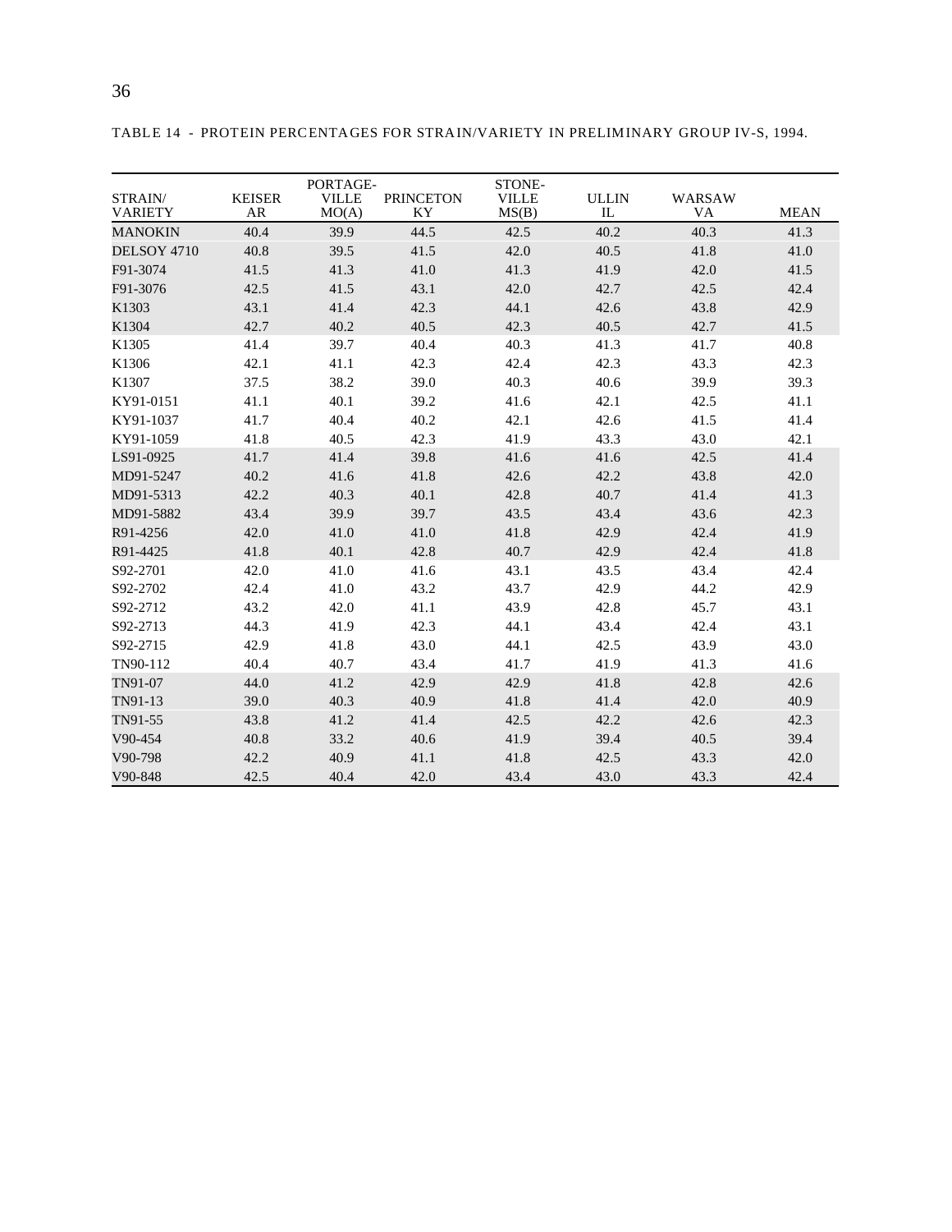TABLE 14 - PROTEIN PERCENTAGES FOR STRAIN/VARIETY IN PRELIMINARY GROUP IV-S, 1994.

| STRAIN/ VARIETY | KEISER AR | PORTAGE-VILLE MO(A) | PRINCETON KY | STONE-VILLE MS(B) | ULLIN IL | WARSAW VA | MEAN |
|---|---|---|---|---|---|---|---|
| MANOKIN | 40.4 | 39.9 | 44.5 | 42.5 | 40.2 | 40.3 | 41.3 |
| DELSOY 4710 | 40.8 | 39.5 | 41.5 | 42.0 | 40.5 | 41.8 | 41.0 |
| F91-3074 | 41.5 | 41.3 | 41.0 | 41.3 | 41.9 | 42.0 | 41.5 |
| F91-3076 | 42.5 | 41.5 | 43.1 | 42.0 | 42.7 | 42.5 | 42.4 |
| K1303 | 43.1 | 41.4 | 42.3 | 44.1 | 42.6 | 43.8 | 42.9 |
| K1304 | 42.7 | 40.2 | 40.5 | 42.3 | 40.5 | 42.7 | 41.5 |
| K1305 | 41.4 | 39.7 | 40.4 | 40.3 | 41.3 | 41.7 | 40.8 |
| K1306 | 42.1 | 41.1 | 42.3 | 42.4 | 42.3 | 43.3 | 42.3 |
| K1307 | 37.5 | 38.2 | 39.0 | 40.3 | 40.6 | 39.9 | 39.3 |
| KY91-0151 | 41.1 | 40.1 | 39.2 | 41.6 | 42.1 | 42.5 | 41.1 |
| KY91-1037 | 41.7 | 40.4 | 40.2 | 42.1 | 42.6 | 41.5 | 41.4 |
| KY91-1059 | 41.8 | 40.5 | 42.3 | 41.9 | 43.3 | 43.0 | 42.1 |
| LS91-0925 | 41.7 | 41.4 | 39.8 | 41.6 | 41.6 | 42.5 | 41.4 |
| MD91-5247 | 40.2 | 41.6 | 41.8 | 42.6 | 42.2 | 43.8 | 42.0 |
| MD91-5313 | 42.2 | 40.3 | 40.1 | 42.8 | 40.7 | 41.4 | 41.3 |
| MD91-5882 | 43.4 | 39.9 | 39.7 | 43.5 | 43.4 | 43.6 | 42.3 |
| R91-4256 | 42.0 | 41.0 | 41.0 | 41.8 | 42.9 | 42.4 | 41.9 |
| R91-4425 | 41.8 | 40.1 | 42.8 | 40.7 | 42.9 | 42.4 | 41.8 |
| S92-2701 | 42.0 | 41.0 | 41.6 | 43.1 | 43.5 | 43.4 | 42.4 |
| S92-2702 | 42.4 | 41.0 | 43.2 | 43.7 | 42.9 | 44.2 | 42.9 |
| S92-2712 | 43.2 | 42.0 | 41.1 | 43.9 | 42.8 | 45.7 | 43.1 |
| S92-2713 | 44.3 | 41.9 | 42.3 | 44.1 | 43.4 | 42.4 | 43.1 |
| S92-2715 | 42.9 | 41.8 | 43.0 | 44.1 | 42.5 | 43.9 | 43.0 |
| TN90-112 | 40.4 | 40.7 | 43.4 | 41.7 | 41.9 | 41.3 | 41.6 |
| TN91-07 | 44.0 | 41.2 | 42.9 | 42.9 | 41.8 | 42.8 | 42.6 |
| TN91-13 | 39.0 | 40.3 | 40.9 | 41.8 | 41.4 | 42.0 | 40.9 |
| TN91-55 | 43.8 | 41.2 | 41.4 | 42.5 | 42.2 | 42.6 | 42.3 |
| V90-454 | 40.8 | 33.2 | 40.6 | 41.9 | 39.4 | 40.5 | 39.4 |
| V90-798 | 42.2 | 40.9 | 41.1 | 41.8 | 42.5 | 43.3 | 42.0 |
| V90-848 | 42.5 | 40.4 | 42.0 | 43.4 | 43.0 | 43.3 | 42.4 |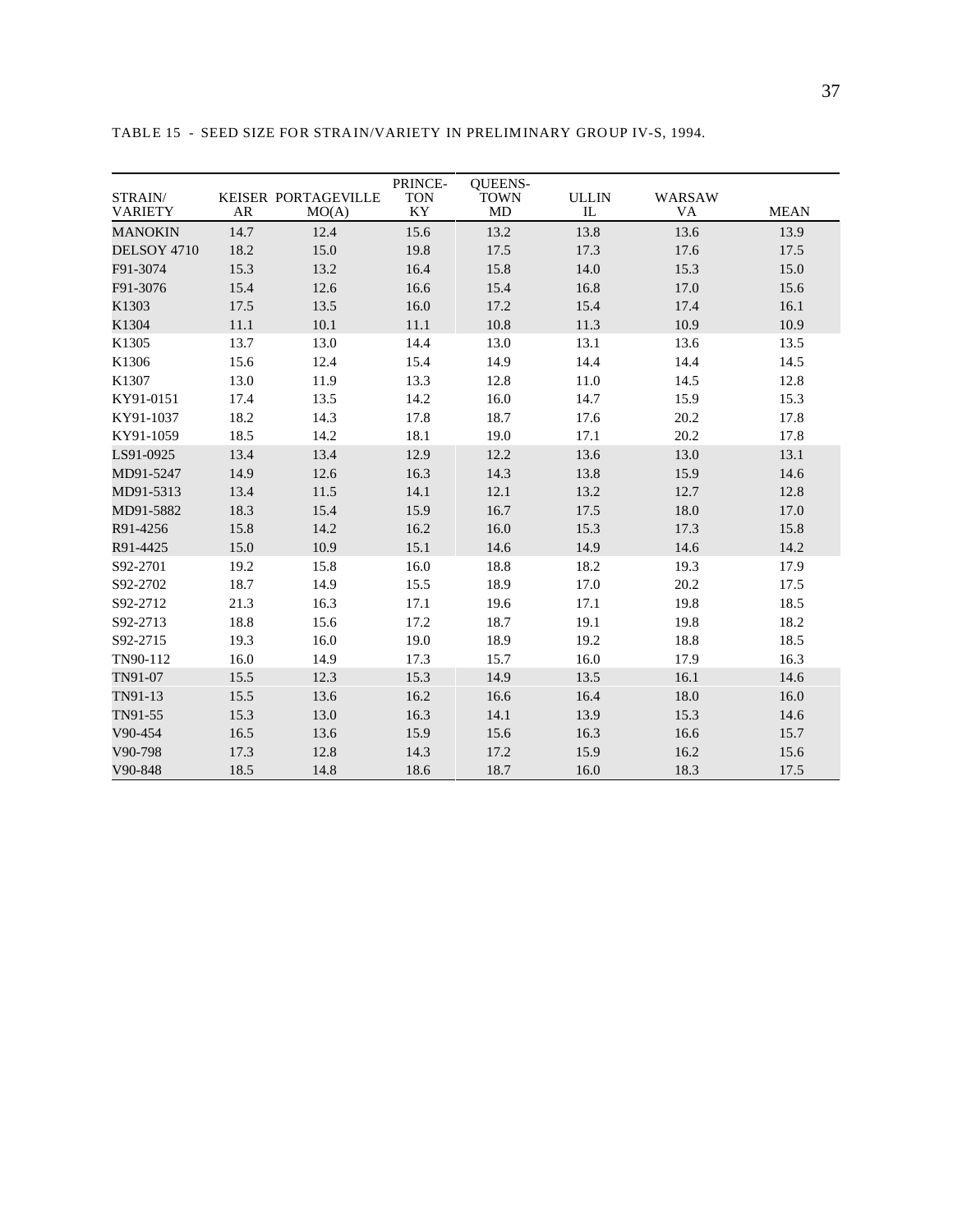TABLE 15 - SEED SIZE FOR STRAIN/VARIETY IN PRELIMINARY GROUP IV-S, 1994.

| STRAIN/ VARIETY | KEISER AR | PORTAGEVILLE MO(A) | PRINCE-TON KY | QUEENS-TOWN MD | ULLIN IL | WARSAW VA | MEAN |
|---|---|---|---|---|---|---|---|
| MANOKIN | 14.7 | 12.4 | 15.6 | 13.2 | 13.8 | 13.6 | 13.9 |
| DELSOY 4710 | 18.2 | 15.0 | 19.8 | 17.5 | 17.3 | 17.6 | 17.5 |
| F91-3074 | 15.3 | 13.2 | 16.4 | 15.8 | 14.0 | 15.3 | 15.0 |
| F91-3076 | 15.4 | 12.6 | 16.6 | 15.4 | 16.8 | 17.0 | 15.6 |
| K1303 | 17.5 | 13.5 | 16.0 | 17.2 | 15.4 | 17.4 | 16.1 |
| K1304 | 11.1 | 10.1 | 11.1 | 10.8 | 11.3 | 10.9 | 10.9 |
| K1305 | 13.7 | 13.0 | 14.4 | 13.0 | 13.1 | 13.6 | 13.5 |
| K1306 | 15.6 | 12.4 | 15.4 | 14.9 | 14.4 | 14.4 | 14.5 |
| K1307 | 13.0 | 11.9 | 13.3 | 12.8 | 11.0 | 14.5 | 12.8 |
| KY91-0151 | 17.4 | 13.5 | 14.2 | 16.0 | 14.7 | 15.9 | 15.3 |
| KY91-1037 | 18.2 | 14.3 | 17.8 | 18.7 | 17.6 | 20.2 | 17.8 |
| KY91-1059 | 18.5 | 14.2 | 18.1 | 19.0 | 17.1 | 20.2 | 17.8 |
| LS91-0925 | 13.4 | 13.4 | 12.9 | 12.2 | 13.6 | 13.0 | 13.1 |
| MD91-5247 | 14.9 | 12.6 | 16.3 | 14.3 | 13.8 | 15.9 | 14.6 |
| MD91-5313 | 13.4 | 11.5 | 14.1 | 12.1 | 13.2 | 12.7 | 12.8 |
| MD91-5882 | 18.3 | 15.4 | 15.9 | 16.7 | 17.5 | 18.0 | 17.0 |
| R91-4256 | 15.8 | 14.2 | 16.2 | 16.0 | 15.3 | 17.3 | 15.8 |
| R91-4425 | 15.0 | 10.9 | 15.1 | 14.6 | 14.9 | 14.6 | 14.2 |
| S92-2701 | 19.2 | 15.8 | 16.0 | 18.8 | 18.2 | 19.3 | 17.9 |
| S92-2702 | 18.7 | 14.9 | 15.5 | 18.9 | 17.0 | 20.2 | 17.5 |
| S92-2712 | 21.3 | 16.3 | 17.1 | 19.6 | 17.1 | 19.8 | 18.5 |
| S92-2713 | 18.8 | 15.6 | 17.2 | 18.7 | 19.1 | 19.8 | 18.2 |
| S92-2715 | 19.3 | 16.0 | 19.0 | 18.9 | 19.2 | 18.8 | 18.5 |
| TN90-112 | 16.0 | 14.9 | 17.3 | 15.7 | 16.0 | 17.9 | 16.3 |
| TN91-07 | 15.5 | 12.3 | 15.3 | 14.9 | 13.5 | 16.1 | 14.6 |
| TN91-13 | 15.5 | 13.6 | 16.2 | 16.6 | 16.4 | 18.0 | 16.0 |
| TN91-55 | 15.3 | 13.0 | 16.3 | 14.1 | 13.9 | 15.3 | 14.6 |
| V90-454 | 16.5 | 13.6 | 15.9 | 15.6 | 16.3 | 16.6 | 15.7 |
| V90-798 | 17.3 | 12.8 | 14.3 | 17.2 | 15.9 | 16.2 | 15.6 |
| V90-848 | 18.5 | 14.8 | 18.6 | 18.7 | 16.0 | 18.3 | 17.5 |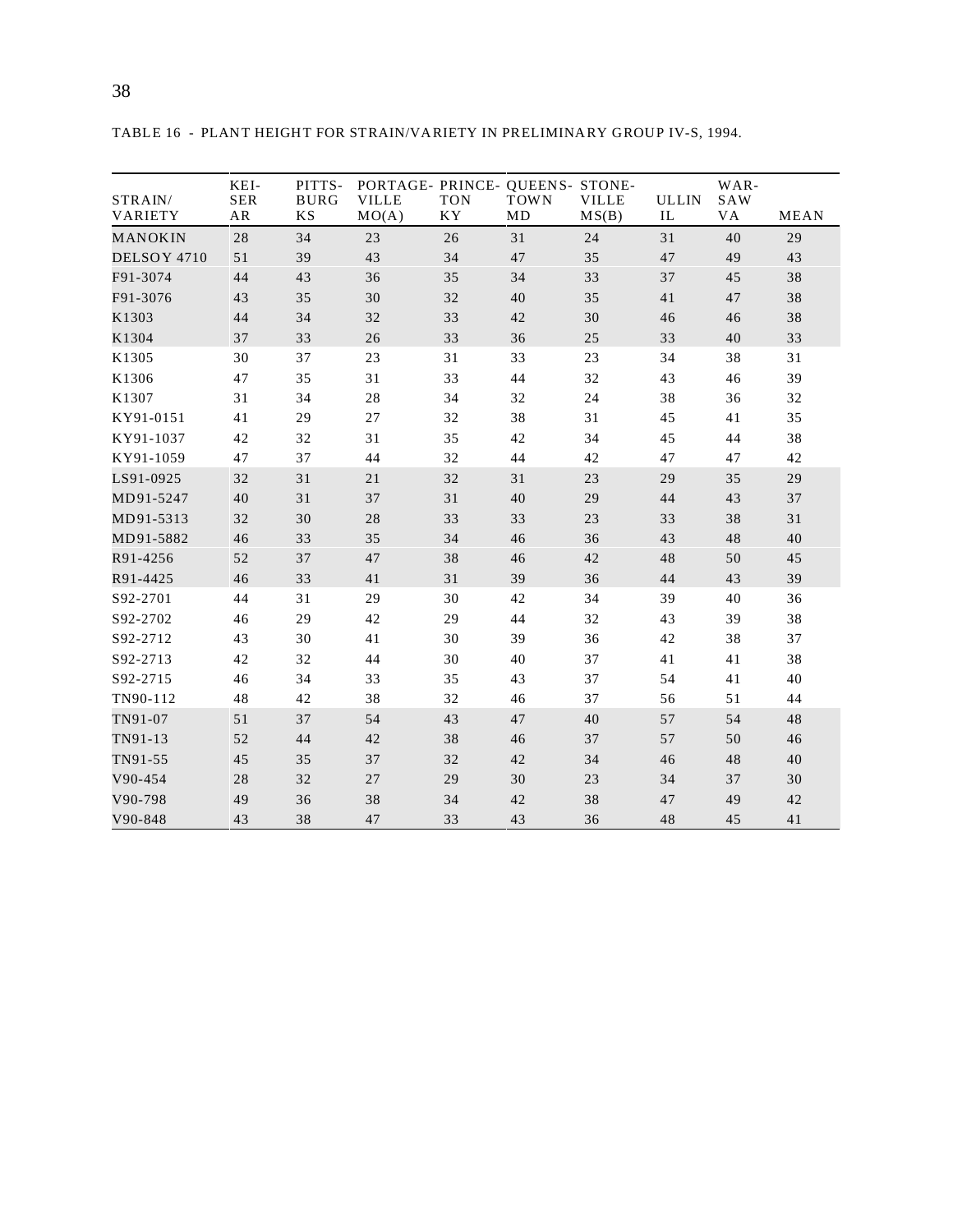TABLE 16 - PLANT HEIGHT FOR STRAIN/VARIETY IN PRELIMINARY GROUP IV-S, 1994.

| STRAIN/ VARIETY | KEI- SER AR | PITTS- BURG KS | PORTAGE- VILLE MO(A) | PRINCE- TON KY | QUEENS- TOWN MD | STONE- VILLE MS(B) | ULLIN IL | WAR- SAW VA | MEAN |
|---|---|---|---|---|---|---|---|---|---|
| MANOKIN | 28 | 34 | 23 | 26 | 31 | 24 | 31 | 40 | 29 |
| DELSOY 4710 | 51 | 39 | 43 | 34 | 47 | 35 | 47 | 49 | 43 |
| F91-3074 | 44 | 43 | 36 | 35 | 34 | 33 | 37 | 45 | 38 |
| F91-3076 | 43 | 35 | 30 | 32 | 40 | 35 | 41 | 47 | 38 |
| K1303 | 44 | 34 | 32 | 33 | 42 | 30 | 46 | 46 | 38 |
| K1304 | 37 | 33 | 26 | 33 | 36 | 25 | 33 | 40 | 33 |
| K1305 | 30 | 37 | 23 | 31 | 33 | 23 | 34 | 38 | 31 |
| K1306 | 47 | 35 | 31 | 33 | 44 | 32 | 43 | 46 | 39 |
| K1307 | 31 | 34 | 28 | 34 | 32 | 24 | 38 | 36 | 32 |
| KY91-0151 | 41 | 29 | 27 | 32 | 38 | 31 | 45 | 41 | 35 |
| KY91-1037 | 42 | 32 | 31 | 35 | 42 | 34 | 45 | 44 | 38 |
| KY91-1059 | 47 | 37 | 44 | 32 | 44 | 42 | 47 | 47 | 42 |
| LS91-0925 | 32 | 31 | 21 | 32 | 31 | 23 | 29 | 35 | 29 |
| MD91-5247 | 40 | 31 | 37 | 31 | 40 | 29 | 44 | 43 | 37 |
| MD91-5313 | 32 | 30 | 28 | 33 | 33 | 23 | 33 | 38 | 31 |
| MD91-5882 | 46 | 33 | 35 | 34 | 46 | 36 | 43 | 48 | 40 |
| R91-4256 | 52 | 37 | 47 | 38 | 46 | 42 | 48 | 50 | 45 |
| R91-4425 | 46 | 33 | 41 | 31 | 39 | 36 | 44 | 43 | 39 |
| S92-2701 | 44 | 31 | 29 | 30 | 42 | 34 | 39 | 40 | 36 |
| S92-2702 | 46 | 29 | 42 | 29 | 44 | 32 | 43 | 39 | 38 |
| S92-2712 | 43 | 30 | 41 | 30 | 39 | 36 | 42 | 38 | 37 |
| S92-2713 | 42 | 32 | 44 | 30 | 40 | 37 | 41 | 41 | 38 |
| S92-2715 | 46 | 34 | 33 | 35 | 43 | 37 | 54 | 41 | 40 |
| TN90-112 | 48 | 42 | 38 | 32 | 46 | 37 | 56 | 51 | 44 |
| TN91-07 | 51 | 37 | 54 | 43 | 47 | 40 | 57 | 54 | 48 |
| TN91-13 | 52 | 44 | 42 | 38 | 46 | 37 | 57 | 50 | 46 |
| TN91-55 | 45 | 35 | 37 | 32 | 42 | 34 | 46 | 48 | 40 |
| V90-454 | 28 | 32 | 27 | 29 | 30 | 23 | 34 | 37 | 30 |
| V90-798 | 49 | 36 | 38 | 34 | 42 | 38 | 47 | 49 | 42 |
| V90-848 | 43 | 38 | 47 | 33 | 43 | 36 | 48 | 45 | 41 |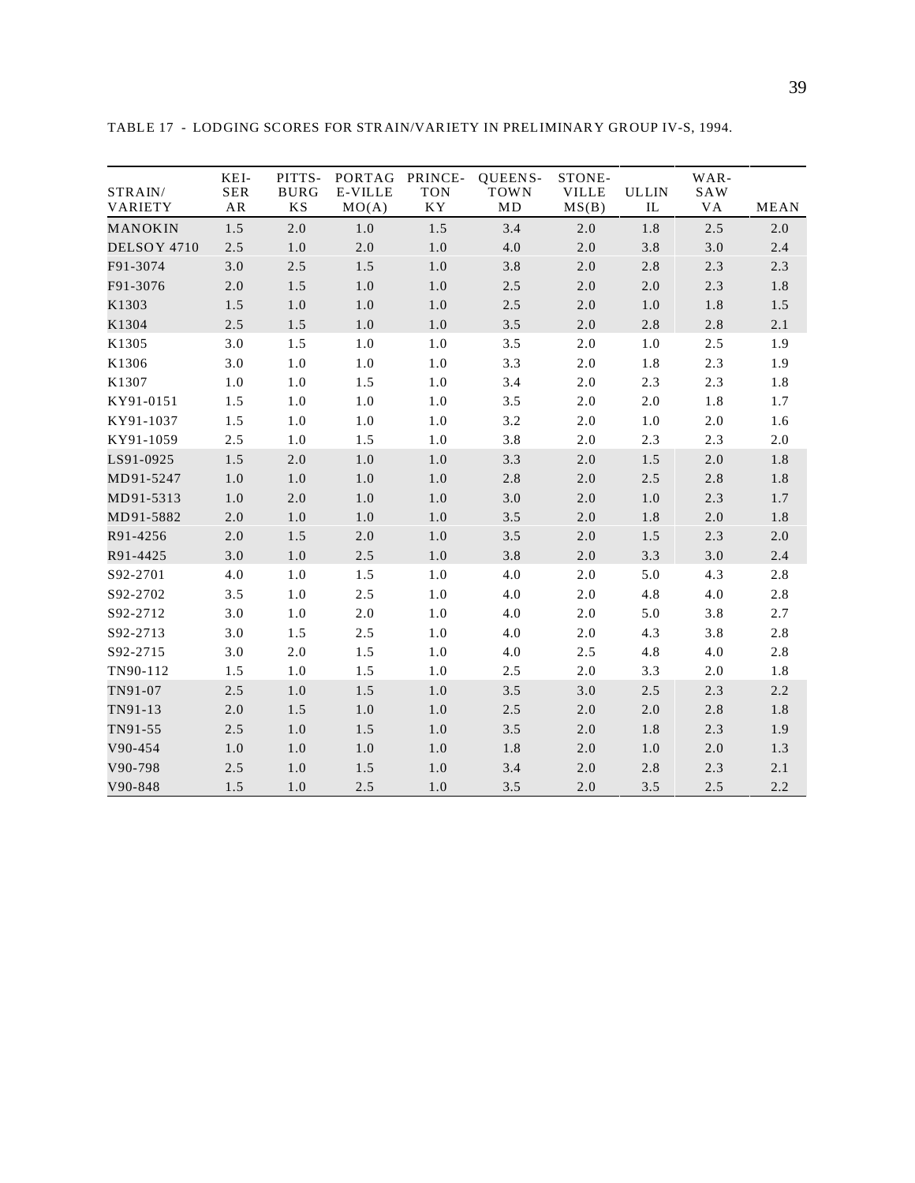TABLE 17 - LODGING SCORES FOR STRAIN/VARIETY IN PRELIMINARY GROUP IV-S, 1994.

| STRAIN/ VARIETY | KEI- SER AR | PITTS- BURG KS | PORTAG E-VILLE MO(A) | PRINCE- TON KY | QUEENS- TOWN MD | STONE- VILLE MS(B) | ULLIN IL | WAR- SAW VA | MEAN |
|---|---|---|---|---|---|---|---|---|---|
| MANOKIN | 1.5 | 2.0 | 1.0 | 1.5 | 3.4 | 2.0 | 1.8 | 2.5 | 2.0 |
| DELSOY 4710 | 2.5 | 1.0 | 2.0 | 1.0 | 4.0 | 2.0 | 3.8 | 3.0 | 2.4 |
| F91-3074 | 3.0 | 2.5 | 1.5 | 1.0 | 3.8 | 2.0 | 2.8 | 2.3 | 2.3 |
| F91-3076 | 2.0 | 1.5 | 1.0 | 1.0 | 2.5 | 2.0 | 2.0 | 2.3 | 1.8 |
| K1303 | 1.5 | 1.0 | 1.0 | 1.0 | 2.5 | 2.0 | 1.0 | 1.8 | 1.5 |
| K1304 | 2.5 | 1.5 | 1.0 | 1.0 | 3.5 | 2.0 | 2.8 | 2.8 | 2.1 |
| K1305 | 3.0 | 1.5 | 1.0 | 1.0 | 3.5 | 2.0 | 1.0 | 2.5 | 1.9 |
| K1306 | 3.0 | 1.0 | 1.0 | 1.0 | 3.3 | 2.0 | 1.8 | 2.3 | 1.9 |
| K1307 | 1.0 | 1.0 | 1.5 | 1.0 | 3.4 | 2.0 | 2.3 | 2.3 | 1.8 |
| KY91-0151 | 1.5 | 1.0 | 1.0 | 1.0 | 3.5 | 2.0 | 2.0 | 1.8 | 1.7 |
| KY91-1037 | 1.5 | 1.0 | 1.0 | 1.0 | 3.2 | 2.0 | 1.0 | 2.0 | 1.6 |
| KY91-1059 | 2.5 | 1.0 | 1.5 | 1.0 | 3.8 | 2.0 | 2.3 | 2.3 | 2.0 |
| LS91-0925 | 1.5 | 2.0 | 1.0 | 1.0 | 3.3 | 2.0 | 1.5 | 2.0 | 1.8 |
| MD91-5247 | 1.0 | 1.0 | 1.0 | 1.0 | 2.8 | 2.0 | 2.5 | 2.8 | 1.8 |
| MD91-5313 | 1.0 | 2.0 | 1.0 | 1.0 | 3.0 | 2.0 | 1.0 | 2.3 | 1.7 |
| MD91-5882 | 2.0 | 1.0 | 1.0 | 1.0 | 3.5 | 2.0 | 1.8 | 2.0 | 1.8 |
| R91-4256 | 2.0 | 1.5 | 2.0 | 1.0 | 3.5 | 2.0 | 1.5 | 2.3 | 2.0 |
| R91-4425 | 3.0 | 1.0 | 2.5 | 1.0 | 3.8 | 2.0 | 3.3 | 3.0 | 2.4 |
| S92-2701 | 4.0 | 1.0 | 1.5 | 1.0 | 4.0 | 2.0 | 5.0 | 4.3 | 2.8 |
| S92-2702 | 3.5 | 1.0 | 2.5 | 1.0 | 4.0 | 2.0 | 4.8 | 4.0 | 2.8 |
| S92-2712 | 3.0 | 1.0 | 2.0 | 1.0 | 4.0 | 2.0 | 5.0 | 3.8 | 2.7 |
| S92-2713 | 3.0 | 1.5 | 2.5 | 1.0 | 4.0 | 2.0 | 4.3 | 3.8 | 2.8 |
| S92-2715 | 3.0 | 2.0 | 1.5 | 1.0 | 4.0 | 2.5 | 4.8 | 4.0 | 2.8 |
| TN90-112 | 1.5 | 1.0 | 1.5 | 1.0 | 2.5 | 2.0 | 3.3 | 2.0 | 1.8 |
| TN91-07 | 2.5 | 1.0 | 1.5 | 1.0 | 3.5 | 3.0 | 2.5 | 2.3 | 2.2 |
| TN91-13 | 2.0 | 1.5 | 1.0 | 1.0 | 2.5 | 2.0 | 2.0 | 2.8 | 1.8 |
| TN91-55 | 2.5 | 1.0 | 1.5 | 1.0 | 3.5 | 2.0 | 1.8 | 2.3 | 1.9 |
| V90-454 | 1.0 | 1.0 | 1.0 | 1.0 | 1.8 | 2.0 | 1.0 | 2.0 | 1.3 |
| V90-798 | 2.5 | 1.0 | 1.5 | 1.0 | 3.4 | 2.0 | 2.8 | 2.3 | 2.1 |
| V90-848 | 1.5 | 1.0 | 2.5 | 1.0 | 3.5 | 2.0 | 3.5 | 2.5 | 2.2 |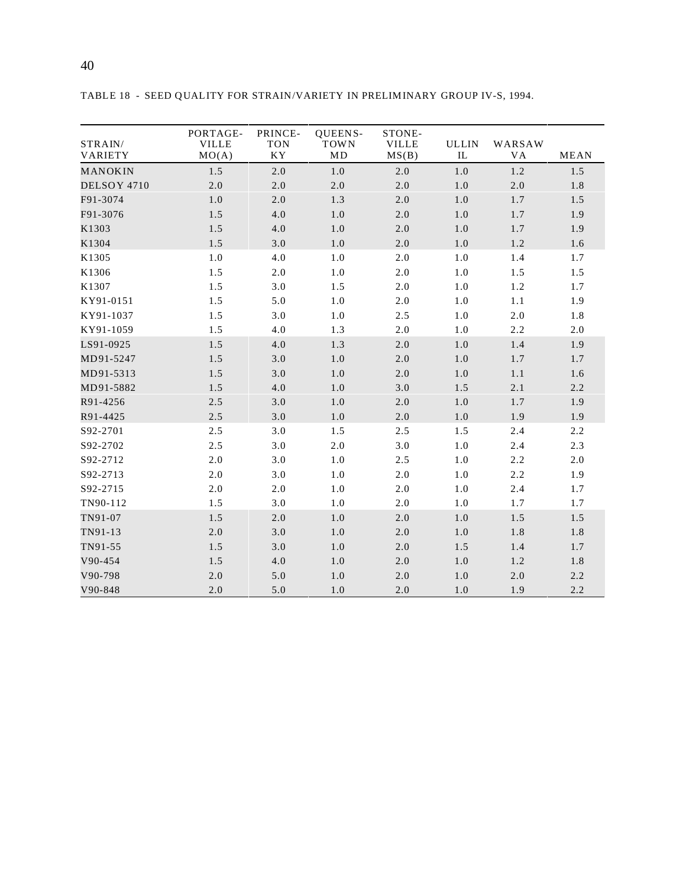TABLE 18 - SEED QUALITY FOR STRAIN/VARIETY IN PRELIMINARY GROUP IV-S, 1994.

| STRAIN/ VARIETY | PORTAGE- VILLE MO(A) | PRINCE- TON KY | QUEENS- TOWN MD | STONE- VILLE MS(B) | ULLIN IL | WARSAW VA | MEAN |
|---|---|---|---|---|---|---|---|
| MANOKIN | 1.5 | 2.0 | 1.0 | 2.0 | 1.0 | 1.2 | 1.5 |
| DELSOY 4710 | 2.0 | 2.0 | 2.0 | 2.0 | 1.0 | 2.0 | 1.8 |
| F91-3074 | 1.0 | 2.0 | 1.3 | 2.0 | 1.0 | 1.7 | 1.5 |
| F91-3076 | 1.5 | 4.0 | 1.0 | 2.0 | 1.0 | 1.7 | 1.9 |
| K1303 | 1.5 | 4.0 | 1.0 | 2.0 | 1.0 | 1.7 | 1.9 |
| K1304 | 1.5 | 3.0 | 1.0 | 2.0 | 1.0 | 1.2 | 1.6 |
| K1305 | 1.0 | 4.0 | 1.0 | 2.0 | 1.0 | 1.4 | 1.7 |
| K1306 | 1.5 | 2.0 | 1.0 | 2.0 | 1.0 | 1.5 | 1.5 |
| K1307 | 1.5 | 3.0 | 1.5 | 2.0 | 1.0 | 1.2 | 1.7 |
| KY91-0151 | 1.5 | 5.0 | 1.0 | 2.0 | 1.0 | 1.1 | 1.9 |
| KY91-1037 | 1.5 | 3.0 | 1.0 | 2.5 | 1.0 | 2.0 | 1.8 |
| KY91-1059 | 1.5 | 4.0 | 1.3 | 2.0 | 1.0 | 2.2 | 2.0 |
| LS91-0925 | 1.5 | 4.0 | 1.3 | 2.0 | 1.0 | 1.4 | 1.9 |
| MD91-5247 | 1.5 | 3.0 | 1.0 | 2.0 | 1.0 | 1.7 | 1.7 |
| MD91-5313 | 1.5 | 3.0 | 1.0 | 2.0 | 1.0 | 1.1 | 1.6 |
| MD91-5882 | 1.5 | 4.0 | 1.0 | 3.0 | 1.5 | 2.1 | 2.2 |
| R91-4256 | 2.5 | 3.0 | 1.0 | 2.0 | 1.0 | 1.7 | 1.9 |
| R91-4425 | 2.5 | 3.0 | 1.0 | 2.0 | 1.0 | 1.9 | 1.9 |
| S92-2701 | 2.5 | 3.0 | 1.5 | 2.5 | 1.5 | 2.4 | 2.2 |
| S92-2702 | 2.5 | 3.0 | 2.0 | 3.0 | 1.0 | 2.4 | 2.3 |
| S92-2712 | 2.0 | 3.0 | 1.0 | 2.5 | 1.0 | 2.2 | 2.0 |
| S92-2713 | 2.0 | 3.0 | 1.0 | 2.0 | 1.0 | 2.2 | 1.9 |
| S92-2715 | 2.0 | 2.0 | 1.0 | 2.0 | 1.0 | 2.4 | 1.7 |
| TN90-112 | 1.5 | 3.0 | 1.0 | 2.0 | 1.0 | 1.7 | 1.7 |
| TN91-07 | 1.5 | 2.0 | 1.0 | 2.0 | 1.0 | 1.5 | 1.5 |
| TN91-13 | 2.0 | 3.0 | 1.0 | 2.0 | 1.0 | 1.8 | 1.8 |
| TN91-55 | 1.5 | 3.0 | 1.0 | 2.0 | 1.5 | 1.4 | 1.7 |
| V90-454 | 1.5 | 4.0 | 1.0 | 2.0 | 1.0 | 1.2 | 1.8 |
| V90-798 | 2.0 | 5.0 | 1.0 | 2.0 | 1.0 | 2.0 | 2.2 |
| V90-848 | 2.0 | 5.0 | 1.0 | 2.0 | 1.0 | 1.9 | 2.2 |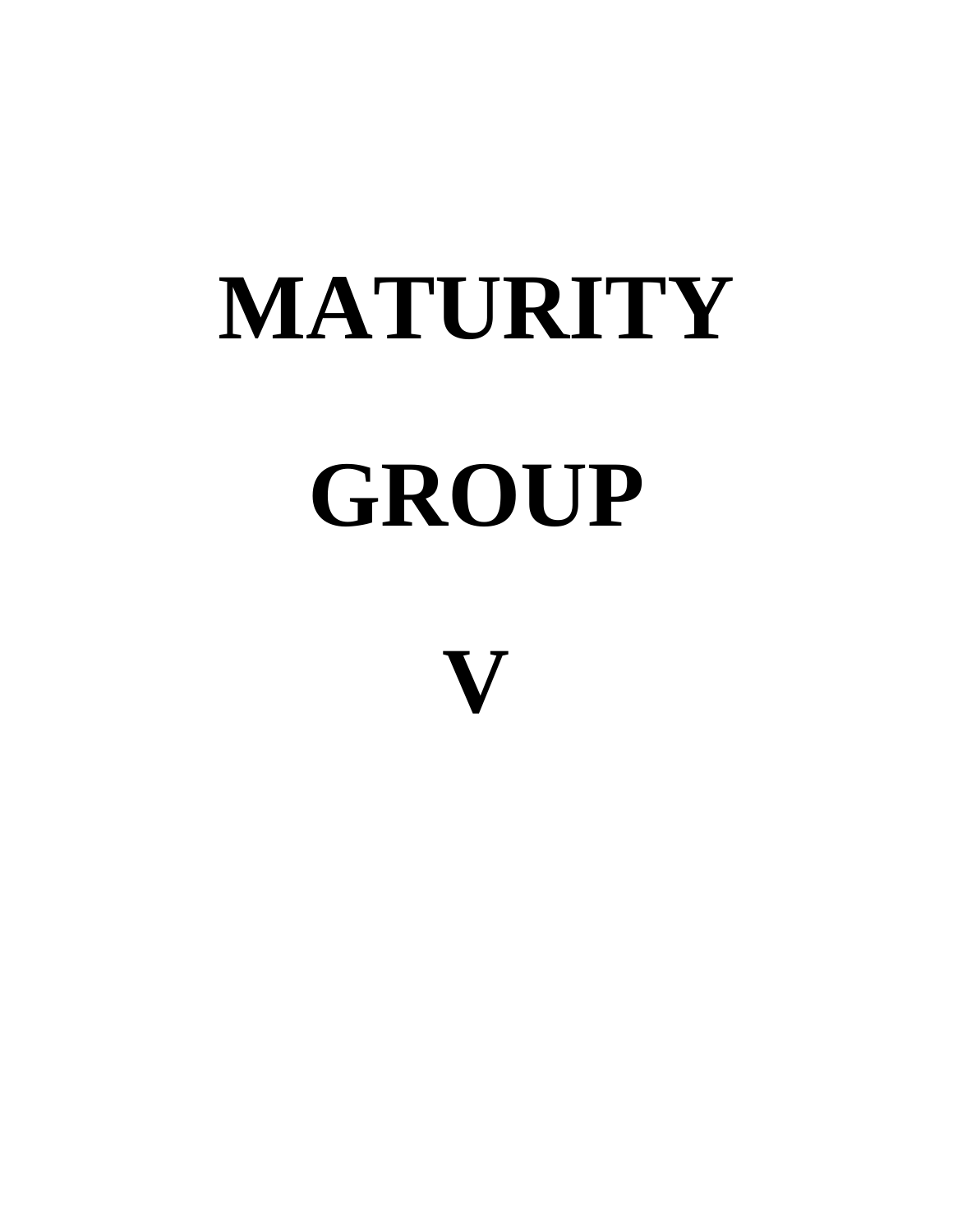# MATURITY

# GROUP

# V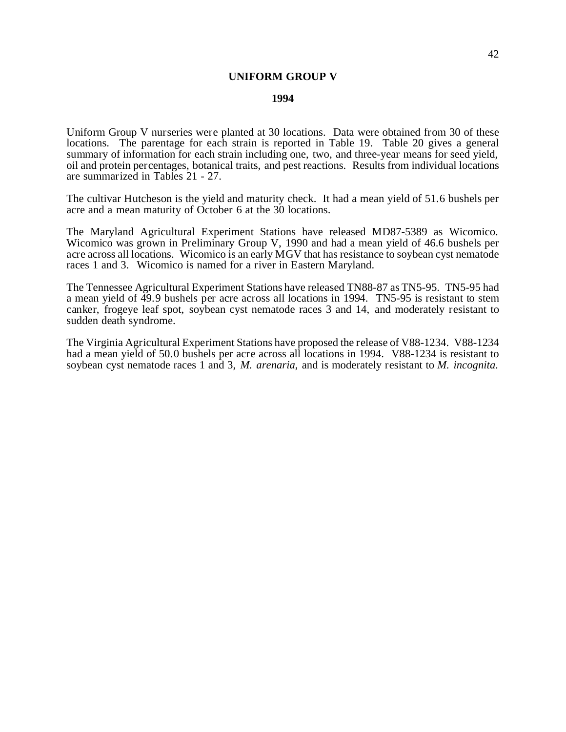# UNIFORM GROUP V

## 1994

Uniform Group V nurseries were planted at 30 locations. Data were obtained from 30 of these locations. The parentage for each strain is reported in Table 19. Table 20 gives a general summary of information for each strain including one, two, and three-year means for seed yield, oil and protein percentages, botanical traits, and pest reactions. Results from individual locations are summarized in Tables 21 - 27.

The cultivar Hutcheson is the yield and maturity check. It had a mean yield of 51.6 bushels per acre and a mean maturity of October 6 at the 30 locations.

The Maryland Agricultural Experiment Stations have released MD87-5389 as Wicomico. Wicomico was grown in Preliminary Group V, 1990 and had a mean yield of 46.6 bushels per acre across all locations. Wicomico is an early MGV that has resistance to soybean cyst nematode races 1 and 3. Wicomico is named for a river in Eastern Maryland.

The Tennessee Agricultural Experiment Stations have released TN88-87 as TN5-95. TN5-95 had a mean yield of 49.9 bushels per acre across all locations in 1994. TN5-95 is resistant to stem canker, frogeye leaf spot, soybean cyst nematode races 3 and 14, and moderately resistant to sudden death syndrome.

The Virginia Agricultural Experiment Stations have proposed the release of V88-1234. V88-1234 had a mean yield of 50.0 bushels per acre across all locations in 1994. V88-1234 is resistant to soybean cyst nematode races 1 and 3, *M. arenaria*, and is moderately resistant to *M. incognita*.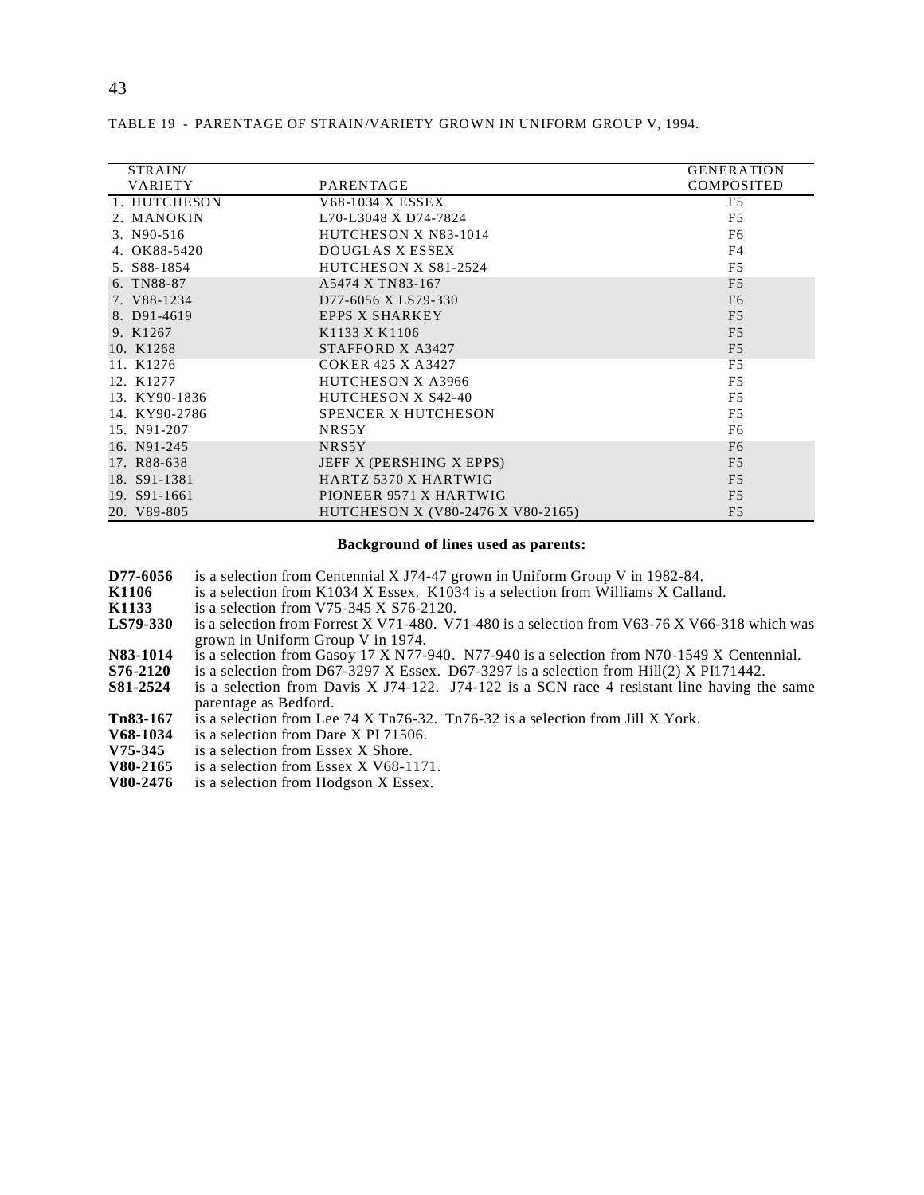TABLE 19 - PARENTAGE OF STRAIN/VARIETY GROWN IN UNIFORM GROUP V, 1994.

| STRAIN/ VARIETY | PARENTAGE | GENERATION COMPOSITED |
|---|---|---|
| 1. HUTCHESON | V68-1034 X ESSEX | F5 |
| 2. MANOKIN | L70-L3048 X D74-7824 | F5 |
| 3. N90-516 | HUTCHESON X N83-1014 | F6 |
| 4. OK88-5420 | DOUGLAS X ESSEX | F4 |
| 5. S88-1854 | HUTCHESON X S81-2524 | F5 |
| 6. TN88-87 | A5474 X TN83-167 | F5 |
| 7. V88-1234 | D77-6056 X LS79-330 | F6 |
| 8. D91-4619 | EPPS X SHARKEY | F5 |
| 9. K1267 | K1133 X K1106 | F5 |
| 10. K1268 | STAFFORD X A3427 | F5 |
| 11. K1276 | COKER 425 X A3427 | F5 |
| 12. K1277 | HUTCHESON X A3966 | F5 |
| 13. KY90-1836 | HUTCHESON X S42-40 | F5 |
| 14. KY90-2786 | SPENCER X HUTCHESON | F5 |
| 15. N91-207 | NRS5Y | F6 |
| 16. N91-245 | NRS5Y | F6 |
| 17. R88-638 | JEFF X (PERSHING X EPPS) | F5 |
| 18. S91-1381 | HARTZ 5370 X HARTWIG | F5 |
| 19. S91-1661 | PIONEER 9571 X HARTWIG | F5 |
| 20. V89-805 | HUTCHESON X (V80-2476 X V80-2165) | F5 |

**Background of lines used as parents:**

**D77-6056** is a selection from Centennial X J74-47 grown in Uniform Group V in 1982-84.
**K1106** is a selection from K1034 X Essex. K1034 is a selection from Williams X Calland.
**K1133** is a selection from V75-345 X S76-2120.
**LS79-330** is a selection from Forrest X V71-480. V71-480 is a selection from V63-76 X V66-318 which was grown in Uniform Group V in 1974.
**N83-1014** is a selection from Gasoy 17 X N77-940. N77-940 is a selection from N70-1549 X Centennial.
**S76-2120** is a selection from D67-3297 X Essex. D67-3297 is a selection from Hill(2) X PI171442.
**S81-2524** is a selection from Davis X J74-122. J74-122 is a SCN race 4 resistant line having the same parentage as Bedford.
**Tn83-167** is a selection from Lee 74 X Tn76-32. Tn76-32 is a selection from Jill X York.
**V68-1034** is a selection from Dare X PI 71506.
**V75-345** is a selection from Essex X Shore.
**V80-2165** is a selection from Essex X V68-1171.
**V80-2476** is a selection from Hodgson X Essex.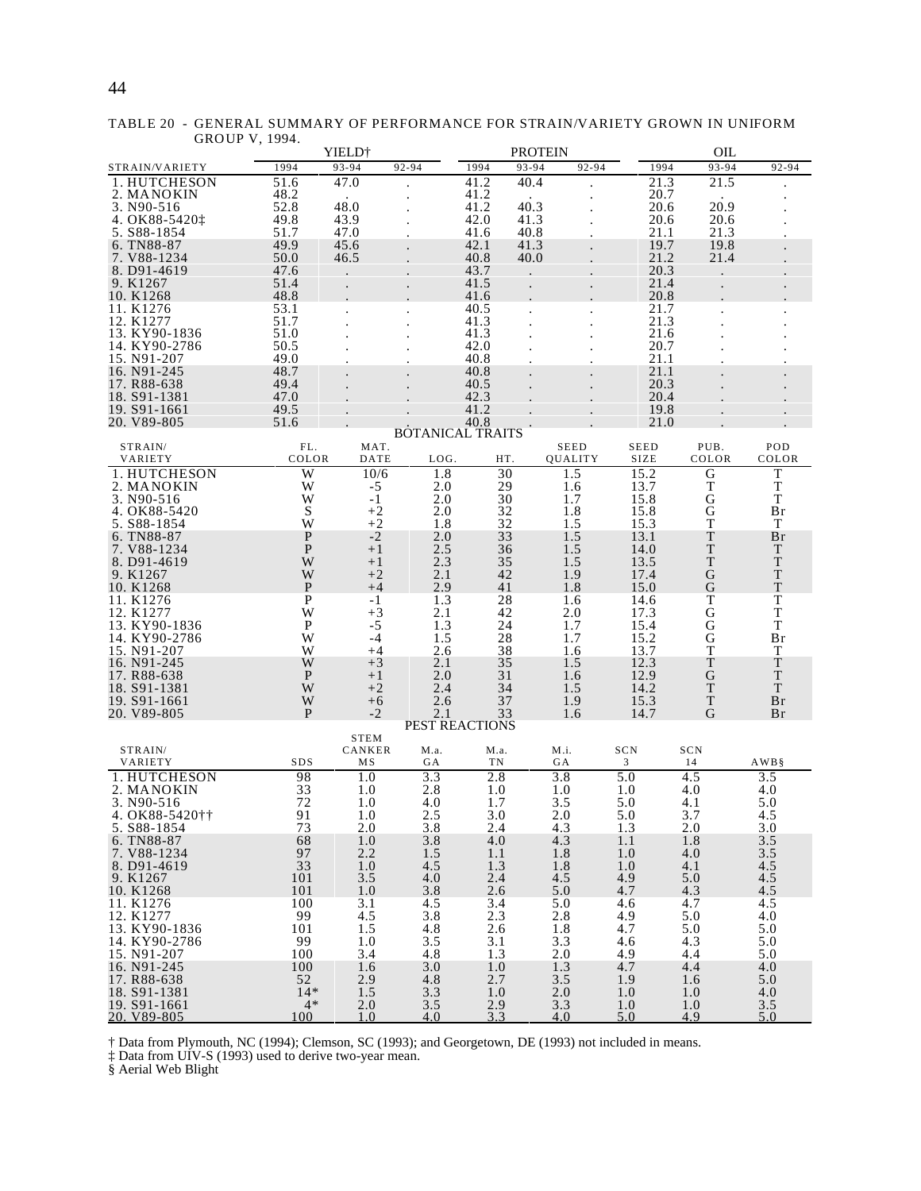TABLE 20 - GENERAL SUMMARY OF PERFORMANCE FOR STRAIN/VARIETY GROWN IN UNIFORM GROUP V, 1994.

| STRAIN/VARIETY | YIELD† 1994 | YIELD† 93-94 | YIELD† 92-94 | PROTEIN 1994 | PROTEIN 93-94 | PROTEIN 92-94 | OIL 1994 | OIL 93-94 | OIL 92-94 |
|---|---|---|---|---|---|---|---|---|---|
| 1. HUTCHESON | 51.6 | 47.0 | . | 41.2 | 40.4 | . | 21.3 | 21.5 | . |
| 2. MANOKIN | 48.2 | . | . | 41.2 | . | . | 20.7 | . | . |
| 3. N90-516 | 52.8 | 48.0 | . | 41.2 | 40.3 | . | 20.6 | 20.9 | . |
| 4. OK88-5420‡ | 49.8 | 43.9 | . | 42.0 | 41.3 | . | 20.6 | 20.6 | . |
| 5. S88-1854 | 51.7 | 47.0 | . | 41.6 | 40.8 | . | 21.1 | 21.3 | . |
| 6. TN88-87 | 49.9 | 45.6 | . | 42.1 | 41.3 | . | 19.7 | 19.8 | . |
| 7. V88-1234 | 50.0 | 46.5 | . | 40.8 | 40.0 | . | 21.2 | 21.4 | . |
| 8. D91-4619 | 47.6 | . | . | 43.7 | . | . | 20.3 | . | . |
| 9. K1267 | 51.4 | . | . | 41.5 | . | . | 21.4 | . | . |
| 10. K1268 | 48.8 | . | . | 41.6 | . | . | 20.8 | . | . |
| 11. K1276 | 53.1 | . | . | 40.5 | . | . | 21.7 | . | . |
| 12. K1277 | 51.7 | . | . | 41.3 | . | . | 21.3 | . | . |
| 13. KY90-1836 | 51.0 | . | . | 41.3 | . | . | 21.6 | . | . |
| 14. KY90-2786 | 50.5 | . | . | 42.0 | . | . | 20.7 | . | . |
| 15. N91-207 | 49.0 | . | . | 40.8 | . | . | 21.1 | . | . |
| 16. N91-245 | 48.7 | . | . | 40.8 | . | . | 21.1 | . | . |
| 17. R88-638 | 49.4 | . | . | 40.5 | . | . | 20.3 | . | . |
| 18. S91-1381 | 47.0 | . | . | 42.3 | . | . | 20.4 | . | . |
| 19. S91-1661 | 49.5 | . | . | 41.2 | . | . | 19.8 | . | . |
| 20. V89-805 | 51.6 | . | . | 40.8 | . | . | 21.0 | . | . |

BOTANICAL TRAITS

| STRAIN/ VARIETY | FL. COLOR | MAT. DATE | LOG. | HT. | SEED QUALITY | SEED SIZE | PUB. COLOR | POD COLOR |
|---|---|---|---|---|---|---|---|---|
| 1. HUTCHESON | W | 10/6 | 1.8 | 30 | 1.5 | 15.2 | G | T |
| 2. MANOKIN | W | -5 | 2.0 | 29 | 1.6 | 13.7 | T | T |
| 3. N90-516 | W | -1 | 2.0 | 30 | 1.7 | 15.8 | G | T |
| 4. OK88-5420 | S | +2 | 2.0 | 32 | 1.8 | 15.8 | G | Br |
| 5. S88-1854 | W | +2 | 1.8 | 32 | 1.5 | 15.3 | T | T |
| 6. TN88-87 | P | -2 | 2.0 | 33 | 1.5 | 13.1 | T | Br |
| 7. V88-1234 | P | +1 | 2.5 | 36 | 1.5 | 14.0 | T | T |
| 8. D91-4619 | W | +1 | 2.3 | 35 | 1.5 | 13.5 | T | T |
| 9. K1267 | W | +2 | 2.1 | 42 | 1.9 | 17.4 | G | T |
| 10. K1268 | P | +4 | 2.9 | 41 | 1.8 | 15.0 | G | T |
| 11. K1276 | P | -1 | 1.3 | 28 | 1.6 | 14.6 | T | T |
| 12. K1277 | W | +3 | 2.1 | 42 | 2.0 | 17.3 | G | T |
| 13. KY90-1836 | P | -5 | 1.3 | 24 | 1.7 | 15.4 | G | T |
| 14. KY90-2786 | W | -4 | 1.5 | 28 | 1.7 | 15.2 | G | Br |
| 15. N91-207 | W | +4 | 2.6 | 38 | 1.6 | 13.7 | T | T |
| 16. N91-245 | W | +3 | 2.1 | 35 | 1.5 | 12.3 | T | T |
| 17. R88-638 | P | +1 | 2.0 | 31 | 1.6 | 12.9 | G | T |
| 18. S91-1381 | W | +2 | 2.4 | 34 | 1.5 | 14.2 | T | T |
| 19. S91-1661 | W | +6 | 2.6 | 37 | 1.9 | 15.3 | T | Br |
| 20. V89-805 | P | -2 | 2.1 | 33 | 1.6 | 14.7 | G | Br |

PEST REACTIONS

| STRAIN/ VARIETY | SDS | STEM CANKER MS | M.a. GA | M.a. TN | M.i. GA | SCN 3 | SCN 14 | AWB§ |
|---|---|---|---|---|---|---|---|---|
| 1. HUTCHESON | 98 | 1.0 | 3.3 | 2.8 | 3.8 | 5.0 | 4.5 | 3.5 |
| 2. MANOKIN | 33 | 1.0 | 2.8 | 1.0 | 1.0 | 1.0 | 4.0 | 4.0 |
| 3. N90-516 | 72 | 1.0 | 4.0 | 1.7 | 3.5 | 5.0 | 4.1 | 5.0 |
| 4. OK88-5420†† | 91 | 1.0 | 2.5 | 3.0 | 2.0 | 5.0 | 3.7 | 4.5 |
| 5. S88-1854 | 73 | 2.0 | 3.8 | 2.4 | 4.3 | 1.3 | 2.0 | 3.0 |
| 6. TN88-87 | 68 | 1.0 | 3.8 | 4.0 | 4.3 | 1.1 | 1.8 | 3.5 |
| 7. V88-1234 | 97 | 2.2 | 1.5 | 1.1 | 1.8 | 1.0 | 4.0 | 3.5 |
| 8. D91-4619 | 33 | 1.0 | 4.5 | 1.3 | 1.8 | 1.0 | 4.1 | 4.5 |
| 9. K1267 | 101 | 3.5 | 4.0 | 2.4 | 4.5 | 4.9 | 5.0 | 4.5 |
| 10. K1268 | 101 | 1.0 | 3.8 | 2.6 | 5.0 | 4.7 | 4.3 | 4.5 |
| 11. K1276 | 100 | 3.1 | 4.5 | 3.4 | 5.0 | 4.6 | 4.7 | 4.5 |
| 12. K1277 | 99 | 4.5 | 3.8 | 2.3 | 2.8 | 4.9 | 5.0 | 4.0 |
| 13. KY90-1836 | 101 | 1.5 | 4.8 | 2.6 | 1.8 | 4.7 | 5.0 | 5.0 |
| 14. KY90-2786 | 99 | 1.0 | 3.5 | 3.1 | 3.3 | 4.6 | 4.3 | 5.0 |
| 15. N91-207 | 100 | 3.4 | 4.8 | 1.3 | 2.0 | 4.9 | 4.4 | 5.0 |
| 16. N91-245 | 100 | 1.6 | 3.0 | 1.0 | 1.3 | 4.7 | 4.4 | 4.0 |
| 17. R88-638 | 52 | 2.9 | 4.8 | 2.7 | 3.5 | 1.9 | 1.6 | 5.0 |
| 18. S91-1381 | 14* | 1.5 | 3.3 | 1.0 | 2.0 | 1.0 | 1.0 | 4.0 |
| 19. S91-1661 | 4* | 2.0 | 3.5 | 2.9 | 3.3 | 1.0 | 1.0 | 3.5 |
| 20. V89-805 | 100 | 1.0 | 4.0 | 3.3 | 4.0 | 5.0 | 4.9 | 5.0 |

† Data from Plymouth, NC (1994); Clemson, SC (1993); and Georgetown, DE (1993) not included in means.

‡ Data from UIV-S (1993) used to derive two-year mean.

§ Aerial Web Blight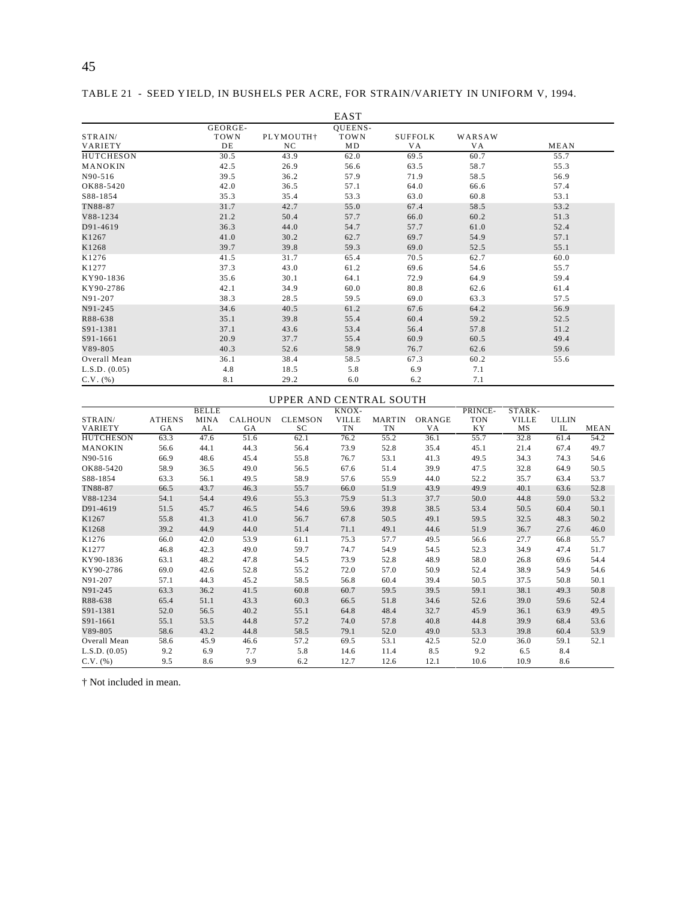TABLE 21 - SEED YIELD, IN BUSHELS PER ACRE, FOR STRAIN/VARIETY IN UNIFORM V, 1994.

| | EAST | | | | | |
|---|---|---|---|---|---|---|
| STRAIN/ VARIETY | GEORGE- TOWN DE | PLYMOUTH† NC | QUEENS- TOWN MD | SUFFOLK VA | WARSAW VA | MEAN |
| HUTCHESON | 30.5 | 43.9 | 62.0 | 69.5 | 60.7 | 55.7 |
| MANOKIN | 42.5 | 26.9 | 56.6 | 63.5 | 58.7 | 55.3 |
| N90-516 | 39.5 | 36.2 | 57.9 | 71.9 | 58.5 | 56.9 |
| OK88-5420 | 42.0 | 36.5 | 57.1 | 64.0 | 66.6 | 57.4 |
| S88-1854 | 35.3 | 35.4 | 53.3 | 63.0 | 60.8 | 53.1 |
| TN88-87 | 31.7 | 42.7 | 55.0 | 67.4 | 58.5 | 53.2 |
| V88-1234 | 21.2 | 50.4 | 57.7 | 66.0 | 60.2 | 51.3 |
| D91-4619 | 36.3 | 44.0 | 54.7 | 57.7 | 61.0 | 52.4 |
| K1267 | 41.0 | 30.2 | 62.7 | 69.7 | 54.9 | 57.1 |
| K1268 | 39.7 | 39.8 | 59.3 | 69.0 | 52.5 | 55.1 |
| K1276 | 41.5 | 31.7 | 65.4 | 70.5 | 62.7 | 60.0 |
| K1277 | 37.3 | 43.0 | 61.2 | 69.6 | 54.6 | 55.7 |
| KY90-1836 | 35.6 | 30.1 | 64.1 | 72.9 | 64.9 | 59.4 |
| KY90-2786 | 42.1 | 34.9 | 60.0 | 80.8 | 62.6 | 61.4 |
| N91-207 | 38.3 | 28.5 | 59.5 | 69.0 | 63.3 | 57.5 |
| N91-245 | 34.6 | 40.5 | 61.2 | 67.6 | 64.2 | 56.9 |
| R88-638 | 35.1 | 39.8 | 55.4 | 60.4 | 59.2 | 52.5 |
| S91-1381 | 37.1 | 43.6 | 53.4 | 56.4 | 57.8 | 51.2 |
| S91-1661 | 20.9 | 37.7 | 55.4 | 60.9 | 60.5 | 49.4 |
| V89-805 | 40.3 | 52.6 | 58.9 | 76.7 | 62.6 | 59.6 |
| Overall Mean | 36.1 | 38.4 | 58.5 | 67.3 | 60.2 | 55.6 |
| L.S.D. (0.05) | 4.8 | 18.5 | 5.8 | 6.9 | 7.1 | |
| C.V. (%) | 8.1 | 29.2 | 6.0 | 6.2 | 7.1 | |

| | UPPER AND CENTRAL SOUTH | | | | | | | | | | |
|---|---|---|---|---|---|---|---|---|---|---|---|
| STRAIN/ VARIETY | ATHENS GA | BELLE MINA AL | CALHOUN GA | CLEMSON SC | KNOX- VILLE TN | MARTIN TN | ORANGE VA | PRINCE- TON KY | STARK- VILLE MS | ULLIN IL | MEAN |
| HUTCHESON | 63.3 | 47.6 | 51.6 | 62.1 | 76.2 | 55.2 | 36.1 | 55.7 | 32.8 | 61.4 | 54.2 |
| MANOKIN | 56.6 | 44.1 | 44.3 | 56.4 | 73.9 | 52.8 | 35.4 | 45.1 | 21.4 | 67.4 | 49.7 |
| N90-516 | 66.9 | 48.6 | 45.4 | 55.8 | 76.7 | 53.1 | 41.3 | 49.5 | 34.3 | 74.3 | 54.6 |
| OK88-5420 | 58.9 | 36.5 | 49.0 | 56.5 | 67.6 | 51.4 | 39.9 | 47.5 | 32.8 | 64.9 | 50.5 |
| S88-1854 | 63.3 | 56.1 | 49.5 | 58.9 | 57.6 | 55.9 | 44.0 | 52.2 | 35.7 | 63.4 | 53.7 |
| TN88-87 | 66.5 | 43.7 | 46.3 | 55.7 | 66.0 | 51.9 | 43.9 | 49.9 | 40.1 | 63.6 | 52.8 |
| V88-1234 | 54.1 | 54.4 | 49.6 | 55.3 | 75.9 | 51.3 | 37.7 | 50.0 | 44.8 | 59.0 | 53.2 |
| D91-4619 | 51.5 | 45.7 | 46.5 | 54.6 | 59.6 | 39.8 | 38.5 | 53.4 | 50.5 | 60.4 | 50.1 |
| K1267 | 55.8 | 41.3 | 41.0 | 56.7 | 67.8 | 50.5 | 49.1 | 59.5 | 32.5 | 48.3 | 50.2 |
| K1268 | 39.2 | 44.9 | 44.0 | 51.4 | 71.1 | 49.1 | 44.6 | 51.9 | 36.7 | 27.6 | 46.0 |
| K1276 | 66.0 | 42.0 | 53.9 | 61.1 | 75.3 | 57.7 | 49.5 | 56.6 | 27.7 | 66.8 | 55.7 |
| K1277 | 46.8 | 42.3 | 49.0 | 59.7 | 74.7 | 54.9 | 54.5 | 52.3 | 34.9 | 47.4 | 51.7 |
| KY90-1836 | 63.1 | 48.2 | 47.8 | 54.5 | 73.9 | 52.8 | 48.9 | 58.0 | 26.8 | 69.6 | 54.4 |
| KY90-2786 | 69.0 | 42.6 | 52.8 | 55.2 | 72.0 | 57.0 | 50.9 | 52.4 | 38.9 | 54.9 | 54.6 |
| N91-207 | 57.1 | 44.3 | 45.2 | 58.5 | 56.8 | 60.4 | 39.4 | 50.5 | 37.5 | 50.8 | 50.1 |
| N91-245 | 63.3 | 36.2 | 41.5 | 60.8 | 60.7 | 59.5 | 39.5 | 59.1 | 38.1 | 49.3 | 50.8 |
| R88-638 | 65.4 | 51.1 | 43.3 | 60.3 | 66.5 | 51.8 | 34.6 | 52.6 | 39.0 | 59.6 | 52.4 |
| S91-1381 | 52.0 | 56.5 | 40.2 | 55.1 | 64.8 | 48.4 | 32.7 | 45.9 | 36.1 | 63.9 | 49.5 |
| S91-1661 | 55.1 | 53.5 | 44.8 | 57.2 | 74.0 | 57.8 | 40.8 | 44.8 | 39.9 | 68.4 | 53.6 |
| V89-805 | 58.6 | 43.2 | 44.8 | 58.5 | 79.1 | 52.0 | 49.0 | 53.3 | 39.8 | 60.4 | 53.9 |
| Overall Mean | 58.6 | 45.9 | 46.6 | 57.2 | 69.5 | 53.1 | 42.5 | 52.0 | 36.0 | 59.1 | 52.1 |
| L.S.D. (0.05) | 9.2 | 6.9 | 7.7 | 5.8 | 14.6 | 11.4 | 8.5 | 9.2 | 6.5 | 8.4 | |
| C.V. (%) | 9.5 | 8.6 | 9.9 | 6.2 | 12.7 | 12.6 | 12.1 | 10.6 | 10.9 | 8.6 | |

† Not included in mean.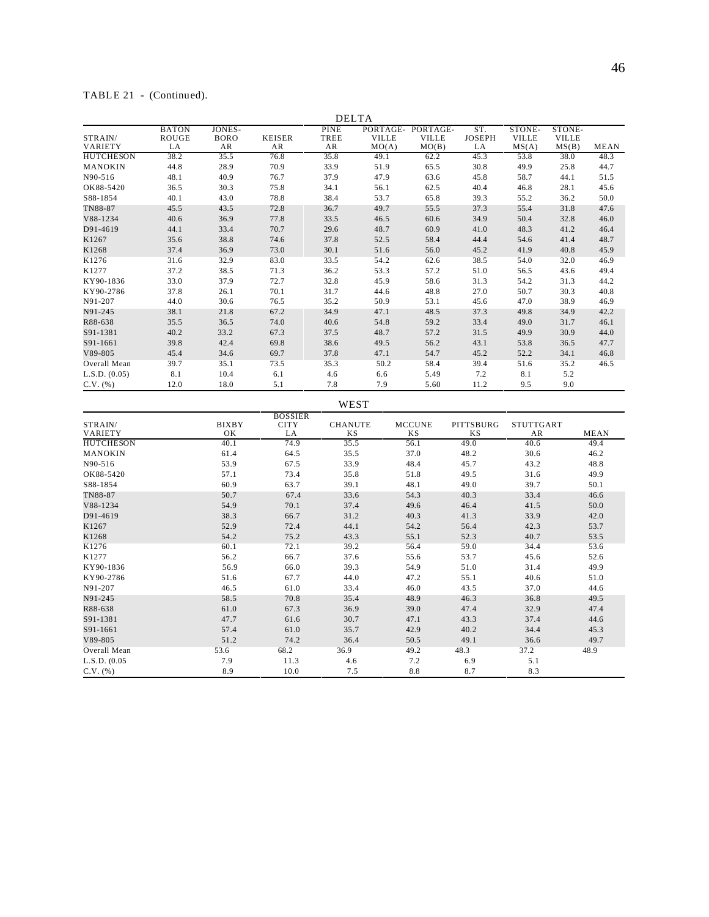TABLE 21 - (Continued).

| | DELTA | | | | | | | | | |
|---|---|---|---|---|---|---|---|---|---|---|
| STRAIN/ VARIETY | BATON ROUGE LA | JONES- BORO AR | KEISER AR | PINE TREE AR | PORTAGE- VILLE MO(A) | PORTAGE- VILLE MO(B) | ST. JOSEPH LA | STONE- VILLE MS(A) | STONE- VILLE MS(B) | MEAN |
| HUTCHESON | 38.2 | 35.5 | 76.8 | 35.8 | 49.1 | 62.2 | 45.3 | 53.8 | 38.0 | 48.3 |
| MANOKIN | 44.8 | 28.9 | 70.9 | 33.9 | 51.9 | 65.5 | 30.8 | 49.9 | 25.8 | 44.7 |
| N90-516 | 48.1 | 40.9 | 76.7 | 37.9 | 47.9 | 63.6 | 45.8 | 58.7 | 44.1 | 51.5 |
| OK88-5420 | 36.5 | 30.3 | 75.8 | 34.1 | 56.1 | 62.5 | 40.4 | 46.8 | 28.1 | 45.6 |
| S88-1854 | 40.1 | 43.0 | 78.8 | 38.4 | 53.7 | 65.8 | 39.3 | 55.2 | 36.2 | 50.0 |
| TN88-87 | 45.5 | 43.5 | 72.8 | 36.7 | 49.7 | 55.5 | 37.3 | 55.4 | 31.8 | 47.6 |
| V88-1234 | 40.6 | 36.9 | 77.8 | 33.5 | 46.5 | 60.6 | 34.9 | 50.4 | 32.8 | 46.0 |
| D91-4619 | 44.1 | 33.4 | 70.7 | 29.6 | 48.7 | 60.9 | 41.0 | 48.3 | 41.2 | 46.4 |
| K1267 | 35.6 | 38.8 | 74.6 | 37.8 | 52.5 | 58.4 | 44.4 | 54.6 | 41.4 | 48.7 |
| K1268 | 37.4 | 36.9 | 73.0 | 30.1 | 51.6 | 56.0 | 45.2 | 41.9 | 40.8 | 45.9 |
| K1276 | 31.6 | 32.9 | 83.0 | 33.5 | 54.2 | 62.6 | 38.5 | 54.0 | 32.0 | 46.9 |
| K1277 | 37.2 | 38.5 | 71.3 | 36.2 | 53.3 | 57.2 | 51.0 | 56.5 | 43.6 | 49.4 |
| KY90-1836 | 33.0 | 37.9 | 72.7 | 32.8 | 45.9 | 58.6 | 31.3 | 54.2 | 31.3 | 44.2 |
| KY90-2786 | 37.8 | 26.1 | 70.1 | 31.7 | 44.6 | 48.8 | 27.0 | 50.7 | 30.3 | 40.8 |
| N91-207 | 44.0 | 30.6 | 76.5 | 35.2 | 50.9 | 53.1 | 45.6 | 47.0 | 38.9 | 46.9 |
| N91-245 | 38.1 | 21.8 | 67.2 | 34.9 | 47.1 | 48.5 | 37.3 | 49.8 | 34.9 | 42.2 |
| R88-638 | 35.5 | 36.5 | 74.0 | 40.6 | 54.8 | 59.2 | 33.4 | 49.0 | 31.7 | 46.1 |
| S91-1381 | 40.2 | 33.2 | 67.3 | 37.5 | 48.7 | 57.2 | 31.5 | 49.9 | 30.9 | 44.0 |
| S91-1661 | 39.8 | 42.4 | 69.8 | 38.6 | 49.5 | 56.2 | 43.1 | 53.8 | 36.5 | 47.7 |
| V89-805 | 45.4 | 34.6 | 69.7 | 37.8 | 47.1 | 54.7 | 45.2 | 52.2 | 34.1 | 46.8 |
| Overall Mean | 39.7 | 35.1 | 73.5 | 35.3 | 50.2 | 58.4 | 39.4 | 51.6 | 35.2 | 46.5 |
| L.S.D. (0.05) | 8.1 | 10.4 | 6.1 | 4.6 | 6.6 | 5.49 | 7.2 | 8.1 | 5.2 | |
| C.V. (%) | 12.0 | 18.0 | 5.1 | 7.8 | 7.9 | 5.60 | 11.2 | 9.5 | 9.0 | |

| | WEST | | | | | | |
|---|---|---|---|---|---|---|---|
| STRAIN/ VARIETY | BIXBY OK | BOSSIER CITY LA | CHANUTE KS | MCCUNE KS | PITTSBURG KS | STUTTGART AR | MEAN |
| HUTCHESON | 40.1 | 74.9 | 35.5 | 56.1 | 49.0 | 40.6 | 49.4 |
| MANOKIN | 61.4 | 64.5 | 35.5 | 37.0 | 48.2 | 30.6 | 46.2 |
| N90-516 | 53.9 | 67.5 | 33.9 | 48.4 | 45.7 | 43.2 | 48.8 |
| OK88-5420 | 57.1 | 73.4 | 35.8 | 51.8 | 49.5 | 31.6 | 49.9 |
| S88-1854 | 60.9 | 63.7 | 39.1 | 48.1 | 49.0 | 39.7 | 50.1 |
| TN88-87 | 50.7 | 67.4 | 33.6 | 54.3 | 40.3 | 33.4 | 46.6 |
| V88-1234 | 54.9 | 70.1 | 37.4 | 49.6 | 46.4 | 41.5 | 50.0 |
| D91-4619 | 38.3 | 66.7 | 31.2 | 40.3 | 41.3 | 33.9 | 42.0 |
| K1267 | 52.9 | 72.4 | 44.1 | 54.2 | 56.4 | 42.3 | 53.7 |
| K1268 | 54.2 | 75.2 | 43.3 | 55.1 | 52.3 | 40.7 | 53.5 |
| K1276 | 60.1 | 72.1 | 39.2 | 56.4 | 59.0 | 34.4 | 53.6 |
| K1277 | 56.2 | 66.7 | 37.6 | 55.6 | 53.7 | 45.6 | 52.6 |
| KY90-1836 | 56.9 | 66.0 | 39.3 | 54.9 | 51.0 | 31.4 | 49.9 |
| KY90-2786 | 51.6 | 67.7 | 44.0 | 47.2 | 55.1 | 40.6 | 51.0 |
| N91-207 | 46.5 | 61.0 | 33.4 | 46.0 | 43.5 | 37.0 | 44.6 |
| N91-245 | 58.5 | 70.8 | 35.4 | 48.9 | 46.3 | 36.8 | 49.5 |
| R88-638 | 61.0 | 67.3 | 36.9 | 39.0 | 47.4 | 32.9 | 47.4 |
| S91-1381 | 47.7 | 61.6 | 30.7 | 47.1 | 43.3 | 37.4 | 44.6 |
| S91-1661 | 57.4 | 61.0 | 35.7 | 42.9 | 40.2 | 34.4 | 45.3 |
| V89-805 | 51.2 | 74.2 | 36.4 | 50.5 | 49.1 | 36.6 | 49.7 |
| Overall Mean | 53.6 | 68.2 | 36.9 | 49.2 | 48.3 | 37.2 | 48.9 |
| L.S.D. (0.05 | 7.9 | 11.3 | 4.6 | 7.2 | 6.9 | 5.1 | |
| C.V. (%) | 8.9 | 10.0 | 7.5 | 8.8 | 8.7 | 8.3 | |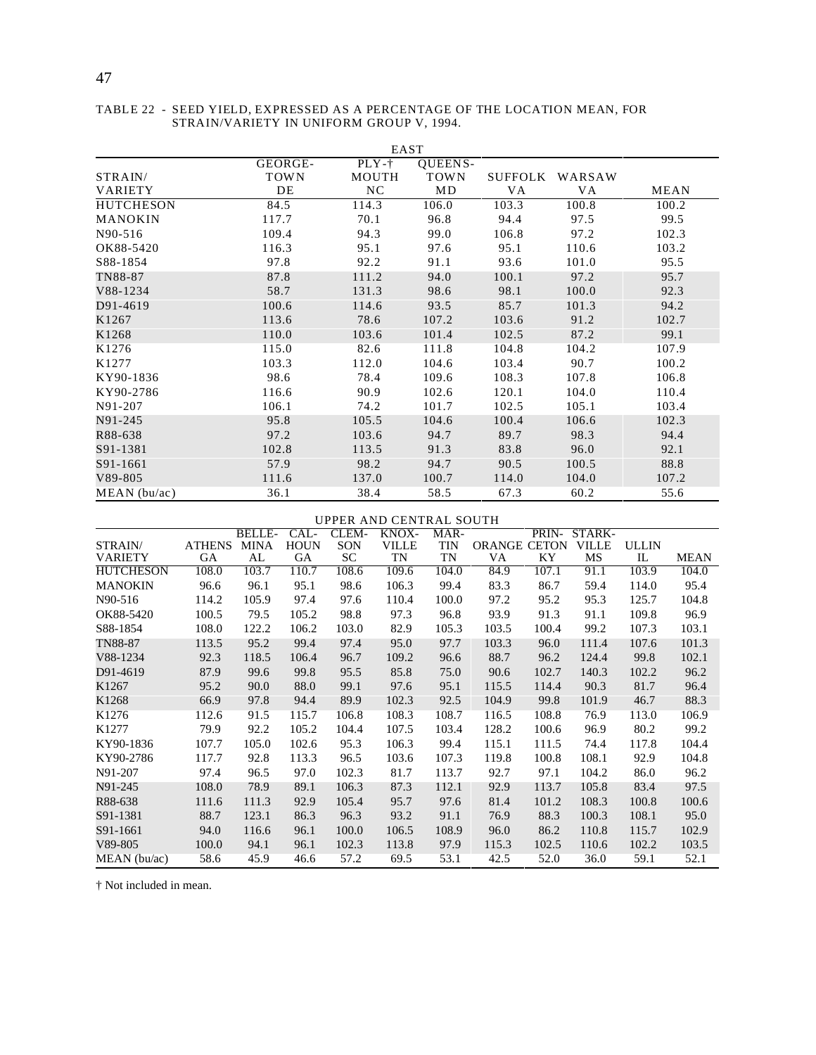TABLE 22 - SEED YIELD, EXPRESSED AS A PERCENTAGE OF THE LOCATION MEAN, FOR STRAIN/VARIETY IN UNIFORM GROUP V, 1994.

| | EAST | | | | | |
|---|---|---|---|---|---|---|
| STRAIN/ VARIETY | GEORGE- TOWN DE | PLY-† MOUTH NC | QUEENS- TOWN MD | SUFFOLK VA | WARSAW VA | MEAN |
| HUTCHESON | 84.5 | 114.3 | 106.0 | 103.3 | 100.8 | 100.2 |
| MANOKIN | 117.7 | 70.1 | 96.8 | 94.4 | 97.5 | 99.5 |
| N90-516 | 109.4 | 94.3 | 99.0 | 106.8 | 97.2 | 102.3 |
| OK88-5420 | 116.3 | 95.1 | 97.6 | 95.1 | 110.6 | 103.2 |
| S88-1854 | 97.8 | 92.2 | 91.1 | 93.6 | 101.0 | 95.5 |
| TN88-87 | 87.8 | 111.2 | 94.0 | 100.1 | 97.2 | 95.7 |
| V88-1234 | 58.7 | 131.3 | 98.6 | 98.1 | 100.0 | 92.3 |
| D91-4619 | 100.6 | 114.6 | 93.5 | 85.7 | 101.3 | 94.2 |
| K1267 | 113.6 | 78.6 | 107.2 | 103.6 | 91.2 | 102.7 |
| K1268 | 110.0 | 103.6 | 101.4 | 102.5 | 87.2 | 99.1 |
| K1276 | 115.0 | 82.6 | 111.8 | 104.8 | 104.2 | 107.9 |
| K1277 | 103.3 | 112.0 | 104.6 | 103.4 | 90.7 | 100.2 |
| KY90-1836 | 98.6 | 78.4 | 109.6 | 108.3 | 107.8 | 106.8 |
| KY90-2786 | 116.6 | 90.9 | 102.6 | 120.1 | 104.0 | 110.4 |
| N91-207 | 106.1 | 74.2 | 101.7 | 102.5 | 105.1 | 103.4 |
| N91-245 | 95.8 | 105.5 | 104.6 | 100.4 | 106.6 | 102.3 |
| R88-638 | 97.2 | 103.6 | 94.7 | 89.7 | 98.3 | 94.4 |
| S91-1381 | 102.8 | 113.5 | 91.3 | 83.8 | 96.0 | 92.1 |
| S91-1661 | 57.9 | 98.2 | 94.7 | 90.5 | 100.5 | 88.8 |
| V89-805 | 111.6 | 137.0 | 100.7 | 114.0 | 104.0 | 107.2 |
| MEAN (bu/ac) | 36.1 | 38.4 | 58.5 | 67.3 | 60.2 | 55.6 |

| | UPPER AND CENTRAL SOUTH | | | | | | | | | | |
|---|---|---|---|---|---|---|---|---|---|---|---|
| STRAIN/ VARIETY | ATHENS GA | BELLE- MINA AL | CAL- HOUN GA | CLEM- SON SC | KNOX- VILLE TN | MAR- TIN TN | ORANGE VA | PRIN- CETON KY | STARK- VILLE MS | ULLIN IL | MEAN |
| HUTCHESON | 108.0 | 103.7 | 110.7 | 108.6 | 109.6 | 104.0 | 84.9 | 107.1 | 91.1 | 103.9 | 104.0 |
| MANOKIN | 96.6 | 96.1 | 95.1 | 98.6 | 106.3 | 99.4 | 83.3 | 86.7 | 59.4 | 114.0 | 95.4 |
| N90-516 | 114.2 | 105.9 | 97.4 | 97.6 | 110.4 | 100.0 | 97.2 | 95.2 | 95.3 | 125.7 | 104.8 |
| OK88-5420 | 100.5 | 79.5 | 105.2 | 98.8 | 97.3 | 96.8 | 93.9 | 91.3 | 91.1 | 109.8 | 96.9 |
| S88-1854 | 108.0 | 122.2 | 106.2 | 103.0 | 82.9 | 105.3 | 103.5 | 100.4 | 99.2 | 107.3 | 103.1 |
| TN88-87 | 113.5 | 95.2 | 99.4 | 97.4 | 95.0 | 97.7 | 103.3 | 96.0 | 111.4 | 107.6 | 101.3 |
| V88-1234 | 92.3 | 118.5 | 106.4 | 96.7 | 109.2 | 96.6 | 88.7 | 96.2 | 124.4 | 99.8 | 102.1 |
| D91-4619 | 87.9 | 99.6 | 99.8 | 95.5 | 85.8 | 75.0 | 90.6 | 102.7 | 140.3 | 102.2 | 96.2 |
| K1267 | 95.2 | 90.0 | 88.0 | 99.1 | 97.6 | 95.1 | 115.5 | 114.4 | 90.3 | 81.7 | 96.4 |
| K1268 | 66.9 | 97.8 | 94.4 | 89.9 | 102.3 | 92.5 | 104.9 | 99.8 | 101.9 | 46.7 | 88.3 |
| K1276 | 112.6 | 91.5 | 115.7 | 106.8 | 108.3 | 108.7 | 116.5 | 108.8 | 76.9 | 113.0 | 106.9 |
| K1277 | 79.9 | 92.2 | 105.2 | 104.4 | 107.5 | 103.4 | 128.2 | 100.6 | 96.9 | 80.2 | 99.2 |
| KY90-1836 | 107.7 | 105.0 | 102.6 | 95.3 | 106.3 | 99.4 | 115.1 | 111.5 | 74.4 | 117.8 | 104.4 |
| KY90-2786 | 117.7 | 92.8 | 113.3 | 96.5 | 103.6 | 107.3 | 119.8 | 100.8 | 108.1 | 92.9 | 104.8 |
| N91-207 | 97.4 | 96.5 | 97.0 | 102.3 | 81.7 | 113.7 | 92.7 | 97.1 | 104.2 | 86.0 | 96.2 |
| N91-245 | 108.0 | 78.9 | 89.1 | 106.3 | 87.3 | 112.1 | 92.9 | 113.7 | 105.8 | 83.4 | 97.5 |
| R88-638 | 111.6 | 111.3 | 92.9 | 105.4 | 95.7 | 97.6 | 81.4 | 101.2 | 108.3 | 100.8 | 100.6 |
| S91-1381 | 88.7 | 123.1 | 86.3 | 96.3 | 93.2 | 91.1 | 76.9 | 88.3 | 100.3 | 108.1 | 95.0 |
| S91-1661 | 94.0 | 116.6 | 96.1 | 100.0 | 106.5 | 108.9 | 96.0 | 86.2 | 110.8 | 115.7 | 102.9 |
| V89-805 | 100.0 | 94.1 | 96.1 | 102.3 | 113.8 | 97.9 | 115.3 | 102.5 | 110.6 | 102.2 | 103.5 |
| MEAN (bu/ac) | 58.6 | 45.9 | 46.6 | 57.2 | 69.5 | 53.1 | 42.5 | 52.0 | 36.0 | 59.1 | 52.1 |

† Not included in mean.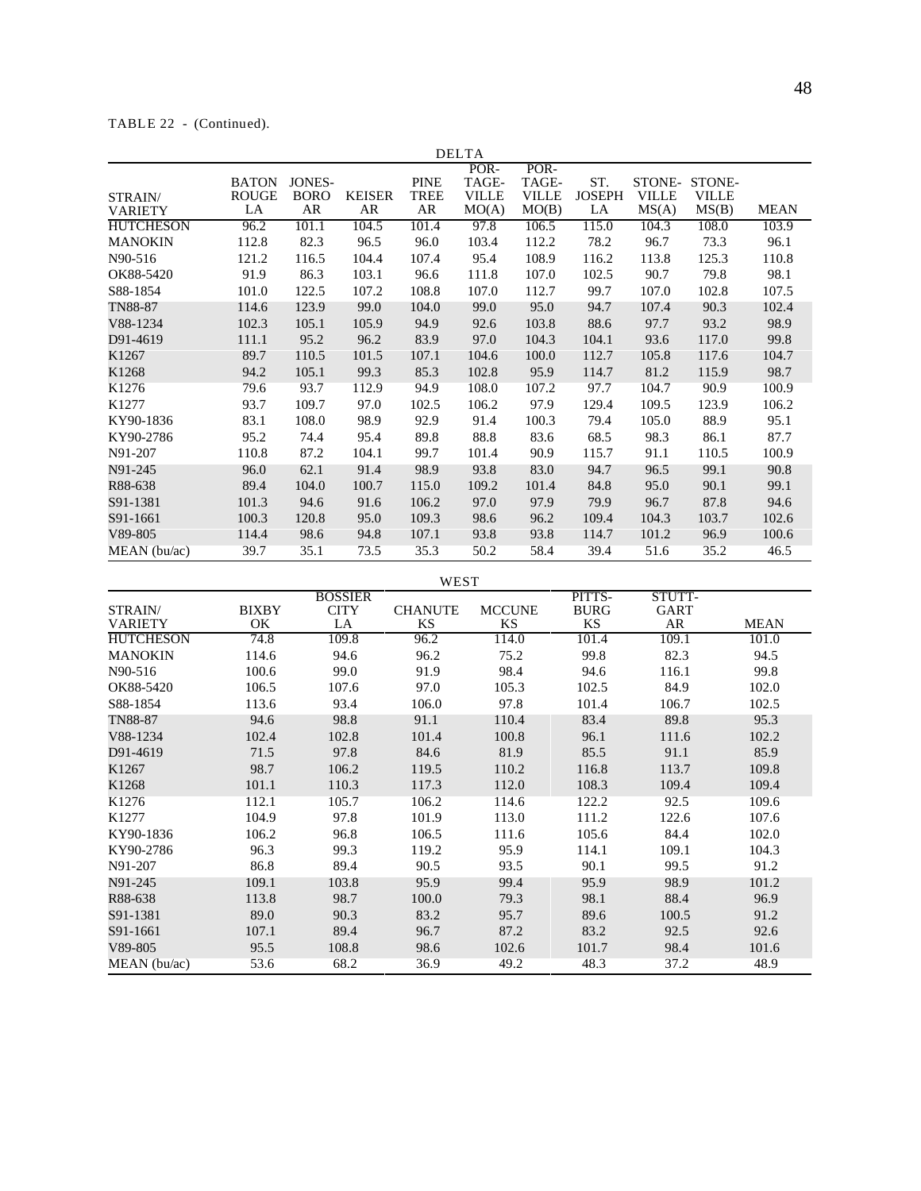TABLE 22 - (Continued).

| | DELTA | | | | | | | | | |
|---|---|---|---|---|---|---|---|---|---|---|
| STRAIN/ VARIETY | BATON ROUGE LA | JONES-BORO AR | KEISER AR | PINE TREE AR | POR-TAGE-VILLE MO(A) | POR-TAGE-VILLE MO(B) | ST. JOSEPH LA | STONE-VILLE MS(A) | STONE-VILLE MS(B) | MEAN |
| HUTCHESON | 96.2 | 101.1 | 104.5 | 101.4 | 97.8 | 106.5 | 115.0 | 104.3 | 108.0 | 103.9 |
| MANOKIN | 112.8 | 82.3 | 96.5 | 96.0 | 103.4 | 112.2 | 78.2 | 96.7 | 73.3 | 96.1 |
| N90-516 | 121.2 | 116.5 | 104.4 | 107.4 | 95.4 | 108.9 | 116.2 | 113.8 | 125.3 | 110.8 |
| OK88-5420 | 91.9 | 86.3 | 103.1 | 96.6 | 111.8 | 107.0 | 102.5 | 90.7 | 79.8 | 98.1 |
| S88-1854 | 101.0 | 122.5 | 107.2 | 108.8 | 107.0 | 112.7 | 99.7 | 107.0 | 102.8 | 107.5 |
| TN88-87 | 114.6 | 123.9 | 99.0 | 104.0 | 99.0 | 95.0 | 94.7 | 107.4 | 90.3 | 102.4 |
| V88-1234 | 102.3 | 105.1 | 105.9 | 94.9 | 92.6 | 103.8 | 88.6 | 97.7 | 93.2 | 98.9 |
| D91-4619 | 111.1 | 95.2 | 96.2 | 83.9 | 97.0 | 104.3 | 104.1 | 93.6 | 117.0 | 99.8 |
| K1267 | 89.7 | 110.5 | 101.5 | 107.1 | 104.6 | 100.0 | 112.7 | 105.8 | 117.6 | 104.7 |
| K1268 | 94.2 | 105.1 | 99.3 | 85.3 | 102.8 | 95.9 | 114.7 | 81.2 | 115.9 | 98.7 |
| K1276 | 79.6 | 93.7 | 112.9 | 94.9 | 108.0 | 107.2 | 97.7 | 104.7 | 90.9 | 100.9 |
| K1277 | 93.7 | 109.7 | 97.0 | 102.5 | 106.2 | 97.9 | 129.4 | 109.5 | 123.9 | 106.2 |
| KY90-1836 | 83.1 | 108.0 | 98.9 | 92.9 | 91.4 | 100.3 | 79.4 | 105.0 | 88.9 | 95.1 |
| KY90-2786 | 95.2 | 74.4 | 95.4 | 89.8 | 88.8 | 83.6 | 68.5 | 98.3 | 86.1 | 87.7 |
| N91-207 | 110.8 | 87.2 | 104.1 | 99.7 | 101.4 | 90.9 | 115.7 | 91.1 | 110.5 | 100.9 |
| N91-245 | 96.0 | 62.1 | 91.4 | 98.9 | 93.8 | 83.0 | 94.7 | 96.5 | 99.1 | 90.8 |
| R88-638 | 89.4 | 104.0 | 100.7 | 115.0 | 109.2 | 101.4 | 84.8 | 95.0 | 90.1 | 99.1 |
| S91-1381 | 101.3 | 94.6 | 91.6 | 106.2 | 97.0 | 97.9 | 79.9 | 96.7 | 87.8 | 94.6 |
| S91-1661 | 100.3 | 120.8 | 95.0 | 109.3 | 98.6 | 96.2 | 109.4 | 104.3 | 103.7 | 102.6 |
| V89-805 | 114.4 | 98.6 | 94.8 | 107.1 | 93.8 | 93.8 | 114.7 | 101.2 | 96.9 | 100.6 |
| MEAN (bu/ac) | 39.7 | 35.1 | 73.5 | 35.3 | 50.2 | 58.4 | 39.4 | 51.6 | 35.2 | 46.5 |

| | WEST | | | | | | |
|---|---|---|---|---|---|---|---|
| STRAIN/ VARIETY | BIXBY OK | BOSSIER CITY LA | CHANUTE KS | MCCUNE KS | PITTS-BURG KS | STUTT-GART AR | MEAN |
| HUTCHESON | 74.8 | 109.8 | 96.2 | 114.0 | 101.4 | 109.1 | 101.0 |
| MANOKIN | 114.6 | 94.6 | 96.2 | 75.2 | 99.8 | 82.3 | 94.5 |
| N90-516 | 100.6 | 99.0 | 91.9 | 98.4 | 94.6 | 116.1 | 99.8 |
| OK88-5420 | 106.5 | 107.6 | 97.0 | 105.3 | 102.5 | 84.9 | 102.0 |
| S88-1854 | 113.6 | 93.4 | 106.0 | 97.8 | 101.4 | 106.7 | 102.5 |
| TN88-87 | 94.6 | 98.8 | 91.1 | 110.4 | 83.4 | 89.8 | 95.3 |
| V88-1234 | 102.4 | 102.8 | 101.4 | 100.8 | 96.1 | 111.6 | 102.2 |
| D91-4619 | 71.5 | 97.8 | 84.6 | 81.9 | 85.5 | 91.1 | 85.9 |
| K1267 | 98.7 | 106.2 | 119.5 | 110.2 | 116.8 | 113.7 | 109.8 |
| K1268 | 101.1 | 110.3 | 117.3 | 112.0 | 108.3 | 109.4 | 109.4 |
| K1276 | 112.1 | 105.7 | 106.2 | 114.6 | 122.2 | 92.5 | 109.6 |
| K1277 | 104.9 | 97.8 | 101.9 | 113.0 | 111.2 | 122.6 | 107.6 |
| KY90-1836 | 106.2 | 96.8 | 106.5 | 111.6 | 105.6 | 84.4 | 102.0 |
| KY90-2786 | 96.3 | 99.3 | 119.2 | 95.9 | 114.1 | 109.1 | 104.3 |
| N91-207 | 86.8 | 89.4 | 90.5 | 93.5 | 90.1 | 99.5 | 91.2 |
| N91-245 | 109.1 | 103.8 | 95.9 | 99.4 | 95.9 | 98.9 | 101.2 |
| R88-638 | 113.8 | 98.7 | 100.0 | 79.3 | 98.1 | 88.4 | 96.9 |
| S91-1381 | 89.0 | 90.3 | 83.2 | 95.7 | 89.6 | 100.5 | 91.2 |
| S91-1661 | 107.1 | 89.4 | 96.7 | 87.2 | 83.2 | 92.5 | 92.6 |
| V89-805 | 95.5 | 108.8 | 98.6 | 102.6 | 101.7 | 98.4 | 101.6 |
| MEAN (bu/ac) | 53.6 | 68.2 | 36.9 | 49.2 | 48.3 | 37.2 | 48.9 |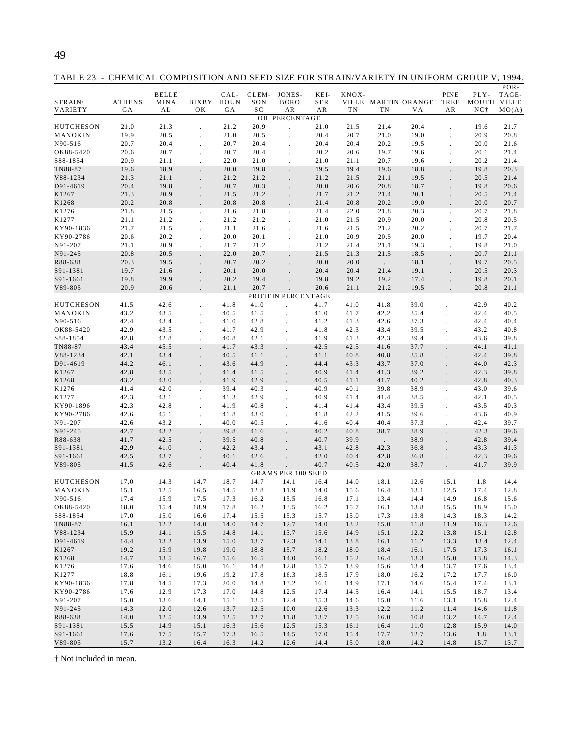TABLE 23 - CHEMICAL COMPOSITION AND SEED SIZE FOR STRAIN/VARIETY IN UNIFORM GROUP V, 1994.

| STRAIN/ VARIETY | ATHENS GA | BELLE MINA AL | BIXBY OK | CAL-HOUN GA | CLEM-SON SC | JONES-BORO AR | KEI-SER AR | KNOX-VILLE TN | MARTIN TN | ORANGE VA | PINE TREE AR | PLY-MOUTH NC† | POR-TAGE-VILLE MO(A) |
|---|---|---|---|---|---|---|---|---|---|---|---|---|---|
| | | | | | | OIL PERCENTAGE | | | | | | | |
| HUTCHESON | 21.0 | 21.3 | . | 21.2 | 20.9 | . | 21.0 | 21.5 | 21.4 | 20.4 | . | 19.6 | 21.7 |
| MANOKIN | 19.9 | 20.5 | . | 21.0 | 20.5 | . | 20.4 | 20.7 | 21.0 | 19.0 | . | 20.9 | 20.8 |
| N90-516 | 20.7 | 20.4 | . | 20.7 | 20.4 | . | 20.4 | 20.4 | 20.2 | 19.5 | . | 20.0 | 21.6 |
| OK88-5420 | 20.6 | 20.7 | . | 20.7 | 20.4 | . | 20.2 | 20.6 | 19.7 | 19.6 | . | 20.1 | 21.4 |
| S88-1854 | 20.9 | 21.1 | . | 22.0 | 21.0 | . | 21.0 | 21.1 | 20.7 | 19.6 | . | 20.2 | 21.4 |
| TN88-87 | 19.6 | 18.9 | . | 20.0 | 19.8 | . | 19.5 | 19.4 | 19.6 | 18.8 | . | 19.8 | 20.3 |
| V88-1234 | 21.3 | 21.1 | . | 21.2 | 21.2 | . | 21.2 | 21.5 | 21.1 | 19.5 | . | 20.5 | 21.4 |
| D91-4619 | 20.4 | 19.8 | . | 20.7 | 20.3 | . | 20.0 | 20.6 | 20.8 | 18.7 | . | 19.8 | 20.6 |
| K1267 | 21.3 | 20.9 | . | 21.5 | 21.2 | . | 21.7 | 21.2 | 21.4 | 20.1 | . | 20.5 | 21.4 |
| K1268 | 20.2 | 20.8 | . | 20.8 | 20.8 | . | 21.4 | 20.8 | 20.2 | 19.0 | . | 20.0 | 20.7 |
| K1276 | 21.8 | 21.5 | . | 21.6 | 21.8 | . | 21.4 | 22.0 | 21.8 | 20.3 | . | 20.7 | 21.8 |
| K1277 | 21.1 | 21.2 | . | 21.2 | 21.2 | . | 21.0 | 21.5 | 20.9 | 20.0 | . | 20.8 | 20.5 |
| KY90-1836 | 21.7 | 21.5 | . | 21.1 | 21.6 | . | 21.6 | 21.5 | 21.2 | 20.2 | . | 20.7 | 21.7 |
| KY90-2786 | 20.6 | 20.2 | . | 20.0 | 20.1 | . | 21.0 | 20.9 | 20.5 | 20.0 | . | 19.7 | 20.4 |
| N91-207 | 21.1 | 20.9 | . | 21.7 | 21.2 | . | 21.2 | 21.4 | 21.1 | 19.3 | . | 19.8 | 21.0 |
| N91-245 | 20.8 | 20.5 | . | 22.0 | 20.7 | . | 21.5 | 21.3 | 21.5 | 18.5 | . | 20.7 | 21.1 |
| R88-638 | 20.3 | 19.5 | . | 20.7 | 20.2 | . | 20.0 | 20.0 | . | 18.1 | . | 19.7 | 20.5 |
| S91-1381 | 19.7 | 21.6 | . | 20.1 | 20.0 | . | 20.4 | 20.4 | 21.4 | 19.1 | . | 20.5 | 20.3 |
| S91-1661 | 19.8 | 19.9 | . | 20.2 | 19.4 | . | 19.8 | 19.2 | 19.2 | 17.4 | . | 19.8 | 20.1 |
| V89-805 | 20.9 | 20.6 | . | 21.1 | 20.7 | . | 20.6 | 21.1 | 21.2 | 19.5 | . | 20.8 | 21.1 |
| | | | | | | PROTEIN PERCENTAGE | | | | | | | |
| HUTCHESON | 41.5 | 42.6 | . | 41.8 | 41.0 | . | 41.7 | 41.0 | 41.8 | 39.0 | . | 42.9 | 40.2 |
| MANOKIN | 43.2 | 43.5 | . | 40.5 | 41.5 | . | 41.0 | 41.7 | 42.2 | 35.4 | . | 42.4 | 40.5 |
| N90-516 | 42.4 | 43.4 | . | 41.0 | 42.8 | . | 41.2 | 41.3 | 42.6 | 37.3 | . | 42.4 | 40.4 |
| OK88-5420 | 42.9 | 43.5 | . | 41.7 | 42.9 | . | 41.8 | 42.3 | 43.4 | 39.5 | . | 43.2 | 40.8 |
| S88-1854 | 42.8 | 42.8 | . | 40.8 | 42.1 | . | 41.9 | 41.3 | 42.3 | 39.4 | . | 43.6 | 39.8 |
| TN88-87 | 43.4 | 45.5 | . | 41.7 | 43.3 | . | 42.5 | 42.5 | 41.6 | 37.7 | . | 44.1 | 41.1 |
| V88-1234 | 42.1 | 43.4 | . | 40.5 | 41.1 | . | 41.1 | 40.8 | 40.8 | 35.8 | . | 42.4 | 39.8 |
| D91-4619 | 44.2 | 46.1 | . | 43.6 | 44.9 | . | 44.4 | 43.3 | 43.7 | 37.0 | . | 44.0 | 42.3 |
| K1267 | 42.8 | 43.5 | . | 41.4 | 41.5 | . | 40.9 | 41.4 | 41.3 | 39.2 | . | 42.3 | 39.8 |
| K1268 | 43.2 | 43.0 | . | 41.9 | 42.9 | . | 40.5 | 41.1 | 41.7 | 40.2 | . | 42.8 | 40.3 |
| K1276 | 41.4 | 42.0 | . | 39.4 | 40.3 | . | 40.9 | 40.1 | 39.8 | 38.9 | . | 43.0 | 39.6 |
| K1277 | 42.3 | 43.1 | . | 41.3 | 42.9 | . | 40.9 | 41.4 | 41.4 | 38.5 | . | 42.1 | 40.5 |
| KY90-1896 | 42.3 | 42.8 | . | 41.9 | 40.8 | . | 41.4 | 41.4 | 43.4 | 39.5 | . | 43.5 | 40.3 |
| KY90-2786 | 42.6 | 45.1 | . | 41.8 | 43.0 | . | 41.8 | 42.2 | 41.5 | 39.6 | . | 43.6 | 40.9 |
| N91-207 | 42.6 | 43.2 | . | 40.0 | 40.5 | . | 41.6 | 40.4 | 40.4 | 37.3 | . | 42.4 | 39.7 |
| N91-245 | 42.7 | 43.2 | . | 39.8 | 41.6 | . | 40.2 | 40.8 | 38.7 | 38.9 | . | 42.3 | 39.6 |
| R88-638 | 41.7 | 42.5 | . | 39.5 | 40.8 | . | 40.7 | 39.9 | . | 38.9 | . | 42.8 | 39.4 |
| S91-1381 | 42.9 | 41.0 | . | 42.2 | 43.4 | . | 43.1 | 42.8 | 42.3 | 36.8 | . | 43.3 | 41.3 |
| S91-1661 | 42.5 | 43.7 | . | 40.1 | 42.6 | . | 42.0 | 40.4 | 42.8 | 36.8 | . | 42.3 | 39.6 |
| V89-805 | 41.5 | 42.6 | . | 40.4 | 41.8 | . | 40.7 | 40.5 | 42.0 | 38.7 | . | 41.7 | 39.9 |
| | | | | | | GRAMS PER 100 SEED | | | | | | | |
| HUTCHESON | 17.0 | 14.3 | 14.7 | 18.7 | 14.7 | 14.1 | 16.4 | 14.0 | 18.1 | 12.6 | 15.1 | 1.8 | 14.4 |
| MANOKIN | 15.1 | 12.5 | 16.5 | 14.5 | 12.8 | 11.9 | 14.0 | 15.6 | 16.4 | 13.1 | 12.5 | 17.4 | 12.8 |
| N90-516 | 17.4 | 15.9 | 17.5 | 17.3 | 16.2 | 15.5 | 16.8 | 17.1 | 13.4 | 14.4 | 14.9 | 16.8 | 15.6 |
| OK88-5420 | 18.0 | 15.4 | 18.9 | 17.8 | 16.2 | 13.5 | 16.2 | 15.7 | 16.1 | 13.8 | 15.5 | 18.9 | 15.0 |
| S88-1854 | 17.0 | 15.0 | 16.6 | 17.4 | 15.5 | 15.3 | 15.7 | 15.0 | 17.3 | 13.8 | 14.3 | 18.3 | 14.2 |
| TN88-87 | 16.1 | 12.2 | 14.0 | 14.0 | 14.7 | 12.7 | 14.0 | 13.2 | 15.0 | 11.8 | 11.9 | 16.3 | 12.6 |
| V88-1234 | 15.9 | 14.1 | 15.5 | 14.8 | 14.1 | 13.7 | 15.6 | 14.9 | 15.1 | 12.2 | 13.8 | 15.1 | 12.8 |
| D91-4619 | 14.4 | 13.2 | 13.9 | 15.0 | 13.7 | 12.3 | 14.1 | 13.8 | 16.1 | 11.2 | 13.3 | 13.4 | 12.4 |
| K1267 | 19.2 | 15.9 | 19.8 | 19.0 | 18.8 | 15.7 | 18.2 | 18.0 | 18.4 | 16.1 | 17.5 | 17.3 | 16.1 |
| K1268 | 14.7 | 13.5 | 16.7 | 15.6 | 16.5 | 14.0 | 16.1 | 15.2 | 16.4 | 13.3 | 15.0 | 13.8 | 14.3 |
| K1276 | 17.6 | 14.6 | 15.0 | 16.1 | 14.8 | 12.8 | 15.7 | 13.9 | 15.6 | 13.4 | 13.7 | 17.6 | 13.4 |
| K1277 | 18.8 | 16.1 | 19.6 | 19.2 | 17.8 | 16.3 | 18.5 | 17.9 | 18.0 | 16.2 | 17.2 | 17.7 | 16.0 |
| KY90-1836 | 17.8 | 14.5 | 17.3 | 20.0 | 14.8 | 13.2 | 16.1 | 14.9 | 17.1 | 14.6 | 15.4 | 17.4 | 13.1 |
| KY90-2786 | 17.6 | 12.9 | 17.3 | 17.0 | 14.8 | 12.5 | 17.4 | 14.5 | 16.4 | 14.1 | 15.5 | 18.7 | 13.4 |
| N91-207 | 15.0 | 13.6 | 14.1 | 15.1 | 13.5 | 12.4 | 15.3 | 14.6 | 15.0 | 11.6 | 13.1 | 15.8 | 12.4 |
| N91-245 | 14.3 | 12.0 | 12.6 | 13.7 | 12.5 | 10.0 | 12.6 | 13.3 | 12.2 | 11.2 | 11.4 | 14.6 | 11.8 |
| R88-638 | 14.0 | 12.5 | 13.9 | 12.5 | 12.7 | 11.8 | 13.7 | 12.5 | 16.0 | 10.8 | 13.2 | 14.7 | 12.4 |
| S91-1381 | 15.5 | 14.9 | 15.1 | 16.3 | 15.6 | 12.5 | 15.3 | 16.1 | 16.4 | 11.0 | 12.8 | 15.9 | 14.0 |
| S91-1661 | 17.6 | 17.5 | 15.7 | 17.3 | 16.5 | 14.5 | 17.0 | 15.4 | 17.7 | 12.7 | 13.6 | 1.8 | 13.1 |
| V89-805 | 15.7 | 13.2 | 16.4 | 16.3 | 14.2 | 12.6 | 14.4 | 15.0 | 18.0 | 14.2 | 14.8 | 15.7 | 13.7 |

† Not included in mean.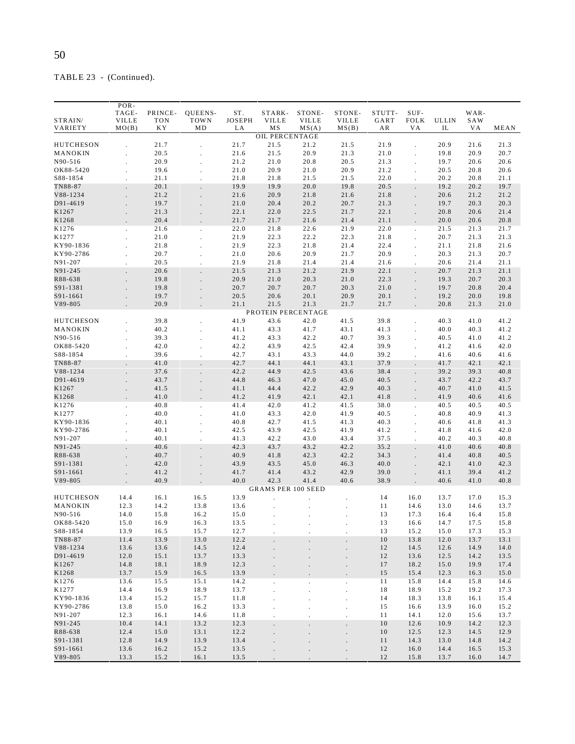TABLE 23 - (Continued).

| STRAIN/ VARIETY | PORTAGEVILLE MO(B) | PRINCETON KY | QUEENSTOWN MD | ST. JOSEPH LA | STARKVILLE MS | STONEVILLE MS(A) | STONEVILLE MS(B) | STUTTGART AR | SUFFOLK VA | ULLIN IL | WARSAW VA | MEAN |
|---|---|---|---|---|---|---|---|---|---|---|---|---|
| | | | | | OIL PERCENTAGE | | | | | | | |
| HUTCHESON | . | 21.7 | . | 21.7 | 21.5 | 21.2 | 21.5 | 21.9 | . | 20.9 | 21.6 | 21.3 |
| MANOKIN | . | 20.5 | . | 21.6 | 21.5 | 20.9 | 21.3 | 21.0 | . | 19.8 | 20.9 | 20.7 |
| N90-516 | . | 20.9 | . | 21.2 | 21.0 | 20.8 | 20.5 | 21.3 | . | 19.7 | 20.6 | 20.6 |
| OK88-5420 | . | 19.6 | . | 21.0 | 20.9 | 21.0 | 20.9 | 21.2 | . | 20.5 | 20.8 | 20.6 |
| S88-1854 | . | 21.1 | . | 21.8 | 21.8 | 21.5 | 21.5 | 22.0 | . | 20.2 | 20.8 | 21.1 |
| TN88-87 | . | 20.1 | . | 19.9 | 19.9 | 20.0 | 19.8 | 20.5 | . | 19.2 | 20.2 | 19.7 |
| V88-1234 | . | 21.2 | . | 21.6 | 20.9 | 21.8 | 21.6 | 21.8 | . | 20.6 | 21.2 | 21.2 |
| D91-4619 | . | 19.7 | . | 21.0 | 20.4 | 20.2 | 20.7 | 21.3 | . | 19.7 | 20.3 | 20.3 |
| K1267 | . | 21.3 | . | 22.1 | 22.0 | 22.5 | 21.7 | 22.1 | . | 20.8 | 20.6 | 21.4 |
| K1268 | . | 20.4 | . | 21.7 | 21.7 | 21.6 | 21.4 | 21.1 | . | 20.0 | 20.6 | 20.8 |
| K1276 | . | 21.6 | . | 22.0 | 21.8 | 22.6 | 21.9 | 22.0 | . | 21.5 | 21.3 | 21.7 |
| K1277 | . | 21.0 | . | 21.9 | 22.3 | 22.2 | 22.3 | 21.8 | . | 20.7 | 21.3 | 21.3 |
| KY90-1836 | . | 21.8 | . | 21.9 | 22.3 | 21.8 | 21.4 | 22.4 | . | 21.1 | 21.8 | 21.6 |
| KY90-2786 | . | 20.7 | . | 21.0 | 20.6 | 20.9 | 21.7 | 20.9 | . | 20.3 | 21.3 | 20.7 |
| N91-207 | . | 20.5 | . | 21.9 | 21.8 | 21.4 | 21.4 | 21.6 | . | 20.6 | 21.4 | 21.1 |
| N91-245 | . | 20.6 | . | 21.5 | 21.3 | 21.2 | 21.9 | 22.1 | . | 20.7 | 21.3 | 21.1 |
| R88-638 | . | 19.8 | . | 20.9 | 21.0 | 20.3 | 21.0 | 22.3 | . | 19.3 | 20.7 | 20.3 |
| S91-1381 | . | 19.8 | . | 20.7 | 20.7 | 20.7 | 20.3 | 21.0 | . | 19.7 | 20.8 | 20.4 |
| S91-1661 | . | 19.7 | . | 20.5 | 20.6 | 20.1 | 20.9 | 20.1 | . | 19.2 | 20.0 | 19.8 |
| V89-805 | . | 20.9 | . | 21.1 | 21.5 | 21.3 | 21.7 | 21.7 | . | 20.8 | 21.3 | 21.0 |
| | | | | | PROTEIN PERCENTAGE | | | | | | | |
| HUTCHESON | . | 39.8 | . | 41.9 | 43.6 | 42.0 | 41.5 | 39.8 | . | 40.3 | 41.0 | 41.2 |
| MANOKIN | . | 40.2 | . | 41.1 | 43.3 | 41.7 | 43.1 | 41.3 | . | 40.0 | 40.3 | 41.2 |
| N90-516 | . | 39.3 | . | 41.2 | 43.3 | 42.2 | 40.7 | 39.3 | . | 40.5 | 41.0 | 41.2 |
| OK88-5420 | . | 42.0 | . | 42.2 | 43.9 | 42.5 | 42.4 | 39.9 | . | 41.2 | 41.6 | 42.0 |
| S88-1854 | . | 39.6 | . | 42.7 | 43.1 | 43.3 | 44.0 | 39.2 | . | 41.6 | 40.6 | 41.6 |
| TN88-87 | . | 41.0 | . | 42.7 | 44.1 | 44.1 | 43.1 | 37.9 | . | 41.7 | 42.1 | 42.1 |
| V88-1234 | . | 37.6 | . | 42.2 | 44.9 | 42.5 | 43.6 | 38.4 | . | 39.2 | 39.3 | 40.8 |
| D91-4619 | . | 43.7 | . | 44.8 | 46.3 | 47.0 | 45.0 | 40.5 | . | 43.7 | 42.2 | 43.7 |
| K1267 | . | 41.5 | . | 41.1 | 44.4 | 42.2 | 42.9 | 40.3 | . | 40.7 | 41.0 | 41.5 |
| K1268 | . | 41.0 | . | 41.2 | 41.9 | 42.1 | 42.1 | 41.8 | . | 41.9 | 40.6 | 41.6 |
| K1276 | . | 40.8 | . | 41.4 | 42.0 | 41.2 | 41.5 | 38.0 | . | 40.5 | 40.5 | 40.5 |
| K1277 | . | 40.0 | . | 41.0 | 43.3 | 42.0 | 41.9 | 40.5 | . | 40.8 | 40.9 | 41.3 |
| KY90-1836 | . | 40.1 | . | 40.8 | 42.7 | 41.5 | 41.3 | 40.3 | . | 40.6 | 41.8 | 41.3 |
| KY90-2786 | . | 40.1 | . | 42.5 | 43.9 | 42.5 | 41.9 | 41.2 | . | 41.8 | 41.6 | 42.0 |
| N91-207 | . | 40.1 | . | 41.3 | 42.2 | 43.0 | 43.4 | 37.5 | . | 40.2 | 40.3 | 40.8 |
| N91-245 | . | 40.6 | . | 42.3 | 43.7 | 43.2 | 42.2 | 35.2 | . | 41.0 | 40.6 | 40.8 |
| R88-638 | . | 40.7 | . | 40.9 | 41.8 | 42.3 | 42.2 | 34.3 | . | 41.4 | 40.8 | 40.5 |
| S91-1381 | . | 42.0 | . | 43.9 | 43.5 | 45.0 | 46.3 | 40.0 | . | 42.1 | 41.0 | 42.3 |
| S91-1661 | . | 41.2 | . | 41.7 | 41.4 | 43.2 | 42.9 | 39.0 | . | 41.1 | 39.4 | 41.2 |
| V89-805 | . | 40.9 | . | 40.0 | 42.3 | 41.4 | 40.6 | 38.9 | . | 40.6 | 41.0 | 40.8 |
| | | | | | GRAMS PER 100 SEED | | | | | | | |
| HUTCHESON | 14.4 | 16.1 | 16.5 | 13.9 | . | . | . | 14 | 16.0 | 13.7 | 17.0 | 15.3 |
| MANOKIN | 12.3 | 14.2 | 13.8 | 13.6 | . | . | . | 11 | 14.6 | 13.0 | 14.6 | 13.7 |
| N90-516 | 14.0 | 15.8 | 16.2 | 15.0 | . | . | . | 13 | 17.3 | 16.4 | 16.4 | 15.8 |
| OK88-5420 | 15.0 | 16.9 | 16.3 | 13.5 | . | . | . | 13 | 16.6 | 14.7 | 17.5 | 15.8 |
| S88-1854 | 13.9 | 16.5 | 15.7 | 12.7 | . | . | . | 13 | 15.2 | 15.0 | 17.3 | 15.3 |
| TN88-87 | 11.4 | 13.9 | 13.0 | 12.2 | . | . | . | 10 | 13.8 | 12.0 | 13.7 | 13.1 |
| V88-1234 | 13.6 | 13.6 | 14.5 | 12.4 | . | . | . | 12 | 14.5 | 12.6 | 14.9 | 14.0 |
| D91-4619 | 12.0 | 15.1 | 13.7 | 13.3 | . | . | . | 12 | 13.6 | 12.5 | 14.2 | 13.5 |
| K1267 | 14.8 | 18.1 | 18.9 | 12.3 | . | . | . | 17 | 18.2 | 15.0 | 19.9 | 17.4 |
| K1268 | 13.7 | 15.9 | 16.5 | 13.9 | . | . | . | 15 | 15.4 | 12.3 | 16.3 | 15.0 |
| K1276 | 13.6 | 15.5 | 15.1 | 14.2 | . | . | . | 11 | 15.8 | 14.4 | 15.8 | 14.6 |
| K1277 | 14.4 | 16.9 | 18.9 | 13.7 | . | . | . | 18 | 18.9 | 15.2 | 19.2 | 17.3 |
| KY90-1836 | 13.4 | 15.2 | 15.7 | 11.8 | . | . | . | 14 | 18.3 | 13.8 | 16.1 | 15.4 |
| KY90-2786 | 13.8 | 15.0 | 16.2 | 13.3 | . | . | . | 15 | 16.6 | 13.9 | 16.0 | 15.2 |
| N91-207 | 12.3 | 16.1 | 14.6 | 11.8 | . | . | . | 11 | 14.1 | 12.0 | 15.6 | 13.7 |
| N91-245 | 10.4 | 14.1 | 13.2 | 12.3 | . | . | . | 10 | 12.6 | 10.9 | 14.2 | 12.3 |
| R88-638 | 12.4 | 15.0 | 13.1 | 12.2 | . | . | . | 10 | 12.5 | 12.3 | 14.5 | 12.9 |
| S91-1381 | 12.8 | 14.9 | 13.9 | 13.4 | . | . | . | 11 | 14.3 | 13.0 | 14.8 | 14.2 |
| S91-1661 | 13.6 | 16.2 | 15.2 | 13.5 | . | . | . | 12 | 16.0 | 14.4 | 16.5 | 15.3 |
| V89-805 | 13.3 | 15.2 | 16.1 | 13.5 | . | . | . | 12 | 15.8 | 13.7 | 16.0 | 14.7 |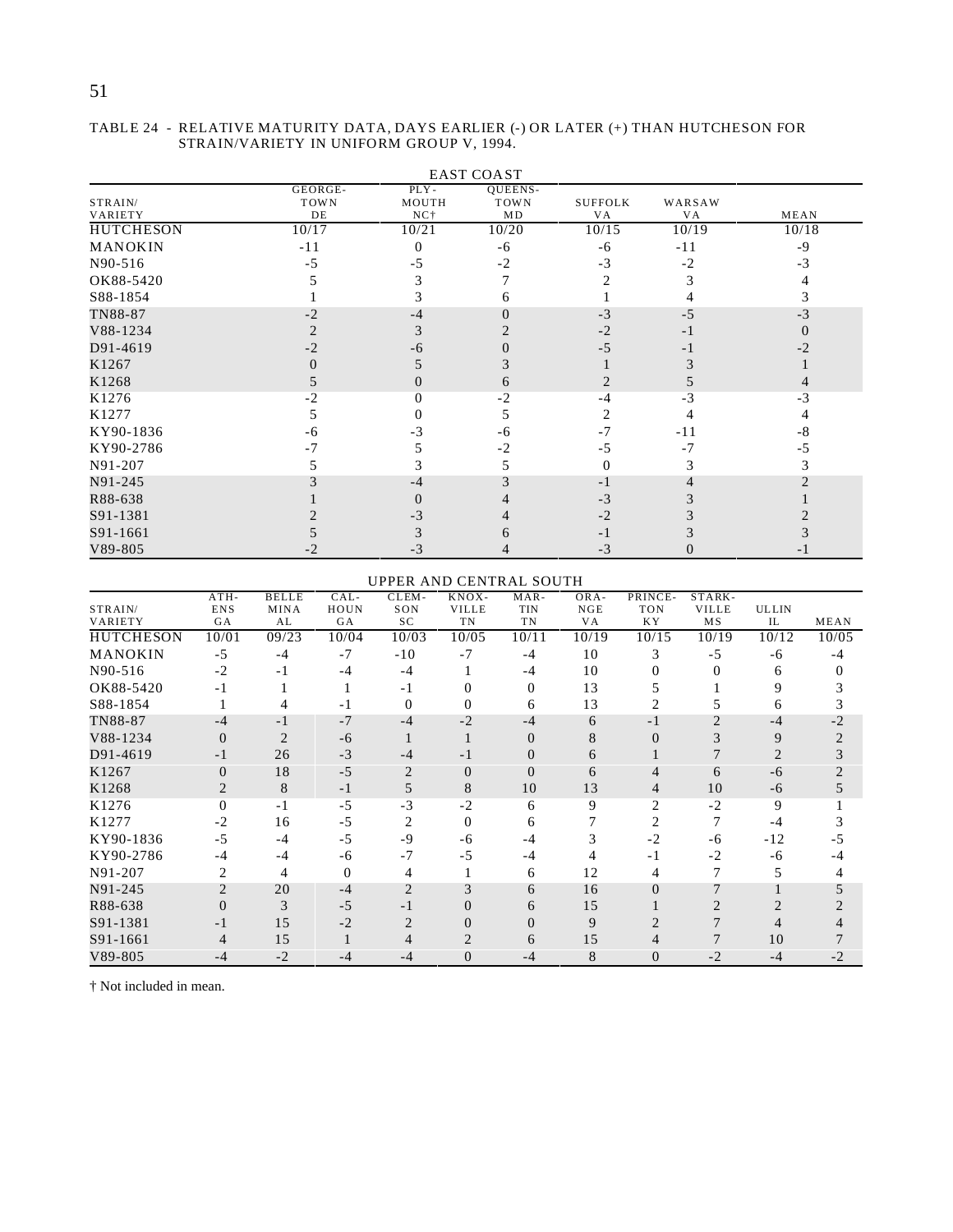TABLE 24 - RELATIVE MATURITY DATA, DAYS EARLIER (-) OR LATER (+) THAN HUTCHESON FOR STRAIN/VARIETY IN UNIFORM GROUP V, 1994.

| | EAST COAST | | | | | |
|---|---|---|---|---|---|---|
| STRAIN/ VARIETY | GEORGE-TOWN DE | PLY-MOUTH NC† | QUEENS-TOWN MD | SUFFOLK VA | WARSAW VA | MEAN |
| HUTCHESON | 10/17 | 10/21 | 10/20 | 10/15 | 10/19 | 10/18 |
| MANOKIN | -11 | 0 | -6 | -6 | -11 | -9 |
| N90-516 | -5 | -5 | -2 | -3 | -2 | -3 |
| OK88-5420 | 5 | 3 | 7 | 2 | 3 | 4 |
| S88-1854 | 1 | 3 | 6 | 1 | 4 | 3 |
| TN88-87 | -2 | -4 | 0 | -3 | -5 | -3 |
| V88-1234 | 2 | 3 | 2 | -2 | -1 | 0 |
| D91-4619 | -2 | -6 | 0 | -5 | -1 | -2 |
| K1267 | 0 | 5 | 3 | 1 | 3 | 1 |
| K1268 | 5 | 0 | 6 | 2 | 5 | 4 |
| K1276 | -2 | 0 | -2 | -4 | -3 | -3 |
| K1277 | 5 | 0 | 5 | 2 | 4 | 4 |
| KY90-1836 | -6 | -3 | -6 | -7 | -11 | -8 |
| KY90-2786 | -7 | 5 | -2 | -5 | -7 | -5 |
| N91-207 | 5 | 3 | 5 | 0 | 3 | 3 |
| N91-245 | 3 | -4 | 3 | -1 | 4 | 2 |
| R88-638 | 1 | 0 | 4 | -3 | 3 | 1 |
| S91-1381 | 2 | -3 | 4 | -2 | 3 | 2 |
| S91-1661 | 5 | 3 | 6 | -1 | 3 | 3 |
| V89-805 | -2 | -3 | 4 | -3 | 0 | -1 |

| | UPPER AND CENTRAL SOUTH | | | | | | | | | | |
|---|---|---|---|---|---|---|---|---|---|---|---|
| STRAIN/ VARIETY | ATH-ENS GA | BELLE MINA AL | CAL-HOUN GA | CLEM-SON SC | KNOX-VILLE TN | MAR-TIN TN | ORA-NGE VA | PRINCE-TON KY | STARK-VILLE MS | ULLIN IL | MEAN |
| HUTCHESON | 10/01 | 09/23 | 10/04 | 10/03 | 10/05 | 10/11 | 10/19 | 10/15 | 10/19 | 10/12 | 10/05 |
| MANOKIN | -5 | -4 | -7 | -10 | -7 | -4 | 10 | 3 | -5 | -6 | -4 |
| N90-516 | -2 | -1 | -4 | -4 | 1 | -4 | 10 | 0 | 0 | 6 | 0 |
| OK88-5420 | -1 | 1 | 1 | -1 | 0 | 0 | 13 | 5 | 1 | 9 | 3 |
| S88-1854 | 1 | 4 | -1 | 0 | 0 | 6 | 13 | 2 | 5 | 6 | 3 |
| TN88-87 | -4 | -1 | -7 | -4 | -2 | -4 | 6 | -1 | 2 | -4 | -2 |
| V88-1234 | 0 | 2 | -6 | 1 | 1 | 0 | 8 | 0 | 3 | 9 | 2 |
| D91-4619 | -1 | 26 | -3 | -4 | -1 | 0 | 6 | 1 | 7 | 2 | 3 |
| K1267 | 0 | 18 | -5 | 2 | 0 | 0 | 6 | 4 | 6 | -6 | 2 |
| K1268 | 2 | 8 | -1 | 5 | 8 | 10 | 13 | 4 | 10 | -6 | 5 |
| K1276 | 0 | -1 | -5 | -3 | -2 | 6 | 9 | 2 | -2 | 9 | 1 |
| K1277 | -2 | 16 | -5 | 2 | 0 | 6 | 7 | 2 | 7 | -4 | 3 |
| KY90-1836 | -5 | -4 | -5 | -9 | -6 | -4 | 3 | -2 | -6 | -12 | -5 |
| KY90-2786 | -4 | -4 | -6 | -7 | -5 | -4 | 4 | -1 | -2 | -6 | -4 |
| N91-207 | 2 | 4 | 0 | 4 | 1 | 6 | 12 | 4 | 7 | 5 | 4 |
| N91-245 | 2 | 20 | -4 | 2 | 3 | 6 | 16 | 0 | 7 | 1 | 5 |
| R88-638 | 0 | 3 | -5 | -1 | 0 | 6 | 15 | 1 | 2 | 2 | 2 |
| S91-1381 | -1 | 15 | -2 | 2 | 0 | 0 | 9 | 2 | 7 | 4 | 4 |
| S91-1661 | 4 | 15 | 1 | 4 | 2 | 6 | 15 | 4 | 7 | 10 | 7 |
| V89-805 | -4 | -2 | -4 | -4 | 0 | -4 | 8 | 0 | -2 | -4 | -2 |

† Not included in mean.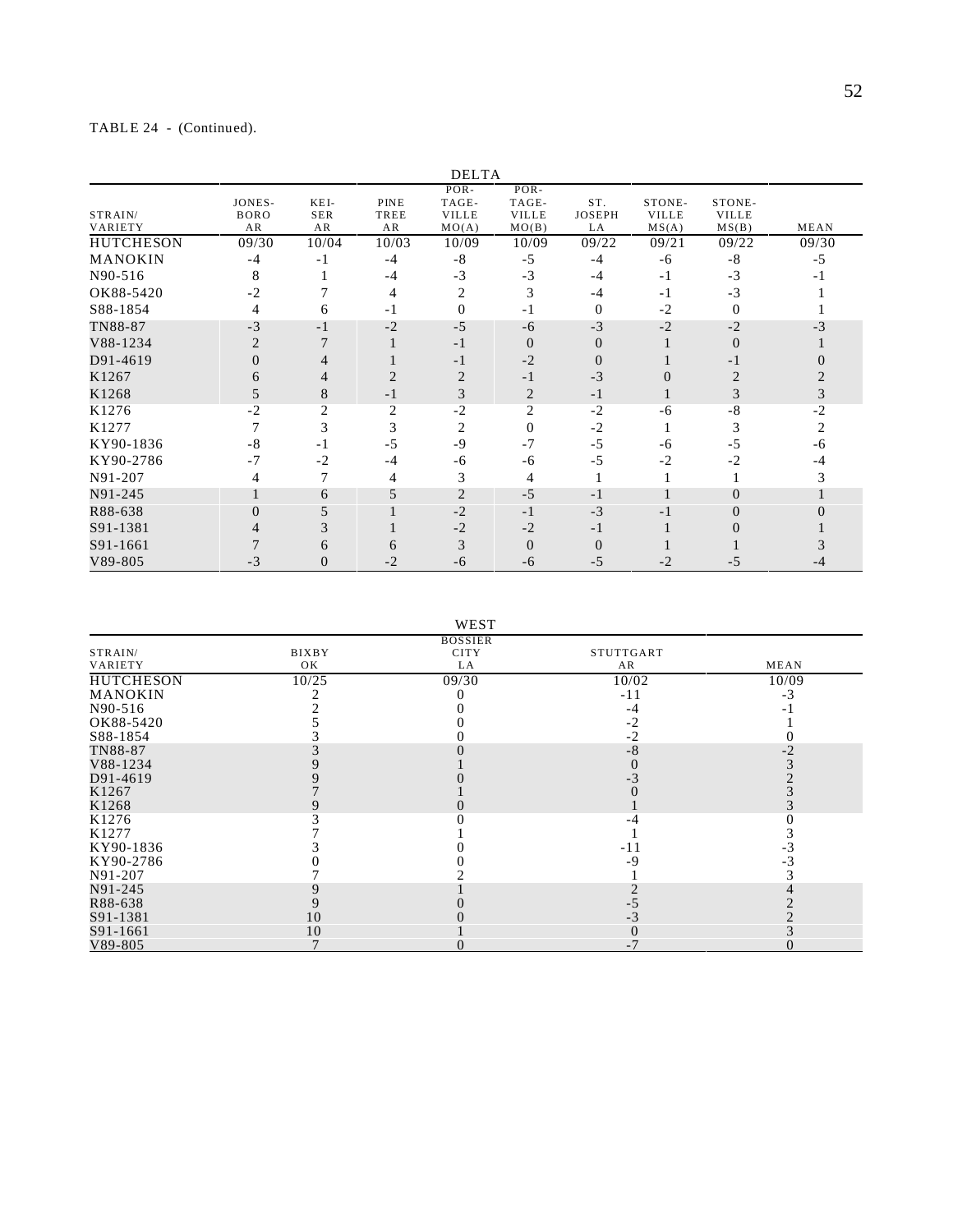TABLE 24 - (Continued).

| STRAIN/ VARIETY | JONES- BORO AR | KEI- SER AR | PINE TREE AR | POR- TAGE- VILLE MO(A) | POR- TAGE- VILLE MO(B) | ST. JOSEPH LA | STONE- VILLE MS(A) | STONE- VILLE MS(B) | MEAN |
|---|---|---|---|---|---|---|---|---|---|
| | DELTA | | | | | | | | |
| HUTCHESON | 09/30 | 10/04 | 10/03 | 10/09 | 10/09 | 09/22 | 09/21 | 09/22 | 09/30 |
| MANOKIN | -4 | -1 | -4 | -8 | -5 | -4 | -6 | -8 | -5 |
| N90-516 | 8 | 1 | -4 | -3 | -3 | -4 | -1 | -3 | -1 |
| OK88-5420 | -2 | 7 | 4 | 2 | 3 | -4 | -1 | -3 | 1 |
| S88-1854 | 4 | 6 | -1 | 0 | -1 | 0 | -2 | 0 | 1 |
| TN88-87 | -3 | -1 | -2 | -5 | -6 | -3 | -2 | -2 | -3 |
| V88-1234 | 2 | 7 | 1 | -1 | 0 | 0 | 1 | 0 | 1 |
| D91-4619 | 0 | 4 | 1 | -1 | -2 | 0 | 1 | -1 | 0 |
| K1267 | 6 | 4 | 2 | 2 | -1 | -3 | 0 | 2 | 2 |
| K1268 | 5 | 8 | -1 | 3 | 2 | -1 | 1 | 3 | 3 |
| K1276 | -2 | 2 | 2 | -2 | 2 | -2 | -6 | -8 | -2 |
| K1277 | 7 | 3 | 3 | 2 | 0 | -2 | 1 | 3 | 2 |
| KY90-1836 | -8 | -1 | -5 | -9 | -7 | -5 | -6 | -5 | -6 |
| KY90-2786 | -7 | -2 | -4 | -6 | -6 | -5 | -2 | -2 | -4 |
| N91-207 | 4 | 7 | 4 | 3 | 4 | 1 | 1 | 1 | 3 |
| N91-245 | 1 | 6 | 5 | 2 | -5 | -1 | 1 | 0 | 1 |
| R88-638 | 0 | 5 | 1 | -2 | -1 | -3 | -1 | 0 | 0 |
| S91-1381 | 4 | 3 | 1 | -2 | -2 | -1 | 1 | 0 | 1 |
| S91-1661 | 7 | 6 | 6 | 3 | 0 | 0 | 1 | 1 | 3 |
| V89-805 | -3 | 0 | -2 | -6 | -6 | -5 | -2 | -5 | -4 |

| STRAIN/ VARIETY | BIXBY OK | BOSSIER CITY LA | STUTTGART AR | MEAN |
|---|---|---|---|---|
| | WEST | | | |
| HUTCHESON | 10/25 | 09/30 | 10/02 | 10/09 |
| MANOKIN | 2 | 0 | -11 | -3 |
| N90-516 | 2 | 0 | -4 | -1 |
| OK88-5420 | 5 | 0 | -2 | 1 |
| S88-1854 | 3 | 0 | -2 | 0 |
| TN88-87 | 3 | 0 | -8 | -2 |
| V88-1234 | 9 | 1 | 0 | 3 |
| D91-4619 | 9 | 0 | -3 | 2 |
| K1267 | 7 | 1 | 0 | 3 |
| K1268 | 9 | 0 | 1 | 3 |
| K1276 | 3 | 0 | -4 | 0 |
| K1277 | 7 | 1 | 1 | 3 |
| KY90-1836 | 3 | 0 | -11 | -3 |
| KY90-2786 | 0 | 0 | -9 | -3 |
| N91-207 | 7 | 2 | 1 | 3 |
| N91-245 | 9 | 1 | 2 | 4 |
| R88-638 | 9 | 0 | -5 | 2 |
| S91-1381 | 10 | 0 | -3 | 2 |
| S91-1661 | 10 | 1 | 0 | 3 |
| V89-805 | 7 | 0 | -7 | 0 |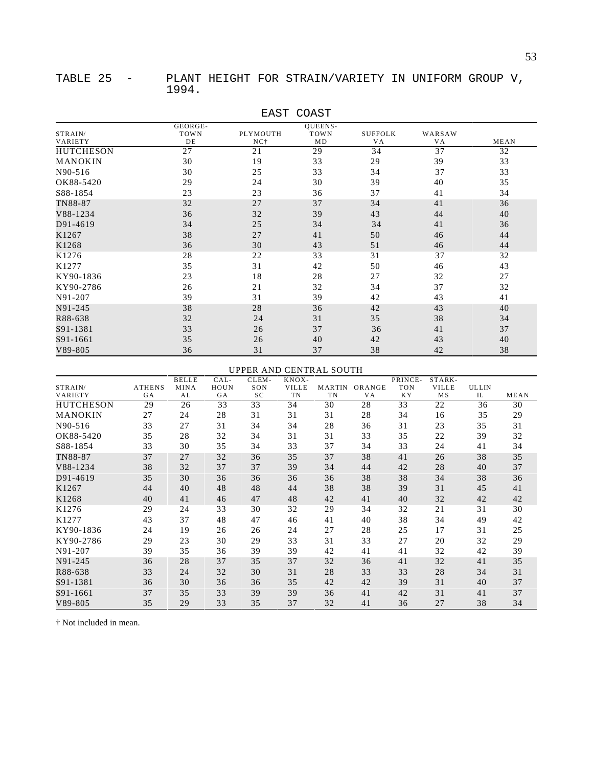TABLE 25 - PLANT HEIGHT FOR STRAIN/VARIETY IN UNIFORM GROUP V, 1994.

EAST COAST

| STRAIN/ VARIETY | GEORGE-TOWN DE | PLYMOUTH NC† | QUEENS-TOWN MD | SUFFOLK VA | WARSAW VA | MEAN |
|---|---|---|---|---|---|---|
| HUTCHESON | 27 | 21 | 29 | 34 | 37 | 32 |
| MANOKIN | 30 | 19 | 33 | 29 | 39 | 33 |
| N90-516 | 30 | 25 | 33 | 34 | 37 | 33 |
| OK88-5420 | 29 | 24 | 30 | 39 | 40 | 35 |
| S88-1854 | 23 | 23 | 36 | 37 | 41 | 34 |
| TN88-87 | 32 | 27 | 37 | 34 | 41 | 36 |
| V88-1234 | 36 | 32 | 39 | 43 | 44 | 40 |
| D91-4619 | 34 | 25 | 34 | 34 | 41 | 36 |
| K1267 | 38 | 27 | 41 | 50 | 46 | 44 |
| K1268 | 36 | 30 | 43 | 51 | 46 | 44 |
| K1276 | 28 | 22 | 33 | 31 | 37 | 32 |
| K1277 | 35 | 31 | 42 | 50 | 46 | 43 |
| KY90-1836 | 23 | 18 | 28 | 27 | 32 | 27 |
| KY90-2786 | 26 | 21 | 32 | 34 | 37 | 32 |
| N91-207 | 39 | 31 | 39 | 42 | 43 | 41 |
| N91-245 | 38 | 28 | 36 | 42 | 43 | 40 |
| R88-638 | 32 | 24 | 31 | 35 | 38 | 34 |
| S91-1381 | 33 | 26 | 37 | 36 | 41 | 37 |
| S91-1661 | 35 | 26 | 40 | 42 | 43 | 40 |
| V89-805 | 36 | 31 | 37 | 38 | 42 | 38 |

UPPER AND CENTRAL SOUTH

| STRAIN/ VARIETY | ATHENS GA | BELLE MINA AL | CAL-HOUN GA | CLEM-SON SC | KNOX-VILLE TN | MARTIN TN | ORANGE VA | PRINCE-TON KY | STARK-VILLE MS | ULLIN IL | MEAN |
|---|---|---|---|---|---|---|---|---|---|---|---|
| HUTCHESON | 29 | 26 | 33 | 33 | 34 | 30 | 28 | 33 | 22 | 36 | 30 |
| MANOKIN | 27 | 24 | 28 | 31 | 31 | 31 | 28 | 34 | 16 | 35 | 29 |
| N90-516 | 33 | 27 | 31 | 34 | 34 | 28 | 36 | 31 | 23 | 35 | 31 |
| OK88-5420 | 35 | 28 | 32 | 34 | 31 | 31 | 33 | 35 | 22 | 39 | 32 |
| S88-1854 | 33 | 30 | 35 | 34 | 33 | 37 | 34 | 33 | 24 | 41 | 34 |
| TN88-87 | 37 | 27 | 32 | 36 | 35 | 37 | 38 | 41 | 26 | 38 | 35 |
| V88-1234 | 38 | 32 | 37 | 37 | 39 | 34 | 44 | 42 | 28 | 40 | 37 |
| D91-4619 | 35 | 30 | 36 | 36 | 36 | 36 | 38 | 38 | 34 | 38 | 36 |
| K1267 | 44 | 40 | 48 | 48 | 44 | 38 | 38 | 39 | 31 | 45 | 41 |
| K1268 | 40 | 41 | 46 | 47 | 48 | 42 | 41 | 40 | 32 | 42 | 42 |
| K1276 | 29 | 24 | 33 | 30 | 32 | 29 | 34 | 32 | 21 | 31 | 30 |
| K1277 | 43 | 37 | 48 | 47 | 46 | 41 | 40 | 38 | 34 | 49 | 42 |
| KY90-1836 | 24 | 19 | 26 | 26 | 24 | 27 | 28 | 25 | 17 | 31 | 25 |
| KY90-2786 | 29 | 23 | 30 | 29 | 33 | 31 | 33 | 27 | 20 | 32 | 29 |
| N91-207 | 39 | 35 | 36 | 39 | 39 | 42 | 41 | 41 | 32 | 42 | 39 |
| N91-245 | 36 | 28 | 37 | 35 | 37 | 32 | 36 | 41 | 32 | 41 | 35 |
| R88-638 | 33 | 24 | 32 | 30 | 31 | 28 | 33 | 33 | 28 | 34 | 31 |
| S91-1381 | 36 | 30 | 36 | 36 | 35 | 42 | 42 | 39 | 31 | 40 | 37 |
| S91-1661 | 37 | 35 | 33 | 39 | 39 | 36 | 41 | 42 | 31 | 41 | 37 |
| V89-805 | 35 | 29 | 33 | 35 | 37 | 32 | 41 | 36 | 27 | 38 | 34 |

† Not included in mean.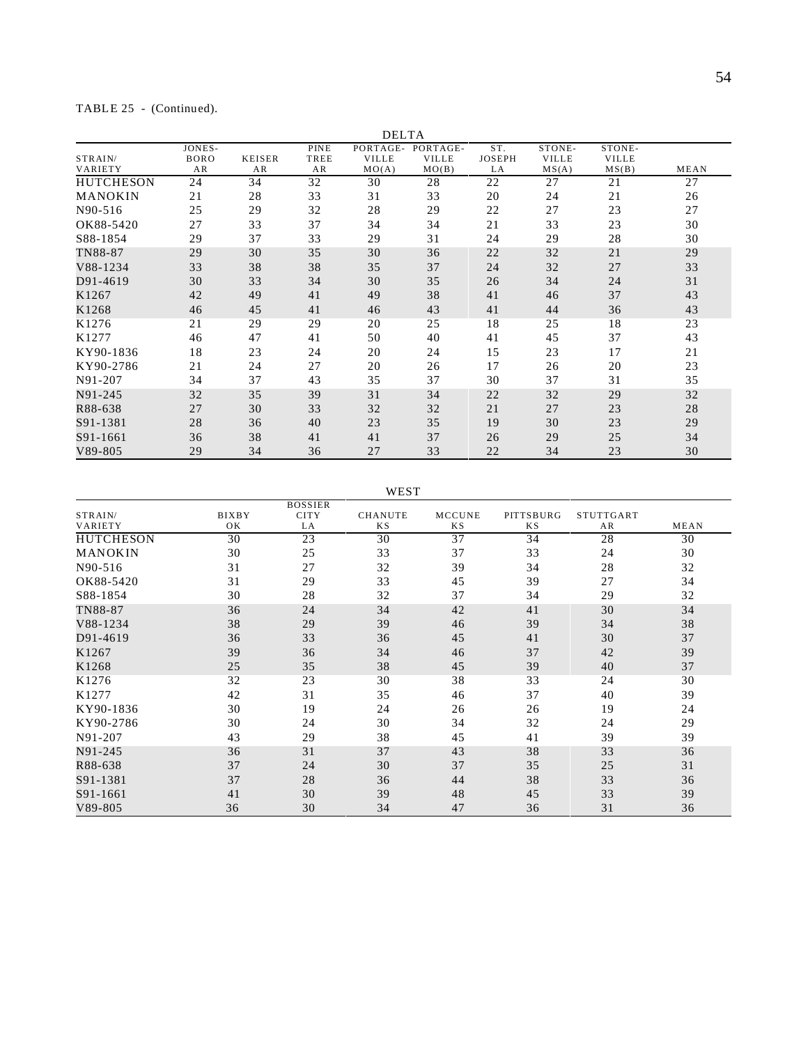TABLE 25 - (Continued).

| STRAIN/ VARIETY | DELTA JONES-BORO AR | KEISER AR | PINE TREE AR | PORTAGE-VILLE MO(A) | PORTAGE-VILLE MO(B) | ST. JOSEPH LA | STONE-VILLE MS(A) | STONE-VILLE MS(B) | MEAN |
|---|---|---|---|---|---|---|---|---|---|
| HUTCHESON | 24 | 34 | 32 | 30 | 28 | 22 | 27 | 21 | 27 |
| MANOKIN | 21 | 28 | 33 | 31 | 33 | 20 | 24 | 21 | 26 |
| N90-516 | 25 | 29 | 32 | 28 | 29 | 22 | 27 | 23 | 27 |
| OK88-5420 | 27 | 33 | 37 | 34 | 34 | 21 | 33 | 23 | 30 |
| S88-1854 | 29 | 37 | 33 | 29 | 31 | 24 | 29 | 28 | 30 |
| TN88-87 | 29 | 30 | 35 | 30 | 36 | 22 | 32 | 21 | 29 |
| V88-1234 | 33 | 38 | 38 | 35 | 37 | 24 | 32 | 27 | 33 |
| D91-4619 | 30 | 33 | 34 | 30 | 35 | 26 | 34 | 24 | 31 |
| K1267 | 42 | 49 | 41 | 49 | 38 | 41 | 46 | 37 | 43 |
| K1268 | 46 | 45 | 41 | 46 | 43 | 41 | 44 | 36 | 43 |
| K1276 | 21 | 29 | 29 | 20 | 25 | 18 | 25 | 18 | 23 |
| K1277 | 46 | 47 | 41 | 50 | 40 | 41 | 45 | 37 | 43 |
| KY90-1836 | 18 | 23 | 24 | 20 | 24 | 15 | 23 | 17 | 21 |
| KY90-2786 | 21 | 24 | 27 | 20 | 26 | 17 | 26 | 20 | 23 |
| N91-207 | 34 | 37 | 43 | 35 | 37 | 30 | 37 | 31 | 35 |
| N91-245 | 32 | 35 | 39 | 31 | 34 | 22 | 32 | 29 | 32 |
| R88-638 | 27 | 30 | 33 | 32 | 32 | 21 | 27 | 23 | 28 |
| S91-1381 | 28 | 36 | 40 | 23 | 35 | 19 | 30 | 23 | 29 |
| S91-1661 | 36 | 38 | 41 | 41 | 37 | 26 | 29 | 25 | 34 |
| V89-805 | 29 | 34 | 36 | 27 | 33 | 22 | 34 | 23 | 30 |

| STRAIN/ VARIETY | WEST BIXBY OK | BOSSIER CITY LA | CHANUTE KS | MCCUNE KS | PITTSBURG KS | STUTTGART AR | MEAN |
|---|---|---|---|---|---|---|---|
| HUTCHESON | 30 | 23 | 30 | 37 | 34 | 28 | 30 |
| MANOKIN | 30 | 25 | 33 | 37 | 33 | 24 | 30 |
| N90-516 | 31 | 27 | 32 | 39 | 34 | 28 | 32 |
| OK88-5420 | 31 | 29 | 33 | 45 | 39 | 27 | 34 |
| S88-1854 | 30 | 28 | 32 | 37 | 34 | 29 | 32 |
| TN88-87 | 36 | 24 | 34 | 42 | 41 | 30 | 34 |
| V88-1234 | 38 | 29 | 39 | 46 | 39 | 34 | 38 |
| D91-4619 | 36 | 33 | 36 | 45 | 41 | 30 | 37 |
| K1267 | 39 | 36 | 34 | 46 | 37 | 42 | 39 |
| K1268 | 25 | 35 | 38 | 45 | 39 | 40 | 37 |
| K1276 | 32 | 23 | 30 | 38 | 33 | 24 | 30 |
| K1277 | 42 | 31 | 35 | 46 | 37 | 40 | 39 |
| KY90-1836 | 30 | 19 | 24 | 26 | 26 | 19 | 24 |
| KY90-2786 | 30 | 24 | 30 | 34 | 32 | 24 | 29 |
| N91-207 | 43 | 29 | 38 | 45 | 41 | 39 | 39 |
| N91-245 | 36 | 31 | 37 | 43 | 38 | 33 | 36 |
| R88-638 | 37 | 24 | 30 | 37 | 35 | 25 | 31 |
| S91-1381 | 37 | 28 | 36 | 44 | 38 | 33 | 36 |
| S91-1661 | 41 | 30 | 39 | 48 | 45 | 33 | 39 |
| V89-805 | 36 | 30 | 34 | 47 | 36 | 31 | 36 |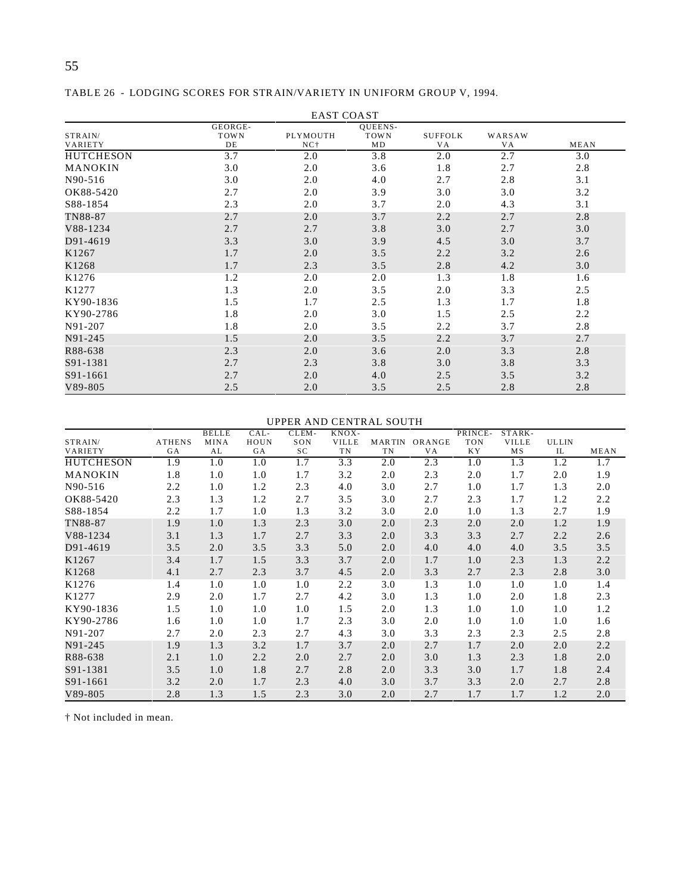TABLE 26 - LODGING SCORES FOR STRAIN/VARIETY IN UNIFORM GROUP V, 1994.

EAST COAST

| STRAIN/ VARIETY | GEORGE- TOWN DE | PLYMOUTH NC† | QUEENS- TOWN MD | SUFFOLK VA | WARSAW VA | MEAN |
|---|---|---|---|---|---|---|
| HUTCHESON | 3.7 | 2.0 | 3.8 | 2.0 | 2.7 | 3.0 |
| MANOKIN | 3.0 | 2.0 | 3.6 | 1.8 | 2.7 | 2.8 |
| N90-516 | 3.0 | 2.0 | 4.0 | 2.7 | 2.8 | 3.1 |
| OK88-5420 | 2.7 | 2.0 | 3.9 | 3.0 | 3.0 | 3.2 |
| S88-1854 | 2.3 | 2.0 | 3.7 | 2.0 | 4.3 | 3.1 |
| TN88-87 | 2.7 | 2.0 | 3.7 | 2.2 | 2.7 | 2.8 |
| V88-1234 | 2.7 | 2.7 | 3.8 | 3.0 | 2.7 | 3.0 |
| D91-4619 | 3.3 | 3.0 | 3.9 | 4.5 | 3.0 | 3.7 |
| K1267 | 1.7 | 2.0 | 3.5 | 2.2 | 3.2 | 2.6 |
| K1268 | 1.7 | 2.3 | 3.5 | 2.8 | 4.2 | 3.0 |
| K1276 | 1.2 | 2.0 | 2.0 | 1.3 | 1.8 | 1.6 |
| K1277 | 1.3 | 2.0 | 3.5 | 2.0 | 3.3 | 2.5 |
| KY90-1836 | 1.5 | 1.7 | 2.5 | 1.3 | 1.7 | 1.8 |
| KY90-2786 | 1.8 | 2.0 | 3.0 | 1.5 | 2.5 | 2.2 |
| N91-207 | 1.8 | 2.0 | 3.5 | 2.2 | 3.7 | 2.8 |
| N91-245 | 1.5 | 2.0 | 3.5 | 2.2 | 3.7 | 2.7 |
| R88-638 | 2.3 | 2.0 | 3.6 | 2.0 | 3.3 | 2.8 |
| S91-1381 | 2.7 | 2.3 | 3.8 | 3.0 | 3.8 | 3.3 |
| S91-1661 | 2.7 | 2.0 | 4.0 | 2.5 | 3.5 | 3.2 |
| V89-805 | 2.5 | 2.0 | 3.5 | 2.5 | 2.8 | 2.8 |

UPPER AND CENTRAL SOUTH

| STRAIN/ VARIETY | ATHENS GA | BELLE MINA AL | CAL- HOUN GA | CLEM- SON SC | KNOX- VILLE TN | MARTIN TN | ORANGE VA | PRINCE- TON KY | STARK- VILLE MS | ULLIN IL | MEAN |
|---|---|---|---|---|---|---|---|---|---|---|---|
| HUTCHESON | 1.9 | 1.0 | 1.0 | 1.7 | 3.3 | 2.0 | 2.3 | 1.0 | 1.3 | 1.2 | 1.7 |
| MANOKIN | 1.8 | 1.0 | 1.0 | 1.7 | 3.2 | 2.0 | 2.3 | 2.0 | 1.7 | 2.0 | 1.9 |
| N90-516 | 2.2 | 1.0 | 1.2 | 2.3 | 4.0 | 3.0 | 2.7 | 1.0 | 1.7 | 1.3 | 2.0 |
| OK88-5420 | 2.3 | 1.3 | 1.2 | 2.7 | 3.5 | 3.0 | 2.7 | 2.3 | 1.7 | 1.2 | 2.2 |
| S88-1854 | 2.2 | 1.7 | 1.0 | 1.3 | 3.2 | 3.0 | 2.0 | 1.0 | 1.3 | 2.7 | 1.9 |
| TN88-87 | 1.9 | 1.0 | 1.3 | 2.3 | 3.0 | 2.0 | 2.3 | 2.0 | 2.0 | 1.2 | 1.9 |
| V88-1234 | 3.1 | 1.3 | 1.7 | 2.7 | 3.3 | 2.0 | 3.3 | 3.3 | 2.7 | 2.2 | 2.6 |
| D91-4619 | 3.5 | 2.0 | 3.5 | 3.3 | 5.0 | 2.0 | 4.0 | 4.0 | 4.0 | 3.5 | 3.5 |
| K1267 | 3.4 | 1.7 | 1.5 | 3.3 | 3.7 | 2.0 | 1.7 | 1.0 | 2.3 | 1.3 | 2.2 |
| K1268 | 4.1 | 2.7 | 2.3 | 3.7 | 4.5 | 2.0 | 3.3 | 2.7 | 2.3 | 2.8 | 3.0 |
| K1276 | 1.4 | 1.0 | 1.0 | 1.0 | 2.2 | 3.0 | 1.3 | 1.0 | 1.0 | 1.0 | 1.4 |
| K1277 | 2.9 | 2.0 | 1.7 | 2.7 | 4.2 | 3.0 | 1.3 | 1.0 | 2.0 | 1.8 | 2.3 |
| KY90-1836 | 1.5 | 1.0 | 1.0 | 1.0 | 1.5 | 2.0 | 1.3 | 1.0 | 1.0 | 1.0 | 1.2 |
| KY90-2786 | 1.6 | 1.0 | 1.0 | 1.7 | 2.3 | 3.0 | 2.0 | 1.0 | 1.0 | 1.0 | 1.6 |
| N91-207 | 2.7 | 2.0 | 2.3 | 2.7 | 4.3 | 3.0 | 3.3 | 2.3 | 2.3 | 2.5 | 2.8 |
| N91-245 | 1.9 | 1.3 | 3.2 | 1.7 | 3.7 | 2.0 | 2.7 | 1.7 | 2.0 | 2.0 | 2.2 |
| R88-638 | 2.1 | 1.0 | 2.2 | 2.0 | 2.7 | 2.0 | 3.0 | 1.3 | 2.3 | 1.8 | 2.0 |
| S91-1381 | 3.5 | 1.0 | 1.8 | 2.7 | 2.8 | 2.0 | 3.3 | 3.0 | 1.7 | 1.8 | 2.4 |
| S91-1661 | 3.2 | 2.0 | 1.7 | 2.3 | 4.0 | 3.0 | 3.7 | 3.3 | 2.0 | 2.7 | 2.8 |
| V89-805 | 2.8 | 1.3 | 1.5 | 2.3 | 3.0 | 2.0 | 2.7 | 1.7 | 1.7 | 1.2 | 2.0 |

† Not included in mean.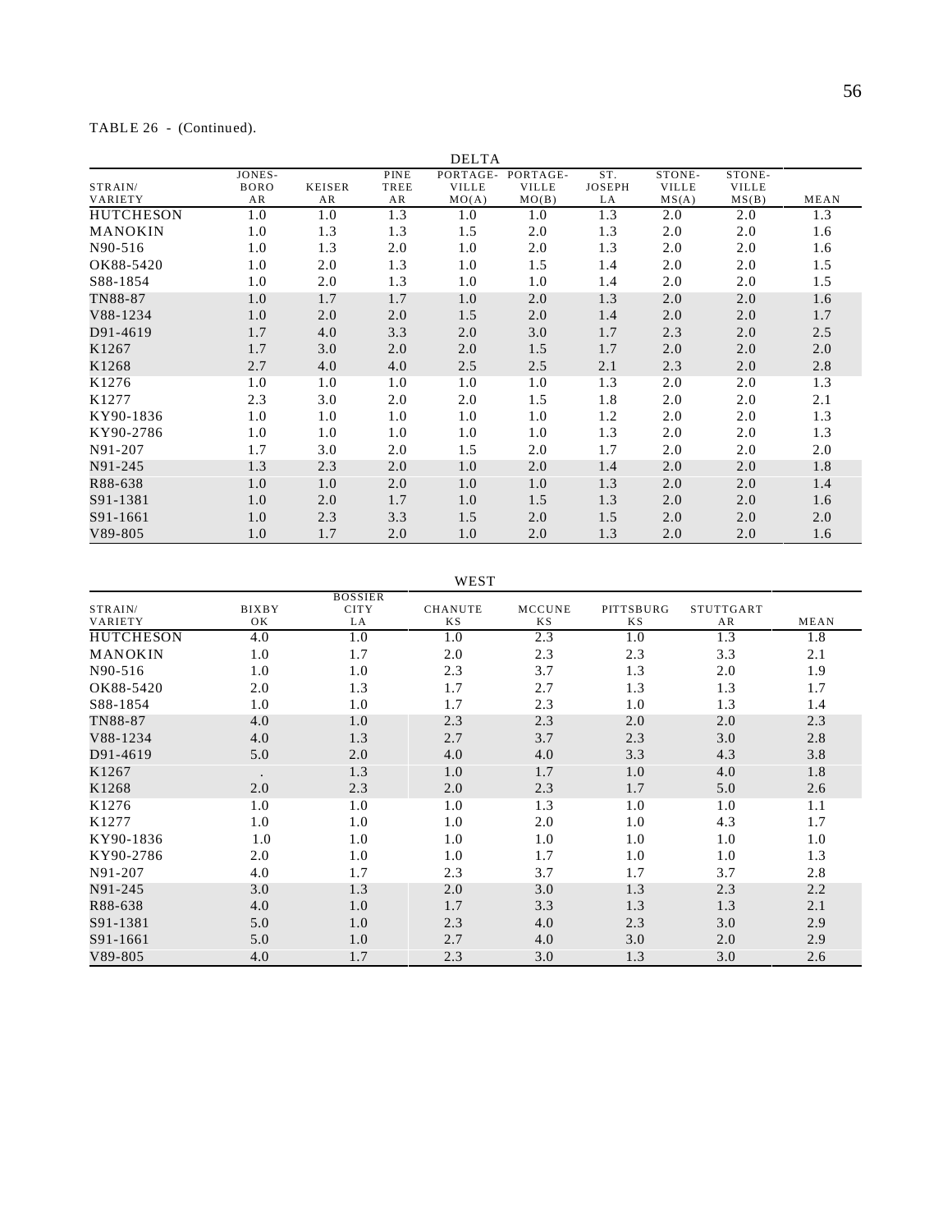TABLE 26 - (Continued).

| | DELTA | | | | | | | | |
|---|---|---|---|---|---|---|---|---|---|
| STRAIN/ VARIETY | JONES-BORO AR | KEISER AR | PINE TREE AR | PORTAGE-VILLE MO(A) | PORTAGE-VILLE MO(B) | ST. JOSEPH LA | STONE-VILLE MS(A) | STONE-VILLE MS(B) | MEAN |
| HUTCHESON | 1.0 | 1.0 | 1.3 | 1.0 | 1.0 | 1.3 | 2.0 | 2.0 | 1.3 |
| MANOKIN | 1.0 | 1.3 | 1.3 | 1.5 | 2.0 | 1.3 | 2.0 | 2.0 | 1.6 |
| N90-516 | 1.0 | 1.3 | 2.0 | 1.0 | 2.0 | 1.3 | 2.0 | 2.0 | 1.6 |
| OK88-5420 | 1.0 | 2.0 | 1.3 | 1.0 | 1.5 | 1.4 | 2.0 | 2.0 | 1.5 |
| S88-1854 | 1.0 | 2.0 | 1.3 | 1.0 | 1.0 | 1.4 | 2.0 | 2.0 | 1.5 |
| TN88-87 | 1.0 | 1.7 | 1.7 | 1.0 | 2.0 | 1.3 | 2.0 | 2.0 | 1.6 |
| V88-1234 | 1.0 | 2.0 | 2.0 | 1.5 | 2.0 | 1.4 | 2.0 | 2.0 | 1.7 |
| D91-4619 | 1.7 | 4.0 | 3.3 | 2.0 | 3.0 | 1.7 | 2.3 | 2.0 | 2.5 |
| K1267 | 1.7 | 3.0 | 2.0 | 2.0 | 1.5 | 1.7 | 2.0 | 2.0 | 2.0 |
| K1268 | 2.7 | 4.0 | 4.0 | 2.5 | 2.5 | 2.1 | 2.3 | 2.0 | 2.8 |
| K1276 | 1.0 | 1.0 | 1.0 | 1.0 | 1.0 | 1.3 | 2.0 | 2.0 | 1.3 |
| K1277 | 2.3 | 3.0 | 2.0 | 2.0 | 1.5 | 1.8 | 2.0 | 2.0 | 2.1 |
| KY90-1836 | 1.0 | 1.0 | 1.0 | 1.0 | 1.0 | 1.2 | 2.0 | 2.0 | 1.3 |
| KY90-2786 | 1.0 | 1.0 | 1.0 | 1.0 | 1.0 | 1.3 | 2.0 | 2.0 | 1.3 |
| N91-207 | 1.7 | 3.0 | 2.0 | 1.5 | 2.0 | 1.7 | 2.0 | 2.0 | 2.0 |
| N91-245 | 1.3 | 2.3 | 2.0 | 1.0 | 2.0 | 1.4 | 2.0 | 2.0 | 1.8 |
| R88-638 | 1.0 | 1.0 | 2.0 | 1.0 | 1.0 | 1.3 | 2.0 | 2.0 | 1.4 |
| S91-1381 | 1.0 | 2.0 | 1.7 | 1.0 | 1.5 | 1.3 | 2.0 | 2.0 | 1.6 |
| S91-1661 | 1.0 | 2.3 | 3.3 | 1.5 | 2.0 | 1.5 | 2.0 | 2.0 | 2.0 |
| V89-805 | 1.0 | 1.7 | 2.0 | 1.0 | 2.0 | 1.3 | 2.0 | 2.0 | 1.6 |

| | WEST | | | | | | |
|---|---|---|---|---|---|---|---|
| STRAIN/ VARIETY | BIXBY OK | BOSSIER CITY LA | CHANUTE KS | MCCUNE KS | PITTSBURG KS | STUTTGART AR | MEAN |
| HUTCHESON | 4.0 | 1.0 | 1.0 | 2.3 | 1.0 | 1.3 | 1.8 |
| MANOKIN | 1.0 | 1.7 | 2.0 | 2.3 | 2.3 | 3.3 | 2.1 |
| N90-516 | 1.0 | 1.0 | 2.3 | 3.7 | 1.3 | 2.0 | 1.9 |
| OK88-5420 | 2.0 | 1.3 | 1.7 | 2.7 | 1.3 | 1.3 | 1.7 |
| S88-1854 | 1.0 | 1.0 | 1.7 | 2.3 | 1.0 | 1.3 | 1.4 |
| TN88-87 | 4.0 | 1.0 | 2.3 | 2.3 | 2.0 | 2.0 | 2.3 |
| V88-1234 | 4.0 | 1.3 | 2.7 | 3.7 | 2.3 | 3.0 | 2.8 |
| D91-4619 | 5.0 | 2.0 | 4.0 | 4.0 | 3.3 | 4.3 | 3.8 |
| K1267 | . | 1.3 | 1.0 | 1.7 | 1.0 | 4.0 | 1.8 |
| K1268 | 2.0 | 2.3 | 2.0 | 2.3 | 1.7 | 5.0 | 2.6 |
| K1276 | 1.0 | 1.0 | 1.0 | 1.3 | 1.0 | 1.0 | 1.1 |
| K1277 | 1.0 | 1.0 | 1.0 | 2.0 | 1.0 | 4.3 | 1.7 |
| KY90-1836 | 1.0 | 1.0 | 1.0 | 1.0 | 1.0 | 1.0 | 1.0 |
| KY90-2786 | 2.0 | 1.0 | 1.0 | 1.7 | 1.0 | 1.0 | 1.3 |
| N91-207 | 4.0 | 1.7 | 2.3 | 3.7 | 1.7 | 3.7 | 2.8 |
| N91-245 | 3.0 | 1.3 | 2.0 | 3.0 | 1.3 | 2.3 | 2.2 |
| R88-638 | 4.0 | 1.0 | 1.7 | 3.3 | 1.3 | 1.3 | 2.1 |
| S91-1381 | 5.0 | 1.0 | 2.3 | 4.0 | 2.3 | 3.0 | 2.9 |
| S91-1661 | 5.0 | 1.0 | 2.7 | 4.0 | 3.0 | 2.0 | 2.9 |
| V89-805 | 4.0 | 1.7 | 2.3 | 3.0 | 1.3 | 3.0 | 2.6 |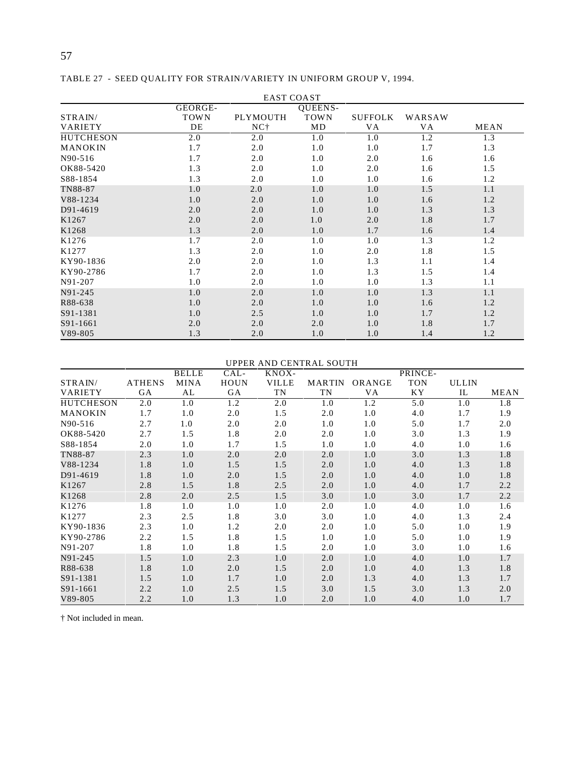TABLE 27 - SEED QUALITY FOR STRAIN/VARIETY IN UNIFORM GROUP V, 1994.

| | EAST COAST | | | | | |
|---|---|---|---|---|---|---|
| STRAIN/ VARIETY | GEORGE- TOWN DE | PLYMOUTH NC† | QUEENS- TOWN MD | SUFFOLK VA | WARSAW VA | MEAN |
| HUTCHESON | 2.0 | 2.0 | 1.0 | 1.0 | 1.2 | 1.3 |
| MANOKIN | 1.7 | 2.0 | 1.0 | 1.0 | 1.7 | 1.3 |
| N90-516 | 1.7 | 2.0 | 1.0 | 2.0 | 1.6 | 1.6 |
| OK88-5420 | 1.3 | 2.0 | 1.0 | 2.0 | 1.6 | 1.5 |
| S88-1854 | 1.3 | 2.0 | 1.0 | 1.0 | 1.6 | 1.2 |
| TN88-87 | 1.0 | 2.0 | 1.0 | 1.0 | 1.5 | 1.1 |
| V88-1234 | 1.0 | 2.0 | 1.0 | 1.0 | 1.6 | 1.2 |
| D91-4619 | 2.0 | 2.0 | 1.0 | 1.0 | 1.3 | 1.3 |
| K1267 | 2.0 | 2.0 | 1.0 | 2.0 | 1.8 | 1.7 |
| K1268 | 1.3 | 2.0 | 1.0 | 1.7 | 1.6 | 1.4 |
| K1276 | 1.7 | 2.0 | 1.0 | 1.0 | 1.3 | 1.2 |
| K1277 | 1.3 | 2.0 | 1.0 | 2.0 | 1.8 | 1.5 |
| KY90-1836 | 2.0 | 2.0 | 1.0 | 1.3 | 1.1 | 1.4 |
| KY90-2786 | 1.7 | 2.0 | 1.0 | 1.3 | 1.5 | 1.4 |
| N91-207 | 1.0 | 2.0 | 1.0 | 1.0 | 1.3 | 1.1 |
| N91-245 | 1.0 | 2.0 | 1.0 | 1.0 | 1.3 | 1.1 |
| R88-638 | 1.0 | 2.0 | 1.0 | 1.0 | 1.6 | 1.2 |
| S91-1381 | 1.0 | 2.5 | 1.0 | 1.0 | 1.7 | 1.2 |
| S91-1661 | 2.0 | 2.0 | 2.0 | 1.0 | 1.8 | 1.7 |
| V89-805 | 1.3 | 2.0 | 1.0 | 1.0 | 1.4 | 1.2 |

| | UPPER AND CENTRAL SOUTH | | | | | | | | |
|---|---|---|---|---|---|---|---|---|---|
| STRAIN/ VARIETY | ATHENS GA | BELLE MINA AL | CAL- HOUN GA | KNOX- VILLE TN | MARTIN TN | ORANGE VA | PRINCE- TON KY | ULLIN IL | MEAN |
| HUTCHESON | 2.0 | 1.0 | 1.2 | 2.0 | 1.0 | 1.2 | 5.0 | 1.0 | 1.8 |
| MANOKIN | 1.7 | 1.0 | 2.0 | 1.5 | 2.0 | 1.0 | 4.0 | 1.7 | 1.9 |
| N90-516 | 2.7 | 1.0 | 2.0 | 2.0 | 1.0 | 1.0 | 5.0 | 1.7 | 2.0 |
| OK88-5420 | 2.7 | 1.5 | 1.8 | 2.0 | 2.0 | 1.0 | 3.0 | 1.3 | 1.9 |
| S88-1854 | 2.0 | 1.0 | 1.7 | 1.5 | 1.0 | 1.0 | 4.0 | 1.0 | 1.6 |
| TN88-87 | 2.3 | 1.0 | 2.0 | 2.0 | 2.0 | 1.0 | 3.0 | 1.3 | 1.8 |
| V88-1234 | 1.8 | 1.0 | 1.5 | 1.5 | 2.0 | 1.0 | 4.0 | 1.3 | 1.8 |
| D91-4619 | 1.8 | 1.0 | 2.0 | 1.5 | 2.0 | 1.0 | 4.0 | 1.0 | 1.8 |
| K1267 | 2.8 | 1.5 | 1.8 | 2.5 | 2.0 | 1.0 | 4.0 | 1.7 | 2.2 |
| K1268 | 2.8 | 2.0 | 2.5 | 1.5 | 3.0 | 1.0 | 3.0 | 1.7 | 2.2 |
| K1276 | 1.8 | 1.0 | 1.0 | 1.0 | 2.0 | 1.0 | 4.0 | 1.0 | 1.6 |
| K1277 | 2.3 | 2.5 | 1.8 | 3.0 | 3.0 | 1.0 | 4.0 | 1.3 | 2.4 |
| KY90-1836 | 2.3 | 1.0 | 1.2 | 2.0 | 2.0 | 1.0 | 5.0 | 1.0 | 1.9 |
| KY90-2786 | 2.2 | 1.5 | 1.8 | 1.5 | 1.0 | 1.0 | 5.0 | 1.0 | 1.9 |
| N91-207 | 1.8 | 1.0 | 1.8 | 1.5 | 2.0 | 1.0 | 3.0 | 1.0 | 1.6 |
| N91-245 | 1.5 | 1.0 | 2.3 | 1.0 | 2.0 | 1.0 | 4.0 | 1.0 | 1.7 |
| R88-638 | 1.8 | 1.0 | 2.0 | 1.5 | 2.0 | 1.0 | 4.0 | 1.3 | 1.8 |
| S91-1381 | 1.5 | 1.0 | 1.7 | 1.0 | 2.0 | 1.3 | 4.0 | 1.3 | 1.7 |
| S91-1661 | 2.2 | 1.0 | 2.5 | 1.5 | 3.0 | 1.5 | 3.0 | 1.3 | 2.0 |
| V89-805 | 2.2 | 1.0 | 1.3 | 1.0 | 2.0 | 1.0 | 4.0 | 1.0 | 1.7 |

† Not included in mean.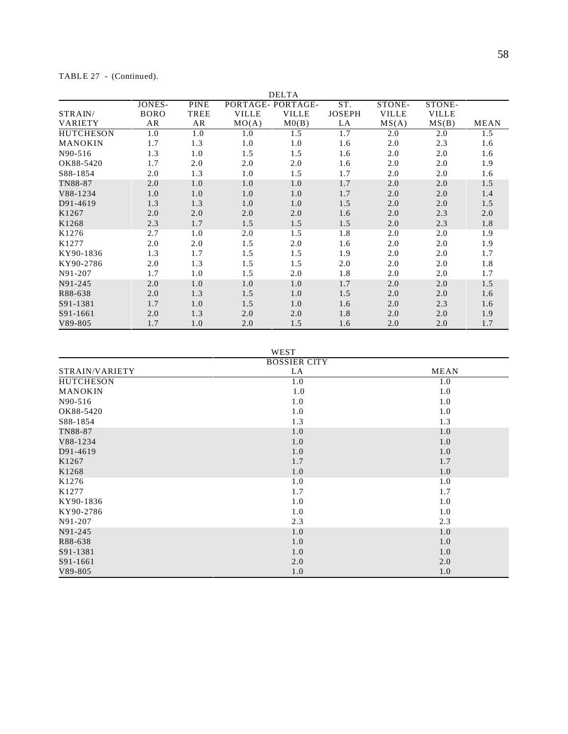TABLE 27 - (Continued).

| | DELTA | | | | | | | |
|---|---|---|---|---|---|---|---|---|
| STRAIN/ VARIETY | JONES- BORO AR | PINE TREE AR | PORTAGE- VILLE MO(A) | PORTAGE- VILLE M0(B) | ST. JOSEPH LA | STONE- VILLE MS(A) | STONE- VILLE MS(B) | MEAN |
| HUTCHESON | 1.0 | 1.0 | 1.0 | 1.5 | 1.7 | 2.0 | 2.0 | 1.5 |
| MANOKIN | 1.7 | 1.3 | 1.0 | 1.0 | 1.6 | 2.0 | 2.3 | 1.6 |
| N90-516 | 1.3 | 1.0 | 1.5 | 1.5 | 1.6 | 2.0 | 2.0 | 1.6 |
| OK88-5420 | 1.7 | 2.0 | 2.0 | 2.0 | 1.6 | 2.0 | 2.0 | 1.9 |
| S88-1854 | 2.0 | 1.3 | 1.0 | 1.5 | 1.7 | 2.0 | 2.0 | 1.6 |
| TN88-87 | 2.0 | 1.0 | 1.0 | 1.0 | 1.7 | 2.0 | 2.0 | 1.5 |
| V88-1234 | 1.0 | 1.0 | 1.0 | 1.0 | 1.7 | 2.0 | 2.0 | 1.4 |
| D91-4619 | 1.3 | 1.3 | 1.0 | 1.0 | 1.5 | 2.0 | 2.0 | 1.5 |
| K1267 | 2.0 | 2.0 | 2.0 | 2.0 | 1.6 | 2.0 | 2.3 | 2.0 |
| K1268 | 2.3 | 1.7 | 1.5 | 1.5 | 1.5 | 2.0 | 2.3 | 1.8 |
| K1276 | 2.7 | 1.0 | 2.0 | 1.5 | 1.8 | 2.0 | 2.0 | 1.9 |
| K1277 | 2.0 | 2.0 | 1.5 | 2.0 | 1.6 | 2.0 | 2.0 | 1.9 |
| KY90-1836 | 1.3 | 1.7 | 1.5 | 1.5 | 1.9 | 2.0 | 2.0 | 1.7 |
| KY90-2786 | 2.0 | 1.3 | 1.5 | 1.5 | 2.0 | 2.0 | 2.0 | 1.8 |
| N91-207 | 1.7 | 1.0 | 1.5 | 2.0 | 1.8 | 2.0 | 2.0 | 1.7 |
| N91-245 | 2.0 | 1.0 | 1.0 | 1.0 | 1.7 | 2.0 | 2.0 | 1.5 |
| R88-638 | 2.0 | 1.3 | 1.5 | 1.0 | 1.5 | 2.0 | 2.0 | 1.6 |
| S91-1381 | 1.7 | 1.0 | 1.5 | 1.0 | 1.6 | 2.0 | 2.3 | 1.6 |
| S91-1661 | 2.0 | 1.3 | 2.0 | 2.0 | 1.8 | 2.0 | 2.0 | 1.9 |
| V89-805 | 1.7 | 1.0 | 2.0 | 1.5 | 1.6 | 2.0 | 2.0 | 1.7 |

| | WEST | |
|---|---|---|
| STRAIN/VARIETY | BOSSIER CITY LA | MEAN |
| HUTCHESON | 1.0 | 1.0 |
| MANOKIN | 1.0 | 1.0 |
| N90-516 | 1.0 | 1.0 |
| OK88-5420 | 1.0 | 1.0 |
| S88-1854 | 1.3 | 1.3 |
| TN88-87 | 1.0 | 1.0 |
| V88-1234 | 1.0 | 1.0 |
| D91-4619 | 1.0 | 1.0 |
| K1267 | 1.7 | 1.7 |
| K1268 | 1.0 | 1.0 |
| K1276 | 1.0 | 1.0 |
| K1277 | 1.7 | 1.7 |
| KY90-1836 | 1.0 | 1.0 |
| KY90-2786 | 1.0 | 1.0 |
| N91-207 | 2.3 | 2.3 |
| N91-245 | 1.0 | 1.0 |
| R88-638 | 1.0 | 1.0 |
| S91-1381 | 1.0 | 1.0 |
| S91-1661 | 2.0 | 2.0 |
| V89-805 | 1.0 | 1.0 |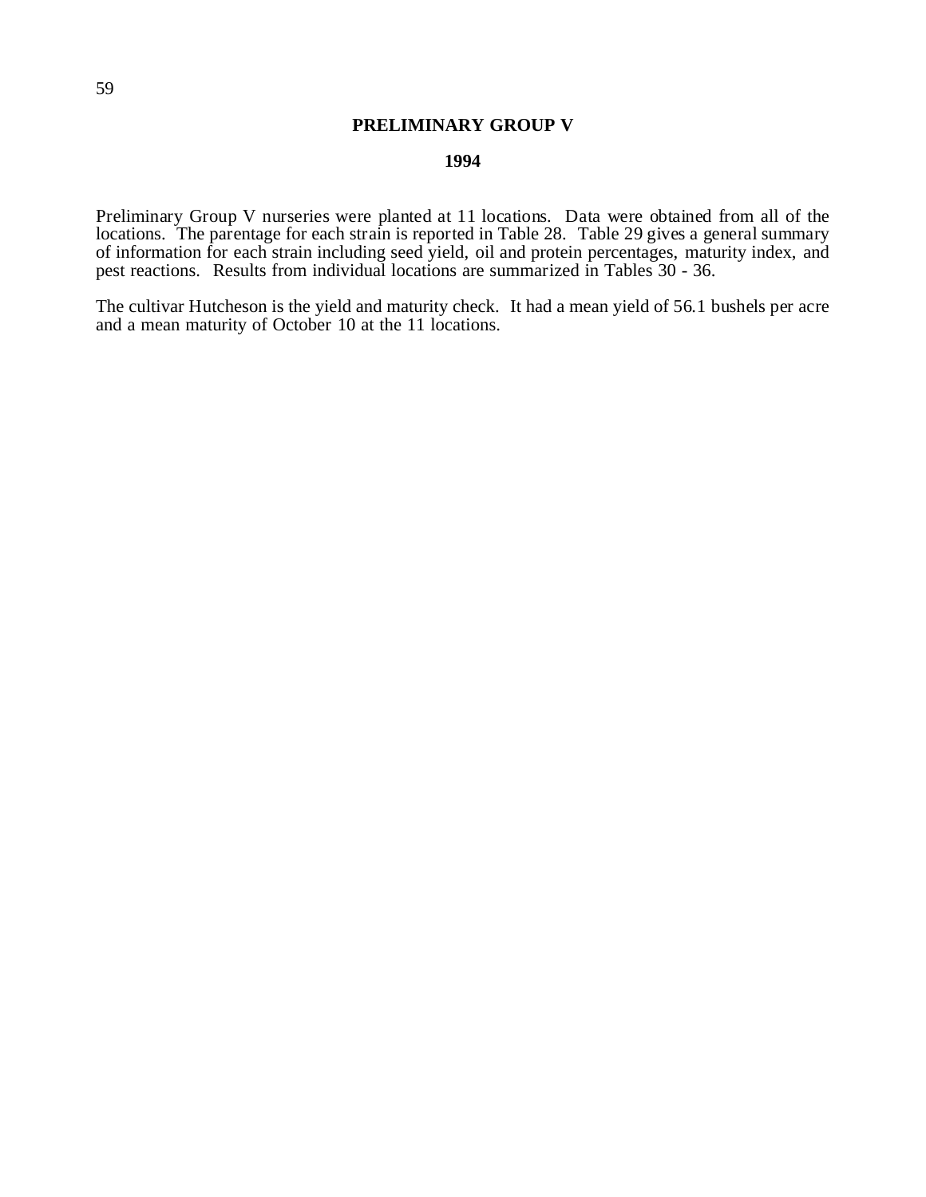## PRELIMINARY GROUP V

### 1994

Preliminary Group V nurseries were planted at 11 locations. Data were obtained from all of the locations. The parentage for each strain is reported in Table 28. Table 29 gives a general summary of information for each strain including seed yield, oil and protein percentages, maturity index, and pest reactions. Results from individual locations are summarized in Tables 30 - 36.

The cultivar Hutcheson is the yield and maturity check. It had a mean yield of 56.1 bushels per acre and a mean maturity of October 10 at the 11 locations.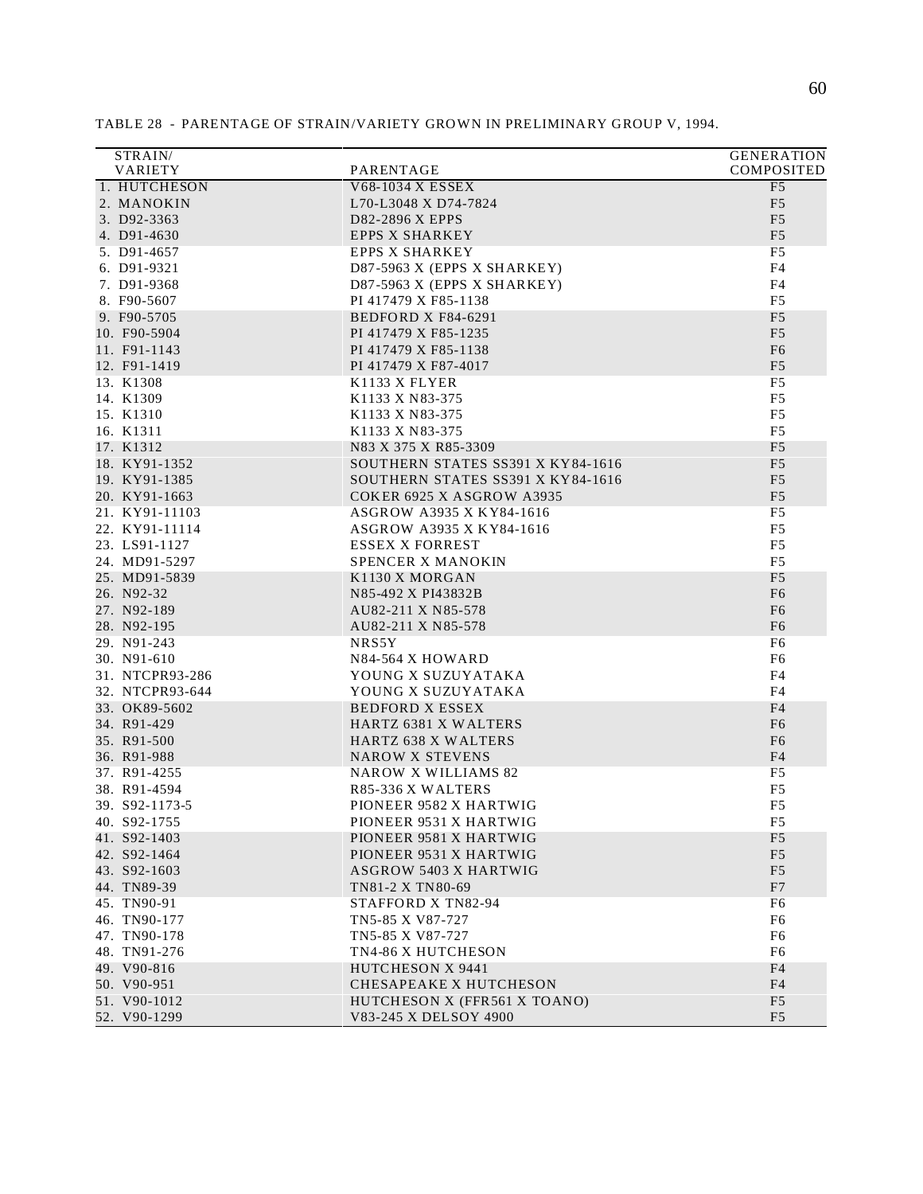TABLE 28 - PARENTAGE OF STRAIN/VARIETY GROWN IN PRELIMINARY GROUP V, 1994.

| STRAIN/ VARIETY | PARENTAGE | GENERATION COMPOSITED |
|---|---|---|
| 1. HUTCHESON | V68-1034 X ESSEX | F5 |
| 2. MANOKIN | L70-L3048 X D74-7824 | F5 |
| 3. D92-3363 | D82-2896 X EPPS | F5 |
| 4. D91-4630 | EPPS X SHARKEY | F5 |
| 5. D91-4657 | EPPS X SHARKEY | F5 |
| 6. D91-9321 | D87-5963 X (EPPS X SHARKEY) | F4 |
| 7. D91-9368 | D87-5963 X (EPPS X SHARKEY) | F4 |
| 8. F90-5607 | PI 417479 X F85-1138 | F5 |
| 9. F90-5705 | BEDFORD X F84-6291 | F5 |
| 10. F90-5904 | PI 417479 X F85-1235 | F5 |
| 11. F91-1143 | PI 417479 X F85-1138 | F6 |
| 12. F91-1419 | PI 417479 X F87-4017 | F5 |
| 13. K1308 | K1133 X FLYER | F5 |
| 14. K1309 | K1133 X N83-375 | F5 |
| 15. K1310 | K1133 X N83-375 | F5 |
| 16. K1311 | K1133 X N83-375 | F5 |
| 17. K1312 | N83 X 375 X R85-3309 | F5 |
| 18. KY91-1352 | SOUTHERN STATES SS391 X KY84-1616 | F5 |
| 19. KY91-1385 | SOUTHERN STATES SS391 X KY84-1616 | F5 |
| 20. KY91-1663 | COKER 6925 X ASGROW A3935 | F5 |
| 21. KY91-11103 | ASGROW A3935 X KY84-1616 | F5 |
| 22. KY91-11114 | ASGROW A3935 X KY84-1616 | F5 |
| 23. LS91-1127 | ESSEX X FORREST | F5 |
| 24. MD91-5297 | SPENCER X MANOKIN | F5 |
| 25. MD91-5839 | K1130 X MORGAN | F5 |
| 26. N92-32 | N85-492 X PI43832B | F6 |
| 27. N92-189 | AU82-211 X N85-578 | F6 |
| 28. N92-195 | AU82-211 X N85-578 | F6 |
| 29. N91-243 | NRS5Y | F6 |
| 30. N91-610 | N84-564 X HOWARD | F6 |
| 31. NTCPR93-286 | YOUNG X SUZUYATAKA | F4 |
| 32. NTCPR93-644 | YOUNG X SUZUYATAKA | F4 |
| 33. OK89-5602 | BEDFORD X ESSEX | F4 |
| 34. R91-429 | HARTZ 6381 X WALTERS | F6 |
| 35. R91-500 | HARTZ 638 X WALTERS | F6 |
| 36. R91-988 | NAROW X STEVENS | F4 |
| 37. R91-4255 | NAROW X WILLIAMS 82 | F5 |
| 38. R91-4594 | R85-336 X WALTERS | F5 |
| 39. S92-1173-5 | PIONEER 9582 X HARTWIG | F5 |
| 40. S92-1755 | PIONEER 9531 X HARTWIG | F5 |
| 41. S92-1403 | PIONEER 9581 X HARTWIG | F5 |
| 42. S92-1464 | PIONEER 9531 X HARTWIG | F5 |
| 43. S92-1603 | ASGROW 5403 X HARTWIG | F5 |
| 44. TN89-39 | TN81-2 X TN80-69 | F7 |
| 45. TN90-91 | STAFFORD X TN82-94 | F6 |
| 46. TN90-177 | TN5-85 X V87-727 | F6 |
| 47. TN90-178 | TN5-85 X V87-727 | F6 |
| 48. TN91-276 | TN4-86 X HUTCHESON | F6 |
| 49. V90-816 | HUTCHESON X 9441 | F4 |
| 50. V90-951 | CHESAPEAKE X HUTCHESON | F4 |
| 51. V90-1012 | HUTCHESON X (FFR561 X TOANO) | F5 |
| 52. V90-1299 | V83-245 X DELSOY 4900 | F5 |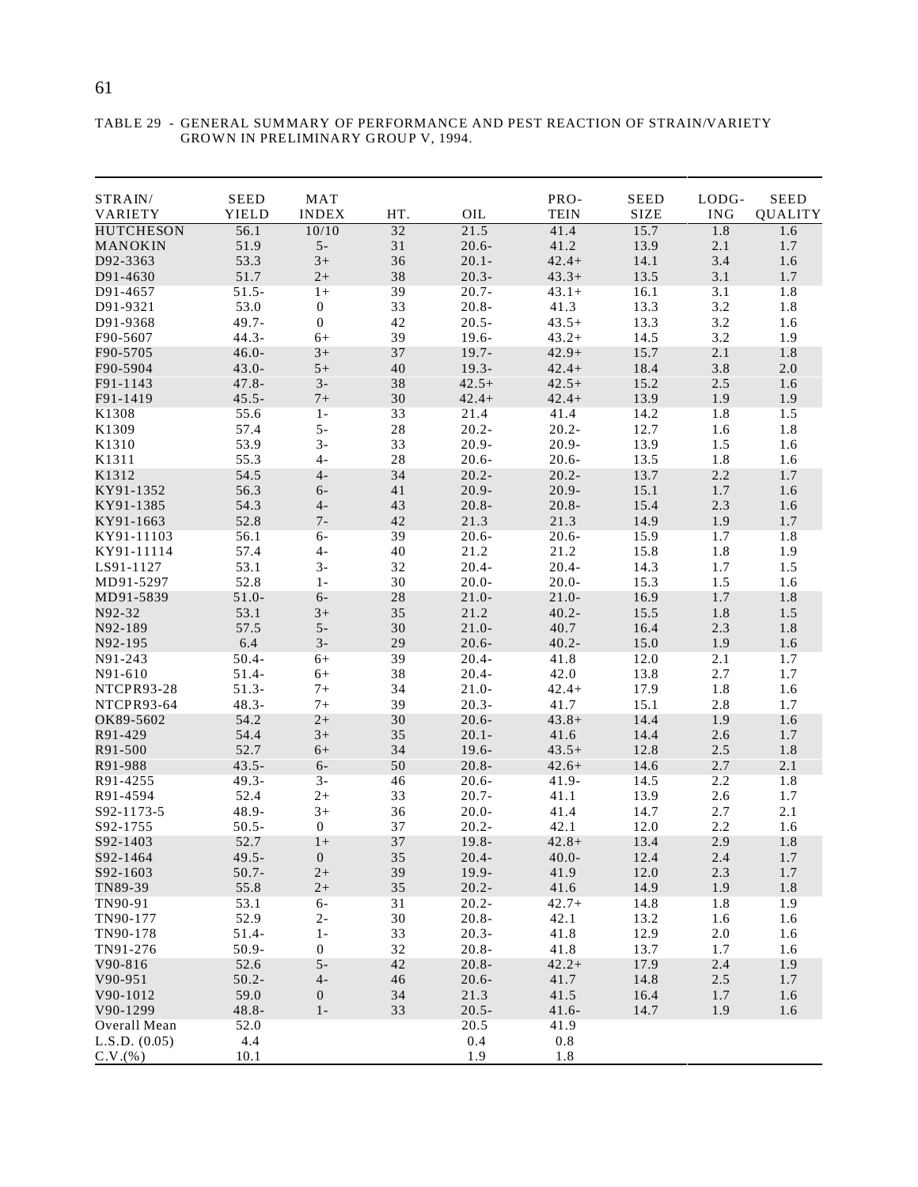TABLE 29 - GENERAL SUMMARY OF PERFORMANCE AND PEST REACTION OF STRAIN/VARIETY GROWN IN PRELIMINARY GROUP V, 1994.

| STRAIN/ VARIETY | SEED YIELD | MAT INDEX | HT. | OIL | PRO-TEIN | SEED SIZE | LODG-ING | SEED QUALITY |
|---|---|---|---|---|---|---|---|---|
| HUTCHESON | 56.1 | 10/10 | 32 | 21.5 | 41.4 | 15.7 | 1.8 | 1.6 |
| MANOKIN | 51.9 | 5- | 31 | 20.6- | 41.2 | 13.9 | 2.1 | 1.7 |
| D92-3363 | 53.3 | 3+ | 36 | 20.1- | 42.4+ | 14.1 | 3.4 | 1.6 |
| D91-4630 | 51.7 | 2+ | 38 | 20.3- | 43.3+ | 13.5 | 3.1 | 1.7 |
| D91-4657 | 51.5- | 1+ | 39 | 20.7- | 43.1+ | 16.1 | 3.1 | 1.8 |
| D91-9321 | 53.0 | 0 | 33 | 20.8- | 41.3 | 13.3 | 3.2 | 1.8 |
| D91-9368 | 49.7- | 0 | 42 | 20.5- | 43.5+ | 13.3 | 3.2 | 1.6 |
| F90-5607 | 44.3- | 6+ | 39 | 19.6- | 43.2+ | 14.5 | 3.2 | 1.9 |
| F90-5705 | 46.0- | 3+ | 37 | 19.7- | 42.9+ | 15.7 | 2.1 | 1.8 |
| F90-5904 | 43.0- | 5+ | 40 | 19.3- | 42.4+ | 18.4 | 3.8 | 2.0 |
| F91-1143 | 47.8- | 3- | 38 | 42.5+ | 42.5+ | 15.2 | 2.5 | 1.6 |
| F91-1419 | 45.5- | 7+ | 30 | 42.4+ | 42.4+ | 13.9 | 1.9 | 1.9 |
| K1308 | 55.6 | 1- | 33 | 21.4 | 41.4 | 14.2 | 1.8 | 1.5 |
| K1309 | 57.4 | 5- | 28 | 20.2- | 20.2- | 12.7 | 1.6 | 1.8 |
| K1310 | 53.9 | 3- | 33 | 20.9- | 20.9- | 13.9 | 1.5 | 1.6 |
| K1311 | 55.3 | 4- | 28 | 20.6- | 20.6- | 13.5 | 1.8 | 1.6 |
| K1312 | 54.5 | 4- | 34 | 20.2- | 20.2- | 13.7 | 2.2 | 1.7 |
| KY91-1352 | 56.3 | 6- | 41 | 20.9- | 20.9- | 15.1 | 1.7 | 1.6 |
| KY91-1385 | 54.3 | 4- | 43 | 20.8- | 20.8- | 15.4 | 2.3 | 1.6 |
| KY91-1663 | 52.8 | 7- | 42 | 21.3 | 21.3 | 14.9 | 1.9 | 1.7 |
| KY91-11103 | 56.1 | 6- | 39 | 20.6- | 20.6- | 15.9 | 1.7 | 1.8 |
| KY91-11114 | 57.4 | 4- | 40 | 21.2 | 21.2 | 15.8 | 1.8 | 1.9 |
| LS91-1127 | 53.1 | 3- | 32 | 20.4- | 20.4- | 14.3 | 1.7 | 1.5 |
| MD91-5297 | 52.8 | 1- | 30 | 20.0- | 20.0- | 15.3 | 1.5 | 1.6 |
| MD91-5839 | 51.0- | 6- | 28 | 21.0- | 21.0- | 16.9 | 1.7 | 1.8 |
| N92-32 | 53.1 | 3+ | 35 | 21.2 | 40.2- | 15.5 | 1.8 | 1.5 |
| N92-189 | 57.5 | 5- | 30 | 21.0- | 40.7 | 16.4 | 2.3 | 1.8 |
| N92-195 | 6.4 | 3- | 29 | 20.6- | 40.2- | 15.0 | 1.9 | 1.6 |
| N91-243 | 50.4- | 6+ | 39 | 20.4- | 41.8 | 12.0 | 2.1 | 1.7 |
| N91-610 | 51.4- | 6+ | 38 | 20.4- | 42.0 | 13.8 | 2.7 | 1.7 |
| NTCPR93-28 | 51.3- | 7+ | 34 | 21.0- | 42.4+ | 17.9 | 1.8 | 1.6 |
| NTCPR93-64 | 48.3- | 7+ | 39 | 20.3- | 41.7 | 15.1 | 2.8 | 1.7 |
| OK89-5602 | 54.2 | 2+ | 30 | 20.6- | 43.8+ | 14.4 | 1.9 | 1.6 |
| R91-429 | 54.4 | 3+ | 35 | 20.1- | 41.6 | 14.4 | 2.6 | 1.7 |
| R91-500 | 52.7 | 6+ | 34 | 19.6- | 43.5+ | 12.8 | 2.5 | 1.8 |
| R91-988 | 43.5- | 6- | 50 | 20.8- | 42.6+ | 14.6 | 2.7 | 2.1 |
| R91-4255 | 49.3- | 3- | 46 | 20.6- | 41.9- | 14.5 | 2.2 | 1.8 |
| R91-4594 | 52.4 | 2+ | 33 | 20.7- | 41.1 | 13.9 | 2.6 | 1.7 |
| S92-1173-5 | 48.9- | 3+ | 36 | 20.0- | 41.4 | 14.7 | 2.7 | 2.1 |
| S92-1755 | 50.5- | 0 | 37 | 20.2- | 42.1 | 12.0 | 2.2 | 1.6 |
| S92-1403 | 52.7 | 1+ | 37 | 19.8- | 42.8+ | 13.4 | 2.9 | 1.8 |
| S92-1464 | 49.5- | 0 | 35 | 20.4- | 40.0- | 12.4 | 2.4 | 1.7 |
| S92-1603 | 50.7- | 2+ | 39 | 19.9- | 41.9 | 12.0 | 2.3 | 1.7 |
| TN89-39 | 55.8 | 2+ | 35 | 20.2- | 41.6 | 14.9 | 1.9 | 1.8 |
| TN90-91 | 53.1 | 6- | 31 | 20.2- | 42.7+ | 14.8 | 1.8 | 1.9 |
| TN90-177 | 52.9 | 2- | 30 | 20.8- | 42.1 | 13.2 | 1.6 | 1.6 |
| TN90-178 | 51.4- | 1- | 33 | 20.3- | 41.8 | 12.9 | 2.0 | 1.6 |
| TN91-276 | 50.9- | 0 | 32 | 20.8- | 41.8 | 13.7 | 1.7 | 1.6 |
| V90-816 | 52.6 | 5- | 42 | 20.8- | 42.2+ | 17.9 | 2.4 | 1.9 |
| V90-951 | 50.2- | 4- | 46 | 20.6- | 41.7 | 14.8 | 2.5 | 1.7 |
| V90-1012 | 59.0 | 0 | 34 | 21.3 | 41.5 | 16.4 | 1.7 | 1.6 |
| V90-1299 | 48.8- | 1- | 33 | 20.5- | 41.6- | 14.7 | 1.9 | 1.6 |
| Overall Mean | 52.0 | | | 20.5 | 41.9 | | | |
| L.S.D. (0.05) | 4.4 | | | 0.4 | 0.8 | | | |
| C.V.(%) | 10.1 | | | 1.9 | 1.8 | | | |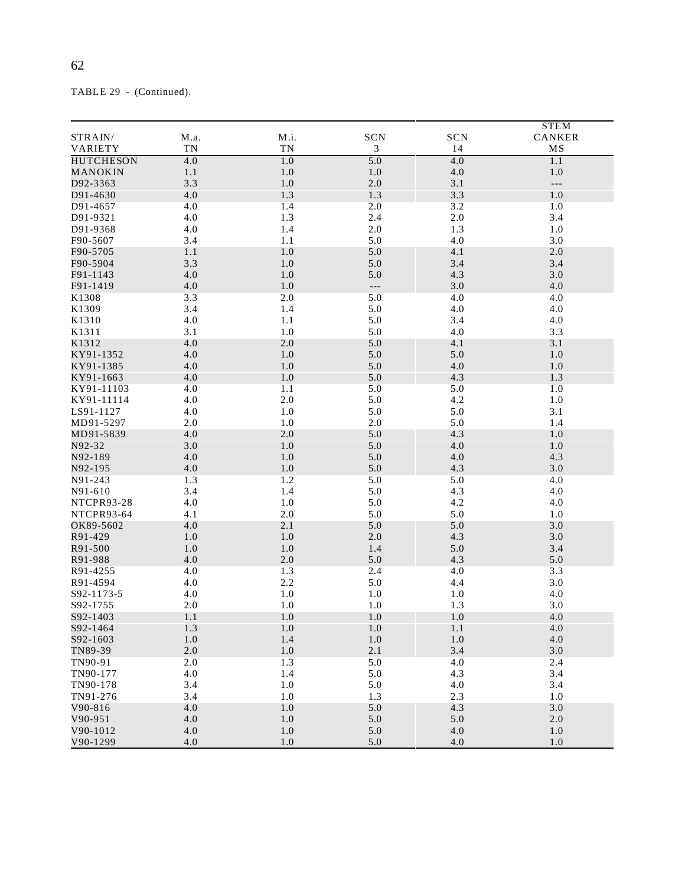TABLE 29 - (Continued).

| STRAIN/ VARIETY | M.a. TN | M.i. TN | SCN 3 | SCN 14 | STEM CANKER MS |
|---|---|---|---|---|---|
| HUTCHESON | 4.0 | 1.0 | 5.0 | 4.0 | 1.1 |
| MANOKIN | 1.1 | 1.0 | 1.0 | 4.0 | 1.0 |
| D92-3363 | 3.3 | 1.0 | 2.0 | 3.1 | --- |
| D91-4630 | 4.0 | 1.3 | 1.3 | 3.3 | 1.0 |
| D91-4657 | 4.0 | 1.4 | 2.0 | 3.2 | 1.0 |
| D91-9321 | 4.0 | 1.3 | 2.4 | 2.0 | 3.4 |
| D91-9368 | 4.0 | 1.4 | 2.0 | 1.3 | 1.0 |
| F90-5607 | 3.4 | 1.1 | 5.0 | 4.0 | 3.0 |
| F90-5705 | 1.1 | 1.0 | 5.0 | 4.1 | 2.0 |
| F90-5904 | 3.3 | 1.0 | 5.0 | 3.4 | 3.4 |
| F91-1143 | 4.0 | 1.0 | 5.0 | 4.3 | 3.0 |
| F91-1419 | 4.0 | 1.0 | --- | 3.0 | 4.0 |
| K1308 | 3.3 | 2.0 | 5.0 | 4.0 | 4.0 |
| K1309 | 3.4 | 1.4 | 5.0 | 4.0 | 4.0 |
| K1310 | 4.0 | 1.1 | 5.0 | 3.4 | 4.0 |
| K1311 | 3.1 | 1.0 | 5.0 | 4.0 | 3.3 |
| K1312 | 4.0 | 2.0 | 5.0 | 4.1 | 3.1 |
| KY91-1352 | 4.0 | 1.0 | 5.0 | 5.0 | 1.0 |
| KY91-1385 | 4.0 | 1.0 | 5.0 | 4.0 | 1.0 |
| KY91-1663 | 4.0 | 1.0 | 5.0 | 4.3 | 1.3 |
| KY91-11103 | 4.0 | 1.1 | 5.0 | 5.0 | 1.0 |
| KY91-11114 | 4.0 | 2.0 | 5.0 | 4.2 | 1.0 |
| LS91-1127 | 4.0 | 1.0 | 5.0 | 5.0 | 3.1 |
| MD91-5297 | 2.0 | 1.0 | 2.0 | 5.0 | 1.4 |
| MD91-5839 | 4.0 | 2.0 | 5.0 | 4.3 | 1.0 |
| N92-32 | 3.0 | 1.0 | 5.0 | 4.0 | 1.0 |
| N92-189 | 4.0 | 1.0 | 5.0 | 4.0 | 4.3 |
| N92-195 | 4.0 | 1.0 | 5.0 | 4.3 | 3.0 |
| N91-243 | 1.3 | 1.2 | 5.0 | 5.0 | 4.0 |
| N91-610 | 3.4 | 1.4 | 5.0 | 4.3 | 4.0 |
| NTCPR93-28 | 4.0 | 1.0 | 5.0 | 4.2 | 4.0 |
| NTCPR93-64 | 4.1 | 2.0 | 5.0 | 5.0 | 1.0 |
| OK89-5602 | 4.0 | 2.1 | 5.0 | 5.0 | 3.0 |
| R91-429 | 1.0 | 1.0 | 2.0 | 4.3 | 3.0 |
| R91-500 | 1.0 | 1.0 | 1.4 | 5.0 | 3.4 |
| R91-988 | 4.0 | 2.0 | 5.0 | 4.3 | 5.0 |
| R91-4255 | 4.0 | 1.3 | 2.4 | 4.0 | 3.3 |
| R91-4594 | 4.0 | 2.2 | 5.0 | 4.4 | 3.0 |
| S92-1173-5 | 4.0 | 1.0 | 1.0 | 1.0 | 4.0 |
| S92-1755 | 2.0 | 1.0 | 1.0 | 1.3 | 3.0 |
| S92-1403 | 1.1 | 1.0 | 1.0 | 1.0 | 4.0 |
| S92-1464 | 1.3 | 1.0 | 1.0 | 1.1 | 4.0 |
| S92-1603 | 1.0 | 1.4 | 1.0 | 1.0 | 4.0 |
| TN89-39 | 2.0 | 1.0 | 2.1 | 3.4 | 3.0 |
| TN90-91 | 2.0 | 1.3 | 5.0 | 4.0 | 2.4 |
| TN90-177 | 4.0 | 1.4 | 5.0 | 4.3 | 3.4 |
| TN90-178 | 3.4 | 1.0 | 5.0 | 4.0 | 3.4 |
| TN91-276 | 3.4 | 1.0 | 1.3 | 2.3 | 1.0 |
| V90-816 | 4.0 | 1.0 | 5.0 | 4.3 | 3.0 |
| V90-951 | 4.0 | 1.0 | 5.0 | 5.0 | 2.0 |
| V90-1012 | 4.0 | 1.0 | 5.0 | 4.0 | 1.0 |
| V90-1299 | 4.0 | 1.0 | 5.0 | 4.0 | 1.0 |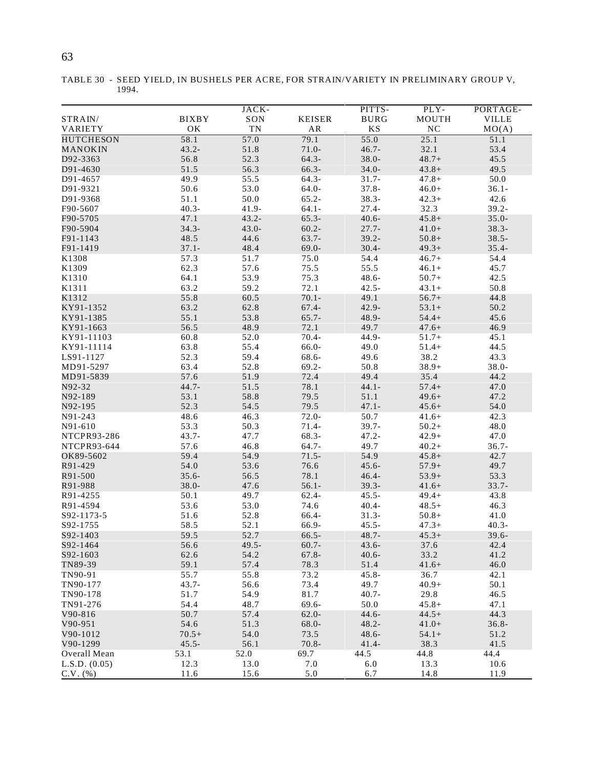TABLE 30 - SEED YIELD, IN BUSHELS PER ACRE, FOR STRAIN/VARIETY IN PRELIMINARY GROUP V, 1994.

| STRAIN/ VARIETY | BIXBY OK | JACK- SON TN | KEISER AR | PITTS- BURG KS | PLY- MOUTH NC | PORTAGE- VILLE MO(A) |
|---|---|---|---|---|---|---|
| HUTCHESON | 58.1 | 57.0 | 79.1 | 55.0 | 25.1 | 51.1 |
| MANOKIN | 43.2- | 51.8 | 71.0- | 46.7- | 32.1 | 53.4 |
| D92-3363 | 56.8 | 52.3 | 64.3- | 38.0- | 48.7+ | 45.5 |
| D91-4630 | 51.5 | 56.3 | 66.3- | 34.0- | 43.8+ | 49.5 |
| D91-4657 | 49.9 | 55.5 | 64.3- | 31.7- | 47.8+ | 50.0 |
| D91-9321 | 50.6 | 53.0 | 64.0- | 37.8- | 46.0+ | 36.1- |
| D91-9368 | 51.1 | 50.0 | 65.2- | 38.3- | 42.3+ | 42.6 |
| F90-5607 | 40.3- | 41.9- | 64.1- | 27.4- | 32.3 | 39.2- |
| F90-5705 | 47.1 | 43.2- | 65.3- | 40.6- | 45.8+ | 35.0- |
| F90-5904 | 34.3- | 43.0- | 60.2- | 27.7- | 41.0+ | 38.3- |
| F91-1143 | 48.5 | 44.6 | 63.7- | 39.2- | 50.8+ | 38.5- |
| F91-1419 | 37.1- | 48.4 | 69.0- | 30.4- | 49.3+ | 35.4- |
| K1308 | 57.3 | 51.7 | 75.0 | 54.4 | 46.7+ | 54.4 |
| K1309 | 62.3 | 57.6 | 75.5 | 55.5 | 46.1+ | 45.7 |
| K1310 | 64.1 | 53.9 | 75.3 | 48.6- | 50.7+ | 42.5 |
| K1311 | 63.2 | 59.2 | 72.1 | 42.5- | 43.1+ | 50.8 |
| K1312 | 55.8 | 60.5 | 70.1- | 49.1 | 56.7+ | 44.8 |
| KY91-1352 | 63.2 | 62.8 | 67.4- | 42.9- | 53.1+ | 50.2 |
| KY91-1385 | 55.1 | 53.8 | 65.7- | 48.9- | 54.4+ | 45.6 |
| KY91-1663 | 56.5 | 48.9 | 72.1 | 49.7 | 47.6+ | 46.9 |
| KY91-11103 | 60.8 | 52.0 | 70.4- | 44.9- | 51.7+ | 45.1 |
| KY91-11114 | 63.8 | 55.4 | 66.0- | 49.0 | 51.4+ | 44.5 |
| LS91-1127 | 52.3 | 59.4 | 68.6- | 49.6 | 38.2 | 43.3 |
| MD91-5297 | 63.4 | 52.8 | 69.2- | 50.8 | 38.9+ | 38.0- |
| MD91-5839 | 57.6 | 51.9 | 72.4 | 49.4 | 35.4 | 44.2 |
| N92-32 | 44.7- | 51.5 | 78.1 | 44.1- | 57.4+ | 47.0 |
| N92-189 | 53.1 | 58.8 | 79.5 | 51.1 | 49.6+ | 47.2 |
| N92-195 | 52.3 | 54.5 | 79.5 | 47.1- | 45.6+ | 54.0 |
| N91-243 | 48.6 | 46.3 | 72.0- | 50.7 | 41.6+ | 42.3 |
| N91-610 | 53.3 | 50.3 | 71.4- | 39.7- | 50.2+ | 48.0 |
| NTCPR93-286 | 43.7- | 47.7 | 68.3- | 47.2- | 42.9+ | 47.0 |
| NTCPR93-644 | 57.6 | 46.8 | 64.7- | 49.7 | 40.2+ | 36.7- |
| OK89-5602 | 59.4 | 54.9 | 71.5- | 54.9 | 45.8+ | 42.7 |
| R91-429 | 54.0 | 53.6 | 76.6 | 45.6- | 57.9+ | 49.7 |
| R91-500 | 35.6- | 56.5 | 78.1 | 46.4- | 53.9+ | 53.3 |
| R91-988 | 38.0- | 47.6 | 56.1- | 39.3- | 41.6+ | 33.7- |
| R91-4255 | 50.1 | 49.7 | 62.4- | 45.5- | 49.4+ | 43.8 |
| R91-4594 | 53.6 | 53.0 | 74.6 | 40.4- | 48.5+ | 46.3 |
| S92-1173-5 | 51.6 | 52.8 | 66.4- | 31.3- | 50.8+ | 41.0 |
| S92-1755 | 58.5 | 52.1 | 66.9- | 45.5- | 47.3+ | 40.3- |
| S92-1403 | 59.5 | 52.7 | 66.5- | 48.7- | 45.3+ | 39.6- |
| S92-1464 | 56.6 | 49.5- | 60.7- | 43.6- | 37.6 | 42.4 |
| S92-1603 | 62.6 | 54.2 | 67.8- | 40.6- | 33.2 | 41.2 |
| TN89-39 | 59.1 | 57.4 | 78.3 | 51.4 | 41.6+ | 46.0 |
| TN90-91 | 55.7 | 55.8 | 73.2 | 45.8- | 36.7 | 42.1 |
| TN90-177 | 43.7- | 56.6 | 73.4 | 49.7 | 40.9+ | 50.1 |
| TN90-178 | 51.7 | 54.9 | 81.7 | 40.7- | 29.8 | 46.5 |
| TN91-276 | 54.4 | 48.7 | 69.6- | 50.0 | 45.8+ | 47.1 |
| V90-816 | 50.7 | 57.4 | 62.0- | 44.6- | 44.5+ | 44.3 |
| V90-951 | 54.6 | 51.3 | 68.0- | 48.2- | 41.0+ | 36.8- |
| V90-1012 | 70.5+ | 54.0 | 73.5 | 48.6- | 54.1+ | 51.2 |
| V90-1299 | 45.5- | 56.1 | 70.8- | 41.4- | 38.3 | 41.5 |
| Overall Mean | 53.1 | 52.0 | 69.7 | 44.5 | 44.8 | 44.4 |
| L.S.D. (0.05) | 12.3 | 13.0 | 7.0 | 6.0 | 13.3 | 10.6 |
| C.V. (%) | 11.6 | 15.6 | 5.0 | 6.7 | 14.8 | 11.9 |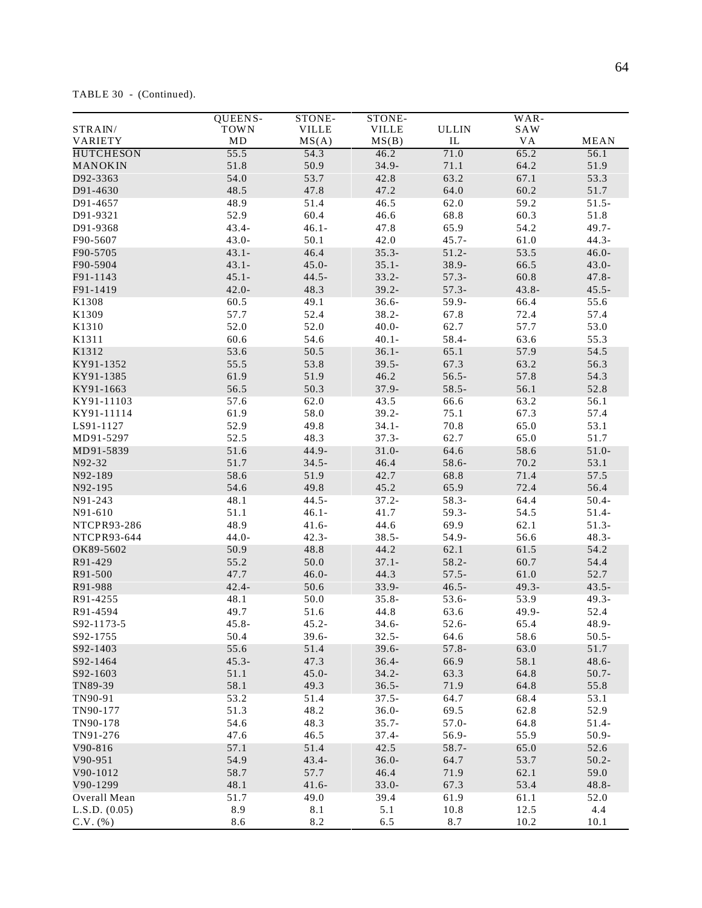TABLE 30 - (Continued).

| STRAIN/ VARIETY | QUEENS- TOWN MD | STONE- VILLE MS(A) | STONE- VILLE MS(B) | ULLIN IL | WAR- SAW VA | MEAN |
|---|---|---|---|---|---|---|
| HUTCHESON | 55.5 | 54.3 | 46.2 | 71.0 | 65.2 | 56.1 |
| MANOKIN | 51.8 | 50.9 | 34.9- | 71.1 | 64.2 | 51.9 |
| D92-3363 | 54.0 | 53.7 | 42.8 | 63.2 | 67.1 | 53.3 |
| D91-4630 | 48.5 | 47.8 | 47.2 | 64.0 | 60.2 | 51.7 |
| D91-4657 | 48.9 | 51.4 | 46.5 | 62.0 | 59.2 | 51.5- |
| D91-9321 | 52.9 | 60.4 | 46.6 | 68.8 | 60.3 | 51.8 |
| D91-9368 | 43.4- | 46.1- | 47.8 | 65.9 | 54.2 | 49.7- |
| F90-5607 | 43.0- | 50.1 | 42.0 | 45.7- | 61.0 | 44.3- |
| F90-5705 | 43.1- | 46.4 | 35.3- | 51.2- | 53.5 | 46.0- |
| F90-5904 | 43.1- | 45.0- | 35.1- | 38.9- | 66.5 | 43.0- |
| F91-1143 | 45.1- | 44.5- | 33.2- | 57.3- | 60.8 | 47.8- |
| F91-1419 | 42.0- | 48.3 | 39.2- | 57.3- | 43.8- | 45.5- |
| K1308 | 60.5 | 49.1 | 36.6- | 59.9- | 66.4 | 55.6 |
| K1309 | 57.7 | 52.4 | 38.2- | 67.8 | 72.4 | 57.4 |
| K1310 | 52.0 | 52.0 | 40.0- | 62.7 | 57.7 | 53.0 |
| K1311 | 60.6 | 54.6 | 40.1- | 58.4- | 63.6 | 55.3 |
| K1312 | 53.6 | 50.5 | 36.1- | 65.1 | 57.9 | 54.5 |
| KY91-1352 | 55.5 | 53.8 | 39.5- | 67.3 | 63.2 | 56.3 |
| KY91-1385 | 61.9 | 51.9 | 46.2 | 56.5- | 57.8 | 54.3 |
| KY91-1663 | 56.5 | 50.3 | 37.9- | 58.5- | 56.1 | 52.8 |
| KY91-11103 | 57.6 | 62.0 | 43.5 | 66.6 | 63.2 | 56.1 |
| KY91-11114 | 61.9 | 58.0 | 39.2- | 75.1 | 67.3 | 57.4 |
| LS91-1127 | 52.9 | 49.8 | 34.1- | 70.8 | 65.0 | 53.1 |
| MD91-5297 | 52.5 | 48.3 | 37.3- | 62.7 | 65.0 | 51.7 |
| MD91-5839 | 51.6 | 44.9- | 31.0- | 64.6 | 58.6 | 51.0- |
| N92-32 | 51.7 | 34.5- | 46.4 | 58.6- | 70.2 | 53.1 |
| N92-189 | 58.6 | 51.9 | 42.7 | 68.8 | 71.4 | 57.5 |
| N92-195 | 54.6 | 49.8 | 45.2 | 65.9 | 72.4 | 56.4 |
| N91-243 | 48.1 | 44.5- | 37.2- | 58.3- | 64.4 | 50.4- |
| N91-610 | 51.1 | 46.1- | 41.7 | 59.3- | 54.5 | 51.4- |
| NTCPR93-286 | 48.9 | 41.6- | 44.6 | 69.9 | 62.1 | 51.3- |
| NTCPR93-644 | 44.0- | 42.3- | 38.5- | 54.9- | 56.6 | 48.3- |
| OK89-5602 | 50.9 | 48.8 | 44.2 | 62.1 | 61.5 | 54.2 |
| R91-429 | 55.2 | 50.0 | 37.1- | 58.2- | 60.7 | 54.4 |
| R91-500 | 47.7 | 46.0- | 44.3 | 57.5- | 61.0 | 52.7 |
| R91-988 | 42.4- | 50.6 | 33.9- | 46.5- | 49.3- | 43.5- |
| R91-4255 | 48.1 | 50.0 | 35.8- | 53.6- | 53.9 | 49.3- |
| R91-4594 | 49.7 | 51.6 | 44.8 | 63.6 | 49.9- | 52.4 |
| S92-1173-5 | 45.8- | 45.2- | 34.6- | 52.6- | 65.4 | 48.9- |
| S92-1755 | 50.4 | 39.6- | 32.5- | 64.6 | 58.6 | 50.5- |
| S92-1403 | 55.6 | 51.4 | 39.6- | 57.8- | 63.0 | 51.7 |
| S92-1464 | 45.3- | 47.3 | 36.4- | 66.9 | 58.1 | 48.6- |
| S92-1603 | 51.1 | 45.0- | 34.2- | 63.3 | 64.8 | 50.7- |
| TN89-39 | 58.1 | 49.3 | 36.5- | 71.9 | 64.8 | 55.8 |
| TN90-91 | 53.2 | 51.4 | 37.5- | 64.7 | 68.4 | 53.1 |
| TN90-177 | 51.3 | 48.2 | 36.0- | 69.5 | 62.8 | 52.9 |
| TN90-178 | 54.6 | 48.3 | 35.7- | 57.0- | 64.8 | 51.4- |
| TN91-276 | 47.6 | 46.5 | 37.4- | 56.9- | 55.9 | 50.9- |
| V90-816 | 57.1 | 51.4 | 42.5 | 58.7- | 65.0 | 52.6 |
| V90-951 | 54.9 | 43.4- | 36.0- | 64.7 | 53.7 | 50.2- |
| V90-1012 | 58.7 | 57.7 | 46.4 | 71.9 | 62.1 | 59.0 |
| V90-1299 | 48.1 | 41.6- | 33.0- | 67.3 | 53.4 | 48.8- |
| Overall Mean | 51.7 | 49.0 | 39.4 | 61.9 | 61.1 | 52.0 |
| L.S.D. (0.05) | 8.9 | 8.1 | 5.1 | 10.8 | 12.5 | 4.4 |
| C.V. (%) | 8.6 | 8.2 | 6.5 | 8.7 | 10.2 | 10.1 |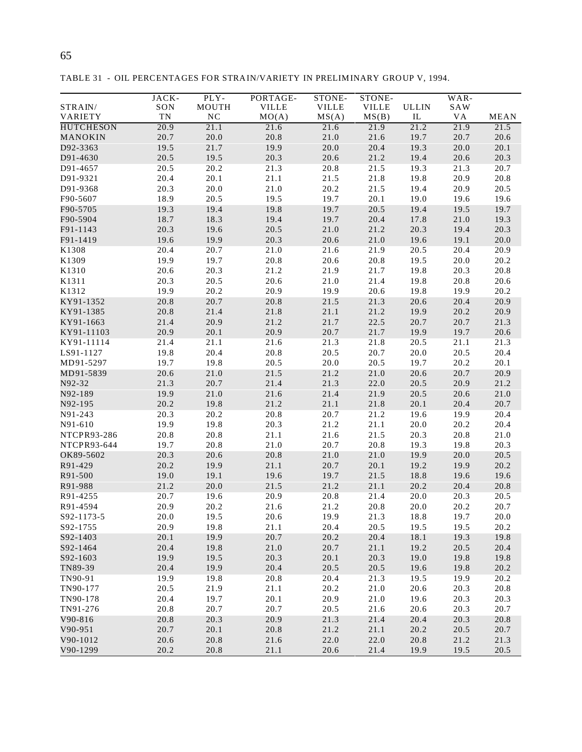TABLE 31 - OIL PERCENTAGES FOR STRAIN/VARIETY IN PRELIMINARY GROUP V, 1994.

| STRAIN/ VARIETY | JACKSON TN | PLYMOUTH NC | PORTAGEVILLE MO(A) | STONEVILLE MS(A) | STONEVILLE MS(B) | ULLIN IL | WARSAW VA | MEAN |
|---|---|---|---|---|---|---|---|---|
| HUTCHESON | 20.9 | 21.1 | 21.6 | 21.6 | 21.9 | 21.2 | 21.9 | 21.5 |
| MANOKIN | 20.7 | 20.0 | 20.8 | 21.0 | 21.6 | 19.7 | 20.7 | 20.6 |
| D92-3363 | 19.5 | 21.7 | 19.9 | 20.0 | 20.4 | 19.3 | 20.0 | 20.1 |
| D91-4630 | 20.5 | 19.5 | 20.3 | 20.6 | 21.2 | 19.4 | 20.6 | 20.3 |
| D91-4657 | 20.5 | 20.2 | 21.3 | 20.8 | 21.5 | 19.3 | 21.3 | 20.7 |
| D91-9321 | 20.4 | 20.1 | 21.1 | 21.5 | 21.8 | 19.8 | 20.9 | 20.8 |
| D91-9368 | 20.3 | 20.0 | 21.0 | 20.2 | 21.5 | 19.4 | 20.9 | 20.5 |
| F90-5607 | 18.9 | 20.5 | 19.5 | 19.7 | 20.1 | 19.0 | 19.6 | 19.6 |
| F90-5705 | 19.3 | 19.4 | 19.8 | 19.7 | 20.5 | 19.4 | 19.5 | 19.7 |
| F90-5904 | 18.7 | 18.3 | 19.4 | 19.7 | 20.4 | 17.8 | 21.0 | 19.3 |
| F91-1143 | 20.3 | 19.6 | 20.5 | 21.0 | 21.2 | 20.3 | 19.4 | 20.3 |
| F91-1419 | 19.6 | 19.9 | 20.3 | 20.6 | 21.0 | 19.6 | 19.1 | 20.0 |
| K1308 | 20.4 | 20.7 | 21.0 | 21.6 | 21.9 | 20.5 | 20.4 | 20.9 |
| K1309 | 19.9 | 19.7 | 20.8 | 20.6 | 20.8 | 19.5 | 20.0 | 20.2 |
| K1310 | 20.6 | 20.3 | 21.2 | 21.9 | 21.7 | 19.8 | 20.3 | 20.8 |
| K1311 | 20.3 | 20.5 | 20.6 | 21.0 | 21.4 | 19.8 | 20.8 | 20.6 |
| K1312 | 19.9 | 20.2 | 20.9 | 19.9 | 20.6 | 19.8 | 19.9 | 20.2 |
| KY91-1352 | 20.8 | 20.7 | 20.8 | 21.5 | 21.3 | 20.6 | 20.4 | 20.9 |
| KY91-1385 | 20.8 | 21.4 | 21.8 | 21.1 | 21.2 | 19.9 | 20.2 | 20.9 |
| KY91-1663 | 21.4 | 20.9 | 21.2 | 21.7 | 22.5 | 20.7 | 20.7 | 21.3 |
| KY91-11103 | 20.9 | 20.1 | 20.9 | 20.7 | 21.7 | 19.9 | 19.7 | 20.6 |
| KY91-11114 | 21.4 | 21.1 | 21.6 | 21.3 | 21.8 | 20.5 | 21.1 | 21.3 |
| LS91-1127 | 19.8 | 20.4 | 20.8 | 20.5 | 20.7 | 20.0 | 20.5 | 20.4 |
| MD91-5297 | 19.7 | 19.8 | 20.5 | 20.0 | 20.5 | 19.7 | 20.2 | 20.1 |
| MD91-5839 | 20.6 | 21.0 | 21.5 | 21.2 | 21.0 | 20.6 | 20.7 | 20.9 |
| N92-32 | 21.3 | 20.7 | 21.4 | 21.3 | 22.0 | 20.5 | 20.9 | 21.2 |
| N92-189 | 19.9 | 21.0 | 21.6 | 21.4 | 21.9 | 20.5 | 20.6 | 21.0 |
| N92-195 | 20.2 | 19.8 | 21.2 | 21.1 | 21.8 | 20.1 | 20.4 | 20.7 |
| N91-243 | 20.3 | 20.2 | 20.8 | 20.7 | 21.2 | 19.6 | 19.9 | 20.4 |
| N91-610 | 19.9 | 19.8 | 20.3 | 21.2 | 21.1 | 20.0 | 20.2 | 20.4 |
| NTCPR93-286 | 20.8 | 20.8 | 21.1 | 21.6 | 21.5 | 20.3 | 20.8 | 21.0 |
| NTCPR93-644 | 19.7 | 20.8 | 21.0 | 20.7 | 20.8 | 19.3 | 19.8 | 20.3 |
| OK89-5602 | 20.3 | 20.6 | 20.8 | 21.0 | 21.0 | 19.9 | 20.0 | 20.5 |
| R91-429 | 20.2 | 19.9 | 21.1 | 20.7 | 20.1 | 19.2 | 19.9 | 20.2 |
| R91-500 | 19.0 | 19.1 | 19.6 | 19.7 | 21.5 | 18.8 | 19.6 | 19.6 |
| R91-988 | 21.2 | 20.0 | 21.5 | 21.2 | 21.1 | 20.2 | 20.4 | 20.8 |
| R91-4255 | 20.7 | 19.6 | 20.9 | 20.8 | 21.4 | 20.0 | 20.3 | 20.5 |
| R91-4594 | 20.9 | 20.2 | 21.6 | 21.2 | 20.8 | 20.0 | 20.2 | 20.7 |
| S92-1173-5 | 20.0 | 19.5 | 20.6 | 19.9 | 21.3 | 18.8 | 19.7 | 20.0 |
| S92-1755 | 20.9 | 19.8 | 21.1 | 20.4 | 20.5 | 19.5 | 19.5 | 20.2 |
| S92-1403 | 20.1 | 19.9 | 20.7 | 20.2 | 20.4 | 18.1 | 19.3 | 19.8 |
| S92-1464 | 20.4 | 19.8 | 21.0 | 20.7 | 21.1 | 19.2 | 20.5 | 20.4 |
| S92-1603 | 19.9 | 19.5 | 20.3 | 20.1 | 20.3 | 19.0 | 19.8 | 19.8 |
| TN89-39 | 20.4 | 19.9 | 20.4 | 20.5 | 20.5 | 19.6 | 19.8 | 20.2 |
| TN90-91 | 19.9 | 19.8 | 20.8 | 20.4 | 21.3 | 19.5 | 19.9 | 20.2 |
| TN90-177 | 20.5 | 21.9 | 21.1 | 20.2 | 21.0 | 20.6 | 20.3 | 20.8 |
| TN90-178 | 20.4 | 19.7 | 20.1 | 20.9 | 21.0 | 19.6 | 20.3 | 20.3 |
| TN91-276 | 20.8 | 20.7 | 20.7 | 20.5 | 21.6 | 20.6 | 20.3 | 20.7 |
| V90-816 | 20.8 | 20.3 | 20.9 | 21.3 | 21.4 | 20.4 | 20.3 | 20.8 |
| V90-951 | 20.7 | 20.1 | 20.8 | 21.2 | 21.1 | 20.2 | 20.5 | 20.7 |
| V90-1012 | 20.6 | 20.8 | 21.6 | 22.0 | 22.0 | 20.8 | 21.2 | 21.3 |
| V90-1299 | 20.2 | 20.8 | 21.1 | 20.6 | 21.4 | 19.9 | 19.5 | 20.5 |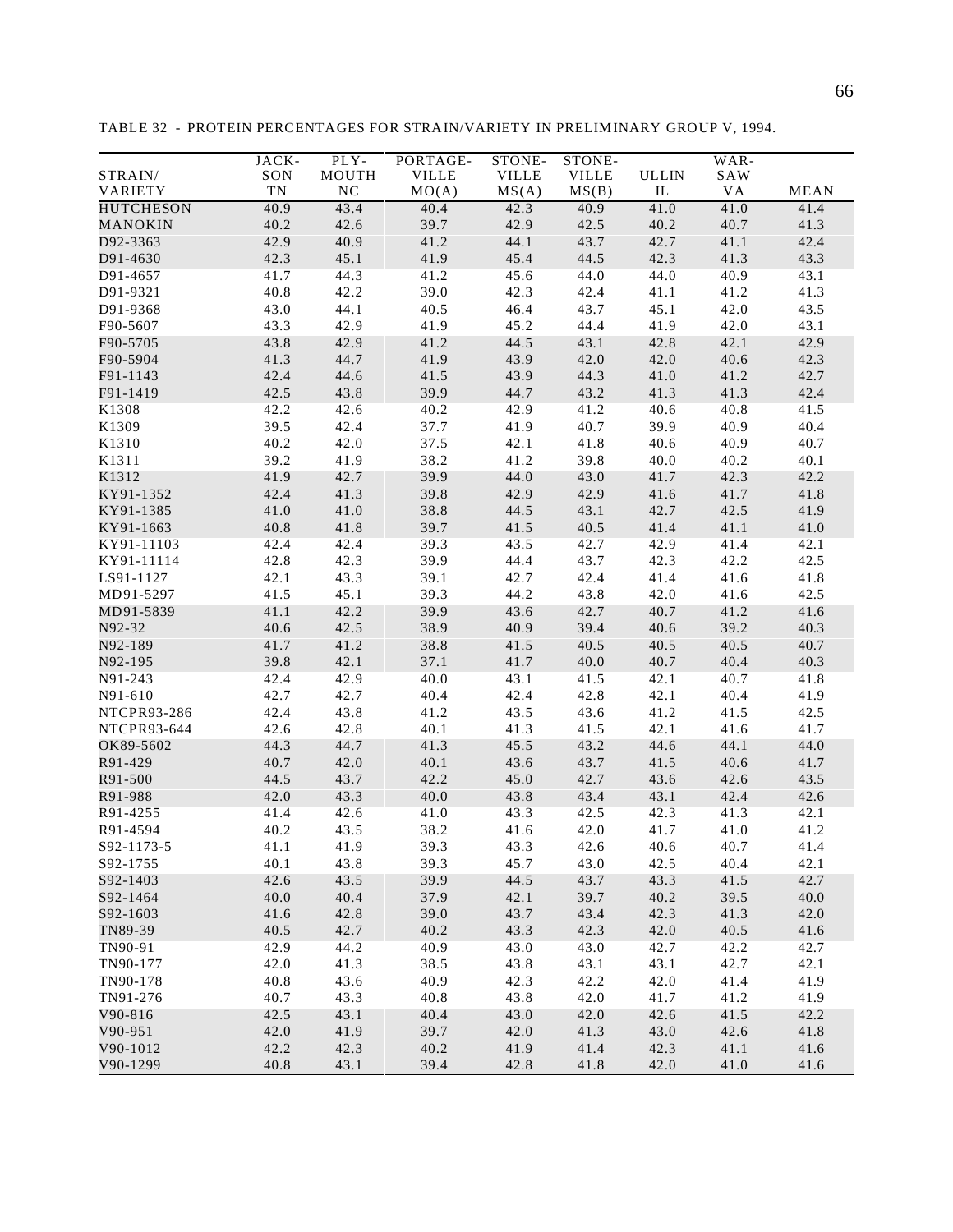TABLE 32 - PROTEIN PERCENTAGES FOR STRAIN/VARIETY IN PRELIMINARY GROUP V, 1994.

| STRAIN/ VARIETY | JACK-SON TN | PLY-MOUTH NC | PORTAGE-VILLE MO(A) | STONE-VILLE MS(A) | STONE-VILLE MS(B) | ULLIN IL | WAR-SAW VA | MEAN |
|---|---|---|---|---|---|---|---|---|
| HUTCHESON | 40.9 | 43.4 | 40.4 | 42.3 | 40.9 | 41.0 | 41.0 | 41.4 |
| MANOKIN | 40.2 | 42.6 | 39.7 | 42.9 | 42.5 | 40.2 | 40.7 | 41.3 |
| D92-3363 | 42.9 | 40.9 | 41.2 | 44.1 | 43.7 | 42.7 | 41.1 | 42.4 |
| D91-4630 | 42.3 | 45.1 | 41.9 | 45.4 | 44.5 | 42.3 | 41.3 | 43.3 |
| D91-4657 | 41.7 | 44.3 | 41.2 | 45.6 | 44.0 | 44.0 | 40.9 | 43.1 |
| D91-9321 | 40.8 | 42.2 | 39.0 | 42.3 | 42.4 | 41.1 | 41.2 | 41.3 |
| D91-9368 | 43.0 | 44.1 | 40.5 | 46.4 | 43.7 | 45.1 | 42.0 | 43.5 |
| F90-5607 | 43.3 | 42.9 | 41.9 | 45.2 | 44.4 | 41.9 | 42.0 | 43.1 |
| F90-5705 | 43.8 | 42.9 | 41.2 | 44.5 | 43.1 | 42.8 | 42.1 | 42.9 |
| F90-5904 | 41.3 | 44.7 | 41.9 | 43.9 | 42.0 | 42.0 | 40.6 | 42.3 |
| F91-1143 | 42.4 | 44.6 | 41.5 | 43.9 | 44.3 | 41.0 | 41.2 | 42.7 |
| F91-1419 | 42.5 | 43.8 | 39.9 | 44.7 | 43.2 | 41.3 | 41.3 | 42.4 |
| K1308 | 42.2 | 42.6 | 40.2 | 42.9 | 41.2 | 40.6 | 40.8 | 41.5 |
| K1309 | 39.5 | 42.4 | 37.7 | 41.9 | 40.7 | 39.9 | 40.9 | 40.4 |
| K1310 | 40.2 | 42.0 | 37.5 | 42.1 | 41.8 | 40.6 | 40.9 | 40.7 |
| K1311 | 39.2 | 41.9 | 38.2 | 41.2 | 39.8 | 40.0 | 40.2 | 40.1 |
| K1312 | 41.9 | 42.7 | 39.9 | 44.0 | 43.0 | 41.7 | 42.3 | 42.2 |
| KY91-1352 | 42.4 | 41.3 | 39.8 | 42.9 | 42.9 | 41.6 | 41.7 | 41.8 |
| KY91-1385 | 41.0 | 41.0 | 38.8 | 44.5 | 43.1 | 42.7 | 42.5 | 41.9 |
| KY91-1663 | 40.8 | 41.8 | 39.7 | 41.5 | 40.5 | 41.4 | 41.1 | 41.0 |
| KY91-11103 | 42.4 | 42.4 | 39.3 | 43.5 | 42.7 | 42.9 | 41.4 | 42.1 |
| KY91-11114 | 42.8 | 42.3 | 39.9 | 44.4 | 43.7 | 42.3 | 42.2 | 42.5 |
| LS91-1127 | 42.1 | 43.3 | 39.1 | 42.7 | 42.4 | 41.4 | 41.6 | 41.8 |
| MD91-5297 | 41.5 | 45.1 | 39.3 | 44.2 | 43.8 | 42.0 | 41.6 | 42.5 |
| MD91-5839 | 41.1 | 42.2 | 39.9 | 43.6 | 42.7 | 40.7 | 41.2 | 41.6 |
| N92-32 | 40.6 | 42.5 | 38.9 | 40.9 | 39.4 | 40.6 | 39.2 | 40.3 |
| N92-189 | 41.7 | 41.2 | 38.8 | 41.5 | 40.5 | 40.5 | 40.5 | 40.7 |
| N92-195 | 39.8 | 42.1 | 37.1 | 41.7 | 40.0 | 40.7 | 40.4 | 40.3 |
| N91-243 | 42.4 | 42.9 | 40.0 | 43.1 | 41.5 | 42.1 | 40.7 | 41.8 |
| N91-610 | 42.7 | 42.7 | 40.4 | 42.4 | 42.8 | 42.1 | 40.4 | 41.9 |
| NTCPR93-286 | 42.4 | 43.8 | 41.2 | 43.5 | 43.6 | 41.2 | 41.5 | 42.5 |
| NTCPR93-644 | 42.6 | 42.8 | 40.1 | 41.3 | 41.5 | 42.1 | 41.6 | 41.7 |
| OK89-5602 | 44.3 | 44.7 | 41.3 | 45.5 | 43.2 | 44.6 | 44.1 | 44.0 |
| R91-429 | 40.7 | 42.0 | 40.1 | 43.6 | 43.7 | 41.5 | 40.6 | 41.7 |
| R91-500 | 44.5 | 43.7 | 42.2 | 45.0 | 42.7 | 43.6 | 42.6 | 43.5 |
| R91-988 | 42.0 | 43.3 | 40.0 | 43.8 | 43.4 | 43.1 | 42.4 | 42.6 |
| R91-4255 | 41.4 | 42.6 | 41.0 | 43.3 | 42.5 | 42.3 | 41.3 | 42.1 |
| R91-4594 | 40.2 | 43.5 | 38.2 | 41.6 | 42.0 | 41.7 | 41.0 | 41.2 |
| S92-1173-5 | 41.1 | 41.9 | 39.3 | 43.3 | 42.6 | 40.6 | 40.7 | 41.4 |
| S92-1755 | 40.1 | 43.8 | 39.3 | 45.7 | 43.0 | 42.5 | 40.4 | 42.1 |
| S92-1403 | 42.6 | 43.5 | 39.9 | 44.5 | 43.7 | 43.3 | 41.5 | 42.7 |
| S92-1464 | 40.0 | 40.4 | 37.9 | 42.1 | 39.7 | 40.2 | 39.5 | 40.0 |
| S92-1603 | 41.6 | 42.8 | 39.0 | 43.7 | 43.4 | 42.3 | 41.3 | 42.0 |
| TN89-39 | 40.5 | 42.7 | 40.2 | 43.3 | 42.3 | 42.0 | 40.5 | 41.6 |
| TN90-91 | 42.9 | 44.2 | 40.9 | 43.0 | 43.0 | 42.7 | 42.2 | 42.7 |
| TN90-177 | 42.0 | 41.3 | 38.5 | 43.8 | 43.1 | 43.1 | 42.7 | 42.1 |
| TN90-178 | 40.8 | 43.6 | 40.9 | 42.3 | 42.2 | 42.0 | 41.4 | 41.9 |
| TN91-276 | 40.7 | 43.3 | 40.8 | 43.8 | 42.0 | 41.7 | 41.2 | 41.9 |
| V90-816 | 42.5 | 43.1 | 40.4 | 43.0 | 42.0 | 42.6 | 41.5 | 42.2 |
| V90-951 | 42.0 | 41.9 | 39.7 | 42.0 | 41.3 | 43.0 | 42.6 | 41.8 |
| V90-1012 | 42.2 | 42.3 | 40.2 | 41.9 | 41.4 | 42.3 | 41.1 | 41.6 |
| V90-1299 | 40.8 | 43.1 | 39.4 | 42.8 | 41.8 | 42.0 | 41.0 | 41.6 |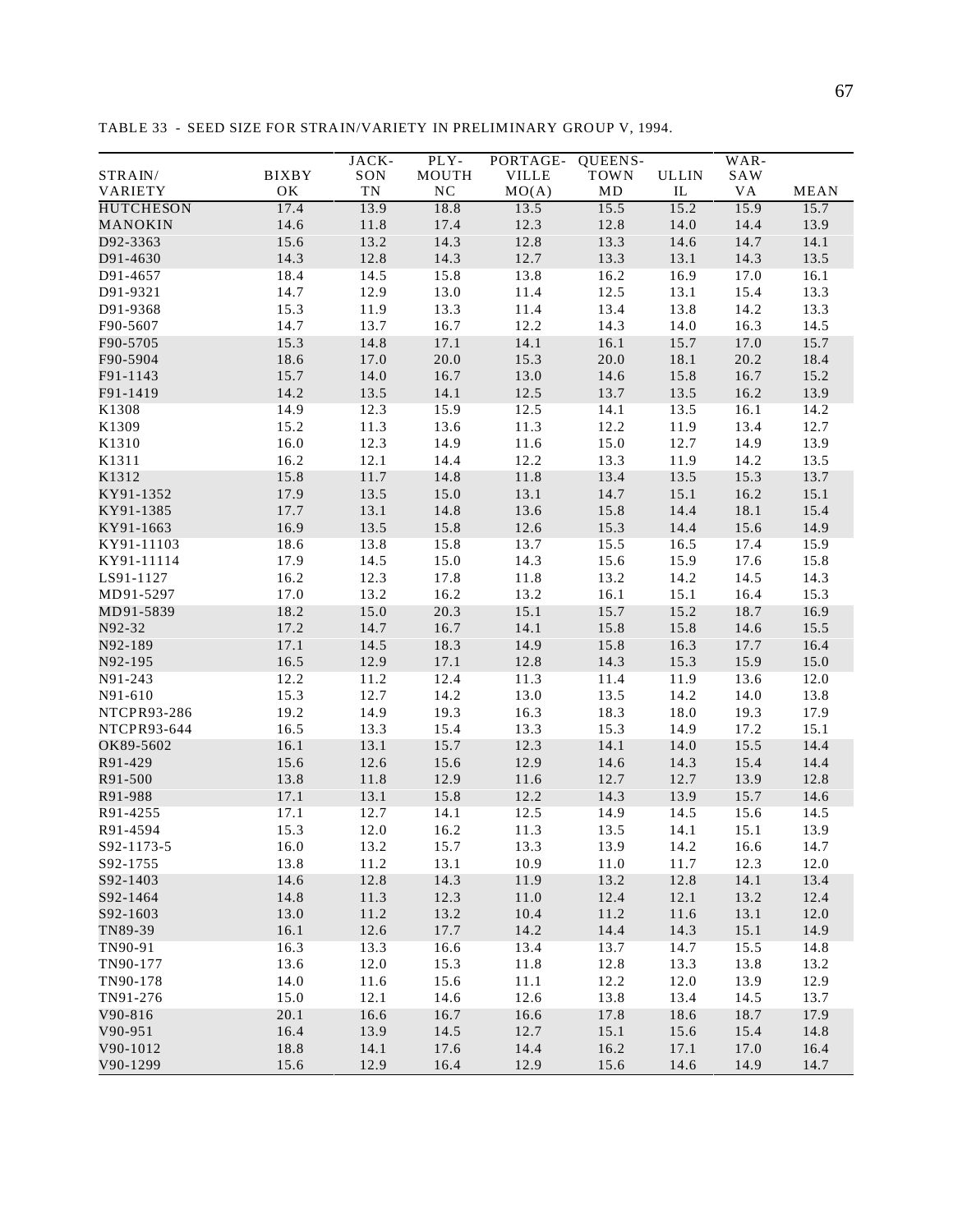TABLE 33 - SEED SIZE FOR STRAIN/VARIETY IN PRELIMINARY GROUP V, 1994.

| STRAIN/ VARIETY | BIXBY OK | JACK- SON TN | PLY- MOUTH NC | PORTAGE- VILLE MO(A) | QUEENS- TOWN MD | ULLIN IL | WAR- SAW VA | MEAN |
|---|---|---|---|---|---|---|---|---|
| HUTCHESON | 17.4 | 13.9 | 18.8 | 13.5 | 15.5 | 15.2 | 15.9 | 15.7 |
| MANOKIN | 14.6 | 11.8 | 17.4 | 12.3 | 12.8 | 14.0 | 14.4 | 13.9 |
| D92-3363 | 15.6 | 13.2 | 14.3 | 12.8 | 13.3 | 14.6 | 14.7 | 14.1 |
| D91-4630 | 14.3 | 12.8 | 14.3 | 12.7 | 13.3 | 13.1 | 14.3 | 13.5 |
| D91-4657 | 18.4 | 14.5 | 15.8 | 13.8 | 16.2 | 16.9 | 17.0 | 16.1 |
| D91-9321 | 14.7 | 12.9 | 13.0 | 11.4 | 12.5 | 13.1 | 15.4 | 13.3 |
| D91-9368 | 15.3 | 11.9 | 13.3 | 11.4 | 13.4 | 13.8 | 14.2 | 13.3 |
| F90-5607 | 14.7 | 13.7 | 16.7 | 12.2 | 14.3 | 14.0 | 16.3 | 14.5 |
| F90-5705 | 15.3 | 14.8 | 17.1 | 14.1 | 16.1 | 15.7 | 17.0 | 15.7 |
| F90-5904 | 18.6 | 17.0 | 20.0 | 15.3 | 20.0 | 18.1 | 20.2 | 18.4 |
| F91-1143 | 15.7 | 14.0 | 16.7 | 13.0 | 14.6 | 15.8 | 16.7 | 15.2 |
| F91-1419 | 14.2 | 13.5 | 14.1 | 12.5 | 13.7 | 13.5 | 16.2 | 13.9 |
| K1308 | 14.9 | 12.3 | 15.9 | 12.5 | 14.1 | 13.5 | 16.1 | 14.2 |
| K1309 | 15.2 | 11.3 | 13.6 | 11.3 | 12.2 | 11.9 | 13.4 | 12.7 |
| K1310 | 16.0 | 12.3 | 14.9 | 11.6 | 15.0 | 12.7 | 14.9 | 13.9 |
| K1311 | 16.2 | 12.1 | 14.4 | 12.2 | 13.3 | 11.9 | 14.2 | 13.5 |
| K1312 | 15.8 | 11.7 | 14.8 | 11.8 | 13.4 | 13.5 | 15.3 | 13.7 |
| KY91-1352 | 17.9 | 13.5 | 15.0 | 13.1 | 14.7 | 15.1 | 16.2 | 15.1 |
| KY91-1385 | 17.7 | 13.1 | 14.8 | 13.6 | 15.8 | 14.4 | 18.1 | 15.4 |
| KY91-1663 | 16.9 | 13.5 | 15.8 | 12.6 | 15.3 | 14.4 | 15.6 | 14.9 |
| KY91-11103 | 18.6 | 13.8 | 15.8 | 13.7 | 15.5 | 16.5 | 17.4 | 15.9 |
| KY91-11114 | 17.9 | 14.5 | 15.0 | 14.3 | 15.6 | 15.9 | 17.6 | 15.8 |
| LS91-1127 | 16.2 | 12.3 | 17.8 | 11.8 | 13.2 | 14.2 | 14.5 | 14.3 |
| MD91-5297 | 17.0 | 13.2 | 16.2 | 13.2 | 16.1 | 15.1 | 16.4 | 15.3 |
| MD91-5839 | 18.2 | 15.0 | 20.3 | 15.1 | 15.7 | 15.2 | 18.7 | 16.9 |
| N92-32 | 17.2 | 14.7 | 16.7 | 14.1 | 15.8 | 15.8 | 14.6 | 15.5 |
| N92-189 | 17.1 | 14.5 | 18.3 | 14.9 | 15.8 | 16.3 | 17.7 | 16.4 |
| N92-195 | 16.5 | 12.9 | 17.1 | 12.8 | 14.3 | 15.3 | 15.9 | 15.0 |
| N91-243 | 12.2 | 11.2 | 12.4 | 11.3 | 11.4 | 11.9 | 13.6 | 12.0 |
| N91-610 | 15.3 | 12.7 | 14.2 | 13.0 | 13.5 | 14.2 | 14.0 | 13.8 |
| NTCPR93-286 | 19.2 | 14.9 | 19.3 | 16.3 | 18.3 | 18.0 | 19.3 | 17.9 |
| NTCPR93-644 | 16.5 | 13.3 | 15.4 | 13.3 | 15.3 | 14.9 | 17.2 | 15.1 |
| OK89-5602 | 16.1 | 13.1 | 15.7 | 12.3 | 14.1 | 14.0 | 15.5 | 14.4 |
| R91-429 | 15.6 | 12.6 | 15.6 | 12.9 | 14.6 | 14.3 | 15.4 | 14.4 |
| R91-500 | 13.8 | 11.8 | 12.9 | 11.6 | 12.7 | 12.7 | 13.9 | 12.8 |
| R91-988 | 17.1 | 13.1 | 15.8 | 12.2 | 14.3 | 13.9 | 15.7 | 14.6 |
| R91-4255 | 17.1 | 12.7 | 14.1 | 12.5 | 14.9 | 14.5 | 15.6 | 14.5 |
| R91-4594 | 15.3 | 12.0 | 16.2 | 11.3 | 13.5 | 14.1 | 15.1 | 13.9 |
| S92-1173-5 | 16.0 | 13.2 | 15.7 | 13.3 | 13.9 | 14.2 | 16.6 | 14.7 |
| S92-1755 | 13.8 | 11.2 | 13.1 | 10.9 | 11.0 | 11.7 | 12.3 | 12.0 |
| S92-1403 | 14.6 | 12.8 | 14.3 | 11.9 | 13.2 | 12.8 | 14.1 | 13.4 |
| S92-1464 | 14.8 | 11.3 | 12.3 | 11.0 | 12.4 | 12.1 | 13.2 | 12.4 |
| S92-1603 | 13.0 | 11.2 | 13.2 | 10.4 | 11.2 | 11.6 | 13.1 | 12.0 |
| TN89-39 | 16.1 | 12.6 | 17.7 | 14.2 | 14.4 | 14.3 | 15.1 | 14.9 |
| TN90-91 | 16.3 | 13.3 | 16.6 | 13.4 | 13.7 | 14.7 | 15.5 | 14.8 |
| TN90-177 | 13.6 | 12.0 | 15.3 | 11.8 | 12.8 | 13.3 | 13.8 | 13.2 |
| TN90-178 | 14.0 | 11.6 | 15.6 | 11.1 | 12.2 | 12.0 | 13.9 | 12.9 |
| TN91-276 | 15.0 | 12.1 | 14.6 | 12.6 | 13.8 | 13.4 | 14.5 | 13.7 |
| V90-816 | 20.1 | 16.6 | 16.7 | 16.6 | 17.8 | 18.6 | 18.7 | 17.9 |
| V90-951 | 16.4 | 13.9 | 14.5 | 12.7 | 15.1 | 15.6 | 15.4 | 14.8 |
| V90-1012 | 18.8 | 14.1 | 17.6 | 14.4 | 16.2 | 17.1 | 17.0 | 16.4 |
| V90-1299 | 15.6 | 12.9 | 16.4 | 12.9 | 15.6 | 14.6 | 14.9 | 14.7 |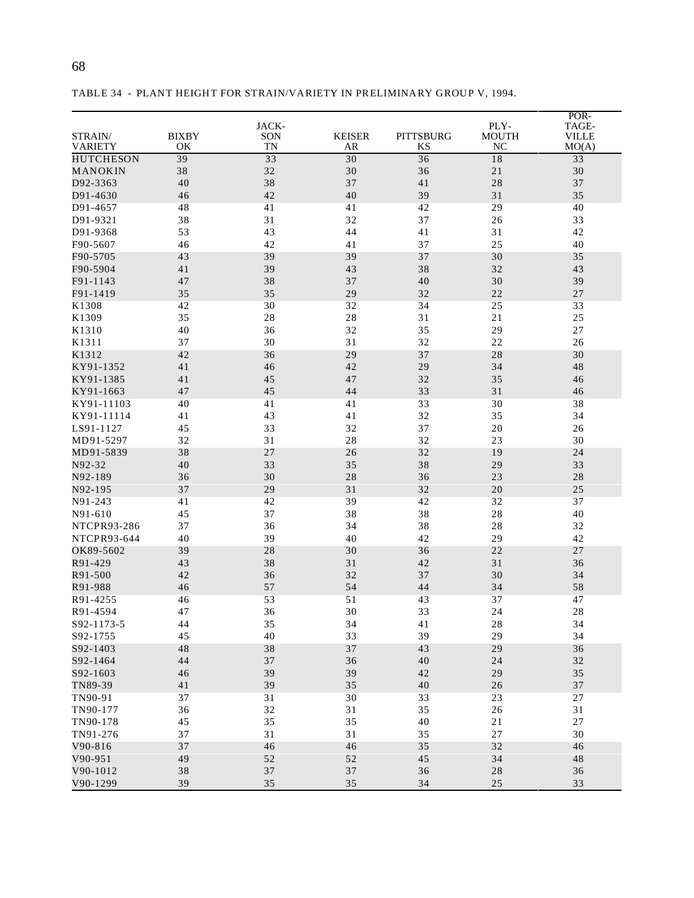TABLE 34 - PLANT HEIGHT FOR STRAIN/VARIETY IN PRELIMINARY GROUP V, 1994.

| STRAIN/ VARIETY | BIXBY OK | JACK- SON TN | KEISER AR | PITTSBURG KS | PLY- MOUTH NC | POR- TAGE- VILLE MO(A) |
|---|---|---|---|---|---|---|
| HUTCHESON | 39 | 33 | 30 | 36 | 18 | 33 |
| MANOKIN | 38 | 32 | 30 | 36 | 21 | 30 |
| D92-3363 | 40 | 38 | 37 | 41 | 28 | 37 |
| D91-4630 | 46 | 42 | 40 | 39 | 31 | 35 |
| D91-4657 | 48 | 41 | 41 | 42 | 29 | 40 |
| D91-9321 | 38 | 31 | 32 | 37 | 26 | 33 |
| D91-9368 | 53 | 43 | 44 | 41 | 31 | 42 |
| F90-5607 | 46 | 42 | 41 | 37 | 25 | 40 |
| F90-5705 | 43 | 39 | 39 | 37 | 30 | 35 |
| F90-5904 | 41 | 39 | 43 | 38 | 32 | 43 |
| F91-1143 | 47 | 38 | 37 | 40 | 30 | 39 |
| F91-1419 | 35 | 35 | 29 | 32 | 22 | 27 |
| K1308 | 42 | 30 | 32 | 34 | 25 | 33 |
| K1309 | 35 | 28 | 28 | 31 | 21 | 25 |
| K1310 | 40 | 36 | 32 | 35 | 29 | 27 |
| K1311 | 37 | 30 | 31 | 32 | 22 | 26 |
| K1312 | 42 | 36 | 29 | 37 | 28 | 30 |
| KY91-1352 | 41 | 46 | 42 | 29 | 34 | 48 |
| KY91-1385 | 41 | 45 | 47 | 32 | 35 | 46 |
| KY91-1663 | 47 | 45 | 44 | 33 | 31 | 46 |
| KY91-11103 | 40 | 41 | 41 | 33 | 30 | 38 |
| KY91-11114 | 41 | 43 | 41 | 32 | 35 | 34 |
| LS91-1127 | 45 | 33 | 32 | 37 | 20 | 26 |
| MD91-5297 | 32 | 31 | 28 | 32 | 23 | 30 |
| MD91-5839 | 38 | 27 | 26 | 32 | 19 | 24 |
| N92-32 | 40 | 33 | 35 | 38 | 29 | 33 |
| N92-189 | 36 | 30 | 28 | 36 | 23 | 28 |
| N92-195 | 37 | 29 | 31 | 32 | 20 | 25 |
| N91-243 | 41 | 42 | 39 | 42 | 32 | 37 |
| N91-610 | 45 | 37 | 38 | 38 | 28 | 40 |
| NTCPR93-286 | 37 | 36 | 34 | 38 | 28 | 32 |
| NTCPR93-644 | 40 | 39 | 40 | 42 | 29 | 42 |
| OK89-5602 | 39 | 28 | 30 | 36 | 22 | 27 |
| R91-429 | 43 | 38 | 31 | 42 | 31 | 36 |
| R91-500 | 42 | 36 | 32 | 37 | 30 | 34 |
| R91-988 | 46 | 57 | 54 | 44 | 34 | 58 |
| R91-4255 | 46 | 53 | 51 | 43 | 37 | 47 |
| R91-4594 | 47 | 36 | 30 | 33 | 24 | 28 |
| S92-1173-5 | 44 | 35 | 34 | 41 | 28 | 34 |
| S92-1755 | 45 | 40 | 33 | 39 | 29 | 34 |
| S92-1403 | 48 | 38 | 37 | 43 | 29 | 36 |
| S92-1464 | 44 | 37 | 36 | 40 | 24 | 32 |
| S92-1603 | 46 | 39 | 39 | 42 | 29 | 35 |
| TN89-39 | 41 | 39 | 35 | 40 | 26 | 37 |
| TN90-91 | 37 | 31 | 30 | 33 | 23 | 27 |
| TN90-177 | 36 | 32 | 31 | 35 | 26 | 31 |
| TN90-178 | 45 | 35 | 35 | 40 | 21 | 27 |
| TN91-276 | 37 | 31 | 31 | 35 | 27 | 30 |
| V90-816 | 37 | 46 | 46 | 35 | 32 | 46 |
| V90-951 | 49 | 52 | 52 | 45 | 34 | 48 |
| V90-1012 | 38 | 37 | 37 | 36 | 28 | 36 |
| V90-1299 | 39 | 35 | 35 | 34 | 25 | 33 |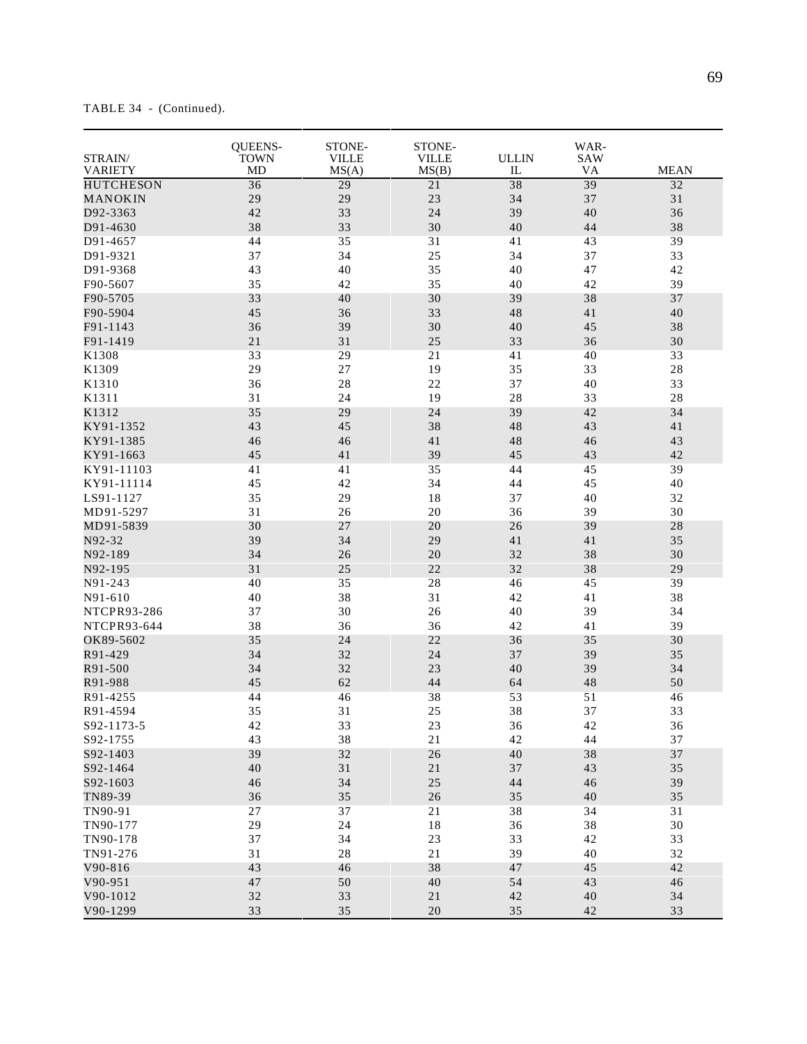TABLE 34 - (Continued).

| STRAIN/ VARIETY | QUEENS- TOWN MD | STONE- VILLE MS(A) | STONE- VILLE MS(B) | ULLIN IL | WAR- SAW VA | MEAN |
|---|---|---|---|---|---|---|
| HUTCHESON | 36 | 29 | 21 | 38 | 39 | 32 |
| MANOKIN | 29 | 29 | 23 | 34 | 37 | 31 |
| D92-3363 | 42 | 33 | 24 | 39 | 40 | 36 |
| D91-4630 | 38 | 33 | 30 | 40 | 44 | 38 |
| D91-4657 | 44 | 35 | 31 | 41 | 43 | 39 |
| D91-9321 | 37 | 34 | 25 | 34 | 37 | 33 |
| D91-9368 | 43 | 40 | 35 | 40 | 47 | 42 |
| F90-5607 | 35 | 42 | 35 | 40 | 42 | 39 |
| F90-5705 | 33 | 40 | 30 | 39 | 38 | 37 |
| F90-5904 | 45 | 36 | 33 | 48 | 41 | 40 |
| F91-1143 | 36 | 39 | 30 | 40 | 45 | 38 |
| F91-1419 | 21 | 31 | 25 | 33 | 36 | 30 |
| K1308 | 33 | 29 | 21 | 41 | 40 | 33 |
| K1309 | 29 | 27 | 19 | 35 | 33 | 28 |
| K1310 | 36 | 28 | 22 | 37 | 40 | 33 |
| K1311 | 31 | 24 | 19 | 28 | 33 | 28 |
| K1312 | 35 | 29 | 24 | 39 | 42 | 34 |
| KY91-1352 | 43 | 45 | 38 | 48 | 43 | 41 |
| KY91-1385 | 46 | 46 | 41 | 48 | 46 | 43 |
| KY91-1663 | 45 | 41 | 39 | 45 | 43 | 42 |
| KY91-11103 | 41 | 41 | 35 | 44 | 45 | 39 |
| KY91-11114 | 45 | 42 | 34 | 44 | 45 | 40 |
| LS91-1127 | 35 | 29 | 18 | 37 | 40 | 32 |
| MD91-5297 | 31 | 26 | 20 | 36 | 39 | 30 |
| MD91-5839 | 30 | 27 | 20 | 26 | 39 | 28 |
| N92-32 | 39 | 34 | 29 | 41 | 41 | 35 |
| N92-189 | 34 | 26 | 20 | 32 | 38 | 30 |
| N92-195 | 31 | 25 | 22 | 32 | 38 | 29 |
| N91-243 | 40 | 35 | 28 | 46 | 45 | 39 |
| N91-610 | 40 | 38 | 31 | 42 | 41 | 38 |
| NTCPR93-286 | 37 | 30 | 26 | 40 | 39 | 34 |
| NTCPR93-644 | 38 | 36 | 36 | 42 | 41 | 39 |
| OK89-5602 | 35 | 24 | 22 | 36 | 35 | 30 |
| R91-429 | 34 | 32 | 24 | 37 | 39 | 35 |
| R91-500 | 34 | 32 | 23 | 40 | 39 | 34 |
| R91-988 | 45 | 62 | 44 | 64 | 48 | 50 |
| R91-4255 | 44 | 46 | 38 | 53 | 51 | 46 |
| R91-4594 | 35 | 31 | 25 | 38 | 37 | 33 |
| S92-1173-5 | 42 | 33 | 23 | 36 | 42 | 36 |
| S92-1755 | 43 | 38 | 21 | 42 | 44 | 37 |
| S92-1403 | 39 | 32 | 26 | 40 | 38 | 37 |
| S92-1464 | 40 | 31 | 21 | 37 | 43 | 35 |
| S92-1603 | 46 | 34 | 25 | 44 | 46 | 39 |
| TN89-39 | 36 | 35 | 26 | 35 | 40 | 35 |
| TN90-91 | 27 | 37 | 21 | 38 | 34 | 31 |
| TN90-177 | 29 | 24 | 18 | 36 | 38 | 30 |
| TN90-178 | 37 | 34 | 23 | 33 | 42 | 33 |
| TN91-276 | 31 | 28 | 21 | 39 | 40 | 32 |
| V90-816 | 43 | 46 | 38 | 47 | 45 | 42 |
| V90-951 | 47 | 50 | 40 | 54 | 43 | 46 |
| V90-1012 | 32 | 33 | 21 | 42 | 40 | 34 |
| V90-1299 | 33 | 35 | 20 | 35 | 42 | 33 |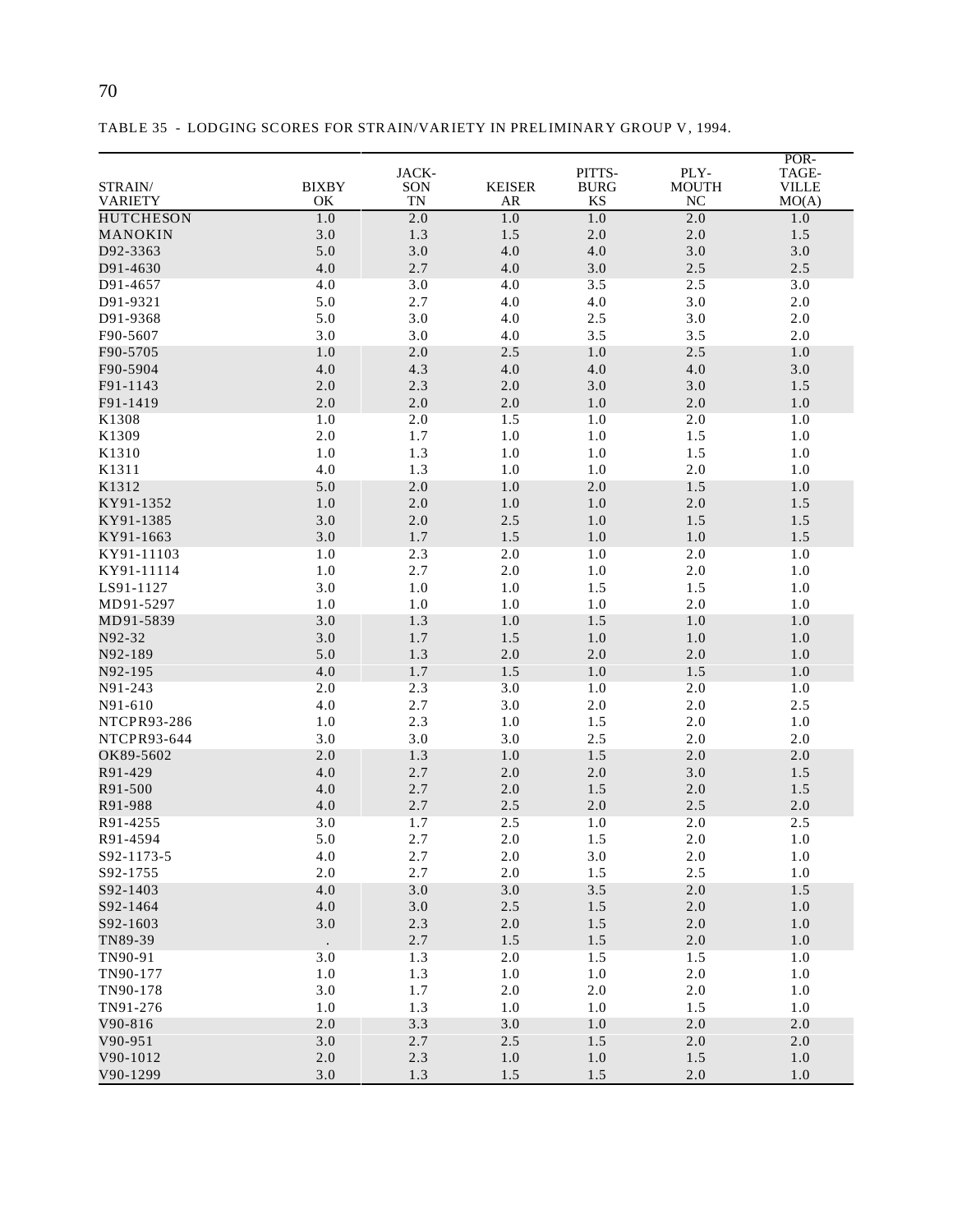TABLE 35 - LODGING SCORES FOR STRAIN/VARIETY IN PRELIMINARY GROUP V, 1994.

| STRAIN/ VARIETY | BIXBY OK | JACK-SON TN | KEISER AR | PITTS-BURG KS | PLY-MOUTH NC | POR-TAGE-VILLE MO(A) |
|---|---|---|---|---|---|---|
| HUTCHESON | 1.0 | 2.0 | 1.0 | 1.0 | 2.0 | 1.0 |
| MANOKIN | 3.0 | 1.3 | 1.5 | 2.0 | 2.0 | 1.5 |
| D92-3363 | 5.0 | 3.0 | 4.0 | 4.0 | 3.0 | 3.0 |
| D91-4630 | 4.0 | 2.7 | 4.0 | 3.0 | 2.5 | 2.5 |
| D91-4657 | 4.0 | 3.0 | 4.0 | 3.5 | 2.5 | 3.0 |
| D91-9321 | 5.0 | 2.7 | 4.0 | 4.0 | 3.0 | 2.0 |
| D91-9368 | 5.0 | 3.0 | 4.0 | 2.5 | 3.0 | 2.0 |
| F90-5607 | 3.0 | 3.0 | 4.0 | 3.5 | 3.5 | 2.0 |
| F90-5705 | 1.0 | 2.0 | 2.5 | 1.0 | 2.5 | 1.0 |
| F90-5904 | 4.0 | 4.3 | 4.0 | 4.0 | 4.0 | 3.0 |
| F91-1143 | 2.0 | 2.3 | 2.0 | 3.0 | 3.0 | 1.5 |
| F91-1419 | 2.0 | 2.0 | 2.0 | 1.0 | 2.0 | 1.0 |
| K1308 | 1.0 | 2.0 | 1.5 | 1.0 | 2.0 | 1.0 |
| K1309 | 2.0 | 1.7 | 1.0 | 1.0 | 1.5 | 1.0 |
| K1310 | 1.0 | 1.3 | 1.0 | 1.0 | 1.5 | 1.0 |
| K1311 | 4.0 | 1.3 | 1.0 | 1.0 | 2.0 | 1.0 |
| K1312 | 5.0 | 2.0 | 1.0 | 2.0 | 1.5 | 1.0 |
| KY91-1352 | 1.0 | 2.0 | 1.0 | 1.0 | 2.0 | 1.5 |
| KY91-1385 | 3.0 | 2.0 | 2.5 | 1.0 | 1.5 | 1.5 |
| KY91-1663 | 3.0 | 1.7 | 1.5 | 1.0 | 1.0 | 1.5 |
| KY91-11103 | 1.0 | 2.3 | 2.0 | 1.0 | 2.0 | 1.0 |
| KY91-11114 | 1.0 | 2.7 | 2.0 | 1.0 | 2.0 | 1.0 |
| LS91-1127 | 3.0 | 1.0 | 1.0 | 1.5 | 1.5 | 1.0 |
| MD91-5297 | 1.0 | 1.0 | 1.0 | 1.0 | 2.0 | 1.0 |
| MD91-5839 | 3.0 | 1.3 | 1.0 | 1.5 | 1.0 | 1.0 |
| N92-32 | 3.0 | 1.7 | 1.5 | 1.0 | 1.0 | 1.0 |
| N92-189 | 5.0 | 1.3 | 2.0 | 2.0 | 2.0 | 1.0 |
| N92-195 | 4.0 | 1.7 | 1.5 | 1.0 | 1.5 | 1.0 |
| N91-243 | 2.0 | 2.3 | 3.0 | 1.0 | 2.0 | 1.0 |
| N91-610 | 4.0 | 2.7 | 3.0 | 2.0 | 2.0 | 2.5 |
| NTCPR93-286 | 1.0 | 2.3 | 1.0 | 1.5 | 2.0 | 1.0 |
| NTCPR93-644 | 3.0 | 3.0 | 3.0 | 2.5 | 2.0 | 2.0 |
| OK89-5602 | 2.0 | 1.3 | 1.0 | 1.5 | 2.0 | 2.0 |
| R91-429 | 4.0 | 2.7 | 2.0 | 2.0 | 3.0 | 1.5 |
| R91-500 | 4.0 | 2.7 | 2.0 | 1.5 | 2.0 | 1.5 |
| R91-988 | 4.0 | 2.7 | 2.5 | 2.0 | 2.5 | 2.0 |
| R91-4255 | 3.0 | 1.7 | 2.5 | 1.0 | 2.0 | 2.5 |
| R91-4594 | 5.0 | 2.7 | 2.0 | 1.5 | 2.0 | 1.0 |
| S92-1173-5 | 4.0 | 2.7 | 2.0 | 3.0 | 2.0 | 1.0 |
| S92-1755 | 2.0 | 2.7 | 2.0 | 1.5 | 2.5 | 1.0 |
| S92-1403 | 4.0 | 3.0 | 3.0 | 3.5 | 2.0 | 1.5 |
| S92-1464 | 4.0 | 3.0 | 2.5 | 1.5 | 2.0 | 1.0 |
| S92-1603 | 3.0 | 2.3 | 2.0 | 1.5 | 2.0 | 1.0 |
| TN89-39 | . | 2.7 | 1.5 | 1.5 | 2.0 | 1.0 |
| TN90-91 | 3.0 | 1.3 | 2.0 | 1.5 | 1.5 | 1.0 |
| TN90-177 | 1.0 | 1.3 | 1.0 | 1.0 | 2.0 | 1.0 |
| TN90-178 | 3.0 | 1.7 | 2.0 | 2.0 | 2.0 | 1.0 |
| TN91-276 | 1.0 | 1.3 | 1.0 | 1.0 | 1.5 | 1.0 |
| V90-816 | 2.0 | 3.3 | 3.0 | 1.0 | 2.0 | 2.0 |
| V90-951 | 3.0 | 2.7 | 2.5 | 1.5 | 2.0 | 2.0 |
| V90-1012 | 2.0 | 2.3 | 1.0 | 1.0 | 1.5 | 1.0 |
| V90-1299 | 3.0 | 1.3 | 1.5 | 1.5 | 2.0 | 1.0 |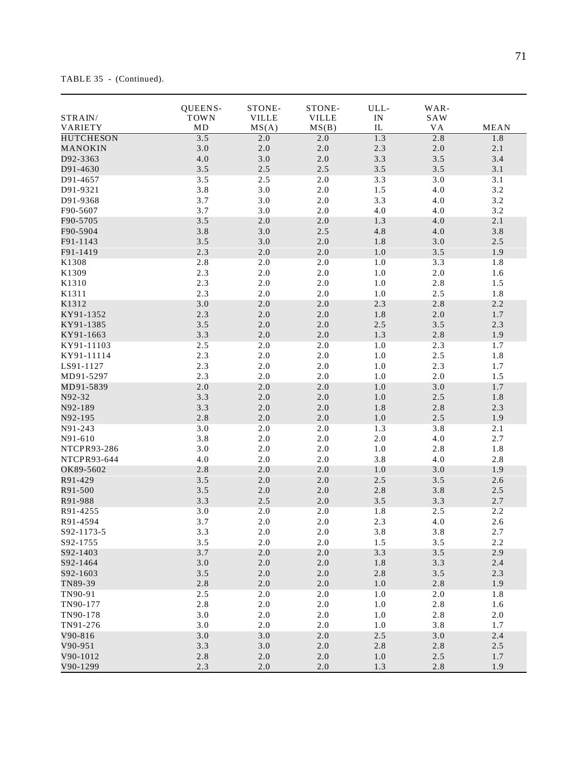TABLE 35 - (Continued).

| STRAIN/ VARIETY | QUEENS- TOWN MD | STONE- VILLE MS(A) | STONE- VILLE MS(B) | ULL- IN IL | WAR- SAW VA | MEAN |
|---|---|---|---|---|---|---|
| HUTCHESON | 3.5 | 2.0 | 2.0 | 1.3 | 2.8 | 1.8 |
| MANOKIN | 3.0 | 2.0 | 2.0 | 2.3 | 2.0 | 2.1 |
| D92-3363 | 4.0 | 3.0 | 2.0 | 3.3 | 3.5 | 3.4 |
| D91-4630 | 3.5 | 2.5 | 2.5 | 3.5 | 3.5 | 3.1 |
| D91-4657 | 3.5 | 2.5 | 2.0 | 3.3 | 3.0 | 3.1 |
| D91-9321 | 3.8 | 3.0 | 2.0 | 1.5 | 4.0 | 3.2 |
| D91-9368 | 3.7 | 3.0 | 2.0 | 3.3 | 4.0 | 3.2 |
| F90-5607 | 3.7 | 3.0 | 2.0 | 4.0 | 4.0 | 3.2 |
| F90-5705 | 3.5 | 2.0 | 2.0 | 1.3 | 4.0 | 2.1 |
| F90-5904 | 3.8 | 3.0 | 2.5 | 4.8 | 4.0 | 3.8 |
| F91-1143 | 3.5 | 3.0 | 2.0 | 1.8 | 3.0 | 2.5 |
| F91-1419 | 2.3 | 2.0 | 2.0 | 1.0 | 3.5 | 1.9 |
| K1308 | 2.8 | 2.0 | 2.0 | 1.0 | 3.3 | 1.8 |
| K1309 | 2.3 | 2.0 | 2.0 | 1.0 | 2.0 | 1.6 |
| K1310 | 2.3 | 2.0 | 2.0 | 1.0 | 2.8 | 1.5 |
| K1311 | 2.3 | 2.0 | 2.0 | 1.0 | 2.5 | 1.8 |
| K1312 | 3.0 | 2.0 | 2.0 | 2.3 | 2.8 | 2.2 |
| KY91-1352 | 2.3 | 2.0 | 2.0 | 1.8 | 2.0 | 1.7 |
| KY91-1385 | 3.5 | 2.0 | 2.0 | 2.5 | 3.5 | 2.3 |
| KY91-1663 | 3.3 | 2.0 | 2.0 | 1.3 | 2.8 | 1.9 |
| KY91-11103 | 2.5 | 2.0 | 2.0 | 1.0 | 2.3 | 1.7 |
| KY91-11114 | 2.3 | 2.0 | 2.0 | 1.0 | 2.5 | 1.8 |
| LS91-1127 | 2.3 | 2.0 | 2.0 | 1.0 | 2.3 | 1.7 |
| MD91-5297 | 2.3 | 2.0 | 2.0 | 1.0 | 2.0 | 1.5 |
| MD91-5839 | 2.0 | 2.0 | 2.0 | 1.0 | 3.0 | 1.7 |
| N92-32 | 3.3 | 2.0 | 2.0 | 1.0 | 2.5 | 1.8 |
| N92-189 | 3.3 | 2.0 | 2.0 | 1.8 | 2.8 | 2.3 |
| N92-195 | 2.8 | 2.0 | 2.0 | 1.0 | 2.5 | 1.9 |
| N91-243 | 3.0 | 2.0 | 2.0 | 1.3 | 3.8 | 2.1 |
| N91-610 | 3.8 | 2.0 | 2.0 | 2.0 | 4.0 | 2.7 |
| NTCPR93-286 | 3.0 | 2.0 | 2.0 | 1.0 | 2.8 | 1.8 |
| NTCPR93-644 | 4.0 | 2.0 | 2.0 | 3.8 | 4.0 | 2.8 |
| OK89-5602 | 2.8 | 2.0 | 2.0 | 1.0 | 3.0 | 1.9 |
| R91-429 | 3.5 | 2.0 | 2.0 | 2.5 | 3.5 | 2.6 |
| R91-500 | 3.5 | 2.0 | 2.0 | 2.8 | 3.8 | 2.5 |
| R91-988 | 3.3 | 2.5 | 2.0 | 3.5 | 3.3 | 2.7 |
| R91-4255 | 3.0 | 2.0 | 2.0 | 1.8 | 2.5 | 2.2 |
| R91-4594 | 3.7 | 2.0 | 2.0 | 2.3 | 4.0 | 2.6 |
| S92-1173-5 | 3.3 | 2.0 | 2.0 | 3.8 | 3.8 | 2.7 |
| S92-1755 | 3.5 | 2.0 | 2.0 | 1.5 | 3.5 | 2.2 |
| S92-1403 | 3.7 | 2.0 | 2.0 | 3.3 | 3.5 | 2.9 |
| S92-1464 | 3.0 | 2.0 | 2.0 | 1.8 | 3.3 | 2.4 |
| S92-1603 | 3.5 | 2.0 | 2.0 | 2.8 | 3.5 | 2.3 |
| TN89-39 | 2.8 | 2.0 | 2.0 | 1.0 | 2.8 | 1.9 |
| TN90-91 | 2.5 | 2.0 | 2.0 | 1.0 | 2.0 | 1.8 |
| TN90-177 | 2.8 | 2.0 | 2.0 | 1.0 | 2.8 | 1.6 |
| TN90-178 | 3.0 | 2.0 | 2.0 | 1.0 | 2.8 | 2.0 |
| TN91-276 | 3.0 | 2.0 | 2.0 | 1.0 | 3.8 | 1.7 |
| V90-816 | 3.0 | 3.0 | 2.0 | 2.5 | 3.0 | 2.4 |
| V90-951 | 3.3 | 3.0 | 2.0 | 2.8 | 2.8 | 2.5 |
| V90-1012 | 2.8 | 2.0 | 2.0 | 1.0 | 2.5 | 1.7 |
| V90-1299 | 2.3 | 2.0 | 2.0 | 1.3 | 2.8 | 1.9 |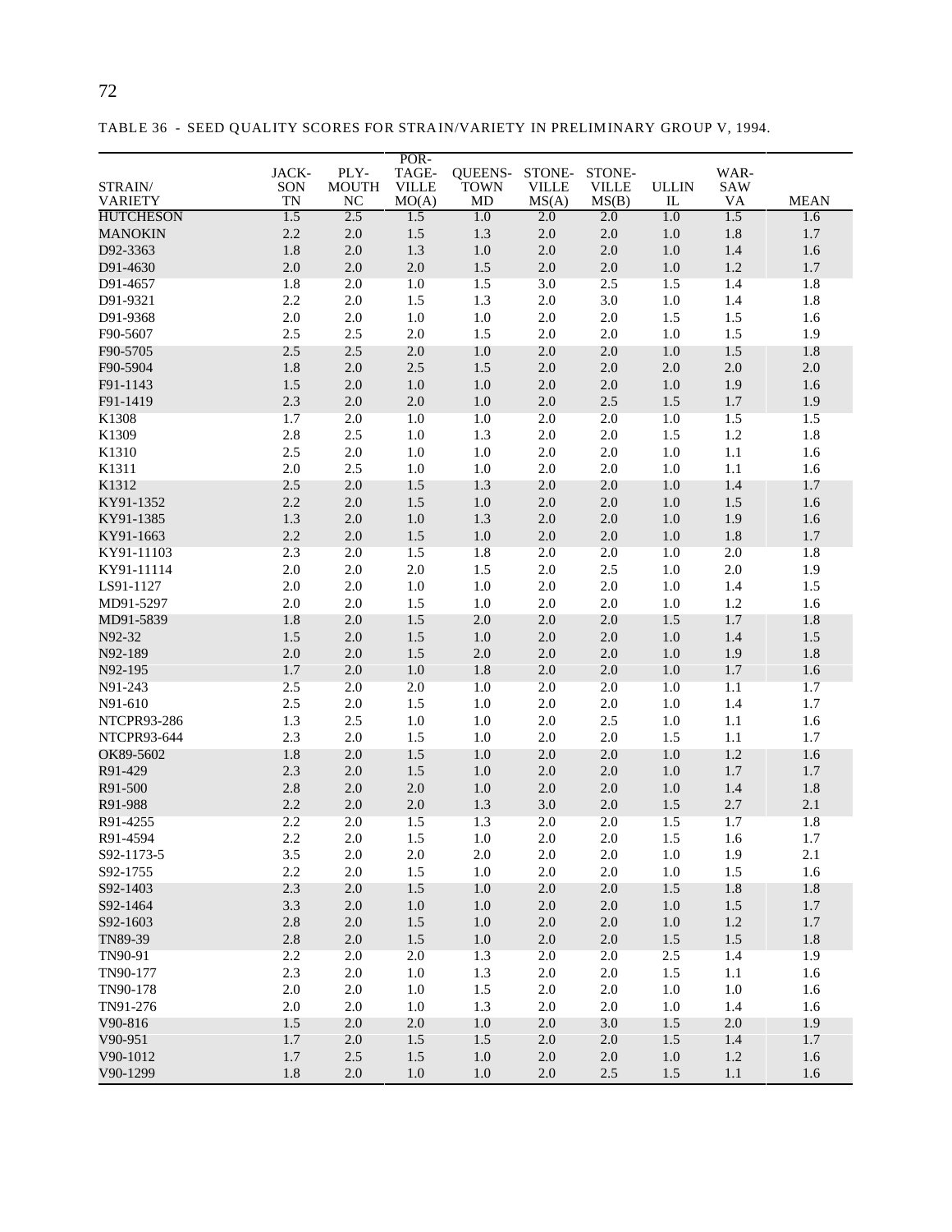TABLE 36 - SEED QUALITY SCORES FOR STRAIN/VARIETY IN PRELIMINARY GROUP V, 1994.

| STRAIN/ VARIETY | JACK- SON TN | PLY- MOUTH NC | POR- TAGE- VILLE MO(A) | QUEENS- TOWN MD | STONE- VILLE MS(A) | STONE- VILLE MS(B) | ULLIN IL | WAR- SAW VA | MEAN |
|---|---|---|---|---|---|---|---|---|---|
| HUTCHESON | 1.5 | 2.5 | 1.5 | 1.0 | 2.0 | 2.0 | 1.0 | 1.5 | 1.6 |
| MANOKIN | 2.2 | 2.0 | 1.5 | 1.3 | 2.0 | 2.0 | 1.0 | 1.8 | 1.7 |
| D92-3363 | 1.8 | 2.0 | 1.3 | 1.0 | 2.0 | 2.0 | 1.0 | 1.4 | 1.6 |
| D91-4630 | 2.0 | 2.0 | 2.0 | 1.5 | 2.0 | 2.0 | 1.0 | 1.2 | 1.7 |
| D91-4657 | 1.8 | 2.0 | 1.0 | 1.5 | 3.0 | 2.5 | 1.5 | 1.4 | 1.8 |
| D91-9321 | 2.2 | 2.0 | 1.5 | 1.3 | 2.0 | 3.0 | 1.0 | 1.4 | 1.8 |
| D91-9368 | 2.0 | 2.0 | 1.0 | 1.0 | 2.0 | 2.0 | 1.5 | 1.5 | 1.6 |
| F90-5607 | 2.5 | 2.5 | 2.0 | 1.5 | 2.0 | 2.0 | 1.0 | 1.5 | 1.9 |
| F90-5705 | 2.5 | 2.5 | 2.0 | 1.0 | 2.0 | 2.0 | 1.0 | 1.5 | 1.8 |
| F90-5904 | 1.8 | 2.0 | 2.5 | 1.5 | 2.0 | 2.0 | 2.0 | 2.0 | 2.0 |
| F91-1143 | 1.5 | 2.0 | 1.0 | 1.0 | 2.0 | 2.0 | 1.0 | 1.9 | 1.6 |
| F91-1419 | 2.3 | 2.0 | 2.0 | 1.0 | 2.0 | 2.5 | 1.5 | 1.7 | 1.9 |
| K1308 | 1.7 | 2.0 | 1.0 | 1.0 | 2.0 | 2.0 | 1.0 | 1.5 | 1.5 |
| K1309 | 2.8 | 2.5 | 1.0 | 1.3 | 2.0 | 2.0 | 1.5 | 1.2 | 1.8 |
| K1310 | 2.5 | 2.0 | 1.0 | 1.0 | 2.0 | 2.0 | 1.0 | 1.1 | 1.6 |
| K1311 | 2.0 | 2.5 | 1.0 | 1.0 | 2.0 | 2.0 | 1.0 | 1.1 | 1.6 |
| K1312 | 2.5 | 2.0 | 1.5 | 1.3 | 2.0 | 2.0 | 1.0 | 1.4 | 1.7 |
| KY91-1352 | 2.2 | 2.0 | 1.5 | 1.0 | 2.0 | 2.0 | 1.0 | 1.5 | 1.6 |
| KY91-1385 | 1.3 | 2.0 | 1.0 | 1.3 | 2.0 | 2.0 | 1.0 | 1.9 | 1.6 |
| KY91-1663 | 2.2 | 2.0 | 1.5 | 1.0 | 2.0 | 2.0 | 1.0 | 1.8 | 1.7 |
| KY91-11103 | 2.3 | 2.0 | 1.5 | 1.8 | 2.0 | 2.0 | 1.0 | 2.0 | 1.8 |
| KY91-11114 | 2.0 | 2.0 | 2.0 | 1.5 | 2.0 | 2.5 | 1.0 | 2.0 | 1.9 |
| LS91-1127 | 2.0 | 2.0 | 1.0 | 1.0 | 2.0 | 2.0 | 1.0 | 1.4 | 1.5 |
| MD91-5297 | 2.0 | 2.0 | 1.5 | 1.0 | 2.0 | 2.0 | 1.0 | 1.2 | 1.6 |
| MD91-5839 | 1.8 | 2.0 | 1.5 | 2.0 | 2.0 | 2.0 | 1.5 | 1.7 | 1.8 |
| N92-32 | 1.5 | 2.0 | 1.5 | 1.0 | 2.0 | 2.0 | 1.0 | 1.4 | 1.5 |
| N92-189 | 2.0 | 2.0 | 1.5 | 2.0 | 2.0 | 2.0 | 1.0 | 1.9 | 1.8 |
| N92-195 | 1.7 | 2.0 | 1.0 | 1.8 | 2.0 | 2.0 | 1.0 | 1.7 | 1.6 |
| N91-243 | 2.5 | 2.0 | 2.0 | 1.0 | 2.0 | 2.0 | 1.0 | 1.1 | 1.7 |
| N91-610 | 2.5 | 2.0 | 1.5 | 1.0 | 2.0 | 2.0 | 1.0 | 1.4 | 1.7 |
| NTCPR93-286 | 1.3 | 2.5 | 1.0 | 1.0 | 2.0 | 2.5 | 1.0 | 1.1 | 1.6 |
| NTCPR93-644 | 2.3 | 2.0 | 1.5 | 1.0 | 2.0 | 2.0 | 1.5 | 1.1 | 1.7 |
| OK89-5602 | 1.8 | 2.0 | 1.5 | 1.0 | 2.0 | 2.0 | 1.0 | 1.2 | 1.6 |
| R91-429 | 2.3 | 2.0 | 1.5 | 1.0 | 2.0 | 2.0 | 1.0 | 1.7 | 1.7 |
| R91-500 | 2.8 | 2.0 | 2.0 | 1.0 | 2.0 | 2.0 | 1.0 | 1.4 | 1.8 |
| R91-988 | 2.2 | 2.0 | 2.0 | 1.3 | 3.0 | 2.0 | 1.5 | 2.7 | 2.1 |
| R91-4255 | 2.2 | 2.0 | 1.5 | 1.3 | 2.0 | 2.0 | 1.5 | 1.7 | 1.8 |
| R91-4594 | 2.2 | 2.0 | 1.5 | 1.0 | 2.0 | 2.0 | 1.5 | 1.6 | 1.7 |
| S92-1173-5 | 3.5 | 2.0 | 2.0 | 2.0 | 2.0 | 2.0 | 1.0 | 1.9 | 2.1 |
| S92-1755 | 2.2 | 2.0 | 1.5 | 1.0 | 2.0 | 2.0 | 1.0 | 1.5 | 1.6 |
| S92-1403 | 2.3 | 2.0 | 1.5 | 1.0 | 2.0 | 2.0 | 1.5 | 1.8 | 1.8 |
| S92-1464 | 3.3 | 2.0 | 1.0 | 1.0 | 2.0 | 2.0 | 1.0 | 1.5 | 1.7 |
| S92-1603 | 2.8 | 2.0 | 1.5 | 1.0 | 2.0 | 2.0 | 1.0 | 1.2 | 1.7 |
| TN89-39 | 2.8 | 2.0 | 1.5 | 1.0 | 2.0 | 2.0 | 1.5 | 1.5 | 1.8 |
| TN90-91 | 2.2 | 2.0 | 2.0 | 1.3 | 2.0 | 2.0 | 2.5 | 1.4 | 1.9 |
| TN90-177 | 2.3 | 2.0 | 1.0 | 1.3 | 2.0 | 2.0 | 1.5 | 1.1 | 1.6 |
| TN90-178 | 2.0 | 2.0 | 1.0 | 1.5 | 2.0 | 2.0 | 1.0 | 1.0 | 1.6 |
| TN91-276 | 2.0 | 2.0 | 1.0 | 1.3 | 2.0 | 2.0 | 1.0 | 1.4 | 1.6 |
| V90-816 | 1.5 | 2.0 | 2.0 | 1.0 | 2.0 | 3.0 | 1.5 | 2.0 | 1.9 |
| V90-951 | 1.7 | 2.0 | 1.5 | 1.5 | 2.0 | 2.0 | 1.5 | 1.4 | 1.7 |
| V90-1012 | 1.7 | 2.5 | 1.5 | 1.0 | 2.0 | 2.0 | 1.0 | 1.2 | 1.6 |
| V90-1299 | 1.8 | 2.0 | 1.0 | 1.0 | 2.0 | 2.5 | 1.5 | 1.1 | 1.6 |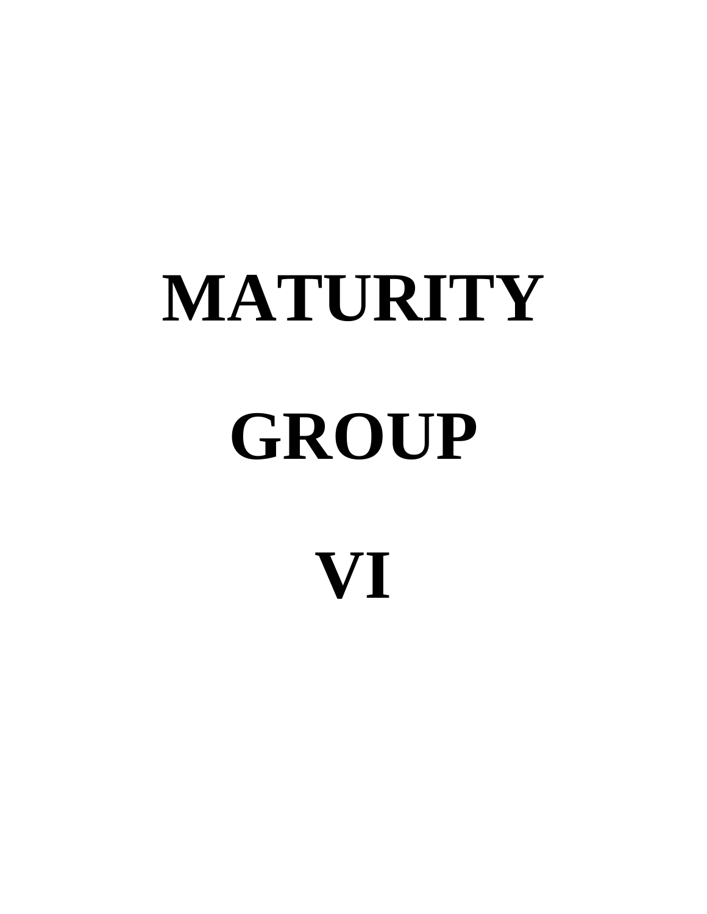# MATURITY

# GROUP

# VI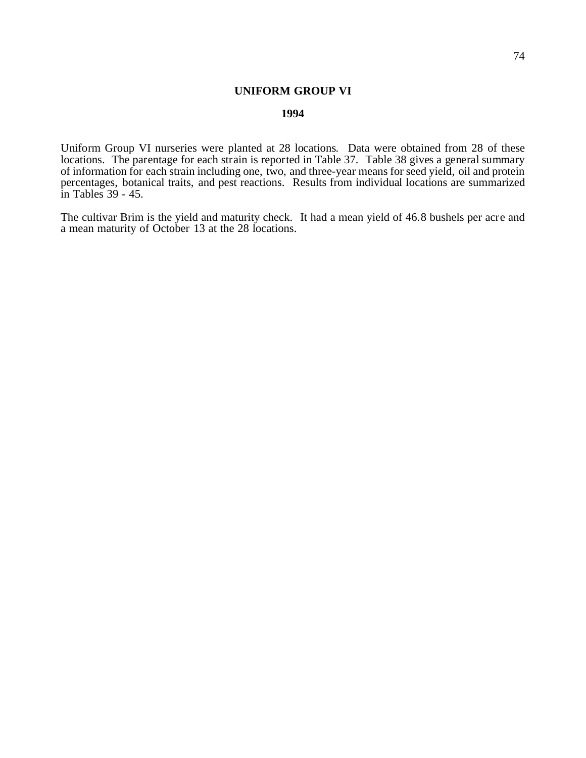# UNIFORM GROUP VI

## 1994

Uniform Group VI nurseries were planted at 28 locations. Data were obtained from 28 of these locations. The parentage for each strain is reported in Table 37. Table 38 gives a general summary of information for each strain including one, two, and three-year means for seed yield, oil and protein percentages, botanical traits, and pest reactions. Results from individual locations are summarized in Tables 39 - 45.

The cultivar Brim is the yield and maturity check. It had a mean yield of 46.8 bushels per acre and a mean maturity of October 13 at the 28 locations.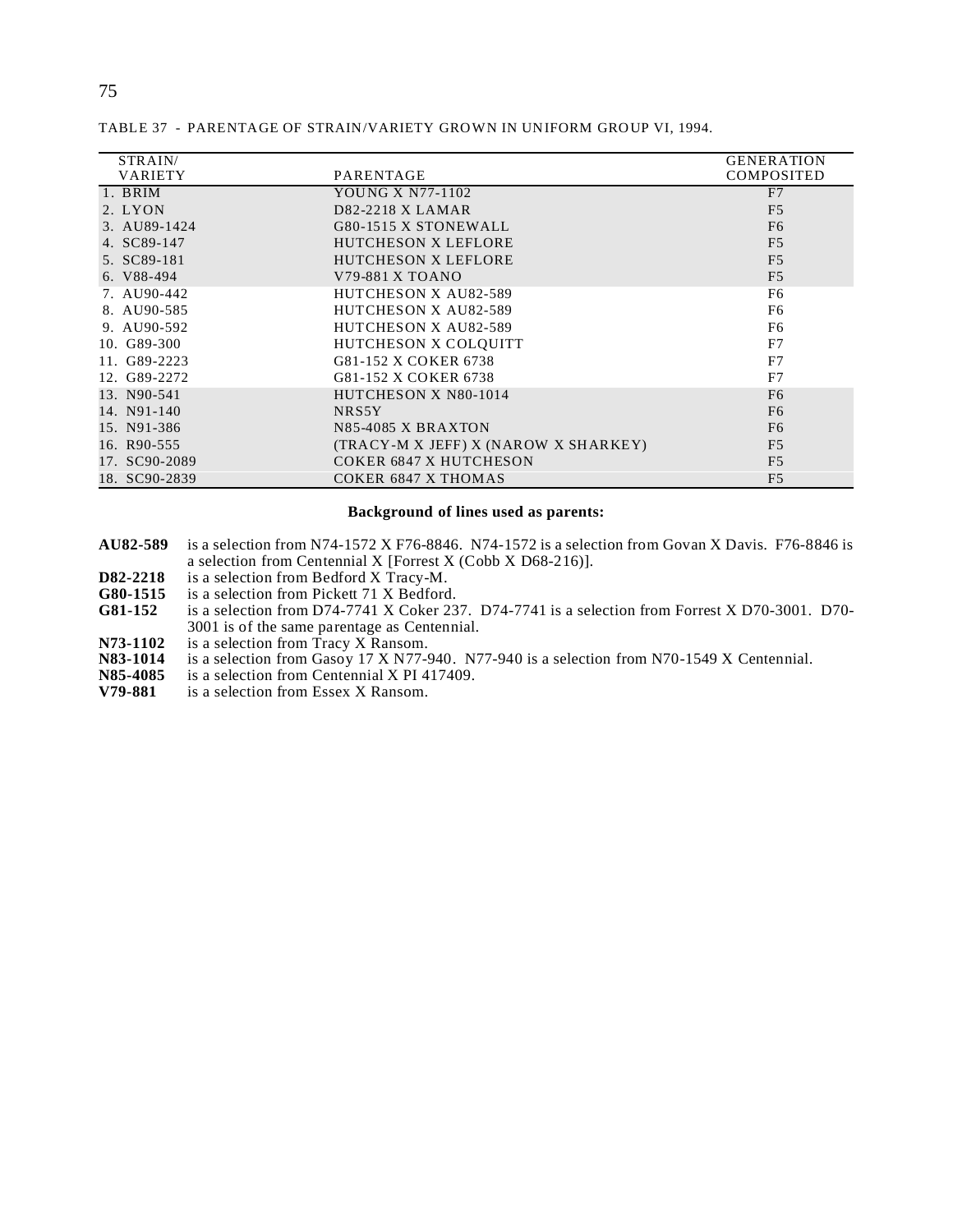TABLE 37 - PARENTAGE OF STRAIN/VARIETY GROWN IN UNIFORM GROUP VI, 1994.

| STRAIN/ VARIETY | PARENTAGE | GENERATION COMPOSITED |
|---|---|---|
| 1. BRIM | YOUNG X N77-1102 | F7 |
| 2. LYON | D82-2218 X LAMAR | F5 |
| 3. AU89-1424 | G80-1515 X STONEWALL | F6 |
| 4. SC89-147 | HUTCHESON X LEFLORE | F5 |
| 5. SC89-181 | HUTCHESON X LEFLORE | F5 |
| 6. V88-494 | V79-881 X TOANO | F5 |
| 7. AU90-442 | HUTCHESON X AU82-589 | F6 |
| 8. AU90-585 | HUTCHESON X AU82-589 | F6 |
| 9. AU90-592 | HUTCHESON X AU82-589 | F6 |
| 10. G89-300 | HUTCHESON X COLQUITT | F7 |
| 11. G89-2223 | G81-152 X COKER 6738 | F7 |
| 12. G89-2272 | G81-152 X COKER 6738 | F7 |
| 13. N90-541 | HUTCHESON X N80-1014 | F6 |
| 14. N91-140 | NRS5Y | F6 |
| 15. N91-386 | N85-4085 X BRAXTON | F6 |
| 16. R90-555 | (TRACY-M X JEFF) X (NAROW X SHARKEY) | F5 |
| 17. SC90-2089 | COKER 6847 X HUTCHESON | F5 |
| 18. SC90-2839 | COKER 6847 X THOMAS | F5 |

**Background of lines used as parents:**

**AU82-589** is a selection from N74-1572 X F76-8846. N74-1572 is a selection from Govan X Davis. F76-8846 is a selection from Centennial X [Forrest X (Cobb X D68-216)].

**D82-2218** is a selection from Bedford X Tracy-M.

**G80-1515** is a selection from Pickett 71 X Bedford.

**G81-152** is a selection from D74-7741 X Coker 237. D74-7741 is a selection from Forrest X D70-3001. D70-3001 is of the same parentage as Centennial.

**N73-1102** is a selection from Tracy X Ransom.

**N83-1014** is a selection from Gasoy 17 X N77-940. N77-940 is a selection from N70-1549 X Centennial.

**N85-4085** is a selection from Centennial X PI 417409.

**V79-881** is a selection from Essex X Ransom.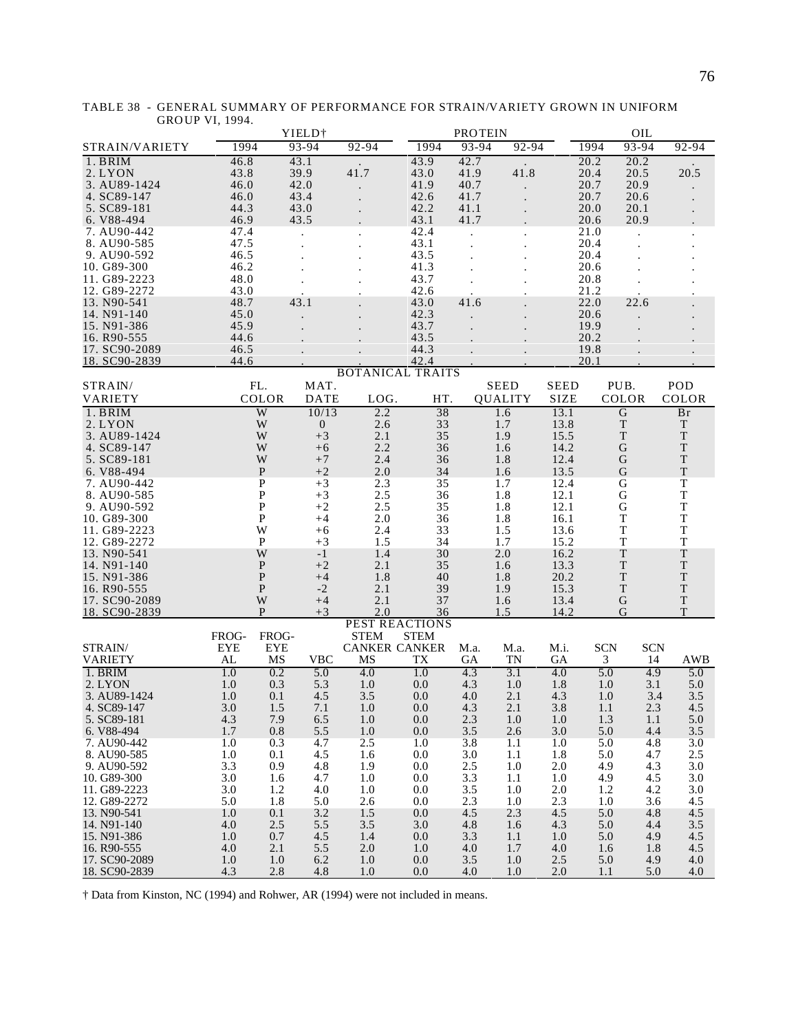TABLE 38 - GENERAL SUMMARY OF PERFORMANCE FOR STRAIN/VARIETY GROWN IN UNIFORM GROUP VI, 1994.

| STRAIN/VARIETY | YIELD† 1994 | YIELD† 93-94 | YIELD† 92-94 | PROTEIN 1994 | PROTEIN 93-94 | PROTEIN 92-94 | OIL 1994 | OIL 93-94 | OIL 92-94 |
|---|---|---|---|---|---|---|---|---|---|
| 1. BRIM | 46.8 | 43.1 | . | 43.9 | 42.7 | . | 20.2 | 20.2 | . |
| 2. LYON | 43.8 | 39.9 | 41.7 | 43.0 | 41.9 | 41.8 | 20.4 | 20.5 | 20.5 |
| 3. AU89-1424 | 46.0 | 42.0 | . | 41.9 | 40.7 | . | 20.7 | 20.9 | . |
| 4. SC89-147 | 46.0 | 43.4 | . | 42.6 | 41.7 | . | 20.7 | 20.6 | . |
| 5. SC89-181 | 44.3 | 43.0 | . | 42.2 | 41.1 | . | 20.0 | 20.1 | . |
| 6. V88-494 | 46.9 | 43.5 | . | 43.1 | 41.7 | . | 20.6 | 20.9 | . |
| 7. AU90-442 | 47.4 | . | . | 42.4 | . | . | 21.0 | . | . |
| 8. AU90-585 | 47.5 | . | . | 43.1 | . | . | 20.4 | . | . |
| 9. AU90-592 | 46.5 | . | . | 43.5 | . | . | 20.4 | . | . |
| 10. G89-300 | 46.2 | . | . | 41.3 | . | . | 20.6 | . | . |
| 11. G89-2223 | 48.0 | . | . | 43.7 | . | . | 20.8 | . | . |
| 12. G89-2272 | 43.0 | . | . | 42.6 | . | . | 21.2 | . | . |
| 13. N90-541 | 48.7 | 43.1 | . | 43.0 | 41.6 | . | 22.0 | 22.6 | . |
| 14. N91-140 | 45.0 | . | . | 42.3 | . | . | 20.6 | . | . |
| 15. N91-386 | 45.9 | . | . | 43.7 | . | . | 19.9 | . | . |
| 16. R90-555 | 44.6 | . | . | 43.5 | . | . | 20.2 | . | . |
| 17. SC90-2089 | 46.5 | . | . | 44.3 | . | . | 19.8 | . | . |
| 18. SC90-2839 | 44.6 | . | . | 42.4 | . | . | 20.1 | . | . |

BOTANICAL TRAITS

| STRAIN/ VARIETY | FL. COLOR | MAT. DATE | LOG. | HT. | SEED QUALITY | SEED SIZE | PUB. COLOR | POD COLOR |
|---|---|---|---|---|---|---|---|---|
| 1. BRIM | W | 10/13 | 2.2 | 38 | 1.6 | 13.1 | G | Br |
| 2. LYON | W | 0 | 2.6 | 33 | 1.7 | 13.8 | T | T |
| 3. AU89-1424 | W | +3 | 2.1 | 35 | 1.9 | 15.5 | T | T |
| 4. SC89-147 | W | +6 | 2.2 | 36 | 1.6 | 14.2 | G | T |
| 5. SC89-181 | W | +7 | 2.4 | 36 | 1.8 | 12.4 | G | T |
| 6. V88-494 | P | +2 | 2.0 | 34 | 1.6 | 13.5 | G | T |
| 7. AU90-442 | P | +3 | 2.3 | 35 | 1.7 | 12.4 | G | T |
| 8. AU90-585 | P | +3 | 2.5 | 36 | 1.8 | 12.1 | G | T |
| 9. AU90-592 | P | +2 | 2.5 | 35 | 1.8 | 12.1 | G | T |
| 10. G89-300 | P | +4 | 2.0 | 36 | 1.8 | 16.1 | T | T |
| 11. G89-2223 | W | +6 | 2.4 | 33 | 1.5 | 13.6 | T | T |
| 12. G89-2272 | P | +3 | 1.5 | 34 | 1.7 | 15.2 | T | T |
| 13. N90-541 | W | -1 | 1.4 | 30 | 2.0 | 16.2 | T | T |
| 14. N91-140 | P | +2 | 2.1 | 35 | 1.6 | 13.3 | T | T |
| 15. N91-386 | P | +4 | 1.8 | 40 | 1.8 | 20.2 | T | T |
| 16. R90-555 | P | -2 | 2.1 | 39 | 1.9 | 15.3 | T | T |
| 17. SC90-2089 | W | +4 | 2.1 | 37 | 1.6 | 13.4 | G | T |
| 18. SC90-2839 | P | +3 | 2.0 | 36 | 1.5 | 14.2 | G | T |

PEST REACTIONS

| STRAIN/ VARIETY | FROG-EYE AL | FROG-EYE MS | VBC | STEM CANKER MS | STEM CANKER TX | M.a. GA | M.a. TN | M.i. GA | SCN 3 | SCN 14 | AWB |
|---|---|---|---|---|---|---|---|---|---|---|---|
| 1. BRIM | 1.0 | 0.2 | 5.0 | 4.0 | 1.0 | 4.3 | 3.1 | 4.0 | 5.0 | 4.9 | 5.0 |
| 2. LYON | 1.0 | 0.3 | 5.3 | 1.0 | 0.0 | 4.3 | 1.0 | 1.8 | 1.0 | 3.1 | 5.0 |
| 3. AU89-1424 | 1.0 | 0.1 | 4.5 | 3.5 | 0.0 | 4.0 | 2.1 | 4.3 | 1.0 | 3.4 | 3.5 |
| 4. SC89-147 | 3.0 | 1.5 | 7.1 | 1.0 | 0.0 | 4.3 | 2.1 | 3.8 | 1.1 | 2.3 | 4.5 |
| 5. SC89-181 | 4.3 | 7.9 | 6.5 | 1.0 | 0.0 | 2.3 | 1.0 | 1.0 | 1.3 | 1.1 | 5.0 |
| 6. V88-494 | 1.7 | 0.8 | 5.5 | 1.0 | 0.0 | 3.5 | 2.6 | 3.0 | 5.0 | 4.4 | 3.5 |
| 7. AU90-442 | 1.0 | 0.3 | 4.7 | 2.5 | 1.0 | 3.8 | 1.1 | 1.0 | 5.0 | 4.8 | 3.0 |
| 8. AU90-585 | 1.0 | 0.1 | 4.5 | 1.6 | 0.0 | 3.0 | 1.1 | 1.8 | 5.0 | 4.7 | 2.5 |
| 9. AU90-592 | 3.3 | 0.9 | 4.8 | 1.9 | 0.0 | 2.5 | 1.0 | 2.0 | 4.9 | 4.3 | 3.0 |
| 10. G89-300 | 3.0 | 1.6 | 4.7 | 1.0 | 0.0 | 3.3 | 1.1 | 1.0 | 4.9 | 4.5 | 3.0 |
| 11. G89-2223 | 3.0 | 1.2 | 4.0 | 1.0 | 0.0 | 3.5 | 1.0 | 2.0 | 1.2 | 4.2 | 3.0 |
| 12. G89-2272 | 5.0 | 1.8 | 5.0 | 2.6 | 0.0 | 2.3 | 1.0 | 2.3 | 1.0 | 3.6 | 4.5 |
| 13. N90-541 | 1.0 | 0.1 | 3.2 | 1.5 | 0.0 | 4.5 | 2.3 | 4.5 | 5.0 | 4.8 | 4.5 |
| 14. N91-140 | 4.0 | 2.5 | 5.5 | 3.5 | 3.0 | 4.8 | 1.6 | 4.3 | 5.0 | 4.4 | 3.5 |
| 15. N91-386 | 1.0 | 0.7 | 4.5 | 1.4 | 0.0 | 3.3 | 1.1 | 1.0 | 5.0 | 4.9 | 4.5 |
| 16. R90-555 | 4.0 | 2.1 | 5.5 | 2.0 | 1.0 | 4.0 | 1.7 | 4.0 | 1.6 | 1.8 | 4.5 |
| 17. SC90-2089 | 1.0 | 1.0 | 6.2 | 1.0 | 0.0 | 3.5 | 1.0 | 2.5 | 5.0 | 4.9 | 4.0 |
| 18. SC90-2839 | 4.3 | 2.8 | 4.8 | 1.0 | 0.0 | 4.0 | 1.0 | 2.0 | 1.1 | 5.0 | 4.0 |

† Data from Kinston, NC (1994) and Rohwer, AR (1994) were not included in means.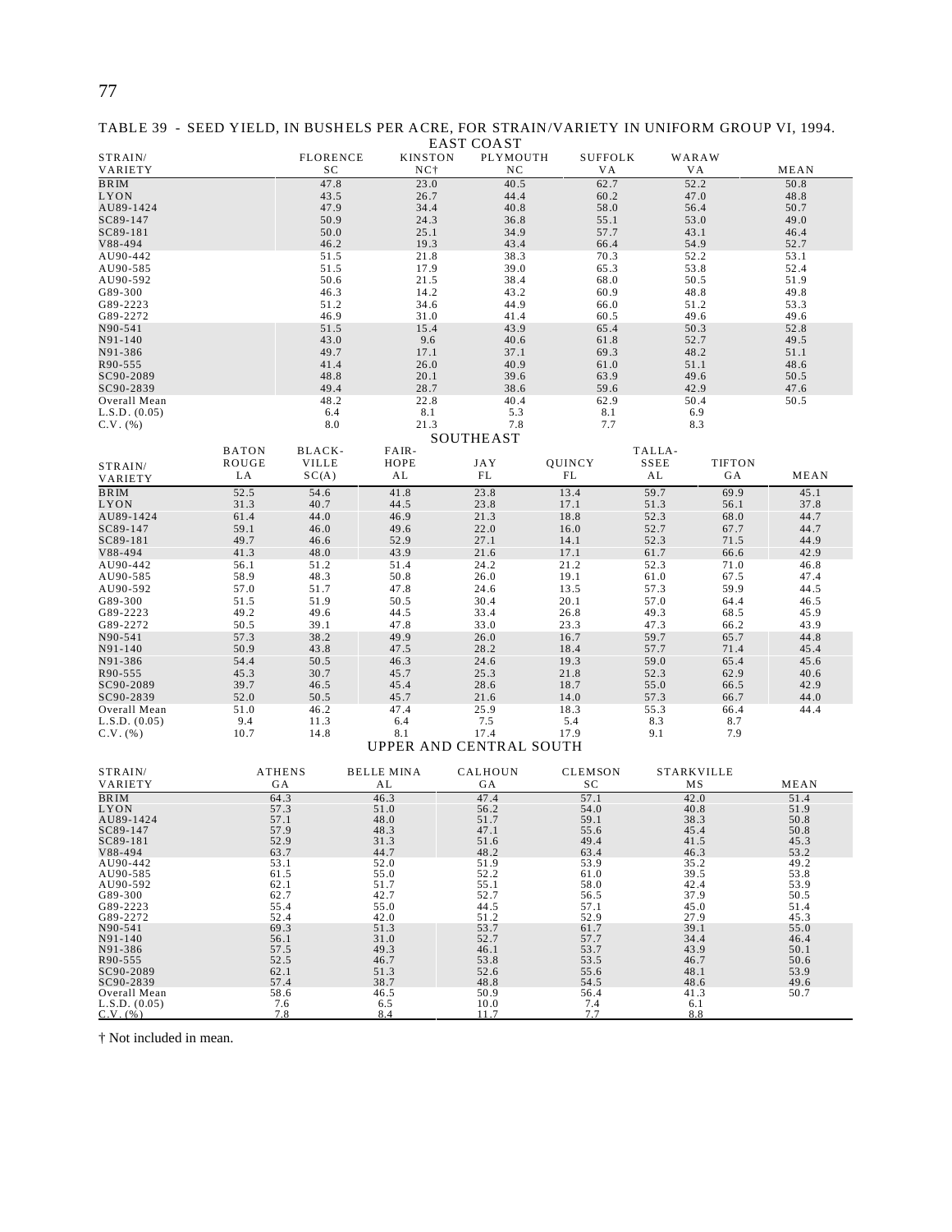TABLE 39 - SEED YIELD, IN BUSHELS PER ACRE, FOR STRAIN/VARIETY IN UNIFORM GROUP VI, 1994.

EAST COAST

| STRAIN/ VARIETY | FLORENCE SC | KINSTON NC† | PLYMOUTH NC | SUFFOLK VA | WARAW VA | MEAN |
|---|---|---|---|---|---|---|
| BRIM | 47.8 | 23.0 | 40.5 | 62.7 | 52.2 | 50.8 |
| LYON | 43.5 | 26.7 | 44.4 | 60.2 | 47.0 | 48.8 |
| AU89-1424 | 47.9 | 34.4 | 40.8 | 58.0 | 56.4 | 50.7 |
| SC89-147 | 50.9 | 24.3 | 36.8 | 55.1 | 53.0 | 49.0 |
| SC89-181 | 50.0 | 25.1 | 34.9 | 57.7 | 43.1 | 46.4 |
| V88-494 | 46.2 | 19.3 | 43.4 | 66.4 | 54.9 | 52.7 |
| AU90-442 | 51.5 | 21.8 | 38.3 | 70.3 | 52.2 | 53.1 |
| AU90-585 | 51.5 | 17.9 | 39.0 | 65.3 | 53.8 | 52.4 |
| AU90-592 | 50.6 | 21.5 | 38.4 | 68.0 | 50.5 | 51.9 |
| G89-300 | 46.3 | 14.2 | 43.2 | 60.9 | 48.8 | 49.8 |
| G89-2223 | 51.2 | 34.6 | 44.9 | 66.0 | 51.2 | 53.3 |
| G89-2272 | 46.9 | 31.0 | 41.4 | 60.5 | 49.6 | 49.6 |
| N90-541 | 51.5 | 15.4 | 43.9 | 65.4 | 50.3 | 52.8 |
| N91-140 | 43.0 | 9.6 | 40.6 | 61.8 | 52.7 | 49.5 |
| N91-386 | 49.7 | 17.1 | 37.1 | 69.3 | 48.2 | 51.1 |
| R90-555 | 41.4 | 26.0 | 40.9 | 61.0 | 51.1 | 48.6 |
| SC90-2089 | 48.8 | 20.1 | 39.6 | 63.9 | 49.6 | 50.5 |
| SC90-2839 | 49.4 | 28.7 | 38.6 | 59.6 | 42.9 | 47.6 |
| Overall Mean | 48.2 | 22.8 | 40.4 | 62.9 | 50.4 | 50.5 |
| L.S.D. (0.05) | 6.4 | 8.1 | 5.3 | 8.1 | 6.9 | |
| C.V. (%) | 8.0 | 21.3 | 7.8 | 7.7 | 8.3 | |

SOUTHEAST

| STRAIN/ VARIETY | BATON ROUGE LA | BLACK-VILLE SC(A) | FAIR-HOPE AL | JAY FL | QUINCY FL | TALLA-SSEE AL | TIFTON GA | MEAN |
|---|---|---|---|---|---|---|---|---|
| BRIM | 52.5 | 54.6 | 41.8 | 23.8 | 13.4 | 59.7 | 69.9 | 45.1 |
| LYON | 31.3 | 40.7 | 44.5 | 23.8 | 17.1 | 51.3 | 56.1 | 37.8 |
| AU89-1424 | 61.4 | 44.0 | 46.9 | 21.3 | 18.8 | 52.3 | 68.0 | 44.7 |
| SC89-147 | 59.1 | 46.0 | 49.6 | 22.0 | 16.0 | 52.7 | 67.7 | 44.7 |
| SC89-181 | 49.7 | 46.6 | 52.9 | 27.1 | 14.1 | 52.3 | 71.5 | 44.9 |
| V88-494 | 41.3 | 48.0 | 43.9 | 21.6 | 17.1 | 61.7 | 66.6 | 42.9 |
| AU90-442 | 56.1 | 51.2 | 51.4 | 24.2 | 21.2 | 52.3 | 71.0 | 46.8 |
| AU90-585 | 58.9 | 48.3 | 50.8 | 26.0 | 19.1 | 61.0 | 67.5 | 47.4 |
| AU90-592 | 57.0 | 51.7 | 47.8 | 24.6 | 13.5 | 57.3 | 59.9 | 44.5 |
| G89-300 | 51.5 | 51.9 | 50.5 | 30.4 | 20.1 | 57.0 | 64.4 | 46.5 |
| G89-2223 | 49.2 | 49.6 | 44.5 | 33.4 | 26.8 | 49.3 | 68.5 | 45.9 |
| G89-2272 | 50.5 | 39.1 | 47.8 | 33.0 | 23.3 | 47.3 | 66.2 | 43.9 |
| N90-541 | 57.3 | 38.2 | 49.9 | 26.0 | 16.7 | 59.7 | 65.7 | 44.8 |
| N91-140 | 50.9 | 43.8 | 47.5 | 28.2 | 18.4 | 57.7 | 71.4 | 45.4 |
| N91-386 | 54.4 | 50.5 | 46.3 | 24.6 | 19.3 | 59.0 | 65.4 | 45.6 |
| R90-555 | 45.3 | 30.7 | 45.7 | 25.3 | 21.8 | 52.3 | 62.9 | 40.6 |
| SC90-2089 | 39.7 | 46.5 | 45.4 | 28.6 | 18.7 | 55.0 | 66.5 | 42.9 |
| SC90-2839 | 52.0 | 50.5 | 45.7 | 21.6 | 14.0 | 57.3 | 66.7 | 44.0 |
| Overall Mean | 51.0 | 46.2 | 47.4 | 25.9 | 18.3 | 55.3 | 66.4 | 44.4 |
| L.S.D. (0.05) | 9.4 | 11.3 | 6.4 | 7.5 | 5.4 | 8.3 | 8.7 | |
| C.V. (%) | 10.7 | 14.8 | 8.1 | 17.4 | 17.9 | 9.1 | 7.9 | |

UPPER AND CENTRAL SOUTH

| STRAIN/ VARIETY | ATHENS GA | BELLE MINA AL | CALHOUN GA | CLEMSON SC | STARKVILLE MS | MEAN |
|---|---|---|---|---|---|---|
| BRIM | 64.3 | 46.3 | 47.4 | 57.1 | 42.0 | 51.4 |
| LYON | 57.3 | 51.0 | 56.2 | 54.0 | 40.8 | 51.9 |
| AU89-1424 | 57.1 | 48.0 | 51.7 | 59.1 | 38.3 | 50.8 |
| SC89-147 | 57.9 | 48.3 | 47.1 | 55.6 | 45.4 | 50.8 |
| SC89-181 | 52.9 | 31.3 | 51.6 | 49.4 | 41.5 | 45.3 |
| V88-494 | 63.7 | 44.7 | 48.2 | 63.4 | 46.3 | 53.2 |
| AU90-442 | 53.1 | 52.0 | 51.9 | 53.9 | 35.2 | 49.2 |
| AU90-585 | 61.5 | 55.0 | 52.2 | 61.0 | 39.5 | 53.8 |
| AU90-592 | 62.1 | 51.7 | 55.1 | 58.0 | 42.4 | 53.9 |
| G89-300 | 62.7 | 42.7 | 52.7 | 56.5 | 37.9 | 50.5 |
| G89-2223 | 55.4 | 55.0 | 44.5 | 57.1 | 45.0 | 51.4 |
| G89-2272 | 52.4 | 42.0 | 51.2 | 52.9 | 27.9 | 45.3 |
| N90-541 | 69.3 | 51.3 | 53.7 | 61.7 | 39.1 | 55.0 |
| N91-140 | 56.1 | 31.0 | 52.7 | 57.7 | 34.4 | 46.4 |
| N91-386 | 57.5 | 49.3 | 46.1 | 53.7 | 43.9 | 50.1 |
| R90-555 | 52.5 | 46.7 | 53.8 | 53.5 | 46.7 | 50.6 |
| SC90-2089 | 62.1 | 51.3 | 52.6 | 55.6 | 48.1 | 53.9 |
| SC90-2839 | 57.4 | 38.7 | 48.8 | 54.5 | 48.6 | 49.6 |
| Overall Mean | 58.6 | 46.5 | 50.9 | 56.4 | 41.3 | 50.7 |
| L.S.D. (0.05) | 7.6 | 6.5 | 10.0 | 7.4 | 6.1 | |
| C.V. (%) | 7.8 | 8.4 | 11.7 | 7.7 | 8.8 | |

† Not included in mean.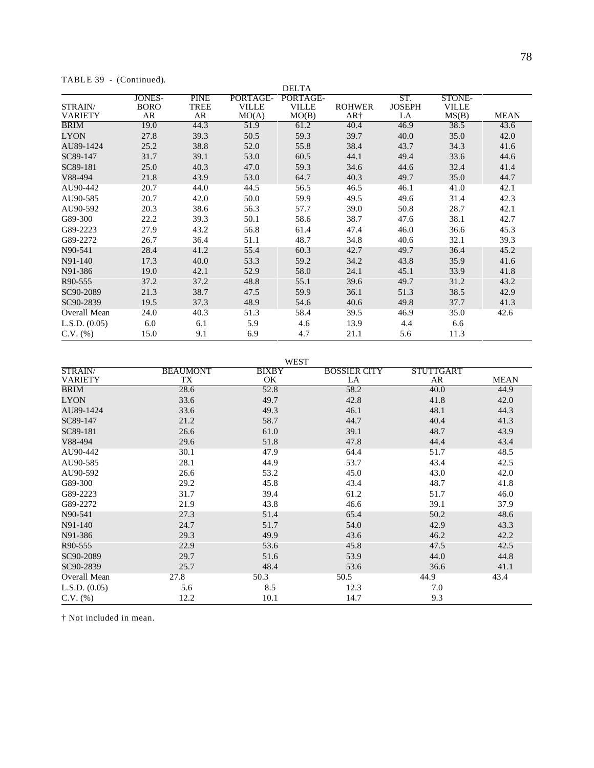TABLE 39 - (Continued).

| STRAIN/ VARIETY | DELTA | | | | | | | |
|---|---|---|---|---|---|---|---|---|
| | JONES- BORO AR | PINE TREE AR | PORTAGE- VILLE MO(A) | PORTAGE- VILLE MO(B) | ROHWER AR† | ST. JOSEPH LA | STONE- VILLE MS(B) | MEAN |
| BRIM | 19.0 | 44.3 | 51.9 | 61.2 | 40.4 | 46.9 | 38.5 | 43.6 |
| LYON | 27.8 | 39.3 | 50.5 | 59.3 | 39.7 | 40.0 | 35.0 | 42.0 |
| AU89-1424 | 25.2 | 38.8 | 52.0 | 55.8 | 38.4 | 43.7 | 34.3 | 41.6 |
| SC89-147 | 31.7 | 39.1 | 53.0 | 60.5 | 44.1 | 49.4 | 33.6 | 44.6 |
| SC89-181 | 25.0 | 40.3 | 47.0 | 59.3 | 34.6 | 44.6 | 32.4 | 41.4 |
| V88-494 | 21.8 | 43.9 | 53.0 | 64.7 | 40.3 | 49.7 | 35.0 | 44.7 |
| AU90-442 | 20.7 | 44.0 | 44.5 | 56.5 | 46.5 | 46.1 | 41.0 | 42.1 |
| AU90-585 | 20.7 | 42.0 | 50.0 | 59.9 | 49.5 | 49.6 | 31.4 | 42.3 |
| AU90-592 | 20.3 | 38.6 | 56.3 | 57.7 | 39.0 | 50.8 | 28.7 | 42.1 |
| G89-300 | 22.2 | 39.3 | 50.1 | 58.6 | 38.7 | 47.6 | 38.1 | 42.7 |
| G89-2223 | 27.9 | 43.2 | 56.8 | 61.4 | 47.4 | 46.0 | 36.6 | 45.3 |
| G89-2272 | 26.7 | 36.4 | 51.1 | 48.7 | 34.8 | 40.6 | 32.1 | 39.3 |
| N90-541 | 28.4 | 41.2 | 55.4 | 60.3 | 42.7 | 49.7 | 36.4 | 45.2 |
| N91-140 | 17.3 | 40.0 | 53.3 | 59.2 | 34.2 | 43.8 | 35.9 | 41.6 |
| N91-386 | 19.0 | 42.1 | 52.9 | 58.0 | 24.1 | 45.1 | 33.9 | 41.8 |
| R90-555 | 37.2 | 37.2 | 48.8 | 55.1 | 39.6 | 49.7 | 31.2 | 43.2 |
| SC90-2089 | 21.3 | 38.7 | 47.5 | 59.9 | 36.1 | 51.3 | 38.5 | 42.9 |
| SC90-2839 | 19.5 | 37.3 | 48.9 | 54.6 | 40.6 | 49.8 | 37.7 | 41.3 |
| Overall Mean | 24.0 | 40.3 | 51.3 | 58.4 | 39.5 | 46.9 | 35.0 | 42.6 |
| L.S.D. (0.05) | 6.0 | 6.1 | 5.9 | 4.6 | 13.9 | 4.4 | 6.6 | |
| C.V. (%) | 15.0 | 9.1 | 6.9 | 4.7 | 21.1 | 5.6 | 11.3 | |

| STRAIN/ VARIETY | WEST | | | | |
|---|---|---|---|---|---|
| | BEAUMONT TX | BIXBY OK | BOSSIER CITY LA | STUTTGART AR | MEAN |
| BRIM | 28.6 | 52.8 | 58.2 | 40.0 | 44.9 |
| LYON | 33.6 | 49.7 | 42.8 | 41.8 | 42.0 |
| AU89-1424 | 33.6 | 49.3 | 46.1 | 48.1 | 44.3 |
| SC89-147 | 21.2 | 58.7 | 44.7 | 40.4 | 41.3 |
| SC89-181 | 26.6 | 61.0 | 39.1 | 48.7 | 43.9 |
| V88-494 | 29.6 | 51.8 | 47.8 | 44.4 | 43.4 |
| AU90-442 | 30.1 | 47.9 | 64.4 | 51.7 | 48.5 |
| AU90-585 | 28.1 | 44.9 | 53.7 | 43.4 | 42.5 |
| AU90-592 | 26.6 | 53.2 | 45.0 | 43.0 | 42.0 |
| G89-300 | 29.2 | 45.8 | 43.4 | 48.7 | 41.8 |
| G89-2223 | 31.7 | 39.4 | 61.2 | 51.7 | 46.0 |
| G89-2272 | 21.9 | 43.8 | 46.6 | 39.1 | 37.9 |
| N90-541 | 27.3 | 51.4 | 65.4 | 50.2 | 48.6 |
| N91-140 | 24.7 | 51.7 | 54.0 | 42.9 | 43.3 |
| N91-386 | 29.3 | 49.9 | 43.6 | 46.2 | 42.2 |
| R90-555 | 22.9 | 53.6 | 45.8 | 47.5 | 42.5 |
| SC90-2089 | 29.7 | 51.6 | 53.9 | 44.0 | 44.8 |
| SC90-2839 | 25.7 | 48.4 | 53.6 | 36.6 | 41.1 |
| Overall Mean | 27.8 | 50.3 | 50.5 | 44.9 | 43.4 |
| L.S.D. (0.05) | 5.6 | 8.5 | 12.3 | 7.0 | |
| C.V. (%) | 12.2 | 10.1 | 14.7 | 9.3 | |

† Not included in mean.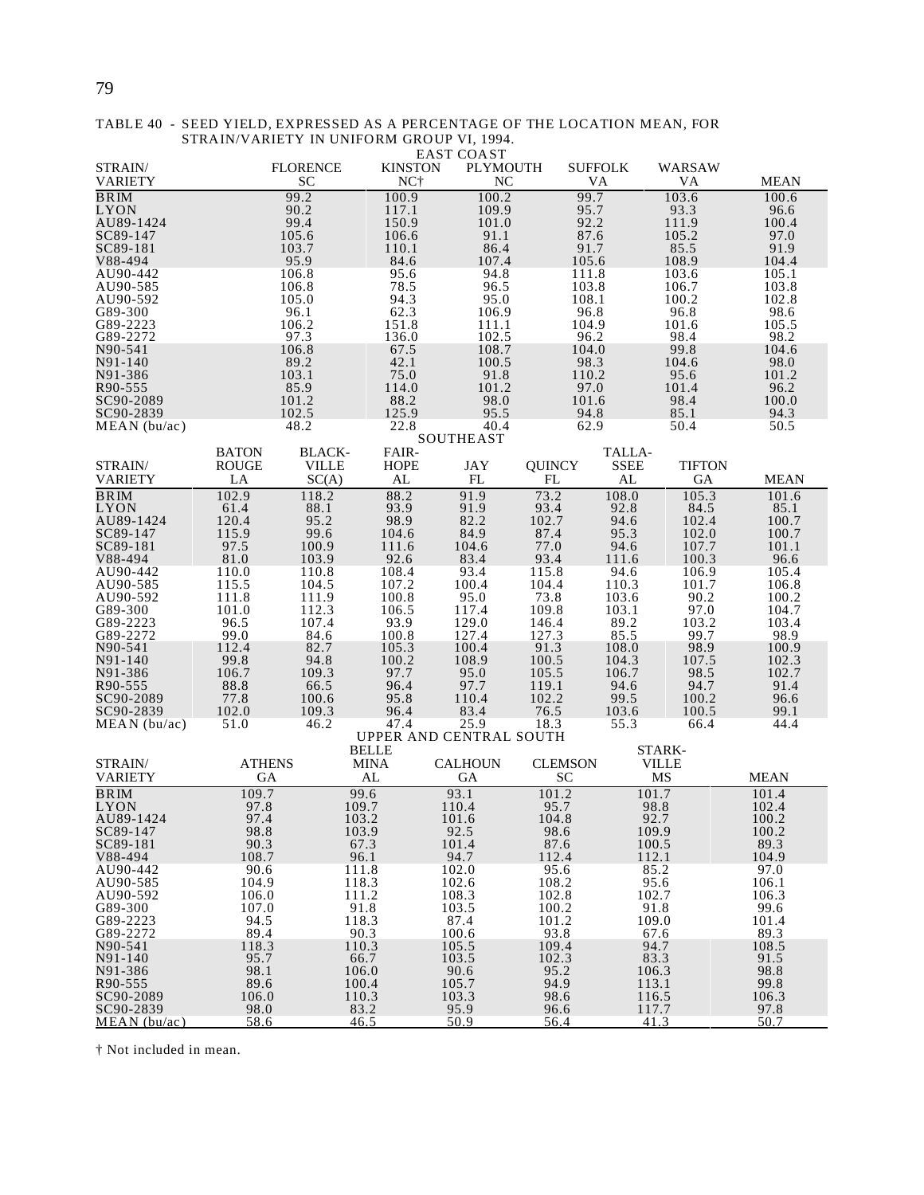TABLE 40 - SEED YIELD, EXPRESSED AS A PERCENTAGE OF THE LOCATION MEAN, FOR STRAIN/VARIETY IN UNIFORM GROUP VI, 1994.

EAST COAST

| STRAIN/ VARIETY | FLORENCE SC | KINSTON NC† | PLYMOUTH NC | SUFFOLK VA | WARSAW VA | MEAN |
|---|---|---|---|---|---|---|
| BRIM | 99.2 | 100.9 | 100.2 | 99.7 | 103.6 | 100.6 |
| LYON | 90.2 | 117.1 | 109.9 | 95.7 | 93.3 | 96.6 |
| AU89-1424 | 99.4 | 150.9 | 101.0 | 92.2 | 111.9 | 100.4 |
| SC89-147 | 105.6 | 106.6 | 91.1 | 87.6 | 105.2 | 97.0 |
| SC89-181 | 103.7 | 110.1 | 86.4 | 91.7 | 85.5 | 91.9 |
| V88-494 | 95.9 | 84.6 | 107.4 | 105.6 | 108.9 | 104.4 |
| AU90-442 | 106.8 | 95.6 | 94.8 | 111.8 | 103.6 | 105.1 |
| AU90-585 | 106.8 | 78.5 | 96.5 | 103.8 | 106.7 | 103.8 |
| AU90-592 | 105.0 | 94.3 | 95.0 | 108.1 | 100.2 | 102.8 |
| G89-300 | 96.1 | 62.3 | 106.9 | 96.8 | 96.8 | 98.6 |
| G89-2223 | 106.2 | 151.8 | 111.1 | 104.9 | 101.6 | 105.5 |
| G89-2272 | 97.3 | 136.0 | 102.5 | 96.2 | 98.4 | 98.2 |
| N90-541 | 106.8 | 67.5 | 108.7 | 104.0 | 99.8 | 104.6 |
| N91-140 | 89.2 | 42.1 | 100.5 | 98.3 | 104.6 | 98.0 |
| N91-386 | 103.1 | 75.0 | 91.8 | 110.2 | 95.6 | 101.2 |
| R90-555 | 85.9 | 114.0 | 101.2 | 97.0 | 101.4 | 96.2 |
| SC90-2089 | 101.2 | 88.2 | 98.0 | 101.6 | 98.4 | 100.0 |
| SC90-2839 | 102.5 | 125.9 | 95.5 | 94.8 | 85.1 | 94.3 |
| MEAN (bu/ac) | 48.2 | 22.8 | 40.4 | 62.9 | 50.4 | 50.5 |

SOUTHEAST

| STRAIN/ VARIETY | BATON ROUGE LA | BLACK-VILLE SC(A) | FAIR-HOPE AL | JAY FL | QUINCY FL | TALLA-SSEE AL | TIFTON GA | MEAN |
|---|---|---|---|---|---|---|---|---|
| BRIM | 102.9 | 118.2 | 88.2 | 91.9 | 73.2 | 108.0 | 105.3 | 101.6 |
| LYON | 61.4 | 88.1 | 93.9 | 91.9 | 93.4 | 92.8 | 84.5 | 85.1 |
| AU89-1424 | 120.4 | 95.2 | 98.9 | 82.2 | 102.7 | 94.6 | 102.4 | 100.7 |
| SC89-147 | 115.9 | 99.6 | 104.6 | 84.9 | 87.4 | 95.3 | 102.0 | 100.7 |
| SC89-181 | 97.5 | 100.9 | 111.6 | 104.6 | 77.0 | 94.6 | 107.7 | 101.1 |
| V88-494 | 81.0 | 103.9 | 92.6 | 83.4 | 93.4 | 111.6 | 100.3 | 96.6 |
| AU90-442 | 110.0 | 110.8 | 108.4 | 93.4 | 115.8 | 94.6 | 106.9 | 105.4 |
| AU90-585 | 115.5 | 104.5 | 107.2 | 100.4 | 104.4 | 110.3 | 101.7 | 106.8 |
| AU90-592 | 111.8 | 111.9 | 100.8 | 95.0 | 73.8 | 103.6 | 90.2 | 100.2 |
| G89-300 | 101.0 | 112.3 | 106.5 | 117.4 | 109.8 | 103.1 | 97.0 | 104.7 |
| G89-2223 | 96.5 | 107.4 | 93.9 | 129.0 | 146.4 | 89.2 | 103.2 | 103.4 |
| G89-2272 | 99.0 | 84.6 | 100.8 | 127.4 | 127.3 | 85.5 | 99.7 | 98.9 |
| N90-541 | 112.4 | 82.7 | 105.3 | 100.4 | 91.3 | 108.0 | 98.9 | 100.9 |
| N91-140 | 99.8 | 94.8 | 100.2 | 108.9 | 100.5 | 104.3 | 107.5 | 102.3 |
| N91-386 | 106.7 | 109.3 | 97.7 | 95.0 | 105.5 | 106.7 | 98.5 | 102.7 |
| R90-555 | 88.8 | 66.5 | 96.4 | 97.7 | 119.1 | 94.6 | 94.7 | 91.4 |
| SC90-2089 | 77.8 | 100.6 | 95.8 | 110.4 | 102.2 | 99.5 | 100.2 | 96.6 |
| SC90-2839 | 102.0 | 109.3 | 96.4 | 83.4 | 76.5 | 103.6 | 100.5 | 99.1 |
| MEAN (bu/ac) | 51.0 | 46.2 | 47.4 | 25.9 | 18.3 | 55.3 | 66.4 | 44.4 |

UPPER AND CENTRAL SOUTH

| STRAIN/ VARIETY | ATHENS GA | BELLE MINA AL | CALHOUN GA | CLEMSON SC | STARK-VILLE MS | MEAN |
|---|---|---|---|---|---|---|
| BRIM | 109.7 | 99.6 | 93.1 | 101.2 | 101.7 | 101.4 |
| LYON | 97.8 | 109.7 | 110.4 | 95.7 | 98.8 | 102.4 |
| AU89-1424 | 97.4 | 103.2 | 101.6 | 104.8 | 92.7 | 100.2 |
| SC89-147 | 98.8 | 103.9 | 92.5 | 98.6 | 109.9 | 100.2 |
| SC89-181 | 90.3 | 67.3 | 101.4 | 87.6 | 100.5 | 89.3 |
| V88-494 | 108.7 | 96.1 | 94.7 | 112.4 | 112.1 | 104.9 |
| AU90-442 | 90.6 | 111.8 | 102.0 | 95.6 | 85.2 | 97.0 |
| AU90-585 | 104.9 | 118.3 | 102.6 | 108.2 | 95.6 | 106.1 |
| AU90-592 | 106.0 | 111.2 | 108.3 | 102.8 | 102.7 | 106.3 |
| G89-300 | 107.0 | 91.8 | 103.5 | 100.2 | 91.8 | 99.6 |
| G89-2223 | 94.5 | 118.3 | 87.4 | 101.2 | 109.0 | 101.4 |
| G89-2272 | 89.4 | 90.3 | 100.6 | 93.8 | 67.6 | 89.3 |
| N90-541 | 118.3 | 110.3 | 105.5 | 109.4 | 94.7 | 108.5 |
| N91-140 | 95.7 | 66.7 | 103.5 | 102.3 | 83.3 | 91.5 |
| N91-386 | 98.1 | 106.0 | 90.6 | 95.2 | 106.3 | 98.8 |
| R90-555 | 89.6 | 100.4 | 105.7 | 94.9 | 113.1 | 99.8 |
| SC90-2089 | 106.0 | 110.3 | 103.3 | 98.6 | 116.5 | 106.3 |
| SC90-2839 | 98.0 | 83.2 | 95.9 | 96.6 | 117.7 | 97.8 |
| MEAN (bu/ac) | 58.6 | 46.5 | 50.9 | 56.4 | 41.3 | 50.7 |

† Not included in mean.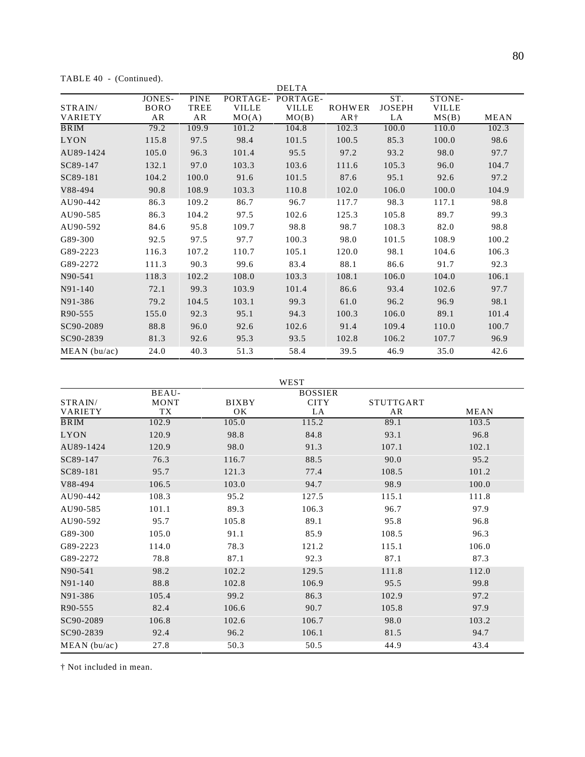TABLE 40 - (Continued).

| STRAIN/ VARIETY | DELTA | | | | | | | |
|---|---|---|---|---|---|---|---|---|
| | JONES-BORO AR | PINE TREE AR | PORTAGE-VILLE MO(A) | PORTAGE-VILLE MO(B) | ROHWER AR† | ST. JOSEPH LA | STONE-VILLE MS(B) | MEAN |
| BRIM | 79.2 | 109.9 | 101.2 | 104.8 | 102.3 | 100.0 | 110.0 | 102.3 |
| LYON | 115.8 | 97.5 | 98.4 | 101.5 | 100.5 | 85.3 | 100.0 | 98.6 |
| AU89-1424 | 105.0 | 96.3 | 101.4 | 95.5 | 97.2 | 93.2 | 98.0 | 97.7 |
| SC89-147 | 132.1 | 97.0 | 103.3 | 103.6 | 111.6 | 105.3 | 96.0 | 104.7 |
| SC89-181 | 104.2 | 100.0 | 91.6 | 101.5 | 87.6 | 95.1 | 92.6 | 97.2 |
| V88-494 | 90.8 | 108.9 | 103.3 | 110.8 | 102.0 | 106.0 | 100.0 | 104.9 |
| AU90-442 | 86.3 | 109.2 | 86.7 | 96.7 | 117.7 | 98.3 | 117.1 | 98.8 |
| AU90-585 | 86.3 | 104.2 | 97.5 | 102.6 | 125.3 | 105.8 | 89.7 | 99.3 |
| AU90-592 | 84.6 | 95.8 | 109.7 | 98.8 | 98.7 | 108.3 | 82.0 | 98.8 |
| G89-300 | 92.5 | 97.5 | 97.7 | 100.3 | 98.0 | 101.5 | 108.9 | 100.2 |
| G89-2223 | 116.3 | 107.2 | 110.7 | 105.1 | 120.0 | 98.1 | 104.6 | 106.3 |
| G89-2272 | 111.3 | 90.3 | 99.6 | 83.4 | 88.1 | 86.6 | 91.7 | 92.3 |
| N90-541 | 118.3 | 102.2 | 108.0 | 103.3 | 108.1 | 106.0 | 104.0 | 106.1 |
| N91-140 | 72.1 | 99.3 | 103.9 | 101.4 | 86.6 | 93.4 | 102.6 | 97.7 |
| N91-386 | 79.2 | 104.5 | 103.1 | 99.3 | 61.0 | 96.2 | 96.9 | 98.1 |
| R90-555 | 155.0 | 92.3 | 95.1 | 94.3 | 100.3 | 106.0 | 89.1 | 101.4 |
| SC90-2089 | 88.8 | 96.0 | 92.6 | 102.6 | 91.4 | 109.4 | 110.0 | 100.7 |
| SC90-2839 | 81.3 | 92.6 | 95.3 | 93.5 | 102.8 | 106.2 | 107.7 | 96.9 |
| MEAN (bu/ac) | 24.0 | 40.3 | 51.3 | 58.4 | 39.5 | 46.9 | 35.0 | 42.6 |

| STRAIN/ VARIETY | WEST | | | | |
|---|---|---|---|---|---|
| | BEAU-MONT TX | BIXBY OK | BOSSIER CITY LA | STUTTGART AR | MEAN |
| BRIM | 102.9 | 105.0 | 115.2 | 89.1 | 103.5 |
| LYON | 120.9 | 98.8 | 84.8 | 93.1 | 96.8 |
| AU89-1424 | 120.9 | 98.0 | 91.3 | 107.1 | 102.1 |
| SC89-147 | 76.3 | 116.7 | 88.5 | 90.0 | 95.2 |
| SC89-181 | 95.7 | 121.3 | 77.4 | 108.5 | 101.2 |
| V88-494 | 106.5 | 103.0 | 94.7 | 98.9 | 100.0 |
| AU90-442 | 108.3 | 95.2 | 127.5 | 115.1 | 111.8 |
| AU90-585 | 101.1 | 89.3 | 106.3 | 96.7 | 97.9 |
| AU90-592 | 95.7 | 105.8 | 89.1 | 95.8 | 96.8 |
| G89-300 | 105.0 | 91.1 | 85.9 | 108.5 | 96.3 |
| G89-2223 | 114.0 | 78.3 | 121.2 | 115.1 | 106.0 |
| G89-2272 | 78.8 | 87.1 | 92.3 | 87.1 | 87.3 |
| N90-541 | 98.2 | 102.2 | 129.5 | 111.8 | 112.0 |
| N91-140 | 88.8 | 102.8 | 106.9 | 95.5 | 99.8 |
| N91-386 | 105.4 | 99.2 | 86.3 | 102.9 | 97.2 |
| R90-555 | 82.4 | 106.6 | 90.7 | 105.8 | 97.9 |
| SC90-2089 | 106.8 | 102.6 | 106.7 | 98.0 | 103.2 |
| SC90-2839 | 92.4 | 96.2 | 106.1 | 81.5 | 94.7 |
| MEAN (bu/ac) | 27.8 | 50.3 | 50.5 | 44.9 | 43.4 |

† Not included in mean.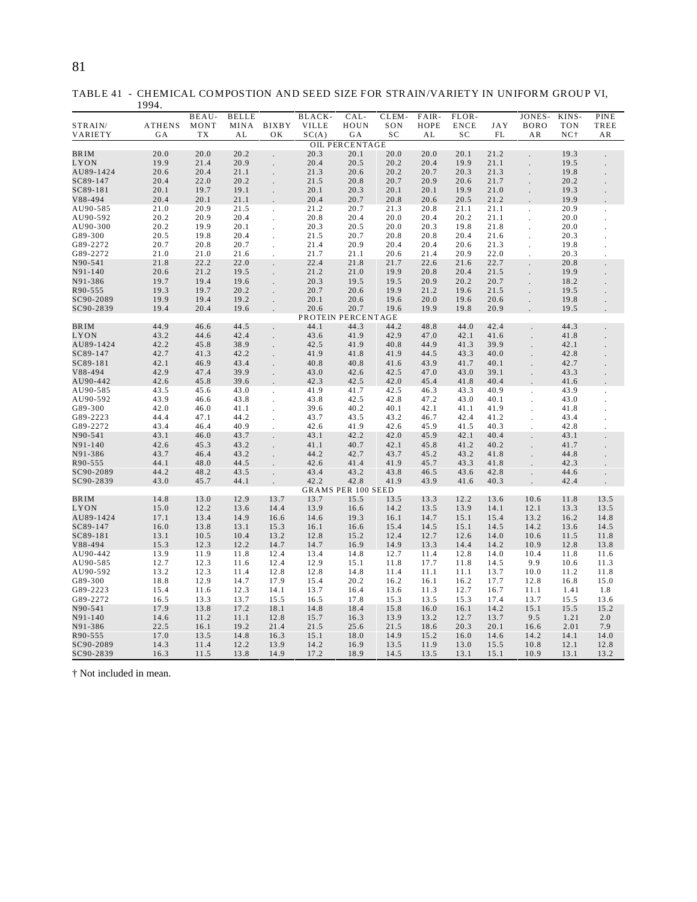TABLE 41 - CHEMICAL COMPOSTION AND SEED SIZE FOR STRAIN/VARIETY IN UNIFORM GROUP VI, 1994.

| STRAIN/ VARIETY | ATHENS GA | BEAU-MONT TX | BELLE MINA AL | BIXBY OK | BLACK-VILLE SC(A) | CAL-HOUN GA | CLEM-SON SC | FAIR-HOPE AL | FLOR-ENCE SC | JAY FL | JONES-BORO AR | KINS-TON NC† | PINE TREE AR |
|---|---|---|---|---|---|---|---|---|---|---|---|---|---|
| | | | | | OIL PERCENTAGE | | | | | | | | |
| BRIM | 20.0 | 20.0 | 20.2 | . | 20.3 | 20.1 | 20.0 | 20.0 | 20.1 | 21.2 | . | 19.3 | . |
| LYON | 19.9 | 21.4 | 20.9 | . | 20.4 | 20.5 | 20.2 | 20.4 | 19.9 | 21.1 | . | 19.5 | . |
| AU89-1424 | 20.6 | 20.4 | 21.1 | . | 21.3 | 20.6 | 20.2 | 20.7 | 20.3 | 21.3 | . | 19.8 | . |
| SC89-147 | 20.4 | 22.0 | 20.2 | . | 21.5 | 20.8 | 20.7 | 20.9 | 20.6 | 21.7 | . | 20.2 | . |
| SC89-181 | 20.1 | 19.7 | 19.1 | . | 20.1 | 20.3 | 20.1 | 20.1 | 19.9 | 21.0 | . | 19.3 | . |
| V88-494 | 20.4 | 20.1 | 21.1 | . | 20.4 | 20.7 | 20.8 | 20.6 | 20.5 | 21.2 | . | 19.9 | . |
| AU90-585 | 21.0 | 20.9 | 21.5 | . | 21.2 | 20.7 | 21.3 | 20.8 | 21.1 | 21.1 | . | 20.9 | . |
| AU90-592 | 20.2 | 20.9 | 20.4 | . | 20.8 | 20.4 | 20.0 | 20.4 | 20.2 | 21.1 | . | 20.0 | . |
| AU90-300 | 20.2 | 19.9 | 20.1 | . | 20.3 | 20.5 | 20.0 | 20.3 | 19.8 | 21.8 | . | 20.0 | . |
| G89-300 | 20.5 | 19.8 | 20.4 | . | 21.5 | 20.7 | 20.8 | 20.8 | 20.4 | 21.6 | . | 20.3 | . |
| G89-2272 | 20.7 | 20.8 | 20.7 | . | 21.4 | 20.9 | 20.4 | 20.4 | 20.6 | 21.3 | . | 19.8 | . |
| G89-2272 | 21.0 | 21.0 | 21.6 | . | 21.7 | 21.1 | 20.6 | 21.4 | 20.9 | 22.0 | . | 20.3 | . |
| N90-541 | 21.8 | 22.2 | 22.0 | . | 22.4 | 21.8 | 21.7 | 22.6 | 21.6 | 22.7 | . | 20.8 | . |
| N91-140 | 20.6 | 21.2 | 19.5 | . | 21.2 | 21.0 | 19.9 | 20.8 | 20.4 | 21.5 | . | 19.9 | . |
| N91-386 | 19.7 | 19.4 | 19.6 | . | 20.3 | 19.5 | 19.5 | 20.9 | 20.2 | 20.7 | . | 18.2 | . |
| R90-555 | 19.3 | 19.7 | 20.2 | . | 20.7 | 20.6 | 19.9 | 21.2 | 19.6 | 21.5 | . | 19.5 | . |
| SC90-2089 | 19.9 | 19.4 | 19.2 | . | 20.1 | 20.6 | 19.6 | 20.0 | 19.6 | 20.6 | . | 19.8 | . |
| SC90-2839 | 19.4 | 20.4 | 19.6 | . | 20.6 | 20.7 | 19.6 | 19.9 | 19.8 | 20.9 | . | 19.5 | . |
| | | | | | PROTEIN PERCENTAGE | | | | | | | | |
| BRIM | 44.9 | 46.6 | 44.5 | . | 44.1 | 44.3 | 44.2 | 48.8 | 44.0 | 42.4 | . | 44.3 | . |
| LYON | 43.2 | 44.6 | 42.4 | . | 43.6 | 41.9 | 42.9 | 47.0 | 42.1 | 41.6 | . | 41.8 | . |
| AU89-1424 | 42.2 | 45.8 | 38.9 | . | 42.5 | 41.9 | 40.8 | 44.9 | 41.3 | 39.9 | . | 42.1 | . |
| SC89-147 | 42.7 | 41.3 | 42.2 | . | 41.9 | 41.8 | 41.9 | 44.5 | 43.3 | 40.0 | . | 42.8 | . |
| SC89-181 | 42.1 | 46.9 | 43.4 | . | 40.8 | 40.8 | 41.6 | 43.9 | 41.7 | 40.1 | . | 42.7 | . |
| V88-494 | 42.9 | 47.4 | 39.9 | . | 43.0 | 42.6 | 42.5 | 47.0 | 43.0 | 39.1 | . | 43.3 | . |
| AU90-442 | 42.6 | 45.8 | 39.6 | . | 42.3 | 42.5 | 42.0 | 45.4 | 41.8 | 40.4 | . | 41.6 | . |
| AU90-585 | 43.5 | 45.6 | 43.0 | . | 41.9 | 41.7 | 42.5 | 46.3 | 43.3 | 40.9 | . | 43.9 | . |
| AU90-592 | 43.9 | 46.6 | 43.8 | . | 43.8 | 42.5 | 42.8 | 47.2 | 43.0 | 40.1 | . | 43.0 | . |
| G89-300 | 42.0 | 46.0 | 41.1 | . | 39.6 | 40.2 | 40.1 | 42.1 | 41.1 | 41.9 | . | 41.8 | . |
| G89-2223 | 44.4 | 47.1 | 44.2 | . | 43.7 | 43.5 | 43.2 | 46.7 | 42.4 | 41.2 | . | 43.4 | . |
| G89-2272 | 43.4 | 46.4 | 40.9 | . | 42.6 | 41.9 | 42.6 | 45.9 | 41.5 | 40.3 | . | 42.8 | . |
| N90-541 | 43.1 | 46.0 | 43.7 | . | 43.1 | 42.2 | 42.0 | 45.9 | 42.1 | 40.4 | . | 43.1 | . |
| N91-140 | 42.6 | 45.3 | 43.2 | . | 41.1 | 40.7 | 42.1 | 45.8 | 41.2 | 40.2 | . | 41.7 | . |
| N91-386 | 43.7 | 46.4 | 43.2 | . | 44.2 | 42.7 | 43.7 | 45.2 | 43.2 | 41.8 | . | 44.8 | . |
| R90-555 | 44.1 | 48.0 | 44.5 | . | 42.6 | 41.4 | 41.9 | 45.7 | 43.3 | 41.8 | . | 42.3 | . |
| SC90-2089 | 44.2 | 48.2 | 43.5 | . | 43.4 | 43.2 | 43.8 | 46.5 | 43.6 | 42.8 | . | 44.6 | . |
| SC90-2839 | 43.0 | 45.7 | 44.1 | . | 42.2 | 42.8 | 41.9 | 43.9 | 41.6 | 40.3 | . | 42.4 | . |
| | | | | | GRAMS PER 100 SEED | | | | | | | | |
| BRIM | 14.8 | 13.0 | 12.9 | 13.7 | 13.7 | 15.5 | 13.5 | 13.3 | 12.2 | 13.6 | 10.6 | 11.8 | 13.5 |
| LYON | 15.0 | 12.2 | 13.6 | 14.4 | 13.9 | 16.6 | 14.2 | 13.5 | 13.9 | 14.1 | 12.1 | 13.3 | 13.5 |
| AU89-1424 | 17.1 | 13.4 | 14.9 | 16.6 | 14.6 | 19.3 | 16.1 | 14.7 | 15.1 | 15.4 | 13.2 | 16.2 | 14.8 |
| SC89-147 | 16.0 | 13.8 | 13.1 | 15.3 | 16.1 | 16.6 | 15.4 | 14.5 | 15.1 | 14.5 | 14.2 | 13.6 | 14.5 |
| SC89-181 | 13.1 | 10.5 | 10.4 | 13.2 | 12.8 | 15.2 | 12.4 | 12.7 | 12.6 | 14.0 | 10.6 | 11.5 | 11.8 |
| V88-494 | 15.3 | 12.3 | 12.2 | 14.7 | 14.7 | 16.9 | 14.9 | 13.3 | 14.4 | 14.2 | 10.9 | 12.8 | 13.8 |
| AU90-442 | 13.9 | 11.9 | 11.8 | 12.4 | 13.4 | 14.8 | 12.7 | 11.4 | 12.8 | 14.0 | 10.4 | 11.8 | 11.6 |
| AU90-585 | 12.7 | 12.3 | 11.6 | 12.4 | 12.9 | 15.1 | 11.8 | 17.7 | 11.8 | 14.5 | 9.9 | 10.6 | 11.3 |
| AU90-592 | 13.2 | 12.3 | 11.4 | 12.8 | 12.8 | 14.8 | 11.4 | 11.1 | 11.1 | 13.7 | 10.0 | 11.2 | 11.8 |
| G89-300 | 18.8 | 12.9 | 14.7 | 17.9 | 15.4 | 20.2 | 16.2 | 16.1 | 16.2 | 17.7 | 12.8 | 16.8 | 15.0 |
| G89-2223 | 15.4 | 11.6 | 12.3 | 14.1 | 13.7 | 16.4 | 13.6 | 11.3 | 12.7 | 16.7 | 11.1 | 1.41 | 1.8 |
| G89-2272 | 16.5 | 13.3 | 13.7 | 15.5 | 16.5 | 17.8 | 15.3 | 13.5 | 15.3 | 17.4 | 13.7 | 15.5 | 13.6 |
| N90-541 | 17.9 | 13.8 | 17.2 | 18.1 | 14.8 | 18.4 | 15.8 | 16.0 | 16.1 | 14.2 | 15.1 | 15.5 | 15.2 |
| N91-140 | 14.6 | 11.2 | 11.1 | 12.8 | 15.7 | 16.3 | 13.9 | 13.2 | 12.7 | 13.7 | 9.5 | 1.21 | 2.0 |
| N91-386 | 22.5 | 16.1 | 19.2 | 21.4 | 21.5 | 25.6 | 21.5 | 18.6 | 20.3 | 20.1 | 16.6 | 2.01 | 7.9 |
| R90-555 | 17.0 | 13.5 | 14.8 | 16.3 | 15.1 | 18.0 | 14.9 | 15.2 | 16.0 | 14.6 | 14.2 | 14.1 | 14.0 |
| SC90-2089 | 14.3 | 11.4 | 12.2 | 13.9 | 14.2 | 16.9 | 13.5 | 11.9 | 13.0 | 15.5 | 10.8 | 12.1 | 12.8 |
| SC90-2839 | 16.3 | 11.5 | 13.8 | 14.9 | 17.2 | 18.9 | 14.5 | 13.5 | 13.1 | 15.1 | 10.9 | 13.1 | 13.2 |

† Not included in mean.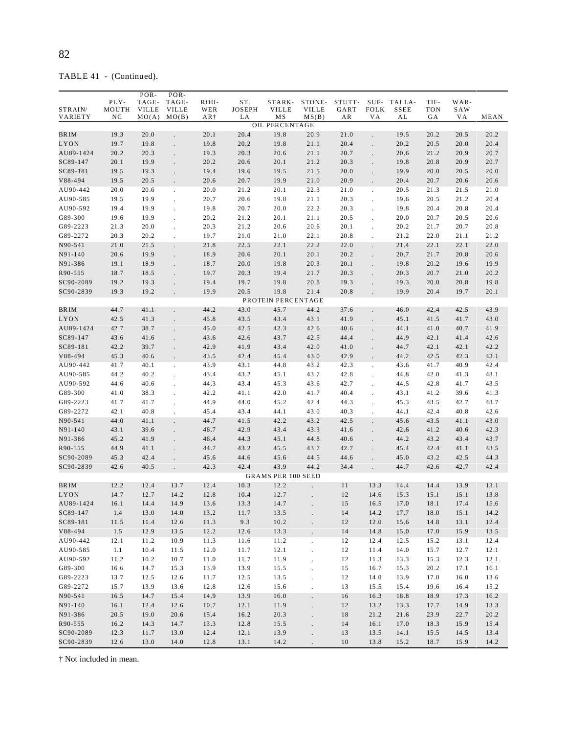TABLE 41 - (Continued).

| STRAIN/ VARIETY | PLY- MOUTH NC | POR- TAGE- VILLE MO(A) | POR- TAGE- VILLE MO(B) | ROH- WER AR† | ST. JOSEPH LA | STARK- VILLE MS | STONE- VILLE MS(B) | STUTT- GART AR | SUF- FOLK VA | TALLA- SSEE AL | TIF- TON GA | WAR- SAW VA | MEAN |
|---|---|---|---|---|---|---|---|---|---|---|---|---|---|
| | | | | | | OIL PERCENTAGE | | | | | | | |
| BRIM | 19.3 | 20.0 | . | 20.1 | 20.4 | 19.8 | 20.9 | 21.0 | . | 19.5 | 20.2 | 20.5 | 20.2 |
| LYON | 19.7 | 19.8 | . | 19.8 | 20.2 | 19.8 | 21.1 | 20.4 | . | 20.2 | 20.5 | 20.0 | 20.4 |
| AU89-1424 | 20.2 | 20.3 | . | 19.3 | 20.3 | 20.6 | 21.1 | 20.7 | . | 20.6 | 21.2 | 20.9 | 20.7 |
| SC89-147 | 20.1 | 19.9 | . | 20.2 | 20.6 | 20.1 | 21.2 | 20.3 | . | 19.8 | 20.8 | 20.9 | 20.7 |
| SC89-181 | 19.5 | 19.3 | . | 19.4 | 19.6 | 19.5 | 21.5 | 20.0 | . | 19.9 | 20.0 | 20.5 | 20.0 |
| V88-494 | 19.5 | 20.5 | . | 20.6 | 20.7 | 19.9 | 21.0 | 20.9 | . | 20.4 | 20.7 | 20.6 | 20.6 |
| AU90-442 | 20.0 | 20.6 | . | 20.0 | 21.2 | 20.1 | 22.3 | 21.0 | . | 20.5 | 21.3 | 21.5 | 21.0 |
| AU90-585 | 19.5 | 19.9 | . | 20.7 | 20.6 | 19.8 | 21.1 | 20.3 | . | 19.6 | 20.5 | 21.2 | 20.4 |
| AU90-592 | 19.4 | 19.9 | . | 19.8 | 20.7 | 20.0 | 22.2 | 20.3 | . | 19.8 | 20.4 | 20.8 | 20.4 |
| G89-300 | 19.6 | 19.9 | . | 20.2 | 21.2 | 20.1 | 21.1 | 20.5 | . | 20.0 | 20.7 | 20.5 | 20.6 |
| G89-2223 | 21.3 | 20.0 | . | 20.3 | 21.2 | 20.6 | 20.6 | 20.1 | . | 20.2 | 21.7 | 20.7 | 20.8 |
| G89-2272 | 20.3 | 20.2 | . | 19.7 | 21.0 | 21.0 | 22.1 | 20.8 | . | 21.2 | 22.0 | 21.1 | 21.2 |
| N90-541 | 21.0 | 21.5 | . | 21.8 | 22.5 | 22.1 | 22.2 | 22.0 | . | 21.4 | 22.1 | 22.1 | 22.0 |
| N91-140 | 20.6 | 19.9 | . | 18.9 | 20.6 | 20.1 | 20.1 | 20.2 | . | 20.7 | 21.7 | 20.8 | 20.6 |
| N91-386 | 19.1 | 18.9 | . | 18.7 | 20.0 | 19.8 | 20.3 | 20.1 | . | 19.8 | 20.2 | 19.6 | 19.9 |
| R90-555 | 18.7 | 18.5 | . | 19.7 | 20.3 | 19.4 | 21.7 | 20.3 | . | 20.3 | 20.7 | 21.0 | 20.2 |
| SC90-2089 | 19.2 | 19.3 | . | 19.4 | 19.7 | 19.8 | 20.8 | 19.3 | . | 19.3 | 20.0 | 20.8 | 19.8 |
| SC90-2839 | 19.3 | 19.2 | . | 19.9 | 20.5 | 19.8 | 21.4 | 20.8 | . | 19.9 | 20.4 | 19.7 | 20.1 |
| | | | | | | PROTEIN PERCENTAGE | | | | | | | |
| BRIM | 44.7 | 41.1 | . | 44.2 | 43.0 | 45.7 | 44.2 | 37.6 | . | 46.0 | 42.4 | 42.5 | 43.9 |
| LYON | 42.5 | 41.3 | . | 45.8 | 43.5 | 43.4 | 43.1 | 41.9 | . | 45.1 | 41.5 | 41.7 | 43.0 |
| AU89-1424 | 42.7 | 38.7 | . | 45.0 | 42.5 | 42.3 | 42.6 | 40.6 | . | 44.1 | 41.0 | 40.7 | 41.9 |
| SC89-147 | 43.6 | 41.6 | . | 43.6 | 42.6 | 43.7 | 42.5 | 44.4 | . | 44.9 | 42.1 | 41.4 | 42.6 |
| SC89-181 | 42.2 | 39.7 | . | 42.9 | 41.9 | 43.4 | 42.0 | 41.0 | . | 44.7 | 42.1 | 42.1 | 42.2 |
| V88-494 | 45.3 | 40.6 | . | 43.5 | 42.4 | 45.4 | 43.0 | 42.9 | . | 44.2 | 42.5 | 42.3 | 43.1 |
| AU90-442 | 41.7 | 40.1 | . | 43.9 | 43.1 | 44.8 | 43.2 | 42.3 | . | 43.6 | 41.7 | 40.9 | 42.4 |
| AU90-585 | 44.2 | 40.2 | . | 43.4 | 43.2 | 45.1 | 43.7 | 42.8 | . | 44.8 | 42.0 | 41.3 | 43.1 |
| AU90-592 | 44.6 | 40.6 | . | 44.3 | 43.4 | 45.3 | 43.6 | 42.7 | . | 44.5 | 42.8 | 41.7 | 43.5 |
| G89-300 | 41.0 | 38.3 | . | 42.2 | 41.1 | 42.0 | 41.7 | 40.4 | . | 43.1 | 41.2 | 39.6 | 41.3 |
| G89-2223 | 41.7 | 41.7 | . | 44.9 | 44.0 | 45.2 | 42.4 | 44.3 | . | 45.3 | 43.5 | 42.7 | 43.7 |
| G89-2272 | 42.1 | 40.8 | . | 45.4 | 43.4 | 44.1 | 43.0 | 40.3 | . | 44.1 | 42.4 | 40.8 | 42.6 |
| N90-541 | 44.0 | 41.1 | . | 44.7 | 41.5 | 42.2 | 43.2 | 42.5 | . | 45.6 | 43.5 | 41.1 | 43.0 |
| N91-140 | 43.1 | 39.6 | . | 46.7 | 42.9 | 43.4 | 43.3 | 41.6 | . | 42.6 | 41.2 | 40.6 | 42.3 |
| N91-386 | 45.2 | 41.9 | . | 46.4 | 44.3 | 45.1 | 44.8 | 40.6 | . | 44.2 | 43.2 | 43.4 | 43.7 |
| R90-555 | 44.9 | 41.1 | . | 44.7 | 43.2 | 45.5 | 43.7 | 42.7 | . | 45.4 | 42.4 | 41.1 | 43.5 |
| SC90-2089 | 45.3 | 42.4 | . | 45.6 | 44.6 | 45.6 | 44.5 | 44.6 | . | 45.0 | 43.2 | 42.5 | 44.3 |
| SC90-2839 | 42.6 | 40.5 | . | 42.3 | 42.4 | 43.9 | 44.2 | 34.4 | . | 44.7 | 42.6 | 42.7 | 42.4 |
| | | | | | | GRAMS PER 100 SEED | | | | | | | |
| BRIM | 12.2 | 12.4 | 13.7 | 12.4 | 10.3 | 12.2 | . | 11 | 13.3 | 14.4 | 14.4 | 13.9 | 13.1 |
| LYON | 14.7 | 12.7 | 14.2 | 12.8 | 10.4 | 12.7 | . | 12 | 14.6 | 15.3 | 15.1 | 15.1 | 13.8 |
| AU89-1424 | 16.1 | 14.4 | 14.9 | 13.6 | 13.3 | 14.7 | . | 15 | 16.5 | 17.0 | 18.1 | 17.4 | 15.6 |
| SC89-147 | 1.4 | 13.0 | 14.0 | 13.2 | 11.7 | 13.5 | . | 14 | 14.2 | 17.7 | 18.0 | 15.1 | 14.2 |
| SC89-181 | 11.5 | 11.4 | 12.6 | 11.3 | 9.3 | 10.2 | . | 12 | 12.0 | 15.6 | 14.8 | 13.1 | 12.4 |
| V88-494 | 1.5 | 12.9 | 13.5 | 12.2 | 12.6 | 13.3 | . | 14 | 14.8 | 15.0 | 17.0 | 15.9 | 13.5 |
| AU90-442 | 12.1 | 11.2 | 10.9 | 11.3 | 11.6 | 11.2 | . | 12 | 12.4 | 12.5 | 15.2 | 13.1 | 12.4 |
| AU90-585 | 1.1 | 10.4 | 11.5 | 12.0 | 11.7 | 12.1 | . | 12 | 11.4 | 14.0 | 15.7 | 12.7 | 12.1 |
| AU90-592 | 11.2 | 10.2 | 10.7 | 11.0 | 11.7 | 11.9 | . | 12 | 11.3 | 13.3 | 15.3 | 12.3 | 12.1 |
| G89-300 | 16.6 | 14.7 | 15.3 | 13.9 | 13.9 | 15.5 | . | 15 | 16.7 | 15.3 | 20.2 | 17.1 | 16.1 |
| G89-2223 | 13.7 | 12.5 | 12.6 | 11.7 | 12.5 | 13.5 | . | 12 | 14.0 | 13.9 | 17.0 | 16.0 | 13.6 |
| G89-2272 | 15.7 | 13.9 | 13.6 | 12.8 | 12.6 | 15.6 | . | 13 | 15.5 | 15.4 | 19.6 | 16.4 | 15.2 |
| N90-541 | 16.5 | 14.7 | 15.4 | 14.9 | 13.9 | 16.0 | . | 16 | 16.3 | 18.8 | 18.9 | 17.3 | 16.2 |
| N91-140 | 16.1 | 12.4 | 12.6 | 10.7 | 12.1 | 11.9 | . | 12 | 13.2 | 13.3 | 17.7 | 14.9 | 13.3 |
| N91-386 | 20.5 | 19.0 | 20.6 | 15.4 | 16.2 | 20.3 | . | 18 | 21.2 | 21.6 | 23.9 | 22.7 | 20.2 |
| R90-555 | 16.2 | 14.3 | 14.7 | 13.3 | 12.8 | 15.5 | . | 14 | 16.1 | 17.0 | 18.3 | 15.9 | 15.4 |
| SC90-2089 | 12.3 | 11.7 | 13.0 | 12.4 | 12.1 | 13.9 | . | 13 | 13.5 | 14.1 | 15.5 | 14.5 | 13.4 |
| SC90-2839 | 12.6 | 13.0 | 14.0 | 12.8 | 13.1 | 14.2 | . | 10 | 13.8 | 15.2 | 18.7 | 15.9 | 14.2 |

† Not included in mean.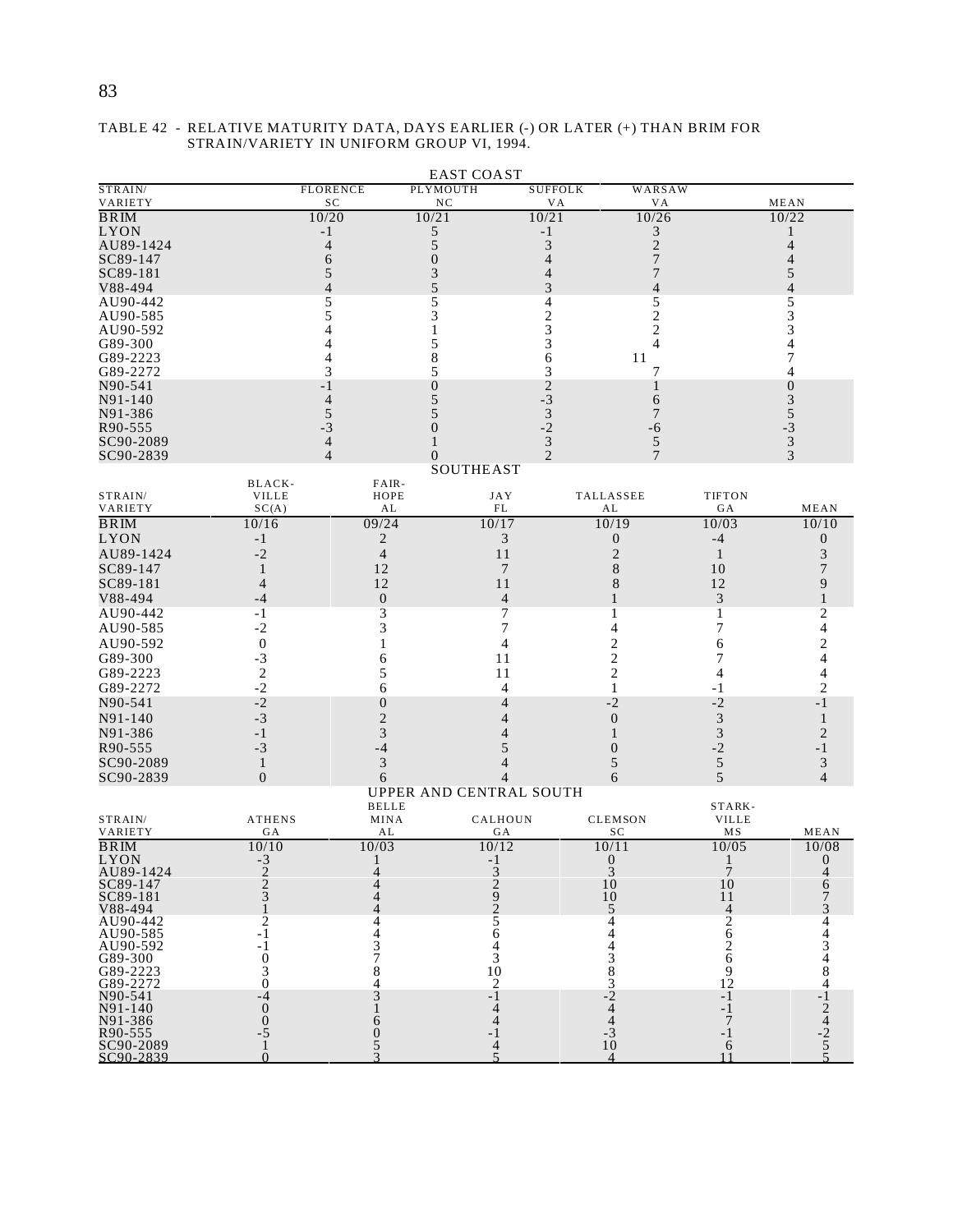TABLE 42 - RELATIVE MATURITY DATA, DAYS EARLIER (-) OR LATER (+) THAN BRIM FOR STRAIN/VARIETY IN UNIFORM GROUP VI, 1994.

EAST COAST

| STRAIN/ VARIETY | FLORENCE SC | PLYMOUTH NC | SUFFOLK VA | WARSAW VA | MEAN |
|---|---|---|---|---|---|
| BRIM | 10/20 | 10/21 | 10/21 | 10/26 | 10/22 |
| LYON | -1 | 5 | -1 | 3 | 1 |
| AU89-1424 | 4 | 5 | 3 | 2 | 4 |
| SC89-147 | 6 | 0 | 4 | 7 | 4 |
| SC89-181 | 5 | 3 | 4 | 7 | 5 |
| V88-494 | 4 | 5 | 3 | 4 | 4 |
| AU90-442 | 5 | 5 | 4 | 5 | 5 |
| AU90-585 | 5 | 3 | 2 | 2 | 3 |
| AU90-592 | 4 | 1 | 3 | 2 | 3 |
| G89-300 | 4 | 5 | 3 | 4 | 4 |
| G89-2223 | 4 | 8 | 6 | 11 | 7 |
| G89-2272 | 3 | 5 | 3 | 7 | 4 |
| N90-541 | -1 | 0 | 2 | 1 | 0 |
| N91-140 | 4 | 5 | -3 | 6 | 3 |
| N91-386 | 5 | 5 | 3 | 7 | 5 |
| R90-555 | -3 | 0 | -2 | -6 | -3 |
| SC90-2089 | 4 | 1 | 3 | 5 | 3 |
| SC90-2839 | 4 | 0 | 2 | 7 | 3 |

SOUTHEAST

| STRAIN/ VARIETY | BLACK-VILLE SC(A) | FAIR-HOPE AL | JAY FL | TALLASSEE AL | TIFTON GA | MEAN |
|---|---|---|---|---|---|---|
| BRIM | 10/16 | 09/24 | 10/17 | 10/19 | 10/03 | 10/10 |
| LYON | -1 | 2 | 3 | 0 | -4 | 0 |
| AU89-1424 | -2 | 4 | 11 | 2 | 1 | 3 |
| SC89-147 | 1 | 12 | 7 | 8 | 10 | 7 |
| SC89-181 | 4 | 12 | 11 | 8 | 12 | 9 |
| V88-494 | -4 | 0 | 4 | 1 | 3 | 1 |
| AU90-442 | -1 | 3 | 7 | 1 | 1 | 2 |
| AU90-585 | -2 | 3 | 7 | 4 | 7 | 4 |
| AU90-592 | 0 | 1 | 4 | 2 | 6 | 2 |
| G89-300 | -3 | 6 | 11 | 2 | 7 | 4 |
| G89-2223 | 2 | 5 | 11 | 2 | 4 | 4 |
| G89-2272 | -2 | 6 | 4 | 1 | -1 | 2 |
| N90-541 | -2 | 0 | 4 | -2 | -2 | -1 |
| N91-140 | -3 | 2 | 4 | 0 | 3 | 1 |
| N91-386 | -1 | 3 | 4 | 1 | 3 | 2 |
| R90-555 | -3 | -4 | 5 | 0 | -2 | -1 |
| SC90-2089 | 1 | 3 | 4 | 5 | 5 | 3 |
| SC90-2839 | 0 | 6 | 4 | 6 | 5 | 4 |

UPPER AND CENTRAL SOUTH

| STRAIN/ VARIETY | ATHENS GA | BELLE MINA AL | CALHOUN GA | CLEMSON SC | STARK-VILLE MS | MEAN |
|---|---|---|---|---|---|---|
| BRIM | 10/10 | 10/03 | 10/12 | 10/11 | 10/05 | 10/08 |
| LYON | -3 | 1 | -1 | 0 | 1 | 0 |
| AU89-1424 | 2 | 4 | 3 | 3 | 7 | 4 |
| SC89-147 | 2 | 4 | 2 | 10 | 10 | 6 |
| SC89-181 | 3 | 4 | 9 | 10 | 11 | 7 |
| V88-494 | 1 | 4 | 2 | 5 | 4 | 3 |
| AU90-442 | 2 | 4 | 5 | 4 | 2 | 4 |
| AU90-585 | -1 | 4 | 6 | 4 | 6 | 4 |
| AU90-592 | -1 | 3 | 4 | 4 | 2 | 3 |
| G89-300 | 0 | 7 | 3 | 3 | 6 | 4 |
| G89-2223 | 3 | 8 | 10 | 8 | 9 | 8 |
| G89-2272 | 0 | 4 | 2 | 3 | 12 | 4 |
| N90-541 | -4 | 3 | -1 | -2 | -1 | -1 |
| N91-140 | 0 | 1 | 4 | 4 | -1 | 2 |
| N91-386 | 0 | 6 | 4 | 4 | 7 | 4 |
| R90-555 | -5 | 0 | -1 | -3 | -1 | -2 |
| SC90-2089 | 1 | 5 | 4 | 10 | 6 | 5 |
| SC90-2839 | 0 | 3 | 5 | 4 | 11 | 5 |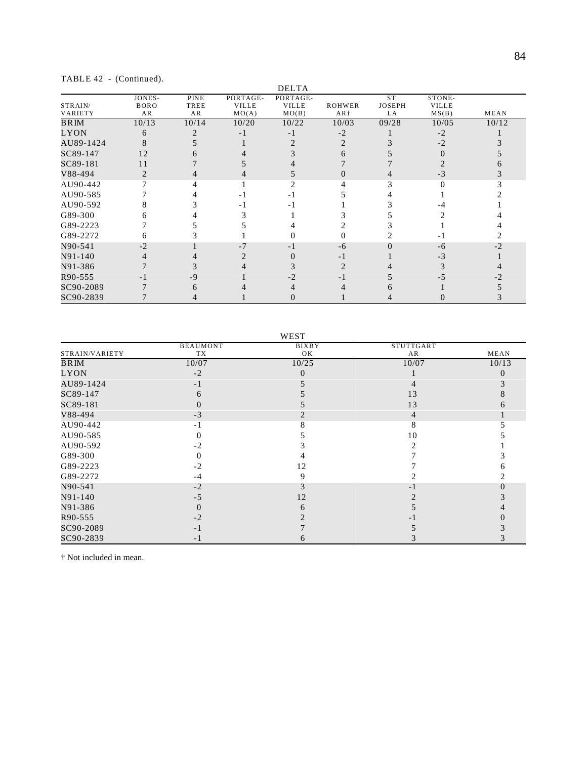TABLE 42 - (Continued).

| STRAIN/ VARIETY | DELTA | | | | | | | |
|---|---|---|---|---|---|---|---|---|
| | JONES- BORO AR | PINE TREE AR | PORTAGE- VILLE MO(A) | PORTAGE- VILLE MO(B) | ROHWER AR† | ST. JOSEPH LA | STONE- VILLE MS(B) | MEAN |
| BRIM | 10/13 | 10/14 | 10/20 | 10/22 | 10/03 | 09/28 | 10/05 | 10/12 |
| LYON | 6 | 2 | -1 | -1 | -2 | 1 | -2 | 1 |
| AU89-1424 | 8 | 5 | 1 | 2 | 2 | 3 | -2 | 3 |
| SC89-147 | 12 | 6 | 4 | 3 | 6 | 5 | 0 | 5 |
| SC89-181 | 11 | 7 | 5 | 4 | 7 | 7 | 2 | 6 |
| V88-494 | 2 | 4 | 4 | 5 | 0 | 4 | -3 | 3 |
| AU90-442 | 7 | 4 | 1 | 2 | 4 | 3 | 0 | 3 |
| AU90-585 | 7 | 4 | -1 | -1 | 5 | 4 | 1 | 2 |
| AU90-592 | 8 | 3 | -1 | -1 | 1 | 3 | -4 | 1 |
| G89-300 | 6 | 4 | 3 | 1 | 3 | 5 | 2 | 4 |
| G89-2223 | 7 | 5 | 5 | 4 | 2 | 3 | 1 | 4 |
| G89-2272 | 6 | 3 | 1 | 0 | 0 | 2 | -1 | 2 |
| N90-541 | -2 | 1 | -7 | -1 | -6 | 0 | -6 | -2 |
| N91-140 | 4 | 4 | 2 | 0 | -1 | 1 | -3 | 1 |
| N91-386 | 7 | 3 | 4 | 3 | 2 | 4 | 3 | 4 |
| R90-555 | -1 | -9 | 1 | -2 | -1 | 5 | -5 | -2 |
| SC90-2089 | 7 | 6 | 4 | 4 | 4 | 6 | 1 | 5 |
| SC90-2839 | 7 | 4 | 1 | 0 | 1 | 4 | 0 | 3 |

| STRAIN/VARIETY | WEST | | | |
|---|---|---|---|---|
| | BEAUMONT TX | BIXBY OK | STUTTGART AR | MEAN |
| BRIM | 10/07 | 10/25 | 10/07 | 10/13 |
| LYON | -2 | 0 | 1 | 0 |
| AU89-1424 | -1 | 5 | 4 | 3 |
| SC89-147 | 6 | 5 | 13 | 8 |
| SC89-181 | 0 | 5 | 13 | 6 |
| V88-494 | -3 | 2 | 4 | 1 |
| AU90-442 | -1 | 8 | 8 | 5 |
| AU90-585 | 0 | 5 | 10 | 5 |
| AU90-592 | -2 | 3 | 2 | 1 |
| G89-300 | 0 | 4 | 7 | 3 |
| G89-2223 | -2 | 12 | 7 | 6 |
| G89-2272 | -4 | 9 | 2 | 2 |
| N90-541 | -2 | 3 | -1 | 0 |
| N91-140 | -5 | 12 | 2 | 3 |
| N91-386 | 0 | 6 | 5 | 4 |
| R90-555 | -2 | 2 | -1 | 0 |
| SC90-2089 | -1 | 7 | 5 | 3 |
| SC90-2839 | -1 | 6 | 3 | 3 |

† Not included in mean.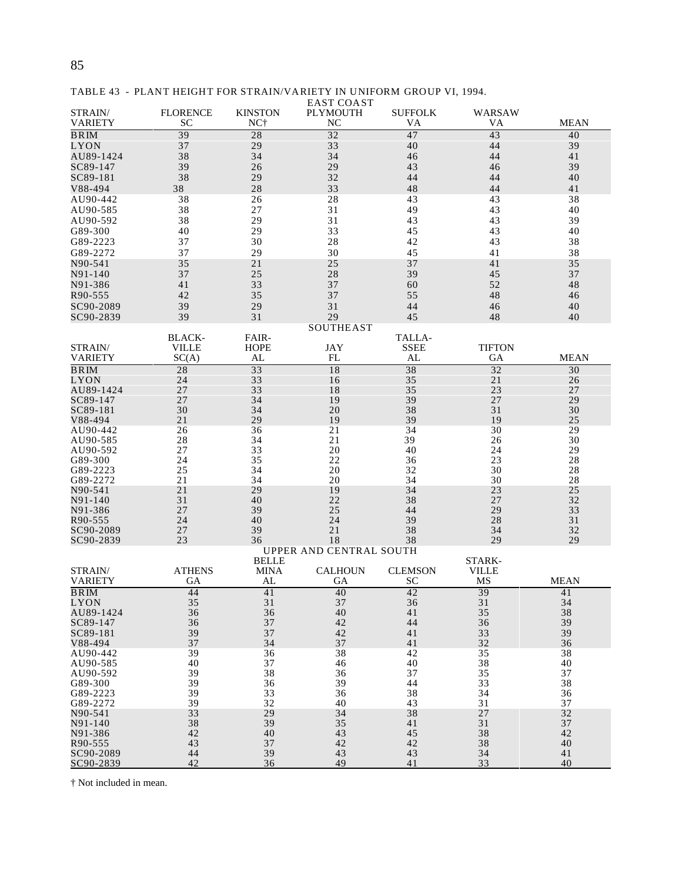TABLE 43 - PLANT HEIGHT FOR STRAIN/VARIETY IN UNIFORM GROUP VI, 1994.

**EAST COAST**

| STRAIN/ VARIETY | FLORENCE SC | KINSTON NC† | PLYMOUTH NC | SUFFOLK VA | WARSAW VA | MEAN |
|---|---|---|---|---|---|---|
| BRIM | 39 | 28 | 32 | 47 | 43 | 40 |
| LYON | 37 | 29 | 33 | 40 | 44 | 39 |
| AU89-1424 | 38 | 34 | 34 | 46 | 44 | 41 |
| SC89-147 | 39 | 26 | 29 | 43 | 46 | 39 |
| SC89-181 | 38 | 29 | 32 | 44 | 44 | 40 |
| V88-494 | 38 | 28 | 33 | 48 | 44 | 41 |
| AU90-442 | 38 | 26 | 28 | 43 | 43 | 38 |
| AU90-585 | 38 | 27 | 31 | 49 | 43 | 40 |
| AU90-592 | 38 | 29 | 31 | 43 | 43 | 39 |
| G89-300 | 40 | 29 | 33 | 45 | 43 | 40 |
| G89-2223 | 37 | 30 | 28 | 42 | 43 | 38 |
| G89-2272 | 37 | 29 | 30 | 45 | 41 | 38 |
| N90-541 | 35 | 21 | 25 | 37 | 41 | 35 |
| N91-140 | 37 | 25 | 28 | 39 | 45 | 37 |
| N91-386 | 41 | 33 | 37 | 60 | 52 | 48 |
| R90-555 | 42 | 35 | 37 | 55 | 48 | 46 |
| SC90-2089 | 39 | 29 | 31 | 44 | 46 | 40 |
| SC90-2839 | 39 | 31 | 29 | 45 | 48 | 40 |

**SOUTHEAST**

| STRAIN/ VARIETY | BLACK-VILLE SC(A) | FAIR-HOPE AL | JAY FL | TALLA-SSEE AL | TIFTON GA | MEAN |
|---|---|---|---|---|---|---|
| BRIM | 28 | 33 | 18 | 38 | 32 | 30 |
| LYON | 24 | 33 | 16 | 35 | 21 | 26 |
| AU89-1424 | 27 | 33 | 18 | 35 | 23 | 27 |
| SC89-147 | 27 | 34 | 19 | 39 | 27 | 29 |
| SC89-181 | 30 | 34 | 20 | 38 | 31 | 30 |
| V88-494 | 21 | 29 | 19 | 39 | 19 | 25 |
| AU90-442 | 26 | 36 | 21 | 34 | 30 | 29 |
| AU90-585 | 28 | 34 | 21 | 39 | 26 | 30 |
| AU90-592 | 27 | 33 | 20 | 40 | 24 | 29 |
| G89-300 | 24 | 35 | 22 | 36 | 23 | 28 |
| G89-2223 | 25 | 34 | 20 | 32 | 30 | 28 |
| G89-2272 | 21 | 34 | 20 | 34 | 30 | 28 |
| N90-541 | 21 | 29 | 19 | 34 | 23 | 25 |
| N91-140 | 31 | 40 | 22 | 38 | 27 | 32 |
| N91-386 | 27 | 39 | 25 | 44 | 29 | 33 |
| R90-555 | 24 | 40 | 24 | 39 | 28 | 31 |
| SC90-2089 | 27 | 39 | 21 | 38 | 34 | 32 |
| SC90-2839 | 23 | 36 | 18 | 38 | 29 | 29 |

**UPPER AND CENTRAL SOUTH**

| STRAIN/ VARIETY | ATHENS GA | BELLE MINA AL | CALHOUN GA | CLEMSON SC | STARK-VILLE MS | MEAN |
|---|---|---|---|---|---|---|
| BRIM | 44 | 41 | 40 | 42 | 39 | 41 |
| LYON | 35 | 31 | 37 | 36 | 31 | 34 |
| AU89-1424 | 36 | 36 | 40 | 41 | 35 | 38 |
| SC89-147 | 36 | 37 | 42 | 44 | 36 | 39 |
| SC89-181 | 39 | 37 | 42 | 41 | 33 | 39 |
| V88-494 | 37 | 34 | 37 | 41 | 32 | 36 |
| AU90-442 | 39 | 36 | 38 | 42 | 35 | 38 |
| AU90-585 | 40 | 37 | 46 | 40 | 38 | 40 |
| AU90-592 | 39 | 38 | 36 | 37 | 35 | 37 |
| G89-300 | 39 | 36 | 39 | 44 | 33 | 38 |
| G89-2223 | 39 | 33 | 36 | 38 | 34 | 36 |
| G89-2272 | 39 | 32 | 40 | 43 | 31 | 37 |
| N90-541 | 33 | 29 | 34 | 38 | 27 | 32 |
| N91-140 | 38 | 39 | 35 | 41 | 31 | 37 |
| N91-386 | 42 | 40 | 43 | 45 | 38 | 42 |
| R90-555 | 43 | 37 | 42 | 42 | 38 | 40 |
| SC90-2089 | 44 | 39 | 43 | 43 | 34 | 41 |
| SC90-2839 | 42 | 36 | 49 | 41 | 33 | 40 |

† Not included in mean.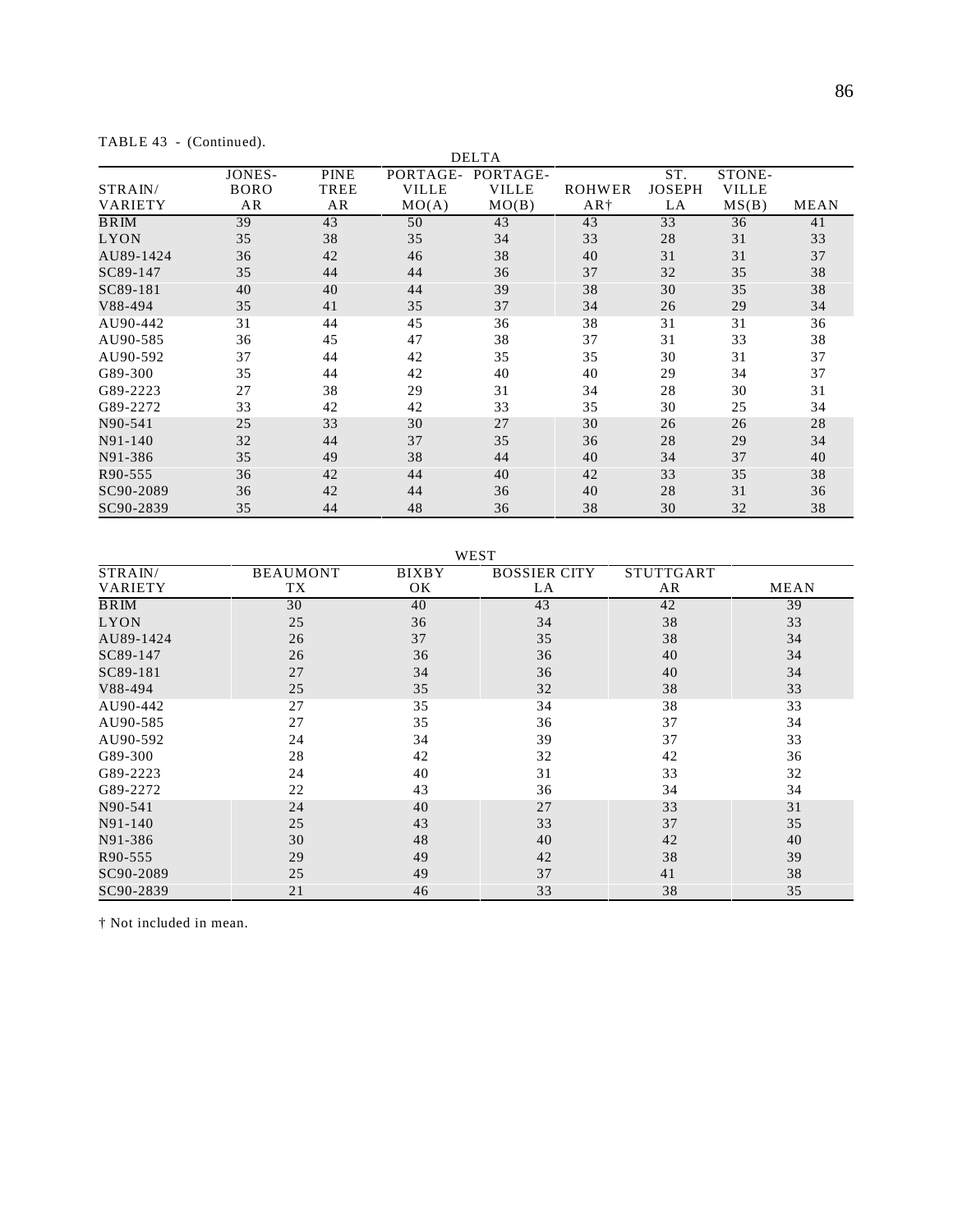TABLE 43 - (Continued).

| STRAIN/ VARIETY | DELTA | | | | | | | |
|---|---|---|---|---|---|---|---|---|
| | JONES-BORO AR | PINE TREE AR | PORTAGE-VILLE MO(A) | PORTAGE-VILLE MO(B) | ROHWER AR† | ST. JOSEPH LA | STONE-VILLE MS(B) | MEAN |
| BRIM | 39 | 43 | 50 | 43 | 43 | 33 | 36 | 41 |
| LYON | 35 | 38 | 35 | 34 | 33 | 28 | 31 | 33 |
| AU89-1424 | 36 | 42 | 46 | 38 | 40 | 31 | 31 | 37 |
| SC89-147 | 35 | 44 | 44 | 36 | 37 | 32 | 35 | 38 |
| SC89-181 | 40 | 40 | 44 | 39 | 38 | 30 | 35 | 38 |
| V88-494 | 35 | 41 | 35 | 37 | 34 | 26 | 29 | 34 |
| AU90-442 | 31 | 44 | 45 | 36 | 38 | 31 | 31 | 36 |
| AU90-585 | 36 | 45 | 47 | 38 | 37 | 31 | 33 | 38 |
| AU90-592 | 37 | 44 | 42 | 35 | 35 | 30 | 31 | 37 |
| G89-300 | 35 | 44 | 42 | 40 | 40 | 29 | 34 | 37 |
| G89-2223 | 27 | 38 | 29 | 31 | 34 | 28 | 30 | 31 |
| G89-2272 | 33 | 42 | 42 | 33 | 35 | 30 | 25 | 34 |
| N90-541 | 25 | 33 | 30 | 27 | 30 | 26 | 26 | 28 |
| N91-140 | 32 | 44 | 37 | 35 | 36 | 28 | 29 | 34 |
| N91-386 | 35 | 49 | 38 | 44 | 40 | 34 | 37 | 40 |
| R90-555 | 36 | 42 | 44 | 40 | 42 | 33 | 35 | 38 |
| SC90-2089 | 36 | 42 | 44 | 36 | 40 | 28 | 31 | 36 |
| SC90-2839 | 35 | 44 | 48 | 36 | 38 | 30 | 32 | 38 |

| STRAIN/ VARIETY | WEST | | | | |
|---|---|---|---|---|---|
| | BEAUMONT TX | BIXBY OK | BOSSIER CITY LA | STUTTGART AR | MEAN |
| BRIM | 30 | 40 | 43 | 42 | 39 |
| LYON | 25 | 36 | 34 | 38 | 33 |
| AU89-1424 | 26 | 37 | 35 | 38 | 34 |
| SC89-147 | 26 | 36 | 36 | 40 | 34 |
| SC89-181 | 27 | 34 | 36 | 40 | 34 |
| V88-494 | 25 | 35 | 32 | 38 | 33 |
| AU90-442 | 27 | 35 | 34 | 38 | 33 |
| AU90-585 | 27 | 35 | 36 | 37 | 34 |
| AU90-592 | 24 | 34 | 39 | 37 | 33 |
| G89-300 | 28 | 42 | 32 | 42 | 36 |
| G89-2223 | 24 | 40 | 31 | 33 | 32 |
| G89-2272 | 22 | 43 | 36 | 34 | 34 |
| N90-541 | 24 | 40 | 27 | 33 | 31 |
| N91-140 | 25 | 43 | 33 | 37 | 35 |
| N91-386 | 30 | 48 | 40 | 42 | 40 |
| R90-555 | 29 | 49 | 42 | 38 | 39 |
| SC90-2089 | 25 | 49 | 37 | 41 | 38 |
| SC90-2839 | 21 | 46 | 33 | 38 | 35 |

† Not included in mean.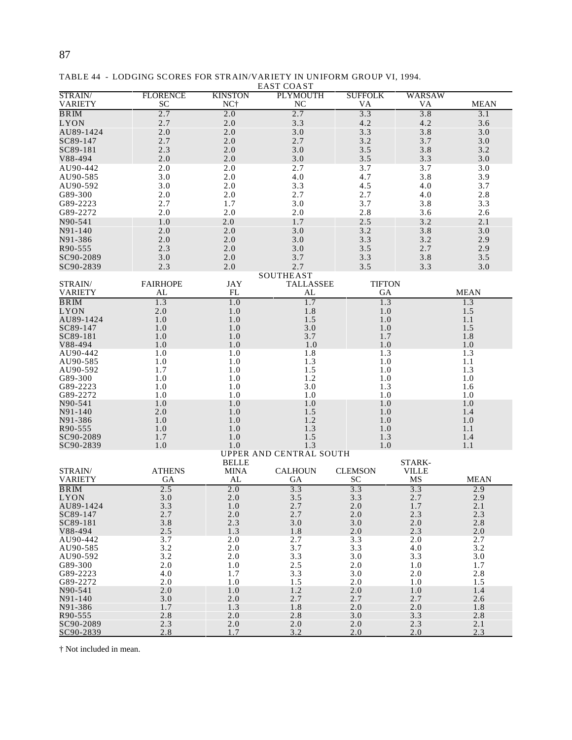TABLE 44 - LODGING SCORES FOR STRAIN/VARIETY IN UNIFORM GROUP VI, 1994.

EAST COAST

| STRAIN/ VARIETY | FLORENCE SC | KINSTON NC† | PLYMOUTH NC | SUFFOLK VA | WARSAW VA | MEAN |
|---|---|---|---|---|---|---|
| BRIM | 2.7 | 2.0 | 2.7 | 3.3 | 3.8 | 3.1 |
| LYON | 2.7 | 2.0 | 3.3 | 4.2 | 4.2 | 3.6 |
| AU89-1424 | 2.0 | 2.0 | 3.0 | 3.3 | 3.8 | 3.0 |
| SC89-147 | 2.7 | 2.0 | 2.7 | 3.2 | 3.7 | 3.0 |
| SC89-181 | 2.3 | 2.0 | 3.0 | 3.5 | 3.8 | 3.2 |
| V88-494 | 2.0 | 2.0 | 3.0 | 3.5 | 3.3 | 3.0 |
| AU90-442 | 2.0 | 2.0 | 2.7 | 3.7 | 3.7 | 3.0 |
| AU90-585 | 3.0 | 2.0 | 4.0 | 4.7 | 3.8 | 3.9 |
| AU90-592 | 3.0 | 2.0 | 3.3 | 4.5 | 4.0 | 3.7 |
| G89-300 | 2.0 | 2.0 | 2.7 | 2.7 | 4.0 | 2.8 |
| G89-2223 | 2.7 | 1.7 | 3.0 | 3.7 | 3.8 | 3.3 |
| G89-2272 | 2.0 | 2.0 | 2.0 | 2.8 | 3.6 | 2.6 |
| N90-541 | 1.0 | 2.0 | 1.7 | 2.5 | 3.2 | 2.1 |
| N91-140 | 2.0 | 2.0 | 3.0 | 3.2 | 3.8 | 3.0 |
| N91-386 | 2.0 | 2.0 | 3.0 | 3.3 | 3.2 | 2.9 |
| R90-555 | 2.3 | 2.0 | 3.0 | 3.5 | 2.7 | 2.9 |
| SC90-2089 | 3.0 | 2.0 | 3.7 | 3.3 | 3.8 | 3.5 |
| SC90-2839 | 2.3 | 2.0 | 2.7 | 3.5 | 3.3 | 3.0 |

SOUTHEAST

| STRAIN/ VARIETY | FAIRHOPE AL | JAY FL | TALLASSEE AL | TIFTON GA | MEAN |
|---|---|---|---|---|---|
| BRIM | 1.3 | 1.0 | 1.7 | 1.3 | 1.3 |
| LYON | 2.0 | 1.0 | 1.8 | 1.0 | 1.5 |
| AU89-1424 | 1.0 | 1.0 | 1.5 | 1.0 | 1.1 |
| SC89-147 | 1.0 | 1.0 | 3.0 | 1.0 | 1.5 |
| SC89-181 | 1.0 | 1.0 | 3.7 | 1.7 | 1.8 |
| V88-494 | 1.0 | 1.0 | 1.0 | 1.0 | 1.0 |
| AU90-442 | 1.0 | 1.0 | 1.8 | 1.3 | 1.3 |
| AU90-585 | 1.0 | 1.0 | 1.3 | 1.0 | 1.1 |
| AU90-592 | 1.7 | 1.0 | 1.5 | 1.0 | 1.3 |
| G89-300 | 1.0 | 1.0 | 1.2 | 1.0 | 1.0 |
| G89-2223 | 1.0 | 1.0 | 3.0 | 1.3 | 1.6 |
| G89-2272 | 1.0 | 1.0 | 1.0 | 1.0 | 1.0 |
| N90-541 | 1.0 | 1.0 | 1.0 | 1.0 | 1.0 |
| N91-140 | 2.0 | 1.0 | 1.5 | 1.0 | 1.4 |
| N91-386 | 1.0 | 1.0 | 1.2 | 1.0 | 1.0 |
| R90-555 | 1.0 | 1.0 | 1.3 | 1.0 | 1.1 |
| SC90-2089 | 1.7 | 1.0 | 1.5 | 1.3 | 1.4 |
| SC90-2839 | 1.0 | 1.0 | 1.3 | 1.0 | 1.1 |

UPPER AND CENTRAL SOUTH

| STRAIN/ VARIETY | ATHENS GA | BELLE MINA AL | CALHOUN GA | CLEMSON SC | STARK-VILLE MS | MEAN |
|---|---|---|---|---|---|---|
| BRIM | 2.5 | 2.0 | 3.3 | 3.3 | 3.3 | 2.9 |
| LYON | 3.0 | 2.0 | 3.5 | 3.3 | 2.7 | 2.9 |
| AU89-1424 | 3.3 | 1.0 | 2.7 | 2.0 | 1.7 | 2.1 |
| SC89-147 | 2.7 | 2.0 | 2.7 | 2.0 | 2.3 | 2.3 |
| SC89-181 | 3.8 | 2.3 | 3.0 | 3.0 | 2.0 | 2.8 |
| V88-494 | 2.5 | 1.3 | 1.8 | 2.0 | 2.3 | 2.0 |
| AU90-442 | 3.7 | 2.0 | 2.7 | 3.3 | 2.0 | 2.7 |
| AU90-585 | 3.2 | 2.0 | 3.7 | 3.3 | 4.0 | 3.2 |
| AU90-592 | 3.2 | 2.0 | 3.3 | 3.0 | 3.3 | 3.0 |
| G89-300 | 2.0 | 1.0 | 2.5 | 2.0 | 1.0 | 1.7 |
| G89-2223 | 4.0 | 1.7 | 3.3 | 3.0 | 2.0 | 2.8 |
| G89-2272 | 2.0 | 1.0 | 1.5 | 2.0 | 1.0 | 1.5 |
| N90-541 | 2.0 | 1.0 | 1.2 | 2.0 | 1.0 | 1.4 |
| N91-140 | 3.0 | 2.0 | 2.7 | 2.7 | 2.7 | 2.6 |
| N91-386 | 1.7 | 1.3 | 1.8 | 2.0 | 2.0 | 1.8 |
| R90-555 | 2.8 | 2.0 | 2.8 | 3.0 | 3.3 | 2.8 |
| SC90-2089 | 2.3 | 2.0 | 2.0 | 2.0 | 2.3 | 2.1 |
| SC90-2839 | 2.8 | 1.7 | 3.2 | 2.0 | 2.0 | 2.3 |

† Not included in mean.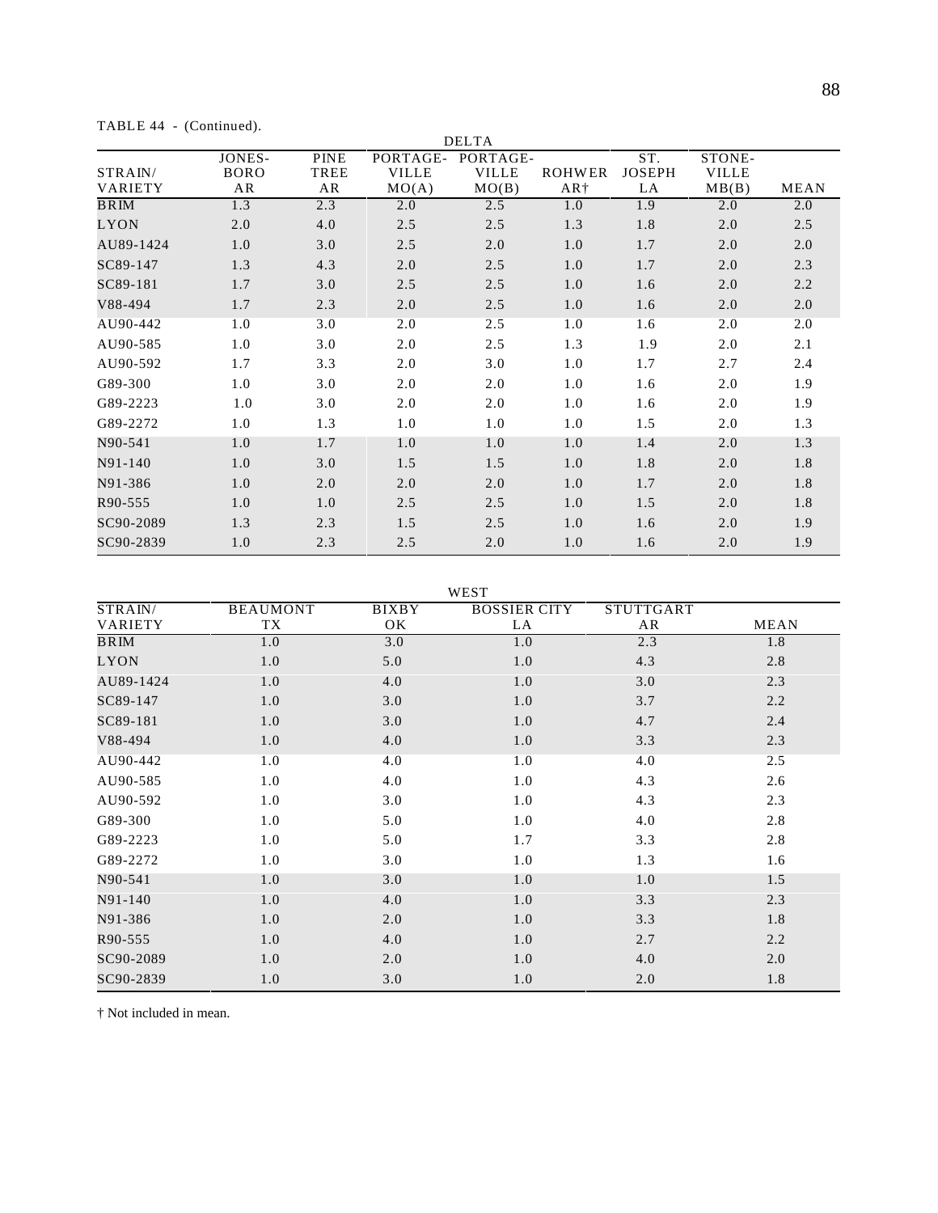TABLE 44 - (Continued).

| | DELTA | | | | | | | |
|---|---|---|---|---|---|---|---|---|
| STRAIN/ VARIETY | JONES-BORO AR | PINE TREE AR | PORTAGE-VILLE MO(A) | PORTAGE-VILLE MO(B) | ROHWER AR† | ST. JOSEPH LA | STONE-VILLE MB(B) | MEAN |
| BRIM | 1.3 | 2.3 | 2.0 | 2.5 | 1.0 | 1.9 | 2.0 | 2.0 |
| LYON | 2.0 | 4.0 | 2.5 | 2.5 | 1.3 | 1.8 | 2.0 | 2.5 |
| AU89-1424 | 1.0 | 3.0 | 2.5 | 2.0 | 1.0 | 1.7 | 2.0 | 2.0 |
| SC89-147 | 1.3 | 4.3 | 2.0 | 2.5 | 1.0 | 1.7 | 2.0 | 2.3 |
| SC89-181 | 1.7 | 3.0 | 2.5 | 2.5 | 1.0 | 1.6 | 2.0 | 2.2 |
| V88-494 | 1.7 | 2.3 | 2.0 | 2.5 | 1.0 | 1.6 | 2.0 | 2.0 |
| AU90-442 | 1.0 | 3.0 | 2.0 | 2.5 | 1.0 | 1.6 | 2.0 | 2.0 |
| AU90-585 | 1.0 | 3.0 | 2.0 | 2.5 | 1.3 | 1.9 | 2.0 | 2.1 |
| AU90-592 | 1.7 | 3.3 | 2.0 | 3.0 | 1.0 | 1.7 | 2.7 | 2.4 |
| G89-300 | 1.0 | 3.0 | 2.0 | 2.0 | 1.0 | 1.6 | 2.0 | 1.9 |
| G89-2223 | 1.0 | 3.0 | 2.0 | 2.0 | 1.0 | 1.6 | 2.0 | 1.9 |
| G89-2272 | 1.0 | 1.3 | 1.0 | 1.0 | 1.0 | 1.5 | 2.0 | 1.3 |
| N90-541 | 1.0 | 1.7 | 1.0 | 1.0 | 1.0 | 1.4 | 2.0 | 1.3 |
| N91-140 | 1.0 | 3.0 | 1.5 | 1.5 | 1.0 | 1.8 | 2.0 | 1.8 |
| N91-386 | 1.0 | 2.0 | 2.0 | 2.0 | 1.0 | 1.7 | 2.0 | 1.8 |
| R90-555 | 1.0 | 1.0 | 2.5 | 2.5 | 1.0 | 1.5 | 2.0 | 1.8 |
| SC90-2089 | 1.3 | 2.3 | 1.5 | 2.5 | 1.0 | 1.6 | 2.0 | 1.9 |
| SC90-2839 | 1.0 | 2.3 | 2.5 | 2.0 | 1.0 | 1.6 | 2.0 | 1.9 |

| | WEST | | | | |
|---|---|---|---|---|---|
| STRAIN/ VARIETY | BEAUMONT TX | BIXBY OK | BOSSIER CITY LA | STUTTGART AR | MEAN |
| BRIM | 1.0 | 3.0 | 1.0 | 2.3 | 1.8 |
| LYON | 1.0 | 5.0 | 1.0 | 4.3 | 2.8 |
| AU89-1424 | 1.0 | 4.0 | 1.0 | 3.0 | 2.3 |
| SC89-147 | 1.0 | 3.0 | 1.0 | 3.7 | 2.2 |
| SC89-181 | 1.0 | 3.0 | 1.0 | 4.7 | 2.4 |
| V88-494 | 1.0 | 4.0 | 1.0 | 3.3 | 2.3 |
| AU90-442 | 1.0 | 4.0 | 1.0 | 4.0 | 2.5 |
| AU90-585 | 1.0 | 4.0 | 1.0 | 4.3 | 2.6 |
| AU90-592 | 1.0 | 3.0 | 1.0 | 4.3 | 2.3 |
| G89-300 | 1.0 | 5.0 | 1.0 | 4.0 | 2.8 |
| G89-2223 | 1.0 | 5.0 | 1.7 | 3.3 | 2.8 |
| G89-2272 | 1.0 | 3.0 | 1.0 | 1.3 | 1.6 |
| N90-541 | 1.0 | 3.0 | 1.0 | 1.0 | 1.5 |
| N91-140 | 1.0 | 4.0 | 1.0 | 3.3 | 2.3 |
| N91-386 | 1.0 | 2.0 | 1.0 | 3.3 | 1.8 |
| R90-555 | 1.0 | 4.0 | 1.0 | 2.7 | 2.2 |
| SC90-2089 | 1.0 | 2.0 | 1.0 | 4.0 | 2.0 |
| SC90-2839 | 1.0 | 3.0 | 1.0 | 2.0 | 1.8 |

† Not included in mean.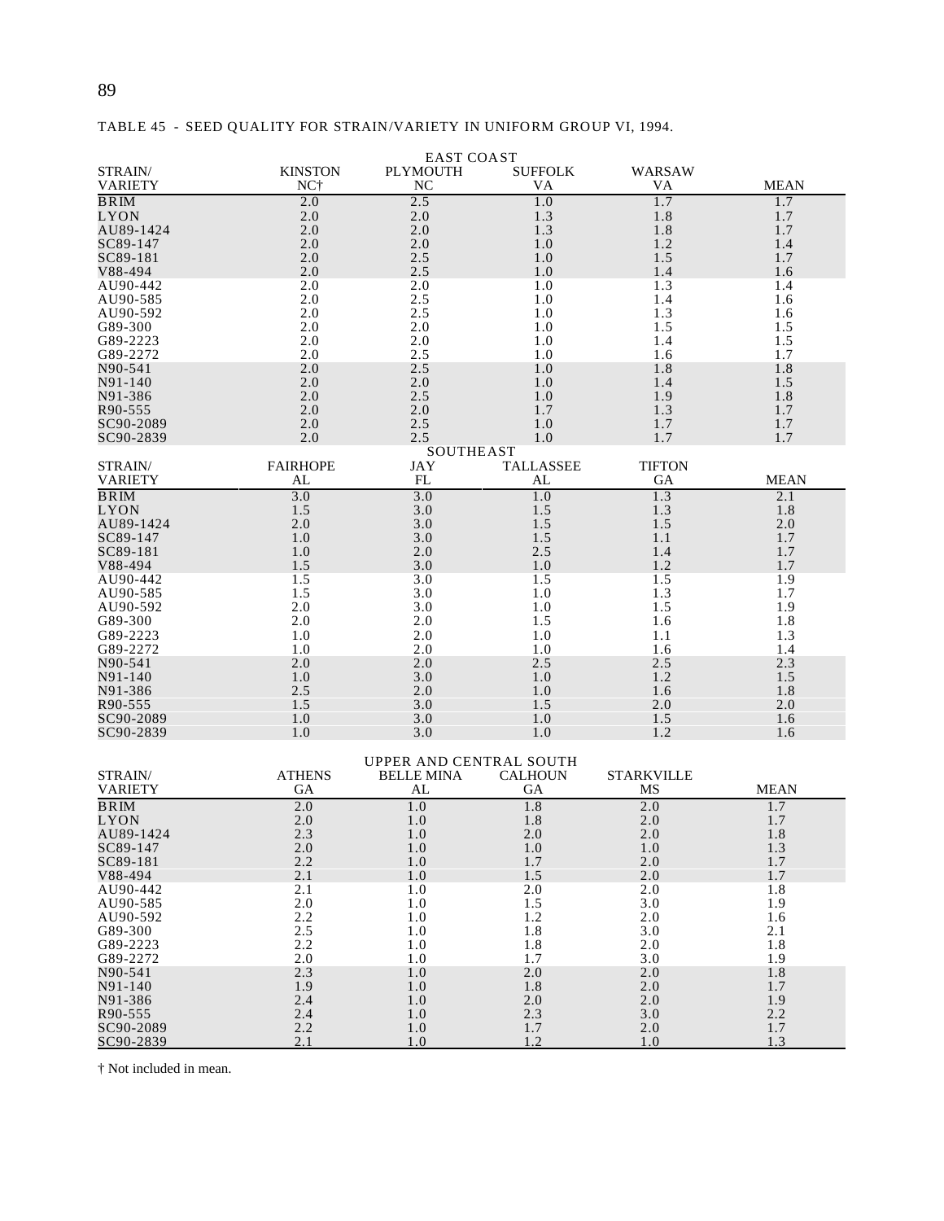TABLE 45 - SEED QUALITY FOR STRAIN/VARIETY IN UNIFORM GROUP VI, 1994.

| STRAIN/ VARIETY | KINSTON NC† | PLYMOUTH NC | SUFFOLK VA | WARSAW VA | MEAN |
|---|---|---|---|---|---|
| | EAST COAST | | | | |
| BRIM | 2.0 | 2.5 | 1.0 | 1.7 | 1.7 |
| LYON | 2.0 | 2.0 | 1.3 | 1.8 | 1.7 |
| AU89-1424 | 2.0 | 2.0 | 1.3 | 1.8 | 1.7 |
| SC89-147 | 2.0 | 2.0 | 1.0 | 1.2 | 1.4 |
| SC89-181 | 2.0 | 2.5 | 1.0 | 1.5 | 1.7 |
| V88-494 | 2.0 | 2.5 | 1.0 | 1.4 | 1.6 |
| AU90-442 | 2.0 | 2.0 | 1.0 | 1.3 | 1.4 |
| AU90-585 | 2.0 | 2.5 | 1.0 | 1.4 | 1.6 |
| AU90-592 | 2.0 | 2.5 | 1.0 | 1.3 | 1.6 |
| G89-300 | 2.0 | 2.0 | 1.0 | 1.5 | 1.5 |
| G89-2223 | 2.0 | 2.0 | 1.0 | 1.4 | 1.5 |
| G89-2272 | 2.0 | 2.5 | 1.0 | 1.6 | 1.7 |
| N90-541 | 2.0 | 2.5 | 1.0 | 1.8 | 1.8 |
| N91-140 | 2.0 | 2.0 | 1.0 | 1.4 | 1.5 |
| N91-386 | 2.0 | 2.5 | 1.0 | 1.9 | 1.8 |
| R90-555 | 2.0 | 2.0 | 1.7 | 1.3 | 1.7 |
| SC90-2089 | 2.0 | 2.5 | 1.0 | 1.7 | 1.7 |
| SC90-2839 | 2.0 | 2.5 | 1.0 | 1.7 | 1.7 |

| STRAIN/ VARIETY | FAIRHOPE AL | JAY FL | TALLASSEE AL | TIFTON GA | MEAN |
|---|---|---|---|---|---|
| | SOUTHEAST | | | | |
| BRIM | 3.0 | 3.0 | 1.0 | 1.3 | 2.1 |
| LYON | 1.5 | 3.0 | 1.5 | 1.3 | 1.8 |
| AU89-1424 | 2.0 | 3.0 | 1.5 | 1.5 | 2.0 |
| SC89-147 | 1.0 | 3.0 | 1.5 | 1.1 | 1.7 |
| SC89-181 | 1.0 | 2.0 | 2.5 | 1.4 | 1.7 |
| V88-494 | 1.5 | 3.0 | 1.0 | 1.2 | 1.7 |
| AU90-442 | 1.5 | 3.0 | 1.5 | 1.5 | 1.9 |
| AU90-585 | 1.5 | 3.0 | 1.0 | 1.3 | 1.7 |
| AU90-592 | 2.0 | 3.0 | 1.0 | 1.5 | 1.9 |
| G89-300 | 2.0 | 2.0 | 1.5 | 1.6 | 1.8 |
| G89-2223 | 1.0 | 2.0 | 1.0 | 1.1 | 1.3 |
| G89-2272 | 1.0 | 2.0 | 1.0 | 1.6 | 1.4 |
| N90-541 | 2.0 | 2.0 | 2.5 | 2.5 | 2.3 |
| N91-140 | 1.0 | 3.0 | 1.0 | 1.2 | 1.5 |
| N91-386 | 2.5 | 2.0 | 1.0 | 1.6 | 1.8 |
| R90-555 | 1.5 | 3.0 | 1.5 | 2.0 | 2.0 |
| SC90-2089 | 1.0 | 3.0 | 1.0 | 1.5 | 1.6 |
| SC90-2839 | 1.0 | 3.0 | 1.0 | 1.2 | 1.6 |

| STRAIN/ VARIETY | ATHENS GA | BELLE MINA AL | CALHOUN GA | STARKVILLE MS | MEAN |
|---|---|---|---|---|---|
| | UPPER AND CENTRAL SOUTH | | | | |
| BRIM | 2.0 | 1.0 | 1.8 | 2.0 | 1.7 |
| LYON | 2.0 | 1.0 | 1.8 | 2.0 | 1.7 |
| AU89-1424 | 2.3 | 1.0 | 2.0 | 2.0 | 1.8 |
| SC89-147 | 2.0 | 1.0 | 1.0 | 1.0 | 1.3 |
| SC89-181 | 2.2 | 1.0 | 1.7 | 2.0 | 1.7 |
| V88-494 | 2.1 | 1.0 | 1.5 | 2.0 | 1.7 |
| AU90-442 | 2.1 | 1.0 | 2.0 | 2.0 | 1.8 |
| AU90-585 | 2.0 | 1.0 | 1.5 | 3.0 | 1.9 |
| AU90-592 | 2.2 | 1.0 | 1.2 | 2.0 | 1.6 |
| G89-300 | 2.5 | 1.0 | 1.8 | 3.0 | 2.1 |
| G89-2223 | 2.2 | 1.0 | 1.8 | 2.0 | 1.8 |
| G89-2272 | 2.0 | 1.0 | 1.7 | 3.0 | 1.9 |
| N90-541 | 2.3 | 1.0 | 2.0 | 2.0 | 1.8 |
| N91-140 | 1.9 | 1.0 | 1.8 | 2.0 | 1.7 |
| N91-386 | 2.4 | 1.0 | 2.0 | 2.0 | 1.9 |
| R90-555 | 2.4 | 1.0 | 2.3 | 3.0 | 2.2 |
| SC90-2089 | 2.2 | 1.0 | 1.7 | 2.0 | 1.7 |
| SC90-2839 | 2.1 | 1.0 | 1.2 | 1.0 | 1.3 |

† Not included in mean.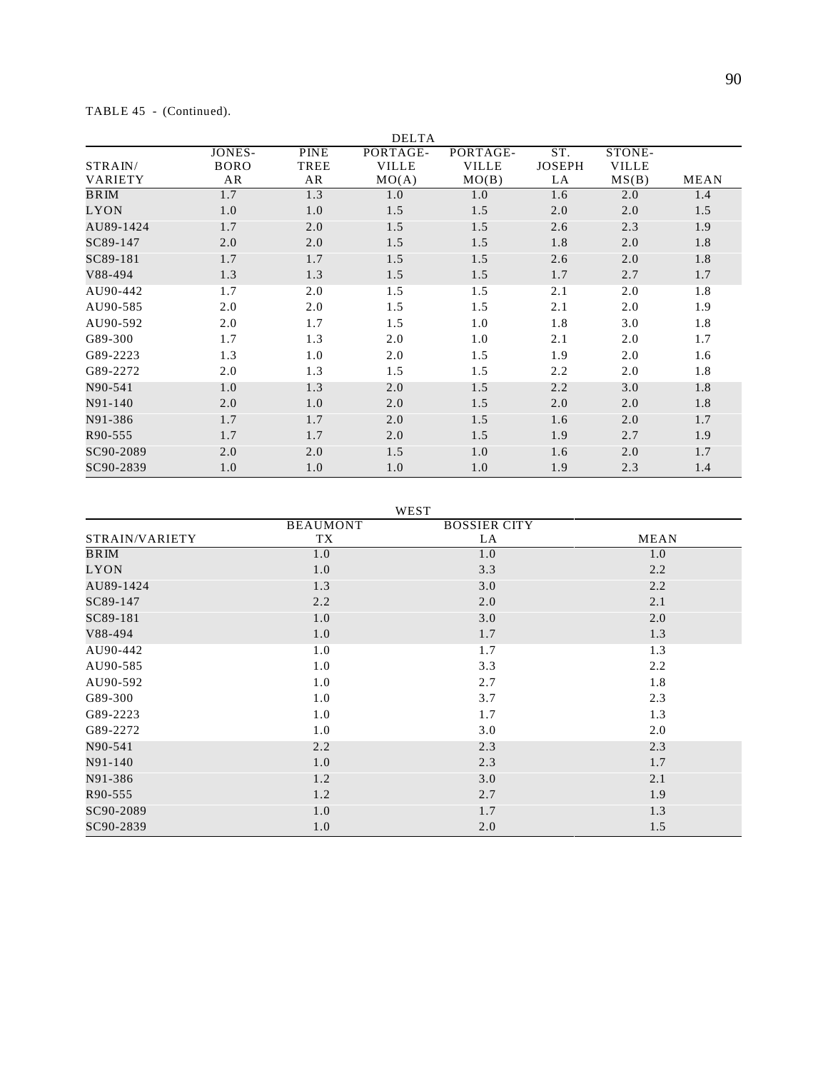TABLE 45 - (Continued).

| STRAIN/ VARIETY | DELTA | | | | | | |
|---|---|---|---|---|---|---|---|
| | JONES- BORO AR | PINE TREE AR | PORTAGE- VILLE MO(A) | PORTAGE- VILLE MO(B) | ST. JOSEPH LA | STONE- VILLE MS(B) | MEAN |
| BRIM | 1.7 | 1.3 | 1.0 | 1.0 | 1.6 | 2.0 | 1.4 |
| LYON | 1.0 | 1.0 | 1.5 | 1.5 | 2.0 | 2.0 | 1.5 |
| AU89-1424 | 1.7 | 2.0 | 1.5 | 1.5 | 2.6 | 2.3 | 1.9 |
| SC89-147 | 2.0 | 2.0 | 1.5 | 1.5 | 1.8 | 2.0 | 1.8 |
| SC89-181 | 1.7 | 1.7 | 1.5 | 1.5 | 2.6 | 2.0 | 1.8 |
| V88-494 | 1.3 | 1.3 | 1.5 | 1.5 | 1.7 | 2.7 | 1.7 |
| AU90-442 | 1.7 | 2.0 | 1.5 | 1.5 | 2.1 | 2.0 | 1.8 |
| AU90-585 | 2.0 | 2.0 | 1.5 | 1.5 | 2.1 | 2.0 | 1.9 |
| AU90-592 | 2.0 | 1.7 | 1.5 | 1.0 | 1.8 | 3.0 | 1.8 |
| G89-300 | 1.7 | 1.3 | 2.0 | 1.0 | 2.1 | 2.0 | 1.7 |
| G89-2223 | 1.3 | 1.0 | 2.0 | 1.5 | 1.9 | 2.0 | 1.6 |
| G89-2272 | 2.0 | 1.3 | 1.5 | 1.5 | 2.2 | 2.0 | 1.8 |
| N90-541 | 1.0 | 1.3 | 2.0 | 1.5 | 2.2 | 3.0 | 1.8 |
| N91-140 | 2.0 | 1.0 | 2.0 | 1.5 | 2.0 | 2.0 | 1.8 |
| N91-386 | 1.7 | 1.7 | 2.0 | 1.5 | 1.6 | 2.0 | 1.7 |
| R90-555 | 1.7 | 1.7 | 2.0 | 1.5 | 1.9 | 2.7 | 1.9 |
| SC90-2089 | 2.0 | 2.0 | 1.5 | 1.0 | 1.6 | 2.0 | 1.7 |
| SC90-2839 | 1.0 | 1.0 | 1.0 | 1.0 | 1.9 | 2.3 | 1.4 |

| STRAIN/VARIETY | WEST | | |
|---|---|---|---|
| | BEAUMONT TX | BOSSIER CITY LA | MEAN |
| BRIM | 1.0 | 1.0 | 1.0 |
| LYON | 1.0 | 3.3 | 2.2 |
| AU89-1424 | 1.3 | 3.0 | 2.2 |
| SC89-147 | 2.2 | 2.0 | 2.1 |
| SC89-181 | 1.0 | 3.0 | 2.0 |
| V88-494 | 1.0 | 1.7 | 1.3 |
| AU90-442 | 1.0 | 1.7 | 1.3 |
| AU90-585 | 1.0 | 3.3 | 2.2 |
| AU90-592 | 1.0 | 2.7 | 1.8 |
| G89-300 | 1.0 | 3.7 | 2.3 |
| G89-2223 | 1.0 | 1.7 | 1.3 |
| G89-2272 | 1.0 | 3.0 | 2.0 |
| N90-541 | 2.2 | 2.3 | 2.3 |
| N91-140 | 1.0 | 2.3 | 1.7 |
| N91-386 | 1.2 | 3.0 | 2.1 |
| R90-555 | 1.2 | 2.7 | 1.9 |
| SC90-2089 | 1.0 | 1.7 | 1.3 |
| SC90-2839 | 1.0 | 2.0 | 1.5 |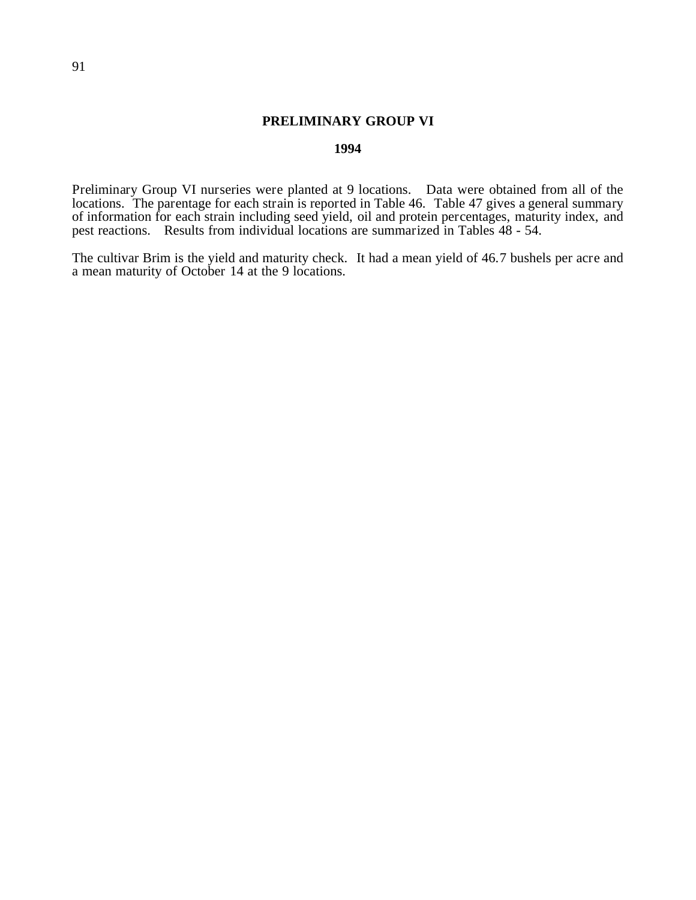## PRELIMINARY GROUP VI

### 1994

Preliminary Group VI nurseries were planted at 9 locations. Data were obtained from all of the locations. The parentage for each strain is reported in Table 46. Table 47 gives a general summary of information for each strain including seed yield, oil and protein percentages, maturity index, and pest reactions. Results from individual locations are summarized in Tables 48 - 54.

The cultivar Brim is the yield and maturity check. It had a mean yield of 46.7 bushels per acre and a mean maturity of October 14 at the 9 locations.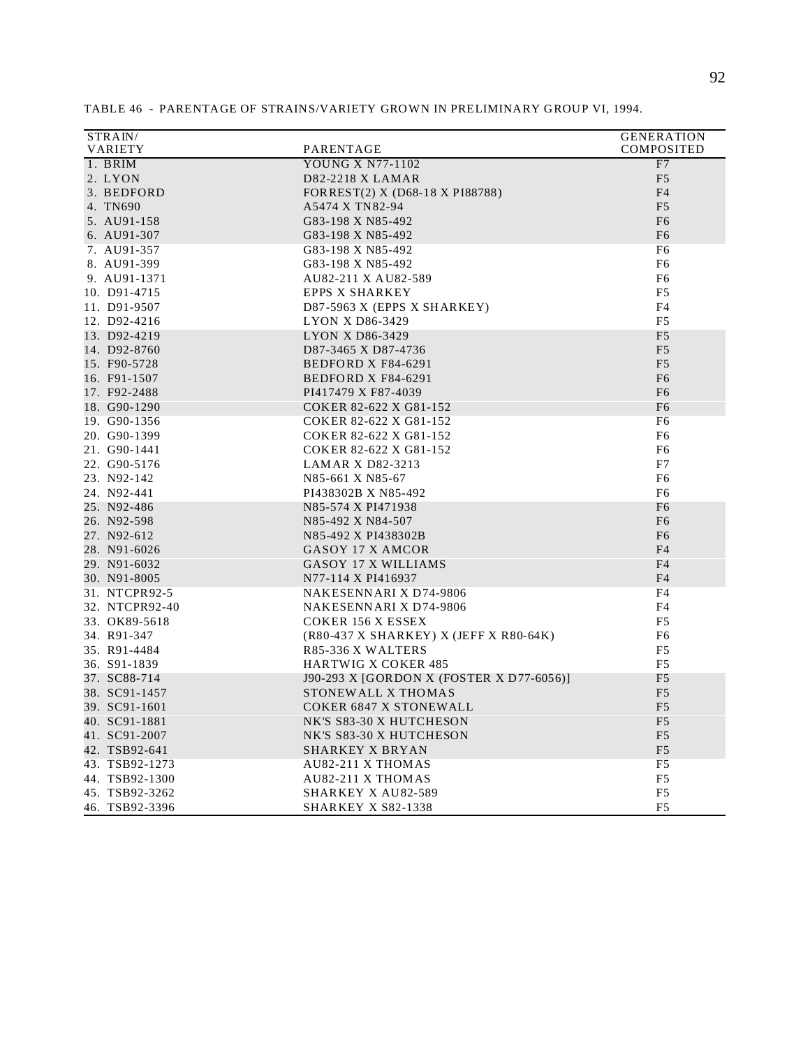TABLE 46 - PARENTAGE OF STRAINS/VARIETY GROWN IN PRELIMINARY GROUP VI, 1994.

| STRAIN/ VARIETY | PARENTAGE | GENERATION COMPOSITED |
|---|---|---|
| 1. BRIM | YOUNG X N77-1102 | F7 |
| 2. LYON | D82-2218 X LAMAR | F5 |
| 3. BEDFORD | FORREST(2) X (D68-18 X PI88788) | F4 |
| 4. TN690 | A5474 X TN82-94 | F5 |
| 5. AU91-158 | G83-198 X N85-492 | F6 |
| 6. AU91-307 | G83-198 X N85-492 | F6 |
| 7. AU91-357 | G83-198 X N85-492 | F6 |
| 8. AU91-399 | G83-198 X N85-492 | F6 |
| 9. AU91-1371 | AU82-211 X AU82-589 | F6 |
| 10. D91-4715 | EPPS X SHARKEY | F5 |
| 11. D91-9507 | D87-5963 X (EPPS X SHARKEY) | F4 |
| 12. D92-4216 | LYON X D86-3429 | F5 |
| 13. D92-4219 | LYON X D86-3429 | F5 |
| 14. D92-8760 | D87-3465 X D87-4736 | F5 |
| 15. F90-5728 | BEDFORD X F84-6291 | F5 |
| 16. F91-1507 | BEDFORD X F84-6291 | F6 |
| 17. F92-2488 | PI417479 X F87-4039 | F6 |
| 18. G90-1290 | COKER 82-622 X G81-152 | F6 |
| 19. G90-1356 | COKER 82-622 X G81-152 | F6 |
| 20. G90-1399 | COKER 82-622 X G81-152 | F6 |
| 21. G90-1441 | COKER 82-622 X G81-152 | F6 |
| 22. G90-5176 | LAMAR X D82-3213 | F7 |
| 23. N92-142 | N85-661 X N85-67 | F6 |
| 24. N92-441 | PI438302B X N85-492 | F6 |
| 25. N92-486 | N85-574 X PI471938 | F6 |
| 26. N92-598 | N85-492 X N84-507 | F6 |
| 27. N92-612 | N85-492 X PI438302B | F6 |
| 28. N91-6026 | GASOY 17 X AMCOR | F4 |
| 29. N91-6032 | GASOY 17 X WILLIAMS | F4 |
| 30. N91-8005 | N77-114 X PI416937 | F4 |
| 31. NTCPR92-5 | NAKESENNARI X D74-9806 | F4 |
| 32. NTCPR92-40 | NAKESENNARI X D74-9806 | F4 |
| 33. OK89-5618 | COKER 156 X ESSEX | F5 |
| 34. R91-347 | (R80-437 X SHARKEY) X (JEFF X R80-64K) | F6 |
| 35. R91-4484 | R85-336 X WALTERS | F5 |
| 36. S91-1839 | HARTWIG X COKER 485 | F5 |
| 37. SC88-714 | J90-293 X [GORDON X (FOSTER X D77-6056)] | F5 |
| 38. SC91-1457 | STONEWALL X THOMAS | F5 |
| 39. SC91-1601 | COKER 6847 X STONEWALL | F5 |
| 40. SC91-1881 | NK'S S83-30 X HUTCHESON | F5 |
| 41. SC91-2007 | NK'S S83-30 X HUTCHESON | F5 |
| 42. TSB92-641 | SHARKEY X BRYAN | F5 |
| 43. TSB92-1273 | AU82-211 X THOMAS | F5 |
| 44. TSB92-1300 | AU82-211 X THOMAS | F5 |
| 45. TSB92-3262 | SHARKEY X AU82-589 | F5 |
| 46. TSB92-3396 | SHARKEY X S82-1338 | F5 |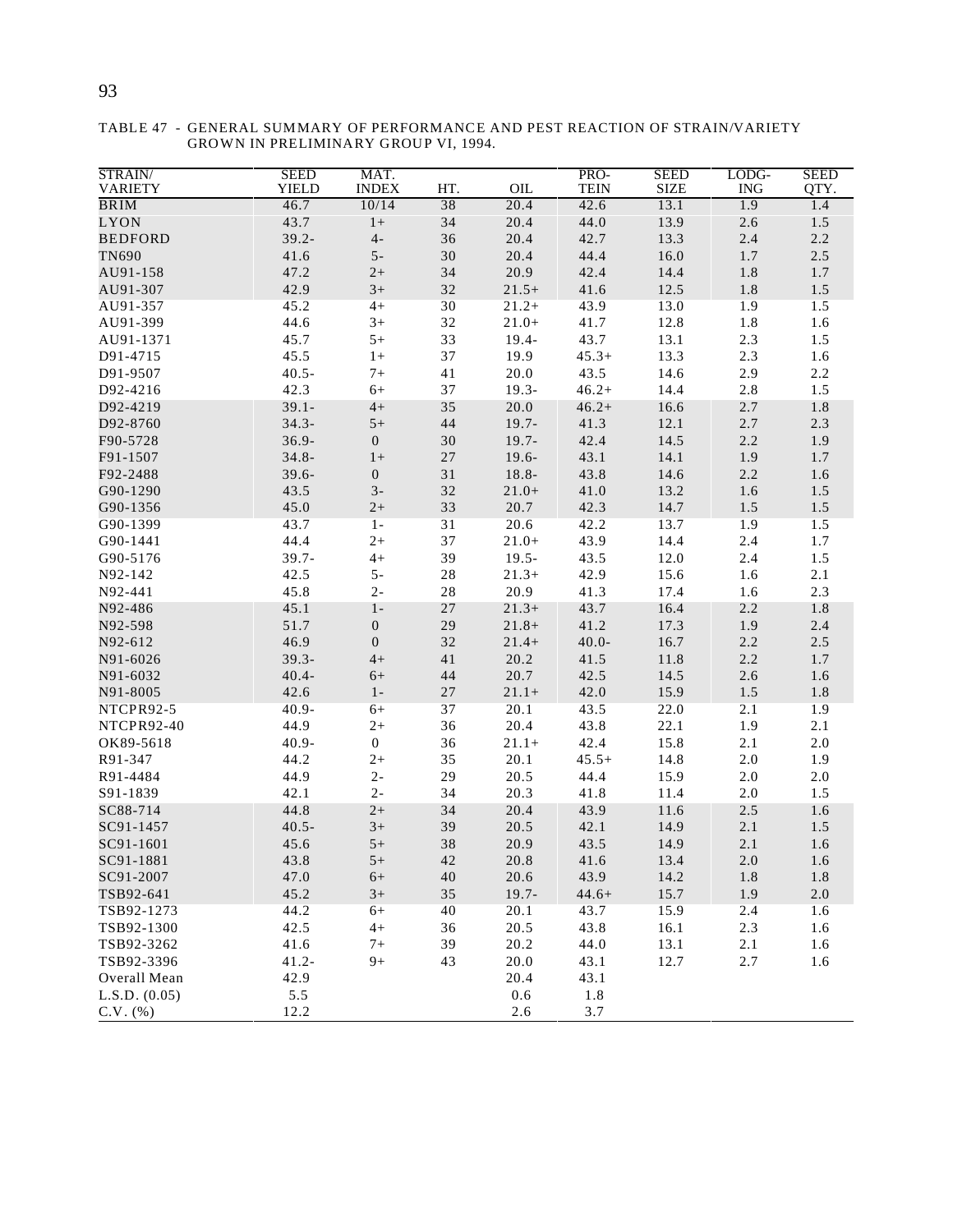TABLE 47 - GENERAL SUMMARY OF PERFORMANCE AND PEST REACTION OF STRAIN/VARIETY GROWN IN PRELIMINARY GROUP VI, 1994.

| STRAIN/ VARIETY | SEED YIELD | MAT. INDEX | HT. | OIL | PRO- TEIN | SEED SIZE | LODG- ING | SEED QTY. |
|---|---|---|---|---|---|---|---|---|
| BRIM | 46.7 | 10/14 | 38 | 20.4 | 42.6 | 13.1 | 1.9 | 1.4 |
| LYON | 43.7 | 1+ | 34 | 20.4 | 44.0 | 13.9 | 2.6 | 1.5 |
| BEDFORD | 39.2- | 4- | 36 | 20.4 | 42.7 | 13.3 | 2.4 | 2.2 |
| TN690 | 41.6 | 5- | 30 | 20.4 | 44.4 | 16.0 | 1.7 | 2.5 |
| AU91-158 | 47.2 | 2+ | 34 | 20.9 | 42.4 | 14.4 | 1.8 | 1.7 |
| AU91-307 | 42.9 | 3+ | 32 | 21.5+ | 41.6 | 12.5 | 1.8 | 1.5 |
| AU91-357 | 45.2 | 4+ | 30 | 21.2+ | 43.9 | 13.0 | 1.9 | 1.5 |
| AU91-399 | 44.6 | 3+ | 32 | 21.0+ | 41.7 | 12.8 | 1.8 | 1.6 |
| AU91-1371 | 45.7 | 5+ | 33 | 19.4- | 43.7 | 13.1 | 2.3 | 1.5 |
| D91-4715 | 45.5 | 1+ | 37 | 19.9 | 45.3+ | 13.3 | 2.3 | 1.6 |
| D91-9507 | 40.5- | 7+ | 41 | 20.0 | 43.5 | 14.6 | 2.9 | 2.2 |
| D92-4216 | 42.3 | 6+ | 37 | 19.3- | 46.2+ | 14.4 | 2.8 | 1.5 |
| D92-4219 | 39.1- | 4+ | 35 | 20.0 | 46.2+ | 16.6 | 2.7 | 1.8 |
| D92-8760 | 34.3- | 5+ | 44 | 19.7- | 41.3 | 12.1 | 2.7 | 2.3 |
| F90-5728 | 36.9- | 0 | 30 | 19.7- | 42.4 | 14.5 | 2.2 | 1.9 |
| F91-1507 | 34.8- | 1+ | 27 | 19.6- | 43.1 | 14.1 | 1.9 | 1.7 |
| F92-2488 | 39.6- | 0 | 31 | 18.8- | 43.8 | 14.6 | 2.2 | 1.6 |
| G90-1290 | 43.5 | 3- | 32 | 21.0+ | 41.0 | 13.2 | 1.6 | 1.5 |
| G90-1356 | 45.0 | 2+ | 33 | 20.7 | 42.3 | 14.7 | 1.5 | 1.5 |
| G90-1399 | 43.7 | 1- | 31 | 20.6 | 42.2 | 13.7 | 1.9 | 1.5 |
| G90-1441 | 44.4 | 2+ | 37 | 21.0+ | 43.9 | 14.4 | 2.4 | 1.7 |
| G90-5176 | 39.7- | 4+ | 39 | 19.5- | 43.5 | 12.0 | 2.4 | 1.5 |
| N92-142 | 42.5 | 5- | 28 | 21.3+ | 42.9 | 15.6 | 1.6 | 2.1 |
| N92-441 | 45.8 | 2- | 28 | 20.9 | 41.3 | 17.4 | 1.6 | 2.3 |
| N92-486 | 45.1 | 1- | 27 | 21.3+ | 43.7 | 16.4 | 2.2 | 1.8 |
| N92-598 | 51.7 | 0 | 29 | 21.8+ | 41.2 | 17.3 | 1.9 | 2.4 |
| N92-612 | 46.9 | 0 | 32 | 21.4+ | 40.0- | 16.7 | 2.2 | 2.5 |
| N91-6026 | 39.3- | 4+ | 41 | 20.2 | 41.5 | 11.8 | 2.2 | 1.7 |
| N91-6032 | 40.4- | 6+ | 44 | 20.7 | 42.5 | 14.5 | 2.6 | 1.6 |
| N91-8005 | 42.6 | 1- | 27 | 21.1+ | 42.0 | 15.9 | 1.5 | 1.8 |
| NTCPR92-5 | 40.9- | 6+ | 37 | 20.1 | 43.5 | 22.0 | 2.1 | 1.9 |
| NTCPR92-40 | 44.9 | 2+ | 36 | 20.4 | 43.8 | 22.1 | 1.9 | 2.1 |
| OK89-5618 | 40.9- | 0 | 36 | 21.1+ | 42.4 | 15.8 | 2.1 | 2.0 |
| R91-347 | 44.2 | 2+ | 35 | 20.1 | 45.5+ | 14.8 | 2.0 | 1.9 |
| R91-4484 | 44.9 | 2- | 29 | 20.5 | 44.4 | 15.9 | 2.0 | 2.0 |
| S91-1839 | 42.1 | 2- | 34 | 20.3 | 41.8 | 11.4 | 2.0 | 1.5 |
| SC88-714 | 44.8 | 2+ | 34 | 20.4 | 43.9 | 11.6 | 2.5 | 1.6 |
| SC91-1457 | 40.5- | 3+ | 39 | 20.5 | 42.1 | 14.9 | 2.1 | 1.5 |
| SC91-1601 | 45.6 | 5+ | 38 | 20.9 | 43.5 | 14.9 | 2.1 | 1.6 |
| SC91-1881 | 43.8 | 5+ | 42 | 20.8 | 41.6 | 13.4 | 2.0 | 1.6 |
| SC91-2007 | 47.0 | 6+ | 40 | 20.6 | 43.9 | 14.2 | 1.8 | 1.8 |
| TSB92-641 | 45.2 | 3+ | 35 | 19.7- | 44.6+ | 15.7 | 1.9 | 2.0 |
| TSB92-1273 | 44.2 | 6+ | 40 | 20.1 | 43.7 | 15.9 | 2.4 | 1.6 |
| TSB92-1300 | 42.5 | 4+ | 36 | 20.5 | 43.8 | 16.1 | 2.3 | 1.6 |
| TSB92-3262 | 41.6 | 7+ | 39 | 20.2 | 44.0 | 13.1 | 2.1 | 1.6 |
| TSB92-3396 | 41.2- | 9+ | 43 | 20.0 | 43.1 | 12.7 | 2.7 | 1.6 |
| Overall Mean | 42.9 | | | 20.4 | 43.1 | | | |
| L.S.D. (0.05) | 5.5 | | | 0.6 | 1.8 | | | |
| C.V. (%) | 12.2 | | | 2.6 | 3.7 | | | |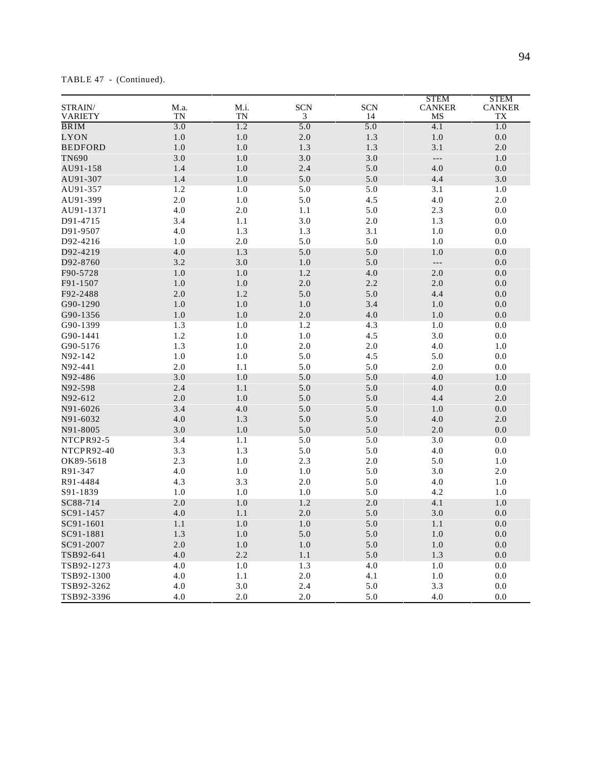TABLE 47 - (Continued).

| STRAIN/ VARIETY | M.a. TN | M.i. TN | SCN 3 | SCN 14 | STEM CANKER MS | STEM CANKER TX |
|---|---|---|---|---|---|---|
| BRIM | 3.0 | 1.2 | 5.0 | 5.0 | 4.1 | 1.0 |
| LYON | 1.0 | 1.0 | 2.0 | 1.3 | 1.0 | 0.0 |
| BEDFORD | 1.0 | 1.0 | 1.3 | 1.3 | 3.1 | 2.0 |
| TN690 | 3.0 | 1.0 | 3.0 | 3.0 | --- | 1.0 |
| AU91-158 | 1.4 | 1.0 | 2.4 | 5.0 | 4.0 | 0.0 |
| AU91-307 | 1.4 | 1.0 | 5.0 | 5.0 | 4.4 | 3.0 |
| AU91-357 | 1.2 | 1.0 | 5.0 | 5.0 | 3.1 | 1.0 |
| AU91-399 | 2.0 | 1.0 | 5.0 | 4.5 | 4.0 | 2.0 |
| AU91-1371 | 4.0 | 2.0 | 1.1 | 5.0 | 2.3 | 0.0 |
| D91-4715 | 3.4 | 1.1 | 3.0 | 2.0 | 1.3 | 0.0 |
| D91-9507 | 4.0 | 1.3 | 1.3 | 3.1 | 1.0 | 0.0 |
| D92-4216 | 1.0 | 2.0 | 5.0 | 5.0 | 1.0 | 0.0 |
| D92-4219 | 4.0 | 1.3 | 5.0 | 5.0 | 1.0 | 0.0 |
| D92-8760 | 3.2 | 3.0 | 1.0 | 5.0 | --- | 0.0 |
| F90-5728 | 1.0 | 1.0 | 1.2 | 4.0 | 2.0 | 0.0 |
| F91-1507 | 1.0 | 1.0 | 2.0 | 2.2 | 2.0 | 0.0 |
| F92-2488 | 2.0 | 1.2 | 5.0 | 5.0 | 4.4 | 0.0 |
| G90-1290 | 1.0 | 1.0 | 1.0 | 3.4 | 1.0 | 0.0 |
| G90-1356 | 1.0 | 1.0 | 2.0 | 4.0 | 1.0 | 0.0 |
| G90-1399 | 1.3 | 1.0 | 1.2 | 4.3 | 1.0 | 0.0 |
| G90-1441 | 1.2 | 1.0 | 1.0 | 4.5 | 3.0 | 0.0 |
| G90-5176 | 1.3 | 1.0 | 2.0 | 2.0 | 4.0 | 1.0 |
| N92-142 | 1.0 | 1.0 | 5.0 | 4.5 | 5.0 | 0.0 |
| N92-441 | 2.0 | 1.1 | 5.0 | 5.0 | 2.0 | 0.0 |
| N92-486 | 3.0 | 1.0 | 5.0 | 5.0 | 4.0 | 1.0 |
| N92-598 | 2.4 | 1.1 | 5.0 | 5.0 | 4.0 | 0.0 |
| N92-612 | 2.0 | 1.0 | 5.0 | 5.0 | 4.4 | 2.0 |
| N91-6026 | 3.4 | 4.0 | 5.0 | 5.0 | 1.0 | 0.0 |
| N91-6032 | 4.0 | 1.3 | 5.0 | 5.0 | 4.0 | 2.0 |
| N91-8005 | 3.0 | 1.0 | 5.0 | 5.0 | 2.0 | 0.0 |
| NTCPR92-5 | 3.4 | 1.1 | 5.0 | 5.0 | 3.0 | 0.0 |
| NTCPR92-40 | 3.3 | 1.3 | 5.0 | 5.0 | 4.0 | 0.0 |
| OK89-5618 | 2.3 | 1.0 | 2.3 | 2.0 | 5.0 | 1.0 |
| R91-347 | 4.0 | 1.0 | 1.0 | 5.0 | 3.0 | 2.0 |
| R91-4484 | 4.3 | 3.3 | 2.0 | 5.0 | 4.0 | 1.0 |
| S91-1839 | 1.0 | 1.0 | 1.0 | 5.0 | 4.2 | 1.0 |
| SC88-714 | 2.0 | 1.0 | 1.2 | 2.0 | 4.1 | 1.0 |
| SC91-1457 | 4.0 | 1.1 | 2.0 | 5.0 | 3.0 | 0.0 |
| SC91-1601 | 1.1 | 1.0 | 1.0 | 5.0 | 1.1 | 0.0 |
| SC91-1881 | 1.3 | 1.0 | 5.0 | 5.0 | 1.0 | 0.0 |
| SC91-2007 | 2.0 | 1.0 | 1.0 | 5.0 | 1.0 | 0.0 |
| TSB92-641 | 4.0 | 2.2 | 1.1 | 5.0 | 1.3 | 0.0 |
| TSB92-1273 | 4.0 | 1.0 | 1.3 | 4.0 | 1.0 | 0.0 |
| TSB92-1300 | 4.0 | 1.1 | 2.0 | 4.1 | 1.0 | 0.0 |
| TSB92-3262 | 4.0 | 3.0 | 2.4 | 5.0 | 3.3 | 0.0 |
| TSB92-3396 | 4.0 | 2.0 | 2.0 | 5.0 | 4.0 | 0.0 |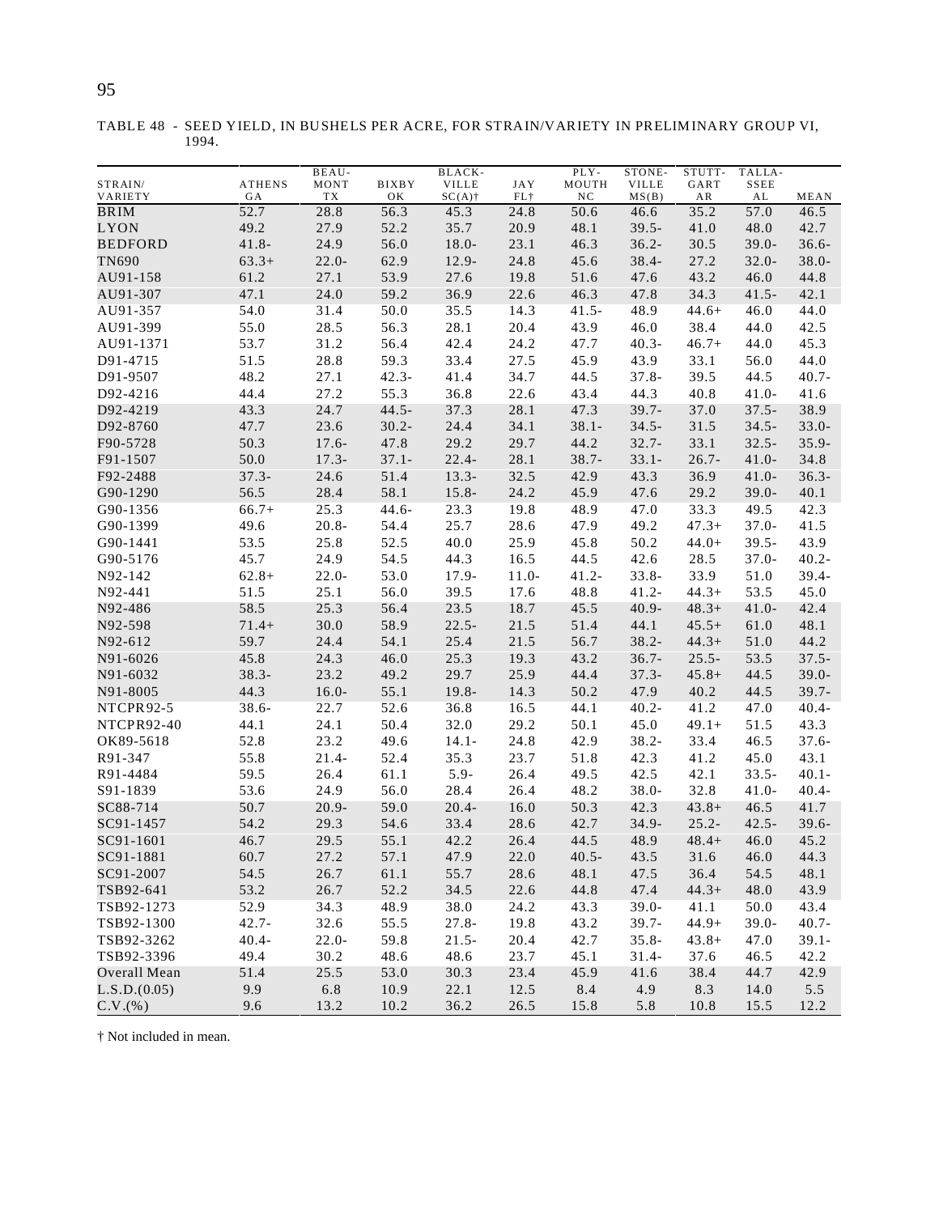TABLE 48 - SEED YIELD, IN BUSHELS PER ACRE, FOR STRAIN/VARIETY IN PRELIMINARY GROUP VI, 1994.

| STRAIN/ VARIETY | ATHENS GA | BEAU- MONT TX | BIXBY OK | BLACK- VILLE SC(A)† | JAY FL† | PLY- MOUTH NC | STONE- VILLE MS(B) | STUTT- GART AR | TALLA- SSEE AL | MEAN |
|---|---|---|---|---|---|---|---|---|---|---|
| BRIM | 52.7 | 28.8 | 56.3 | 45.3 | 24.8 | 50.6 | 46.6 | 35.2 | 57.0 | 46.5 |
| LYON | 49.2 | 27.9 | 52.2 | 35.7 | 20.9 | 48.1 | 39.5- | 41.0 | 48.0 | 42.7 |
| BEDFORD | 41.8- | 24.9 | 56.0 | 18.0- | 23.1 | 46.3 | 36.2- | 30.5 | 39.0- | 36.6- |
| TN690 | 63.3+ | 22.0- | 62.9 | 12.9- | 24.8 | 45.6 | 38.4- | 27.2 | 32.0- | 38.0- |
| AU91-158 | 61.2 | 27.1 | 53.9 | 27.6 | 19.8 | 51.6 | 47.6 | 43.2 | 46.0 | 44.8 |
| AU91-307 | 47.1 | 24.0 | 59.2 | 36.9 | 22.6 | 46.3 | 47.8 | 34.3 | 41.5- | 42.1 |
| AU91-357 | 54.0 | 31.4 | 50.0 | 35.5 | 14.3 | 41.5- | 48.9 | 44.6+ | 46.0 | 44.0 |
| AU91-399 | 55.0 | 28.5 | 56.3 | 28.1 | 20.4 | 43.9 | 46.0 | 38.4 | 44.0 | 42.5 |
| AU91-1371 | 53.7 | 31.2 | 56.4 | 42.4 | 24.2 | 47.7 | 40.3- | 46.7+ | 44.0 | 45.3 |
| D91-4715 | 51.5 | 28.8 | 59.3 | 33.4 | 27.5 | 45.9 | 43.9 | 33.1 | 56.0 | 44.0 |
| D91-9507 | 48.2 | 27.1 | 42.3- | 41.4 | 34.7 | 44.5 | 37.8- | 39.5 | 44.5 | 40.7- |
| D92-4216 | 44.4 | 27.2 | 55.3 | 36.8 | 22.6 | 43.4 | 44.3 | 40.8 | 41.0- | 41.6 |
| D92-4219 | 43.3 | 24.7 | 44.5- | 37.3 | 28.1 | 47.3 | 39.7- | 37.0 | 37.5- | 38.9 |
| D92-8760 | 47.7 | 23.6 | 30.2- | 24.4 | 34.1 | 38.1- | 34.5- | 31.5 | 34.5- | 33.0- |
| F90-5728 | 50.3 | 17.6- | 47.8 | 29.2 | 29.7 | 44.2 | 32.7- | 33.1 | 32.5- | 35.9- |
| F91-1507 | 50.0 | 17.3- | 37.1- | 22.4- | 28.1 | 38.7- | 33.1- | 26.7- | 41.0- | 34.8 |
| F92-2488 | 37.3- | 24.6 | 51.4 | 13.3- | 32.5 | 42.9 | 43.3 | 36.9 | 41.0- | 36.3- |
| G90-1290 | 56.5 | 28.4 | 58.1 | 15.8- | 24.2 | 45.9 | 47.6 | 29.2 | 39.0- | 40.1 |
| G90-1356 | 66.7+ | 25.3 | 44.6- | 23.3 | 19.8 | 48.9 | 47.0 | 33.3 | 49.5 | 42.3 |
| G90-1399 | 49.6 | 20.8- | 54.4 | 25.7 | 28.6 | 47.9 | 49.2 | 47.3+ | 37.0- | 41.5 |
| G90-1441 | 53.5 | 25.8 | 52.5 | 40.0 | 25.9 | 45.8 | 50.2 | 44.0+ | 39.5- | 43.9 |
| G90-5176 | 45.7 | 24.9 | 54.5 | 44.3 | 16.5 | 44.5 | 42.6 | 28.5 | 37.0- | 40.2- |
| N92-142 | 62.8+ | 22.0- | 53.0 | 17.9- | 11.0- | 41.2- | 33.8- | 33.9 | 51.0 | 39.4- |
| N92-441 | 51.5 | 25.1 | 56.0 | 39.5 | 17.6 | 48.8 | 41.2- | 44.3+ | 53.5 | 45.0 |
| N92-486 | 58.5 | 25.3 | 56.4 | 23.5 | 18.7 | 45.5 | 40.9- | 48.3+ | 41.0- | 42.4 |
| N92-598 | 71.4+ | 30.0 | 58.9 | 22.5- | 21.5 | 51.4 | 44.1 | 45.5+ | 61.0 | 48.1 |
| N92-612 | 59.7 | 24.4 | 54.1 | 25.4 | 21.5 | 56.7 | 38.2- | 44.3+ | 51.0 | 44.2 |
| N91-6026 | 45.8 | 24.3 | 46.0 | 25.3 | 19.3 | 43.2 | 36.7- | 25.5- | 53.5 | 37.5- |
| N91-6032 | 38.3- | 23.2 | 49.2 | 29.7 | 25.9 | 44.4 | 37.3- | 45.8+ | 44.5 | 39.0- |
| N91-8005 | 44.3 | 16.0- | 55.1 | 19.8- | 14.3 | 50.2 | 47.9 | 40.2 | 44.5 | 39.7- |
| NTCPR92-5 | 38.6- | 22.7 | 52.6 | 36.8 | 16.5 | 44.1 | 40.2- | 41.2 | 47.0 | 40.4- |
| NTCPR92-40 | 44.1 | 24.1 | 50.4 | 32.0 | 29.2 | 50.1 | 45.0 | 49.1+ | 51.5 | 43.3 |
| OK89-5618 | 52.8 | 23.2 | 49.6 | 14.1- | 24.8 | 42.9 | 38.2- | 33.4 | 46.5 | 37.6- |
| R91-347 | 55.8 | 21.4- | 52.4 | 35.3 | 23.7 | 51.8 | 42.3 | 41.2 | 45.0 | 43.1 |
| R91-4484 | 59.5 | 26.4 | 61.1 | 5.9- | 26.4 | 49.5 | 42.5 | 42.1 | 33.5- | 40.1- |
| S91-1839 | 53.6 | 24.9 | 56.0 | 28.4 | 26.4 | 48.2 | 38.0- | 32.8 | 41.0- | 40.4- |
| SC88-714 | 50.7 | 20.9- | 59.0 | 20.4- | 16.0 | 50.3 | 42.3 | 43.8+ | 46.5 | 41.7 |
| SC91-1457 | 54.2 | 29.3 | 54.6 | 33.4 | 28.6 | 42.7 | 34.9- | 25.2- | 42.5- | 39.6- |
| SC91-1601 | 46.7 | 29.5 | 55.1 | 42.2 | 26.4 | 44.5 | 48.9 | 48.4+ | 46.0 | 45.2 |
| SC91-1881 | 60.7 | 27.2 | 57.1 | 47.9 | 22.0 | 40.5- | 43.5 | 31.6 | 46.0 | 44.3 |
| SC91-2007 | 54.5 | 26.7 | 61.1 | 55.7 | 28.6 | 48.1 | 47.5 | 36.4 | 54.5 | 48.1 |
| TSB92-641 | 53.2 | 26.7 | 52.2 | 34.5 | 22.6 | 44.8 | 47.4 | 44.3+ | 48.0 | 43.9 |
| TSB92-1273 | 52.9 | 34.3 | 48.9 | 38.0 | 24.2 | 43.3 | 39.0- | 41.1 | 50.0 | 43.4 |
| TSB92-1300 | 42.7- | 32.6 | 55.5 | 27.8- | 19.8 | 43.2 | 39.7- | 44.9+ | 39.0- | 40.7- |
| TSB92-3262 | 40.4- | 22.0- | 59.8 | 21.5- | 20.4 | 42.7 | 35.8- | 43.8+ | 47.0 | 39.1- |
| TSB92-3396 | 49.4 | 30.2 | 48.6 | 48.6 | 23.7 | 45.1 | 31.4- | 37.6 | 46.5 | 42.2 |
| Overall Mean | 51.4 | 25.5 | 53.0 | 30.3 | 23.4 | 45.9 | 41.6 | 38.4 | 44.7 | 42.9 |
| L.S.D.(0.05) | 9.9 | 6.8 | 10.9 | 22.1 | 12.5 | 8.4 | 4.9 | 8.3 | 14.0 | 5.5 |
| C.V.(%) | 9.6 | 13.2 | 10.2 | 36.2 | 26.5 | 15.8 | 5.8 | 10.8 | 15.5 | 12.2 |

† Not included in mean.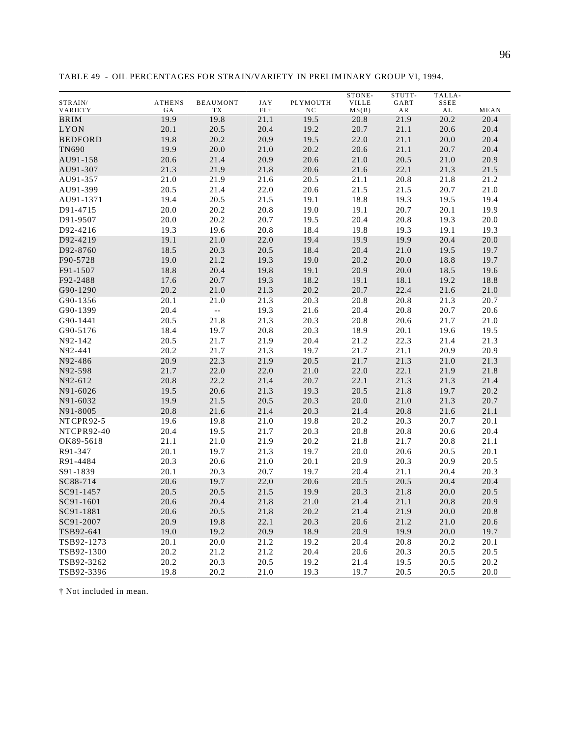TABLE 49 - OIL PERCENTAGES FOR STRAIN/VARIETY IN PRELIMINARY GROUP VI, 1994.

| STRAIN/ VARIETY | ATHENS GA | BEAUMONT TX | JAY FL† | PLYMOUTH NC | STONE-VILLE MS(B) | STUTT-GART AR | TALLA-SSEE AL | MEAN |
|---|---|---|---|---|---|---|---|---|
| BRIM | 19.9 | 19.8 | 21.1 | 19.5 | 20.8 | 21.9 | 20.2 | 20.4 |
| LYON | 20.1 | 20.5 | 20.4 | 19.2 | 20.7 | 21.1 | 20.6 | 20.4 |
| BEDFORD | 19.8 | 20.2 | 20.9 | 19.5 | 22.0 | 21.1 | 20.0 | 20.4 |
| TN690 | 19.9 | 20.0 | 21.0 | 20.2 | 20.6 | 21.1 | 20.7 | 20.4 |
| AU91-158 | 20.6 | 21.4 | 20.9 | 20.6 | 21.0 | 20.5 | 21.0 | 20.9 |
| AU91-307 | 21.3 | 21.9 | 21.8 | 20.6 | 21.6 | 22.1 | 21.3 | 21.5 |
| AU91-357 | 21.0 | 21.9 | 21.6 | 20.5 | 21.1 | 20.8 | 21.8 | 21.2 |
| AU91-399 | 20.5 | 21.4 | 22.0 | 20.6 | 21.5 | 21.5 | 20.7 | 21.0 |
| AU91-1371 | 19.4 | 20.5 | 21.5 | 19.1 | 18.8 | 19.3 | 19.5 | 19.4 |
| D91-4715 | 20.0 | 20.2 | 20.8 | 19.0 | 19.1 | 20.7 | 20.1 | 19.9 |
| D91-9507 | 20.0 | 20.2 | 20.7 | 19.5 | 20.4 | 20.8 | 19.3 | 20.0 |
| D92-4216 | 19.3 | 19.6 | 20.8 | 18.4 | 19.8 | 19.3 | 19.1 | 19.3 |
| D92-4219 | 19.1 | 21.0 | 22.0 | 19.4 | 19.9 | 19.9 | 20.4 | 20.0 |
| D92-8760 | 18.5 | 20.3 | 20.5 | 18.4 | 20.4 | 21.0 | 19.5 | 19.7 |
| F90-5728 | 19.0 | 21.2 | 19.3 | 19.0 | 20.2 | 20.0 | 18.8 | 19.7 |
| F91-1507 | 18.8 | 20.4 | 19.8 | 19.1 | 20.9 | 20.0 | 18.5 | 19.6 |
| F92-2488 | 17.6 | 20.7 | 19.3 | 18.2 | 19.1 | 18.1 | 19.2 | 18.8 |
| G90-1290 | 20.2 | 21.0 | 21.3 | 20.2 | 20.7 | 22.4 | 21.6 | 21.0 |
| G90-1356 | 20.1 | 21.0 | 21.3 | 20.3 | 20.8 | 20.8 | 21.3 | 20.7 |
| G90-1399 | 20.4 | -- | 19.3 | 21.6 | 20.4 | 20.8 | 20.7 | 20.6 |
| G90-1441 | 20.5 | 21.8 | 21.3 | 20.3 | 20.8 | 20.6 | 21.7 | 21.0 |
| G90-5176 | 18.4 | 19.7 | 20.8 | 20.3 | 18.9 | 20.1 | 19.6 | 19.5 |
| N92-142 | 20.5 | 21.7 | 21.9 | 20.4 | 21.2 | 22.3 | 21.4 | 21.3 |
| N92-441 | 20.2 | 21.7 | 21.3 | 19.7 | 21.7 | 21.1 | 20.9 | 20.9 |
| N92-486 | 20.9 | 22.3 | 21.9 | 20.5 | 21.7 | 21.3 | 21.0 | 21.3 |
| N92-598 | 21.7 | 22.0 | 22.0 | 21.0 | 22.0 | 22.1 | 21.9 | 21.8 |
| N92-612 | 20.8 | 22.2 | 21.4 | 20.7 | 22.1 | 21.3 | 21.3 | 21.4 |
| N91-6026 | 19.5 | 20.6 | 21.3 | 19.3 | 20.5 | 21.8 | 19.7 | 20.2 |
| N91-6032 | 19.9 | 21.5 | 20.5 | 20.3 | 20.0 | 21.0 | 21.3 | 20.7 |
| N91-8005 | 20.8 | 21.6 | 21.4 | 20.3 | 21.4 | 20.8 | 21.6 | 21.1 |
| NTCPR92-5 | 19.6 | 19.8 | 21.0 | 19.8 | 20.2 | 20.3 | 20.7 | 20.1 |
| NTCPR92-40 | 20.4 | 19.5 | 21.7 | 20.3 | 20.8 | 20.8 | 20.6 | 20.4 |
| OK89-5618 | 21.1 | 21.0 | 21.9 | 20.2 | 21.8 | 21.7 | 20.8 | 21.1 |
| R91-347 | 20.1 | 19.7 | 21.3 | 19.7 | 20.0 | 20.6 | 20.5 | 20.1 |
| R91-4484 | 20.3 | 20.6 | 21.0 | 20.1 | 20.9 | 20.3 | 20.9 | 20.5 |
| S91-1839 | 20.1 | 20.3 | 20.7 | 19.7 | 20.4 | 21.1 | 20.4 | 20.3 |
| SC88-714 | 20.6 | 19.7 | 22.0 | 20.6 | 20.5 | 20.5 | 20.4 | 20.4 |
| SC91-1457 | 20.5 | 20.5 | 21.5 | 19.9 | 20.3 | 21.8 | 20.0 | 20.5 |
| SC91-1601 | 20.6 | 20.4 | 21.8 | 21.0 | 21.4 | 21.1 | 20.8 | 20.9 |
| SC91-1881 | 20.6 | 20.5 | 21.8 | 20.2 | 21.4 | 21.9 | 20.0 | 20.8 |
| SC91-2007 | 20.9 | 19.8 | 22.1 | 20.3 | 20.6 | 21.2 | 21.0 | 20.6 |
| TSB92-641 | 19.0 | 19.2 | 20.9 | 18.9 | 20.9 | 19.9 | 20.0 | 19.7 |
| TSB92-1273 | 20.1 | 20.0 | 21.2 | 19.2 | 20.4 | 20.8 | 20.2 | 20.1 |
| TSB92-1300 | 20.2 | 21.2 | 21.2 | 20.4 | 20.6 | 20.3 | 20.5 | 20.5 |
| TSB92-3262 | 20.2 | 20.3 | 20.5 | 19.2 | 21.4 | 19.5 | 20.5 | 20.2 |
| TSB92-3396 | 19.8 | 20.2 | 21.0 | 19.3 | 19.7 | 20.5 | 20.5 | 20.0 |

† Not included in mean.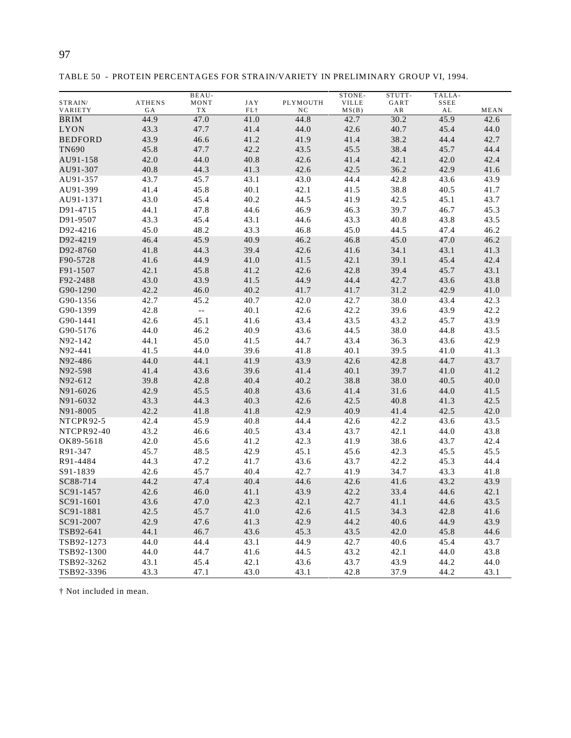TABLE 50 - PROTEIN PERCENTAGES FOR STRAIN/VARIETY IN PRELIMINARY GROUP VI, 1994.

| STRAIN/ VARIETY | ATHENS GA | BEAU-MONT TX | JAY FL† | PLYMOUTH NC | STONE-VILLE MS(B) | STUTT-GART AR | TALLA-SSEE AL | MEAN |
|---|---|---|---|---|---|---|---|---|
| BRIM | 44.9 | 47.0 | 41.0 | 44.8 | 42.7 | 30.2 | 45.9 | 42.6 |
| LYON | 43.3 | 47.7 | 41.4 | 44.0 | 42.6 | 40.7 | 45.4 | 44.0 |
| BEDFORD | 43.9 | 46.6 | 41.2 | 41.9 | 41.4 | 38.2 | 44.4 | 42.7 |
| TN690 | 45.8 | 47.7 | 42.2 | 43.5 | 45.5 | 38.4 | 45.7 | 44.4 |
| AU91-158 | 42.0 | 44.0 | 40.8 | 42.6 | 41.4 | 42.1 | 42.0 | 42.4 |
| AU91-307 | 40.8 | 44.3 | 41.3 | 42.6 | 42.5 | 36.2 | 42.9 | 41.6 |
| AU91-357 | 43.7 | 45.7 | 43.1 | 43.0 | 44.4 | 42.8 | 43.6 | 43.9 |
| AU91-399 | 41.4 | 45.8 | 40.1 | 42.1 | 41.5 | 38.8 | 40.5 | 41.7 |
| AU91-1371 | 43.0 | 45.4 | 40.2 | 44.5 | 41.9 | 42.5 | 45.1 | 43.7 |
| D91-4715 | 44.1 | 47.8 | 44.6 | 46.9 | 46.3 | 39.7 | 46.7 | 45.3 |
| D91-9507 | 43.3 | 45.4 | 43.1 | 44.6 | 43.3 | 40.8 | 43.8 | 43.5 |
| D92-4216 | 45.0 | 48.2 | 43.3 | 46.8 | 45.0 | 44.5 | 47.4 | 46.2 |
| D92-4219 | 46.4 | 45.9 | 40.9 | 46.2 | 46.8 | 45.0 | 47.0 | 46.2 |
| D92-8760 | 41.8 | 44.3 | 39.4 | 42.6 | 41.6 | 34.1 | 43.1 | 41.3 |
| F90-5728 | 41.6 | 44.9 | 41.0 | 41.5 | 42.1 | 39.1 | 45.4 | 42.4 |
| F91-1507 | 42.1 | 45.8 | 41.2 | 42.6 | 42.8 | 39.4 | 45.7 | 43.1 |
| F92-2488 | 43.0 | 43.9 | 41.5 | 44.9 | 44.4 | 42.7 | 43.6 | 43.8 |
| G90-1290 | 42.2 | 46.0 | 40.2 | 41.7 | 41.7 | 31.2 | 42.9 | 41.0 |
| G90-1356 | 42.7 | 45.2 | 40.7 | 42.0 | 42.7 | 38.0 | 43.4 | 42.3 |
| G90-1399 | 42.8 | -- | 40.1 | 42.6 | 42.2 | 39.6 | 43.9 | 42.2 |
| G90-1441 | 42.6 | 45.1 | 41.6 | 43.4 | 43.5 | 43.2 | 45.7 | 43.9 |
| G90-5176 | 44.0 | 46.2 | 40.9 | 43.6 | 44.5 | 38.0 | 44.8 | 43.5 |
| N92-142 | 44.1 | 45.0 | 41.5 | 44.7 | 43.4 | 36.3 | 43.6 | 42.9 |
| N92-441 | 41.5 | 44.0 | 39.6 | 41.8 | 40.1 | 39.5 | 41.0 | 41.3 |
| N92-486 | 44.0 | 44.1 | 41.9 | 43.9 | 42.6 | 42.8 | 44.7 | 43.7 |
| N92-598 | 41.4 | 43.6 | 39.6 | 41.4 | 40.1 | 39.7 | 41.0 | 41.2 |
| N92-612 | 39.8 | 42.8 | 40.4 | 40.2 | 38.8 | 38.0 | 40.5 | 40.0 |
| N91-6026 | 42.9 | 45.5 | 40.8 | 43.6 | 41.4 | 31.6 | 44.0 | 41.5 |
| N91-6032 | 43.3 | 44.3 | 40.3 | 42.6 | 42.5 | 40.8 | 41.3 | 42.5 |
| N91-8005 | 42.2 | 41.8 | 41.8 | 42.9 | 40.9 | 41.4 | 42.5 | 42.0 |
| NTCPR92-5 | 42.4 | 45.9 | 40.8 | 44.4 | 42.6 | 42.2 | 43.6 | 43.5 |
| NTCPR92-40 | 43.2 | 46.6 | 40.5 | 43.4 | 43.7 | 42.1 | 44.0 | 43.8 |
| OK89-5618 | 42.0 | 45.6 | 41.2 | 42.3 | 41.9 | 38.6 | 43.7 | 42.4 |
| R91-347 | 45.7 | 48.5 | 42.9 | 45.1 | 45.6 | 42.3 | 45.5 | 45.5 |
| R91-4484 | 44.3 | 47.2 | 41.7 | 43.6 | 43.7 | 42.2 | 45.3 | 44.4 |
| S91-1839 | 42.6 | 45.7 | 40.4 | 42.7 | 41.9 | 34.7 | 43.3 | 41.8 |
| SC88-714 | 44.2 | 47.4 | 40.4 | 44.6 | 42.6 | 41.6 | 43.2 | 43.9 |
| SC91-1457 | 42.6 | 46.0 | 41.1 | 43.9 | 42.2 | 33.4 | 44.6 | 42.1 |
| SC91-1601 | 43.6 | 47.0 | 42.3 | 42.1 | 42.7 | 41.1 | 44.6 | 43.5 |
| SC91-1881 | 42.5 | 45.7 | 41.0 | 42.6 | 41.5 | 34.3 | 42.8 | 41.6 |
| SC91-2007 | 42.9 | 47.6 | 41.3 | 42.9 | 44.2 | 40.6 | 44.9 | 43.9 |
| TSB92-641 | 44.1 | 46.7 | 43.6 | 45.3 | 43.5 | 42.0 | 45.8 | 44.6 |
| TSB92-1273 | 44.0 | 44.4 | 43.1 | 44.9 | 42.7 | 40.6 | 45.4 | 43.7 |
| TSB92-1300 | 44.0 | 44.7 | 41.6 | 44.5 | 43.2 | 42.1 | 44.0 | 43.8 |
| TSB92-3262 | 43.1 | 45.4 | 42.1 | 43.6 | 43.7 | 43.9 | 44.2 | 44.0 |
| TSB92-3396 | 43.3 | 47.1 | 43.0 | 43.1 | 42.8 | 37.9 | 44.2 | 43.1 |

† Not included in mean.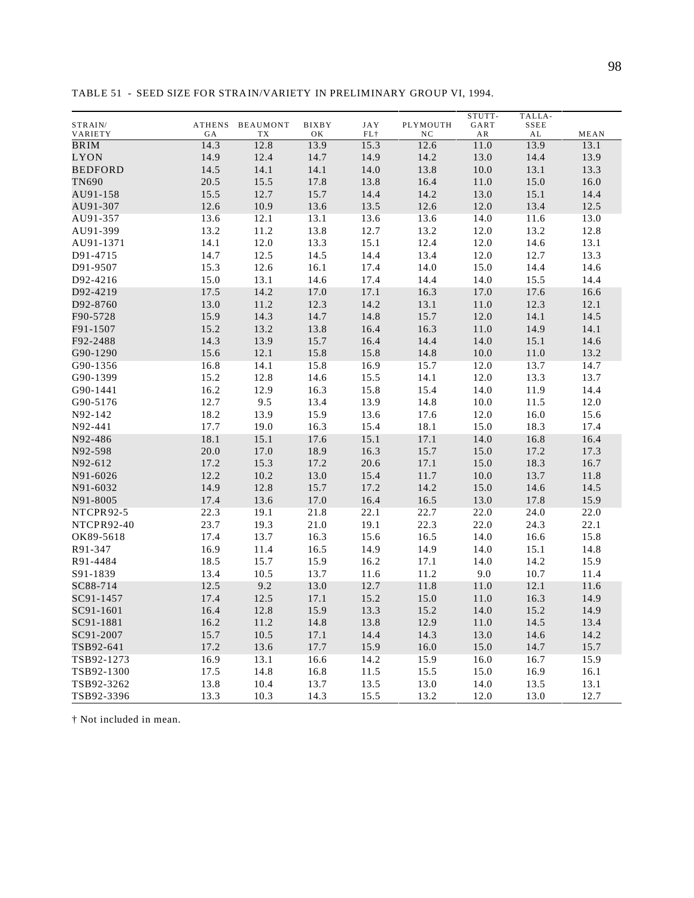TABLE 51 - SEED SIZE FOR STRAIN/VARIETY IN PRELIMINARY GROUP VI, 1994.

| STRAIN/ VARIETY | ATHENS GA | BEAUMONT TX | BIXBY OK | JAY FL† | PLYMOUTH NC | STUTT-GART AR | TALLA-SSEE AL | MEAN |
|---|---|---|---|---|---|---|---|---|
| BRIM | 14.3 | 12.8 | 13.9 | 15.3 | 12.6 | 11.0 | 13.9 | 13.1 |
| LYON | 14.9 | 12.4 | 14.7 | 14.9 | 14.2 | 13.0 | 14.4 | 13.9 |
| BEDFORD | 14.5 | 14.1 | 14.1 | 14.0 | 13.8 | 10.0 | 13.1 | 13.3 |
| TN690 | 20.5 | 15.5 | 17.8 | 13.8 | 16.4 | 11.0 | 15.0 | 16.0 |
| AU91-158 | 15.5 | 12.7 | 15.7 | 14.4 | 14.2 | 13.0 | 15.1 | 14.4 |
| AU91-307 | 12.6 | 10.9 | 13.6 | 13.5 | 12.6 | 12.0 | 13.4 | 12.5 |
| AU91-357 | 13.6 | 12.1 | 13.1 | 13.6 | 13.6 | 14.0 | 11.6 | 13.0 |
| AU91-399 | 13.2 | 11.2 | 13.8 | 12.7 | 13.2 | 12.0 | 13.2 | 12.8 |
| AU91-1371 | 14.1 | 12.0 | 13.3 | 15.1 | 12.4 | 12.0 | 14.6 | 13.1 |
| D91-4715 | 14.7 | 12.5 | 14.5 | 14.4 | 13.4 | 12.0 | 12.7 | 13.3 |
| D91-9507 | 15.3 | 12.6 | 16.1 | 17.4 | 14.0 | 15.0 | 14.4 | 14.6 |
| D92-4216 | 15.0 | 13.1 | 14.6 | 17.4 | 14.4 | 14.0 | 15.5 | 14.4 |
| D92-4219 | 17.5 | 14.2 | 17.0 | 17.1 | 16.3 | 17.0 | 17.6 | 16.6 |
| D92-8760 | 13.0 | 11.2 | 12.3 | 14.2 | 13.1 | 11.0 | 12.3 | 12.1 |
| F90-5728 | 15.9 | 14.3 | 14.7 | 14.8 | 15.7 | 12.0 | 14.1 | 14.5 |
| F91-1507 | 15.2 | 13.2 | 13.8 | 16.4 | 16.3 | 11.0 | 14.9 | 14.1 |
| F92-2488 | 14.3 | 13.9 | 15.7 | 16.4 | 14.4 | 14.0 | 15.1 | 14.6 |
| G90-1290 | 15.6 | 12.1 | 15.8 | 15.8 | 14.8 | 10.0 | 11.0 | 13.2 |
| G90-1356 | 16.8 | 14.1 | 15.8 | 16.9 | 15.7 | 12.0 | 13.7 | 14.7 |
| G90-1399 | 15.2 | 12.8 | 14.6 | 15.5 | 14.1 | 12.0 | 13.3 | 13.7 |
| G90-1441 | 16.2 | 12.9 | 16.3 | 15.8 | 15.4 | 14.0 | 11.9 | 14.4 |
| G90-5176 | 12.7 | 9.5 | 13.4 | 13.9 | 14.8 | 10.0 | 11.5 | 12.0 |
| N92-142 | 18.2 | 13.9 | 15.9 | 13.6 | 17.6 | 12.0 | 16.0 | 15.6 |
| N92-441 | 17.7 | 19.0 | 16.3 | 15.4 | 18.1 | 15.0 | 18.3 | 17.4 |
| N92-486 | 18.1 | 15.1 | 17.6 | 15.1 | 17.1 | 14.0 | 16.8 | 16.4 |
| N92-598 | 20.0 | 17.0 | 18.9 | 16.3 | 15.7 | 15.0 | 17.2 | 17.3 |
| N92-612 | 17.2 | 15.3 | 17.2 | 20.6 | 17.1 | 15.0 | 18.3 | 16.7 |
| N91-6026 | 12.2 | 10.2 | 13.0 | 15.4 | 11.7 | 10.0 | 13.7 | 11.8 |
| N91-6032 | 14.9 | 12.8 | 15.7 | 17.2 | 14.2 | 15.0 | 14.6 | 14.5 |
| N91-8005 | 17.4 | 13.6 | 17.0 | 16.4 | 16.5 | 13.0 | 17.8 | 15.9 |
| NTCPR92-5 | 22.3 | 19.1 | 21.8 | 22.1 | 22.7 | 22.0 | 24.0 | 22.0 |
| NTCPR92-40 | 23.7 | 19.3 | 21.0 | 19.1 | 22.3 | 22.0 | 24.3 | 22.1 |
| OK89-5618 | 17.4 | 13.7 | 16.3 | 15.6 | 16.5 | 14.0 | 16.6 | 15.8 |
| R91-347 | 16.9 | 11.4 | 16.5 | 14.9 | 14.9 | 14.0 | 15.1 | 14.8 |
| R91-4484 | 18.5 | 15.7 | 15.9 | 16.2 | 17.1 | 14.0 | 14.2 | 15.9 |
| S91-1839 | 13.4 | 10.5 | 13.7 | 11.6 | 11.2 | 9.0 | 10.7 | 11.4 |
| SC88-714 | 12.5 | 9.2 | 13.0 | 12.7 | 11.8 | 11.0 | 12.1 | 11.6 |
| SC91-1457 | 17.4 | 12.5 | 17.1 | 15.2 | 15.0 | 11.0 | 16.3 | 14.9 |
| SC91-1601 | 16.4 | 12.8 | 15.9 | 13.3 | 15.2 | 14.0 | 15.2 | 14.9 |
| SC91-1881 | 16.2 | 11.2 | 14.8 | 13.8 | 12.9 | 11.0 | 14.5 | 13.4 |
| SC91-2007 | 15.7 | 10.5 | 17.1 | 14.4 | 14.3 | 13.0 | 14.6 | 14.2 |
| TSB92-641 | 17.2 | 13.6 | 17.7 | 15.9 | 16.0 | 15.0 | 14.7 | 15.7 |
| TSB92-1273 | 16.9 | 13.1 | 16.6 | 14.2 | 15.9 | 16.0 | 16.7 | 15.9 |
| TSB92-1300 | 17.5 | 14.8 | 16.8 | 11.5 | 15.5 | 15.0 | 16.9 | 16.1 |
| TSB92-3262 | 13.8 | 10.4 | 13.7 | 13.5 | 13.0 | 14.0 | 13.5 | 13.1 |
| TSB92-3396 | 13.3 | 10.3 | 14.3 | 15.5 | 13.2 | 12.0 | 13.0 | 12.7 |

† Not included in mean.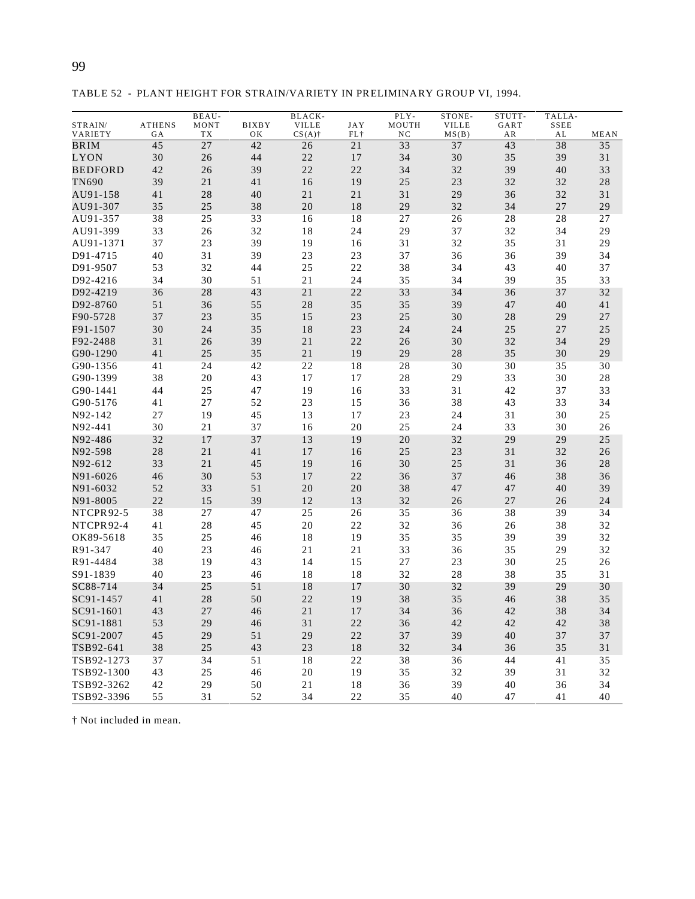TABLE 52 - PLANT HEIGHT FOR STRAIN/VARIETY IN PRELIMINARY GROUP VI, 1994.

| STRAIN/ VARIETY | ATHENS GA | BEAU- MONT TX | BIXBY OK | BLACK- VILLE CS(A)† | JAY FL† | PLY- MOUTH NC | STONE- VILLE MS(B) | STUTT- GART AR | TALLA- SSEE AL | MEAN |
|---|---|---|---|---|---|---|---|---|---|---|
| BRIM | 45 | 27 | 42 | 26 | 21 | 33 | 37 | 43 | 38 | 35 |
| LYON | 30 | 26 | 44 | 22 | 17 | 34 | 30 | 35 | 39 | 31 |
| BEDFORD | 42 | 26 | 39 | 22 | 22 | 34 | 32 | 39 | 40 | 33 |
| TN690 | 39 | 21 | 41 | 16 | 19 | 25 | 23 | 32 | 32 | 28 |
| AU91-158 | 41 | 28 | 40 | 21 | 21 | 31 | 29 | 36 | 32 | 31 |
| AU91-307 | 35 | 25 | 38 | 20 | 18 | 29 | 32 | 34 | 27 | 29 |
| AU91-357 | 38 | 25 | 33 | 16 | 18 | 27 | 26 | 28 | 28 | 27 |
| AU91-399 | 33 | 26 | 32 | 18 | 24 | 29 | 37 | 32 | 34 | 29 |
| AU91-1371 | 37 | 23 | 39 | 19 | 16 | 31 | 32 | 35 | 31 | 29 |
| D91-4715 | 40 | 31 | 39 | 23 | 23 | 37 | 36 | 36 | 39 | 34 |
| D91-9507 | 53 | 32 | 44 | 25 | 22 | 38 | 34 | 43 | 40 | 37 |
| D92-4216 | 34 | 30 | 51 | 21 | 24 | 35 | 34 | 39 | 35 | 33 |
| D92-4219 | 36 | 28 | 43 | 21 | 22 | 33 | 34 | 36 | 37 | 32 |
| D92-8760 | 51 | 36 | 55 | 28 | 35 | 35 | 39 | 47 | 40 | 41 |
| F90-5728 | 37 | 23 | 35 | 15 | 23 | 25 | 30 | 28 | 29 | 27 |
| F91-1507 | 30 | 24 | 35 | 18 | 23 | 24 | 24 | 25 | 27 | 25 |
| F92-2488 | 31 | 26 | 39 | 21 | 22 | 26 | 30 | 32 | 34 | 29 |
| G90-1290 | 41 | 25 | 35 | 21 | 19 | 29 | 28 | 35 | 30 | 29 |
| G90-1356 | 41 | 24 | 42 | 22 | 18 | 28 | 30 | 30 | 35 | 30 |
| G90-1399 | 38 | 20 | 43 | 17 | 17 | 28 | 29 | 33 | 30 | 28 |
| G90-1441 | 44 | 25 | 47 | 19 | 16 | 33 | 31 | 42 | 37 | 33 |
| G90-5176 | 41 | 27 | 52 | 23 | 15 | 36 | 38 | 43 | 33 | 34 |
| N92-142 | 27 | 19 | 45 | 13 | 17 | 23 | 24 | 31 | 30 | 25 |
| N92-441 | 30 | 21 | 37 | 16 | 20 | 25 | 24 | 33 | 30 | 26 |
| N92-486 | 32 | 17 | 37 | 13 | 19 | 20 | 32 | 29 | 29 | 25 |
| N92-598 | 28 | 21 | 41 | 17 | 16 | 25 | 23 | 31 | 32 | 26 |
| N92-612 | 33 | 21 | 45 | 19 | 16 | 30 | 25 | 31 | 36 | 28 |
| N91-6026 | 46 | 30 | 53 | 17 | 22 | 36 | 37 | 46 | 38 | 36 |
| N91-6032 | 52 | 33 | 51 | 20 | 20 | 38 | 47 | 47 | 40 | 39 |
| N91-8005 | 22 | 15 | 39 | 12 | 13 | 32 | 26 | 27 | 26 | 24 |
| NTCPR92-5 | 38 | 27 | 47 | 25 | 26 | 35 | 36 | 38 | 39 | 34 |
| NTCPR92-4 | 41 | 28 | 45 | 20 | 22 | 32 | 36 | 26 | 38 | 32 |
| OK89-5618 | 35 | 25 | 46 | 18 | 19 | 35 | 35 | 39 | 39 | 32 |
| R91-347 | 40 | 23 | 46 | 21 | 21 | 33 | 36 | 35 | 29 | 32 |
| R91-4484 | 38 | 19 | 43 | 14 | 15 | 27 | 23 | 30 | 25 | 26 |
| S91-1839 | 40 | 23 | 46 | 18 | 18 | 32 | 28 | 38 | 35 | 31 |
| SC88-714 | 34 | 25 | 51 | 18 | 17 | 30 | 32 | 39 | 29 | 30 |
| SC91-1457 | 41 | 28 | 50 | 22 | 19 | 38 | 35 | 46 | 38 | 35 |
| SC91-1601 | 43 | 27 | 46 | 21 | 17 | 34 | 36 | 42 | 38 | 34 |
| SC91-1881 | 53 | 29 | 46 | 31 | 22 | 36 | 42 | 42 | 42 | 38 |
| SC91-2007 | 45 | 29 | 51 | 29 | 22 | 37 | 39 | 40 | 37 | 37 |
| TSB92-641 | 38 | 25 | 43 | 23 | 18 | 32 | 34 | 36 | 35 | 31 |
| TSB92-1273 | 37 | 34 | 51 | 18 | 22 | 38 | 36 | 44 | 41 | 35 |
| TSB92-1300 | 43 | 25 | 46 | 20 | 19 | 35 | 32 | 39 | 31 | 32 |
| TSB92-3262 | 42 | 29 | 50 | 21 | 18 | 36 | 39 | 40 | 36 | 34 |
| TSB92-3396 | 55 | 31 | 52 | 34 | 22 | 35 | 40 | 47 | 41 | 40 |

† Not included in mean.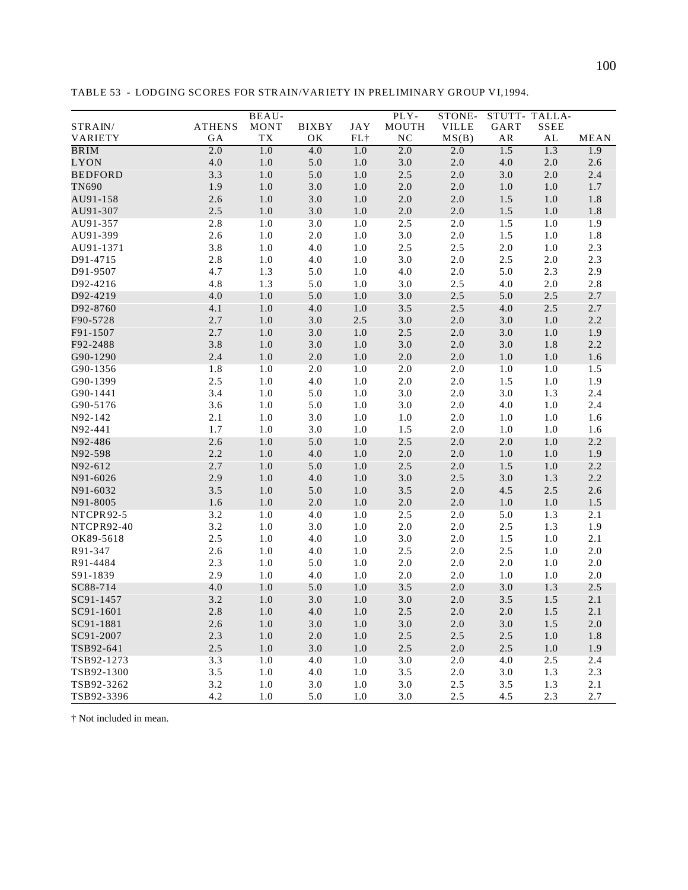TABLE 53 - LODGING SCORES FOR STRAIN/VARIETY IN PRELIMINARY GROUP VI,1994.

| STRAIN/ VARIETY | ATHENS GA | BEAU- MONT TX | BIXBY OK | JAY FL† | PLY- MOUTH NC | STONE- VILLE MS(B) | STUTT- GART AR | TALLA- SSEE AL | MEAN |
|---|---|---|---|---|---|---|---|---|---|
| BRIM | 2.0 | 1.0 | 4.0 | 1.0 | 2.0 | 2.0 | 1.5 | 1.3 | 1.9 |
| LYON | 4.0 | 1.0 | 5.0 | 1.0 | 3.0 | 2.0 | 4.0 | 2.0 | 2.6 |
| BEDFORD | 3.3 | 1.0 | 5.0 | 1.0 | 2.5 | 2.0 | 3.0 | 2.0 | 2.4 |
| TN690 | 1.9 | 1.0 | 3.0 | 1.0 | 2.0 | 2.0 | 1.0 | 1.0 | 1.7 |
| AU91-158 | 2.6 | 1.0 | 3.0 | 1.0 | 2.0 | 2.0 | 1.5 | 1.0 | 1.8 |
| AU91-307 | 2.5 | 1.0 | 3.0 | 1.0 | 2.0 | 2.0 | 1.5 | 1.0 | 1.8 |
| AU91-357 | 2.8 | 1.0 | 3.0 | 1.0 | 2.5 | 2.0 | 1.5 | 1.0 | 1.9 |
| AU91-399 | 2.6 | 1.0 | 2.0 | 1.0 | 3.0 | 2.0 | 1.5 | 1.0 | 1.8 |
| AU91-1371 | 3.8 | 1.0 | 4.0 | 1.0 | 2.5 | 2.5 | 2.0 | 1.0 | 2.3 |
| D91-4715 | 2.8 | 1.0 | 4.0 | 1.0 | 3.0 | 2.0 | 2.5 | 2.0 | 2.3 |
| D91-9507 | 4.7 | 1.3 | 5.0 | 1.0 | 4.0 | 2.0 | 5.0 | 2.3 | 2.9 |
| D92-4216 | 4.8 | 1.3 | 5.0 | 1.0 | 3.0 | 2.5 | 4.0 | 2.0 | 2.8 |
| D92-4219 | 4.0 | 1.0 | 5.0 | 1.0 | 3.0 | 2.5 | 5.0 | 2.5 | 2.7 |
| D92-8760 | 4.1 | 1.0 | 4.0 | 1.0 | 3.5 | 2.5 | 4.0 | 2.5 | 2.7 |
| F90-5728 | 2.7 | 1.0 | 3.0 | 2.5 | 3.0 | 2.0 | 3.0 | 1.0 | 2.2 |
| F91-1507 | 2.7 | 1.0 | 3.0 | 1.0 | 2.5 | 2.0 | 3.0 | 1.0 | 1.9 |
| F92-2488 | 3.8 | 1.0 | 3.0 | 1.0 | 3.0 | 2.0 | 3.0 | 1.8 | 2.2 |
| G90-1290 | 2.4 | 1.0 | 2.0 | 1.0 | 2.0 | 2.0 | 1.0 | 1.0 | 1.6 |
| G90-1356 | 1.8 | 1.0 | 2.0 | 1.0 | 2.0 | 2.0 | 1.0 | 1.0 | 1.5 |
| G90-1399 | 2.5 | 1.0 | 4.0 | 1.0 | 2.0 | 2.0 | 1.5 | 1.0 | 1.9 |
| G90-1441 | 3.4 | 1.0 | 5.0 | 1.0 | 3.0 | 2.0 | 3.0 | 1.3 | 2.4 |
| G90-5176 | 3.6 | 1.0 | 5.0 | 1.0 | 3.0 | 2.0 | 4.0 | 1.0 | 2.4 |
| N92-142 | 2.1 | 1.0 | 3.0 | 1.0 | 1.0 | 2.0 | 1.0 | 1.0 | 1.6 |
| N92-441 | 1.7 | 1.0 | 3.0 | 1.0 | 1.5 | 2.0 | 1.0 | 1.0 | 1.6 |
| N92-486 | 2.6 | 1.0 | 5.0 | 1.0 | 2.5 | 2.0 | 2.0 | 1.0 | 2.2 |
| N92-598 | 2.2 | 1.0 | 4.0 | 1.0 | 2.0 | 2.0 | 1.0 | 1.0 | 1.9 |
| N92-612 | 2.7 | 1.0 | 5.0 | 1.0 | 2.5 | 2.0 | 1.5 | 1.0 | 2.2 |
| N91-6026 | 2.9 | 1.0 | 4.0 | 1.0 | 3.0 | 2.5 | 3.0 | 1.3 | 2.2 |
| N91-6032 | 3.5 | 1.0 | 5.0 | 1.0 | 3.5 | 2.0 | 4.5 | 2.5 | 2.6 |
| N91-8005 | 1.6 | 1.0 | 2.0 | 1.0 | 2.0 | 2.0 | 1.0 | 1.0 | 1.5 |
| NTCPR92-5 | 3.2 | 1.0 | 4.0 | 1.0 | 2.5 | 2.0 | 5.0 | 1.3 | 2.1 |
| NTCPR92-40 | 3.2 | 1.0 | 3.0 | 1.0 | 2.0 | 2.0 | 2.5 | 1.3 | 1.9 |
| OK89-5618 | 2.5 | 1.0 | 4.0 | 1.0 | 3.0 | 2.0 | 1.5 | 1.0 | 2.1 |
| R91-347 | 2.6 | 1.0 | 4.0 | 1.0 | 2.5 | 2.0 | 2.5 | 1.0 | 2.0 |
| R91-4484 | 2.3 | 1.0 | 5.0 | 1.0 | 2.0 | 2.0 | 2.0 | 1.0 | 2.0 |
| S91-1839 | 2.9 | 1.0 | 4.0 | 1.0 | 2.0 | 2.0 | 1.0 | 1.0 | 2.0 |
| SC88-714 | 4.0 | 1.0 | 5.0 | 1.0 | 3.5 | 2.0 | 3.0 | 1.3 | 2.5 |
| SC91-1457 | 3.2 | 1.0 | 3.0 | 1.0 | 3.0 | 2.0 | 3.5 | 1.5 | 2.1 |
| SC91-1601 | 2.8 | 1.0 | 4.0 | 1.0 | 2.5 | 2.0 | 2.0 | 1.5 | 2.1 |
| SC91-1881 | 2.6 | 1.0 | 3.0 | 1.0 | 3.0 | 2.0 | 3.0 | 1.5 | 2.0 |
| SC91-2007 | 2.3 | 1.0 | 2.0 | 1.0 | 2.5 | 2.5 | 2.5 | 1.0 | 1.8 |
| TSB92-641 | 2.5 | 1.0 | 3.0 | 1.0 | 2.5 | 2.0 | 2.5 | 1.0 | 1.9 |
| TSB92-1273 | 3.3 | 1.0 | 4.0 | 1.0 | 3.0 | 2.0 | 4.0 | 2.5 | 2.4 |
| TSB92-1300 | 3.5 | 1.0 | 4.0 | 1.0 | 3.5 | 2.0 | 3.0 | 1.3 | 2.3 |
| TSB92-3262 | 3.2 | 1.0 | 3.0 | 1.0 | 3.0 | 2.5 | 3.5 | 1.3 | 2.1 |
| TSB92-3396 | 4.2 | 1.0 | 5.0 | 1.0 | 3.0 | 2.5 | 4.5 | 2.3 | 2.7 |

† Not included in mean.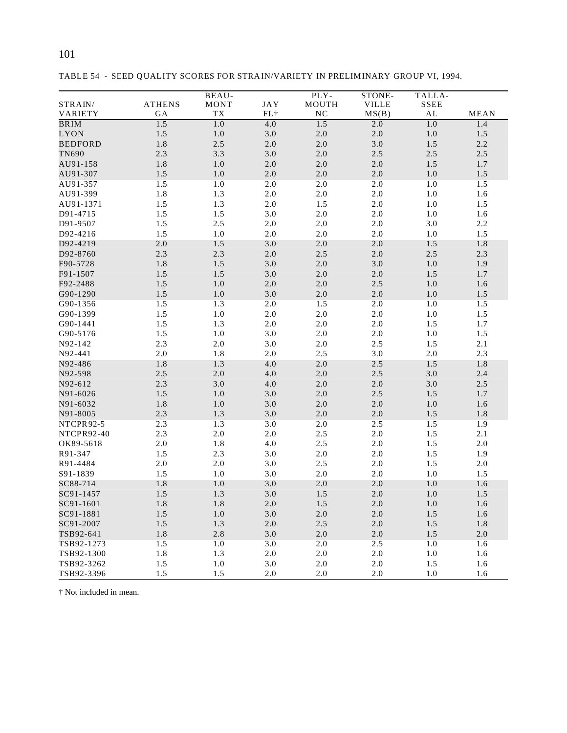TABLE 54 - SEED QUALITY SCORES FOR STRAIN/VARIETY IN PRELIMINARY GROUP VI, 1994.

| STRAIN/ VARIETY | ATHENS GA | BEAU- MONT TX | JAY FL† | PLY- MOUTH NC | STONE- VILLE MS(B) | TALLA- SSEE AL | MEAN |
|---|---|---|---|---|---|---|---|
| BRIM | 1.5 | 1.0 | 4.0 | 1.5 | 2.0 | 1.0 | 1.4 |
| LYON | 1.5 | 1.0 | 3.0 | 2.0 | 2.0 | 1.0 | 1.5 |
| BEDFORD | 1.8 | 2.5 | 2.0 | 2.0 | 3.0 | 1.5 | 2.2 |
| TN690 | 2.3 | 3.3 | 3.0 | 2.0 | 2.5 | 2.5 | 2.5 |
| AU91-158 | 1.8 | 1.0 | 2.0 | 2.0 | 2.0 | 1.5 | 1.7 |
| AU91-307 | 1.5 | 1.0 | 2.0 | 2.0 | 2.0 | 1.0 | 1.5 |
| AU91-357 | 1.5 | 1.0 | 2.0 | 2.0 | 2.0 | 1.0 | 1.5 |
| AU91-399 | 1.8 | 1.3 | 2.0 | 2.0 | 2.0 | 1.0 | 1.6 |
| AU91-1371 | 1.5 | 1.3 | 2.0 | 1.5 | 2.0 | 1.0 | 1.5 |
| D91-4715 | 1.5 | 1.5 | 3.0 | 2.0 | 2.0 | 1.0 | 1.6 |
| D91-9507 | 1.5 | 2.5 | 2.0 | 2.0 | 2.0 | 3.0 | 2.2 |
| D92-4216 | 1.5 | 1.0 | 2.0 | 2.0 | 2.0 | 1.0 | 1.5 |
| D92-4219 | 2.0 | 1.5 | 3.0 | 2.0 | 2.0 | 1.5 | 1.8 |
| D92-8760 | 2.3 | 2.3 | 2.0 | 2.5 | 2.0 | 2.5 | 2.3 |
| F90-5728 | 1.8 | 1.5 | 3.0 | 2.0 | 3.0 | 1.0 | 1.9 |
| F91-1507 | 1.5 | 1.5 | 3.0 | 2.0 | 2.0 | 1.5 | 1.7 |
| F92-2488 | 1.5 | 1.0 | 2.0 | 2.0 | 2.5 | 1.0 | 1.6 |
| G90-1290 | 1.5 | 1.0 | 3.0 | 2.0 | 2.0 | 1.0 | 1.5 |
| G90-1356 | 1.5 | 1.3 | 2.0 | 1.5 | 2.0 | 1.0 | 1.5 |
| G90-1399 | 1.5 | 1.0 | 2.0 | 2.0 | 2.0 | 1.0 | 1.5 |
| G90-1441 | 1.5 | 1.3 | 2.0 | 2.0 | 2.0 | 1.5 | 1.7 |
| G90-5176 | 1.5 | 1.0 | 3.0 | 2.0 | 2.0 | 1.0 | 1.5 |
| N92-142 | 2.3 | 2.0 | 3.0 | 2.0 | 2.5 | 1.5 | 2.1 |
| N92-441 | 2.0 | 1.8 | 2.0 | 2.5 | 3.0 | 2.0 | 2.3 |
| N92-486 | 1.8 | 1.3 | 4.0 | 2.0 | 2.5 | 1.5 | 1.8 |
| N92-598 | 2.5 | 2.0 | 4.0 | 2.0 | 2.5 | 3.0 | 2.4 |
| N92-612 | 2.3 | 3.0 | 4.0 | 2.0 | 2.0 | 3.0 | 2.5 |
| N91-6026 | 1.5 | 1.0 | 3.0 | 2.0 | 2.5 | 1.5 | 1.7 |
| N91-6032 | 1.8 | 1.0 | 3.0 | 2.0 | 2.0 | 1.0 | 1.6 |
| N91-8005 | 2.3 | 1.3 | 3.0 | 2.0 | 2.0 | 1.5 | 1.8 |
| NTCPR92-5 | 2.3 | 1.3 | 3.0 | 2.0 | 2.5 | 1.5 | 1.9 |
| NTCPR92-40 | 2.3 | 2.0 | 2.0 | 2.5 | 2.0 | 1.5 | 2.1 |
| OK89-5618 | 2.0 | 1.8 | 4.0 | 2.5 | 2.0 | 1.5 | 2.0 |
| R91-347 | 1.5 | 2.3 | 3.0 | 2.0 | 2.0 | 1.5 | 1.9 |
| R91-4484 | 2.0 | 2.0 | 3.0 | 2.5 | 2.0 | 1.5 | 2.0 |
| S91-1839 | 1.5 | 1.0 | 3.0 | 2.0 | 2.0 | 1.0 | 1.5 |
| SC88-714 | 1.8 | 1.0 | 3.0 | 2.0 | 2.0 | 1.0 | 1.6 |
| SC91-1457 | 1.5 | 1.3 | 3.0 | 1.5 | 2.0 | 1.0 | 1.5 |
| SC91-1601 | 1.8 | 1.8 | 2.0 | 1.5 | 2.0 | 1.0 | 1.6 |
| SC91-1881 | 1.5 | 1.0 | 3.0 | 2.0 | 2.0 | 1.5 | 1.6 |
| SC91-2007 | 1.5 | 1.3 | 2.0 | 2.5 | 2.0 | 1.5 | 1.8 |
| TSB92-641 | 1.8 | 2.8 | 3.0 | 2.0 | 2.0 | 1.5 | 2.0 |
| TSB92-1273 | 1.5 | 1.0 | 3.0 | 2.0 | 2.5 | 1.0 | 1.6 |
| TSB92-1300 | 1.8 | 1.3 | 2.0 | 2.0 | 2.0 | 1.0 | 1.6 |
| TSB92-3262 | 1.5 | 1.0 | 3.0 | 2.0 | 2.0 | 1.5 | 1.6 |
| TSB92-3396 | 1.5 | 1.5 | 2.0 | 2.0 | 2.0 | 1.0 | 1.6 |

† Not included in mean.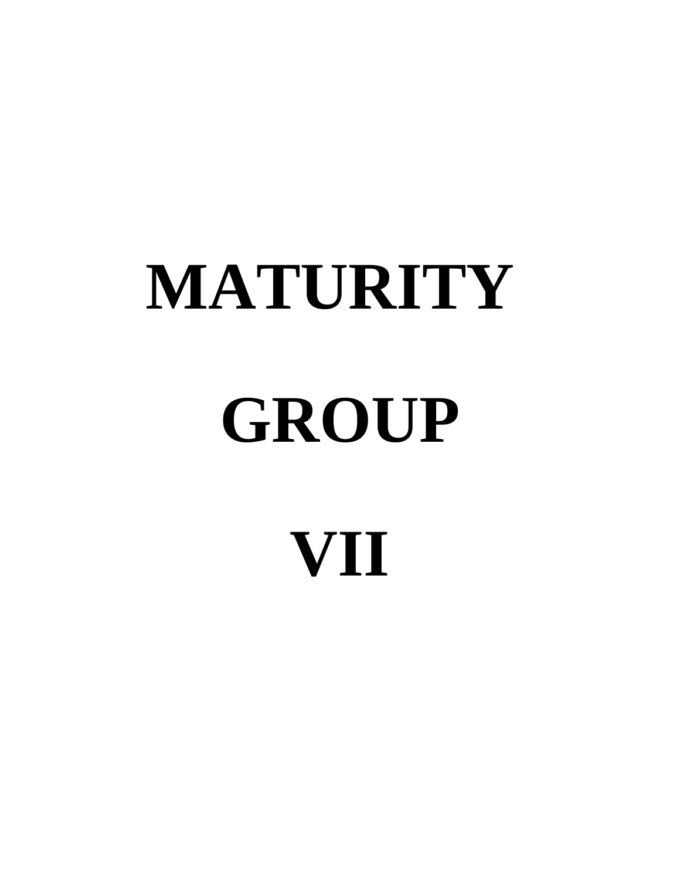# MATURITY

# GROUP

# VII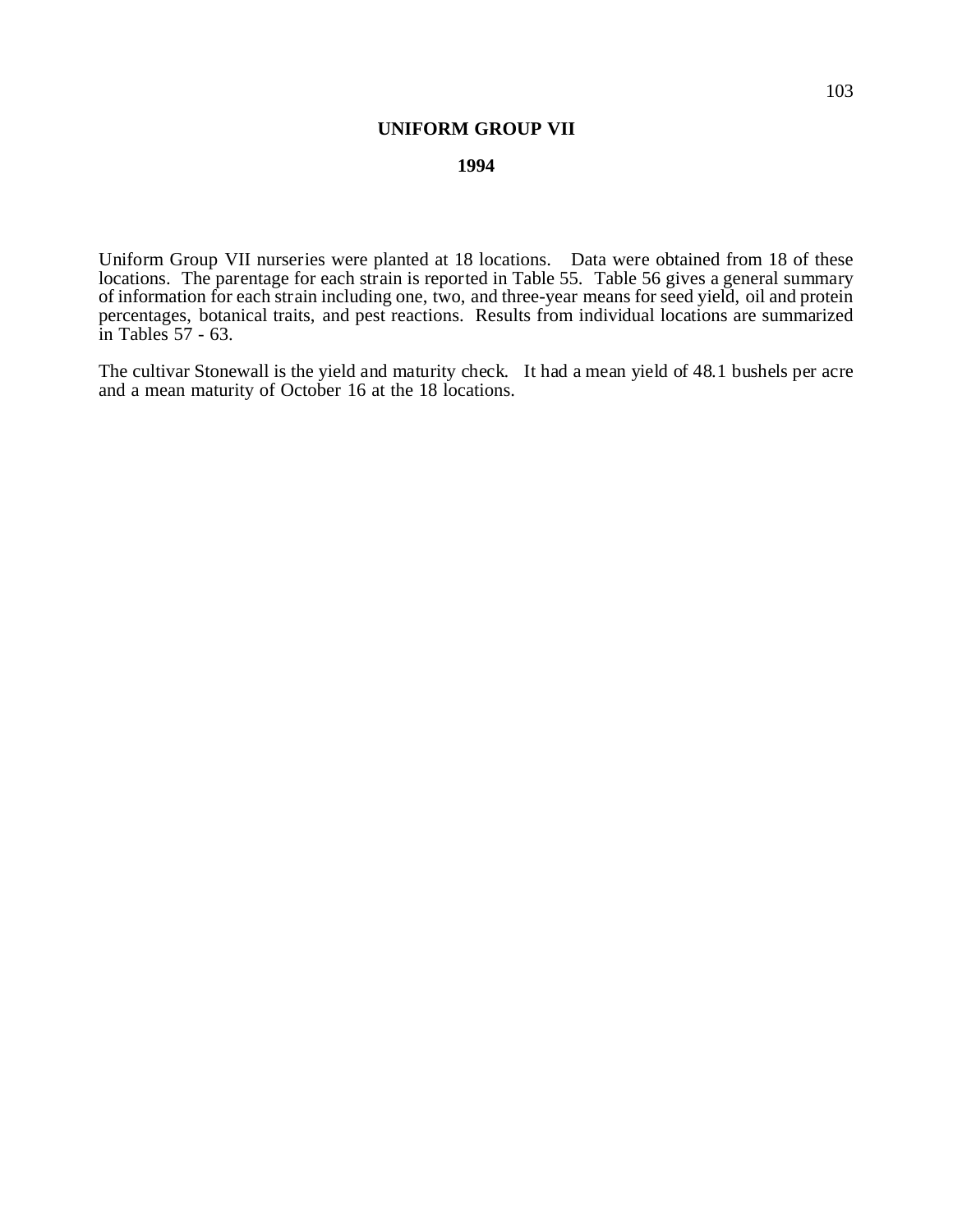# UNIFORM GROUP VII

## 1994

Uniform Group VII nurseries were planted at 18 locations. Data were obtained from 18 of these locations. The parentage for each strain is reported in Table 55. Table 56 gives a general summary of information for each strain including one, two, and three-year means for seed yield, oil and protein percentages, botanical traits, and pest reactions. Results from individual locations are summarized in Tables 57 - 63.

The cultivar Stonewall is the yield and maturity check. It had a mean yield of 48.1 bushels per acre and a mean maturity of October 16 at the 18 locations.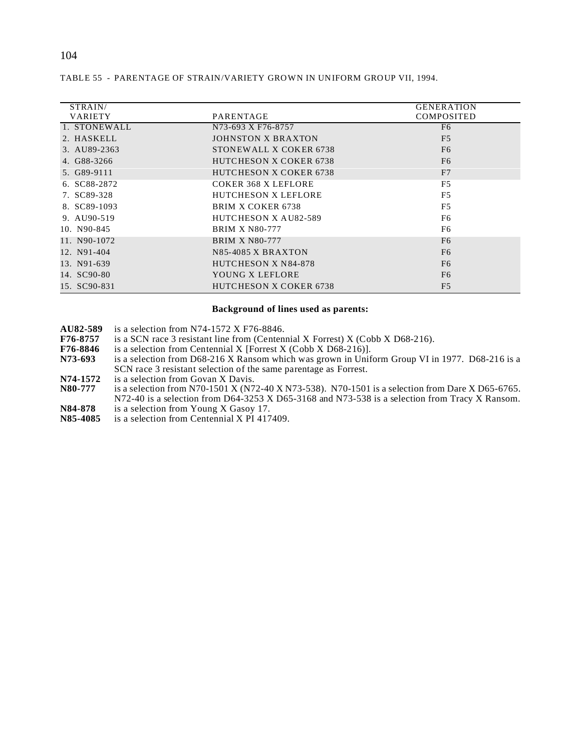TABLE 55 - PARENTAGE OF STRAIN/VARIETY GROWN IN UNIFORM GROUP VII, 1994.

| STRAIN/ VARIETY | PARENTAGE | GENERATION COMPOSITED |
|---|---|---|
| 1. STONEWALL | N73-693 X F76-8757 | F6 |
| 2. HASKELL | JOHNSTON X BRAXTON | F5 |
| 3. AU89-2363 | STONEWALL X COKER 6738 | F6 |
| 4. G88-3266 | HUTCHESON X COKER 6738 | F6 |
| 5. G89-9111 | HUTCHESON X COKER 6738 | F7 |
| 6. SC88-2872 | COKER 368 X LEFLORE | F5 |
| 7. SC89-328 | HUTCHESON X LEFLORE | F5 |
| 8. SC89-1093 | BRIM X COKER 6738 | F5 |
| 9. AU90-519 | HUTCHESON X AU82-589 | F6 |
| 10. N90-845 | BRIM X N80-777 | F6 |
| 11. N90-1072 | BRIM X N80-777 | F6 |
| 12. N91-404 | N85-4085 X BRAXTON | F6 |
| 13. N91-639 | HUTCHESON X N84-878 | F6 |
| 14. SC90-80 | YOUNG X LEFLORE | F6 |
| 15. SC90-831 | HUTCHESON X COKER 6738 | F5 |

**Background of lines used as parents:**

**AU82-589** is a selection from N74-1572 X F76-8846.
**F76-8757** is a SCN race 3 resistant line from (Centennial X Forrest) X (Cobb X D68-216).
**F76-8846** is a selection from Centennial X [Forrest X (Cobb X D68-216)].
**N73-693** is a selection from D68-216 X Ransom which was grown in Uniform Group VI in 1977. D68-216 is a SCN race 3 resistant selection of the same parentage as Forrest.
**N74-1572** is a selection from Govan X Davis.
**N80-777** is a selection from N70-1501 X (N72-40 X N73-538). N70-1501 is a selection from Dare X D65-6765. N72-40 is a selection from D64-3253 X D65-3168 and N73-538 is a selection from Tracy X Ransom.
**N84-878** is a selection from Young X Gasoy 17.
**N85-4085** is a selection from Centennial X PI 417409.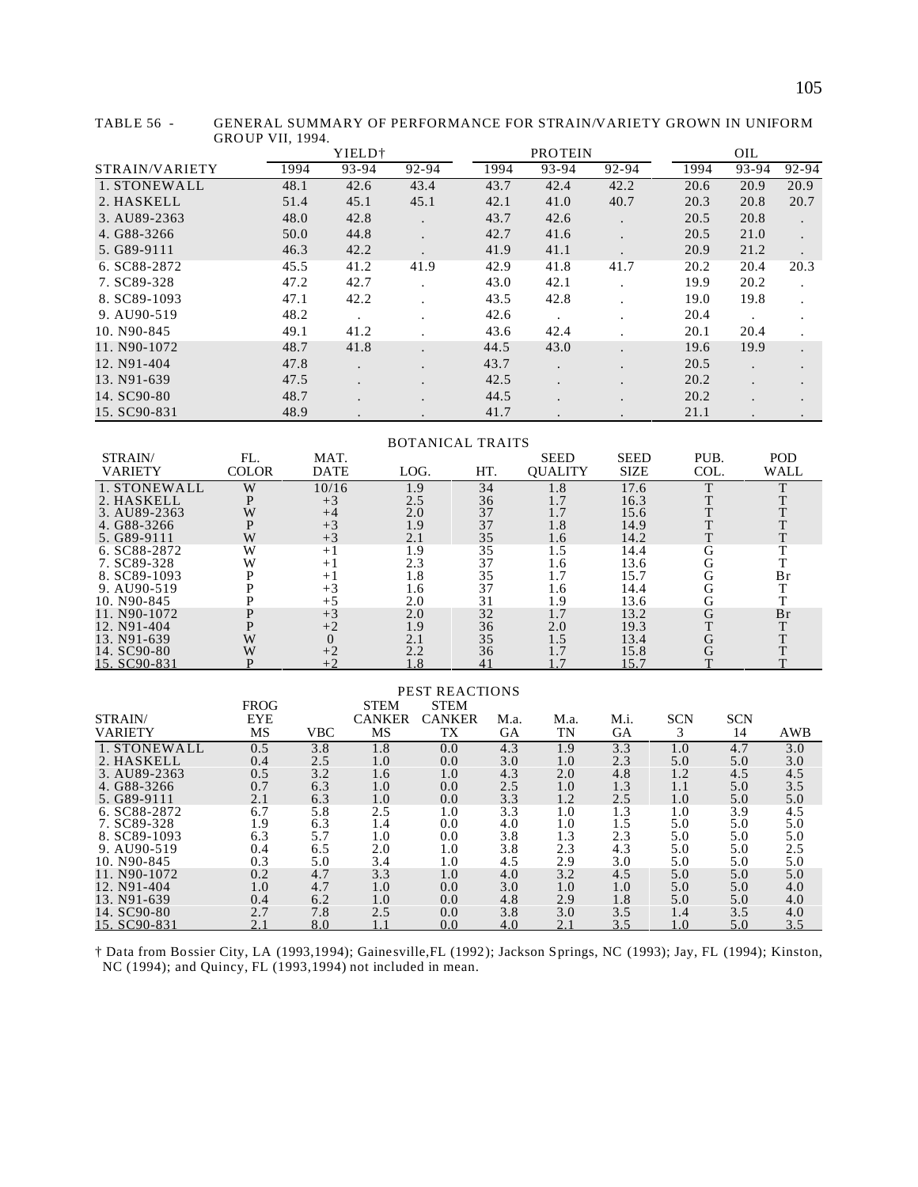TABLE 56 - GENERAL SUMMARY OF PERFORMANCE FOR STRAIN/VARIETY GROWN IN UNIFORM GROUP VII, 1994.

| STRAIN/VARIETY | YIELD† 1994 | YIELD† 93-94 | YIELD† 92-94 | PROTEIN 1994 | PROTEIN 93-94 | PROTEIN 92-94 | OIL 1994 | OIL 93-94 | OIL 92-94 |
|---|---|---|---|---|---|---|---|---|---|
| 1. STONEWALL | 48.1 | 42.6 | 43.4 | 43.7 | 42.4 | 42.2 | 20.6 | 20.9 | 20.9 |
| 2. HASKELL | 51.4 | 45.1 | 45.1 | 42.1 | 41.0 | 40.7 | 20.3 | 20.8 | 20.7 |
| 3. AU89-2363 | 48.0 | 42.8 | . | 43.7 | 42.6 | . | 20.5 | 20.8 | . |
| 4. G88-3266 | 50.0 | 44.8 | . | 42.7 | 41.6 | . | 20.5 | 21.0 | . |
| 5. G89-9111 | 46.3 | 42.2 | . | 41.9 | 41.1 | . | 20.9 | 21.2 | . |
| 6. SC88-2872 | 45.5 | 41.2 | 41.9 | 42.9 | 41.8 | 41.7 | 20.2 | 20.4 | 20.3 |
| 7. SC89-328 | 47.2 | 42.7 | . | 43.0 | 42.1 | . | 19.9 | 20.2 | . |
| 8. SC89-1093 | 47.1 | 42.2 | . | 43.5 | 42.8 | . | 19.0 | 19.8 | . |
| 9. AU90-519 | 48.2 | . | . | 42.6 | . | . | 20.4 | . | . |
| 10. N90-845 | 49.1 | 41.2 | . | 43.6 | 42.4 | . | 20.1 | 20.4 | . |
| 11. N90-1072 | 48.7 | 41.8 | . | 44.5 | 43.0 | . | 19.6 | 19.9 | . |
| 12. N91-404 | 47.8 | . | . | 43.7 | . | . | 20.5 | . | . |
| 13. N91-639 | 47.5 | . | . | 42.5 | . | . | 20.2 | . | . |
| 14. SC90-80 | 48.7 | . | . | 44.5 | . | . | 20.2 | . | . |
| 15. SC90-831 | 48.9 | . | . | 41.7 | . | . | 21.1 | . | . |

BOTANICAL TRAITS

| STRAIN/ VARIETY | FL. COLOR | MAT. DATE | LOG. | HT. | SEED QUALITY | SEED SIZE | PUB. COL. | POD WALL |
|---|---|---|---|---|---|---|---|---|
| 1. STONEWALL | W | 10/16 | 1.9 | 34 | 1.8 | 17.6 | T | T |
| 2. HASKELL | P | +3 | 2.5 | 36 | 1.7 | 16.3 | T | T |
| 3. AU89-2363 | W | +4 | 2.0 | 37 | 1.7 | 15.6 | T | T |
| 4. G88-3266 | P | +3 | 1.9 | 37 | 1.8 | 14.9 | T | T |
| 5. G89-9111 | W | +3 | 2.1 | 35 | 1.6 | 14.2 | T | T |
| 6. SC88-2872 | W | +1 | 1.9 | 35 | 1.5 | 14.4 | G | T |
| 7. SC89-328 | W | +1 | 2.3 | 37 | 1.6 | 13.6 | G | T |
| 8. SC89-1093 | P | +1 | 1.8 | 35 | 1.7 | 15.7 | G | Br |
| 9. AU90-519 | P | +3 | 1.6 | 37 | 1.6 | 14.4 | G | T |
| 10. N90-845 | P | +5 | 2.0 | 31 | 1.9 | 13.6 | G | T |
| 11. N90-1072 | P | +3 | 2.0 | 32 | 1.7 | 13.2 | G | Br |
| 12. N91-404 | P | +2 | 1.9 | 36 | 2.0 | 19.3 | T | T |
| 13. N91-639 | W | 0 | 2.1 | 35 | 1.5 | 13.4 | G | T |
| 14. SC90-80 | W | +2 | 2.2 | 36 | 1.7 | 15.8 | G | T |
| 15. SC90-831 | P | +2 | 1.8 | 41 | 1.7 | 15.7 | T | T |

PEST REACTIONS

| STRAIN/ VARIETY | FROG EYE MS | VBC | STEM CANKER MS | STEM CANKER TX | M.a. GA | M.a. TN | M.i. GA | SCN 3 | SCN 14 | AWB |
|---|---|---|---|---|---|---|---|---|---|---|
| 1. STONEWALL | 0.5 | 3.8 | 1.8 | 0.0 | 4.3 | 1.9 | 3.3 | 1.0 | 4.7 | 3.0 |
| 2. HASKELL | 0.4 | 2.5 | 1.0 | 0.0 | 3.0 | 1.0 | 2.3 | 5.0 | 5.0 | 3.0 |
| 3. AU89-2363 | 0.5 | 3.2 | 1.6 | 1.0 | 4.3 | 2.0 | 4.8 | 1.2 | 4.5 | 4.5 |
| 4. G88-3266 | 0.7 | 6.3 | 1.0 | 0.0 | 2.5 | 1.0 | 1.3 | 1.1 | 5.0 | 3.5 |
| 5. G89-9111 | 2.1 | 6.3 | 1.0 | 0.0 | 3.3 | 1.2 | 2.5 | 1.0 | 5.0 | 5.0 |
| 6. SC88-2872 | 6.7 | 5.8 | 2.5 | 1.0 | 3.3 | 1.0 | 1.3 | 1.0 | 3.9 | 4.5 |
| 7. SC89-328 | 1.9 | 6.3 | 1.4 | 0.0 | 4.0 | 1.0 | 1.5 | 5.0 | 5.0 | 5.0 |
| 8. SC89-1093 | 6.3 | 5.7 | 1.0 | 0.0 | 3.8 | 1.3 | 2.3 | 5.0 | 5.0 | 5.0 |
| 9. AU90-519 | 0.4 | 6.5 | 2.0 | 1.0 | 3.8 | 2.3 | 4.3 | 5.0 | 5.0 | 2.5 |
| 10. N90-845 | 0.3 | 5.0 | 3.4 | 1.0 | 4.5 | 2.9 | 3.0 | 5.0 | 5.0 | 5.0 |
| 11. N90-1072 | 0.2 | 4.7 | 3.3 | 1.0 | 4.0 | 3.2 | 4.5 | 5.0 | 5.0 | 5.0 |
| 12. N91-404 | 1.0 | 4.7 | 1.0 | 0.0 | 3.0 | 1.0 | 1.0 | 5.0 | 5.0 | 4.0 |
| 13. N91-639 | 0.4 | 6.2 | 1.0 | 0.0 | 4.8 | 2.9 | 1.8 | 5.0 | 5.0 | 4.0 |
| 14. SC90-80 | 2.7 | 7.8 | 2.5 | 0.0 | 3.8 | 3.0 | 3.5 | 1.4 | 3.5 | 4.0 |
| 15. SC90-831 | 2.1 | 8.0 | 1.1 | 0.0 | 4.0 | 2.1 | 3.5 | 1.0 | 5.0 | 3.5 |

† Data from Bossier City, LA (1993,1994); Gainesville,FL (1992); Jackson Springs, NC (1993); Jay, FL (1994); Kinston, NC (1994); and Quincy, FL (1993,1994) not included in mean.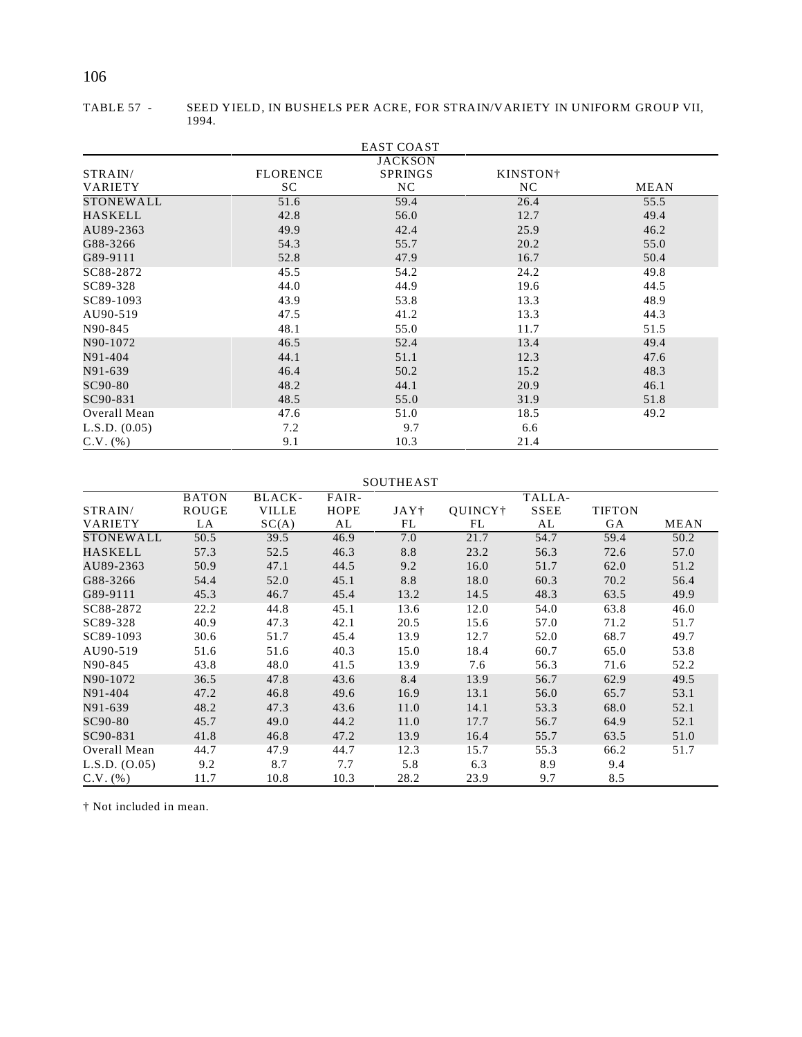TABLE 57 - SEED YIELD, IN BUSHELS PER ACRE, FOR STRAIN/VARIETY IN UNIFORM GROUP VII, 1994.

| | EAST COAST | | | |
|---|---|---|---|---|
| STRAIN/ VARIETY | FLORENCE SC | JACKSON SPRINGS NC | KINSTON† NC | MEAN |
| STONEWALL | 51.6 | 59.4 | 26.4 | 55.5 |
| HASKELL | 42.8 | 56.0 | 12.7 | 49.4 |
| AU89-2363 | 49.9 | 42.4 | 25.9 | 46.2 |
| G88-3266 | 54.3 | 55.7 | 20.2 | 55.0 |
| G89-9111 | 52.8 | 47.9 | 16.7 | 50.4 |
| SC88-2872 | 45.5 | 54.2 | 24.2 | 49.8 |
| SC89-328 | 44.0 | 44.9 | 19.6 | 44.5 |
| SC89-1093 | 43.9 | 53.8 | 13.3 | 48.9 |
| AU90-519 | 47.5 | 41.2 | 13.3 | 44.3 |
| N90-845 | 48.1 | 55.0 | 11.7 | 51.5 |
| N90-1072 | 46.5 | 52.4 | 13.4 | 49.4 |
| N91-404 | 44.1 | 51.1 | 12.3 | 47.6 |
| N91-639 | 46.4 | 50.2 | 15.2 | 48.3 |
| SC90-80 | 48.2 | 44.1 | 20.9 | 46.1 |
| SC90-831 | 48.5 | 55.0 | 31.9 | 51.8 |
| Overall Mean | 47.6 | 51.0 | 18.5 | 49.2 |
| L.S.D. (0.05) | 7.2 | 9.7 | 6.6 | |
| C.V. (%) | 9.1 | 10.3 | 21.4 | |

| | SOUTHEAST | | | | | | | |
|---|---|---|---|---|---|---|---|---|
| STRAIN/ VARIETY | BATON ROUGE LA | BLACK-VILLE SC(A) | FAIR-HOPE AL | JAY† FL | QUINCY† FL | TALLA-SSEE AL | TIFTON GA | MEAN |
| STONEWALL | 50.5 | 39.5 | 46.9 | 7.0 | 21.7 | 54.7 | 59.4 | 50.2 |
| HASKELL | 57.3 | 52.5 | 46.3 | 8.8 | 23.2 | 56.3 | 72.6 | 57.0 |
| AU89-2363 | 50.9 | 47.1 | 44.5 | 9.2 | 16.0 | 51.7 | 62.0 | 51.2 |
| G88-3266 | 54.4 | 52.0 | 45.1 | 8.8 | 18.0 | 60.3 | 70.2 | 56.4 |
| G89-9111 | 45.3 | 46.7 | 45.4 | 13.2 | 14.5 | 48.3 | 63.5 | 49.9 |
| SC88-2872 | 22.2 | 44.8 | 45.1 | 13.6 | 12.0 | 54.0 | 63.8 | 46.0 |
| SC89-328 | 40.9 | 47.3 | 42.1 | 20.5 | 15.6 | 57.0 | 71.2 | 51.7 |
| SC89-1093 | 30.6 | 51.7 | 45.4 | 13.9 | 12.7 | 52.0 | 68.7 | 49.7 |
| AU90-519 | 51.6 | 51.6 | 40.3 | 15.0 | 18.4 | 60.7 | 65.0 | 53.8 |
| N90-845 | 43.8 | 48.0 | 41.5 | 13.9 | 7.6 | 56.3 | 71.6 | 52.2 |
| N90-1072 | 36.5 | 47.8 | 43.6 | 8.4 | 13.9 | 56.7 | 62.9 | 49.5 |
| N91-404 | 47.2 | 46.8 | 49.6 | 16.9 | 13.1 | 56.0 | 65.7 | 53.1 |
| N91-639 | 48.2 | 47.3 | 43.6 | 11.0 | 14.1 | 53.3 | 68.0 | 52.1 |
| SC90-80 | 45.7 | 49.0 | 44.2 | 11.0 | 17.7 | 56.7 | 64.9 | 52.1 |
| SC90-831 | 41.8 | 46.8 | 47.2 | 13.9 | 16.4 | 55.7 | 63.5 | 51.0 |
| Overall Mean | 44.7 | 47.9 | 44.7 | 12.3 | 15.7 | 55.3 | 66.2 | 51.7 |
| L.S.D. (O.05) | 9.2 | 8.7 | 7.7 | 5.8 | 6.3 | 8.9 | 9.4 | |
| C.V. (%) | 11.7 | 10.8 | 10.3 | 28.2 | 23.9 | 9.7 | 8.5 | |

† Not included in mean.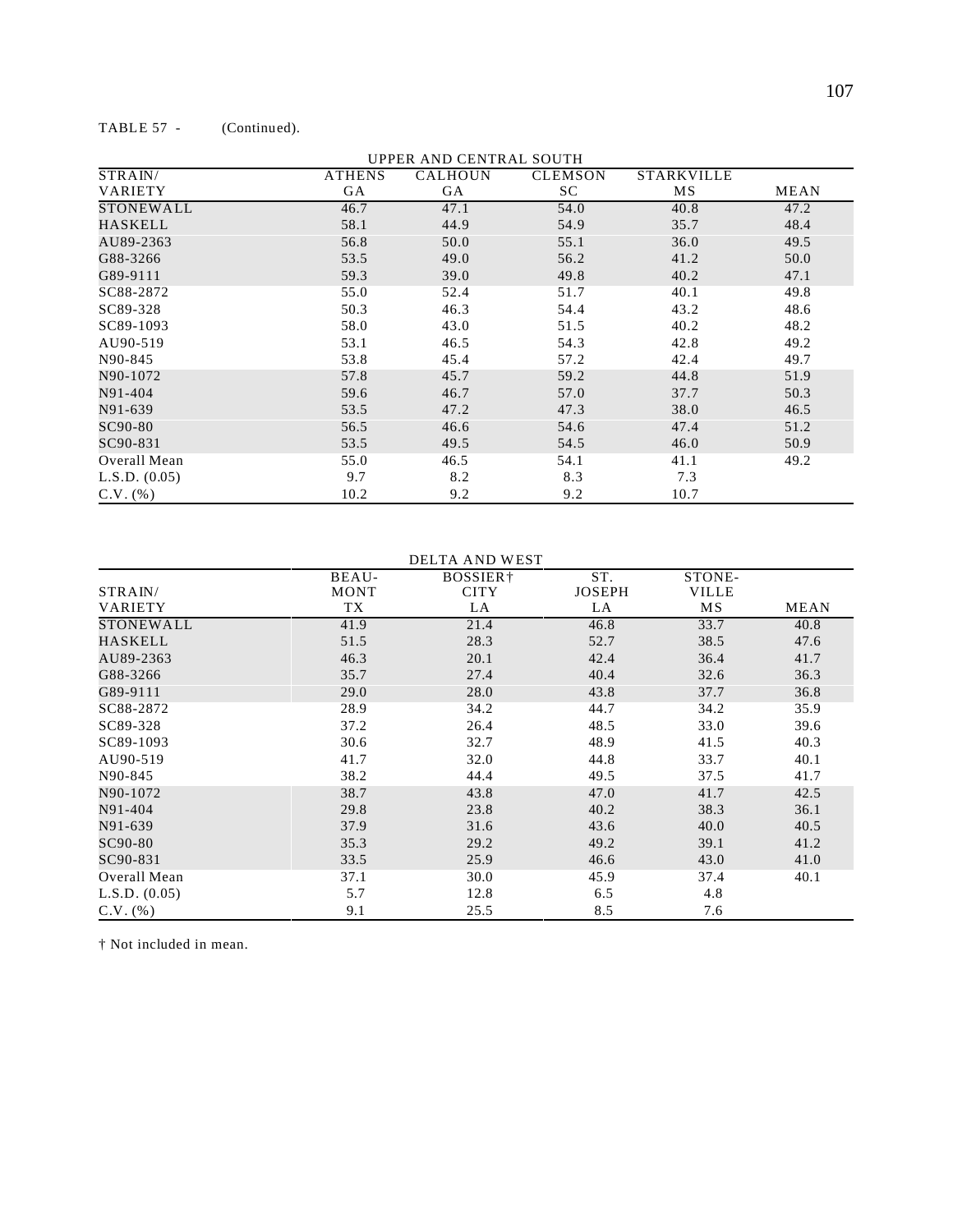TABLE 57 - (Continued).

| UPPER AND CENTRAL SOUTH | | | | | |
|---|---|---|---|---|---|
| STRAIN/ VARIETY | ATHENS GA | CALHOUN GA | CLEMSON SC | STARKVILLE MS | MEAN |
| STONEWALL | 46.7 | 47.1 | 54.0 | 40.8 | 47.2 |
| HASKELL | 58.1 | 44.9 | 54.9 | 35.7 | 48.4 |
| AU89-2363 | 56.8 | 50.0 | 55.1 | 36.0 | 49.5 |
| G88-3266 | 53.5 | 49.0 | 56.2 | 41.2 | 50.0 |
| G89-9111 | 59.3 | 39.0 | 49.8 | 40.2 | 47.1 |
| SC88-2872 | 55.0 | 52.4 | 51.7 | 40.1 | 49.8 |
| SC89-328 | 50.3 | 46.3 | 54.4 | 43.2 | 48.6 |
| SC89-1093 | 58.0 | 43.0 | 51.5 | 40.2 | 48.2 |
| AU90-519 | 53.1 | 46.5 | 54.3 | 42.8 | 49.2 |
| N90-845 | 53.8 | 45.4 | 57.2 | 42.4 | 49.7 |
| N90-1072 | 57.8 | 45.7 | 59.2 | 44.8 | 51.9 |
| N91-404 | 59.6 | 46.7 | 57.0 | 37.7 | 50.3 |
| N91-639 | 53.5 | 47.2 | 47.3 | 38.0 | 46.5 |
| SC90-80 | 56.5 | 46.6 | 54.6 | 47.4 | 51.2 |
| SC90-831 | 53.5 | 49.5 | 54.5 | 46.0 | 50.9 |
| Overall Mean | 55.0 | 46.5 | 54.1 | 41.1 | 49.2 |
| L.S.D. (0.05) | 9.7 | 8.2 | 8.3 | 7.3 | |
| C.V. (%) | 10.2 | 9.2 | 9.2 | 10.7 | |

| DELTA AND WEST | | | | | |
|---|---|---|---|---|---|
| STRAIN/ VARIETY | BEAU-MONT TX | BOSSIER† CITY LA | ST. JOSEPH LA | STONE-VILLE MS | MEAN |
| STONEWALL | 41.9 | 21.4 | 46.8 | 33.7 | 40.8 |
| HASKELL | 51.5 | 28.3 | 52.7 | 38.5 | 47.6 |
| AU89-2363 | 46.3 | 20.1 | 42.4 | 36.4 | 41.7 |
| G88-3266 | 35.7 | 27.4 | 40.4 | 32.6 | 36.3 |
| G89-9111 | 29.0 | 28.0 | 43.8 | 37.7 | 36.8 |
| SC88-2872 | 28.9 | 34.2 | 44.7 | 34.2 | 35.9 |
| SC89-328 | 37.2 | 26.4 | 48.5 | 33.0 | 39.6 |
| SC89-1093 | 30.6 | 32.7 | 48.9 | 41.5 | 40.3 |
| AU90-519 | 41.7 | 32.0 | 44.8 | 33.7 | 40.1 |
| N90-845 | 38.2 | 44.4 | 49.5 | 37.5 | 41.7 |
| N90-1072 | 38.7 | 43.8 | 47.0 | 41.7 | 42.5 |
| N91-404 | 29.8 | 23.8 | 40.2 | 38.3 | 36.1 |
| N91-639 | 37.9 | 31.6 | 43.6 | 40.0 | 40.5 |
| SC90-80 | 35.3 | 29.2 | 49.2 | 39.1 | 41.2 |
| SC90-831 | 33.5 | 25.9 | 46.6 | 43.0 | 41.0 |
| Overall Mean | 37.1 | 30.0 | 45.9 | 37.4 | 40.1 |
| L.S.D. (0.05) | 5.7 | 12.8 | 6.5 | 4.8 | |
| C.V. (%) | 9.1 | 25.5 | 8.5 | 7.6 | |

† Not included in mean.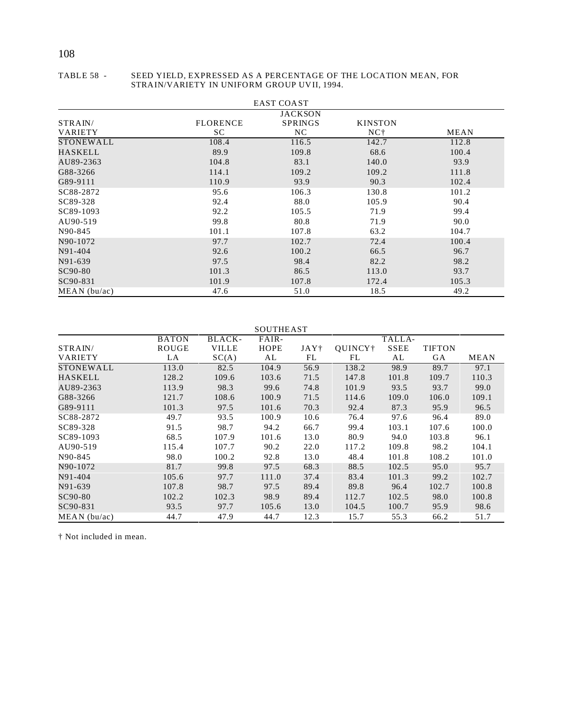TABLE 58 - SEED YIELD, EXPRESSED AS A PERCENTAGE OF THE LOCATION MEAN, FOR STRAIN/VARIETY IN UNIFORM GROUP UVII, 1994.

| STRAIN/ VARIETY | EAST COAST FLORENCE SC | JACKSON SPRINGS NC | KINSTON NC† | MEAN |
|---|---|---|---|---|
| STONEWALL | 108.4 | 116.5 | 142.7 | 112.8 |
| HASKELL | 89.9 | 109.8 | 68.6 | 100.4 |
| AU89-2363 | 104.8 | 83.1 | 140.0 | 93.9 |
| G88-3266 | 114.1 | 109.2 | 109.2 | 111.8 |
| G89-9111 | 110.9 | 93.9 | 90.3 | 102.4 |
| SC88-2872 | 95.6 | 106.3 | 130.8 | 101.2 |
| SC89-328 | 92.4 | 88.0 | 105.9 | 90.4 |
| SC89-1093 | 92.2 | 105.5 | 71.9 | 99.4 |
| AU90-519 | 99.8 | 80.8 | 71.9 | 90.0 |
| N90-845 | 101.1 | 107.8 | 63.2 | 104.7 |
| N90-1072 | 97.7 | 102.7 | 72.4 | 100.4 |
| N91-404 | 92.6 | 100.2 | 66.5 | 96.7 |
| N91-639 | 97.5 | 98.4 | 82.2 | 98.2 |
| SC90-80 | 101.3 | 86.5 | 113.0 | 93.7 |
| SC90-831 | 101.9 | 107.8 | 172.4 | 105.3 |
| MEAN (bu/ac) | 47.6 | 51.0 | 18.5 | 49.2 |

| STRAIN/ VARIETY | SOUTHEAST BATON ROUGE LA | BLACK-VILLE SC(A) | FAIR-HOPE AL | JAY† FL | QUINCY† FL | TALLA-SSEE AL | TIFTON GA | MEAN |
|---|---|---|---|---|---|---|---|---|
| STONEWALL | 113.0 | 82.5 | 104.9 | 56.9 | 138.2 | 98.9 | 89.7 | 97.1 |
| HASKELL | 128.2 | 109.6 | 103.6 | 71.5 | 147.8 | 101.8 | 109.7 | 110.3 |
| AU89-2363 | 113.9 | 98.3 | 99.6 | 74.8 | 101.9 | 93.5 | 93.7 | 99.0 |
| G88-3266 | 121.7 | 108.6 | 100.9 | 71.5 | 114.6 | 109.0 | 106.0 | 109.1 |
| G89-9111 | 101.3 | 97.5 | 101.6 | 70.3 | 92.4 | 87.3 | 95.9 | 96.5 |
| SC88-2872 | 49.7 | 93.5 | 100.9 | 10.6 | 76.4 | 97.6 | 96.4 | 89.0 |
| SC89-328 | 91.5 | 98.7 | 94.2 | 66.7 | 99.4 | 103.1 | 107.6 | 100.0 |
| SC89-1093 | 68.5 | 107.9 | 101.6 | 13.0 | 80.9 | 94.0 | 103.8 | 96.1 |
| AU90-519 | 115.4 | 107.7 | 90.2 | 22.0 | 117.2 | 109.8 | 98.2 | 104.1 |
| N90-845 | 98.0 | 100.2 | 92.8 | 13.0 | 48.4 | 101.8 | 108.2 | 101.0 |
| N90-1072 | 81.7 | 99.8 | 97.5 | 68.3 | 88.5 | 102.5 | 95.0 | 95.7 |
| N91-404 | 105.6 | 97.7 | 111.0 | 37.4 | 83.4 | 101.3 | 99.2 | 102.7 |
| N91-639 | 107.8 | 98.7 | 97.5 | 89.4 | 89.8 | 96.4 | 102.7 | 100.8 |
| SC90-80 | 102.2 | 102.3 | 98.9 | 89.4 | 112.7 | 102.5 | 98.0 | 100.8 |
| SC90-831 | 93.5 | 97.7 | 105.6 | 13.0 | 104.5 | 100.7 | 95.9 | 98.6 |
| MEAN (bu/ac) | 44.7 | 47.9 | 44.7 | 12.3 | 15.7 | 55.3 | 66.2 | 51.7 |

† Not included in mean.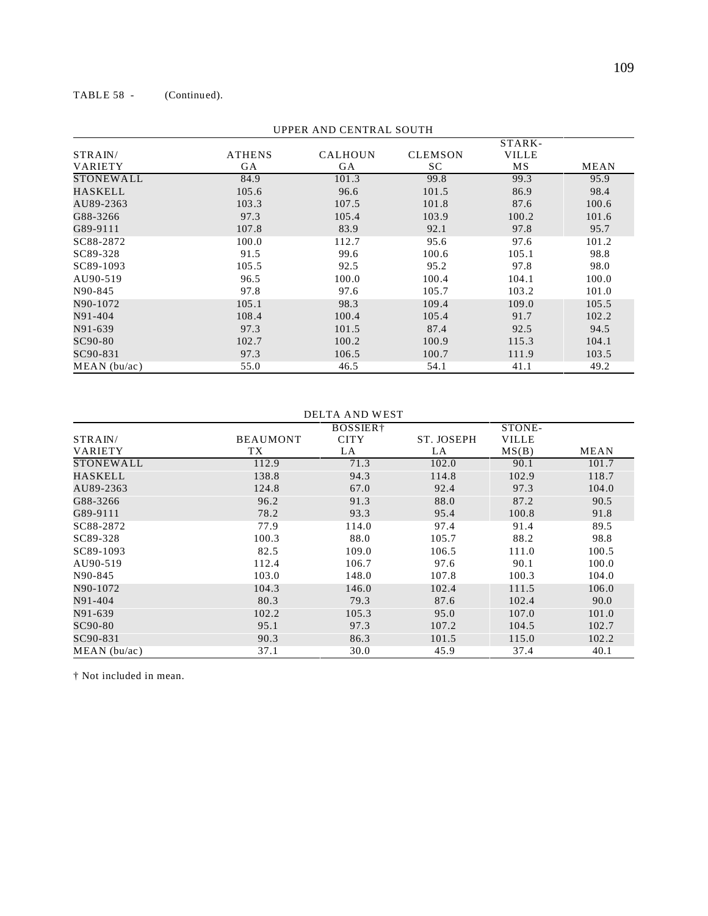TABLE 58 - (Continued).

| UPPER AND CENTRAL SOUTH | | | | | |
|---|---|---|---|---|---|
| STRAIN/ VARIETY | ATHENS GA | CALHOUN GA | CLEMSON SC | STARK-VILLE MS | MEAN |
| STONEWALL | 84.9 | 101.3 | 99.8 | 99.3 | 95.9 |
| HASKELL | 105.6 | 96.6 | 101.5 | 86.9 | 98.4 |
| AU89-2363 | 103.3 | 107.5 | 101.8 | 87.6 | 100.6 |
| G88-3266 | 97.3 | 105.4 | 103.9 | 100.2 | 101.6 |
| G89-9111 | 107.8 | 83.9 | 92.1 | 97.8 | 95.7 |
| SC88-2872 | 100.0 | 112.7 | 95.6 | 97.6 | 101.2 |
| SC89-328 | 91.5 | 99.6 | 100.6 | 105.1 | 98.8 |
| SC89-1093 | 105.5 | 92.5 | 95.2 | 97.8 | 98.0 |
| AU90-519 | 96.5 | 100.0 | 100.4 | 104.1 | 100.0 |
| N90-845 | 97.8 | 97.6 | 105.7 | 103.2 | 101.0 |
| N90-1072 | 105.1 | 98.3 | 109.4 | 109.0 | 105.5 |
| N91-404 | 108.4 | 100.4 | 105.4 | 91.7 | 102.2 |
| N91-639 | 97.3 | 101.5 | 87.4 | 92.5 | 94.5 |
| SC90-80 | 102.7 | 100.2 | 100.9 | 115.3 | 104.1 |
| SC90-831 | 97.3 | 106.5 | 100.7 | 111.9 | 103.5 |
| MEAN (bu/ac) | 55.0 | 46.5 | 54.1 | 41.1 | 49.2 |

| DELTA AND WEST | | | | | |
|---|---|---|---|---|---|
| STRAIN/ VARIETY | BEAUMONT TX | BOSSIER† CITY LA | ST. JOSEPH LA | STONE-VILLE MS(B) | MEAN |
| STONEWALL | 112.9 | 71.3 | 102.0 | 90.1 | 101.7 |
| HASKELL | 138.8 | 94.3 | 114.8 | 102.9 | 118.7 |
| AU89-2363 | 124.8 | 67.0 | 92.4 | 97.3 | 104.0 |
| G88-3266 | 96.2 | 91.3 | 88.0 | 87.2 | 90.5 |
| G89-9111 | 78.2 | 93.3 | 95.4 | 100.8 | 91.8 |
| SC88-2872 | 77.9 | 114.0 | 97.4 | 91.4 | 89.5 |
| SC89-328 | 100.3 | 88.0 | 105.7 | 88.2 | 98.8 |
| SC89-1093 | 82.5 | 109.0 | 106.5 | 111.0 | 100.5 |
| AU90-519 | 112.4 | 106.7 | 97.6 | 90.1 | 100.0 |
| N90-845 | 103.0 | 148.0 | 107.8 | 100.3 | 104.0 |
| N90-1072 | 104.3 | 146.0 | 102.4 | 111.5 | 106.0 |
| N91-404 | 80.3 | 79.3 | 87.6 | 102.4 | 90.0 |
| N91-639 | 102.2 | 105.3 | 95.0 | 107.0 | 101.0 |
| SC90-80 | 95.1 | 97.3 | 107.2 | 104.5 | 102.7 |
| SC90-831 | 90.3 | 86.3 | 101.5 | 115.0 | 102.2 |
| MEAN (bu/ac) | 37.1 | 30.0 | 45.9 | 37.4 | 40.1 |

† Not included in mean.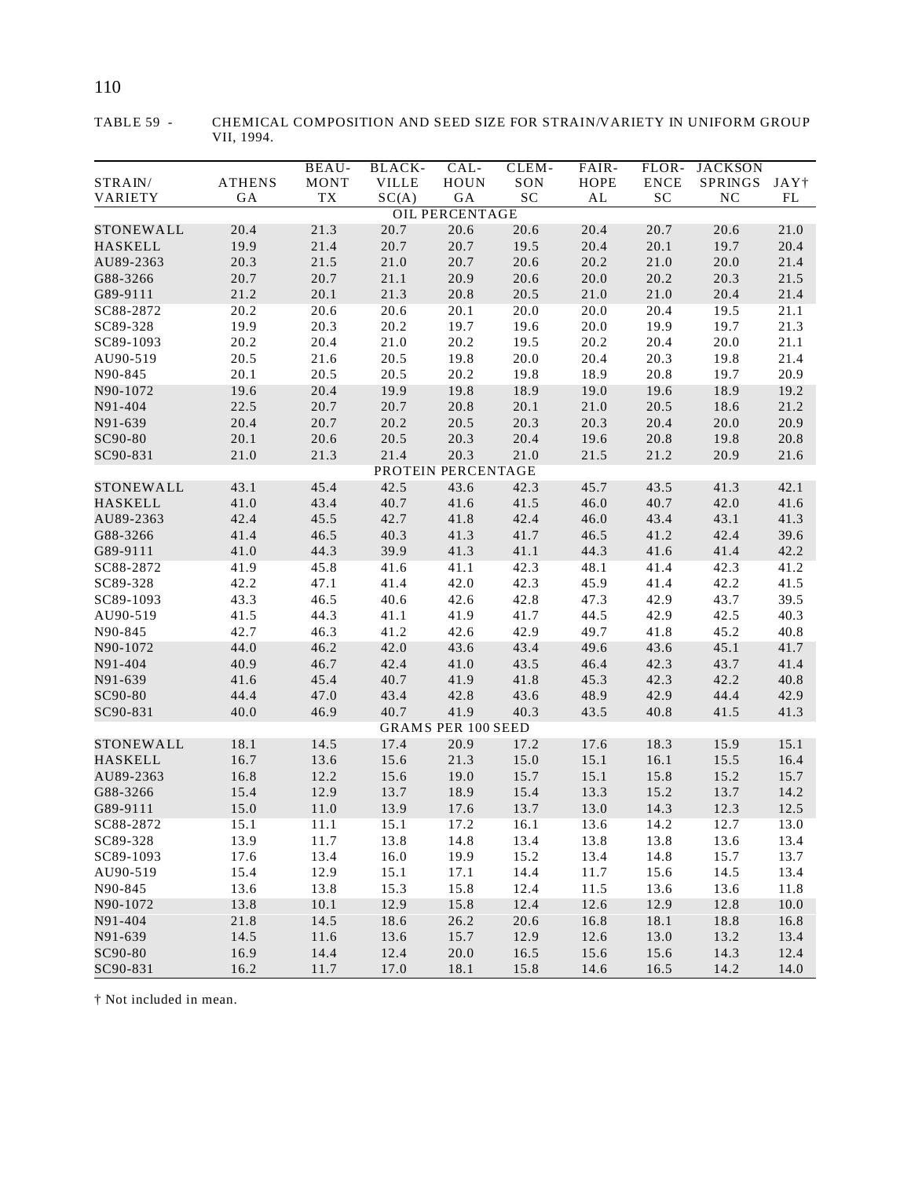TABLE 59 - CHEMICAL COMPOSITION AND SEED SIZE FOR STRAIN/VARIETY IN UNIFORM GROUP VII, 1994.

| STRAIN/ VARIETY | ATHENS GA | BEAU-MONT TX | BLACK-VILLE SC(A) | CAL-HOUN GA | CLEM-SON SC | FAIR-HOPE AL | FLOR-ENCE SC | JACKSON SPRINGS NC | JAY† FL |
|---|---|---|---|---|---|---|---|---|---|
| | | | | OIL PERCENTAGE | | | | | |
| STONEWALL | 20.4 | 21.3 | 20.7 | 20.6 | 20.6 | 20.4 | 20.7 | 20.6 | 21.0 |
| HASKELL | 19.9 | 21.4 | 20.7 | 20.7 | 19.5 | 20.4 | 20.1 | 19.7 | 20.4 |
| AU89-2363 | 20.3 | 21.5 | 21.0 | 20.7 | 20.6 | 20.2 | 21.0 | 20.0 | 21.4 |
| G88-3266 | 20.7 | 20.7 | 21.1 | 20.9 | 20.6 | 20.0 | 20.2 | 20.3 | 21.5 |
| G89-9111 | 21.2 | 20.1 | 21.3 | 20.8 | 20.5 | 21.0 | 21.0 | 20.4 | 21.4 |
| SC88-2872 | 20.2 | 20.6 | 20.6 | 20.1 | 20.0 | 20.0 | 20.4 | 19.5 | 21.1 |
| SC89-328 | 19.9 | 20.3 | 20.2 | 19.7 | 19.6 | 20.0 | 19.9 | 19.7 | 21.3 |
| SC89-1093 | 20.2 | 20.4 | 21.0 | 20.2 | 19.5 | 20.2 | 20.4 | 20.0 | 21.1 |
| AU90-519 | 20.5 | 21.6 | 20.5 | 19.8 | 20.0 | 20.4 | 20.3 | 19.8 | 21.4 |
| N90-845 | 20.1 | 20.5 | 20.5 | 20.2 | 19.8 | 18.9 | 20.8 | 19.7 | 20.9 |
| N90-1072 | 19.6 | 20.4 | 19.9 | 19.8 | 18.9 | 19.0 | 19.6 | 18.9 | 19.2 |
| N91-404 | 22.5 | 20.7 | 20.7 | 20.8 | 20.1 | 21.0 | 20.5 | 18.6 | 21.2 |
| N91-639 | 20.4 | 20.7 | 20.2 | 20.5 | 20.3 | 20.3 | 20.4 | 20.0 | 20.9 |
| SC90-80 | 20.1 | 20.6 | 20.5 | 20.3 | 20.4 | 19.6 | 20.8 | 19.8 | 20.8 |
| SC90-831 | 21.0 | 21.3 | 21.4 | 20.3 | 21.0 | 21.5 | 21.2 | 20.9 | 21.6 |
| | | | | PROTEIN PERCENTAGE | | | | | |
| STONEWALL | 43.1 | 45.4 | 42.5 | 43.6 | 42.3 | 45.7 | 43.5 | 41.3 | 42.1 |
| HASKELL | 41.0 | 43.4 | 40.7 | 41.6 | 41.5 | 46.0 | 40.7 | 42.0 | 41.6 |
| AU89-2363 | 42.4 | 45.5 | 42.7 | 41.8 | 42.4 | 46.0 | 43.4 | 43.1 | 41.3 |
| G88-3266 | 41.4 | 46.5 | 40.3 | 41.3 | 41.7 | 46.5 | 41.2 | 42.4 | 39.6 |
| G89-9111 | 41.0 | 44.3 | 39.9 | 41.3 | 41.1 | 44.3 | 41.6 | 41.4 | 42.2 |
| SC88-2872 | 41.9 | 45.8 | 41.6 | 41.1 | 42.3 | 48.1 | 41.4 | 42.3 | 41.2 |
| SC89-328 | 42.2 | 47.1 | 41.4 | 42.0 | 42.3 | 45.9 | 41.4 | 42.2 | 41.5 |
| SC89-1093 | 43.3 | 46.5 | 40.6 | 42.6 | 42.8 | 47.3 | 42.9 | 43.7 | 39.5 |
| AU90-519 | 41.5 | 44.3 | 41.1 | 41.9 | 41.7 | 44.5 | 42.9 | 42.5 | 40.3 |
| N90-845 | 42.7 | 46.3 | 41.2 | 42.6 | 42.9 | 49.7 | 41.8 | 45.2 | 40.8 |
| N90-1072 | 44.0 | 46.2 | 42.0 | 43.6 | 43.4 | 49.6 | 43.6 | 45.1 | 41.7 |
| N91-404 | 40.9 | 46.7 | 42.4 | 41.0 | 43.5 | 46.4 | 42.3 | 43.7 | 41.4 |
| N91-639 | 41.6 | 45.4 | 40.7 | 41.9 | 41.8 | 45.3 | 42.3 | 42.2 | 40.8 |
| SC90-80 | 44.4 | 47.0 | 43.4 | 42.8 | 43.6 | 48.9 | 42.9 | 44.4 | 42.9 |
| SC90-831 | 40.0 | 46.9 | 40.7 | 41.9 | 40.3 | 43.5 | 40.8 | 41.5 | 41.3 |
| | | | | GRAMS PER 100 SEED | | | | | |
| STONEWALL | 18.1 | 14.5 | 17.4 | 20.9 | 17.2 | 17.6 | 18.3 | 15.9 | 15.1 |
| HASKELL | 16.7 | 13.6 | 15.6 | 21.3 | 15.0 | 15.1 | 16.1 | 15.5 | 16.4 |
| AU89-2363 | 16.8 | 12.2 | 15.6 | 19.0 | 15.7 | 15.1 | 15.8 | 15.2 | 15.7 |
| G88-3266 | 15.4 | 12.9 | 13.7 | 18.9 | 15.4 | 13.3 | 15.2 | 13.7 | 14.2 |
| G89-9111 | 15.0 | 11.0 | 13.9 | 17.6 | 13.7 | 13.0 | 14.3 | 12.3 | 12.5 |
| SC88-2872 | 15.1 | 11.1 | 15.1 | 17.2 | 16.1 | 13.6 | 14.2 | 12.7 | 13.0 |
| SC89-328 | 13.9 | 11.7 | 13.8 | 14.8 | 13.4 | 13.8 | 13.8 | 13.6 | 13.4 |
| SC89-1093 | 17.6 | 13.4 | 16.0 | 19.9 | 15.2 | 13.4 | 14.8 | 15.7 | 13.7 |
| AU90-519 | 15.4 | 12.9 | 15.1 | 17.1 | 14.4 | 11.7 | 15.6 | 14.5 | 13.4 |
| N90-845 | 13.6 | 13.8 | 15.3 | 15.8 | 12.4 | 11.5 | 13.6 | 13.6 | 11.8 |
| N90-1072 | 13.8 | 10.1 | 12.9 | 15.8 | 12.4 | 12.6 | 12.9 | 12.8 | 10.0 |
| N91-404 | 21.8 | 14.5 | 18.6 | 26.2 | 20.6 | 16.8 | 18.1 | 18.8 | 16.8 |
| N91-639 | 14.5 | 11.6 | 13.6 | 15.7 | 12.9 | 12.6 | 13.0 | 13.2 | 13.4 |
| SC90-80 | 16.9 | 14.4 | 12.4 | 20.0 | 16.5 | 15.6 | 15.6 | 14.3 | 12.4 |
| SC90-831 | 16.2 | 11.7 | 17.0 | 18.1 | 15.8 | 14.6 | 16.5 | 14.2 | 14.0 |

† Not included in mean.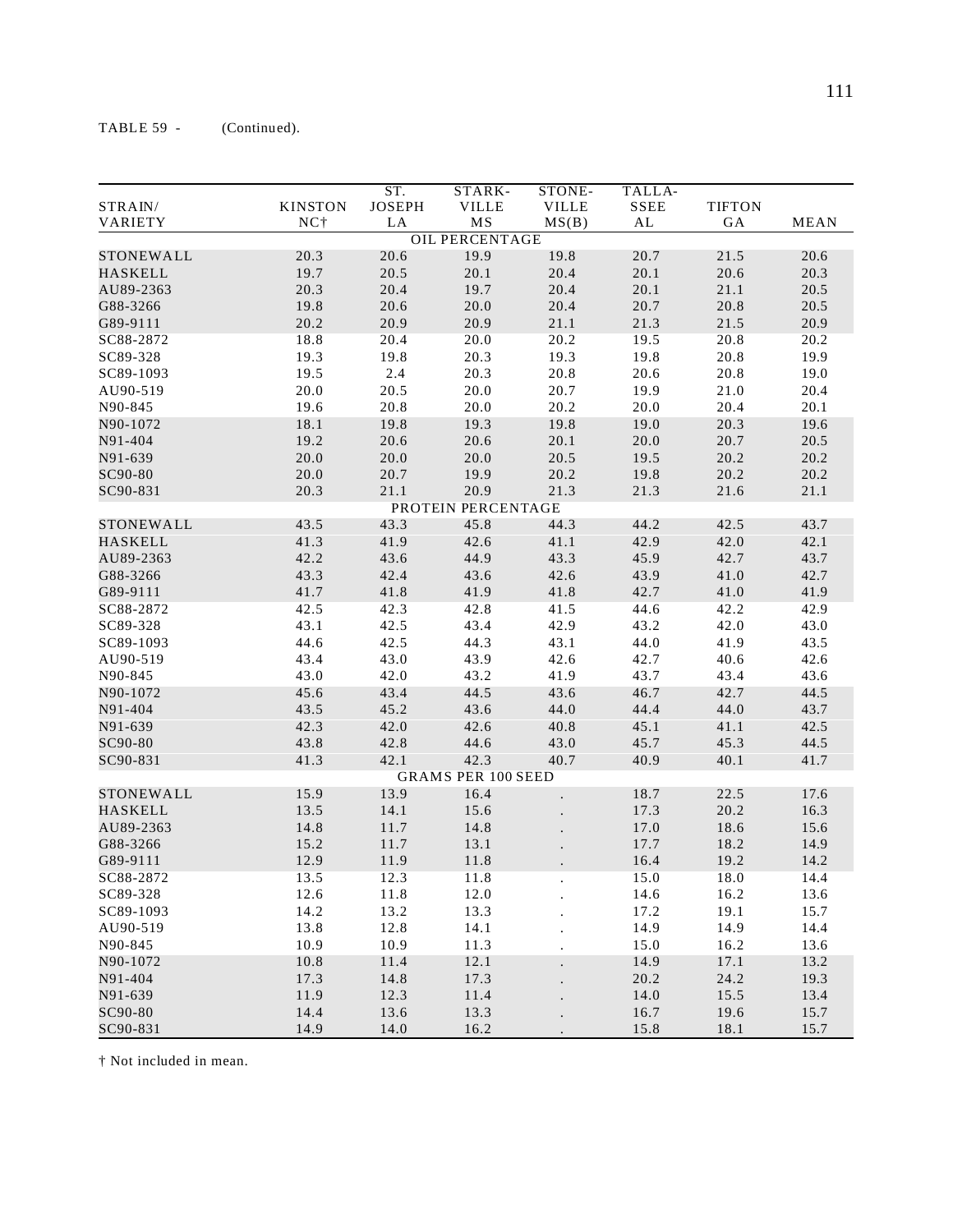TABLE 59 - (Continued).

| STRAIN/ VARIETY | KINSTON NC† | ST. JOSEPH LA | STARK-VILLE MS | STONE-VILLE MS(B) | TALLA-SSEE AL | TIFTON GA | MEAN |
|---|---|---|---|---|---|---|---|
| | | | OIL PERCENTAGE | | | | |
| STONEWALL | 20.3 | 20.6 | 19.9 | 19.8 | 20.7 | 21.5 | 20.6 |
| HASKELL | 19.7 | 20.5 | 20.1 | 20.4 | 20.1 | 20.6 | 20.3 |
| AU89-2363 | 20.3 | 20.4 | 19.7 | 20.4 | 20.1 | 21.1 | 20.5 |
| G88-3266 | 19.8 | 20.6 | 20.0 | 20.4 | 20.7 | 20.8 | 20.5 |
| G89-9111 | 20.2 | 20.9 | 20.9 | 21.1 | 21.3 | 21.5 | 20.9 |
| SC88-2872 | 18.8 | 20.4 | 20.0 | 20.2 | 19.5 | 20.8 | 20.2 |
| SC89-328 | 19.3 | 19.8 | 20.3 | 19.3 | 19.8 | 20.8 | 19.9 |
| SC89-1093 | 19.5 | 2.4 | 20.3 | 20.8 | 20.6 | 20.8 | 19.0 |
| AU90-519 | 20.0 | 20.5 | 20.0 | 20.7 | 19.9 | 21.0 | 20.4 |
| N90-845 | 19.6 | 20.8 | 20.0 | 20.2 | 20.0 | 20.4 | 20.1 |
| N90-1072 | 18.1 | 19.8 | 19.3 | 19.8 | 19.0 | 20.3 | 19.6 |
| N91-404 | 19.2 | 20.6 | 20.6 | 20.1 | 20.0 | 20.7 | 20.5 |
| N91-639 | 20.0 | 20.0 | 20.0 | 20.5 | 19.5 | 20.2 | 20.2 |
| SC90-80 | 20.0 | 20.7 | 19.9 | 20.2 | 19.8 | 20.2 | 20.2 |
| SC90-831 | 20.3 | 21.1 | 20.9 | 21.3 | 21.3 | 21.6 | 21.1 |
| | | | PROTEIN PERCENTAGE | | | | |
| STONEWALL | 43.5 | 43.3 | 45.8 | 44.3 | 44.2 | 42.5 | 43.7 |
| HASKELL | 41.3 | 41.9 | 42.6 | 41.1 | 42.9 | 42.0 | 42.1 |
| AU89-2363 | 42.2 | 43.6 | 44.9 | 43.3 | 45.9 | 42.7 | 43.7 |
| G88-3266 | 43.3 | 42.4 | 43.6 | 42.6 | 43.9 | 41.0 | 42.7 |
| G89-9111 | 41.7 | 41.8 | 41.9 | 41.8 | 42.7 | 41.0 | 41.9 |
| SC88-2872 | 42.5 | 42.3 | 42.8 | 41.5 | 44.6 | 42.2 | 42.9 |
| SC89-328 | 43.1 | 42.5 | 43.4 | 42.9 | 43.2 | 42.0 | 43.0 |
| SC89-1093 | 44.6 | 42.5 | 44.3 | 43.1 | 44.0 | 41.9 | 43.5 |
| AU90-519 | 43.4 | 43.0 | 43.9 | 42.6 | 42.7 | 40.6 | 42.6 |
| N90-845 | 43.0 | 42.0 | 43.2 | 41.9 | 43.7 | 43.4 | 43.6 |
| N90-1072 | 45.6 | 43.4 | 44.5 | 43.6 | 46.7 | 42.7 | 44.5 |
| N91-404 | 43.5 | 45.2 | 43.6 | 44.0 | 44.4 | 44.0 | 43.7 |
| N91-639 | 42.3 | 42.0 | 42.6 | 40.8 | 45.1 | 41.1 | 42.5 |
| SC90-80 | 43.8 | 42.8 | 44.6 | 43.0 | 45.7 | 45.3 | 44.5 |
| SC90-831 | 41.3 | 42.1 | 42.3 | 40.7 | 40.9 | 40.1 | 41.7 |
| | | | GRAMS PER 100 SEED | | | | |
| STONEWALL | 15.9 | 13.9 | 16.4 | . | 18.7 | 22.5 | 17.6 |
| HASKELL | 13.5 | 14.1 | 15.6 | . | 17.3 | 20.2 | 16.3 |
| AU89-2363 | 14.8 | 11.7 | 14.8 | . | 17.0 | 18.6 | 15.6 |
| G88-3266 | 15.2 | 11.7 | 13.1 | . | 17.7 | 18.2 | 14.9 |
| G89-9111 | 12.9 | 11.9 | 11.8 | . | 16.4 | 19.2 | 14.2 |
| SC88-2872 | 13.5 | 12.3 | 11.8 | . | 15.0 | 18.0 | 14.4 |
| SC89-328 | 12.6 | 11.8 | 12.0 | . | 14.6 | 16.2 | 13.6 |
| SC89-1093 | 14.2 | 13.2 | 13.3 | . | 17.2 | 19.1 | 15.7 |
| AU90-519 | 13.8 | 12.8 | 14.1 | . | 14.9 | 14.9 | 14.4 |
| N90-845 | 10.9 | 10.9 | 11.3 | . | 15.0 | 16.2 | 13.6 |
| N90-1072 | 10.8 | 11.4 | 12.1 | . | 14.9 | 17.1 | 13.2 |
| N91-404 | 17.3 | 14.8 | 17.3 | . | 20.2 | 24.2 | 19.3 |
| N91-639 | 11.9 | 12.3 | 11.4 | . | 14.0 | 15.5 | 13.4 |
| SC90-80 | 14.4 | 13.6 | 13.3 | . | 16.7 | 19.6 | 15.7 |
| SC90-831 | 14.9 | 14.0 | 16.2 | . | 15.8 | 18.1 | 15.7 |

† Not included in mean.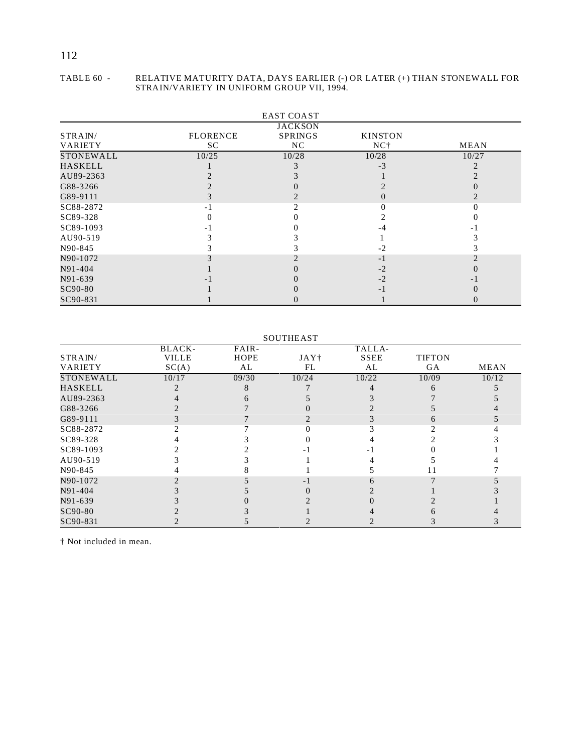TABLE 60 - RELATIVE MATURITY DATA, DAYS EARLIER (-) OR LATER (+) THAN STONEWALL FOR STRAIN/VARIETY IN UNIFORM GROUP VII, 1994.

| | EAST COAST | | | |
|---|---|---|---|---|
| STRAIN/ VARIETY | FLORENCE SC | JACKSON SPRINGS NC | KINSTON NC† | MEAN |
| STONEWALL | 10/25 | 10/28 | 10/28 | 10/27 |
| HASKELL | 1 | 3 | -3 | 2 |
| AU89-2363 | 2 | 3 | 1 | 2 |
| G88-3266 | 2 | 0 | 2 | 0 |
| G89-9111 | 3 | 2 | 0 | 2 |
| SC88-2872 | -1 | 2 | 0 | 0 |
| SC89-328 | 0 | 0 | 2 | 0 |
| SC89-1093 | -1 | 0 | -4 | -1 |
| AU90-519 | 3 | 3 | 1 | 3 |
| N90-845 | 3 | 3 | -2 | 3 |
| N90-1072 | 3 | 2 | -1 | 2 |
| N91-404 | 1 | 0 | -2 | 0 |
| N91-639 | -1 | 0 | -2 | -1 |
| SC90-80 | 1 | 0 | -1 | 0 |
| SC90-831 | 1 | 0 | 1 | 0 |

| | SOUTHEAST | | | | | |
|---|---|---|---|---|---|---|
| STRAIN/ VARIETY | BLACK-VILLE SC(A) | FAIR-HOPE AL | JAY† FL | TALLA-SSEE AL | TIFTON GA | MEAN |
| STONEWALL | 10/17 | 09/30 | 10/24 | 10/22 | 10/09 | 10/12 |
| HASKELL | 2 | 8 | 7 | 4 | 6 | 5 |
| AU89-2363 | 4 | 6 | 5 | 3 | 7 | 5 |
| G88-3266 | 2 | 7 | 0 | 2 | 5 | 4 |
| G89-9111 | 3 | 7 | 2 | 3 | 6 | 5 |
| SC88-2872 | 2 | 7 | 0 | 3 | 2 | 4 |
| SC89-328 | 4 | 3 | 0 | 4 | 2 | 3 |
| SC89-1093 | 2 | 2 | -1 | -1 | 0 | 1 |
| AU90-519 | 3 | 3 | 1 | 4 | 5 | 4 |
| N90-845 | 4 | 8 | 1 | 5 | 11 | 7 |
| N90-1072 | 2 | 5 | -1 | 6 | 7 | 5 |
| N91-404 | 3 | 5 | 0 | 2 | 1 | 3 |
| N91-639 | 3 | 0 | 2 | 0 | 2 | 1 |
| SC90-80 | 2 | 3 | 1 | 4 | 6 | 4 |
| SC90-831 | 2 | 5 | 2 | 2 | 3 | 3 |

† Not included in mean.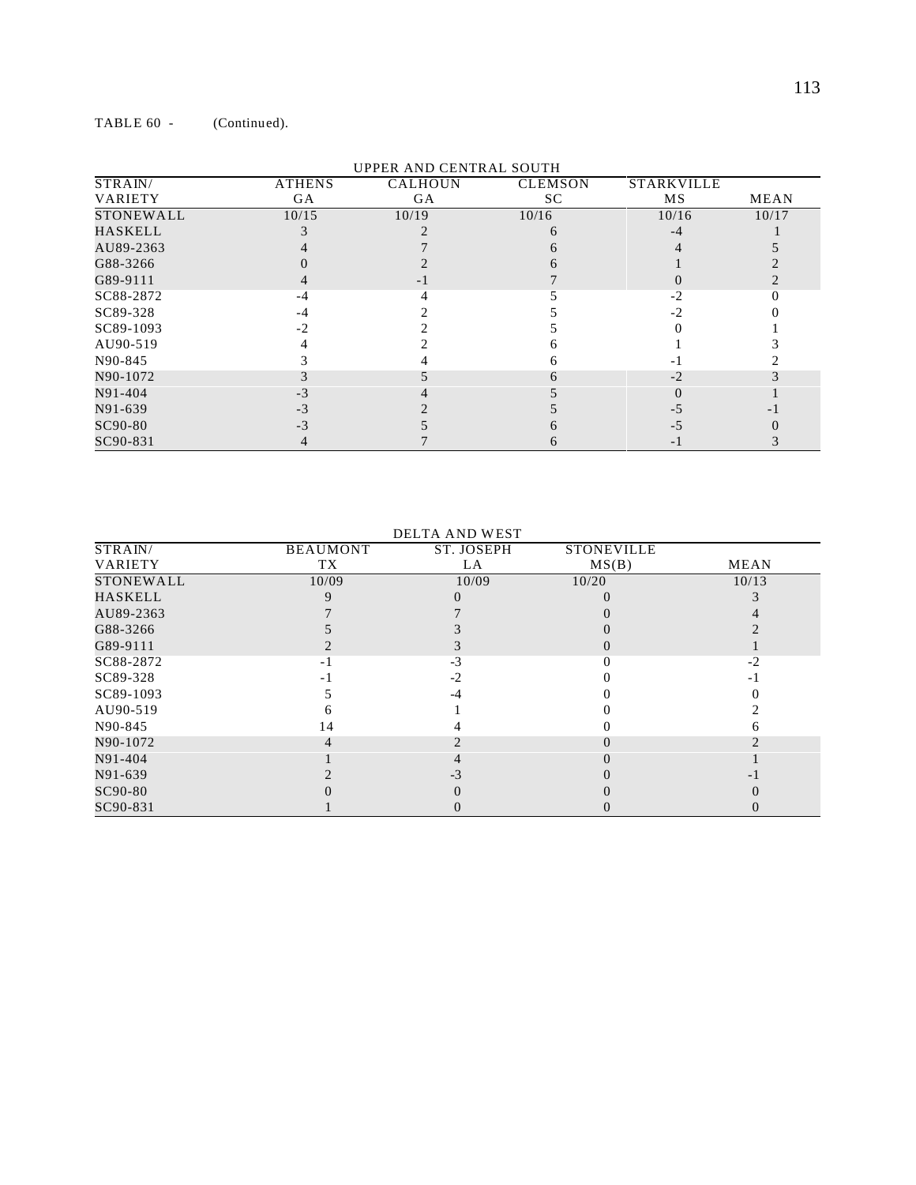TABLE 60 - (Continued).

| UPPER AND CENTRAL SOUTH | | | | | |
|---|---|---|---|---|---|
| STRAIN/ VARIETY | ATHENS GA | CALHOUN GA | CLEMSON SC | STARKVILLE MS | MEAN |
| STONEWALL | 10/15 | 10/19 | 10/16 | 10/16 | 10/17 |
| HASKELL | 3 | 2 | 6 | -4 | 1 |
| AU89-2363 | 4 | 7 | 6 | 4 | 5 |
| G88-3266 | 0 | 2 | 6 | 1 | 2 |
| G89-9111 | 4 | -1 | 7 | 0 | 2 |
| SC88-2872 | -4 | 4 | 5 | -2 | 0 |
| SC89-328 | -4 | 2 | 5 | -2 | 0 |
| SC89-1093 | -2 | 2 | 5 | 0 | 1 |
| AU90-519 | 4 | 2 | 6 | 1 | 3 |
| N90-845 | 3 | 4 | 6 | -1 | 2 |
| N90-1072 | 3 | 5 | 6 | -2 | 3 |
| N91-404 | -3 | 4 | 5 | 0 | 1 |
| N91-639 | -3 | 2 | 5 | -5 | -1 |
| SC90-80 | -3 | 5 | 6 | -5 | 0 |
| SC90-831 | 4 | 7 | 6 | -1 | 3 |

| DELTA AND WEST | | | | |
|---|---|---|---|---|
| STRAIN/ VARIETY | BEAUMONT TX | ST. JOSEPH LA | STONEVILLE MS(B) | MEAN |
| STONEWALL | 10/09 | 10/09 | 10/20 | 10/13 |
| HASKELL | 9 | 0 | 0 | 3 |
| AU89-2363 | 7 | 7 | 0 | 4 |
| G88-3266 | 5 | 3 | 0 | 2 |
| G89-9111 | 2 | 3 | 0 | 1 |
| SC88-2872 | -1 | -3 | 0 | -2 |
| SC89-328 | -1 | -2 | 0 | -1 |
| SC89-1093 | 5 | -4 | 0 | 0 |
| AU90-519 | 6 | 1 | 0 | 2 |
| N90-845 | 14 | 4 | 0 | 6 |
| N90-1072 | 4 | 2 | 0 | 2 |
| N91-404 | 1 | 4 | 0 | 1 |
| N91-639 | 2 | -3 | 0 | -1 |
| SC90-80 | 0 | 0 | 0 | 0 |
| SC90-831 | 1 | 0 | 0 | 0 |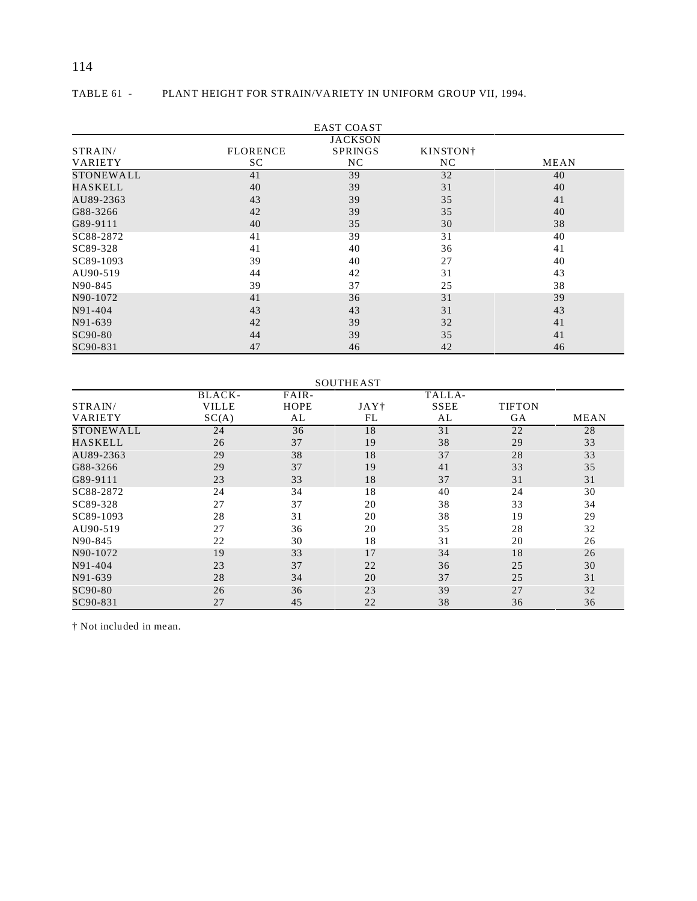TABLE 61 - PLANT HEIGHT FOR STRAIN/VARIETY IN UNIFORM GROUP VII, 1994.

| | EAST COAST | | | |
|---|---|---|---|---|
| STRAIN/ VARIETY | FLORENCE SC | JACKSON SPRINGS NC | KINSTON† NC | MEAN |
| STONEWALL | 41 | 39 | 32 | 40 |
| HASKELL | 40 | 39 | 31 | 40 |
| AU89-2363 | 43 | 39 | 35 | 41 |
| G88-3266 | 42 | 39 | 35 | 40 |
| G89-9111 | 40 | 35 | 30 | 38 |
| SC88-2872 | 41 | 39 | 31 | 40 |
| SC89-328 | 41 | 40 | 36 | 41 |
| SC89-1093 | 39 | 40 | 27 | 40 |
| AU90-519 | 44 | 42 | 31 | 43 |
| N90-845 | 39 | 37 | 25 | 38 |
| N90-1072 | 41 | 36 | 31 | 39 |
| N91-404 | 43 | 43 | 31 | 43 |
| N91-639 | 42 | 39 | 32 | 41 |
| SC90-80 | 44 | 39 | 35 | 41 |
| SC90-831 | 47 | 46 | 42 | 46 |

| | SOUTHEAST | | | | | |
|---|---|---|---|---|---|---|
| STRAIN/ VARIETY | BLACK-VILLE SC(A) | FAIR-HOPE AL | JAY† FL | TALLA-SSEE AL | TIFTON GA | MEAN |
| STONEWALL | 24 | 36 | 18 | 31 | 22 | 28 |
| HASKELL | 26 | 37 | 19 | 38 | 29 | 33 |
| AU89-2363 | 29 | 38 | 18 | 37 | 28 | 33 |
| G88-3266 | 29 | 37 | 19 | 41 | 33 | 35 |
| G89-9111 | 23 | 33 | 18 | 37 | 31 | 31 |
| SC88-2872 | 24 | 34 | 18 | 40 | 24 | 30 |
| SC89-328 | 27 | 37 | 20 | 38 | 33 | 34 |
| SC89-1093 | 28 | 31 | 20 | 38 | 19 | 29 |
| AU90-519 | 27 | 36 | 20 | 35 | 28 | 32 |
| N90-845 | 22 | 30 | 18 | 31 | 20 | 26 |
| N90-1072 | 19 | 33 | 17 | 34 | 18 | 26 |
| N91-404 | 23 | 37 | 22 | 36 | 25 | 30 |
| N91-639 | 28 | 34 | 20 | 37 | 25 | 31 |
| SC90-80 | 26 | 36 | 23 | 39 | 27 | 32 |
| SC90-831 | 27 | 45 | 22 | 38 | 36 | 36 |

† Not included in mean.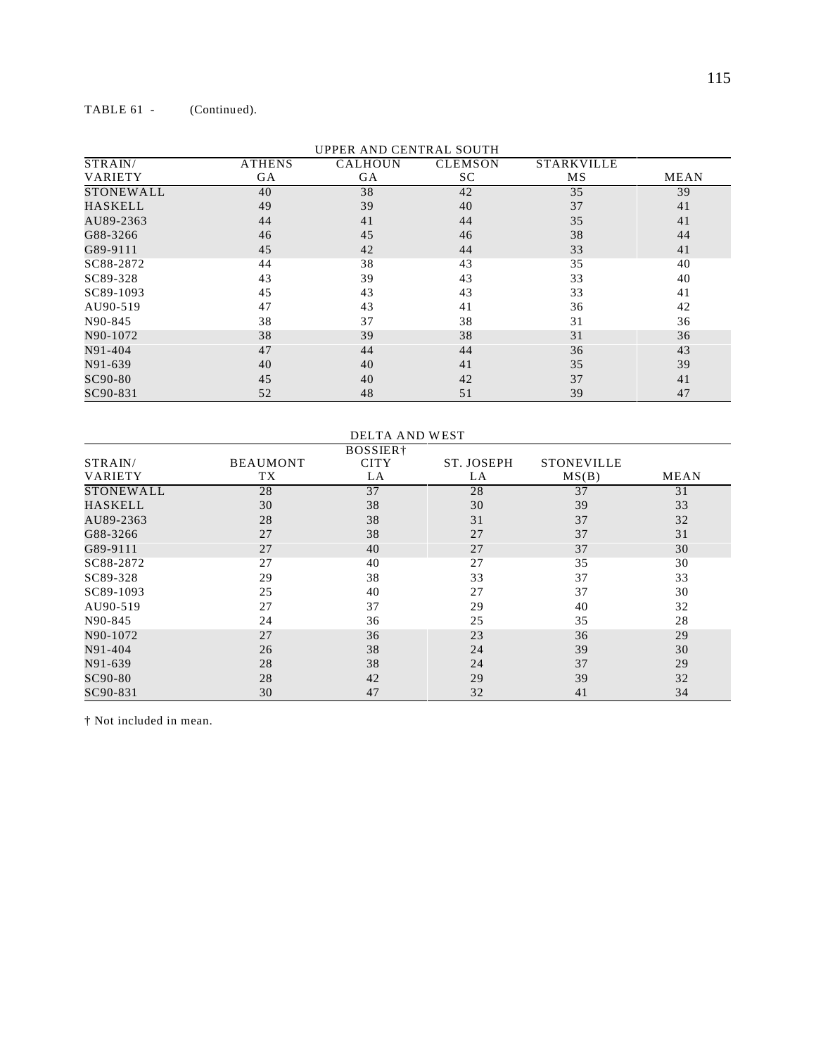TABLE 61 - (Continued).

| UPPER AND CENTRAL SOUTH | | | | | |
|---|---|---|---|---|---|
| STRAIN/ VARIETY | ATHENS GA | CALHOUN GA | CLEMSON SC | STARKVILLE MS | MEAN |
| STONEWALL | 40 | 38 | 42 | 35 | 39 |
| HASKELL | 49 | 39 | 40 | 37 | 41 |
| AU89-2363 | 44 | 41 | 44 | 35 | 41 |
| G88-3266 | 46 | 45 | 46 | 38 | 44 |
| G89-9111 | 45 | 42 | 44 | 33 | 41 |
| SC88-2872 | 44 | 38 | 43 | 35 | 40 |
| SC89-328 | 43 | 39 | 43 | 33 | 40 |
| SC89-1093 | 45 | 43 | 43 | 33 | 41 |
| AU90-519 | 47 | 43 | 41 | 36 | 42 |
| N90-845 | 38 | 37 | 38 | 31 | 36 |
| N90-1072 | 38 | 39 | 38 | 31 | 36 |
| N91-404 | 47 | 44 | 44 | 36 | 43 |
| N91-639 | 40 | 40 | 41 | 35 | 39 |
| SC90-80 | 45 | 40 | 42 | 37 | 41 |
| SC90-831 | 52 | 48 | 51 | 39 | 47 |

| DELTA AND WEST | | | | | |
|---|---|---|---|---|---|
| STRAIN/ VARIETY | BEAUMONT TX | BOSSIER† CITY LA | ST. JOSEPH LA | STONEVILLE MS(B) | MEAN |
| STONEWALL | 28 | 37 | 28 | 37 | 31 |
| HASKELL | 30 | 38 | 30 | 39 | 33 |
| AU89-2363 | 28 | 38 | 31 | 37 | 32 |
| G88-3266 | 27 | 38 | 27 | 37 | 31 |
| G89-9111 | 27 | 40 | 27 | 37 | 30 |
| SC88-2872 | 27 | 40 | 27 | 35 | 30 |
| SC89-328 | 29 | 38 | 33 | 37 | 33 |
| SC89-1093 | 25 | 40 | 27 | 37 | 30 |
| AU90-519 | 27 | 37 | 29 | 40 | 32 |
| N90-845 | 24 | 36 | 25 | 35 | 28 |
| N90-1072 | 27 | 36 | 23 | 36 | 29 |
| N91-404 | 26 | 38 | 24 | 39 | 30 |
| N91-639 | 28 | 38 | 24 | 37 | 29 |
| SC90-80 | 28 | 42 | 29 | 39 | 32 |
| SC90-831 | 30 | 47 | 32 | 41 | 34 |

† Not included in mean.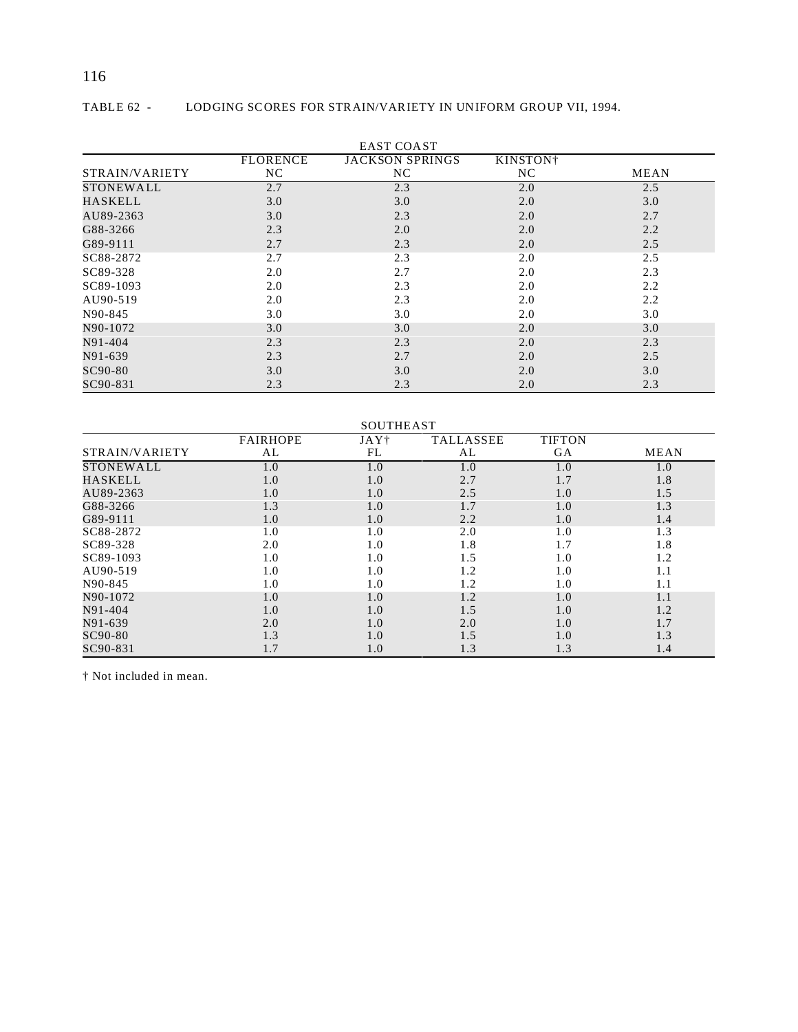TABLE 62 - LODGING SCORES FOR STRAIN/VARIETY IN UNIFORM GROUP VII, 1994.

| | EAST COAST | | | |
|---|---|---|---|---|
| STRAIN/VARIETY | FLORENCE NC | JACKSON SPRINGS NC | KINSTON† NC | MEAN |
| STONEWALL | 2.7 | 2.3 | 2.0 | 2.5 |
| HASKELL | 3.0 | 3.0 | 2.0 | 3.0 |
| AU89-2363 | 3.0 | 2.3 | 2.0 | 2.7 |
| G88-3266 | 2.3 | 2.0 | 2.0 | 2.2 |
| G89-9111 | 2.7 | 2.3 | 2.0 | 2.5 |
| SC88-2872 | 2.7 | 2.3 | 2.0 | 2.5 |
| SC89-328 | 2.0 | 2.7 | 2.0 | 2.3 |
| SC89-1093 | 2.0 | 2.3 | 2.0 | 2.2 |
| AU90-519 | 2.0 | 2.3 | 2.0 | 2.2 |
| N90-845 | 3.0 | 3.0 | 2.0 | 3.0 |
| N90-1072 | 3.0 | 3.0 | 2.0 | 3.0 |
| N91-404 | 2.3 | 2.3 | 2.0 | 2.3 |
| N91-639 | 2.3 | 2.7 | 2.0 | 2.5 |
| SC90-80 | 3.0 | 3.0 | 2.0 | 3.0 |
| SC90-831 | 2.3 | 2.3 | 2.0 | 2.3 |

| | SOUTHEAST | | | | |
|---|---|---|---|---|---|
| STRAIN/VARIETY | FAIRHOPE AL | JAY† FL | TALLASSEE AL | TIFTON GA | MEAN |
| STONEWALL | 1.0 | 1.0 | 1.0 | 1.0 | 1.0 |
| HASKELL | 1.0 | 1.0 | 2.7 | 1.7 | 1.8 |
| AU89-2363 | 1.0 | 1.0 | 2.5 | 1.0 | 1.5 |
| G88-3266 | 1.3 | 1.0 | 1.7 | 1.0 | 1.3 |
| G89-9111 | 1.0 | 1.0 | 2.2 | 1.0 | 1.4 |
| SC88-2872 | 1.0 | 1.0 | 2.0 | 1.0 | 1.3 |
| SC89-328 | 2.0 | 1.0 | 1.8 | 1.7 | 1.8 |
| SC89-1093 | 1.0 | 1.0 | 1.5 | 1.0 | 1.2 |
| AU90-519 | 1.0 | 1.0 | 1.2 | 1.0 | 1.1 |
| N90-845 | 1.0 | 1.0 | 1.2 | 1.0 | 1.1 |
| N90-1072 | 1.0 | 1.0 | 1.2 | 1.0 | 1.1 |
| N91-404 | 1.0 | 1.0 | 1.5 | 1.0 | 1.2 |
| N91-639 | 2.0 | 1.0 | 2.0 | 1.0 | 1.7 |
| SC90-80 | 1.3 | 1.0 | 1.5 | 1.0 | 1.3 |
| SC90-831 | 1.7 | 1.0 | 1.3 | 1.3 | 1.4 |

† Not included in mean.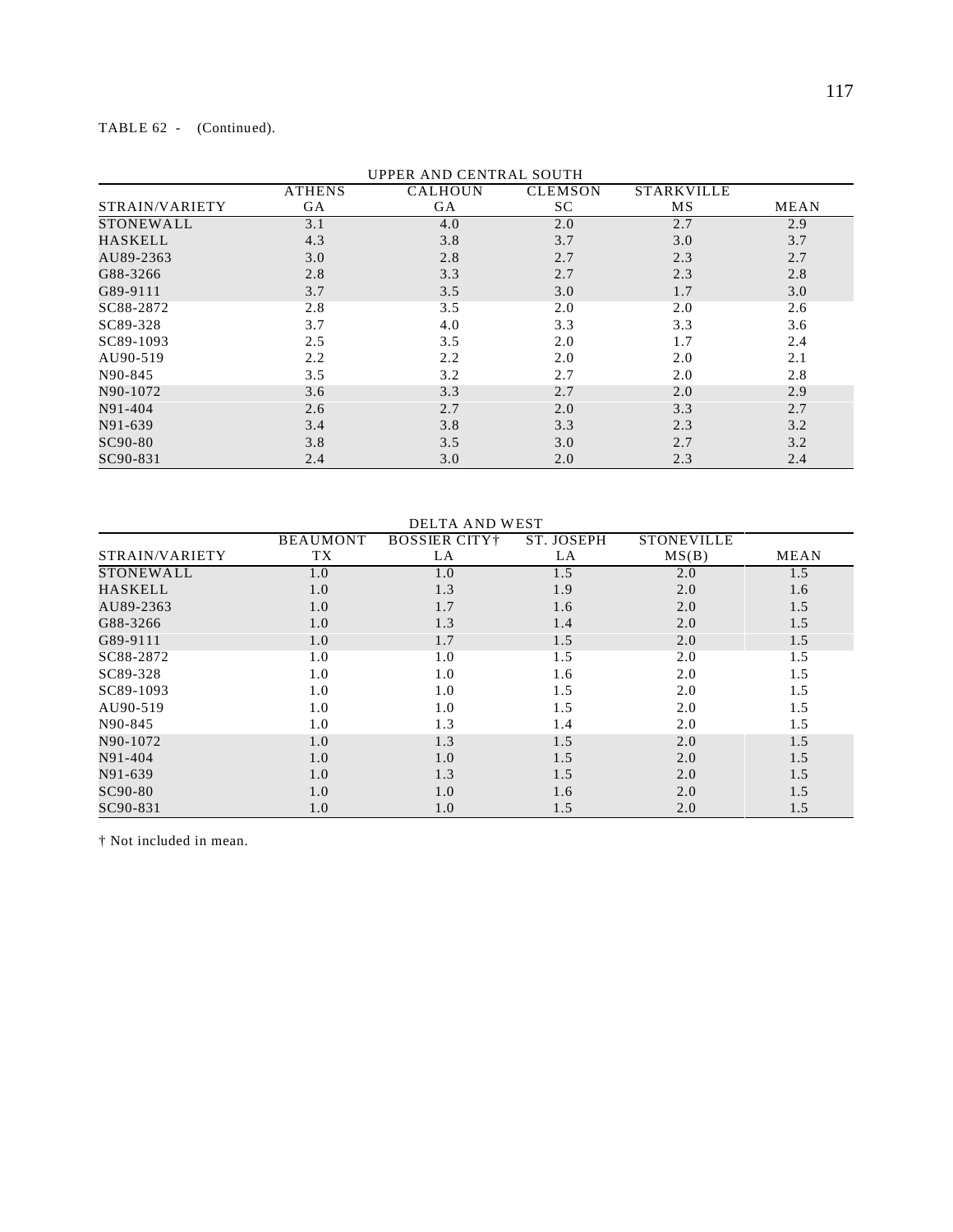TABLE 62 - (Continued).

| UPPER AND CENTRAL SOUTH | | | | | |
|---|---|---|---|---|---|
| STRAIN/VARIETY | ATHENS GA | CALHOUN GA | CLEMSON SC | STARKVILLE MS | MEAN |
| STONEWALL | 3.1 | 4.0 | 2.0 | 2.7 | 2.9 |
| HASKELL | 4.3 | 3.8 | 3.7 | 3.0 | 3.7 |
| AU89-2363 | 3.0 | 2.8 | 2.7 | 2.3 | 2.7 |
| G88-3266 | 2.8 | 3.3 | 2.7 | 2.3 | 2.8 |
| G89-9111 | 3.7 | 3.5 | 3.0 | 1.7 | 3.0 |
| SC88-2872 | 2.8 | 3.5 | 2.0 | 2.0 | 2.6 |
| SC89-328 | 3.7 | 4.0 | 3.3 | 3.3 | 3.6 |
| SC89-1093 | 2.5 | 3.5 | 2.0 | 1.7 | 2.4 |
| AU90-519 | 2.2 | 2.2 | 2.0 | 2.0 | 2.1 |
| N90-845 | 3.5 | 3.2 | 2.7 | 2.0 | 2.8 |
| N90-1072 | 3.6 | 3.3 | 2.7 | 2.0 | 2.9 |
| N91-404 | 2.6 | 2.7 | 2.0 | 3.3 | 2.7 |
| N91-639 | 3.4 | 3.8 | 3.3 | 2.3 | 3.2 |
| SC90-80 | 3.8 | 3.5 | 3.0 | 2.7 | 3.2 |
| SC90-831 | 2.4 | 3.0 | 2.0 | 2.3 | 2.4 |

| DELTA AND WEST | | | | | |
|---|---|---|---|---|---|
| STRAIN/VARIETY | BEAUMONT TX | BOSSIER CITY† LA | ST. JOSEPH LA | STONEVILLE MS(B) | MEAN |
| STONEWALL | 1.0 | 1.0 | 1.5 | 2.0 | 1.5 |
| HASKELL | 1.0 | 1.3 | 1.9 | 2.0 | 1.6 |
| AU89-2363 | 1.0 | 1.7 | 1.6 | 2.0 | 1.5 |
| G88-3266 | 1.0 | 1.3 | 1.4 | 2.0 | 1.5 |
| G89-9111 | 1.0 | 1.7 | 1.5 | 2.0 | 1.5 |
| SC88-2872 | 1.0 | 1.0 | 1.5 | 2.0 | 1.5 |
| SC89-328 | 1.0 | 1.0 | 1.6 | 2.0 | 1.5 |
| SC89-1093 | 1.0 | 1.0 | 1.5 | 2.0 | 1.5 |
| AU90-519 | 1.0 | 1.0 | 1.5 | 2.0 | 1.5 |
| N90-845 | 1.0 | 1.3 | 1.4 | 2.0 | 1.5 |
| N90-1072 | 1.0 | 1.3 | 1.5 | 2.0 | 1.5 |
| N91-404 | 1.0 | 1.0 | 1.5 | 2.0 | 1.5 |
| N91-639 | 1.0 | 1.3 | 1.5 | 2.0 | 1.5 |
| SC90-80 | 1.0 | 1.0 | 1.6 | 2.0 | 1.5 |
| SC90-831 | 1.0 | 1.0 | 1.5 | 2.0 | 1.5 |

† Not included in mean.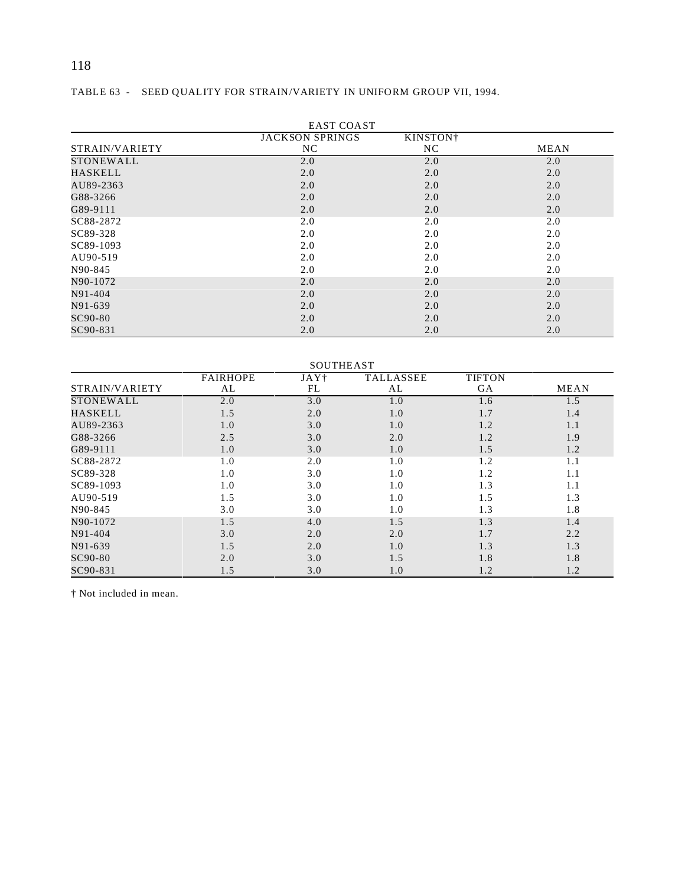TABLE 63 - SEED QUALITY FOR STRAIN/VARIETY IN UNIFORM GROUP VII, 1994.

| | EAST COAST | | |
|---|---|---|---|
| STRAIN/VARIETY | JACKSON SPRINGS NC | KINSTON† NC | MEAN |
| STONEWALL | 2.0 | 2.0 | 2.0 |
| HASKELL | 2.0 | 2.0 | 2.0 |
| AU89-2363 | 2.0 | 2.0 | 2.0 |
| G88-3266 | 2.0 | 2.0 | 2.0 |
| G89-9111 | 2.0 | 2.0 | 2.0 |
| SC88-2872 | 2.0 | 2.0 | 2.0 |
| SC89-328 | 2.0 | 2.0 | 2.0 |
| SC89-1093 | 2.0 | 2.0 | 2.0 |
| AU90-519 | 2.0 | 2.0 | 2.0 |
| N90-845 | 2.0 | 2.0 | 2.0 |
| N90-1072 | 2.0 | 2.0 | 2.0 |
| N91-404 | 2.0 | 2.0 | 2.0 |
| N91-639 | 2.0 | 2.0 | 2.0 |
| SC90-80 | 2.0 | 2.0 | 2.0 |
| SC90-831 | 2.0 | 2.0 | 2.0 |

| | SOUTHEAST | | | | |
|---|---|---|---|---|---|
| STRAIN/VARIETY | FAIRHOPE AL | JAY† FL | TALLASSEE AL | TIFTON GA | MEAN |
| STONEWALL | 2.0 | 3.0 | 1.0 | 1.6 | 1.5 |
| HASKELL | 1.5 | 2.0 | 1.0 | 1.7 | 1.4 |
| AU89-2363 | 1.0 | 3.0 | 1.0 | 1.2 | 1.1 |
| G88-3266 | 2.5 | 3.0 | 2.0 | 1.2 | 1.9 |
| G89-9111 | 1.0 | 3.0 | 1.0 | 1.5 | 1.2 |
| SC88-2872 | 1.0 | 2.0 | 1.0 | 1.2 | 1.1 |
| SC89-328 | 1.0 | 3.0 | 1.0 | 1.2 | 1.1 |
| SC89-1093 | 1.0 | 3.0 | 1.0 | 1.3 | 1.1 |
| AU90-519 | 1.5 | 3.0 | 1.0 | 1.5 | 1.3 |
| N90-845 | 3.0 | 3.0 | 1.0 | 1.3 | 1.8 |
| N90-1072 | 1.5 | 4.0 | 1.5 | 1.3 | 1.4 |
| N91-404 | 3.0 | 2.0 | 2.0 | 1.7 | 2.2 |
| N91-639 | 1.5 | 2.0 | 1.0 | 1.3 | 1.3 |
| SC90-80 | 2.0 | 3.0 | 1.5 | 1.8 | 1.8 |
| SC90-831 | 1.5 | 3.0 | 1.0 | 1.2 | 1.2 |

† Not included in mean.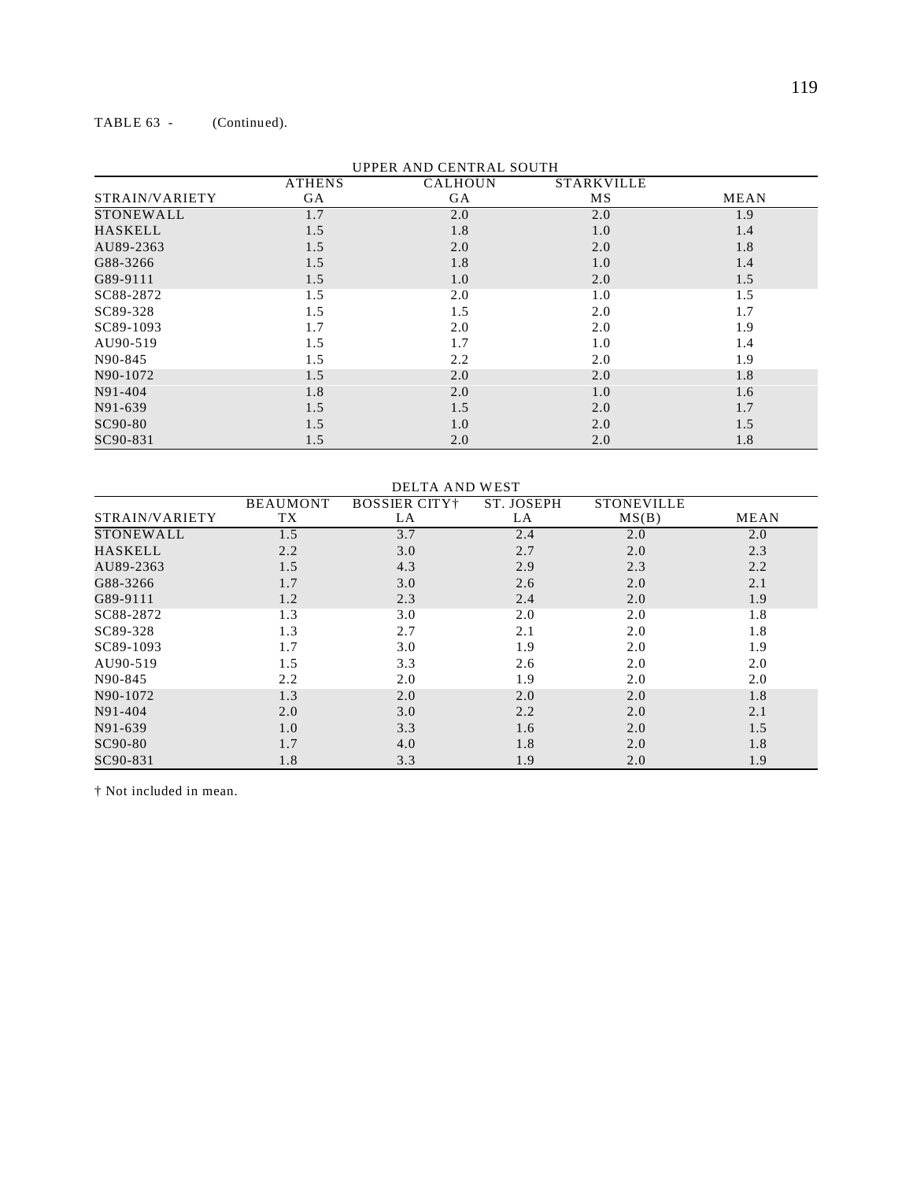TABLE 63 - (Continued).

| UPPER AND CENTRAL SOUTH | | | | |
|---|---|---|---|---|
| STRAIN/VARIETY | ATHENS GA | CALHOUN GA | STARKVILLE MS | MEAN |
| STONEWALL | 1.7 | 2.0 | 2.0 | 1.9 |
| HASKELL | 1.5 | 1.8 | 1.0 | 1.4 |
| AU89-2363 | 1.5 | 2.0 | 2.0 | 1.8 |
| G88-3266 | 1.5 | 1.8 | 1.0 | 1.4 |
| G89-9111 | 1.5 | 1.0 | 2.0 | 1.5 |
| SC88-2872 | 1.5 | 2.0 | 1.0 | 1.5 |
| SC89-328 | 1.5 | 1.5 | 2.0 | 1.7 |
| SC89-1093 | 1.7 | 2.0 | 2.0 | 1.9 |
| AU90-519 | 1.5 | 1.7 | 1.0 | 1.4 |
| N90-845 | 1.5 | 2.2 | 2.0 | 1.9 |
| N90-1072 | 1.5 | 2.0 | 2.0 | 1.8 |
| N91-404 | 1.8 | 2.0 | 1.0 | 1.6 |
| N91-639 | 1.5 | 1.5 | 2.0 | 1.7 |
| SC90-80 | 1.5 | 1.0 | 2.0 | 1.5 |
| SC90-831 | 1.5 | 2.0 | 2.0 | 1.8 |

| DELTA AND WEST | | | | | |
|---|---|---|---|---|---|
| STRAIN/VARIETY | BEAUMONT TX | BOSSIER CITY† LA | ST. JOSEPH LA | STONEVILLE MS(B) | MEAN |
| STONEWALL | 1.5 | 3.7 | 2.4 | 2.0 | 2.0 |
| HASKELL | 2.2 | 3.0 | 2.7 | 2.0 | 2.3 |
| AU89-2363 | 1.5 | 4.3 | 2.9 | 2.3 | 2.2 |
| G88-3266 | 1.7 | 3.0 | 2.6 | 2.0 | 2.1 |
| G89-9111 | 1.2 | 2.3 | 2.4 | 2.0 | 1.9 |
| SC88-2872 | 1.3 | 3.0 | 2.0 | 2.0 | 1.8 |
| SC89-328 | 1.3 | 2.7 | 2.1 | 2.0 | 1.8 |
| SC89-1093 | 1.7 | 3.0 | 1.9 | 2.0 | 1.9 |
| AU90-519 | 1.5 | 3.3 | 2.6 | 2.0 | 2.0 |
| N90-845 | 2.2 | 2.0 | 1.9 | 2.0 | 2.0 |
| N90-1072 | 1.3 | 2.0 | 2.0 | 2.0 | 1.8 |
| N91-404 | 2.0 | 3.0 | 2.2 | 2.0 | 2.1 |
| N91-639 | 1.0 | 3.3 | 1.6 | 2.0 | 1.5 |
| SC90-80 | 1.7 | 4.0 | 1.8 | 2.0 | 1.8 |
| SC90-831 | 1.8 | 3.3 | 1.9 | 2.0 | 1.9 |

† Not included in mean.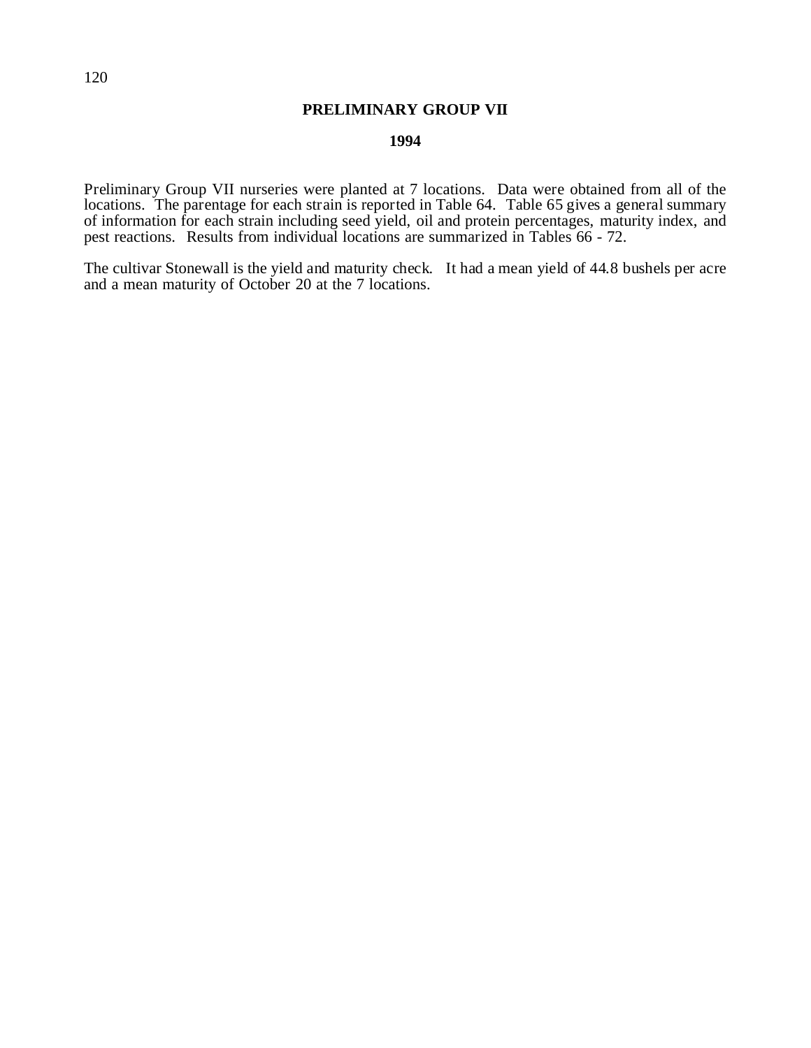# PRELIMINARY GROUP VII

## 1994

Preliminary Group VII nurseries were planted at 7 locations. Data were obtained from all of the locations. The parentage for each strain is reported in Table 64. Table 65 gives a general summary of information for each strain including seed yield, oil and protein percentages, maturity index, and pest reactions. Results from individual locations are summarized in Tables 66 - 72.

The cultivar Stonewall is the yield and maturity check. It had a mean yield of 44.8 bushels per acre and a mean maturity of October 20 at the 7 locations.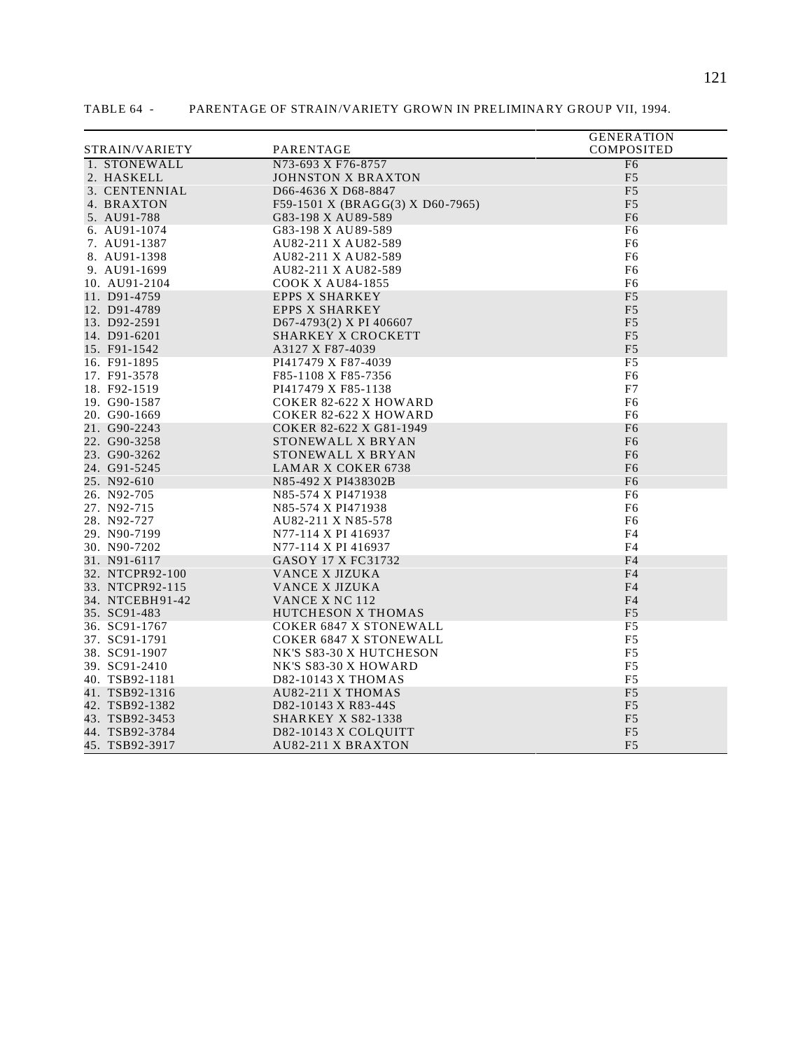TABLE 64 - PARENTAGE OF STRAIN/VARIETY GROWN IN PRELIMINARY GROUP VII, 1994.

| STRAIN/VARIETY | PARENTAGE | GENERATION COMPOSITED |
|---|---|---|
| 1. STONEWALL | N73-693 X F76-8757 | F6 |
| 2. HASKELL | JOHNSTON X BRAXTON | F5 |
| 3. CENTENNIAL | D66-4636 X D68-8847 | F5 |
| 4. BRAXTON | F59-1501 X (BRAGG(3) X D60-7965) | F5 |
| 5. AU91-788 | G83-198 X AU89-589 | F6 |
| 6. AU91-1074 | G83-198 X AU89-589 | F6 |
| 7. AU91-1387 | AU82-211 X AU82-589 | F6 |
| 8. AU91-1398 | AU82-211 X AU82-589 | F6 |
| 9. AU91-1699 | AU82-211 X AU82-589 | F6 |
| 10. AU91-2104 | COOK X AU84-1855 | F6 |
| 11. D91-4759 | EPPS X SHARKEY | F5 |
| 12. D91-4789 | EPPS X SHARKEY | F5 |
| 13. D92-2591 | D67-4793(2) X PI 406607 | F5 |
| 14. D91-6201 | SHARKEY X CROCKETT | F5 |
| 15. F91-1542 | A3127 X F87-4039 | F5 |
| 16. F91-1895 | PI417479 X F87-4039 | F5 |
| 17. F91-3578 | F85-1108 X F85-7356 | F6 |
| 18. F92-1519 | PI417479 X F85-1138 | F7 |
| 19. G90-1587 | COKER 82-622 X HOWARD | F6 |
| 20. G90-1669 | COKER 82-622 X HOWARD | F6 |
| 21. G90-2243 | COKER 82-622 X G81-1949 | F6 |
| 22. G90-3258 | STONEWALL X BRYAN | F6 |
| 23. G90-3262 | STONEWALL X BRYAN | F6 |
| 24. G91-5245 | LAMAR X COKER 6738 | F6 |
| 25. N92-610 | N85-492 X PI438302B | F6 |
| 26. N92-705 | N85-574 X PI471938 | F6 |
| 27. N92-715 | N85-574 X PI471938 | F6 |
| 28. N92-727 | AU82-211 X N85-578 | F6 |
| 29. N90-7199 | N77-114 X PI 416937 | F4 |
| 30. N90-7202 | N77-114 X PI 416937 | F4 |
| 31. N91-6117 | GASOY 17 X FC31732 | F4 |
| 32. NTCPR92-100 | VANCE X JIZUKA | F4 |
| 33. NTCPR92-115 | VANCE X JIZUKA | F4 |
| 34. NTCEBH91-42 | VANCE X NC 112 | F4 |
| 35. SC91-483 | HUTCHESON X THOMAS | F5 |
| 36. SC91-1767 | COKER 6847 X STONEWALL | F5 |
| 37. SC91-1791 | COKER 6847 X STONEWALL | F5 |
| 38. SC91-1907 | NK'S S83-30 X HUTCHESON | F5 |
| 39. SC91-2410 | NK'S S83-30 X HOWARD | F5 |
| 40. TSB92-1181 | D82-10143 X THOMAS | F5 |
| 41. TSB92-1316 | AU82-211 X THOMAS | F5 |
| 42. TSB92-1382 | D82-10143 X R83-44S | F5 |
| 43. TSB92-3453 | SHARKEY X S82-1338 | F5 |
| 44. TSB92-3784 | D82-10143 X COLQUITT | F5 |
| 45. TSB92-3917 | AU82-211 X BRAXTON | F5 |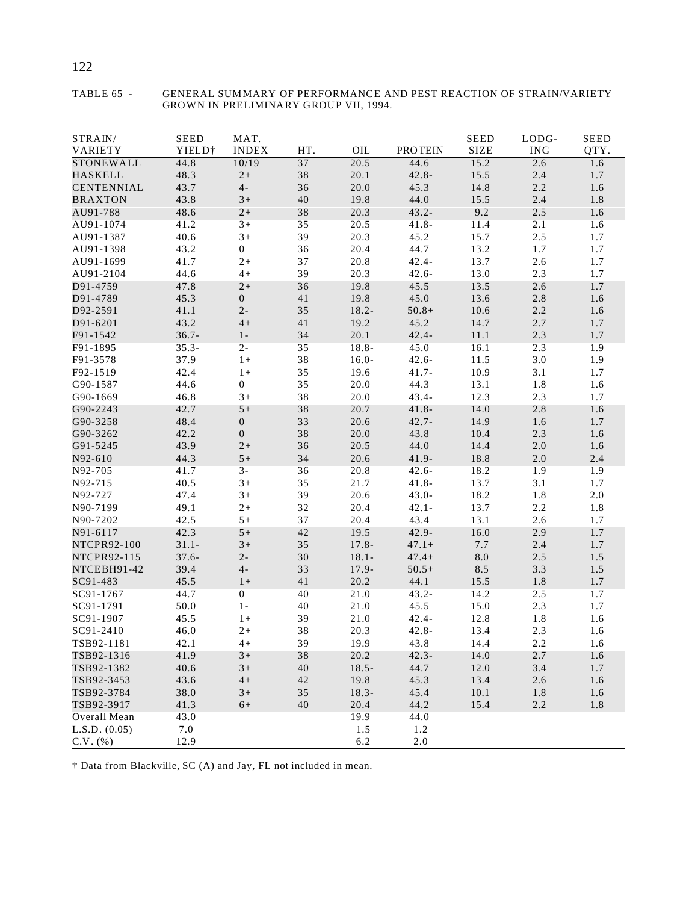TABLE 65 - GENERAL SUMMARY OF PERFORMANCE AND PEST REACTION OF STRAIN/VARIETY GROWN IN PRELIMINARY GROUP VII, 1994.

| STRAIN/ VARIETY | SEED YIELD† | MAT. INDEX | HT. | OIL | PROTEIN | SEED SIZE | LODG-ING | SEED QTY. |
|---|---|---|---|---|---|---|---|---|
| STONEWALL | 44.8 | 10/19 | 37 | 20.5 | 44.6 | 15.2 | 2.6 | 1.6 |
| HASKELL | 48.3 | 2+ | 38 | 20.1 | 42.8- | 15.5 | 2.4 | 1.7 |
| CENTENNIAL | 43.7 | 4- | 36 | 20.0 | 45.3 | 14.8 | 2.2 | 1.6 |
| BRAXTON | 43.8 | 3+ | 40 | 19.8 | 44.0 | 15.5 | 2.4 | 1.8 |
| AU91-788 | 48.6 | 2+ | 38 | 20.3 | 43.2- | 9.2 | 2.5 | 1.6 |
| AU91-1074 | 41.2 | 3+ | 35 | 20.5 | 41.8- | 11.4 | 2.1 | 1.6 |
| AU91-1387 | 40.6 | 3+ | 39 | 20.3 | 45.2 | 15.7 | 2.5 | 1.7 |
| AU91-1398 | 43.2 | 0 | 36 | 20.4 | 44.7 | 13.2 | 1.7 | 1.7 |
| AU91-1699 | 41.7 | 2+ | 37 | 20.8 | 42.4- | 13.7 | 2.6 | 1.7 |
| AU91-2104 | 44.6 | 4+ | 39 | 20.3 | 42.6- | 13.0 | 2.3 | 1.7 |
| D91-4759 | 47.8 | 2+ | 36 | 19.8 | 45.5 | 13.5 | 2.6 | 1.7 |
| D91-4789 | 45.3 | 0 | 41 | 19.8 | 45.0 | 13.6 | 2.8 | 1.6 |
| D92-2591 | 41.1 | 2- | 35 | 18.2- | 50.8+ | 10.6 | 2.2 | 1.6 |
| D91-6201 | 43.2 | 4+ | 41 | 19.2 | 45.2 | 14.7 | 2.7 | 1.7 |
| F91-1542 | 36.7- | 1- | 34 | 20.1 | 42.4- | 11.1 | 2.3 | 1.7 |
| F91-1895 | 35.3- | 2- | 35 | 18.8- | 45.0 | 16.1 | 2.3 | 1.9 |
| F91-3578 | 37.9 | 1+ | 38 | 16.0- | 42.6- | 11.5 | 3.0 | 1.9 |
| F92-1519 | 42.4 | 1+ | 35 | 19.6 | 41.7- | 10.9 | 3.1 | 1.7 |
| G90-1587 | 44.6 | 0 | 35 | 20.0 | 44.3 | 13.1 | 1.8 | 1.6 |
| G90-1669 | 46.8 | 3+ | 38 | 20.0 | 43.4- | 12.3 | 2.3 | 1.7 |
| G90-2243 | 42.7 | 5+ | 38 | 20.7 | 41.8- | 14.0 | 2.8 | 1.6 |
| G90-3258 | 48.4 | 0 | 33 | 20.6 | 42.7- | 14.9 | 1.6 | 1.7 |
| G90-3262 | 42.2 | 0 | 38 | 20.0 | 43.8 | 10.4 | 2.3 | 1.6 |
| G91-5245 | 43.9 | 2+ | 36 | 20.5 | 44.0 | 14.4 | 2.0 | 1.6 |
| N92-610 | 44.3 | 5+ | 34 | 20.6 | 41.9- | 18.8 | 2.0 | 2.4 |
| N92-705 | 41.7 | 3- | 36 | 20.8 | 42.6- | 18.2 | 1.9 | 1.9 |
| N92-715 | 40.5 | 3+ | 35 | 21.7 | 41.8- | 13.7 | 3.1 | 1.7 |
| N92-727 | 47.4 | 3+ | 39 | 20.6 | 43.0- | 18.2 | 1.8 | 2.0 |
| N90-7199 | 49.1 | 2+ | 32 | 20.4 | 42.1- | 13.7 | 2.2 | 1.8 |
| N90-7202 | 42.5 | 5+ | 37 | 20.4 | 43.4 | 13.1 | 2.6 | 1.7 |
| N91-6117 | 42.3 | 5+ | 42 | 19.5 | 42.9- | 16.0 | 2.9 | 1.7 |
| NTCPR92-100 | 31.1- | 3+ | 35 | 17.8- | 47.1+ | 7.7 | 2.4 | 1.7 |
| NTCPR92-115 | 37.6- | 2- | 30 | 18.1- | 47.4+ | 8.0 | 2.5 | 1.5 |
| NTCEBH91-42 | 39.4 | 4- | 33 | 17.9- | 50.5+ | 8.5 | 3.3 | 1.5 |
| SC91-483 | 45.5 | 1+ | 41 | 20.2 | 44.1 | 15.5 | 1.8 | 1.7 |
| SC91-1767 | 44.7 | 0 | 40 | 21.0 | 43.2- | 14.2 | 2.5 | 1.7 |
| SC91-1791 | 50.0 | 1- | 40 | 21.0 | 45.5 | 15.0 | 2.3 | 1.7 |
| SC91-1907 | 45.5 | 1+ | 39 | 21.0 | 42.4- | 12.8 | 1.8 | 1.6 |
| SC91-2410 | 46.0 | 2+ | 38 | 20.3 | 42.8- | 13.4 | 2.3 | 1.6 |
| TSB92-1181 | 42.1 | 4+ | 39 | 19.9 | 43.8 | 14.4 | 2.2 | 1.6 |
| TSB92-1316 | 41.9 | 3+ | 38 | 20.2 | 42.3- | 14.0 | 2.7 | 1.6 |
| TSB92-1382 | 40.6 | 3+ | 40 | 18.5- | 44.7 | 12.0 | 3.4 | 1.7 |
| TSB92-3453 | 43.6 | 4+ | 42 | 19.8 | 45.3 | 13.4 | 2.6 | 1.6 |
| TSB92-3784 | 38.0 | 3+ | 35 | 18.3- | 45.4 | 10.1 | 1.8 | 1.6 |
| TSB92-3917 | 41.3 | 6+ | 40 | 20.4 | 44.2 | 15.4 | 2.2 | 1.8 |
| Overall Mean | 43.0 | | | 19.9 | 44.0 | | | |
| L.S.D. (0.05) | 7.0 | | | 1.5 | 1.2 | | | |
| C.V. (%) | 12.9 | | | 6.2 | 2.0 | | | |

† Data from Blackville, SC (A) and Jay, FL not included in mean.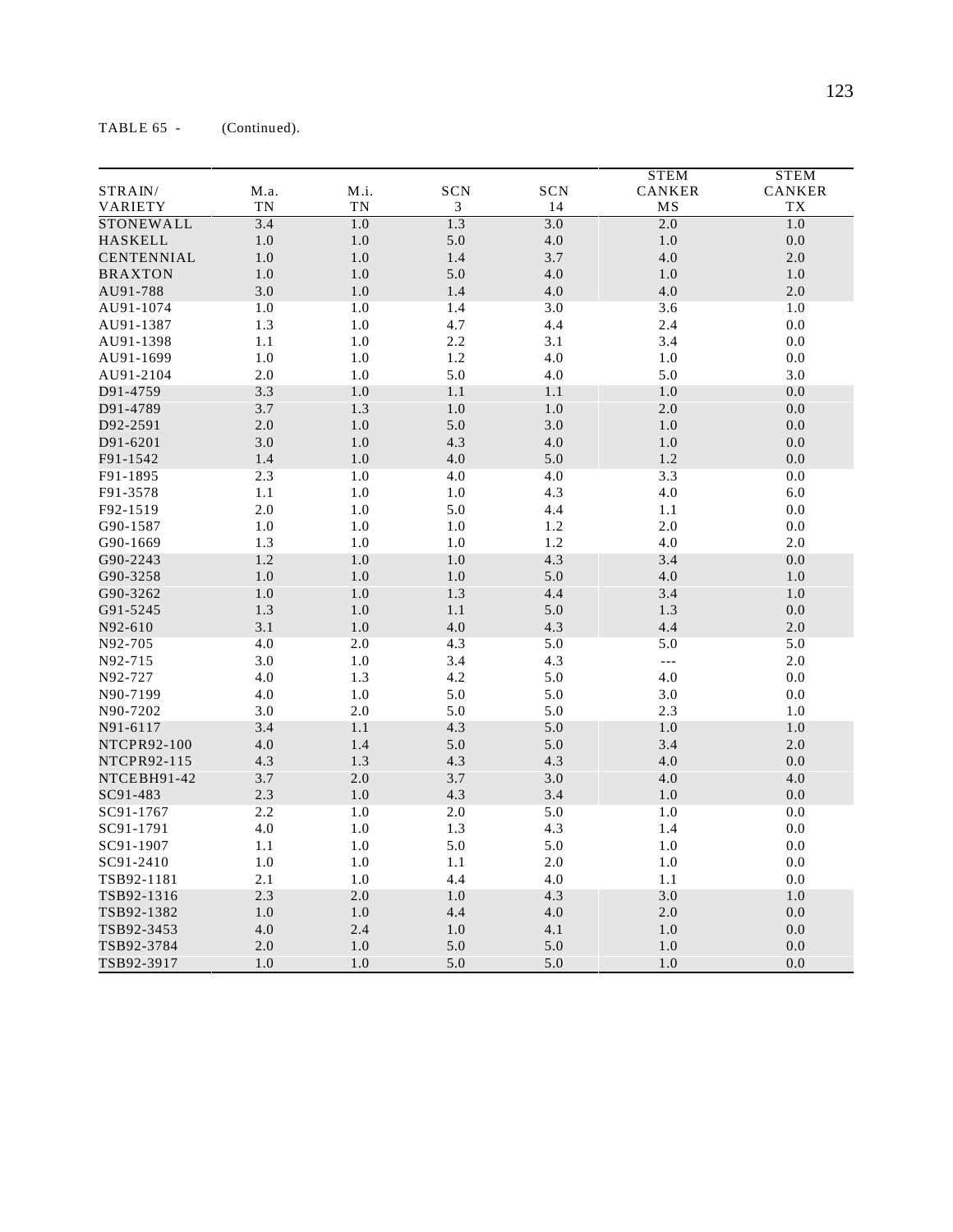TABLE 65 - (Continued).

| STRAIN/ VARIETY | M.a. TN | M.i. TN | SCN 3 | SCN 14 | STEM CANKER MS | STEM CANKER TX |
|---|---|---|---|---|---|---|
| STONEWALL | 3.4 | 1.0 | 1.3 | 3.0 | 2.0 | 1.0 |
| HASKELL | 1.0 | 1.0 | 5.0 | 4.0 | 1.0 | 0.0 |
| CENTENNIAL | 1.0 | 1.0 | 1.4 | 3.7 | 4.0 | 2.0 |
| BRAXTON | 1.0 | 1.0 | 5.0 | 4.0 | 1.0 | 1.0 |
| AU91-788 | 3.0 | 1.0 | 1.4 | 4.0 | 4.0 | 2.0 |
| AU91-1074 | 1.0 | 1.0 | 1.4 | 3.0 | 3.6 | 1.0 |
| AU91-1387 | 1.3 | 1.0 | 4.7 | 4.4 | 2.4 | 0.0 |
| AU91-1398 | 1.1 | 1.0 | 2.2 | 3.1 | 3.4 | 0.0 |
| AU91-1699 | 1.0 | 1.0 | 1.2 | 4.0 | 1.0 | 0.0 |
| AU91-2104 | 2.0 | 1.0 | 5.0 | 4.0 | 5.0 | 3.0 |
| D91-4759 | 3.3 | 1.0 | 1.1 | 1.1 | 1.0 | 0.0 |
| D91-4789 | 3.7 | 1.3 | 1.0 | 1.0 | 2.0 | 0.0 |
| D92-2591 | 2.0 | 1.0 | 5.0 | 3.0 | 1.0 | 0.0 |
| D91-6201 | 3.0 | 1.0 | 4.3 | 4.0 | 1.0 | 0.0 |
| F91-1542 | 1.4 | 1.0 | 4.0 | 5.0 | 1.2 | 0.0 |
| F91-1895 | 2.3 | 1.0 | 4.0 | 4.0 | 3.3 | 0.0 |
| F91-3578 | 1.1 | 1.0 | 1.0 | 4.3 | 4.0 | 6.0 |
| F92-1519 | 2.0 | 1.0 | 5.0 | 4.4 | 1.1 | 0.0 |
| G90-1587 | 1.0 | 1.0 | 1.0 | 1.2 | 2.0 | 0.0 |
| G90-1669 | 1.3 | 1.0 | 1.0 | 1.2 | 4.0 | 2.0 |
| G90-2243 | 1.2 | 1.0 | 1.0 | 4.3 | 3.4 | 0.0 |
| G90-3258 | 1.0 | 1.0 | 1.0 | 5.0 | 4.0 | 1.0 |
| G90-3262 | 1.0 | 1.0 | 1.3 | 4.4 | 3.4 | 1.0 |
| G91-5245 | 1.3 | 1.0 | 1.1 | 5.0 | 1.3 | 0.0 |
| N92-610 | 3.1 | 1.0 | 4.0 | 4.3 | 4.4 | 2.0 |
| N92-705 | 4.0 | 2.0 | 4.3 | 5.0 | 5.0 | 5.0 |
| N92-715 | 3.0 | 1.0 | 3.4 | 4.3 | --- | 2.0 |
| N92-727 | 4.0 | 1.3 | 4.2 | 5.0 | 4.0 | 0.0 |
| N90-7199 | 4.0 | 1.0 | 5.0 | 5.0 | 3.0 | 0.0 |
| N90-7202 | 3.0 | 2.0 | 5.0 | 5.0 | 2.3 | 1.0 |
| N91-6117 | 3.4 | 1.1 | 4.3 | 5.0 | 1.0 | 1.0 |
| NTCPR92-100 | 4.0 | 1.4 | 5.0 | 5.0 | 3.4 | 2.0 |
| NTCPR92-115 | 4.3 | 1.3 | 4.3 | 4.3 | 4.0 | 0.0 |
| NTCEBH91-42 | 3.7 | 2.0 | 3.7 | 3.0 | 4.0 | 4.0 |
| SC91-483 | 2.3 | 1.0 | 4.3 | 3.4 | 1.0 | 0.0 |
| SC91-1767 | 2.2 | 1.0 | 2.0 | 5.0 | 1.0 | 0.0 |
| SC91-1791 | 4.0 | 1.0 | 1.3 | 4.3 | 1.4 | 0.0 |
| SC91-1907 | 1.1 | 1.0 | 5.0 | 5.0 | 1.0 | 0.0 |
| SC91-2410 | 1.0 | 1.0 | 1.1 | 2.0 | 1.0 | 0.0 |
| TSB92-1181 | 2.1 | 1.0 | 4.4 | 4.0 | 1.1 | 0.0 |
| TSB92-1316 | 2.3 | 2.0 | 1.0 | 4.3 | 3.0 | 1.0 |
| TSB92-1382 | 1.0 | 1.0 | 4.4 | 4.0 | 2.0 | 0.0 |
| TSB92-3453 | 4.0 | 2.4 | 1.0 | 4.1 | 1.0 | 0.0 |
| TSB92-3784 | 2.0 | 1.0 | 5.0 | 5.0 | 1.0 | 0.0 |
| TSB92-3917 | 1.0 | 1.0 | 5.0 | 5.0 | 1.0 | 0.0 |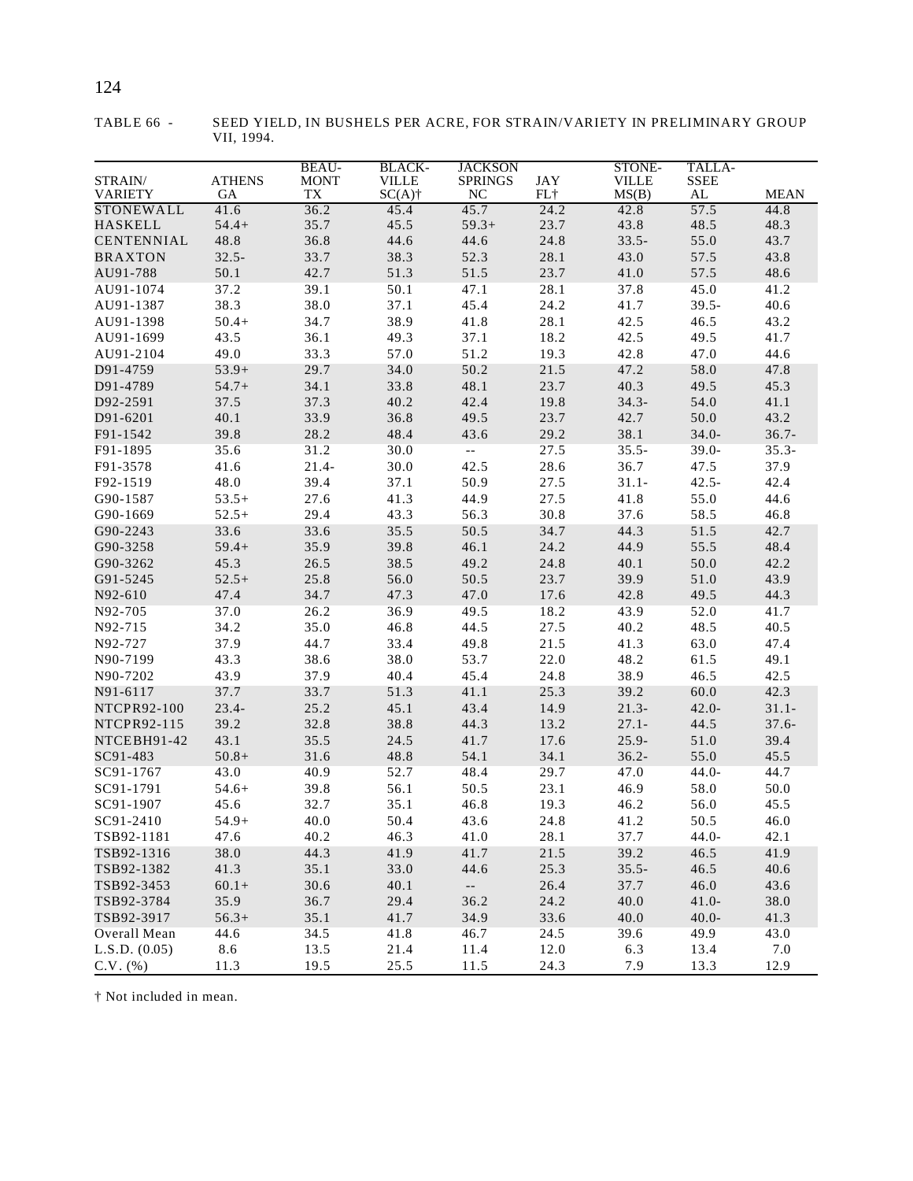TABLE 66 - SEED YIELD, IN BUSHELS PER ACRE, FOR STRAIN/VARIETY IN PRELIMINARY GROUP VII, 1994.

| STRAIN/ VARIETY | ATHENS GA | BEAU- MONT TX | BLACK- VILLE SC(A)† | JACKSON SPRINGS NC | JAY FL† | STONE- VILLE MS(B) | TALLA- SSEE AL | MEAN |
|---|---|---|---|---|---|---|---|---|
| STONEWALL | 41.6 | 36.2 | 45.4 | 45.7 | 24.2 | 42.8 | 57.5 | 44.8 |
| HASKELL | 54.4+ | 35.7 | 45.5 | 59.3+ | 23.7 | 43.8 | 48.5 | 48.3 |
| CENTENNIAL | 48.8 | 36.8 | 44.6 | 44.6 | 24.8 | 33.5- | 55.0 | 43.7 |
| BRAXTON | 32.5- | 33.7 | 38.3 | 52.3 | 28.1 | 43.0 | 57.5 | 43.8 |
| AU91-788 | 50.1 | 42.7 | 51.3 | 51.5 | 23.7 | 41.0 | 57.5 | 48.6 |
| AU91-1074 | 37.2 | 39.1 | 50.1 | 47.1 | 28.1 | 37.8 | 45.0 | 41.2 |
| AU91-1387 | 38.3 | 38.0 | 37.1 | 45.4 | 24.2 | 41.7 | 39.5- | 40.6 |
| AU91-1398 | 50.4+ | 34.7 | 38.9 | 41.8 | 28.1 | 42.5 | 46.5 | 43.2 |
| AU91-1699 | 43.5 | 36.1 | 49.3 | 37.1 | 18.2 | 42.5 | 49.5 | 41.7 |
| AU91-2104 | 49.0 | 33.3 | 57.0 | 51.2 | 19.3 | 42.8 | 47.0 | 44.6 |
| D91-4759 | 53.9+ | 29.7 | 34.0 | 50.2 | 21.5 | 47.2 | 58.0 | 47.8 |
| D91-4789 | 54.7+ | 34.1 | 33.8 | 48.1 | 23.7 | 40.3 | 49.5 | 45.3 |
| D92-2591 | 37.5 | 37.3 | 40.2 | 42.4 | 19.8 | 34.3- | 54.0 | 41.1 |
| D91-6201 | 40.1 | 33.9 | 36.8 | 49.5 | 23.7 | 42.7 | 50.0 | 43.2 |
| F91-1542 | 39.8 | 28.2 | 48.4 | 43.6 | 29.2 | 38.1 | 34.0- | 36.7- |
| F91-1895 | 35.6 | 31.2 | 30.0 | -- | 27.5 | 35.5- | 39.0- | 35.3- |
| F91-3578 | 41.6 | 21.4- | 30.0 | 42.5 | 28.6 | 36.7 | 47.5 | 37.9 |
| F92-1519 | 48.0 | 39.4 | 37.1 | 50.9 | 27.5 | 31.1- | 42.5- | 42.4 |
| G90-1587 | 53.5+ | 27.6 | 41.3 | 44.9 | 27.5 | 41.8 | 55.0 | 44.6 |
| G90-1669 | 52.5+ | 29.4 | 43.3 | 56.3 | 30.8 | 37.6 | 58.5 | 46.8 |
| G90-2243 | 33.6 | 33.6 | 35.5 | 50.5 | 34.7 | 44.3 | 51.5 | 42.7 |
| G90-3258 | 59.4+ | 35.9 | 39.8 | 46.1 | 24.2 | 44.9 | 55.5 | 48.4 |
| G90-3262 | 45.3 | 26.5 | 38.5 | 49.2 | 24.8 | 40.1 | 50.0 | 42.2 |
| G91-5245 | 52.5+ | 25.8 | 56.0 | 50.5 | 23.7 | 39.9 | 51.0 | 43.9 |
| N92-610 | 47.4 | 34.7 | 47.3 | 47.0 | 17.6 | 42.8 | 49.5 | 44.3 |
| N92-705 | 37.0 | 26.2 | 36.9 | 49.5 | 18.2 | 43.9 | 52.0 | 41.7 |
| N92-715 | 34.2 | 35.0 | 46.8 | 44.5 | 27.5 | 40.2 | 48.5 | 40.5 |
| N92-727 | 37.9 | 44.7 | 33.4 | 49.8 | 21.5 | 41.3 | 63.0 | 47.4 |
| N90-7199 | 43.3 | 38.6 | 38.0 | 53.7 | 22.0 | 48.2 | 61.5 | 49.1 |
| N90-7202 | 43.9 | 37.9 | 40.4 | 45.4 | 24.8 | 38.9 | 46.5 | 42.5 |
| N91-6117 | 37.7 | 33.7 | 51.3 | 41.1 | 25.3 | 39.2 | 60.0 | 42.3 |
| NTCPR92-100 | 23.4- | 25.2 | 45.1 | 43.4 | 14.9 | 21.3- | 42.0- | 31.1- |
| NTCPR92-115 | 39.2 | 32.8 | 38.8 | 44.3 | 13.2 | 27.1- | 44.5 | 37.6- |
| NTCEBH91-42 | 43.1 | 35.5 | 24.5 | 41.7 | 17.6 | 25.9- | 51.0 | 39.4 |
| SC91-483 | 50.8+ | 31.6 | 48.8 | 54.1 | 34.1 | 36.2- | 55.0 | 45.5 |
| SC91-1767 | 43.0 | 40.9 | 52.7 | 48.4 | 29.7 | 47.0 | 44.0- | 44.7 |
| SC91-1791 | 54.6+ | 39.8 | 56.1 | 50.5 | 23.1 | 46.9 | 58.0 | 50.0 |
| SC91-1907 | 45.6 | 32.7 | 35.1 | 46.8 | 19.3 | 46.2 | 56.0 | 45.5 |
| SC91-2410 | 54.9+ | 40.0 | 50.4 | 43.6 | 24.8 | 41.2 | 50.5 | 46.0 |
| TSB92-1181 | 47.6 | 40.2 | 46.3 | 41.0 | 28.1 | 37.7 | 44.0- | 42.1 |
| TSB92-1316 | 38.0 | 44.3 | 41.9 | 41.7 | 21.5 | 39.2 | 46.5 | 41.9 |
| TSB92-1382 | 41.3 | 35.1 | 33.0 | 44.6 | 25.3 | 35.5- | 46.5 | 40.6 |
| TSB92-3453 | 60.1+ | 30.6 | 40.1 | -- | 26.4 | 37.7 | 46.0 | 43.6 |
| TSB92-3784 | 35.9 | 36.7 | 29.4 | 36.2 | 24.2 | 40.0 | 41.0- | 38.0 |
| TSB92-3917 | 56.3+ | 35.1 | 41.7 | 34.9 | 33.6 | 40.0 | 40.0- | 41.3 |
| Overall Mean | 44.6 | 34.5 | 41.8 | 46.7 | 24.5 | 39.6 | 49.9 | 43.0 |
| L.S.D. (0.05) | 8.6 | 13.5 | 21.4 | 11.4 | 12.0 | 6.3 | 13.4 | 7.0 |
| C.V. (%) | 11.3 | 19.5 | 25.5 | 11.5 | 24.3 | 7.9 | 13.3 | 12.9 |

† Not included in mean.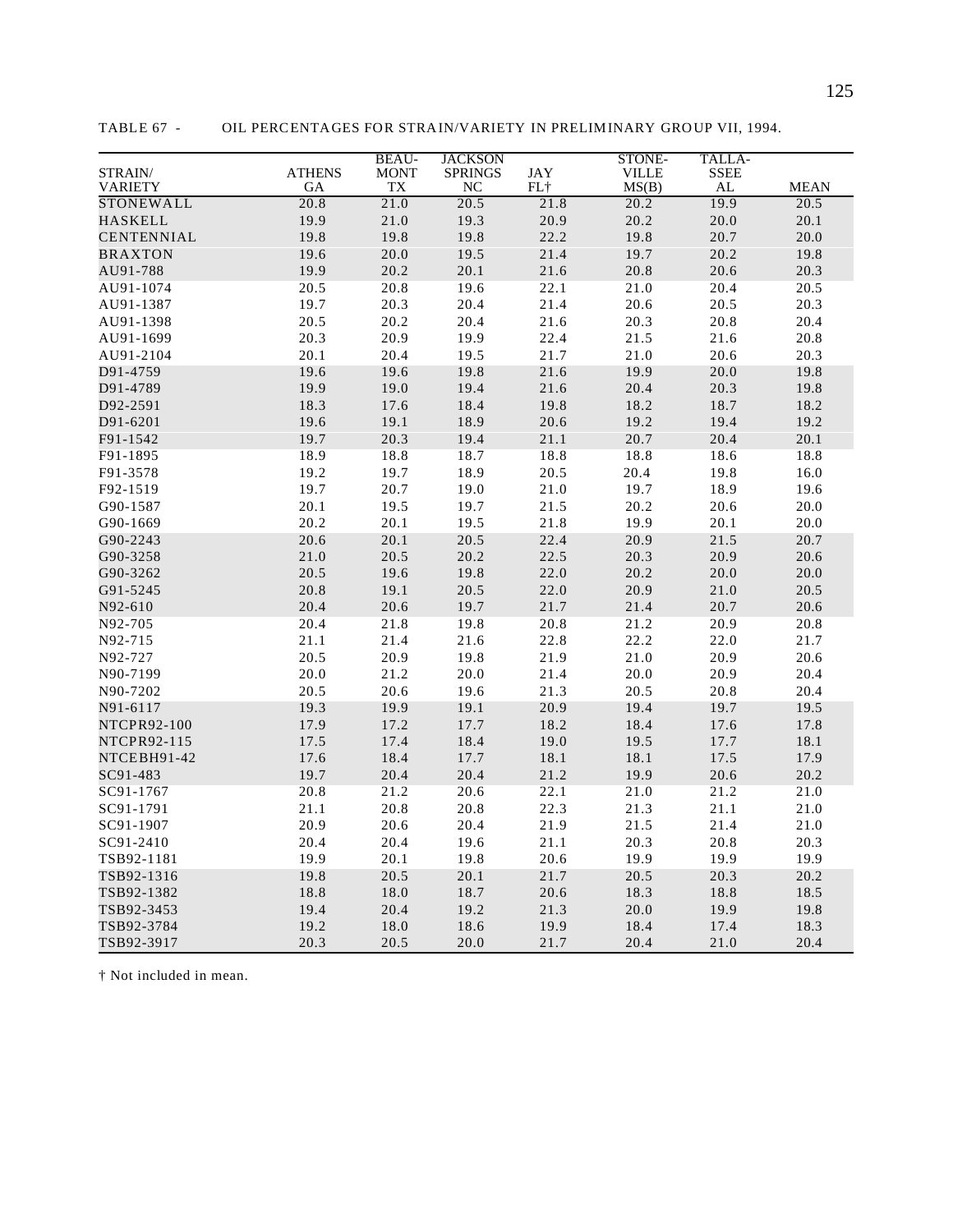TABLE 67 - OIL PERCENTAGES FOR STRAIN/VARIETY IN PRELIMINARY GROUP VII, 1994.

| STRAIN/ VARIETY | ATHENS GA | BEAU- MONT TX | JACKSON SPRINGS NC | JAY FL† | STONE- VILLE MS(B) | TALLA- SSEE AL | MEAN |
|---|---|---|---|---|---|---|---|
| STONEWALL | 20.8 | 21.0 | 20.5 | 21.8 | 20.2 | 19.9 | 20.5 |
| HASKELL | 19.9 | 21.0 | 19.3 | 20.9 | 20.2 | 20.0 | 20.1 |
| CENTENNIAL | 19.8 | 19.8 | 19.8 | 22.2 | 19.8 | 20.7 | 20.0 |
| BRAXTON | 19.6 | 20.0 | 19.5 | 21.4 | 19.7 | 20.2 | 19.8 |
| AU91-788 | 19.9 | 20.2 | 20.1 | 21.6 | 20.8 | 20.6 | 20.3 |
| AU91-1074 | 20.5 | 20.8 | 19.6 | 22.1 | 21.0 | 20.4 | 20.5 |
| AU91-1387 | 19.7 | 20.3 | 20.4 | 21.4 | 20.6 | 20.5 | 20.3 |
| AU91-1398 | 20.5 | 20.2 | 20.4 | 21.6 | 20.3 | 20.8 | 20.4 |
| AU91-1699 | 20.3 | 20.9 | 19.9 | 22.4 | 21.5 | 21.6 | 20.8 |
| AU91-2104 | 20.1 | 20.4 | 19.5 | 21.7 | 21.0 | 20.6 | 20.3 |
| D91-4759 | 19.6 | 19.6 | 19.8 | 21.6 | 19.9 | 20.0 | 19.8 |
| D91-4789 | 19.9 | 19.0 | 19.4 | 21.6 | 20.4 | 20.3 | 19.8 |
| D92-2591 | 18.3 | 17.6 | 18.4 | 19.8 | 18.2 | 18.7 | 18.2 |
| D91-6201 | 19.6 | 19.1 | 18.9 | 20.6 | 19.2 | 19.4 | 19.2 |
| F91-1542 | 19.7 | 20.3 | 19.4 | 21.1 | 20.7 | 20.4 | 20.1 |
| F91-1895 | 18.9 | 18.8 | 18.7 | 18.8 | 18.8 | 18.6 | 18.8 |
| F91-3578 | 19.2 | 19.7 | 18.9 | 20.5 | 20.4 | 19.8 | 16.0 |
| F92-1519 | 19.7 | 20.7 | 19.0 | 21.0 | 19.7 | 18.9 | 19.6 |
| G90-1587 | 20.1 | 19.5 | 19.7 | 21.5 | 20.2 | 20.6 | 20.0 |
| G90-1669 | 20.2 | 20.1 | 19.5 | 21.8 | 19.9 | 20.1 | 20.0 |
| G90-2243 | 20.6 | 20.1 | 20.5 | 22.4 | 20.9 | 21.5 | 20.7 |
| G90-3258 | 21.0 | 20.5 | 20.2 | 22.5 | 20.3 | 20.9 | 20.6 |
| G90-3262 | 20.5 | 19.6 | 19.8 | 22.0 | 20.2 | 20.0 | 20.0 |
| G91-5245 | 20.8 | 19.1 | 20.5 | 22.0 | 20.9 | 21.0 | 20.5 |
| N92-610 | 20.4 | 20.6 | 19.7 | 21.7 | 21.4 | 20.7 | 20.6 |
| N92-705 | 20.4 | 21.8 | 19.8 | 20.8 | 21.2 | 20.9 | 20.8 |
| N92-715 | 21.1 | 21.4 | 21.6 | 22.8 | 22.2 | 22.0 | 21.7 |
| N92-727 | 20.5 | 20.9 | 19.8 | 21.9 | 21.0 | 20.9 | 20.6 |
| N90-7199 | 20.0 | 21.2 | 20.0 | 21.4 | 20.0 | 20.9 | 20.4 |
| N90-7202 | 20.5 | 20.6 | 19.6 | 21.3 | 20.5 | 20.8 | 20.4 |
| N91-6117 | 19.3 | 19.9 | 19.1 | 20.9 | 19.4 | 19.7 | 19.5 |
| NTCPR92-100 | 17.9 | 17.2 | 17.7 | 18.2 | 18.4 | 17.6 | 17.8 |
| NTCPR92-115 | 17.5 | 17.4 | 18.4 | 19.0 | 19.5 | 17.7 | 18.1 |
| NTCEBH91-42 | 17.6 | 18.4 | 17.7 | 18.1 | 18.1 | 17.5 | 17.9 |
| SC91-483 | 19.7 | 20.4 | 20.4 | 21.2 | 19.9 | 20.6 | 20.2 |
| SC91-1767 | 20.8 | 21.2 | 20.6 | 22.1 | 21.0 | 21.2 | 21.0 |
| SC91-1791 | 21.1 | 20.8 | 20.8 | 22.3 | 21.3 | 21.1 | 21.0 |
| SC91-1907 | 20.9 | 20.6 | 20.4 | 21.9 | 21.5 | 21.4 | 21.0 |
| SC91-2410 | 20.4 | 20.4 | 19.6 | 21.1 | 20.3 | 20.8 | 20.3 |
| TSB92-1181 | 19.9 | 20.1 | 19.8 | 20.6 | 19.9 | 19.9 | 19.9 |
| TSB92-1316 | 19.8 | 20.5 | 20.1 | 21.7 | 20.5 | 20.3 | 20.2 |
| TSB92-1382 | 18.8 | 18.0 | 18.7 | 20.6 | 18.3 | 18.8 | 18.5 |
| TSB92-3453 | 19.4 | 20.4 | 19.2 | 21.3 | 20.0 | 19.9 | 19.8 |
| TSB92-3784 | 19.2 | 18.0 | 18.6 | 19.9 | 18.4 | 17.4 | 18.3 |
| TSB92-3917 | 20.3 | 20.5 | 20.0 | 21.7 | 20.4 | 21.0 | 20.4 |

† Not included in mean.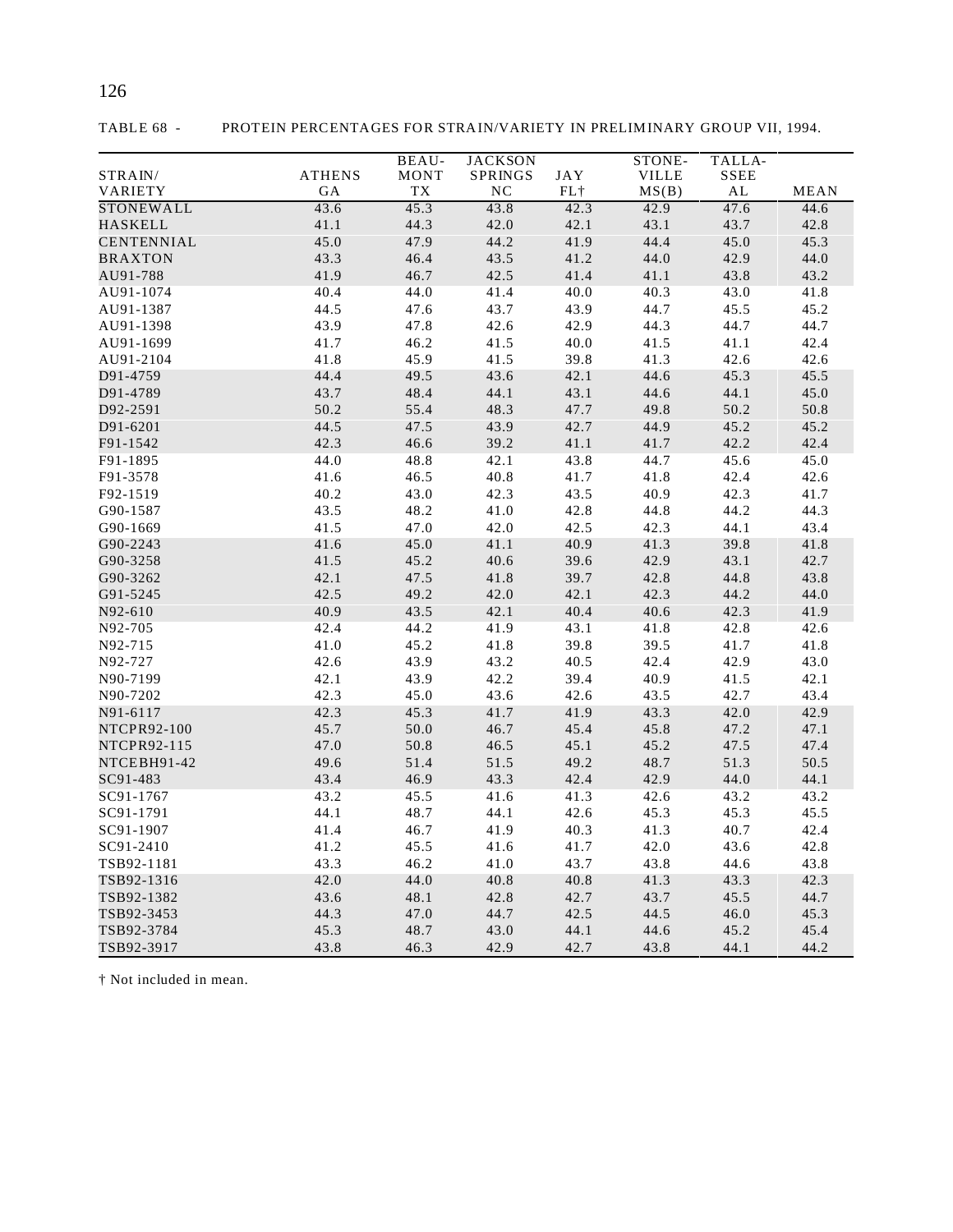TABLE 68 - PROTEIN PERCENTAGES FOR STRAIN/VARIETY IN PRELIMINARY GROUP VII, 1994.

| STRAIN/ VARIETY | ATHENS GA | BEAU- MONT TX | JACKSON SPRINGS NC | JAY FL† | STONE- VILLE MS(B) | TALLA- SSEE AL | MEAN |
|---|---|---|---|---|---|---|---|
| STONEWALL | 43.6 | 45.3 | 43.8 | 42.3 | 42.9 | 47.6 | 44.6 |
| HASKELL | 41.1 | 44.3 | 42.0 | 42.1 | 43.1 | 43.7 | 42.8 |
| CENTENNIAL | 45.0 | 47.9 | 44.2 | 41.9 | 44.4 | 45.0 | 45.3 |
| BRAXTON | 43.3 | 46.4 | 43.5 | 41.2 | 44.0 | 42.9 | 44.0 |
| AU91-788 | 41.9 | 46.7 | 42.5 | 41.4 | 41.1 | 43.8 | 43.2 |
| AU91-1074 | 40.4 | 44.0 | 41.4 | 40.0 | 40.3 | 43.0 | 41.8 |
| AU91-1387 | 44.5 | 47.6 | 43.7 | 43.9 | 44.7 | 45.5 | 45.2 |
| AU91-1398 | 43.9 | 47.8 | 42.6 | 42.9 | 44.3 | 44.7 | 44.7 |
| AU91-1699 | 41.7 | 46.2 | 41.5 | 40.0 | 41.5 | 41.1 | 42.4 |
| AU91-2104 | 41.8 | 45.9 | 41.5 | 39.8 | 41.3 | 42.6 | 42.6 |
| D91-4759 | 44.4 | 49.5 | 43.6 | 42.1 | 44.6 | 45.3 | 45.5 |
| D91-4789 | 43.7 | 48.4 | 44.1 | 43.1 | 44.6 | 44.1 | 45.0 |
| D92-2591 | 50.2 | 55.4 | 48.3 | 47.7 | 49.8 | 50.2 | 50.8 |
| D91-6201 | 44.5 | 47.5 | 43.9 | 42.7 | 44.9 | 45.2 | 45.2 |
| F91-1542 | 42.3 | 46.6 | 39.2 | 41.1 | 41.7 | 42.2 | 42.4 |
| F91-1895 | 44.0 | 48.8 | 42.1 | 43.8 | 44.7 | 45.6 | 45.0 |
| F91-3578 | 41.6 | 46.5 | 40.8 | 41.7 | 41.8 | 42.4 | 42.6 |
| F92-1519 | 40.2 | 43.0 | 42.3 | 43.5 | 40.9 | 42.3 | 41.7 |
| G90-1587 | 43.5 | 48.2 | 41.0 | 42.8 | 44.8 | 44.2 | 44.3 |
| G90-1669 | 41.5 | 47.0 | 42.0 | 42.5 | 42.3 | 44.1 | 43.4 |
| G90-2243 | 41.6 | 45.0 | 41.1 | 40.9 | 41.3 | 39.8 | 41.8 |
| G90-3258 | 41.5 | 45.2 | 40.6 | 39.6 | 42.9 | 43.1 | 42.7 |
| G90-3262 | 42.1 | 47.5 | 41.8 | 39.7 | 42.8 | 44.8 | 43.8 |
| G91-5245 | 42.5 | 49.2 | 42.0 | 42.1 | 42.3 | 44.2 | 44.0 |
| N92-610 | 40.9 | 43.5 | 42.1 | 40.4 | 40.6 | 42.3 | 41.9 |
| N92-705 | 42.4 | 44.2 | 41.9 | 43.1 | 41.8 | 42.8 | 42.6 |
| N92-715 | 41.0 | 45.2 | 41.8 | 39.8 | 39.5 | 41.7 | 41.8 |
| N92-727 | 42.6 | 43.9 | 43.2 | 40.5 | 42.4 | 42.9 | 43.0 |
| N90-7199 | 42.1 | 43.9 | 42.2 | 39.4 | 40.9 | 41.5 | 42.1 |
| N90-7202 | 42.3 | 45.0 | 43.6 | 42.6 | 43.5 | 42.7 | 43.4 |
| N91-6117 | 42.3 | 45.3 | 41.7 | 41.9 | 43.3 | 42.0 | 42.9 |
| NTCPR92-100 | 45.7 | 50.0 | 46.7 | 45.4 | 45.8 | 47.2 | 47.1 |
| NTCPR92-115 | 47.0 | 50.8 | 46.5 | 45.1 | 45.2 | 47.5 | 47.4 |
| NTCEBH91-42 | 49.6 | 51.4 | 51.5 | 49.2 | 48.7 | 51.3 | 50.5 |
| SC91-483 | 43.4 | 46.9 | 43.3 | 42.4 | 42.9 | 44.0 | 44.1 |
| SC91-1767 | 43.2 | 45.5 | 41.6 | 41.3 | 42.6 | 43.2 | 43.2 |
| SC91-1791 | 44.1 | 48.7 | 44.1 | 42.6 | 45.3 | 45.3 | 45.5 |
| SC91-1907 | 41.4 | 46.7 | 41.9 | 40.3 | 41.3 | 40.7 | 42.4 |
| SC91-2410 | 41.2 | 45.5 | 41.6 | 41.7 | 42.0 | 43.6 | 42.8 |
| TSB92-1181 | 43.3 | 46.2 | 41.0 | 43.7 | 43.8 | 44.6 | 43.8 |
| TSB92-1316 | 42.0 | 44.0 | 40.8 | 40.8 | 41.3 | 43.3 | 42.3 |
| TSB92-1382 | 43.6 | 48.1 | 42.8 | 42.7 | 43.7 | 45.5 | 44.7 |
| TSB92-3453 | 44.3 | 47.0 | 44.7 | 42.5 | 44.5 | 46.0 | 45.3 |
| TSB92-3784 | 45.3 | 48.7 | 43.0 | 44.1 | 44.6 | 45.2 | 45.4 |
| TSB92-3917 | 43.8 | 46.3 | 42.9 | 42.7 | 43.8 | 44.1 | 44.2 |

† Not included in mean.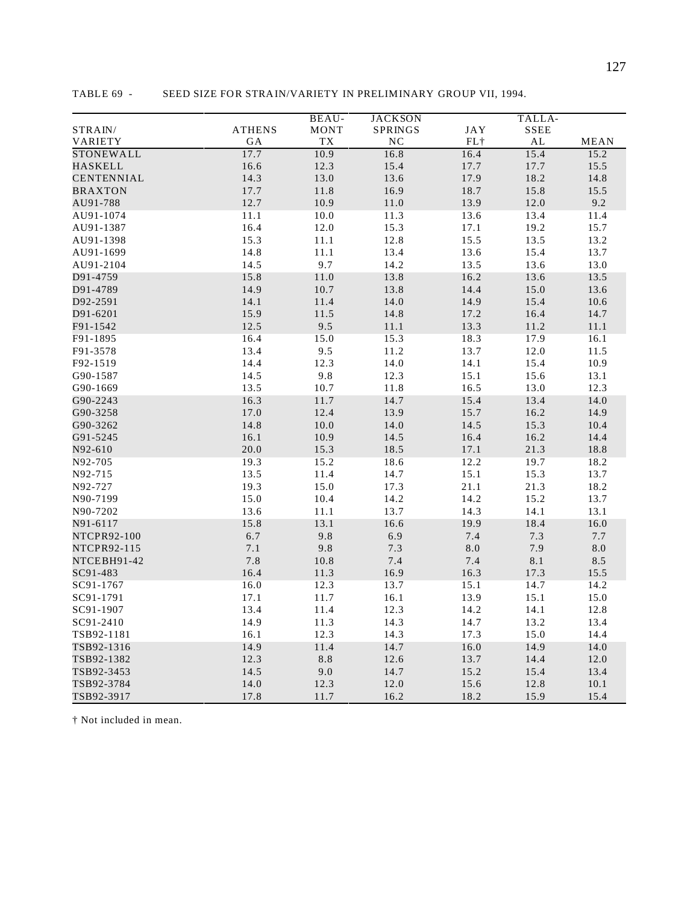TABLE 69 - SEED SIZE FOR STRAIN/VARIETY IN PRELIMINARY GROUP VII, 1994.

| STRAIN/ VARIETY | ATHENS GA | BEAU- MONT TX | JACKSON SPRINGS NC | JAY FL† | TALLA- SSEE AL | MEAN |
|---|---|---|---|---|---|---|
| STONEWALL | 17.7 | 10.9 | 16.8 | 16.4 | 15.4 | 15.2 |
| HASKELL | 16.6 | 12.3 | 15.4 | 17.7 | 17.7 | 15.5 |
| CENTENNIAL | 14.3 | 13.0 | 13.6 | 17.9 | 18.2 | 14.8 |
| BRAXTON | 17.7 | 11.8 | 16.9 | 18.7 | 15.8 | 15.5 |
| AU91-788 | 12.7 | 10.9 | 11.0 | 13.9 | 12.0 | 9.2 |
| AU91-1074 | 11.1 | 10.0 | 11.3 | 13.6 | 13.4 | 11.4 |
| AU91-1387 | 16.4 | 12.0 | 15.3 | 17.1 | 19.2 | 15.7 |
| AU91-1398 | 15.3 | 11.1 | 12.8 | 15.5 | 13.5 | 13.2 |
| AU91-1699 | 14.8 | 11.1 | 13.4 | 13.6 | 15.4 | 13.7 |
| AU91-2104 | 14.5 | 9.7 | 14.2 | 13.5 | 13.6 | 13.0 |
| D91-4759 | 15.8 | 11.0 | 13.8 | 16.2 | 13.6 | 13.5 |
| D91-4789 | 14.9 | 10.7 | 13.8 | 14.4 | 15.0 | 13.6 |
| D92-2591 | 14.1 | 11.4 | 14.0 | 14.9 | 15.4 | 10.6 |
| D91-6201 | 15.9 | 11.5 | 14.8 | 17.2 | 16.4 | 14.7 |
| F91-1542 | 12.5 | 9.5 | 11.1 | 13.3 | 11.2 | 11.1 |
| F91-1895 | 16.4 | 15.0 | 15.3 | 18.3 | 17.9 | 16.1 |
| F91-3578 | 13.4 | 9.5 | 11.2 | 13.7 | 12.0 | 11.5 |
| F92-1519 | 14.4 | 12.3 | 14.0 | 14.1 | 15.4 | 10.9 |
| G90-1587 | 14.5 | 9.8 | 12.3 | 15.1 | 15.6 | 13.1 |
| G90-1669 | 13.5 | 10.7 | 11.8 | 16.5 | 13.0 | 12.3 |
| G90-2243 | 16.3 | 11.7 | 14.7 | 15.4 | 13.4 | 14.0 |
| G90-3258 | 17.0 | 12.4 | 13.9 | 15.7 | 16.2 | 14.9 |
| G90-3262 | 14.8 | 10.0 | 14.0 | 14.5 | 15.3 | 10.4 |
| G91-5245 | 16.1 | 10.9 | 14.5 | 16.4 | 16.2 | 14.4 |
| N92-610 | 20.0 | 15.3 | 18.5 | 17.1 | 21.3 | 18.8 |
| N92-705 | 19.3 | 15.2 | 18.6 | 12.2 | 19.7 | 18.2 |
| N92-715 | 13.5 | 11.4 | 14.7 | 15.1 | 15.3 | 13.7 |
| N92-727 | 19.3 | 15.0 | 17.3 | 21.1 | 21.3 | 18.2 |
| N90-7199 | 15.0 | 10.4 | 14.2 | 14.2 | 15.2 | 13.7 |
| N90-7202 | 13.6 | 11.1 | 13.7 | 14.3 | 14.1 | 13.1 |
| N91-6117 | 15.8 | 13.1 | 16.6 | 19.9 | 18.4 | 16.0 |
| NTCPR92-100 | 6.7 | 9.8 | 6.9 | 7.4 | 7.3 | 7.7 |
| NTCPR92-115 | 7.1 | 9.8 | 7.3 | 8.0 | 7.9 | 8.0 |
| NTCEBH91-42 | 7.8 | 10.8 | 7.4 | 7.4 | 8.1 | 8.5 |
| SC91-483 | 16.4 | 11.3 | 16.9 | 16.3 | 17.3 | 15.5 |
| SC91-1767 | 16.0 | 12.3 | 13.7 | 15.1 | 14.7 | 14.2 |
| SC91-1791 | 17.1 | 11.7 | 16.1 | 13.9 | 15.1 | 15.0 |
| SC91-1907 | 13.4 | 11.4 | 12.3 | 14.2 | 14.1 | 12.8 |
| SC91-2410 | 14.9 | 11.3 | 14.3 | 14.7 | 13.2 | 13.4 |
| TSB92-1181 | 16.1 | 12.3 | 14.3 | 17.3 | 15.0 | 14.4 |
| TSB92-1316 | 14.9 | 11.4 | 14.7 | 16.0 | 14.9 | 14.0 |
| TSB92-1382 | 12.3 | 8.8 | 12.6 | 13.7 | 14.4 | 12.0 |
| TSB92-3453 | 14.5 | 9.0 | 14.7 | 15.2 | 15.4 | 13.4 |
| TSB92-3784 | 14.0 | 12.3 | 12.0 | 15.6 | 12.8 | 10.1 |
| TSB92-3917 | 17.8 | 11.7 | 16.2 | 18.2 | 15.9 | 15.4 |

† Not included in mean.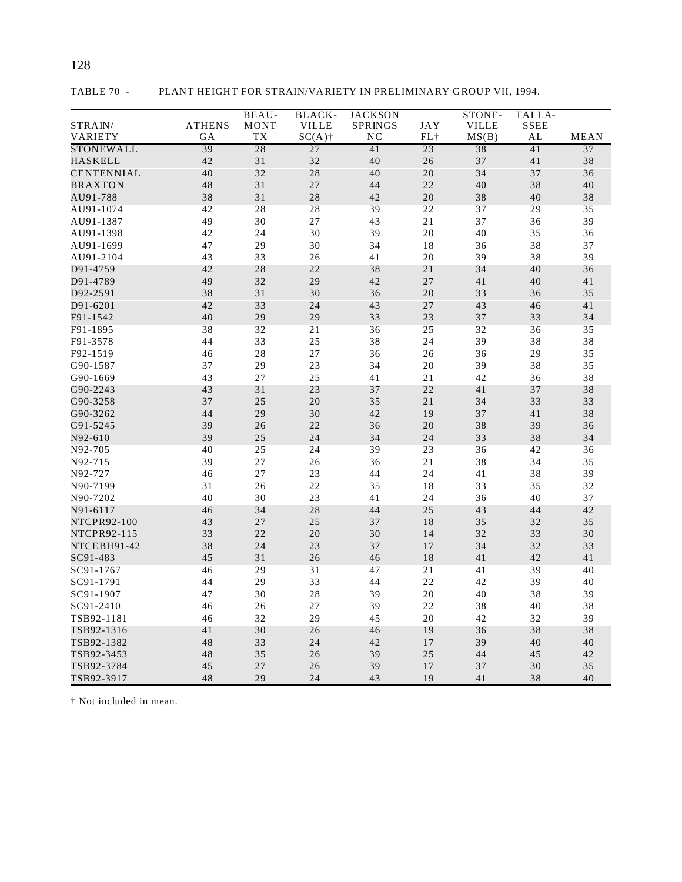TABLE 70 - PLANT HEIGHT FOR STRAIN/VARIETY IN PRELIMINARY GROUP VII, 1994.

| STRAIN/ VARIETY | ATHENS GA | BEAU-MONT TX | BLACK-VILLE SC(A)† | JACKSON SPRINGS NC | JAY FL† | STONE-VILLE MS(B) | TALLA-SSEE AL | MEAN |
|---|---|---|---|---|---|---|---|---|
| STONEWALL | 39 | 28 | 27 | 41 | 23 | 38 | 41 | 37 |
| HASKELL | 42 | 31 | 32 | 40 | 26 | 37 | 41 | 38 |
| CENTENNIAL | 40 | 32 | 28 | 40 | 20 | 34 | 37 | 36 |
| BRAXTON | 48 | 31 | 27 | 44 | 22 | 40 | 38 | 40 |
| AU91-788 | 38 | 31 | 28 | 42 | 20 | 38 | 40 | 38 |
| AU91-1074 | 42 | 28 | 28 | 39 | 22 | 37 | 29 | 35 |
| AU91-1387 | 49 | 30 | 27 | 43 | 21 | 37 | 36 | 39 |
| AU91-1398 | 42 | 24 | 30 | 39 | 20 | 40 | 35 | 36 |
| AU91-1699 | 47 | 29 | 30 | 34 | 18 | 36 | 38 | 37 |
| AU91-2104 | 43 | 33 | 26 | 41 | 20 | 39 | 38 | 39 |
| D91-4759 | 42 | 28 | 22 | 38 | 21 | 34 | 40 | 36 |
| D91-4789 | 49 | 32 | 29 | 42 | 27 | 41 | 40 | 41 |
| D92-2591 | 38 | 31 | 30 | 36 | 20 | 33 | 36 | 35 |
| D91-6201 | 42 | 33 | 24 | 43 | 27 | 43 | 46 | 41 |
| F91-1542 | 40 | 29 | 29 | 33 | 23 | 37 | 33 | 34 |
| F91-1895 | 38 | 32 | 21 | 36 | 25 | 32 | 36 | 35 |
| F91-3578 | 44 | 33 | 25 | 38 | 24 | 39 | 38 | 38 |
| F92-1519 | 46 | 28 | 27 | 36 | 26 | 36 | 29 | 35 |
| G90-1587 | 37 | 29 | 23 | 34 | 20 | 39 | 38 | 35 |
| G90-1669 | 43 | 27 | 25 | 41 | 21 | 42 | 36 | 38 |
| G90-2243 | 43 | 31 | 23 | 37 | 22 | 41 | 37 | 38 |
| G90-3258 | 37 | 25 | 20 | 35 | 21 | 34 | 33 | 33 |
| G90-3262 | 44 | 29 | 30 | 42 | 19 | 37 | 41 | 38 |
| G91-5245 | 39 | 26 | 22 | 36 | 20 | 38 | 39 | 36 |
| N92-610 | 39 | 25 | 24 | 34 | 24 | 33 | 38 | 34 |
| N92-705 | 40 | 25 | 24 | 39 | 23 | 36 | 42 | 36 |
| N92-715 | 39 | 27 | 26 | 36 | 21 | 38 | 34 | 35 |
| N92-727 | 46 | 27 | 23 | 44 | 24 | 41 | 38 | 39 |
| N90-7199 | 31 | 26 | 22 | 35 | 18 | 33 | 35 | 32 |
| N90-7202 | 40 | 30 | 23 | 41 | 24 | 36 | 40 | 37 |
| N91-6117 | 46 | 34 | 28 | 44 | 25 | 43 | 44 | 42 |
| NTCPR92-100 | 43 | 27 | 25 | 37 | 18 | 35 | 32 | 35 |
| NTCPR92-115 | 33 | 22 | 20 | 30 | 14 | 32 | 33 | 30 |
| NTCEBH91-42 | 38 | 24 | 23 | 37 | 17 | 34 | 32 | 33 |
| SC91-483 | 45 | 31 | 26 | 46 | 18 | 41 | 42 | 41 |
| SC91-1767 | 46 | 29 | 31 | 47 | 21 | 41 | 39 | 40 |
| SC91-1791 | 44 | 29 | 33 | 44 | 22 | 42 | 39 | 40 |
| SC91-1907 | 47 | 30 | 28 | 39 | 20 | 40 | 38 | 39 |
| SC91-2410 | 46 | 26 | 27 | 39 | 22 | 38 | 40 | 38 |
| TSB92-1181 | 46 | 32 | 29 | 45 | 20 | 42 | 32 | 39 |
| TSB92-1316 | 41 | 30 | 26 | 46 | 19 | 36 | 38 | 38 |
| TSB92-1382 | 48 | 33 | 24 | 42 | 17 | 39 | 40 | 40 |
| TSB92-3453 | 48 | 35 | 26 | 39 | 25 | 44 | 45 | 42 |
| TSB92-3784 | 45 | 27 | 26 | 39 | 17 | 37 | 30 | 35 |
| TSB92-3917 | 48 | 29 | 24 | 43 | 19 | 41 | 38 | 40 |

† Not included in mean.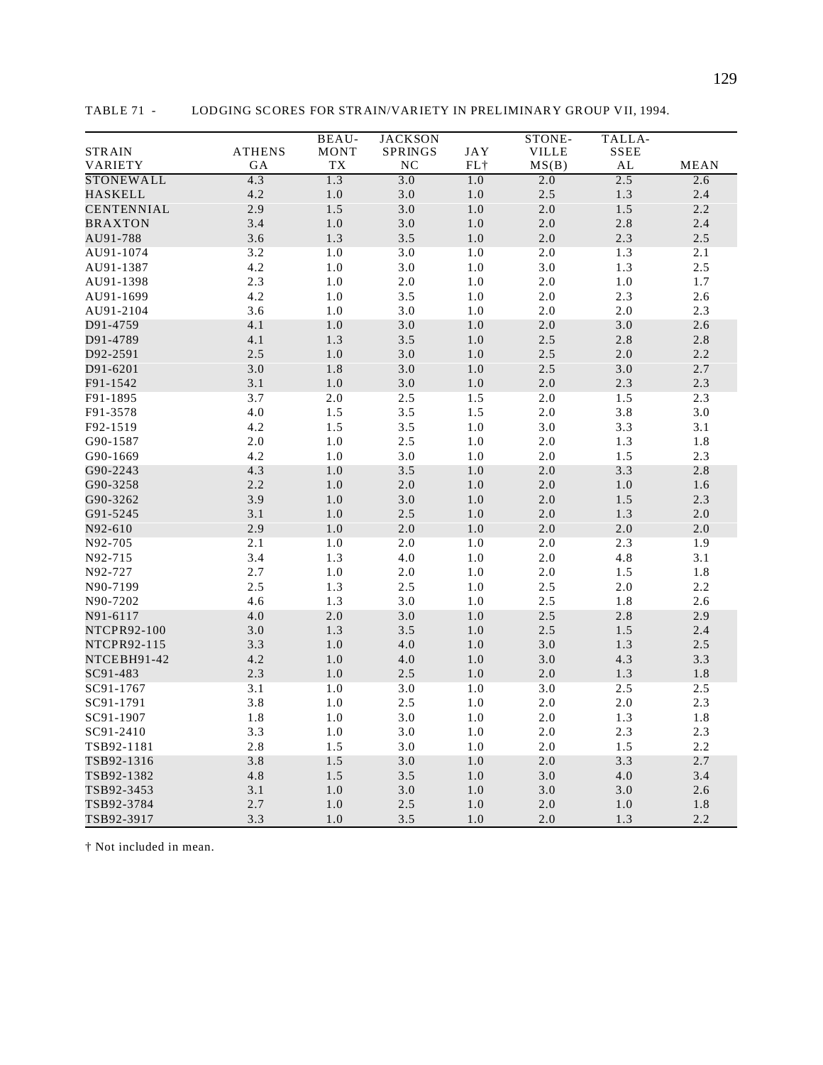TABLE 71 - LODGING SCORES FOR STRAIN/VARIETY IN PRELIMINARY GROUP VII, 1994.

| STRAIN VARIETY | ATHENS GA | BEAU-MONT TX | JACKSON SPRINGS NC | JAY FL† | STONE-VILLE MS(B) | TALLA-SSEE AL | MEAN |
|---|---|---|---|---|---|---|---|
| STONEWALL | 4.3 | 1.3 | 3.0 | 1.0 | 2.0 | 2.5 | 2.6 |
| HASKELL | 4.2 | 1.0 | 3.0 | 1.0 | 2.5 | 1.3 | 2.4 |
| CENTENNIAL | 2.9 | 1.5 | 3.0 | 1.0 | 2.0 | 1.5 | 2.2 |
| BRAXTON | 3.4 | 1.0 | 3.0 | 1.0 | 2.0 | 2.8 | 2.4 |
| AU91-788 | 3.6 | 1.3 | 3.5 | 1.0 | 2.0 | 2.3 | 2.5 |
| AU91-1074 | 3.2 | 1.0 | 3.0 | 1.0 | 2.0 | 1.3 | 2.1 |
| AU91-1387 | 4.2 | 1.0 | 3.0 | 1.0 | 3.0 | 1.3 | 2.5 |
| AU91-1398 | 2.3 | 1.0 | 2.0 | 1.0 | 2.0 | 1.0 | 1.7 |
| AU91-1699 | 4.2 | 1.0 | 3.5 | 1.0 | 2.0 | 2.3 | 2.6 |
| AU91-2104 | 3.6 | 1.0 | 3.0 | 1.0 | 2.0 | 2.0 | 2.3 |
| D91-4759 | 4.1 | 1.0 | 3.0 | 1.0 | 2.0 | 3.0 | 2.6 |
| D91-4789 | 4.1 | 1.3 | 3.5 | 1.0 | 2.5 | 2.8 | 2.8 |
| D92-2591 | 2.5 | 1.0 | 3.0 | 1.0 | 2.5 | 2.0 | 2.2 |
| D91-6201 | 3.0 | 1.8 | 3.0 | 1.0 | 2.5 | 3.0 | 2.7 |
| F91-1542 | 3.1 | 1.0 | 3.0 | 1.0 | 2.0 | 2.3 | 2.3 |
| F91-1895 | 3.7 | 2.0 | 2.5 | 1.5 | 2.0 | 1.5 | 2.3 |
| F91-3578 | 4.0 | 1.5 | 3.5 | 1.5 | 2.0 | 3.8 | 3.0 |
| F92-1519 | 4.2 | 1.5 | 3.5 | 1.0 | 3.0 | 3.3 | 3.1 |
| G90-1587 | 2.0 | 1.0 | 2.5 | 1.0 | 2.0 | 1.3 | 1.8 |
| G90-1669 | 4.2 | 1.0 | 3.0 | 1.0 | 2.0 | 1.5 | 2.3 |
| G90-2243 | 4.3 | 1.0 | 3.5 | 1.0 | 2.0 | 3.3 | 2.8 |
| G90-3258 | 2.2 | 1.0 | 2.0 | 1.0 | 2.0 | 1.0 | 1.6 |
| G90-3262 | 3.9 | 1.0 | 3.0 | 1.0 | 2.0 | 1.5 | 2.3 |
| G91-5245 | 3.1 | 1.0 | 2.5 | 1.0 | 2.0 | 1.3 | 2.0 |
| N92-610 | 2.9 | 1.0 | 2.0 | 1.0 | 2.0 | 2.0 | 2.0 |
| N92-705 | 2.1 | 1.0 | 2.0 | 1.0 | 2.0 | 2.3 | 1.9 |
| N92-715 | 3.4 | 1.3 | 4.0 | 1.0 | 2.0 | 4.8 | 3.1 |
| N92-727 | 2.7 | 1.0 | 2.0 | 1.0 | 2.0 | 1.5 | 1.8 |
| N90-7199 | 2.5 | 1.3 | 2.5 | 1.0 | 2.5 | 2.0 | 2.2 |
| N90-7202 | 4.6 | 1.3 | 3.0 | 1.0 | 2.5 | 1.8 | 2.6 |
| N91-6117 | 4.0 | 2.0 | 3.0 | 1.0 | 2.5 | 2.8 | 2.9 |
| NTCPR92-100 | 3.0 | 1.3 | 3.5 | 1.0 | 2.5 | 1.5 | 2.4 |
| NTCPR92-115 | 3.3 | 1.0 | 4.0 | 1.0 | 3.0 | 1.3 | 2.5 |
| NTCEBH91-42 | 4.2 | 1.0 | 4.0 | 1.0 | 3.0 | 4.3 | 3.3 |
| SC91-483 | 2.3 | 1.0 | 2.5 | 1.0 | 2.0 | 1.3 | 1.8 |
| SC91-1767 | 3.1 | 1.0 | 3.0 | 1.0 | 3.0 | 2.5 | 2.5 |
| SC91-1791 | 3.8 | 1.0 | 2.5 | 1.0 | 2.0 | 2.0 | 2.3 |
| SC91-1907 | 1.8 | 1.0 | 3.0 | 1.0 | 2.0 | 1.3 | 1.8 |
| SC91-2410 | 3.3 | 1.0 | 3.0 | 1.0 | 2.0 | 2.3 | 2.3 |
| TSB92-1181 | 2.8 | 1.5 | 3.0 | 1.0 | 2.0 | 1.5 | 2.2 |
| TSB92-1316 | 3.8 | 1.5 | 3.0 | 1.0 | 2.0 | 3.3 | 2.7 |
| TSB92-1382 | 4.8 | 1.5 | 3.5 | 1.0 | 3.0 | 4.0 | 3.4 |
| TSB92-3453 | 3.1 | 1.0 | 3.0 | 1.0 | 3.0 | 3.0 | 2.6 |
| TSB92-3784 | 2.7 | 1.0 | 2.5 | 1.0 | 2.0 | 1.0 | 1.8 |
| TSB92-3917 | 3.3 | 1.0 | 3.5 | 1.0 | 2.0 | 1.3 | 2.2 |

† Not included in mean.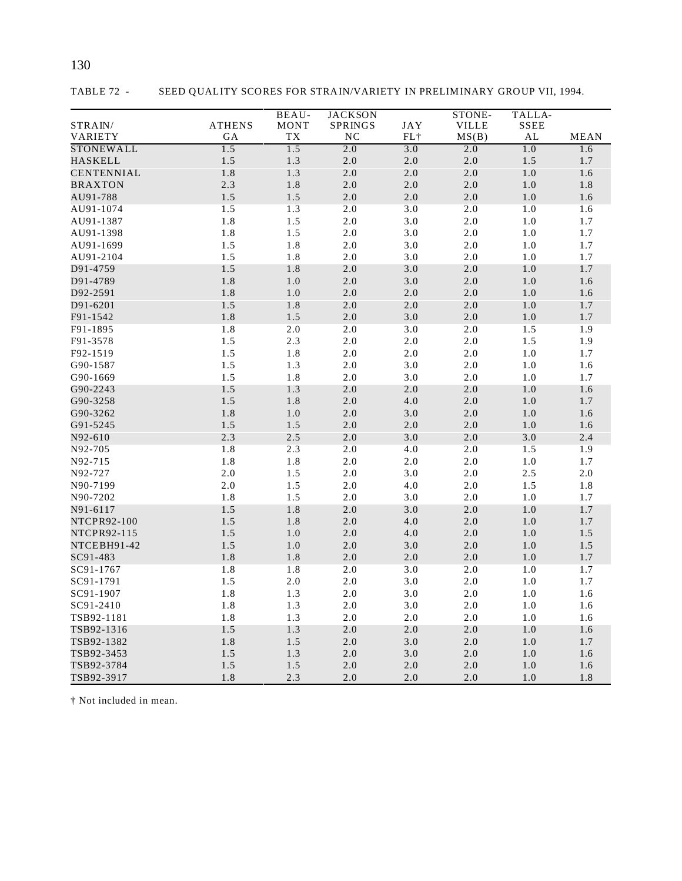TABLE 72 - SEED QUALITY SCORES FOR STRAIN/VARIETY IN PRELIMINARY GROUP VII, 1994.

| STRAIN/ VARIETY | ATHENS GA | BEAU- MONT TX | JACKSON SPRINGS NC | JAY FL† | STONE- VILLE MS(B) | TALLA- SSEE AL | MEAN |
|---|---|---|---|---|---|---|---|
| STONEWALL | 1.5 | 1.5 | 2.0 | 3.0 | 2.0 | 1.0 | 1.6 |
| HASKELL | 1.5 | 1.3 | 2.0 | 2.0 | 2.0 | 1.5 | 1.7 |
| CENTENNIAL | 1.8 | 1.3 | 2.0 | 2.0 | 2.0 | 1.0 | 1.6 |
| BRAXTON | 2.3 | 1.8 | 2.0 | 2.0 | 2.0 | 1.0 | 1.8 |
| AU91-788 | 1.5 | 1.5 | 2.0 | 2.0 | 2.0 | 1.0 | 1.6 |
| AU91-1074 | 1.5 | 1.3 | 2.0 | 3.0 | 2.0 | 1.0 | 1.6 |
| AU91-1387 | 1.8 | 1.5 | 2.0 | 3.0 | 2.0 | 1.0 | 1.7 |
| AU91-1398 | 1.8 | 1.5 | 2.0 | 3.0 | 2.0 | 1.0 | 1.7 |
| AU91-1699 | 1.5 | 1.8 | 2.0 | 3.0 | 2.0 | 1.0 | 1.7 |
| AU91-2104 | 1.5 | 1.8 | 2.0 | 3.0 | 2.0 | 1.0 | 1.7 |
| D91-4759 | 1.5 | 1.8 | 2.0 | 3.0 | 2.0 | 1.0 | 1.7 |
| D91-4789 | 1.8 | 1.0 | 2.0 | 3.0 | 2.0 | 1.0 | 1.6 |
| D92-2591 | 1.8 | 1.0 | 2.0 | 2.0 | 2.0 | 1.0 | 1.6 |
| D91-6201 | 1.5 | 1.8 | 2.0 | 2.0 | 2.0 | 1.0 | 1.7 |
| F91-1542 | 1.8 | 1.5 | 2.0 | 3.0 | 2.0 | 1.0 | 1.7 |
| F91-1895 | 1.8 | 2.0 | 2.0 | 3.0 | 2.0 | 1.5 | 1.9 |
| F91-3578 | 1.5 | 2.3 | 2.0 | 2.0 | 2.0 | 1.5 | 1.9 |
| F92-1519 | 1.5 | 1.8 | 2.0 | 2.0 | 2.0 | 1.0 | 1.7 |
| G90-1587 | 1.5 | 1.3 | 2.0 | 3.0 | 2.0 | 1.0 | 1.6 |
| G90-1669 | 1.5 | 1.8 | 2.0 | 3.0 | 2.0 | 1.0 | 1.7 |
| G90-2243 | 1.5 | 1.3 | 2.0 | 2.0 | 2.0 | 1.0 | 1.6 |
| G90-3258 | 1.5 | 1.8 | 2.0 | 4.0 | 2.0 | 1.0 | 1.7 |
| G90-3262 | 1.8 | 1.0 | 2.0 | 3.0 | 2.0 | 1.0 | 1.6 |
| G91-5245 | 1.5 | 1.5 | 2.0 | 2.0 | 2.0 | 1.0 | 1.6 |
| N92-610 | 2.3 | 2.5 | 2.0 | 3.0 | 2.0 | 3.0 | 2.4 |
| N92-705 | 1.8 | 2.3 | 2.0 | 4.0 | 2.0 | 1.5 | 1.9 |
| N92-715 | 1.8 | 1.8 | 2.0 | 2.0 | 2.0 | 1.0 | 1.7 |
| N92-727 | 2.0 | 1.5 | 2.0 | 3.0 | 2.0 | 2.5 | 2.0 |
| N90-7199 | 2.0 | 1.5 | 2.0 | 4.0 | 2.0 | 1.5 | 1.8 |
| N90-7202 | 1.8 | 1.5 | 2.0 | 3.0 | 2.0 | 1.0 | 1.7 |
| N91-6117 | 1.5 | 1.8 | 2.0 | 3.0 | 2.0 | 1.0 | 1.7 |
| NTCPR92-100 | 1.5 | 1.8 | 2.0 | 4.0 | 2.0 | 1.0 | 1.7 |
| NTCPR92-115 | 1.5 | 1.0 | 2.0 | 4.0 | 2.0 | 1.0 | 1.5 |
| NTCEBH91-42 | 1.5 | 1.0 | 2.0 | 3.0 | 2.0 | 1.0 | 1.5 |
| SC91-483 | 1.8 | 1.8 | 2.0 | 2.0 | 2.0 | 1.0 | 1.7 |
| SC91-1767 | 1.8 | 1.8 | 2.0 | 3.0 | 2.0 | 1.0 | 1.7 |
| SC91-1791 | 1.5 | 2.0 | 2.0 | 3.0 | 2.0 | 1.0 | 1.7 |
| SC91-1907 | 1.8 | 1.3 | 2.0 | 3.0 | 2.0 | 1.0 | 1.6 |
| SC91-2410 | 1.8 | 1.3 | 2.0 | 3.0 | 2.0 | 1.0 | 1.6 |
| TSB92-1181 | 1.8 | 1.3 | 2.0 | 2.0 | 2.0 | 1.0 | 1.6 |
| TSB92-1316 | 1.5 | 1.3 | 2.0 | 2.0 | 2.0 | 1.0 | 1.6 |
| TSB92-1382 | 1.8 | 1.5 | 2.0 | 3.0 | 2.0 | 1.0 | 1.7 |
| TSB92-3453 | 1.5 | 1.3 | 2.0 | 3.0 | 2.0 | 1.0 | 1.6 |
| TSB92-3784 | 1.5 | 1.5 | 2.0 | 2.0 | 2.0 | 1.0 | 1.6 |
| TSB92-3917 | 1.8 | 2.3 | 2.0 | 2.0 | 2.0 | 1.0 | 1.8 |

† Not included in mean.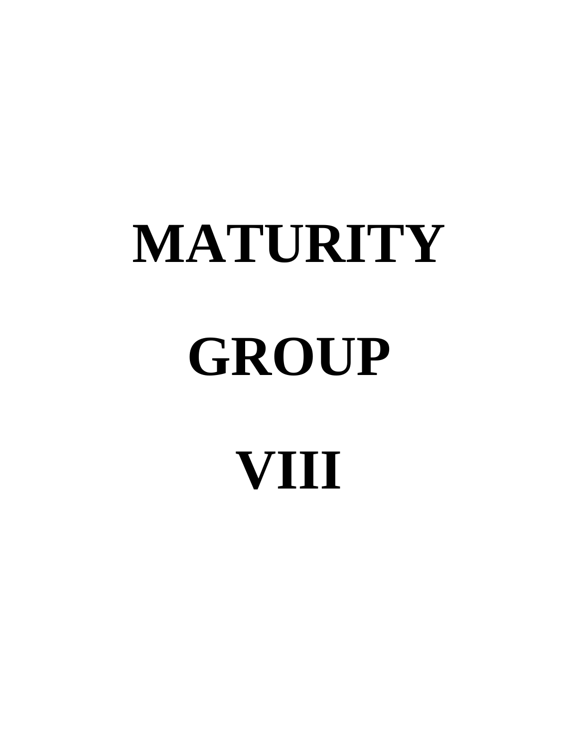# MATURITY

# GROUP

# VIII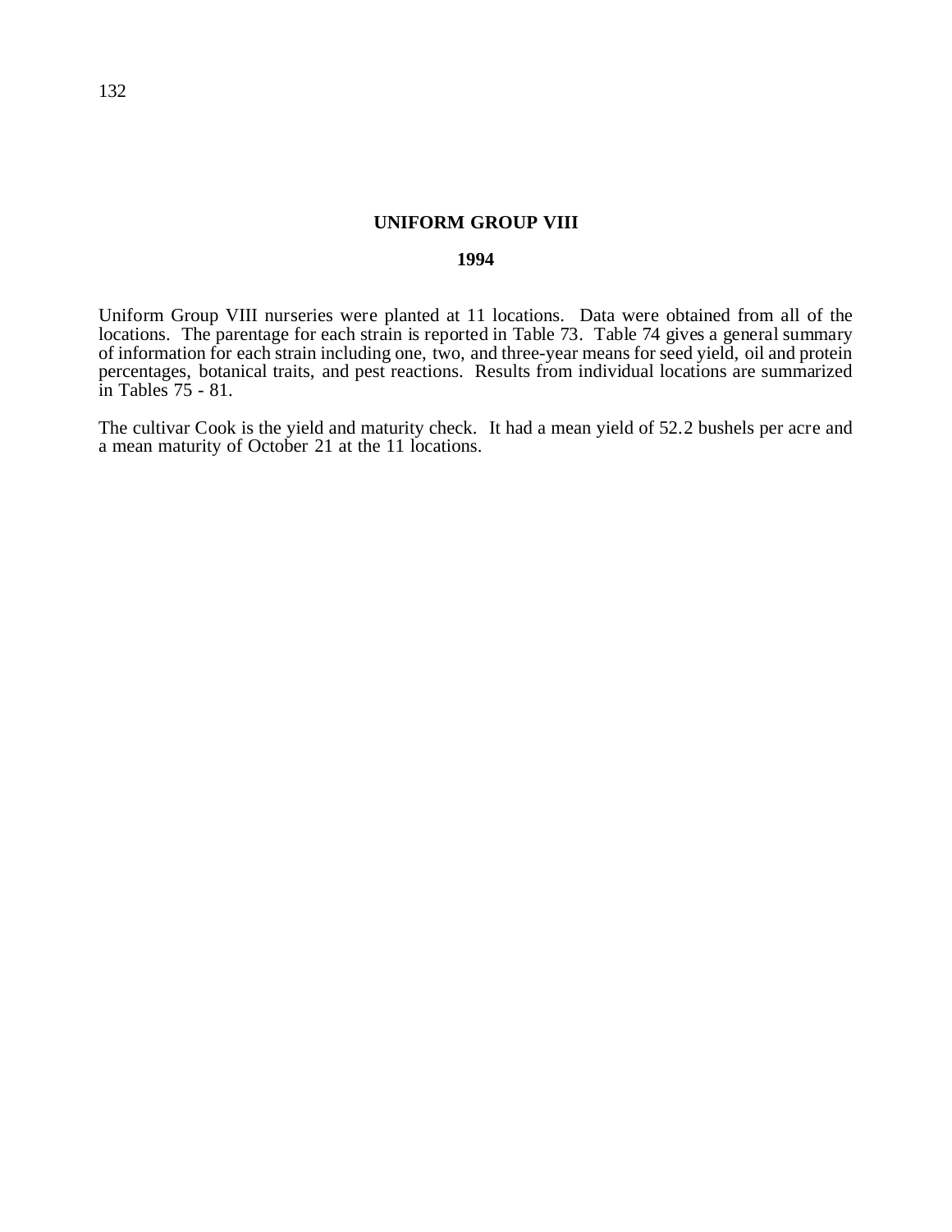# UNIFORM GROUP VIII

## 1994

Uniform Group VIII nurseries were planted at 11 locations. Data were obtained from all of the locations. The parentage for each strain is reported in Table 73. Table 74 gives a general summary of information for each strain including one, two, and three-year means for seed yield, oil and protein percentages, botanical traits, and pest reactions. Results from individual locations are summarized in Tables 75 - 81.

The cultivar Cook is the yield and maturity check. It had a mean yield of 52.2 bushels per acre and a mean maturity of October 21 at the 11 locations.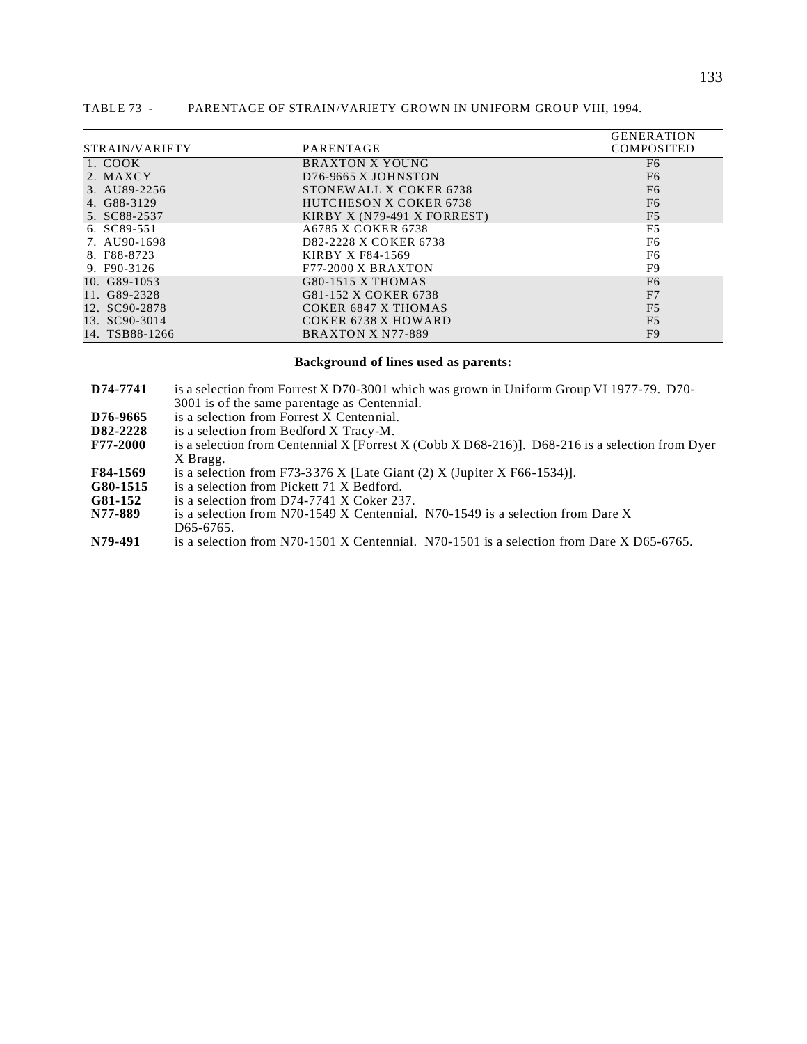TABLE 73 - PARENTAGE OF STRAIN/VARIETY GROWN IN UNIFORM GROUP VIII, 1994.

| STRAIN/VARIETY | PARENTAGE | GENERATION COMPOSITED |
|---|---|---|
| 1. COOK | BRAXTON X YOUNG | F6 |
| 2. MAXCY | D76-9665 X JOHNSTON | F6 |
| 3. AU89-2256 | STONEWALL X COKER 6738 | F6 |
| 4. G88-3129 | HUTCHESON X COKER 6738 | F6 |
| 5. SC88-2537 | KIRBY X (N79-491 X FORREST) | F5 |
| 6. SC89-551 | A6785 X COKER 6738 | F5 |
| 7. AU90-1698 | D82-2228 X COKER 6738 | F6 |
| 8. F88-8723 | KIRBY X F84-1569 | F6 |
| 9. F90-3126 | F77-2000 X BRAXTON | F9 |
| 10. G89-1053 | G80-1515 X THOMAS | F6 |
| 11. G89-2328 | G81-152 X COKER 6738 | F7 |
| 12. SC90-2878 | COKER 6847 X THOMAS | F5 |
| 13. SC90-3014 | COKER 6738 X HOWARD | F5 |
| 14. TSB88-1266 | BRAXTON X N77-889 | F9 |

**Background of lines used as parents:**

**D74-7741** is a selection from Forrest X D70-3001 which was grown in Uniform Group VI 1977-79. D70-3001 is of the same parentage as Centennial.

**D76-9665** is a selection from Forrest X Centennial.

**D82-2228** is a selection from Bedford X Tracy-M.

**F77-2000** is a selection from Centennial X [Forrest X (Cobb X D68-216)]. D68-216 is a selection from Dyer X Bragg.

**F84-1569** is a selection from F73-3376 X [Late Giant (2) X (Jupiter X F66-1534)].

**G80-1515** is a selection from Pickett 71 X Bedford.

**G81-152** is a selection from D74-7741 X Coker 237.

**N77-889** is a selection from N70-1549 X Centennial. N70-1549 is a selection from Dare X D65-6765.

**N79-491** is a selection from N70-1501 X Centennial. N70-1501 is a selection from Dare X D65-6765.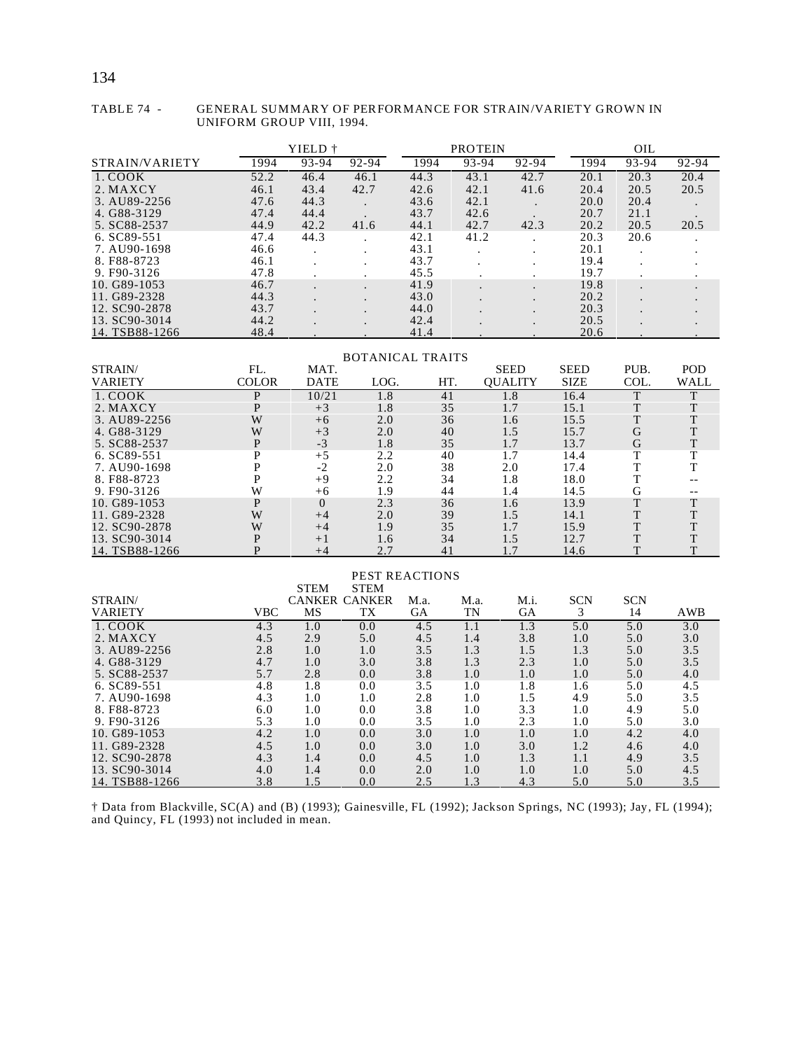TABLE 74 - GENERAL SUMMARY OF PERFORMANCE FOR STRAIN/VARIETY GROWN IN UNIFORM GROUP VIII, 1994.

| | YIELD † | | | PROTEIN | | | OIL | | |
|---|---|---|---|---|---|---|---|---|---|
| STRAIN/VARIETY | 1994 | 93-94 | 92-94 | 1994 | 93-94 | 92-94 | 1994 | 93-94 | 92-94 |
| 1. COOK | 52.2 | 46.4 | 46.1 | 44.3 | 43.1 | 42.7 | 20.1 | 20.3 | 20.4 |
| 2. MAXCY | 46.1 | 43.4 | 42.7 | 42.6 | 42.1 | 41.6 | 20.4 | 20.5 | 20.5 |
| 3. AU89-2256 | 47.6 | 44.3 | . | 43.6 | 42.1 | . | 20.0 | 20.4 | . |
| 4. G88-3129 | 47.4 | 44.4 | . | 43.7 | 42.6 | . | 20.7 | 21.1 | . |
| 5. SC88-2537 | 44.9 | 42.2 | 41.6 | 44.1 | 42.7 | 42.3 | 20.2 | 20.5 | 20.5 |
| 6. SC89-551 | 47.4 | 44.3 | . | 42.1 | 41.2 | . | 20.3 | 20.6 | . |
| 7. AU90-1698 | 46.6 | . | . | 43.1 | . | . | 20.1 | . | . |
| 8. F88-8723 | 46.1 | . | . | 43.7 | . | . | 19.4 | . | . |
| 9. F90-3126 | 47.8 | . | . | 45.5 | . | . | 19.7 | . | . |
| 10. G89-1053 | 46.7 | . | . | 41.9 | . | . | 19.8 | . | . |
| 11. G89-2328 | 44.3 | . | . | 43.0 | . | . | 20.2 | . | . |
| 12. SC90-2878 | 43.7 | . | . | 44.0 | . | . | 20.3 | . | . |
| 13. SC90-3014 | 44.2 | . | . | 42.4 | . | . | 20.5 | . | . |
| 14. TSB88-1266 | 48.4 | . | . | 41.4 | . | . | 20.6 | . | . |

BOTANICAL TRAITS

| STRAIN/ VARIETY | FL. COLOR | MAT. DATE | LOG. | HT. | SEED QUALITY | SEED SIZE | PUB. COL. | POD WALL |
|---|---|---|---|---|---|---|---|---|
| 1. COOK | P | 10/21 | 1.8 | 41 | 1.8 | 16.4 | T | T |
| 2. MAXCY | P | +3 | 1.8 | 35 | 1.7 | 15.1 | T | T |
| 3. AU89-2256 | W | +6 | 2.0 | 36 | 1.6 | 15.5 | T | T |
| 4. G88-3129 | W | +3 | 2.0 | 40 | 1.5 | 15.7 | G | T |
| 5. SC88-2537 | P | -3 | 1.8 | 35 | 1.7 | 13.7 | G | T |
| 6. SC89-551 | P | +5 | 2.2 | 40 | 1.7 | 14.4 | T | T |
| 7. AU90-1698 | P | -2 | 2.0 | 38 | 2.0 | 17.4 | T | T |
| 8. F88-8723 | P | +9 | 2.2 | 34 | 1.8 | 18.0 | T | -- |
| 9. F90-3126 | W | +6 | 1.9 | 44 | 1.4 | 14.5 | G | -- |
| 10. G89-1053 | P | 0 | 2.3 | 36 | 1.6 | 13.9 | T | T |
| 11. G89-2328 | W | +4 | 2.0 | 39 | 1.5 | 14.1 | T | T |
| 12. SC90-2878 | W | +4 | 1.9 | 35 | 1.7 | 15.9 | T | T |
| 13. SC90-3014 | P | +1 | 1.6 | 34 | 1.5 | 12.7 | T | T |
| 14. TSB88-1266 | P | +4 | 2.7 | 41 | 1.7 | 14.6 | T | T |

PEST REACTIONS

| STRAIN/ VARIETY | VBC | STEM CANKER MS | STEM CANKER TX | M.a. GA | M.a. TN | M.i. GA | SCN 3 | SCN 14 | AWB |
|---|---|---|---|---|---|---|---|---|---|
| 1. COOK | 4.3 | 1.0 | 0.0 | 4.5 | 1.1 | 1.3 | 5.0 | 5.0 | 3.0 |
| 2. MAXCY | 4.5 | 2.9 | 5.0 | 4.5 | 1.4 | 3.8 | 1.0 | 5.0 | 3.0 |
| 3. AU89-2256 | 2.8 | 1.0 | 1.0 | 3.5 | 1.3 | 1.5 | 1.3 | 5.0 | 3.5 |
| 4. G88-3129 | 4.7 | 1.0 | 3.0 | 3.8 | 1.3 | 2.3 | 1.0 | 5.0 | 3.5 |
| 5. SC88-2537 | 5.7 | 2.8 | 0.0 | 3.8 | 1.0 | 1.0 | 1.0 | 5.0 | 4.0 |
| 6. SC89-551 | 4.8 | 1.8 | 0.0 | 3.5 | 1.0 | 1.8 | 1.6 | 5.0 | 4.5 |
| 7. AU90-1698 | 4.3 | 1.0 | 1.0 | 2.8 | 1.0 | 1.5 | 4.9 | 5.0 | 3.5 |
| 8. F88-8723 | 6.0 | 1.0 | 0.0 | 3.8 | 1.0 | 3.3 | 1.0 | 4.9 | 5.0 |
| 9. F90-3126 | 5.3 | 1.0 | 0.0 | 3.5 | 1.0 | 2.3 | 1.0 | 5.0 | 3.0 |
| 10. G89-1053 | 4.2 | 1.0 | 0.0 | 3.0 | 1.0 | 1.0 | 1.0 | 4.2 | 4.0 |
| 11. G89-2328 | 4.5 | 1.0 | 0.0 | 3.0 | 1.0 | 3.0 | 1.2 | 4.6 | 4.0 |
| 12. SC90-2878 | 4.3 | 1.4 | 0.0 | 4.5 | 1.0 | 1.3 | 1.1 | 4.9 | 3.5 |
| 13. SC90-3014 | 4.0 | 1.4 | 0.0 | 2.0 | 1.0 | 1.0 | 1.0 | 5.0 | 4.5 |
| 14. TSB88-1266 | 3.8 | 1.5 | 0.0 | 2.5 | 1.3 | 4.3 | 5.0 | 5.0 | 3.5 |

† Data from Blackville, SC(A) and (B) (1993); Gainesville, FL (1992); Jackson Springs, NC (1993); Jay, FL (1994); and Quincy, FL (1993) not included in mean.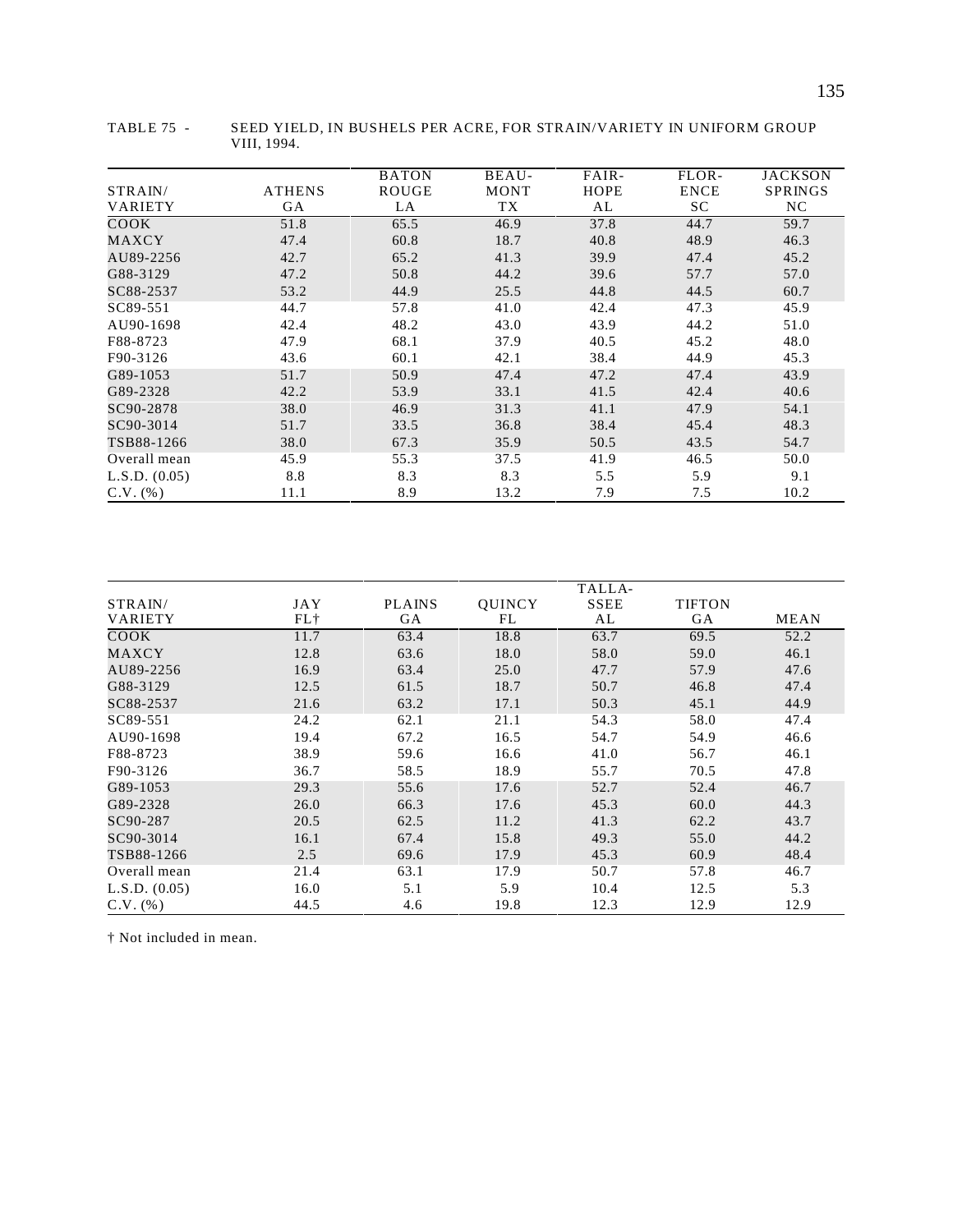TABLE 75 - SEED YIELD, IN BUSHELS PER ACRE, FOR STRAIN/VARIETY IN UNIFORM GROUP VIII, 1994.

| STRAIN/ VARIETY | ATHENS GA | BATON ROUGE LA | BEAU- MONT TX | FAIR- HOPE AL | FLOR- ENCE SC | JACKSON SPRINGS NC |
|---|---|---|---|---|---|---|
| COOK | 51.8 | 65.5 | 46.9 | 37.8 | 44.7 | 59.7 |
| MAXCY | 47.4 | 60.8 | 18.7 | 40.8 | 48.9 | 46.3 |
| AU89-2256 | 42.7 | 65.2 | 41.3 | 39.9 | 47.4 | 45.2 |
| G88-3129 | 47.2 | 50.8 | 44.2 | 39.6 | 57.7 | 57.0 |
| SC88-2537 | 53.2 | 44.9 | 25.5 | 44.8 | 44.5 | 60.7 |
| SC89-551 | 44.7 | 57.8 | 41.0 | 42.4 | 47.3 | 45.9 |
| AU90-1698 | 42.4 | 48.2 | 43.0 | 43.9 | 44.2 | 51.0 |
| F88-8723 | 47.9 | 68.1 | 37.9 | 40.5 | 45.2 | 48.0 |
| F90-3126 | 43.6 | 60.1 | 42.1 | 38.4 | 44.9 | 45.3 |
| G89-1053 | 51.7 | 50.9 | 47.4 | 47.2 | 47.4 | 43.9 |
| G89-2328 | 42.2 | 53.9 | 33.1 | 41.5 | 42.4 | 40.6 |
| SC90-2878 | 38.0 | 46.9 | 31.3 | 41.1 | 47.9 | 54.1 |
| SC90-3014 | 51.7 | 33.5 | 36.8 | 38.4 | 45.4 | 48.3 |
| TSB88-1266 | 38.0 | 67.3 | 35.9 | 50.5 | 43.5 | 54.7 |
| Overall mean | 45.9 | 55.3 | 37.5 | 41.9 | 46.5 | 50.0 |
| L.S.D. (0.05) | 8.8 | 8.3 | 8.3 | 5.5 | 5.9 | 9.1 |
| C.V. (%) | 11.1 | 8.9 | 13.2 | 7.9 | 7.5 | 10.2 |

| STRAIN/ VARIETY | JAY FL† | PLAINS GA | QUINCY FL | TALLA- SSEE AL | TIFTON GA | MEAN |
|---|---|---|---|---|---|---|
| COOK | 11.7 | 63.4 | 18.8 | 63.7 | 69.5 | 52.2 |
| MAXCY | 12.8 | 63.6 | 18.0 | 58.0 | 59.0 | 46.1 |
| AU89-2256 | 16.9 | 63.4 | 25.0 | 47.7 | 57.9 | 47.6 |
| G88-3129 | 12.5 | 61.5 | 18.7 | 50.7 | 46.8 | 47.4 |
| SC88-2537 | 21.6 | 63.2 | 17.1 | 50.3 | 45.1 | 44.9 |
| SC89-551 | 24.2 | 62.1 | 21.1 | 54.3 | 58.0 | 47.4 |
| AU90-1698 | 19.4 | 67.2 | 16.5 | 54.7 | 54.9 | 46.6 |
| F88-8723 | 38.9 | 59.6 | 16.6 | 41.0 | 56.7 | 46.1 |
| F90-3126 | 36.7 | 58.5 | 18.9 | 55.7 | 70.5 | 47.8 |
| G89-1053 | 29.3 | 55.6 | 17.6 | 52.7 | 52.4 | 46.7 |
| G89-2328 | 26.0 | 66.3 | 17.6 | 45.3 | 60.0 | 44.3 |
| SC90-287 | 20.5 | 62.5 | 11.2 | 41.3 | 62.2 | 43.7 |
| SC90-3014 | 16.1 | 67.4 | 15.8 | 49.3 | 55.0 | 44.2 |
| TSB88-1266 | 2.5 | 69.6 | 17.9 | 45.3 | 60.9 | 48.4 |
| Overall mean | 21.4 | 63.1 | 17.9 | 50.7 | 57.8 | 46.7 |
| L.S.D. (0.05) | 16.0 | 5.1 | 5.9 | 10.4 | 12.5 | 5.3 |
| C.V. (%) | 44.5 | 4.6 | 19.8 | 12.3 | 12.9 | 12.9 |

† Not included in mean.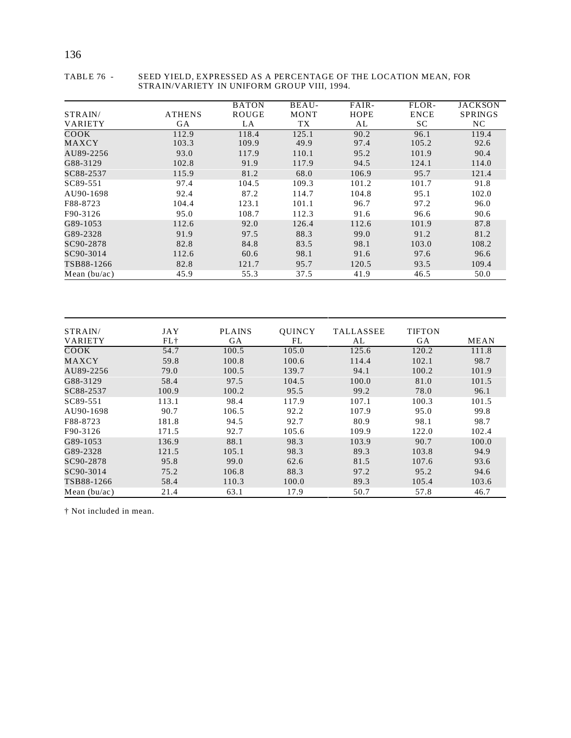TABLE 76 - SEED YIELD, EXPRESSED AS A PERCENTAGE OF THE LOCATION MEAN, FOR STRAIN/VARIETY IN UNIFORM GROUP VIII, 1994.

| STRAIN/ VARIETY | ATHENS GA | BATON ROUGE LA | BEAU- MONT TX | FAIR- HOPE AL | FLOR- ENCE SC | JACKSON SPRINGS NC |
|---|---|---|---|---|---|---|
| COOK | 112.9 | 118.4 | 125.1 | 90.2 | 96.1 | 119.4 |
| MAXCY | 103.3 | 109.9 | 49.9 | 97.4 | 105.2 | 92.6 |
| AU89-2256 | 93.0 | 117.9 | 110.1 | 95.2 | 101.9 | 90.4 |
| G88-3129 | 102.8 | 91.9 | 117.9 | 94.5 | 124.1 | 114.0 |
| SC88-2537 | 115.9 | 81.2 | 68.0 | 106.9 | 95.7 | 121.4 |
| SC89-551 | 97.4 | 104.5 | 109.3 | 101.2 | 101.7 | 91.8 |
| AU90-1698 | 92.4 | 87.2 | 114.7 | 104.8 | 95.1 | 102.0 |
| F88-8723 | 104.4 | 123.1 | 101.1 | 96.7 | 97.2 | 96.0 |
| F90-3126 | 95.0 | 108.7 | 112.3 | 91.6 | 96.6 | 90.6 |
| G89-1053 | 112.6 | 92.0 | 126.4 | 112.6 | 101.9 | 87.8 |
| G89-2328 | 91.9 | 97.5 | 88.3 | 99.0 | 91.2 | 81.2 |
| SC90-2878 | 82.8 | 84.8 | 83.5 | 98.1 | 103.0 | 108.2 |
| SC90-3014 | 112.6 | 60.6 | 98.1 | 91.6 | 97.6 | 96.6 |
| TSB88-1266 | 82.8 | 121.7 | 95.7 | 120.5 | 93.5 | 109.4 |
| Mean (bu/ac) | 45.9 | 55.3 | 37.5 | 41.9 | 46.5 | 50.0 |

| STRAIN/ VARIETY | JAY FL† | PLAINS GA | QUINCY FL | TALLASSEE AL | TIFTON GA | MEAN |
|---|---|---|---|---|---|---|
| COOK | 54.7 | 100.5 | 105.0 | 125.6 | 120.2 | 111.8 |
| MAXCY | 59.8 | 100.8 | 100.6 | 114.4 | 102.1 | 98.7 |
| AU89-2256 | 79.0 | 100.5 | 139.7 | 94.1 | 100.2 | 101.9 |
| G88-3129 | 58.4 | 97.5 | 104.5 | 100.0 | 81.0 | 101.5 |
| SC88-2537 | 100.9 | 100.2 | 95.5 | 99.2 | 78.0 | 96.1 |
| SC89-551 | 113.1 | 98.4 | 117.9 | 107.1 | 100.3 | 101.5 |
| AU90-1698 | 90.7 | 106.5 | 92.2 | 107.9 | 95.0 | 99.8 |
| F88-8723 | 181.8 | 94.5 | 92.7 | 80.9 | 98.1 | 98.7 |
| F90-3126 | 171.5 | 92.7 | 105.6 | 109.9 | 122.0 | 102.4 |
| G89-1053 | 136.9 | 88.1 | 98.3 | 103.9 | 90.7 | 100.0 |
| G89-2328 | 121.5 | 105.1 | 98.3 | 89.3 | 103.8 | 94.9 |
| SC90-2878 | 95.8 | 99.0 | 62.6 | 81.5 | 107.6 | 93.6 |
| SC90-3014 | 75.2 | 106.8 | 88.3 | 97.2 | 95.2 | 94.6 |
| TSB88-1266 | 58.4 | 110.3 | 100.0 | 89.3 | 105.4 | 103.6 |
| Mean (bu/ac) | 21.4 | 63.1 | 17.9 | 50.7 | 57.8 | 46.7 |

† Not included in mean.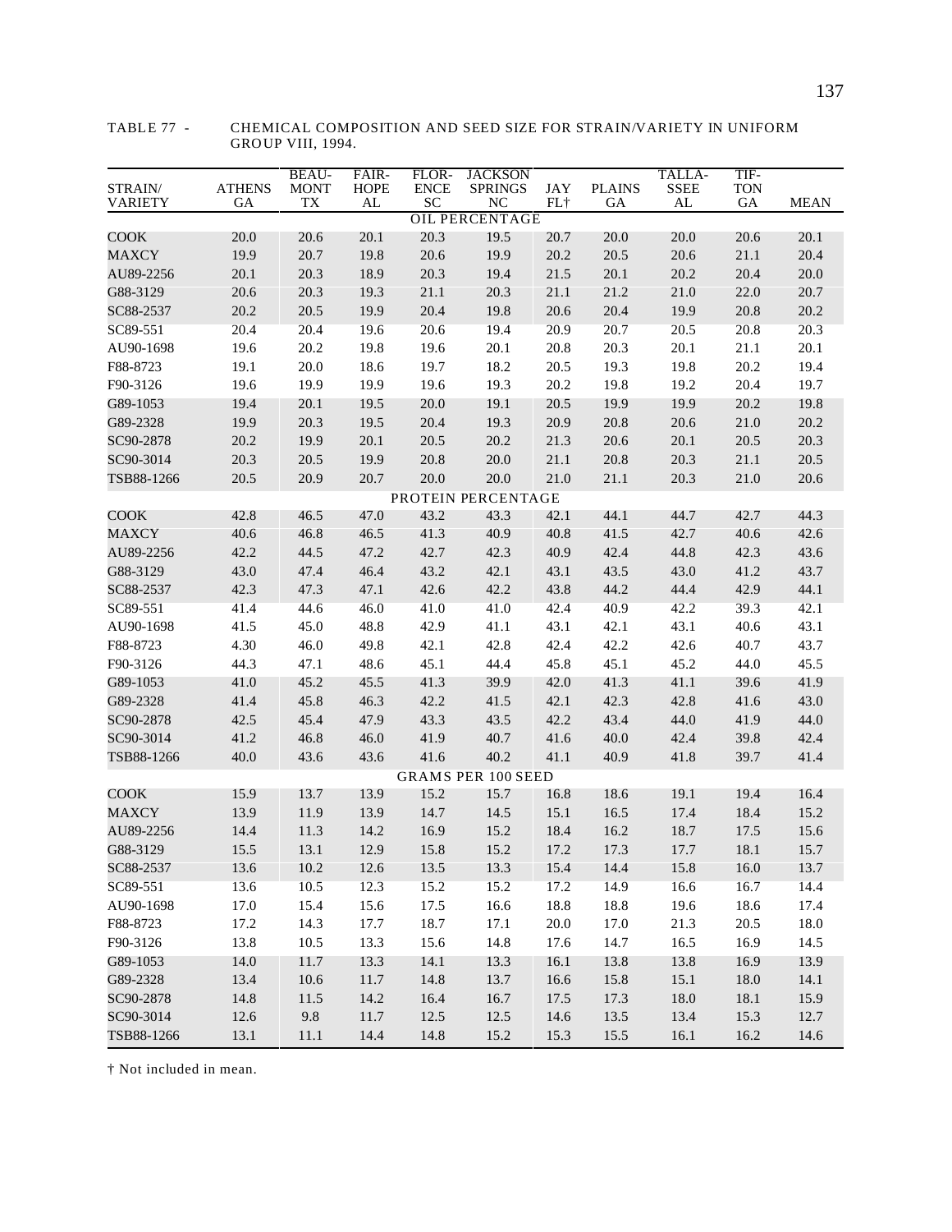TABLE 77 - CHEMICAL COMPOSITION AND SEED SIZE FOR STRAIN/VARIETY IN UNIFORM GROUP VIII, 1994.

| STRAIN/ VARIETY | ATHENS GA | BEAU-MONT TX | FAIR-HOPE AL | FLOR-ENCE SC | JACKSON SPRINGS NC | JAY FL† | PLAINS GA | TALLA-SSEE AL | TIF-TON GA | MEAN |
|---|---|---|---|---|---|---|---|---|---|---|
| | | | | | OIL PERCENTAGE | | | | | |
| COOK | 20.0 | 20.6 | 20.1 | 20.3 | 19.5 | 20.7 | 20.0 | 20.0 | 20.6 | 20.1 |
| MAXCY | 19.9 | 20.7 | 19.8 | 20.6 | 19.9 | 20.2 | 20.5 | 20.6 | 21.1 | 20.4 |
| AU89-2256 | 20.1 | 20.3 | 18.9 | 20.3 | 19.4 | 21.5 | 20.1 | 20.2 | 20.4 | 20.0 |
| G88-3129 | 20.6 | 20.3 | 19.3 | 21.1 | 20.3 | 21.1 | 21.2 | 21.0 | 22.0 | 20.7 |
| SC88-2537 | 20.2 | 20.5 | 19.9 | 20.4 | 19.8 | 20.6 | 20.4 | 19.9 | 20.8 | 20.2 |
| SC89-551 | 20.4 | 20.4 | 19.6 | 20.6 | 19.4 | 20.9 | 20.7 | 20.5 | 20.8 | 20.3 |
| AU90-1698 | 19.6 | 20.2 | 19.8 | 19.6 | 20.1 | 20.8 | 20.3 | 20.1 | 21.1 | 20.1 |
| F88-8723 | 19.1 | 20.0 | 18.6 | 19.7 | 18.2 | 20.5 | 19.3 | 19.8 | 20.2 | 19.4 |
| F90-3126 | 19.6 | 19.9 | 19.9 | 19.6 | 19.3 | 20.2 | 19.8 | 19.2 | 20.4 | 19.7 |
| G89-1053 | 19.4 | 20.1 | 19.5 | 20.0 | 19.1 | 20.5 | 19.9 | 19.9 | 20.2 | 19.8 |
| G89-2328 | 19.9 | 20.3 | 19.5 | 20.4 | 19.3 | 20.9 | 20.8 | 20.6 | 21.0 | 20.2 |
| SC90-2878 | 20.2 | 19.9 | 20.1 | 20.5 | 20.2 | 21.3 | 20.6 | 20.1 | 20.5 | 20.3 |
| SC90-3014 | 20.3 | 20.5 | 19.9 | 20.8 | 20.0 | 21.1 | 20.8 | 20.3 | 21.1 | 20.5 |
| TSB88-1266 | 20.5 | 20.9 | 20.7 | 20.0 | 20.0 | 21.0 | 21.1 | 20.3 | 21.0 | 20.6 |
| | | | | | PROTEIN PERCENTAGE | | | | | |
| COOK | 42.8 | 46.5 | 47.0 | 43.2 | 43.3 | 42.1 | 44.1 | 44.7 | 42.7 | 44.3 |
| MAXCY | 40.6 | 46.8 | 46.5 | 41.3 | 40.9 | 40.8 | 41.5 | 42.7 | 40.6 | 42.6 |
| AU89-2256 | 42.2 | 44.5 | 47.2 | 42.7 | 42.3 | 40.9 | 42.4 | 44.8 | 42.3 | 43.6 |
| G88-3129 | 43.0 | 47.4 | 46.4 | 43.2 | 42.1 | 43.1 | 43.5 | 43.0 | 41.2 | 43.7 |
| SC88-2537 | 42.3 | 47.3 | 47.1 | 42.6 | 42.2 | 43.8 | 44.2 | 44.4 | 42.9 | 44.1 |
| SC89-551 | 41.4 | 44.6 | 46.0 | 41.0 | 41.0 | 42.4 | 40.9 | 42.2 | 39.3 | 42.1 |
| AU90-1698 | 41.5 | 45.0 | 48.8 | 42.9 | 41.1 | 43.1 | 42.1 | 43.1 | 40.6 | 43.1 |
| F88-8723 | 4.30 | 46.0 | 49.8 | 42.1 | 42.8 | 42.4 | 42.2 | 42.6 | 40.7 | 43.7 |
| F90-3126 | 44.3 | 47.1 | 48.6 | 45.1 | 44.4 | 45.8 | 45.1 | 45.2 | 44.0 | 45.5 |
| G89-1053 | 41.0 | 45.2 | 45.5 | 41.3 | 39.9 | 42.0 | 41.3 | 41.1 | 39.6 | 41.9 |
| G89-2328 | 41.4 | 45.8 | 46.3 | 42.2 | 41.5 | 42.1 | 42.3 | 42.8 | 41.6 | 43.0 |
| SC90-2878 | 42.5 | 45.4 | 47.9 | 43.3 | 43.5 | 42.2 | 43.4 | 44.0 | 41.9 | 44.0 |
| SC90-3014 | 41.2 | 46.8 | 46.0 | 41.9 | 40.7 | 41.6 | 40.0 | 42.4 | 39.8 | 42.4 |
| TSB88-1266 | 40.0 | 43.6 | 43.6 | 41.6 | 40.2 | 41.1 | 40.9 | 41.8 | 39.7 | 41.4 |
| | | | | | GRAMS PER 100 SEED | | | | | |
| COOK | 15.9 | 13.7 | 13.9 | 15.2 | 15.7 | 16.8 | 18.6 | 19.1 | 19.4 | 16.4 |
| MAXCY | 13.9 | 11.9 | 13.9 | 14.7 | 14.5 | 15.1 | 16.5 | 17.4 | 18.4 | 15.2 |
| AU89-2256 | 14.4 | 11.3 | 14.2 | 16.9 | 15.2 | 18.4 | 16.2 | 18.7 | 17.5 | 15.6 |
| G88-3129 | 15.5 | 13.1 | 12.9 | 15.8 | 15.2 | 17.2 | 17.3 | 17.7 | 18.1 | 15.7 |
| SC88-2537 | 13.6 | 10.2 | 12.6 | 13.5 | 13.3 | 15.4 | 14.4 | 15.8 | 16.0 | 13.7 |
| SC89-551 | 13.6 | 10.5 | 12.3 | 15.2 | 15.2 | 17.2 | 14.9 | 16.6 | 16.7 | 14.4 |
| AU90-1698 | 17.0 | 15.4 | 15.6 | 17.5 | 16.6 | 18.8 | 18.8 | 19.6 | 18.6 | 17.4 |
| F88-8723 | 17.2 | 14.3 | 17.7 | 18.7 | 17.1 | 20.0 | 17.0 | 21.3 | 20.5 | 18.0 |
| F90-3126 | 13.8 | 10.5 | 13.3 | 15.6 | 14.8 | 17.6 | 14.7 | 16.5 | 16.9 | 14.5 |
| G89-1053 | 14.0 | 11.7 | 13.3 | 14.1 | 13.3 | 16.1 | 13.8 | 13.8 | 16.9 | 13.9 |
| G89-2328 | 13.4 | 10.6 | 11.7 | 14.8 | 13.7 | 16.6 | 15.8 | 15.1 | 18.0 | 14.1 |
| SC90-2878 | 14.8 | 11.5 | 14.2 | 16.4 | 16.7 | 17.5 | 17.3 | 18.0 | 18.1 | 15.9 |
| SC90-3014 | 12.6 | 9.8 | 11.7 | 12.5 | 12.5 | 14.6 | 13.5 | 13.4 | 15.3 | 12.7 |
| TSB88-1266 | 13.1 | 11.1 | 14.4 | 14.8 | 15.2 | 15.3 | 15.5 | 16.1 | 16.2 | 14.6 |

† Not included in mean.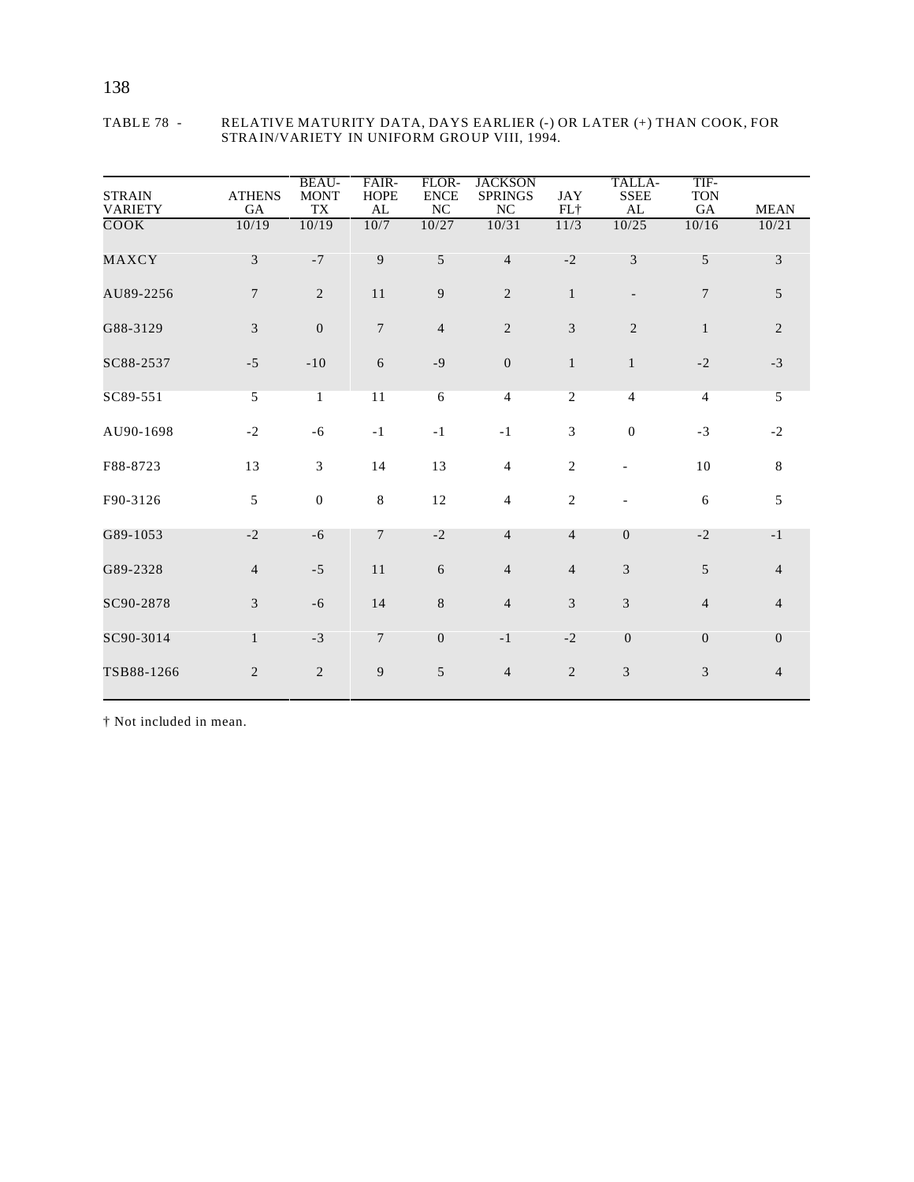TABLE 78 - RELATIVE MATURITY DATA, DAYS EARLIER (-) OR LATER (+) THAN COOK, FOR STRAIN/VARIETY IN UNIFORM GROUP VIII, 1994.

| STRAIN VARIETY | ATHENS GA | BEAU-MONT TX | FAIR-HOPE AL | FLOR-ENCE NC | JACKSON SPRINGS NC | JAY FL† | TALLA-SSEE AL | TIF-TON GA | MEAN |
|---|---|---|---|---|---|---|---|---|---|
| COOK | 10/19 | 10/19 | 10/7 | 10/27 | 10/31 | 11/3 | 10/25 | 10/16 | 10/21 |
| MAXCY | 3 | -7 | 9 | 5 | 4 | -2 | 3 | 5 | 3 |
| AU89-2256 | 7 | 2 | 11 | 9 | 2 | 1 | - | 7 | 5 |
| G88-3129 | 3 | 0 | 7 | 4 | 2 | 3 | 2 | 1 | 2 |
| SC88-2537 | -5 | -10 | 6 | -9 | 0 | 1 | 1 | -2 | -3 |
| SC89-551 | 5 | 1 | 11 | 6 | 4 | 2 | 4 | 4 | 5 |
| AU90-1698 | -2 | -6 | -1 | -1 | -1 | 3 | 0 | -3 | -2 |
| F88-8723 | 13 | 3 | 14 | 13 | 4 | 2 | - | 10 | 8 |
| F90-3126 | 5 | 0 | 8 | 12 | 4 | 2 | - | 6 | 5 |
| G89-1053 | -2 | -6 | 7 | -2 | 4 | 4 | 0 | -2 | -1 |
| G89-2328 | 4 | -5 | 11 | 6 | 4 | 4 | 3 | 5 | 4 |
| SC90-2878 | 3 | -6 | 14 | 8 | 4 | 3 | 3 | 4 | 4 |
| SC90-3014 | 1 | -3 | 7 | 0 | -1 | -2 | 0 | 0 | 0 |
| TSB88-1266 | 2 | 2 | 9 | 5 | 4 | 2 | 3 | 3 | 4 |

† Not included in mean.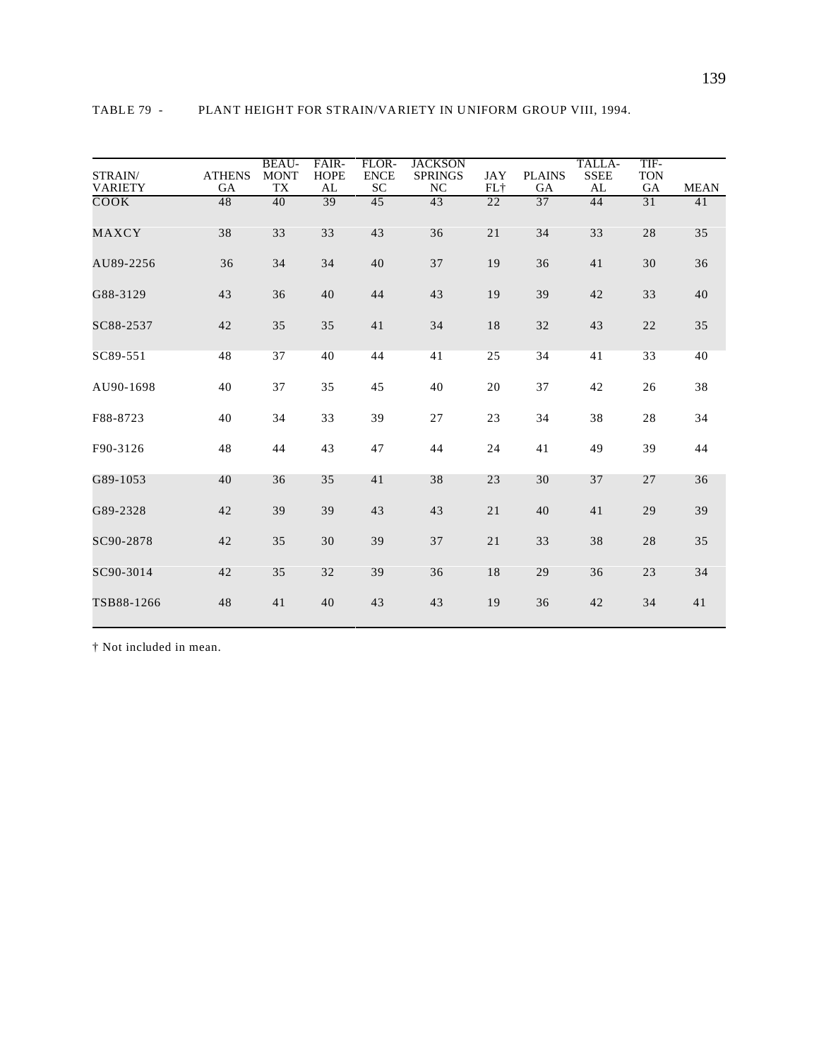TABLE 79 - PLANT HEIGHT FOR STRAIN/VARIETY IN UNIFORM GROUP VIII, 1994.

| STRAIN/ VARIETY | ATHENS GA | BEAU- MONT TX | FAIR- HOPE AL | FLOR- ENCE SC | JACKSON SPRINGS NC | JAY FL† | PLAINS GA | TALLA- SSEE AL | TIF- TON GA | MEAN |
|---|---|---|---|---|---|---|---|---|---|---|
| COOK | 48 | 40 | 39 | 45 | 43 | 22 | 37 | 44 | 31 | 41 |
| MAXCY | 38 | 33 | 33 | 43 | 36 | 21 | 34 | 33 | 28 | 35 |
| AU89-2256 | 36 | 34 | 34 | 40 | 37 | 19 | 36 | 41 | 30 | 36 |
| G88-3129 | 43 | 36 | 40 | 44 | 43 | 19 | 39 | 42 | 33 | 40 |
| SC88-2537 | 42 | 35 | 35 | 41 | 34 | 18 | 32 | 43 | 22 | 35 |
| SC89-551 | 48 | 37 | 40 | 44 | 41 | 25 | 34 | 41 | 33 | 40 |
| AU90-1698 | 40 | 37 | 35 | 45 | 40 | 20 | 37 | 42 | 26 | 38 |
| F88-8723 | 40 | 34 | 33 | 39 | 27 | 23 | 34 | 38 | 28 | 34 |
| F90-3126 | 48 | 44 | 43 | 47 | 44 | 24 | 41 | 49 | 39 | 44 |
| G89-1053 | 40 | 36 | 35 | 41 | 38 | 23 | 30 | 37 | 27 | 36 |
| G89-2328 | 42 | 39 | 39 | 43 | 43 | 21 | 40 | 41 | 29 | 39 |
| SC90-2878 | 42 | 35 | 30 | 39 | 37 | 21 | 33 | 38 | 28 | 35 |
| SC90-3014 | 42 | 35 | 32 | 39 | 36 | 18 | 29 | 36 | 23 | 34 |
| TSB88-1266 | 48 | 41 | 40 | 43 | 43 | 19 | 36 | 42 | 34 | 41 |

† Not included in mean.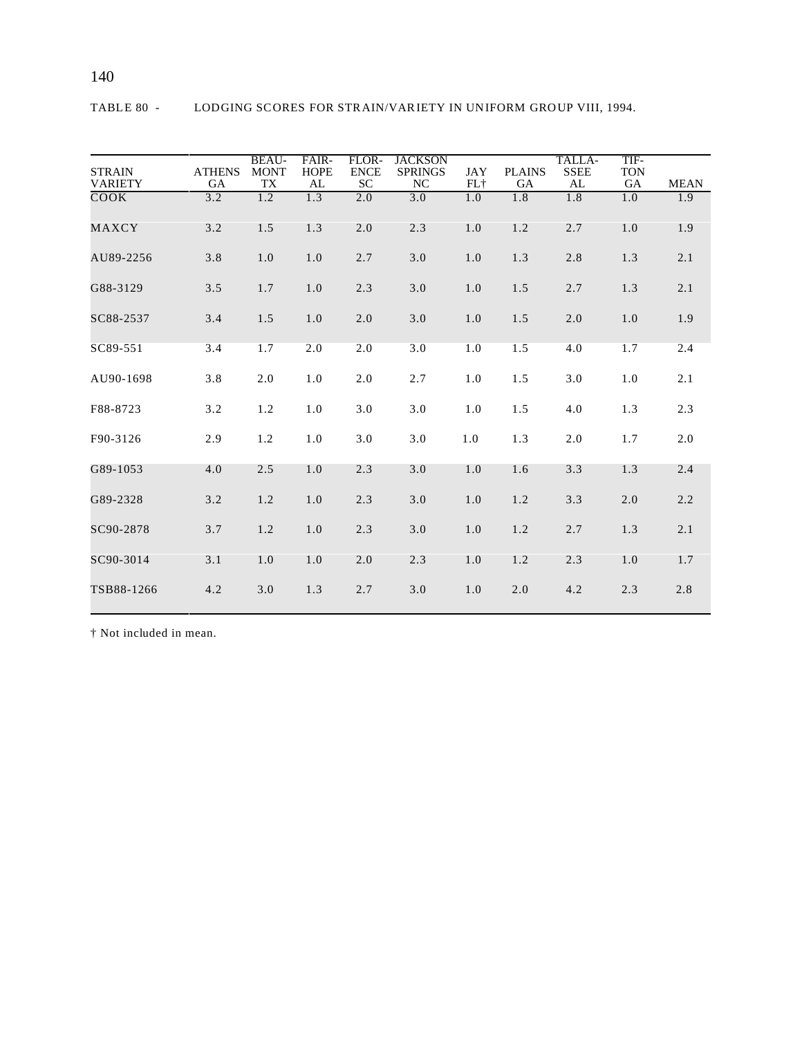TABLE 80 - LODGING SCORES FOR STRAIN/VARIETY IN UNIFORM GROUP VIII, 1994.

| STRAIN VARIETY | ATHENS GA | BEAU-MONT TX | FAIR-HOPE AL | FLOR-ENCE SC | JACKSON SPRINGS NC | JAY FL† | PLAINS GA | TALLA-SSEE AL | TIF-TON GA | MEAN |
|---|---|---|---|---|---|---|---|---|---|---|
| COOK | 3.2 | 1.2 | 1.3 | 2.0 | 3.0 | 1.0 | 1.8 | 1.8 | 1.0 | 1.9 |
| MAXCY | 3.2 | 1.5 | 1.3 | 2.0 | 2.3 | 1.0 | 1.2 | 2.7 | 1.0 | 1.9 |
| AU89-2256 | 3.8 | 1.0 | 1.0 | 2.7 | 3.0 | 1.0 | 1.3 | 2.8 | 1.3 | 2.1 |
| G88-3129 | 3.5 | 1.7 | 1.0 | 2.3 | 3.0 | 1.0 | 1.5 | 2.7 | 1.3 | 2.1 |
| SC88-2537 | 3.4 | 1.5 | 1.0 | 2.0 | 3.0 | 1.0 | 1.5 | 2.0 | 1.0 | 1.9 |
| SC89-551 | 3.4 | 1.7 | 2.0 | 2.0 | 3.0 | 1.0 | 1.5 | 4.0 | 1.7 | 2.4 |
| AU90-1698 | 3.8 | 2.0 | 1.0 | 2.0 | 2.7 | 1.0 | 1.5 | 3.0 | 1.0 | 2.1 |
| F88-8723 | 3.2 | 1.2 | 1.0 | 3.0 | 3.0 | 1.0 | 1.5 | 4.0 | 1.3 | 2.3 |
| F90-3126 | 2.9 | 1.2 | 1.0 | 3.0 | 3.0 | 1.0 | 1.3 | 2.0 | 1.7 | 2.0 |
| G89-1053 | 4.0 | 2.5 | 1.0 | 2.3 | 3.0 | 1.0 | 1.6 | 3.3 | 1.3 | 2.4 |
| G89-2328 | 3.2 | 1.2 | 1.0 | 2.3 | 3.0 | 1.0 | 1.2 | 3.3 | 2.0 | 2.2 |
| SC90-2878 | 3.7 | 1.2 | 1.0 | 2.3 | 3.0 | 1.0 | 1.2 | 2.7 | 1.3 | 2.1 |
| SC90-3014 | 3.1 | 1.0 | 1.0 | 2.0 | 2.3 | 1.0 | 1.2 | 2.3 | 1.0 | 1.7 |
| TSB88-1266 | 4.2 | 3.0 | 1.3 | 2.7 | 3.0 | 1.0 | 2.0 | 4.2 | 2.3 | 2.8 |

† Not included in mean.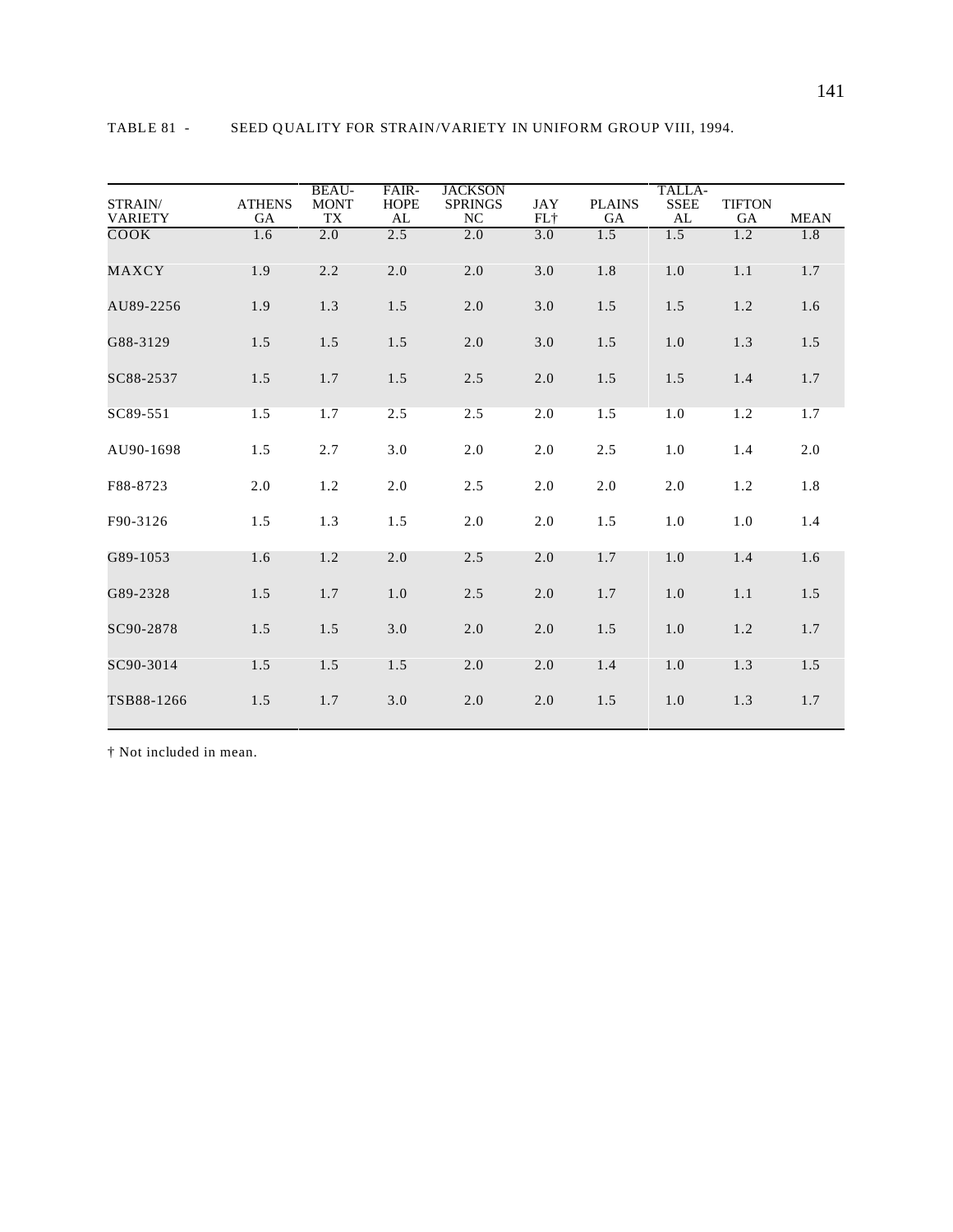TABLE 81 - SEED QUALITY FOR STRAIN/VARIETY IN UNIFORM GROUP VIII, 1994.

| STRAIN/ VARIETY | ATHENS GA | BEAU- MONT TX | FAIR- HOPE AL | JACKSON SPRINGS NC | JAY FL† | PLAINS GA | TALLA- SSEE AL | TIFTON GA | MEAN |
|---|---|---|---|---|---|---|---|---|---|
| COOK | 1.6 | 2.0 | 2.5 | 2.0 | 3.0 | 1.5 | 1.5 | 1.2 | 1.8 |
| MAXCY | 1.9 | 2.2 | 2.0 | 2.0 | 3.0 | 1.8 | 1.0 | 1.1 | 1.7 |
| AU89-2256 | 1.9 | 1.3 | 1.5 | 2.0 | 3.0 | 1.5 | 1.5 | 1.2 | 1.6 |
| G88-3129 | 1.5 | 1.5 | 1.5 | 2.0 | 3.0 | 1.5 | 1.0 | 1.3 | 1.5 |
| SC88-2537 | 1.5 | 1.7 | 1.5 | 2.5 | 2.0 | 1.5 | 1.5 | 1.4 | 1.7 |
| SC89-551 | 1.5 | 1.7 | 2.5 | 2.5 | 2.0 | 1.5 | 1.0 | 1.2 | 1.7 |
| AU90-1698 | 1.5 | 2.7 | 3.0 | 2.0 | 2.0 | 2.5 | 1.0 | 1.4 | 2.0 |
| F88-8723 | 2.0 | 1.2 | 2.0 | 2.5 | 2.0 | 2.0 | 2.0 | 1.2 | 1.8 |
| F90-3126 | 1.5 | 1.3 | 1.5 | 2.0 | 2.0 | 1.5 | 1.0 | 1.0 | 1.4 |
| G89-1053 | 1.6 | 1.2 | 2.0 | 2.5 | 2.0 | 1.7 | 1.0 | 1.4 | 1.6 |
| G89-2328 | 1.5 | 1.7 | 1.0 | 2.5 | 2.0 | 1.7 | 1.0 | 1.1 | 1.5 |
| SC90-2878 | 1.5 | 1.5 | 3.0 | 2.0 | 2.0 | 1.5 | 1.0 | 1.2 | 1.7 |
| SC90-3014 | 1.5 | 1.5 | 1.5 | 2.0 | 2.0 | 1.4 | 1.0 | 1.3 | 1.5 |
| TSB88-1266 | 1.5 | 1.7 | 3.0 | 2.0 | 2.0 | 1.5 | 1.0 | 1.3 | 1.7 |

† Not included in mean.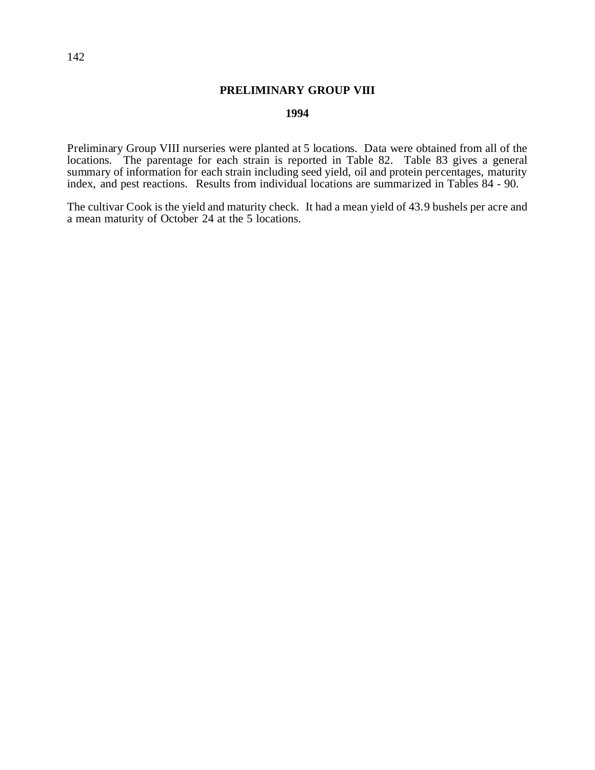# PRELIMINARY GROUP VIII

## 1994

Preliminary Group VIII nurseries were planted at 5 locations. Data were obtained from all of the locations. The parentage for each strain is reported in Table 82. Table 83 gives a general summary of information for each strain including seed yield, oil and protein percentages, maturity index, and pest reactions. Results from individual locations are summarized in Tables 84 - 90.

The cultivar Cook is the yield and maturity check. It had a mean yield of 43.9 bushels per acre and a mean maturity of October 24 at the 5 locations.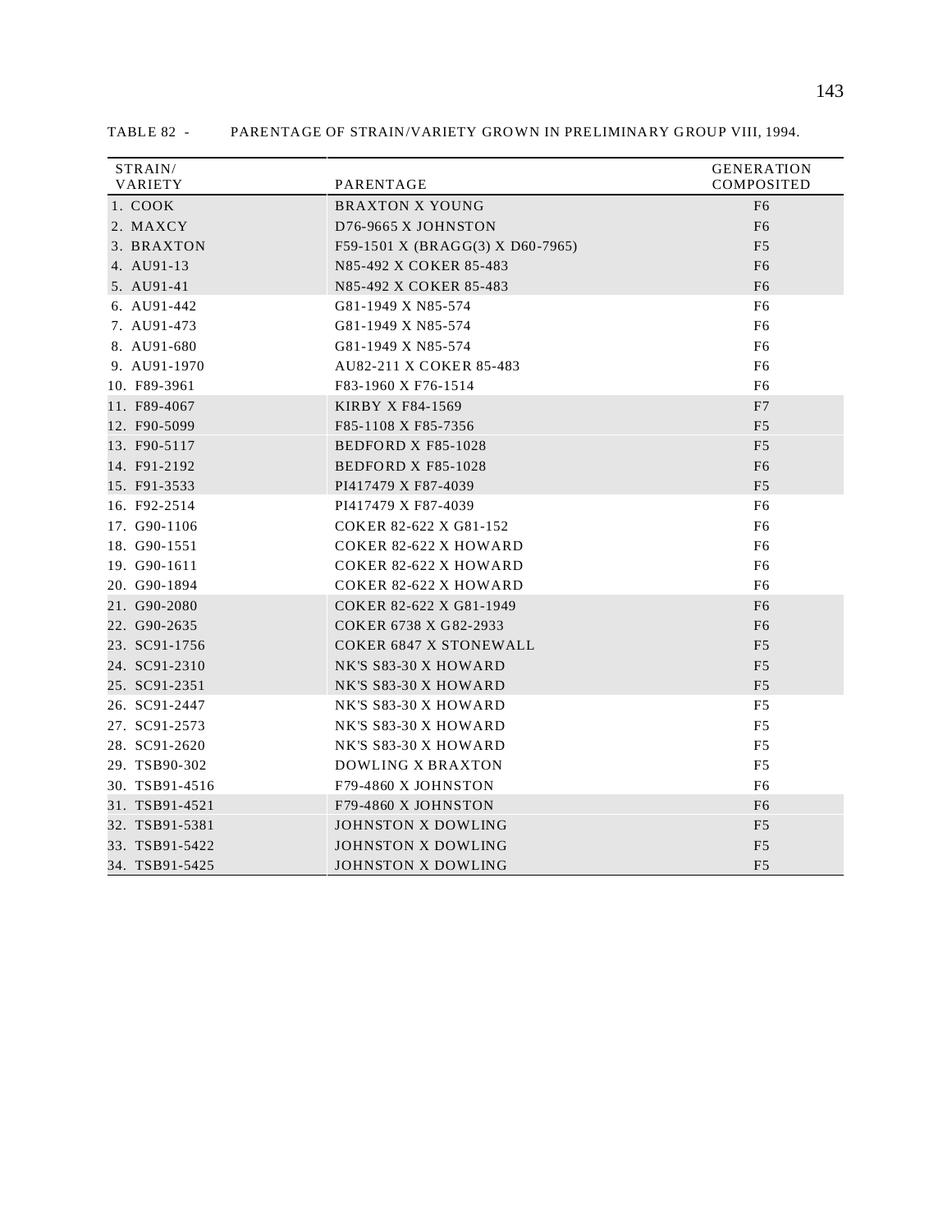TABLE 82 - PARENTAGE OF STRAIN/VARIETY GROWN IN PRELIMINARY GROUP VIII, 1994.

| STRAIN/ VARIETY | PARENTAGE | GENERATION COMPOSITED |
|---|---|---|
| 1. COOK | BRAXTON X YOUNG | F6 |
| 2. MAXCY | D76-9665 X JOHNSTON | F6 |
| 3. BRAXTON | F59-1501 X (BRAGG(3) X D60-7965) | F5 |
| 4. AU91-13 | N85-492 X COKER 85-483 | F6 |
| 5. AU91-41 | N85-492 X COKER 85-483 | F6 |
| 6. AU91-442 | G81-1949 X N85-574 | F6 |
| 7. AU91-473 | G81-1949 X N85-574 | F6 |
| 8. AU91-680 | G81-1949 X N85-574 | F6 |
| 9. AU91-1970 | AU82-211 X COKER 85-483 | F6 |
| 10. F89-3961 | F83-1960 X F76-1514 | F6 |
| 11. F89-4067 | KIRBY X F84-1569 | F7 |
| 12. F90-5099 | F85-1108 X F85-7356 | F5 |
| 13. F90-5117 | BEDFORD X F85-1028 | F5 |
| 14. F91-2192 | BEDFORD X F85-1028 | F6 |
| 15. F91-3533 | PI417479 X F87-4039 | F5 |
| 16. F92-2514 | PI417479 X F87-4039 | F6 |
| 17. G90-1106 | COKER 82-622 X G81-152 | F6 |
| 18. G90-1551 | COKER 82-622 X HOWARD | F6 |
| 19. G90-1611 | COKER 82-622 X HOWARD | F6 |
| 20. G90-1894 | COKER 82-622 X HOWARD | F6 |
| 21. G90-2080 | COKER 82-622 X G81-1949 | F6 |
| 22. G90-2635 | COKER 6738 X G82-2933 | F6 |
| 23. SC91-1756 | COKER 6847 X STONEWALL | F5 |
| 24. SC91-2310 | NK'S S83-30 X HOWARD | F5 |
| 25. SC91-2351 | NK'S S83-30 X HOWARD | F5 |
| 26. SC91-2447 | NK'S S83-30 X HOWARD | F5 |
| 27. SC91-2573 | NK'S S83-30 X HOWARD | F5 |
| 28. SC91-2620 | NK'S S83-30 X HOWARD | F5 |
| 29. TSB90-302 | DOWLING X BRAXTON | F5 |
| 30. TSB91-4516 | F79-4860 X JOHNSTON | F6 |
| 31. TSB91-4521 | F79-4860 X JOHNSTON | F6 |
| 32. TSB91-5381 | JOHNSTON X DOWLING | F5 |
| 33. TSB91-5422 | JOHNSTON X DOWLING | F5 |
| 34. TSB91-5425 | JOHNSTON X DOWLING | F5 |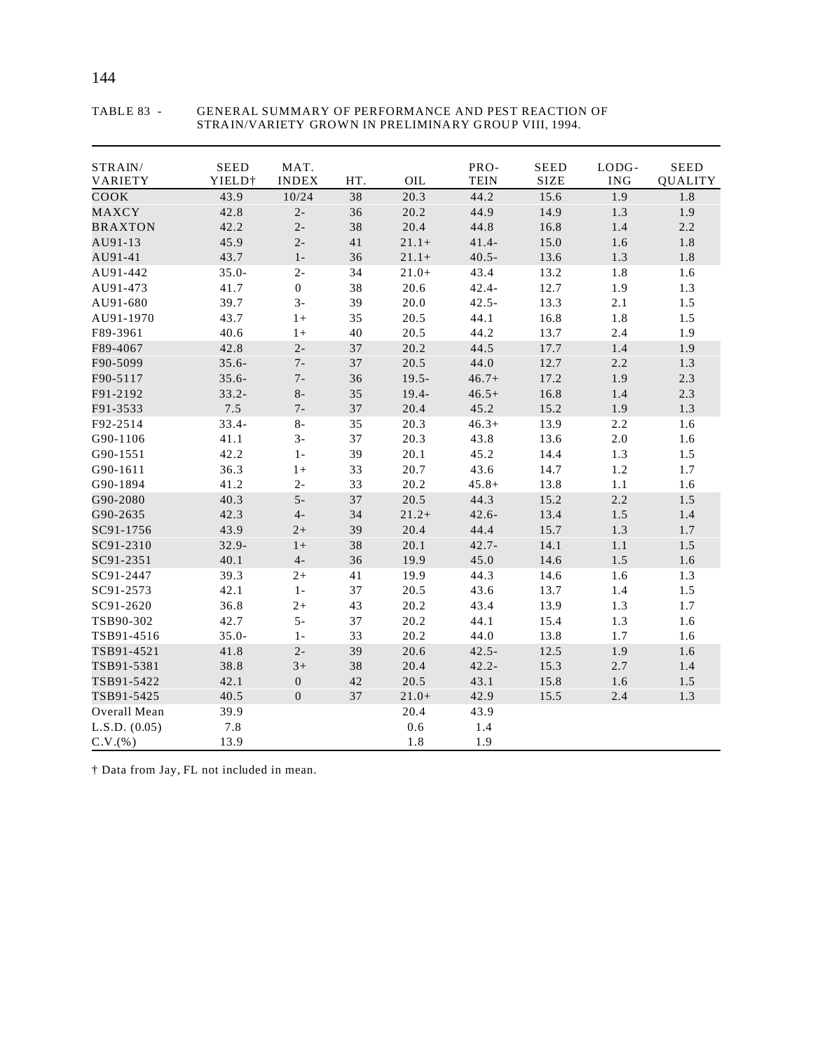TABLE 83 - GENERAL SUMMARY OF PERFORMANCE AND PEST REACTION OF STRAIN/VARIETY GROWN IN PRELIMINARY GROUP VIII, 1994.

| STRAIN/ VARIETY | SEED YIELD† | MAT. INDEX | HT. | OIL | PRO- TEIN | SEED SIZE | LODG- ING | SEED QUALITY |
|---|---|---|---|---|---|---|---|---|
| COOK | 43.9 | 10/24 | 38 | 20.3 | 44.2 | 15.6 | 1.9 | 1.8 |
| MAXCY | 42.8 | 2- | 36 | 20.2 | 44.9 | 14.9 | 1.3 | 1.9 |
| BRAXTON | 42.2 | 2- | 38 | 20.4 | 44.8 | 16.8 | 1.4 | 2.2 |
| AU91-13 | 45.9 | 2- | 41 | 21.1+ | 41.4- | 15.0 | 1.6 | 1.8 |
| AU91-41 | 43.7 | 1- | 36 | 21.1+ | 40.5- | 13.6 | 1.3 | 1.8 |
| AU91-442 | 35.0- | 2- | 34 | 21.0+ | 43.4 | 13.2 | 1.8 | 1.6 |
| AU91-473 | 41.7 | 0 | 38 | 20.6 | 42.4- | 12.7 | 1.9 | 1.3 |
| AU91-680 | 39.7 | 3- | 39 | 20.0 | 42.5- | 13.3 | 2.1 | 1.5 |
| AU91-1970 | 43.7 | 1+ | 35 | 20.5 | 44.1 | 16.8 | 1.8 | 1.5 |
| F89-3961 | 40.6 | 1+ | 40 | 20.5 | 44.2 | 13.7 | 2.4 | 1.9 |
| F89-4067 | 42.8 | 2- | 37 | 20.2 | 44.5 | 17.7 | 1.4 | 1.9 |
| F90-5099 | 35.6- | 7- | 37 | 20.5 | 44.0 | 12.7 | 2.2 | 1.3 |
| F90-5117 | 35.6- | 7- | 36 | 19.5- | 46.7+ | 17.2 | 1.9 | 2.3 |
| F91-2192 | 33.2- | 8- | 35 | 19.4- | 46.5+ | 16.8 | 1.4 | 2.3 |
| F91-3533 | 7.5 | 7- | 37 | 20.4 | 45.2 | 15.2 | 1.9 | 1.3 |
| F92-2514 | 33.4- | 8- | 35 | 20.3 | 46.3+ | 13.9 | 2.2 | 1.6 |
| G90-1106 | 41.1 | 3- | 37 | 20.3 | 43.8 | 13.6 | 2.0 | 1.6 |
| G90-1551 | 42.2 | 1- | 39 | 20.1 | 45.2 | 14.4 | 1.3 | 1.5 |
| G90-1611 | 36.3 | 1+ | 33 | 20.7 | 43.6 | 14.7 | 1.2 | 1.7 |
| G90-1894 | 41.2 | 2- | 33 | 20.2 | 45.8+ | 13.8 | 1.1 | 1.6 |
| G90-2080 | 40.3 | 5- | 37 | 20.5 | 44.3 | 15.2 | 2.2 | 1.5 |
| G90-2635 | 42.3 | 4- | 34 | 21.2+ | 42.6- | 13.4 | 1.5 | 1.4 |
| SC91-1756 | 43.9 | 2+ | 39 | 20.4 | 44.4 | 15.7 | 1.3 | 1.7 |
| SC91-2310 | 32.9- | 1+ | 38 | 20.1 | 42.7- | 14.1 | 1.1 | 1.5 |
| SC91-2351 | 40.1 | 4- | 36 | 19.9 | 45.0 | 14.6 | 1.5 | 1.6 |
| SC91-2447 | 39.3 | 2+ | 41 | 19.9 | 44.3 | 14.6 | 1.6 | 1.3 |
| SC91-2573 | 42.1 | 1- | 37 | 20.5 | 43.6 | 13.7 | 1.4 | 1.5 |
| SC91-2620 | 36.8 | 2+ | 43 | 20.2 | 43.4 | 13.9 | 1.3 | 1.7 |
| TSB90-302 | 42.7 | 5- | 37 | 20.2 | 44.1 | 15.4 | 1.3 | 1.6 |
| TSB91-4516 | 35.0- | 1- | 33 | 20.2 | 44.0 | 13.8 | 1.7 | 1.6 |
| TSB91-4521 | 41.8 | 2- | 39 | 20.6 | 42.5- | 12.5 | 1.9 | 1.6 |
| TSB91-5381 | 38.8 | 3+ | 38 | 20.4 | 42.2- | 15.3 | 2.7 | 1.4 |
| TSB91-5422 | 42.1 | 0 | 42 | 20.5 | 43.1 | 15.8 | 1.6 | 1.5 |
| TSB91-5425 | 40.5 | 0 | 37 | 21.0+ | 42.9 | 15.5 | 2.4 | 1.3 |
| Overall Mean | 39.9 | | | 20.4 | 43.9 | | | |
| L.S.D. (0.05) | 7.8 | | | 0.6 | 1.4 | | | |
| C.V.(%) | 13.9 | | | 1.8 | 1.9 | | | |

† Data from Jay, FL not included in mean.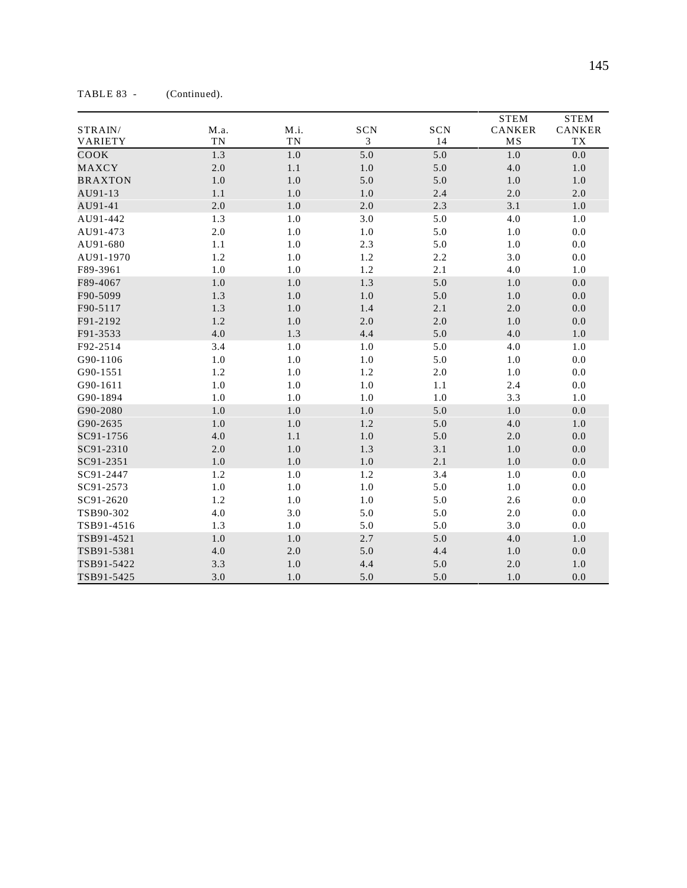TABLE 83 - (Continued).

| STRAIN/ VARIETY | M.a. TN | M.i. TN | SCN 3 | SCN 14 | STEM CANKER MS | STEM CANKER TX |
|---|---|---|---|---|---|---|
| COOK | 1.3 | 1.0 | 5.0 | 5.0 | 1.0 | 0.0 |
| MAXCY | 2.0 | 1.1 | 1.0 | 5.0 | 4.0 | 1.0 |
| BRAXTON | 1.0 | 1.0 | 5.0 | 5.0 | 1.0 | 1.0 |
| AU91-13 | 1.1 | 1.0 | 1.0 | 2.4 | 2.0 | 2.0 |
| AU91-41 | 2.0 | 1.0 | 2.0 | 2.3 | 3.1 | 1.0 |
| AU91-442 | 1.3 | 1.0 | 3.0 | 5.0 | 4.0 | 1.0 |
| AU91-473 | 2.0 | 1.0 | 1.0 | 5.0 | 1.0 | 0.0 |
| AU91-680 | 1.1 | 1.0 | 2.3 | 5.0 | 1.0 | 0.0 |
| AU91-1970 | 1.2 | 1.0 | 1.2 | 2.2 | 3.0 | 0.0 |
| F89-3961 | 1.0 | 1.0 | 1.2 | 2.1 | 4.0 | 1.0 |
| F89-4067 | 1.0 | 1.0 | 1.3 | 5.0 | 1.0 | 0.0 |
| F90-5099 | 1.3 | 1.0 | 1.0 | 5.0 | 1.0 | 0.0 |
| F90-5117 | 1.3 | 1.0 | 1.4 | 2.1 | 2.0 | 0.0 |
| F91-2192 | 1.2 | 1.0 | 2.0 | 2.0 | 1.0 | 0.0 |
| F91-3533 | 4.0 | 1.3 | 4.4 | 5.0 | 4.0 | 1.0 |
| F92-2514 | 3.4 | 1.0 | 1.0 | 5.0 | 4.0 | 1.0 |
| G90-1106 | 1.0 | 1.0 | 1.0 | 5.0 | 1.0 | 0.0 |
| G90-1551 | 1.2 | 1.0 | 1.2 | 2.0 | 1.0 | 0.0 |
| G90-1611 | 1.0 | 1.0 | 1.0 | 1.1 | 2.4 | 0.0 |
| G90-1894 | 1.0 | 1.0 | 1.0 | 1.0 | 3.3 | 1.0 |
| G90-2080 | 1.0 | 1.0 | 1.0 | 5.0 | 1.0 | 0.0 |
| G90-2635 | 1.0 | 1.0 | 1.2 | 5.0 | 4.0 | 1.0 |
| SC91-1756 | 4.0 | 1.1 | 1.0 | 5.0 | 2.0 | 0.0 |
| SC91-2310 | 2.0 | 1.0 | 1.3 | 3.1 | 1.0 | 0.0 |
| SC91-2351 | 1.0 | 1.0 | 1.0 | 2.1 | 1.0 | 0.0 |
| SC91-2447 | 1.2 | 1.0 | 1.2 | 3.4 | 1.0 | 0.0 |
| SC91-2573 | 1.0 | 1.0 | 1.0 | 5.0 | 1.0 | 0.0 |
| SC91-2620 | 1.2 | 1.0 | 1.0 | 5.0 | 2.6 | 0.0 |
| TSB90-302 | 4.0 | 3.0 | 5.0 | 5.0 | 2.0 | 0.0 |
| TSB91-4516 | 1.3 | 1.0 | 5.0 | 5.0 | 3.0 | 0.0 |
| TSB91-4521 | 1.0 | 1.0 | 2.7 | 5.0 | 4.0 | 1.0 |
| TSB91-5381 | 4.0 | 2.0 | 5.0 | 4.4 | 1.0 | 0.0 |
| TSB91-5422 | 3.3 | 1.0 | 4.4 | 5.0 | 2.0 | 1.0 |
| TSB91-5425 | 3.0 | 1.0 | 5.0 | 5.0 | 1.0 | 0.0 |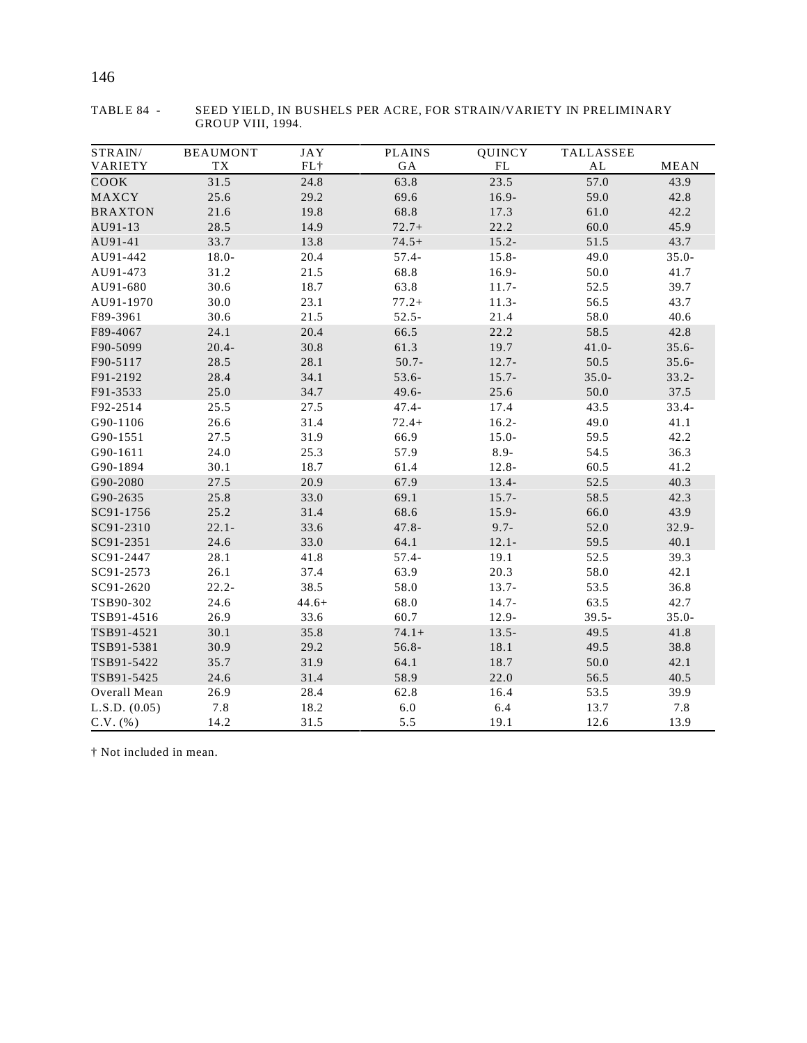TABLE 84 - SEED YIELD, IN BUSHELS PER ACRE, FOR STRAIN/VARIETY IN PRELIMINARY GROUP VIII, 1994.

| STRAIN/ VARIETY | BEAUMONT TX | JAY FL† | PLAINS GA | QUINCY FL | TALLASSEE AL | MEAN |
|---|---|---|---|---|---|---|
| COOK | 31.5 | 24.8 | 63.8 | 23.5 | 57.0 | 43.9 |
| MAXCY | 25.6 | 29.2 | 69.6 | 16.9- | 59.0 | 42.8 |
| BRAXTON | 21.6 | 19.8 | 68.8 | 17.3 | 61.0 | 42.2 |
| AU91-13 | 28.5 | 14.9 | 72.7+ | 22.2 | 60.0 | 45.9 |
| AU91-41 | 33.7 | 13.8 | 74.5+ | 15.2- | 51.5 | 43.7 |
| AU91-442 | 18.0- | 20.4 | 57.4- | 15.8- | 49.0 | 35.0- |
| AU91-473 | 31.2 | 21.5 | 68.8 | 16.9- | 50.0 | 41.7 |
| AU91-680 | 30.6 | 18.7 | 63.8 | 11.7- | 52.5 | 39.7 |
| AU91-1970 | 30.0 | 23.1 | 77.2+ | 11.3- | 56.5 | 43.7 |
| F89-3961 | 30.6 | 21.5 | 52.5- | 21.4 | 58.0 | 40.6 |
| F89-4067 | 24.1 | 20.4 | 66.5 | 22.2 | 58.5 | 42.8 |
| F90-5099 | 20.4- | 30.8 | 61.3 | 19.7 | 41.0- | 35.6- |
| F90-5117 | 28.5 | 28.1 | 50.7- | 12.7- | 50.5 | 35.6- |
| F91-2192 | 28.4 | 34.1 | 53.6- | 15.7- | 35.0- | 33.2- |
| F91-3533 | 25.0 | 34.7 | 49.6- | 25.6 | 50.0 | 37.5 |
| F92-2514 | 25.5 | 27.5 | 47.4- | 17.4 | 43.5 | 33.4- |
| G90-1106 | 26.6 | 31.4 | 72.4+ | 16.2- | 49.0 | 41.1 |
| G90-1551 | 27.5 | 31.9 | 66.9 | 15.0- | 59.5 | 42.2 |
| G90-1611 | 24.0 | 25.3 | 57.9 | 8.9- | 54.5 | 36.3 |
| G90-1894 | 30.1 | 18.7 | 61.4 | 12.8- | 60.5 | 41.2 |
| G90-2080 | 27.5 | 20.9 | 67.9 | 13.4- | 52.5 | 40.3 |
| G90-2635 | 25.8 | 33.0 | 69.1 | 15.7- | 58.5 | 42.3 |
| SC91-1756 | 25.2 | 31.4 | 68.6 | 15.9- | 66.0 | 43.9 |
| SC91-2310 | 22.1- | 33.6 | 47.8- | 9.7- | 52.0 | 32.9- |
| SC91-2351 | 24.6 | 33.0 | 64.1 | 12.1- | 59.5 | 40.1 |
| SC91-2447 | 28.1 | 41.8 | 57.4- | 19.1 | 52.5 | 39.3 |
| SC91-2573 | 26.1 | 37.4 | 63.9 | 20.3 | 58.0 | 42.1 |
| SC91-2620 | 22.2- | 38.5 | 58.0 | 13.7- | 53.5 | 36.8 |
| TSB90-302 | 24.6 | 44.6+ | 68.0 | 14.7- | 63.5 | 42.7 |
| TSB91-4516 | 26.9 | 33.6 | 60.7 | 12.9- | 39.5- | 35.0- |
| TSB91-4521 | 30.1 | 35.8 | 74.1+ | 13.5- | 49.5 | 41.8 |
| TSB91-5381 | 30.9 | 29.2 | 56.8- | 18.1 | 49.5 | 38.8 |
| TSB91-5422 | 35.7 | 31.9 | 64.1 | 18.7 | 50.0 | 42.1 |
| TSB91-5425 | 24.6 | 31.4 | 58.9 | 22.0 | 56.5 | 40.5 |
| Overall Mean | 26.9 | 28.4 | 62.8 | 16.4 | 53.5 | 39.9 |
| L.S.D. (0.05) | 7.8 | 18.2 | 6.0 | 6.4 | 13.7 | 7.8 |
| C.V. (%) | 14.2 | 31.5 | 5.5 | 19.1 | 12.6 | 13.9 |

† Not included in mean.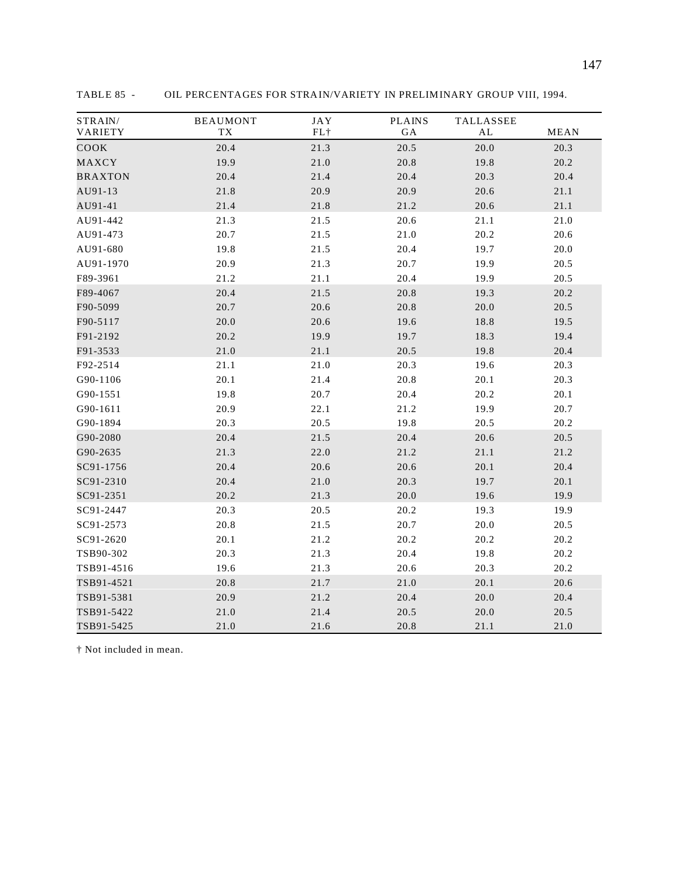TABLE 85 - OIL PERCENTAGES FOR STRAIN/VARIETY IN PRELIMINARY GROUP VIII, 1994.

| STRAIN/ VARIETY | BEAUMONT TX | JAY FL† | PLAINS GA | TALLASSEE AL | MEAN |
|---|---|---|---|---|---|
| COOK | 20.4 | 21.3 | 20.5 | 20.0 | 20.3 |
| MAXCY | 19.9 | 21.0 | 20.8 | 19.8 | 20.2 |
| BRAXTON | 20.4 | 21.4 | 20.4 | 20.3 | 20.4 |
| AU91-13 | 21.8 | 20.9 | 20.9 | 20.6 | 21.1 |
| AU91-41 | 21.4 | 21.8 | 21.2 | 20.6 | 21.1 |
| AU91-442 | 21.3 | 21.5 | 20.6 | 21.1 | 21.0 |
| AU91-473 | 20.7 | 21.5 | 21.0 | 20.2 | 20.6 |
| AU91-680 | 19.8 | 21.5 | 20.4 | 19.7 | 20.0 |
| AU91-1970 | 20.9 | 21.3 | 20.7 | 19.9 | 20.5 |
| F89-3961 | 21.2 | 21.1 | 20.4 | 19.9 | 20.5 |
| F89-4067 | 20.4 | 21.5 | 20.8 | 19.3 | 20.2 |
| F90-5099 | 20.7 | 20.6 | 20.8 | 20.0 | 20.5 |
| F90-5117 | 20.0 | 20.6 | 19.6 | 18.8 | 19.5 |
| F91-2192 | 20.2 | 19.9 | 19.7 | 18.3 | 19.4 |
| F91-3533 | 21.0 | 21.1 | 20.5 | 19.8 | 20.4 |
| F92-2514 | 21.1 | 21.0 | 20.3 | 19.6 | 20.3 |
| G90-1106 | 20.1 | 21.4 | 20.8 | 20.1 | 20.3 |
| G90-1551 | 19.8 | 20.7 | 20.4 | 20.2 | 20.1 |
| G90-1611 | 20.9 | 22.1 | 21.2 | 19.9 | 20.7 |
| G90-1894 | 20.3 | 20.5 | 19.8 | 20.5 | 20.2 |
| G90-2080 | 20.4 | 21.5 | 20.4 | 20.6 | 20.5 |
| G90-2635 | 21.3 | 22.0 | 21.2 | 21.1 | 21.2 |
| SC91-1756 | 20.4 | 20.6 | 20.6 | 20.1 | 20.4 |
| SC91-2310 | 20.4 | 21.0 | 20.3 | 19.7 | 20.1 |
| SC91-2351 | 20.2 | 21.3 | 20.0 | 19.6 | 19.9 |
| SC91-2447 | 20.3 | 20.5 | 20.2 | 19.3 | 19.9 |
| SC91-2573 | 20.8 | 21.5 | 20.7 | 20.0 | 20.5 |
| SC91-2620 | 20.1 | 21.2 | 20.2 | 20.2 | 20.2 |
| TSB90-302 | 20.3 | 21.3 | 20.4 | 19.8 | 20.2 |
| TSB91-4516 | 19.6 | 21.3 | 20.6 | 20.3 | 20.2 |
| TSB91-4521 | 20.8 | 21.7 | 21.0 | 20.1 | 20.6 |
| TSB91-5381 | 20.9 | 21.2 | 20.4 | 20.0 | 20.4 |
| TSB91-5422 | 21.0 | 21.4 | 20.5 | 20.0 | 20.5 |
| TSB91-5425 | 21.0 | 21.6 | 20.8 | 21.1 | 21.0 |

† Not included in mean.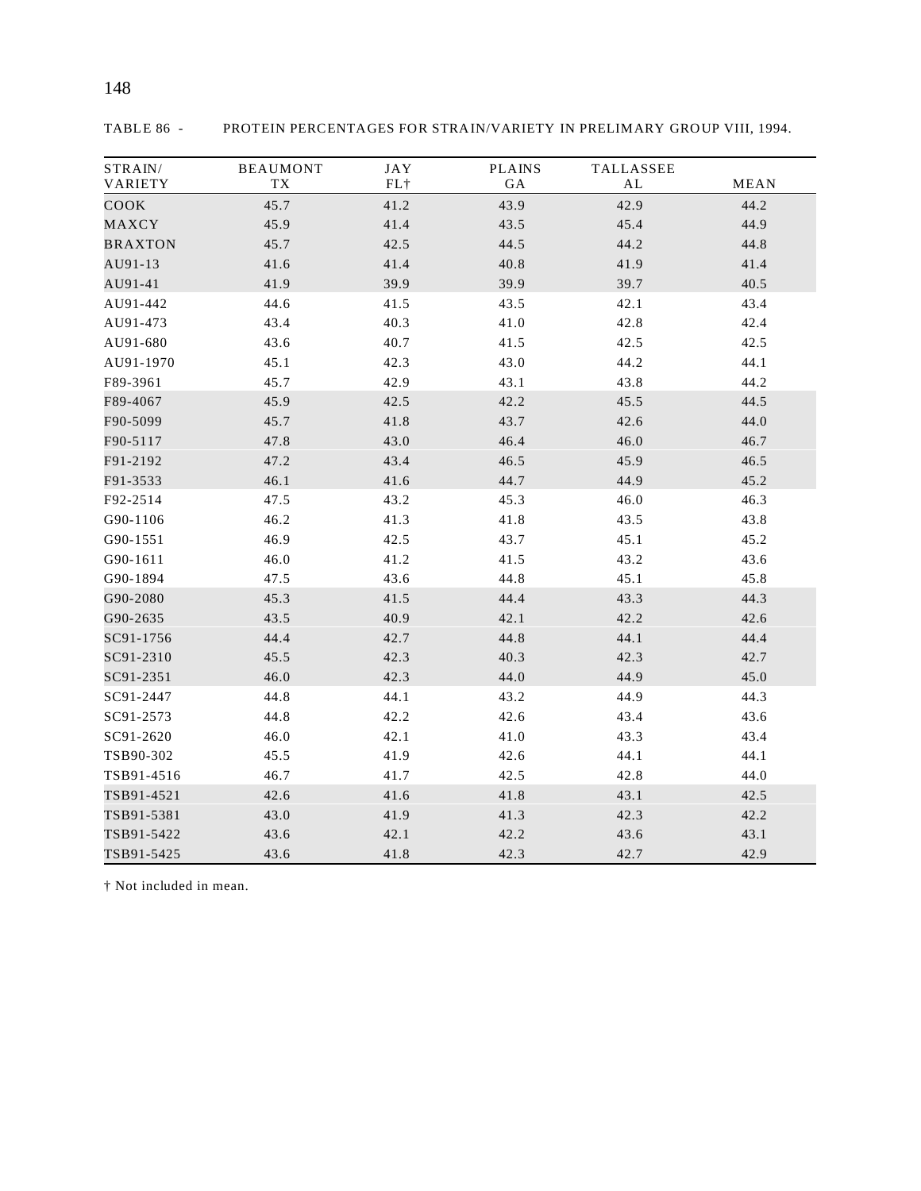TABLE 86 - PROTEIN PERCENTAGES FOR STRAIN/VARIETY IN PRELIMARY GROUP VIII, 1994.

| STRAIN/ VARIETY | BEAUMONT TX | JAY FL† | PLAINS GA | TALLASSEE AL | MEAN |
|---|---|---|---|---|---|
| COOK | 45.7 | 41.2 | 43.9 | 42.9 | 44.2 |
| MAXCY | 45.9 | 41.4 | 43.5 | 45.4 | 44.9 |
| BRAXTON | 45.7 | 42.5 | 44.5 | 44.2 | 44.8 |
| AU91-13 | 41.6 | 41.4 | 40.8 | 41.9 | 41.4 |
| AU91-41 | 41.9 | 39.9 | 39.9 | 39.7 | 40.5 |
| AU91-442 | 44.6 | 41.5 | 43.5 | 42.1 | 43.4 |
| AU91-473 | 43.4 | 40.3 | 41.0 | 42.8 | 42.4 |
| AU91-680 | 43.6 | 40.7 | 41.5 | 42.5 | 42.5 |
| AU91-1970 | 45.1 | 42.3 | 43.0 | 44.2 | 44.1 |
| F89-3961 | 45.7 | 42.9 | 43.1 | 43.8 | 44.2 |
| F89-4067 | 45.9 | 42.5 | 42.2 | 45.5 | 44.5 |
| F90-5099 | 45.7 | 41.8 | 43.7 | 42.6 | 44.0 |
| F90-5117 | 47.8 | 43.0 | 46.4 | 46.0 | 46.7 |
| F91-2192 | 47.2 | 43.4 | 46.5 | 45.9 | 46.5 |
| F91-3533 | 46.1 | 41.6 | 44.7 | 44.9 | 45.2 |
| F92-2514 | 47.5 | 43.2 | 45.3 | 46.0 | 46.3 |
| G90-1106 | 46.2 | 41.3 | 41.8 | 43.5 | 43.8 |
| G90-1551 | 46.9 | 42.5 | 43.7 | 45.1 | 45.2 |
| G90-1611 | 46.0 | 41.2 | 41.5 | 43.2 | 43.6 |
| G90-1894 | 47.5 | 43.6 | 44.8 | 45.1 | 45.8 |
| G90-2080 | 45.3 | 41.5 | 44.4 | 43.3 | 44.3 |
| G90-2635 | 43.5 | 40.9 | 42.1 | 42.2 | 42.6 |
| SC91-1756 | 44.4 | 42.7 | 44.8 | 44.1 | 44.4 |
| SC91-2310 | 45.5 | 42.3 | 40.3 | 42.3 | 42.7 |
| SC91-2351 | 46.0 | 42.3 | 44.0 | 44.9 | 45.0 |
| SC91-2447 | 44.8 | 44.1 | 43.2 | 44.9 | 44.3 |
| SC91-2573 | 44.8 | 42.2 | 42.6 | 43.4 | 43.6 |
| SC91-2620 | 46.0 | 42.1 | 41.0 | 43.3 | 43.4 |
| TSB90-302 | 45.5 | 41.9 | 42.6 | 44.1 | 44.1 |
| TSB91-4516 | 46.7 | 41.7 | 42.5 | 42.8 | 44.0 |
| TSB91-4521 | 42.6 | 41.6 | 41.8 | 43.1 | 42.5 |
| TSB91-5381 | 43.0 | 41.9 | 41.3 | 42.3 | 42.2 |
| TSB91-5422 | 43.6 | 42.1 | 42.2 | 43.6 | 43.1 |
| TSB91-5425 | 43.6 | 41.8 | 42.3 | 42.7 | 42.9 |

† Not included in mean.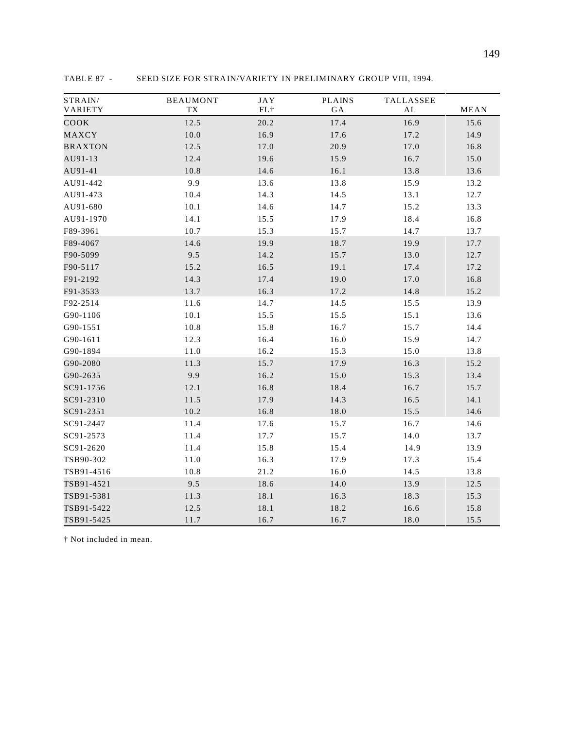TABLE 87 - SEED SIZE FOR STRAIN/VARIETY IN PRELIMINARY GROUP VIII, 1994.

| STRAIN/ VARIETY | BEAUMONT TX | JAY FL† | PLAINS GA | TALLASSEE AL | MEAN |
|---|---|---|---|---|---|
| COOK | 12.5 | 20.2 | 17.4 | 16.9 | 15.6 |
| MAXCY | 10.0 | 16.9 | 17.6 | 17.2 | 14.9 |
| BRAXTON | 12.5 | 17.0 | 20.9 | 17.0 | 16.8 |
| AU91-13 | 12.4 | 19.6 | 15.9 | 16.7 | 15.0 |
| AU91-41 | 10.8 | 14.6 | 16.1 | 13.8 | 13.6 |
| AU91-442 | 9.9 | 13.6 | 13.8 | 15.9 | 13.2 |
| AU91-473 | 10.4 | 14.3 | 14.5 | 13.1 | 12.7 |
| AU91-680 | 10.1 | 14.6 | 14.7 | 15.2 | 13.3 |
| AU91-1970 | 14.1 | 15.5 | 17.9 | 18.4 | 16.8 |
| F89-3961 | 10.7 | 15.3 | 15.7 | 14.7 | 13.7 |
| F89-4067 | 14.6 | 19.9 | 18.7 | 19.9 | 17.7 |
| F90-5099 | 9.5 | 14.2 | 15.7 | 13.0 | 12.7 |
| F90-5117 | 15.2 | 16.5 | 19.1 | 17.4 | 17.2 |
| F91-2192 | 14.3 | 17.4 | 19.0 | 17.0 | 16.8 |
| F91-3533 | 13.7 | 16.3 | 17.2 | 14.8 | 15.2 |
| F92-2514 | 11.6 | 14.7 | 14.5 | 15.5 | 13.9 |
| G90-1106 | 10.1 | 15.5 | 15.5 | 15.1 | 13.6 |
| G90-1551 | 10.8 | 15.8 | 16.7 | 15.7 | 14.4 |
| G90-1611 | 12.3 | 16.4 | 16.0 | 15.9 | 14.7 |
| G90-1894 | 11.0 | 16.2 | 15.3 | 15.0 | 13.8 |
| G90-2080 | 11.3 | 15.7 | 17.9 | 16.3 | 15.2 |
| G90-2635 | 9.9 | 16.2 | 15.0 | 15.3 | 13.4 |
| SC91-1756 | 12.1 | 16.8 | 18.4 | 16.7 | 15.7 |
| SC91-2310 | 11.5 | 17.9 | 14.3 | 16.5 | 14.1 |
| SC91-2351 | 10.2 | 16.8 | 18.0 | 15.5 | 14.6 |
| SC91-2447 | 11.4 | 17.6 | 15.7 | 16.7 | 14.6 |
| SC91-2573 | 11.4 | 17.7 | 15.7 | 14.0 | 13.7 |
| SC91-2620 | 11.4 | 15.8 | 15.4 | 14.9 | 13.9 |
| TSB90-302 | 11.0 | 16.3 | 17.9 | 17.3 | 15.4 |
| TSB91-4516 | 10.8 | 21.2 | 16.0 | 14.5 | 13.8 |
| TSB91-4521 | 9.5 | 18.6 | 14.0 | 13.9 | 12.5 |
| TSB91-5381 | 11.3 | 18.1 | 16.3 | 18.3 | 15.3 |
| TSB91-5422 | 12.5 | 18.1 | 18.2 | 16.6 | 15.8 |
| TSB91-5425 | 11.7 | 16.7 | 16.7 | 18.0 | 15.5 |

† Not included in mean.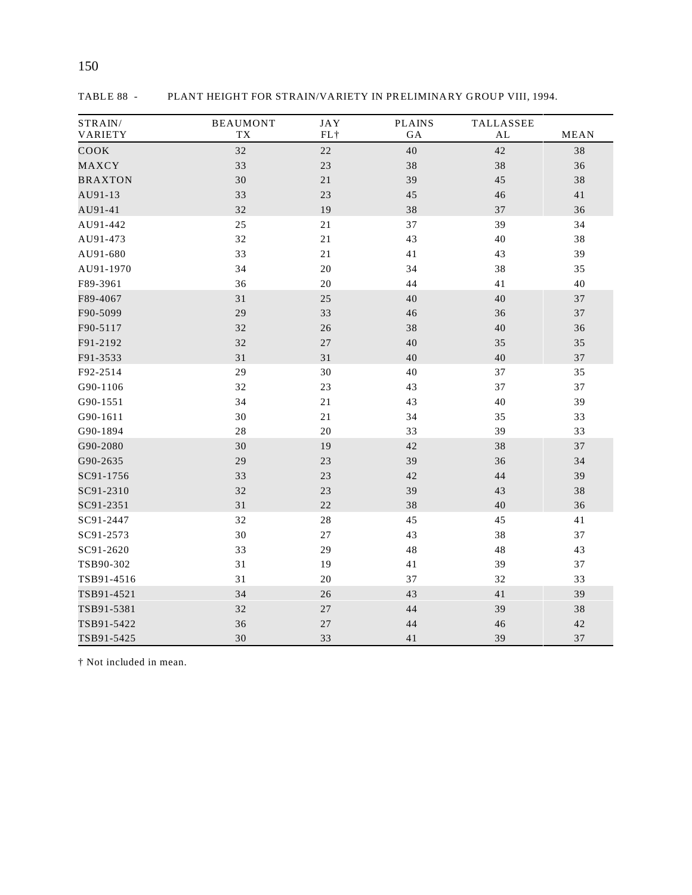TABLE 88 - PLANT HEIGHT FOR STRAIN/VARIETY IN PRELIMINARY GROUP VIII, 1994.

| STRAIN/ VARIETY | BEAUMONT TX | JAY FL† | PLAINS GA | TALLASSEE AL | MEAN |
|---|---|---|---|---|---|
| COOK | 32 | 22 | 40 | 42 | 38 |
| MAXCY | 33 | 23 | 38 | 38 | 36 |
| BRAXTON | 30 | 21 | 39 | 45 | 38 |
| AU91-13 | 33 | 23 | 45 | 46 | 41 |
| AU91-41 | 32 | 19 | 38 | 37 | 36 |
| AU91-442 | 25 | 21 | 37 | 39 | 34 |
| AU91-473 | 32 | 21 | 43 | 40 | 38 |
| AU91-680 | 33 | 21 | 41 | 43 | 39 |
| AU91-1970 | 34 | 20 | 34 | 38 | 35 |
| F89-3961 | 36 | 20 | 44 | 41 | 40 |
| F89-4067 | 31 | 25 | 40 | 40 | 37 |
| F90-5099 | 29 | 33 | 46 | 36 | 37 |
| F90-5117 | 32 | 26 | 38 | 40 | 36 |
| F91-2192 | 32 | 27 | 40 | 35 | 35 |
| F91-3533 | 31 | 31 | 40 | 40 | 37 |
| F92-2514 | 29 | 30 | 40 | 37 | 35 |
| G90-1106 | 32 | 23 | 43 | 37 | 37 |
| G90-1551 | 34 | 21 | 43 | 40 | 39 |
| G90-1611 | 30 | 21 | 34 | 35 | 33 |
| G90-1894 | 28 | 20 | 33 | 39 | 33 |
| G90-2080 | 30 | 19 | 42 | 38 | 37 |
| G90-2635 | 29 | 23 | 39 | 36 | 34 |
| SC91-1756 | 33 | 23 | 42 | 44 | 39 |
| SC91-2310 | 32 | 23 | 39 | 43 | 38 |
| SC91-2351 | 31 | 22 | 38 | 40 | 36 |
| SC91-2447 | 32 | 28 | 45 | 45 | 41 |
| SC91-2573 | 30 | 27 | 43 | 38 | 37 |
| SC91-2620 | 33 | 29 | 48 | 48 | 43 |
| TSB90-302 | 31 | 19 | 41 | 39 | 37 |
| TSB91-4516 | 31 | 20 | 37 | 32 | 33 |
| TSB91-4521 | 34 | 26 | 43 | 41 | 39 |
| TSB91-5381 | 32 | 27 | 44 | 39 | 38 |
| TSB91-5422 | 36 | 27 | 44 | 46 | 42 |
| TSB91-5425 | 30 | 33 | 41 | 39 | 37 |

† Not included in mean.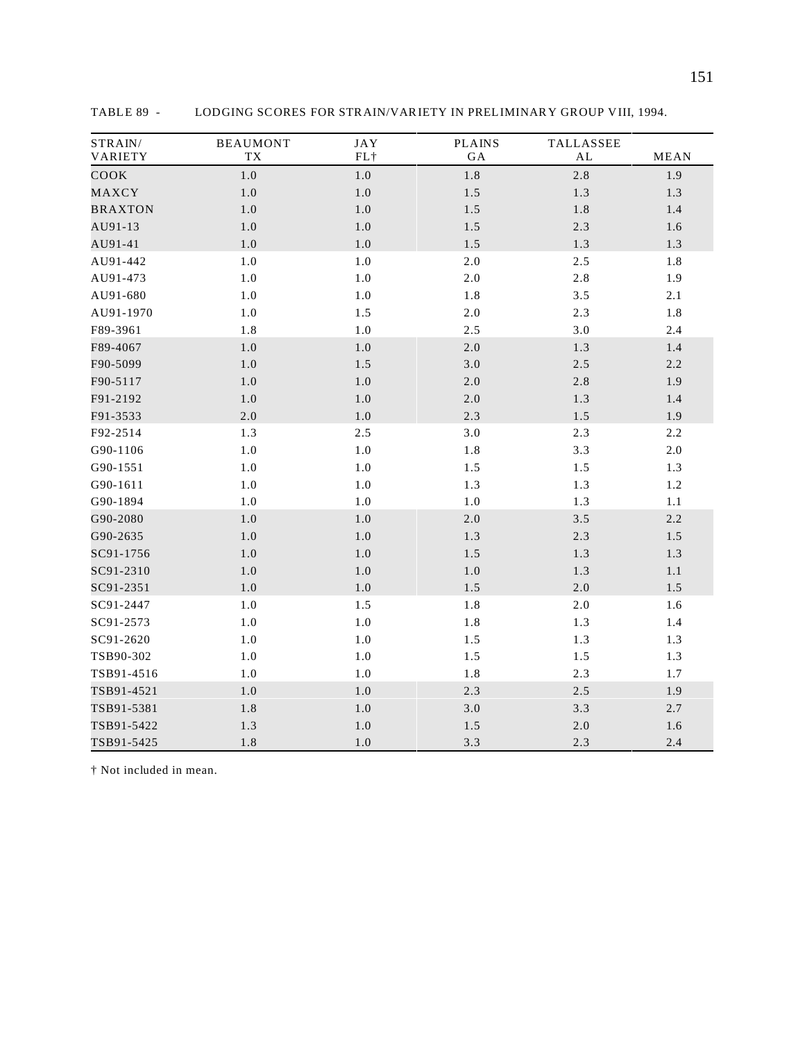TABLE 89 - LODGING SCORES FOR STRAIN/VARIETY IN PRELIMINARY GROUP VIII, 1994.

| STRAIN/ VARIETY | BEAUMONT TX | JAY FL† | PLAINS GA | TALLASSEE AL | MEAN |
|---|---|---|---|---|---|
| COOK | 1.0 | 1.0 | 1.8 | 2.8 | 1.9 |
| MAXCY | 1.0 | 1.0 | 1.5 | 1.3 | 1.3 |
| BRAXTON | 1.0 | 1.0 | 1.5 | 1.8 | 1.4 |
| AU91-13 | 1.0 | 1.0 | 1.5 | 2.3 | 1.6 |
| AU91-41 | 1.0 | 1.0 | 1.5 | 1.3 | 1.3 |
| AU91-442 | 1.0 | 1.0 | 2.0 | 2.5 | 1.8 |
| AU91-473 | 1.0 | 1.0 | 2.0 | 2.8 | 1.9 |
| AU91-680 | 1.0 | 1.0 | 1.8 | 3.5 | 2.1 |
| AU91-1970 | 1.0 | 1.5 | 2.0 | 2.3 | 1.8 |
| F89-3961 | 1.8 | 1.0 | 2.5 | 3.0 | 2.4 |
| F89-4067 | 1.0 | 1.0 | 2.0 | 1.3 | 1.4 |
| F90-5099 | 1.0 | 1.5 | 3.0 | 2.5 | 2.2 |
| F90-5117 | 1.0 | 1.0 | 2.0 | 2.8 | 1.9 |
| F91-2192 | 1.0 | 1.0 | 2.0 | 1.3 | 1.4 |
| F91-3533 | 2.0 | 1.0 | 2.3 | 1.5 | 1.9 |
| F92-2514 | 1.3 | 2.5 | 3.0 | 2.3 | 2.2 |
| G90-1106 | 1.0 | 1.0 | 1.8 | 3.3 | 2.0 |
| G90-1551 | 1.0 | 1.0 | 1.5 | 1.5 | 1.3 |
| G90-1611 | 1.0 | 1.0 | 1.3 | 1.3 | 1.2 |
| G90-1894 | 1.0 | 1.0 | 1.0 | 1.3 | 1.1 |
| G90-2080 | 1.0 | 1.0 | 2.0 | 3.5 | 2.2 |
| G90-2635 | 1.0 | 1.0 | 1.3 | 2.3 | 1.5 |
| SC91-1756 | 1.0 | 1.0 | 1.5 | 1.3 | 1.3 |
| SC91-2310 | 1.0 | 1.0 | 1.0 | 1.3 | 1.1 |
| SC91-2351 | 1.0 | 1.0 | 1.5 | 2.0 | 1.5 |
| SC91-2447 | 1.0 | 1.5 | 1.8 | 2.0 | 1.6 |
| SC91-2573 | 1.0 | 1.0 | 1.8 | 1.3 | 1.4 |
| SC91-2620 | 1.0 | 1.0 | 1.5 | 1.3 | 1.3 |
| TSB90-302 | 1.0 | 1.0 | 1.5 | 1.5 | 1.3 |
| TSB91-4516 | 1.0 | 1.0 | 1.8 | 2.3 | 1.7 |
| TSB91-4521 | 1.0 | 1.0 | 2.3 | 2.5 | 1.9 |
| TSB91-5381 | 1.8 | 1.0 | 3.0 | 3.3 | 2.7 |
| TSB91-5422 | 1.3 | 1.0 | 1.5 | 2.0 | 1.6 |
| TSB91-5425 | 1.8 | 1.0 | 3.3 | 2.3 | 2.4 |

† Not included in mean.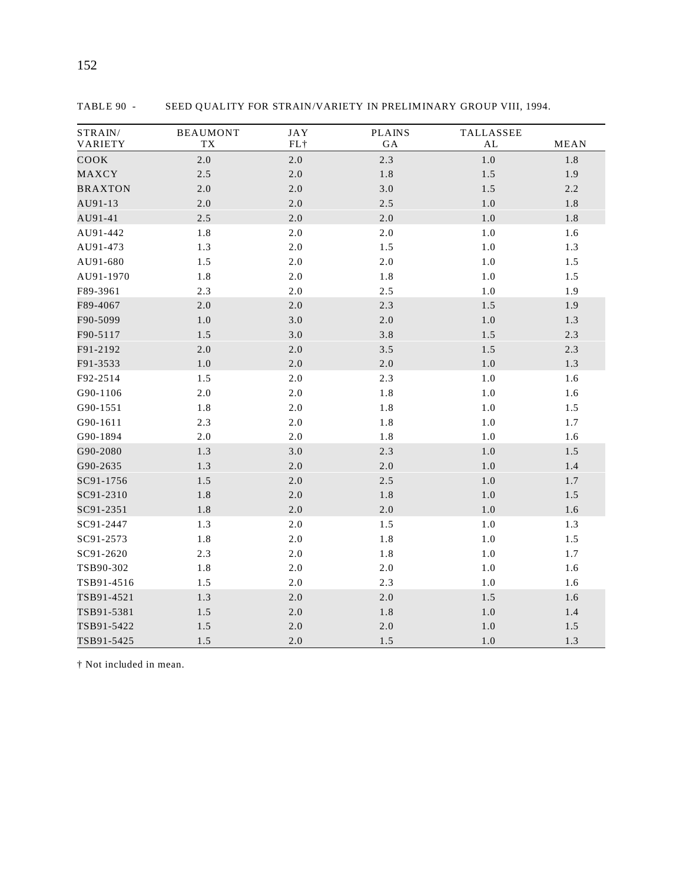TABLE 90 - SEED QUALITY FOR STRAIN/VARIETY IN PRELIMINARY GROUP VIII, 1994.

| STRAIN/ VARIETY | BEAUMONT TX | JAY FL† | PLAINS GA | TALLASSEE AL | MEAN |
|---|---|---|---|---|---|
| COOK | 2.0 | 2.0 | 2.3 | 1.0 | 1.8 |
| MAXCY | 2.5 | 2.0 | 1.8 | 1.5 | 1.9 |
| BRAXTON | 2.0 | 2.0 | 3.0 | 1.5 | 2.2 |
| AU91-13 | 2.0 | 2.0 | 2.5 | 1.0 | 1.8 |
| AU91-41 | 2.5 | 2.0 | 2.0 | 1.0 | 1.8 |
| AU91-442 | 1.8 | 2.0 | 2.0 | 1.0 | 1.6 |
| AU91-473 | 1.3 | 2.0 | 1.5 | 1.0 | 1.3 |
| AU91-680 | 1.5 | 2.0 | 2.0 | 1.0 | 1.5 |
| AU91-1970 | 1.8 | 2.0 | 1.8 | 1.0 | 1.5 |
| F89-3961 | 2.3 | 2.0 | 2.5 | 1.0 | 1.9 |
| F89-4067 | 2.0 | 2.0 | 2.3 | 1.5 | 1.9 |
| F90-5099 | 1.0 | 3.0 | 2.0 | 1.0 | 1.3 |
| F90-5117 | 1.5 | 3.0 | 3.8 | 1.5 | 2.3 |
| F91-2192 | 2.0 | 2.0 | 3.5 | 1.5 | 2.3 |
| F91-3533 | 1.0 | 2.0 | 2.0 | 1.0 | 1.3 |
| F92-2514 | 1.5 | 2.0 | 2.3 | 1.0 | 1.6 |
| G90-1106 | 2.0 | 2.0 | 1.8 | 1.0 | 1.6 |
| G90-1551 | 1.8 | 2.0 | 1.8 | 1.0 | 1.5 |
| G90-1611 | 2.3 | 2.0 | 1.8 | 1.0 | 1.7 |
| G90-1894 | 2.0 | 2.0 | 1.8 | 1.0 | 1.6 |
| G90-2080 | 1.3 | 3.0 | 2.3 | 1.0 | 1.5 |
| G90-2635 | 1.3 | 2.0 | 2.0 | 1.0 | 1.4 |
| SC91-1756 | 1.5 | 2.0 | 2.5 | 1.0 | 1.7 |
| SC91-2310 | 1.8 | 2.0 | 1.8 | 1.0 | 1.5 |
| SC91-2351 | 1.8 | 2.0 | 2.0 | 1.0 | 1.6 |
| SC91-2447 | 1.3 | 2.0 | 1.5 | 1.0 | 1.3 |
| SC91-2573 | 1.8 | 2.0 | 1.8 | 1.0 | 1.5 |
| SC91-2620 | 2.3 | 2.0 | 1.8 | 1.0 | 1.7 |
| TSB90-302 | 1.8 | 2.0 | 2.0 | 1.0 | 1.6 |
| TSB91-4516 | 1.5 | 2.0 | 2.3 | 1.0 | 1.6 |
| TSB91-4521 | 1.3 | 2.0 | 2.0 | 1.5 | 1.6 |
| TSB91-5381 | 1.5 | 2.0 | 1.8 | 1.0 | 1.4 |
| TSB91-5422 | 1.5 | 2.0 | 2.0 | 1.0 | 1.5 |
| TSB91-5425 | 1.5 | 2.0 | 1.5 | 1.0 | 1.3 |

† Not included in mean.